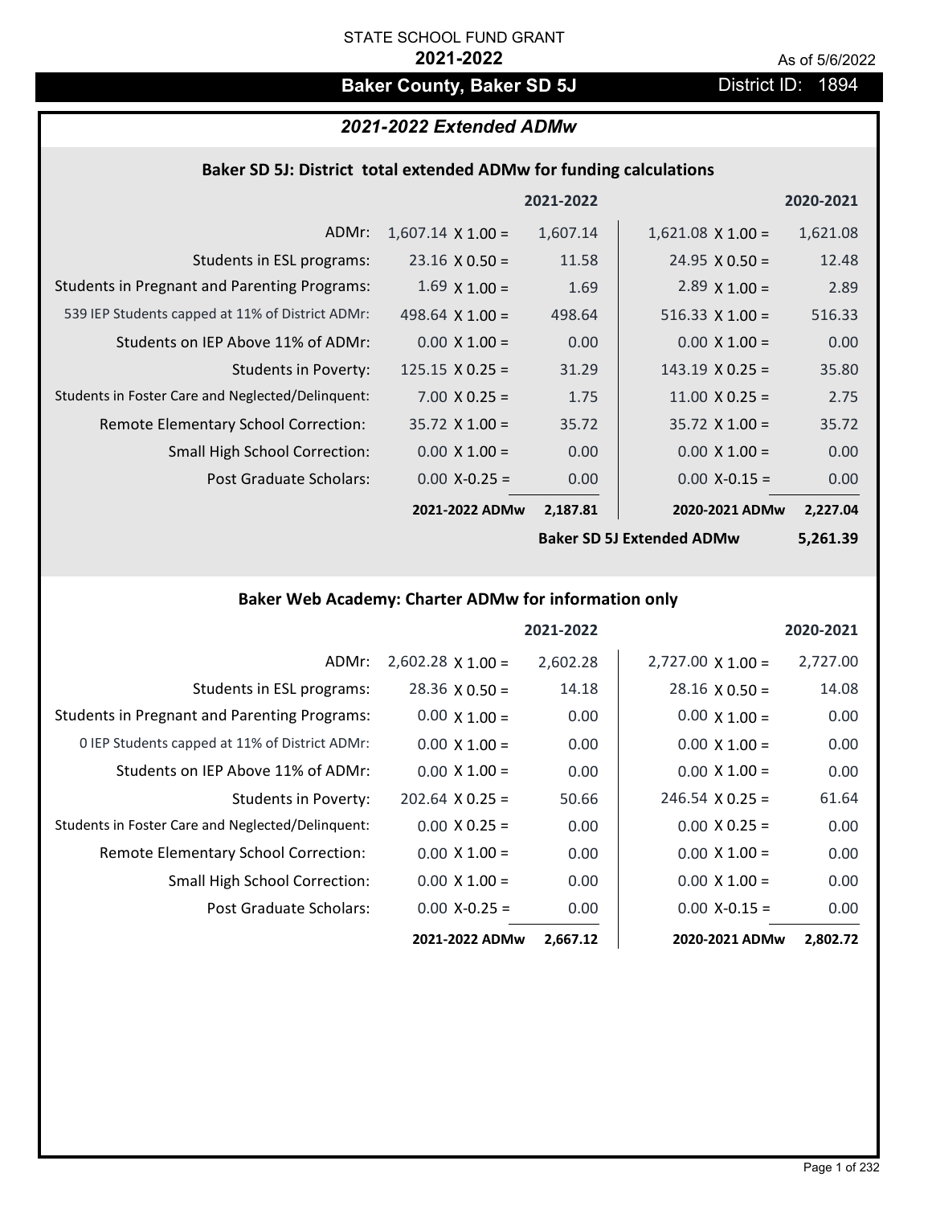STATE SCHOOL FUND GRANT

**2021-2022**

As of 5/6/2022

# Baker County, Baker SD 5J

District ID: 1894

## *2021-2022 Extended ADMw*

### Baker SD 5J: District total extended ADMw for funding calculations

| | | 2021-2022 | | 2020-2021 |
|---|---|---|---|---|
| ADMr: | 1,607.14 X 1.00 = | 1,607.14 | 1,621.08 X 1.00 = | 1,621.08 |
| Students in ESL programs: | 23.16 X 0.50 = | 11.58 | 24.95 X 0.50 = | 12.48 |
| Students in Pregnant and Parenting Programs: | 1.69 X 1.00 = | 1.69 | 2.89 X 1.00 = | 2.89 |
| 539 IEP Students capped at 11% of District ADMr: | 498.64 X 1.00 = | 498.64 | 516.33 X 1.00 = | 516.33 |
| Students on IEP Above 11% of ADMr: | 0.00 X 1.00 = | 0.00 | 0.00 X 1.00 = | 0.00 |
| Students in Poverty: | 125.15 X 0.25 = | 31.29 | 143.19 X 0.25 = | 35.80 |
| Students in Foster Care and Neglected/Delinquent: | 7.00 X 0.25 = | 1.75 | 11.00 X 0.25 = | 2.75 |
| Remote Elementary School Correction: | 35.72 X 1.00 = | 35.72 | 35.72 X 1.00 = | 35.72 |
| Small High School Correction: | 0.00 X 1.00 = | 0.00 | 0.00 X 1.00 = | 0.00 |
| Post Graduate Scholars: | 0.00 X-0.25 = | 0.00 | 0.00 X-0.15 = | 0.00 |
| | **2021-2022 ADMw** | **2,187.81** | **2020-2021 ADMw** | **2,227.04** |
| | | | **Baker SD 5J Extended ADMw** | **5,261.39** |

### Baker Web Academy: Charter ADMw for information only

| | | 2021-2022 | | 2020-2021 |
|---|---|---|---|---|
| ADMr: | 2,602.28 X 1.00 = | 2,602.28 | 2,727.00 X 1.00 = | 2,727.00 |
| Students in ESL programs: | 28.36 X 0.50 = | 14.18 | 28.16 X 0.50 = | 14.08 |
| Students in Pregnant and Parenting Programs: | 0.00 X 1.00 = | 0.00 | 0.00 X 1.00 = | 0.00 |
| 0 IEP Students capped at 11% of District ADMr: | 0.00 X 1.00 = | 0.00 | 0.00 X 1.00 = | 0.00 |
| Students on IEP Above 11% of ADMr: | 0.00 X 1.00 = | 0.00 | 0.00 X 1.00 = | 0.00 |
| Students in Poverty: | 202.64 X 0.25 = | 50.66 | 246.54 X 0.25 = | 61.64 |
| Students in Foster Care and Neglected/Delinquent: | 0.00 X 0.25 = | 0.00 | 0.00 X 0.25 = | 0.00 |
| Remote Elementary School Correction: | 0.00 X 1.00 = | 0.00 | 0.00 X 1.00 = | 0.00 |
| Small High School Correction: | 0.00 X 1.00 = | 0.00 | 0.00 X 1.00 = | 0.00 |
| Post Graduate Scholars: | 0.00 X-0.25 = | 0.00 | 0.00 X-0.15 = | 0.00 |
| | **2021-2022 ADMw** | **2,667.12** | **2020-2021 ADMw** | **2,802.72** |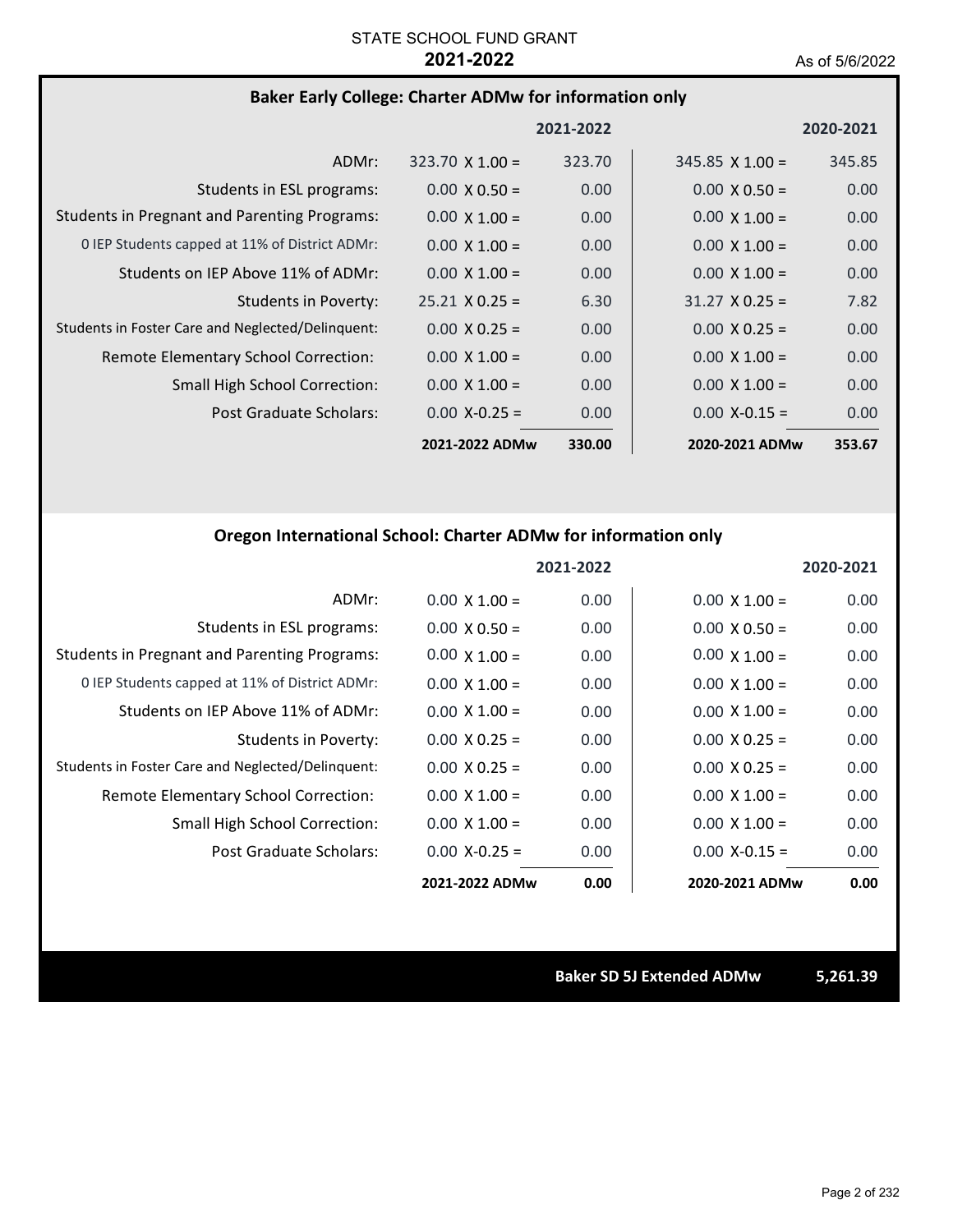STATE SCHOOL FUND GRANT

**2021-2022**

As of 5/6/2022

### Baker Early College: Charter ADMw for information only

| | 2021-2022 | | 2020-2021 | |
|---|---|---|---|---|
| ADMr: | 323.70 X 1.00 = | 323.70 | 345.85 X 1.00 = | 345.85 |
| Students in ESL programs: | 0.00 X 0.50 = | 0.00 | 0.00 X 0.50 = | 0.00 |
| Students in Pregnant and Parenting Programs: | 0.00 X 1.00 = | 0.00 | 0.00 X 1.00 = | 0.00 |
| 0 IEP Students capped at 11% of District ADMr: | 0.00 X 1.00 = | 0.00 | 0.00 X 1.00 = | 0.00 |
| Students on IEP Above 11% of ADMr: | 0.00 X 1.00 = | 0.00 | 0.00 X 1.00 = | 0.00 |
| Students in Poverty: | 25.21 X 0.25 = | 6.30 | 31.27 X 0.25 = | 7.82 |
| Students in Foster Care and Neglected/Delinquent: | 0.00 X 0.25 = | 0.00 | 0.00 X 0.25 = | 0.00 |
| Remote Elementary School Correction: | 0.00 X 1.00 = | 0.00 | 0.00 X 1.00 = | 0.00 |
| Small High School Correction: | 0.00 X 1.00 = | 0.00 | 0.00 X 1.00 = | 0.00 |
| Post Graduate Scholars: | 0.00 X-0.25 = | 0.00 | 0.00 X-0.15 = | 0.00 |
| | **2021-2022 ADMw** | **330.00** | **2020-2021 ADMw** | **353.67** |

### Oregon International School: Charter ADMw for information only

| | 2021-2022 | | 2020-2021 | |
|---|---|---|---|---|
| ADMr: | 0.00 X 1.00 = | 0.00 | 0.00 X 1.00 = | 0.00 |
| Students in ESL programs: | 0.00 X 0.50 = | 0.00 | 0.00 X 0.50 = | 0.00 |
| Students in Pregnant and Parenting Programs: | 0.00 X 1.00 = | 0.00 | 0.00 X 1.00 = | 0.00 |
| 0 IEP Students capped at 11% of District ADMr: | 0.00 X 1.00 = | 0.00 | 0.00 X 1.00 = | 0.00 |
| Students on IEP Above 11% of ADMr: | 0.00 X 1.00 = | 0.00 | 0.00 X 1.00 = | 0.00 |
| Students in Poverty: | 0.00 X 0.25 = | 0.00 | 0.00 X 0.25 = | 0.00 |
| Students in Foster Care and Neglected/Delinquent: | 0.00 X 0.25 = | 0.00 | 0.00 X 0.25 = | 0.00 |
| Remote Elementary School Correction: | 0.00 X 1.00 = | 0.00 | 0.00 X 1.00 = | 0.00 |
| Small High School Correction: | 0.00 X 1.00 = | 0.00 | 0.00 X 1.00 = | 0.00 |
| Post Graduate Scholars: | 0.00 X-0.25 = | 0.00 | 0.00 X-0.15 = | 0.00 |
| | **2021-2022 ADMw** | **0.00** | **2020-2021 ADMw** | **0.00** |

**Baker SD 5J Extended ADMw** **5,261.39**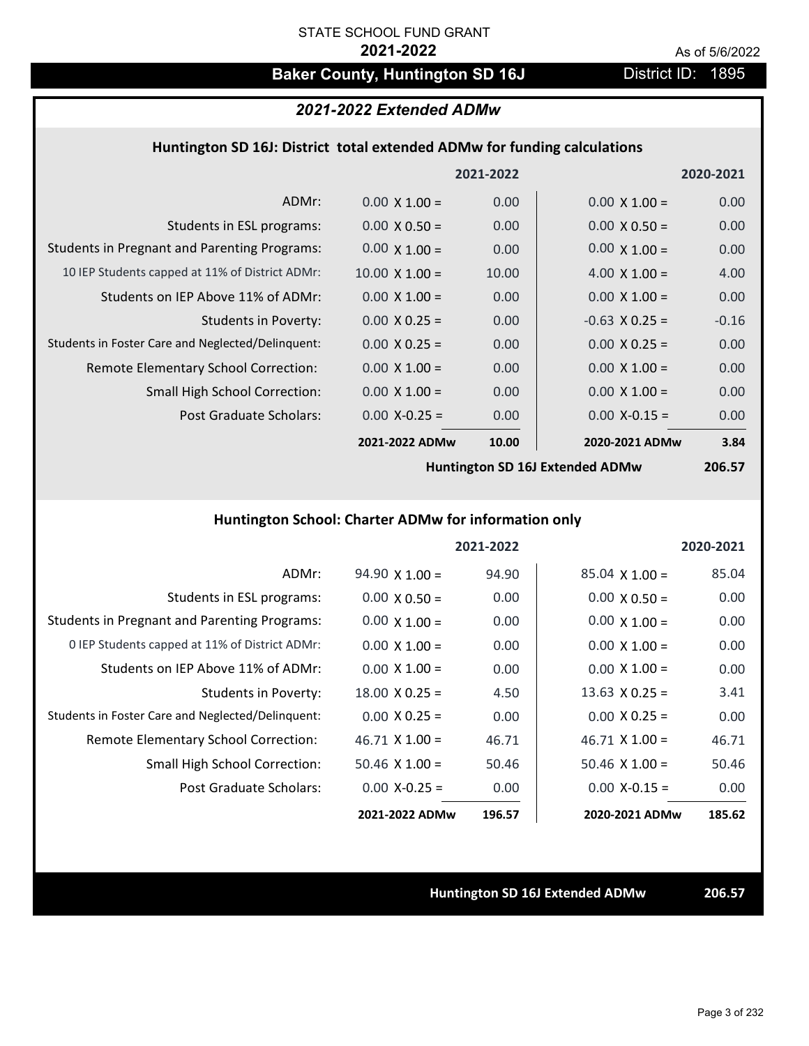STATE SCHOOL FUND GRANT

**2021-2022**

As of 5/6/2022

## Baker County, Huntington SD 16J

District ID: 1895

### *2021-2022 Extended ADMw*

#### Huntington SD 16J: District total extended ADMw for funding calculations

| | 2021-2022 | | 2020-2021 | |
|---|---|---|---|---|
| ADMr: | 0.00 X 1.00 = | 0.00 | 0.00 X 1.00 = | 0.00 |
| Students in ESL programs: | 0.00 X 0.50 = | 0.00 | 0.00 X 0.50 = | 0.00 |
| Students in Pregnant and Parenting Programs: | 0.00 X 1.00 = | 0.00 | 0.00 X 1.00 = | 0.00 |
| 10 IEP Students capped at 11% of District ADMr: | 10.00 X 1.00 = | 10.00 | 4.00 X 1.00 = | 4.00 |
| Students on IEP Above 11% of ADMr: | 0.00 X 1.00 = | 0.00 | 0.00 X 1.00 = | 0.00 |
| Students in Poverty: | 0.00 X 0.25 = | 0.00 | -0.63 X 0.25 = | -0.16 |
| Students in Foster Care and Neglected/Delinquent: | 0.00 X 0.25 = | 0.00 | 0.00 X 0.25 = | 0.00 |
| Remote Elementary School Correction: | 0.00 X 1.00 = | 0.00 | 0.00 X 1.00 = | 0.00 |
| Small High School Correction: | 0.00 X 1.00 = | 0.00 | 0.00 X 1.00 = | 0.00 |
| Post Graduate Scholars: | 0.00 X-0.25 = | 0.00 | 0.00 X-0.15 = | 0.00 |
| | **2021-2022 ADMw** | **10.00** | **2020-2021 ADMw** | **3.84** |

**Huntington SD 16J Extended ADMw** **206.57**

#### Huntington School: Charter ADMw for information only

| | 2021-2022 | | 2020-2021 | |
|---|---|---|---|---|
| ADMr: | 94.90 X 1.00 = | 94.90 | 85.04 X 1.00 = | 85.04 |
| Students in ESL programs: | 0.00 X 0.50 = | 0.00 | 0.00 X 0.50 = | 0.00 |
| Students in Pregnant and Parenting Programs: | 0.00 X 1.00 = | 0.00 | 0.00 X 1.00 = | 0.00 |
| 0 IEP Students capped at 11% of District ADMr: | 0.00 X 1.00 = | 0.00 | 0.00 X 1.00 = | 0.00 |
| Students on IEP Above 11% of ADMr: | 0.00 X 1.00 = | 0.00 | 0.00 X 1.00 = | 0.00 |
| Students in Poverty: | 18.00 X 0.25 = | 4.50 | 13.63 X 0.25 = | 3.41 |
| Students in Foster Care and Neglected/Delinquent: | 0.00 X 0.25 = | 0.00 | 0.00 X 0.25 = | 0.00 |
| Remote Elementary School Correction: | 46.71 X 1.00 = | 46.71 | 46.71 X 1.00 = | 46.71 |
| Small High School Correction: | 50.46 X 1.00 = | 50.46 | 50.46 X 1.00 = | 50.46 |
| Post Graduate Scholars: | 0.00 X-0.25 = | 0.00 | 0.00 X-0.15 = | 0.00 |
| | **2021-2022 ADMw** | **196.57** | **2020-2021 ADMw** | **185.62** |

**Huntington SD 16J Extended ADMw** **206.57**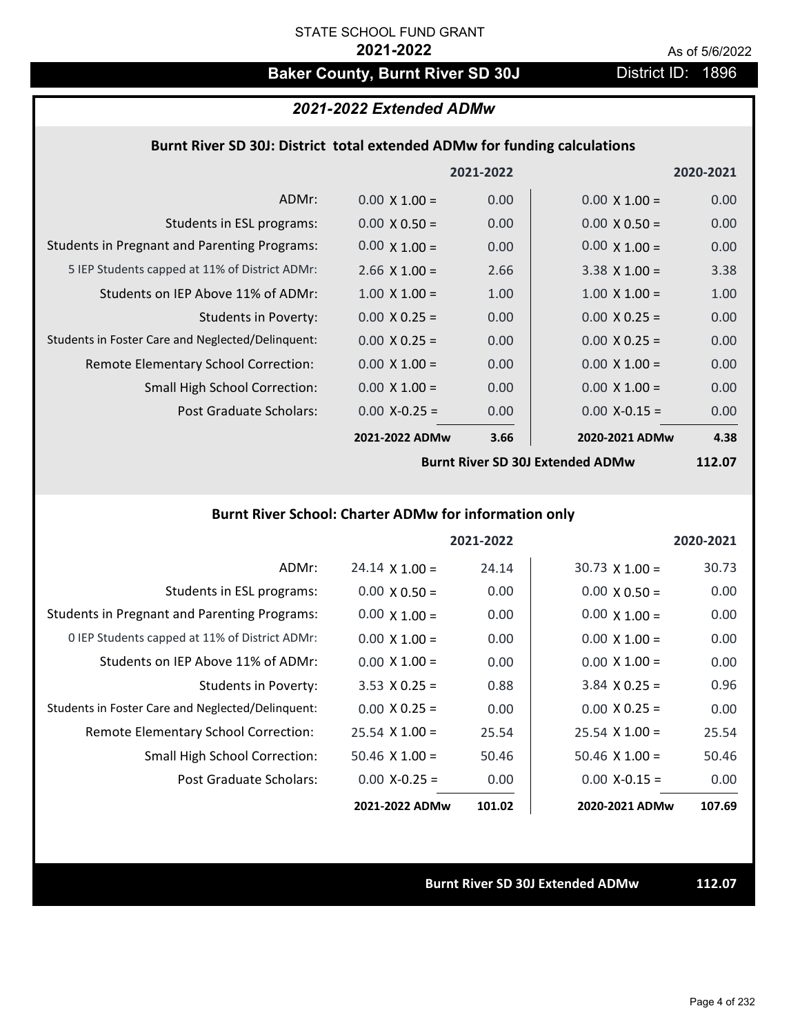STATE SCHOOL FUND GRANT

**2021-2022**

As of 5/6/2022

## Baker County, Burnt River SD 30J

District ID: 1896

### *2021-2022 Extended ADMw*

#### Burnt River SD 30J: District total extended ADMw for funding calculations

| | | 2021-2022 | | 2020-2021 |
|---|---|---|---|---|
| ADMr: | 0.00 X 1.00 = | 0.00 | 0.00 X 1.00 = | 0.00 |
| Students in ESL programs: | 0.00 X 0.50 = | 0.00 | 0.00 X 0.50 = | 0.00 |
| Students in Pregnant and Parenting Programs: | 0.00 X 1.00 = | 0.00 | 0.00 X 1.00 = | 0.00 |
| 5 IEP Students capped at 11% of District ADMr: | 2.66 X 1.00 = | 2.66 | 3.38 X 1.00 = | 3.38 |
| Students on IEP Above 11% of ADMr: | 1.00 X 1.00 = | 1.00 | 1.00 X 1.00 = | 1.00 |
| Students in Poverty: | 0.00 X 0.25 = | 0.00 | 0.00 X 0.25 = | 0.00 |
| Students in Foster Care and Neglected/Delinquent: | 0.00 X 0.25 = | 0.00 | 0.00 X 0.25 = | 0.00 |
| Remote Elementary School Correction: | 0.00 X 1.00 = | 0.00 | 0.00 X 1.00 = | 0.00 |
| Small High School Correction: | 0.00 X 1.00 = | 0.00 | 0.00 X 1.00 = | 0.00 |
| Post Graduate Scholars: | 0.00 X-0.25 = | 0.00 | 0.00 X-0.15 = | 0.00 |
| | **2021-2022 ADMw** | **3.66** | **2020-2021 ADMw** | **4.38** |
| | | | **Burnt River SD 30J Extended ADMw** | **112.07** |

#### Burnt River School: Charter ADMw for information only

| | | 2021-2022 | | 2020-2021 |
|---|---|---|---|---|
| ADMr: | 24.14 X 1.00 = | 24.14 | 30.73 X 1.00 = | 30.73 |
| Students in ESL programs: | 0.00 X 0.50 = | 0.00 | 0.00 X 0.50 = | 0.00 |
| Students in Pregnant and Parenting Programs: | 0.00 X 1.00 = | 0.00 | 0.00 X 1.00 = | 0.00 |
| 0 IEP Students capped at 11% of District ADMr: | 0.00 X 1.00 = | 0.00 | 0.00 X 1.00 = | 0.00 |
| Students on IEP Above 11% of ADMr: | 0.00 X 1.00 = | 0.00 | 0.00 X 1.00 = | 0.00 |
| Students in Poverty: | 3.53 X 0.25 = | 0.88 | 3.84 X 0.25 = | 0.96 |
| Students in Foster Care and Neglected/Delinquent: | 0.00 X 0.25 = | 0.00 | 0.00 X 0.25 = | 0.00 |
| Remote Elementary School Correction: | 25.54 X 1.00 = | 25.54 | 25.54 X 1.00 = | 25.54 |
| Small High School Correction: | 50.46 X 1.00 = | 50.46 | 50.46 X 1.00 = | 50.46 |
| Post Graduate Scholars: | 0.00 X-0.25 = | 0.00 | 0.00 X-0.15 = | 0.00 |
| | **2021-2022 ADMw** | **101.02** | **2020-2021 ADMw** | **107.69** |

**Burnt River SD 30J Extended ADMw** **112.07**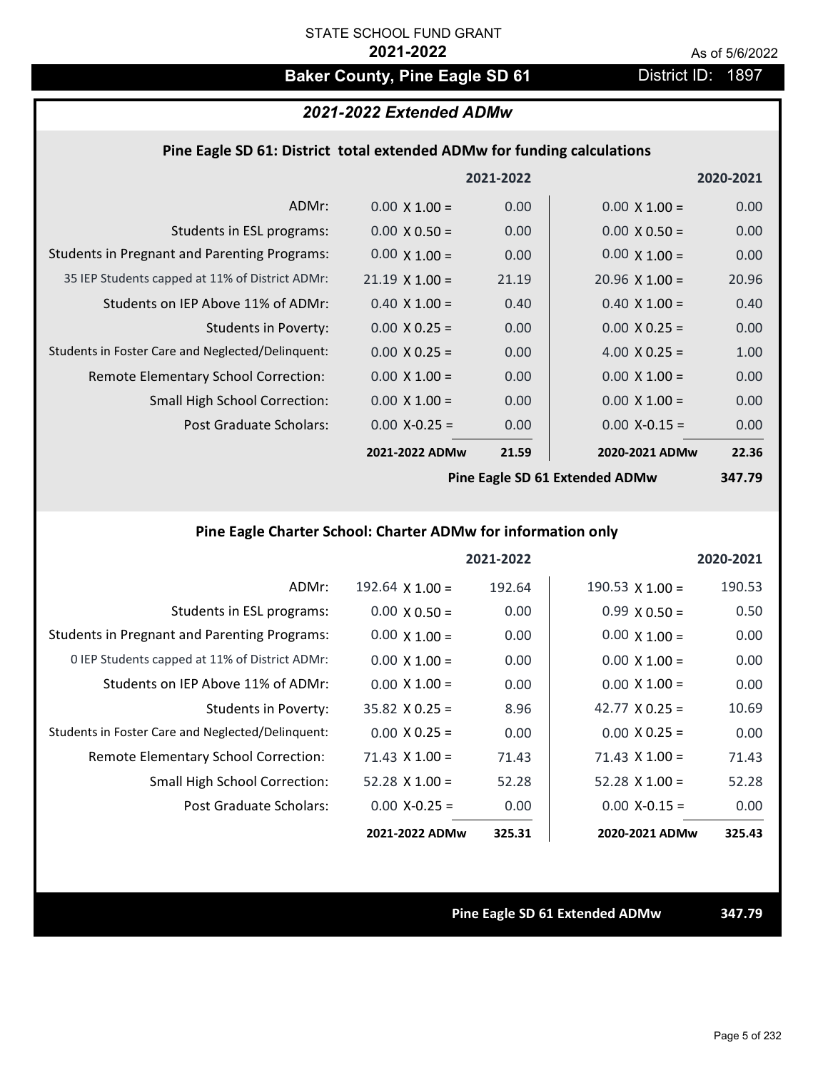STATE SCHOOL FUND GRANT

**2021-2022**

As of 5/6/2022

## Baker County, Pine Eagle SD 61

District ID: 1897

### *2021-2022 Extended ADMw*

#### Pine Eagle SD 61: District total extended ADMw for funding calculations

| | | 2021-2022 | | 2020-2021 |
|---|---|---|---|---|
| ADMr: | 0.00 X 1.00 = | 0.00 | 0.00 X 1.00 = | 0.00 |
| Students in ESL programs: | 0.00 X 0.50 = | 0.00 | 0.00 X 0.50 = | 0.00 |
| Students in Pregnant and Parenting Programs: | 0.00 X 1.00 = | 0.00 | 0.00 X 1.00 = | 0.00 |
| 35 IEP Students capped at 11% of District ADMr: | 21.19 X 1.00 = | 21.19 | 20.96 X 1.00 = | 20.96 |
| Students on IEP Above 11% of ADMr: | 0.40 X 1.00 = | 0.40 | 0.40 X 1.00 = | 0.40 |
| Students in Poverty: | 0.00 X 0.25 = | 0.00 | 0.00 X 0.25 = | 0.00 |
| Students in Foster Care and Neglected/Delinquent: | 0.00 X 0.25 = | 0.00 | 4.00 X 0.25 = | 1.00 |
| Remote Elementary School Correction: | 0.00 X 1.00 = | 0.00 | 0.00 X 1.00 = | 0.00 |
| Small High School Correction: | 0.00 X 1.00 = | 0.00 | 0.00 X 1.00 = | 0.00 |
| Post Graduate Scholars: | 0.00 X-0.25 = | 0.00 | 0.00 X-0.15 = | 0.00 |
| | **2021-2022 ADMw** | **21.59** | **2020-2021 ADMw** | **22.36** |
| | | | **Pine Eagle SD 61 Extended ADMw** | **347.79** |

#### Pine Eagle Charter School: Charter ADMw for information only

| | | 2021-2022 | | 2020-2021 |
|---|---|---|---|---|
| ADMr: | 192.64 X 1.00 = | 192.64 | 190.53 X 1.00 = | 190.53 |
| Students in ESL programs: | 0.00 X 0.50 = | 0.00 | 0.99 X 0.50 = | 0.50 |
| Students in Pregnant and Parenting Programs: | 0.00 X 1.00 = | 0.00 | 0.00 X 1.00 = | 0.00 |
| 0 IEP Students capped at 11% of District ADMr: | 0.00 X 1.00 = | 0.00 | 0.00 X 1.00 = | 0.00 |
| Students on IEP Above 11% of ADMr: | 0.00 X 1.00 = | 0.00 | 0.00 X 1.00 = | 0.00 |
| Students in Poverty: | 35.82 X 0.25 = | 8.96 | 42.77 X 0.25 = | 10.69 |
| Students in Foster Care and Neglected/Delinquent: | 0.00 X 0.25 = | 0.00 | 0.00 X 0.25 = | 0.00 |
| Remote Elementary School Correction: | 71.43 X 1.00 = | 71.43 | 71.43 X 1.00 = | 71.43 |
| Small High School Correction: | 52.28 X 1.00 = | 52.28 | 52.28 X 1.00 = | 52.28 |
| Post Graduate Scholars: | 0.00 X-0.25 = | 0.00 | 0.00 X-0.15 = | 0.00 |
| | **2021-2022 ADMw** | **325.31** | **2020-2021 ADMw** | **325.43** |

**Pine Eagle SD 61 Extended ADMw** **347.79**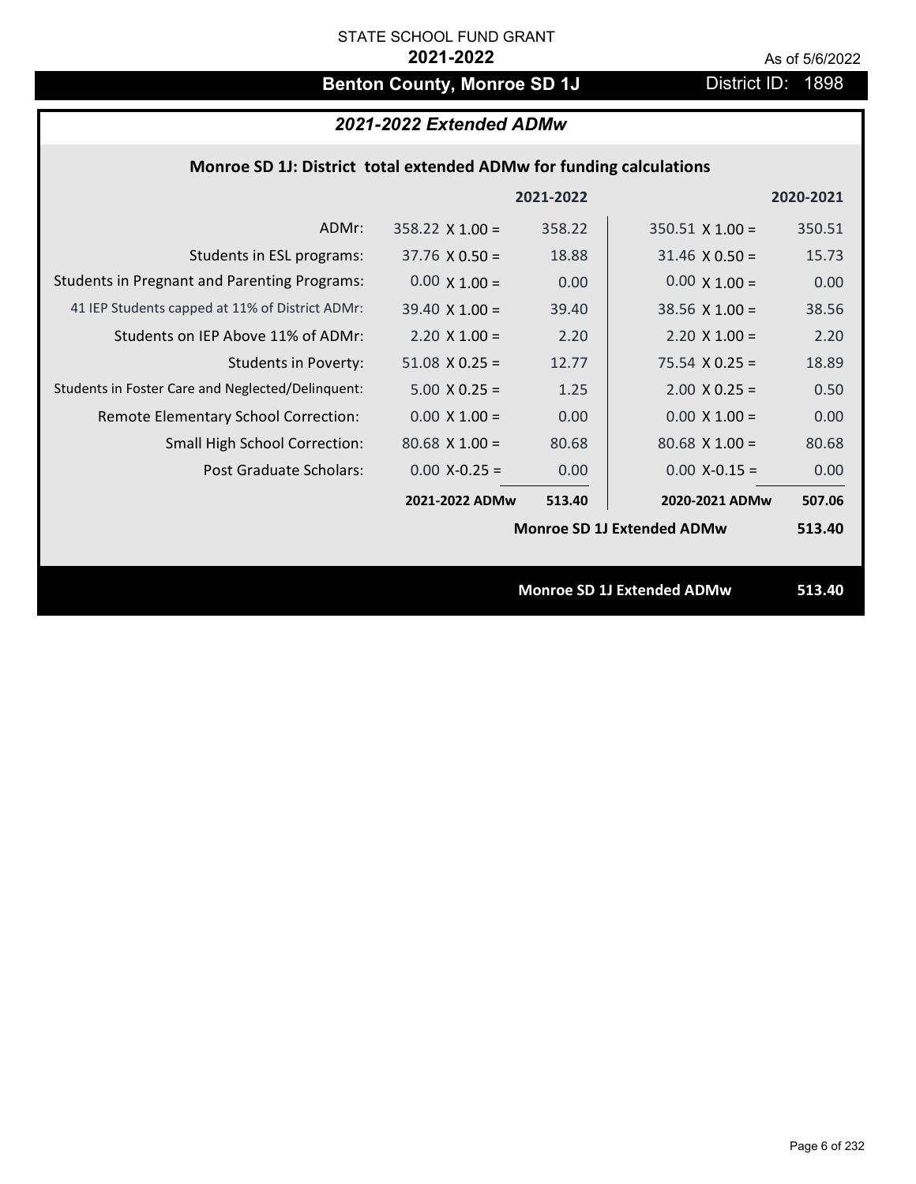STATE SCHOOL FUND GRANT

**2021-2022**

As of 5/6/2022

## Benton County, Monroe SD 1J

District ID: 1898

### *2021-2022 Extended ADMw*

**Monroe SD 1J: District total extended ADMw for funding calculations**

| | | 2021-2022 | | 2020-2021 |
|---|---|---|---|---|
| ADMr: | 358.22 X 1.00 = | 358.22 | 350.51 X 1.00 = | 350.51 |
| Students in ESL programs: | 37.76 X 0.50 = | 18.88 | 31.46 X 0.50 = | 15.73 |
| Students in Pregnant and Parenting Programs: | 0.00 X 1.00 = | 0.00 | 0.00 X 1.00 = | 0.00 |
| 41 IEP Students capped at 11% of District ADMr: | 39.40 X 1.00 = | 39.40 | 38.56 X 1.00 = | 38.56 |
| Students on IEP Above 11% of ADMr: | 2.20 X 1.00 = | 2.20 | 2.20 X 1.00 = | 2.20 |
| Students in Poverty: | 51.08 X 0.25 = | 12.77 | 75.54 X 0.25 = | 18.89 |
| Students in Foster Care and Neglected/Delinquent: | 5.00 X 0.25 = | 1.25 | 2.00 X 0.25 = | 0.50 |
| Remote Elementary School Correction: | 0.00 X 1.00 = | 0.00 | 0.00 X 1.00 = | 0.00 |
| Small High School Correction: | 80.68 X 1.00 = | 80.68 | 80.68 X 1.00 = | 80.68 |
| Post Graduate Scholars: | 0.00 X-0.25 = | 0.00 | 0.00 X-0.15 = | 0.00 |
| | **2021-2022 ADMw** | **513.40** | **2020-2021 ADMw** | **507.06** |
| | | | **Monroe SD 1J Extended ADMw** | **513.40** |

**Monroe SD 1J Extended ADMw** **513.40**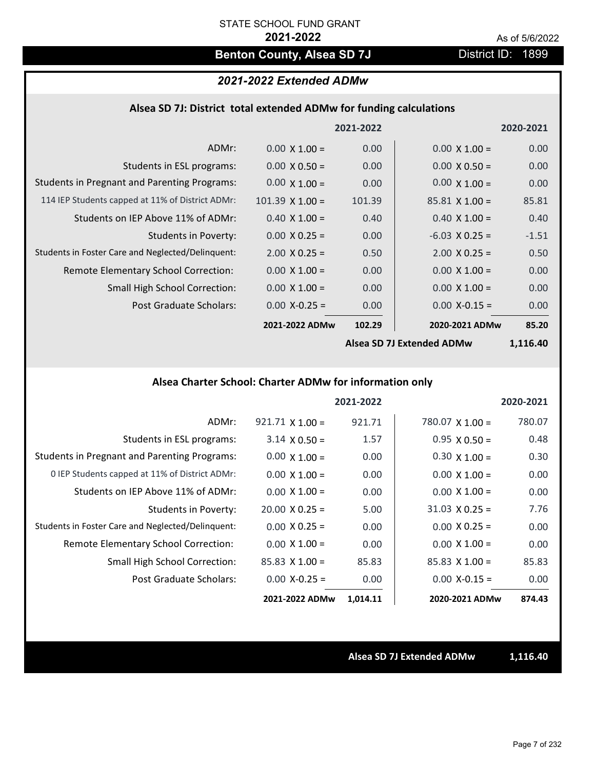STATE SCHOOL FUND GRANT

**2021-2022**

As of 5/6/2022

## Benton County, Alsea SD 7J

District ID: 1899

### *2021-2022 Extended ADMw*

#### Alsea SD 7J: District total extended ADMw for funding calculations

| | | 2021-2022 | | 2020-2021 |
|---|---|---|---|---|
| ADMr: | 0.00 X 1.00 = | 0.00 | 0.00 X 1.00 = | 0.00 |
| Students in ESL programs: | 0.00 X 0.50 = | 0.00 | 0.00 X 0.50 = | 0.00 |
| Students in Pregnant and Parenting Programs: | 0.00 X 1.00 = | 0.00 | 0.00 X 1.00 = | 0.00 |
| 114 IEP Students capped at 11% of District ADMr: | 101.39 X 1.00 = | 101.39 | 85.81 X 1.00 = | 85.81 |
| Students on IEP Above 11% of ADMr: | 0.40 X 1.00 = | 0.40 | 0.40 X 1.00 = | 0.40 |
| Students in Poverty: | 0.00 X 0.25 = | 0.00 | -6.03 X 0.25 = | -1.51 |
| Students in Foster Care and Neglected/Delinquent: | 2.00 X 0.25 = | 0.50 | 2.00 X 0.25 = | 0.50 |
| Remote Elementary School Correction: | 0.00 X 1.00 = | 0.00 | 0.00 X 1.00 = | 0.00 |
| Small High School Correction: | 0.00 X 1.00 = | 0.00 | 0.00 X 1.00 = | 0.00 |
| Post Graduate Scholars: | 0.00 X-0.25 = | 0.00 | 0.00 X-0.15 = | 0.00 |
| | **2021-2022 ADMw** | **102.29** | **2020-2021 ADMw** | **85.20** |
| | | | **Alsea SD 7J Extended ADMw** | **1,116.40** |

#### Alsea Charter School: Charter ADMw for information only

| | | 2021-2022 | | 2020-2021 |
|---|---|---|---|---|
| ADMr: | 921.71 X 1.00 = | 921.71 | 780.07 X 1.00 = | 780.07 |
| Students in ESL programs: | 3.14 X 0.50 = | 1.57 | 0.95 X 0.50 = | 0.48 |
| Students in Pregnant and Parenting Programs: | 0.00 X 1.00 = | 0.00 | 0.30 X 1.00 = | 0.30 |
| 0 IEP Students capped at 11% of District ADMr: | 0.00 X 1.00 = | 0.00 | 0.00 X 1.00 = | 0.00 |
| Students on IEP Above 11% of ADMr: | 0.00 X 1.00 = | 0.00 | 0.00 X 1.00 = | 0.00 |
| Students in Poverty: | 20.00 X 0.25 = | 5.00 | 31.03 X 0.25 = | 7.76 |
| Students in Foster Care and Neglected/Delinquent: | 0.00 X 0.25 = | 0.00 | 0.00 X 0.25 = | 0.00 |
| Remote Elementary School Correction: | 0.00 X 1.00 = | 0.00 | 0.00 X 1.00 = | 0.00 |
| Small High School Correction: | 85.83 X 1.00 = | 85.83 | 85.83 X 1.00 = | 85.83 |
| Post Graduate Scholars: | 0.00 X-0.25 = | 0.00 | 0.00 X-0.15 = | 0.00 |
| | **2021-2022 ADMw** | **1,014.11** | **2020-2021 ADMw** | **874.43** |

**Alsea SD 7J Extended ADMw** **1,116.40**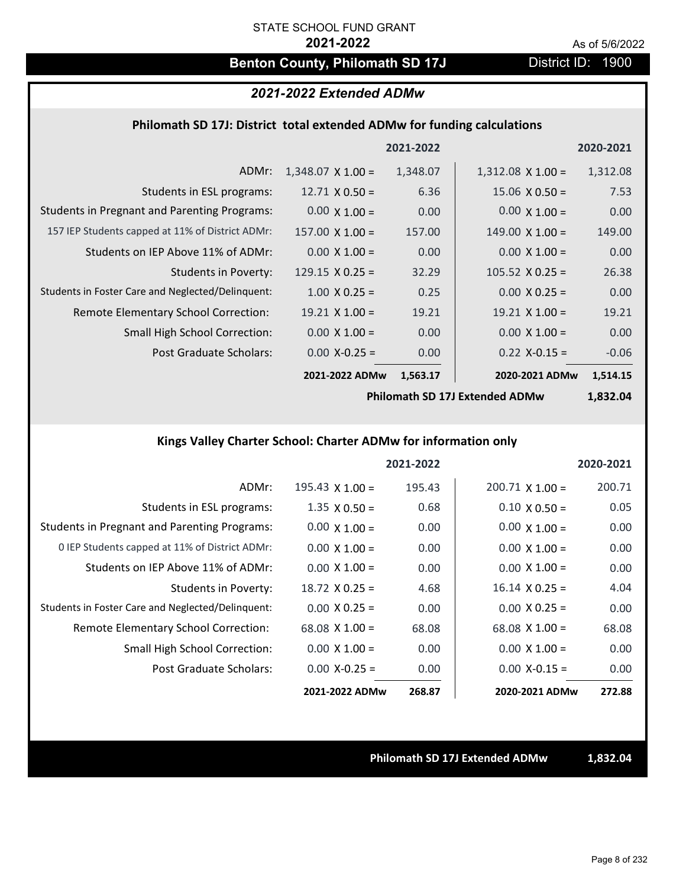STATE SCHOOL FUND GRANT

**2021-2022**

As of 5/6/2022

# Benton County, Philomath SD 17J

District ID: 1900

## *2021-2022 Extended ADMw*

### Philomath SD 17J: District total extended ADMw for funding calculations

| | | 2021-2022 | | 2020-2021 |
|---|---|---|---|---|
| ADMr: | 1,348.07 X 1.00 = | 1,348.07 | 1,312.08 X 1.00 = | 1,312.08 |
| Students in ESL programs: | 12.71 X 0.50 = | 6.36 | 15.06 X 0.50 = | 7.53 |
| Students in Pregnant and Parenting Programs: | 0.00 X 1.00 = | 0.00 | 0.00 X 1.00 = | 0.00 |
| 157 IEP Students capped at 11% of District ADMr: | 157.00 X 1.00 = | 157.00 | 149.00 X 1.00 = | 149.00 |
| Students on IEP Above 11% of ADMr: | 0.00 X 1.00 = | 0.00 | 0.00 X 1.00 = | 0.00 |
| Students in Poverty: | 129.15 X 0.25 = | 32.29 | 105.52 X 0.25 = | 26.38 |
| Students in Foster Care and Neglected/Delinquent: | 1.00 X 0.25 = | 0.25 | 0.00 X 0.25 = | 0.00 |
| Remote Elementary School Correction: | 19.21 X 1.00 = | 19.21 | 19.21 X 1.00 = | 19.21 |
| Small High School Correction: | 0.00 X 1.00 = | 0.00 | 0.00 X 1.00 = | 0.00 |
| Post Graduate Scholars: | 0.00 X-0.25 = | 0.00 | 0.22 X-0.15 = | -0.06 |
| | **2021-2022 ADMw** | **1,563.17** | **2020-2021 ADMw** | **1,514.15** |
| | | | **Philomath SD 17J Extended ADMw** | **1,832.04** |

### Kings Valley Charter School: Charter ADMw for information only

| | | 2021-2022 | | 2020-2021 |
|---|---|---|---|---|
| ADMr: | 195.43 X 1.00 = | 195.43 | 200.71 X 1.00 = | 200.71 |
| Students in ESL programs: | 1.35 X 0.50 = | 0.68 | 0.10 X 0.50 = | 0.05 |
| Students in Pregnant and Parenting Programs: | 0.00 X 1.00 = | 0.00 | 0.00 X 1.00 = | 0.00 |
| 0 IEP Students capped at 11% of District ADMr: | 0.00 X 1.00 = | 0.00 | 0.00 X 1.00 = | 0.00 |
| Students on IEP Above 11% of ADMr: | 0.00 X 1.00 = | 0.00 | 0.00 X 1.00 = | 0.00 |
| Students in Poverty: | 18.72 X 0.25 = | 4.68 | 16.14 X 0.25 = | 4.04 |
| Students in Foster Care and Neglected/Delinquent: | 0.00 X 0.25 = | 0.00 | 0.00 X 0.25 = | 0.00 |
| Remote Elementary School Correction: | 68.08 X 1.00 = | 68.08 | 68.08 X 1.00 = | 68.08 |
| Small High School Correction: | 0.00 X 1.00 = | 0.00 | 0.00 X 1.00 = | 0.00 |
| Post Graduate Scholars: | 0.00 X-0.25 = | 0.00 | 0.00 X-0.15 = | 0.00 |
| | **2021-2022 ADMw** | **268.87** | **2020-2021 ADMw** | **272.88** |

**Philomath SD 17J Extended ADMw** **1,832.04**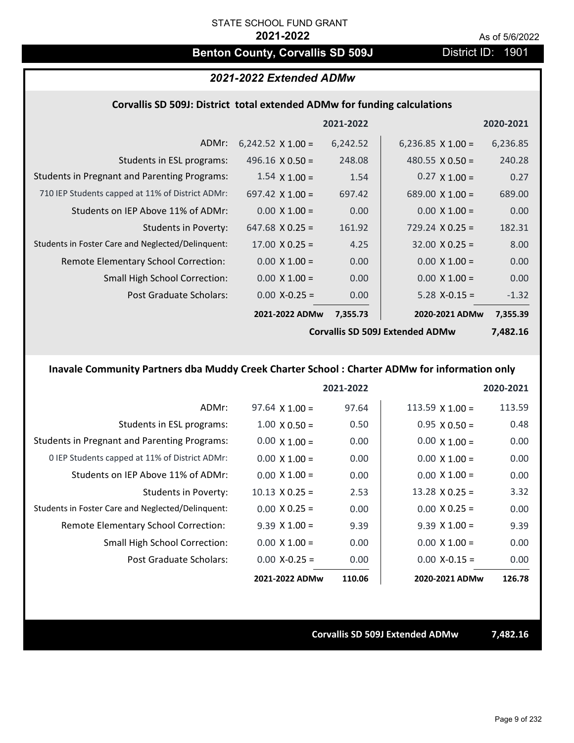STATE SCHOOL FUND GRANT

**2021-2022**

As of 5/6/2022

## Benton County, Corvallis SD 509J

District ID: 1901

### *2021-2022 Extended ADMw*

#### Corvallis SD 509J: District total extended ADMw for funding calculations

| | | 2021-2022 | | 2020-2021 |
|---|---|---|---|---|
| ADMr: | 6,242.52 X 1.00 = | 6,242.52 | 6,236.85 X 1.00 = | 6,236.85 |
| Students in ESL programs: | 496.16 X 0.50 = | 248.08 | 480.55 X 0.50 = | 240.28 |
| Students in Pregnant and Parenting Programs: | 1.54 X 1.00 = | 1.54 | 0.27 X 1.00 = | 0.27 |
| 710 IEP Students capped at 11% of District ADMr: | 697.42 X 1.00 = | 697.42 | 689.00 X 1.00 = | 689.00 |
| Students on IEP Above 11% of ADMr: | 0.00 X 1.00 = | 0.00 | 0.00 X 1.00 = | 0.00 |
| Students in Poverty: | 647.68 X 0.25 = | 161.92 | 729.24 X 0.25 = | 182.31 |
| Students in Foster Care and Neglected/Delinquent: | 17.00 X 0.25 = | 4.25 | 32.00 X 0.25 = | 8.00 |
| Remote Elementary School Correction: | 0.00 X 1.00 = | 0.00 | 0.00 X 1.00 = | 0.00 |
| Small High School Correction: | 0.00 X 1.00 = | 0.00 | 0.00 X 1.00 = | 0.00 |
| Post Graduate Scholars: | 0.00 X-0.25 = | 0.00 | 5.28 X-0.15 = | -1.32 |
| | **2021-2022 ADMw** | **7,355.73** | **2020-2021 ADMw** | **7,355.39** |
| | | | **Corvallis SD 509J Extended ADMw** | **7,482.16** |

#### Inavale Community Partners dba Muddy Creek Charter School : Charter ADMw for information only

| | | 2021-2022 | | 2020-2021 |
|---|---|---|---|---|
| ADMr: | 97.64 X 1.00 = | 97.64 | 113.59 X 1.00 = | 113.59 |
| Students in ESL programs: | 1.00 X 0.50 = | 0.50 | 0.95 X 0.50 = | 0.48 |
| Students in Pregnant and Parenting Programs: | 0.00 X 1.00 = | 0.00 | 0.00 X 1.00 = | 0.00 |
| 0 IEP Students capped at 11% of District ADMr: | 0.00 X 1.00 = | 0.00 | 0.00 X 1.00 = | 0.00 |
| Students on IEP Above 11% of ADMr: | 0.00 X 1.00 = | 0.00 | 0.00 X 1.00 = | 0.00 |
| Students in Poverty: | 10.13 X 0.25 = | 2.53 | 13.28 X 0.25 = | 3.32 |
| Students in Foster Care and Neglected/Delinquent: | 0.00 X 0.25 = | 0.00 | 0.00 X 0.25 = | 0.00 |
| Remote Elementary School Correction: | 9.39 X 1.00 = | 9.39 | 9.39 X 1.00 = | 9.39 |
| Small High School Correction: | 0.00 X 1.00 = | 0.00 | 0.00 X 1.00 = | 0.00 |
| Post Graduate Scholars: | 0.00 X-0.25 = | 0.00 | 0.00 X-0.15 = | 0.00 |
| | **2021-2022 ADMw** | **110.06** | **2020-2021 ADMw** | **126.78** |

**Corvallis SD 509J Extended ADMw** **7,482.16**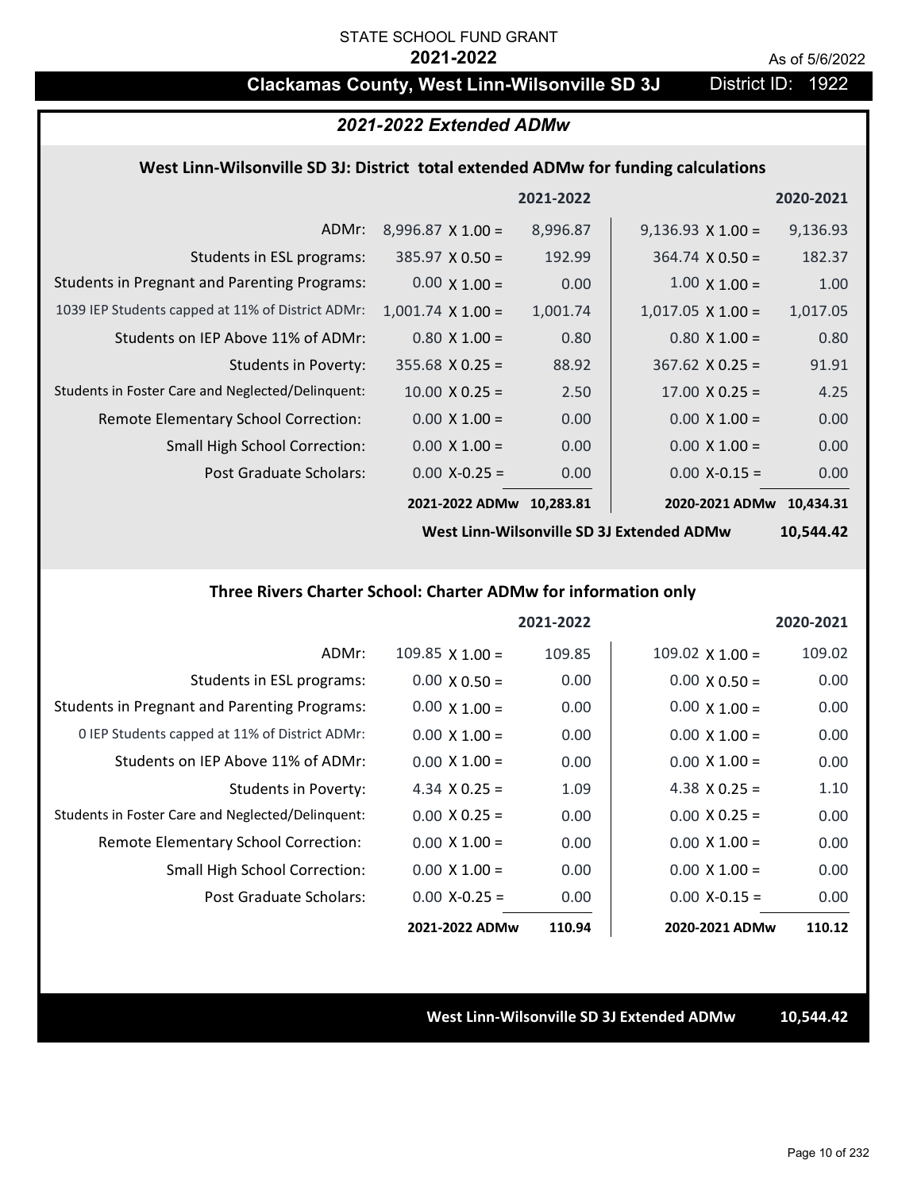STATE SCHOOL FUND GRANT

**2021-2022**

As of 5/6/2022

## Clackamas County, West Linn-Wilsonville SD 3J — District ID: 1922

### *2021-2022 Extended ADMw*

#### West Linn-Wilsonville SD 3J: District total extended ADMw for funding calculations

| | | 2021-2022 | | 2020-2021 |
|---|---|---|---|---|
| ADMr: | 8,996.87 X 1.00 = | 8,996.87 | 9,136.93 X 1.00 = | 9,136.93 |
| Students in ESL programs: | 385.97 X 0.50 = | 192.99 | 364.74 X 0.50 = | 182.37 |
| Students in Pregnant and Parenting Programs: | 0.00 X 1.00 = | 0.00 | 1.00 X 1.00 = | 1.00 |
| 1039 IEP Students capped at 11% of District ADMr: | 1,001.74 X 1.00 = | 1,001.74 | 1,017.05 X 1.00 = | 1,017.05 |
| Students on IEP Above 11% of ADMr: | 0.80 X 1.00 = | 0.80 | 0.80 X 1.00 = | 0.80 |
| Students in Poverty: | 355.68 X 0.25 = | 88.92 | 367.62 X 0.25 = | 91.91 |
| Students in Foster Care and Neglected/Delinquent: | 10.00 X 0.25 = | 2.50 | 17.00 X 0.25 = | 4.25 |
| Remote Elementary School Correction: | 0.00 X 1.00 = | 0.00 | 0.00 X 1.00 = | 0.00 |
| Small High School Correction: | 0.00 X 1.00 = | 0.00 | 0.00 X 1.00 = | 0.00 |
| Post Graduate Scholars: | 0.00 X-0.25 = | 0.00 | 0.00 X-0.15 = | 0.00 |
| | **2021-2022 ADMw** | **10,283.81** | **2020-2021 ADMw** | **10,434.31** |

**West Linn-Wilsonville SD 3J Extended ADMw 10,544.42**

#### Three Rivers Charter School: Charter ADMw for information only

| | | 2021-2022 | | 2020-2021 |
|---|---|---|---|---|
| ADMr: | 109.85 X 1.00 = | 109.85 | 109.02 X 1.00 = | 109.02 |
| Students in ESL programs: | 0.00 X 0.50 = | 0.00 | 0.00 X 0.50 = | 0.00 |
| Students in Pregnant and Parenting Programs: | 0.00 X 1.00 = | 0.00 | 0.00 X 1.00 = | 0.00 |
| 0 IEP Students capped at 11% of District ADMr: | 0.00 X 1.00 = | 0.00 | 0.00 X 1.00 = | 0.00 |
| Students on IEP Above 11% of ADMr: | 0.00 X 1.00 = | 0.00 | 0.00 X 1.00 = | 0.00 |
| Students in Poverty: | 4.34 X 0.25 = | 1.09 | 4.38 X 0.25 = | 1.10 |
| Students in Foster Care and Neglected/Delinquent: | 0.00 X 0.25 = | 0.00 | 0.00 X 0.25 = | 0.00 |
| Remote Elementary School Correction: | 0.00 X 1.00 = | 0.00 | 0.00 X 1.00 = | 0.00 |
| Small High School Correction: | 0.00 X 1.00 = | 0.00 | 0.00 X 1.00 = | 0.00 |
| Post Graduate Scholars: | 0.00 X-0.25 = | 0.00 | 0.00 X-0.15 = | 0.00 |
| | **2021-2022 ADMw** | **110.94** | **2020-2021 ADMw** | **110.12** |

**West Linn-Wilsonville SD 3J Extended ADMw 10,544.42**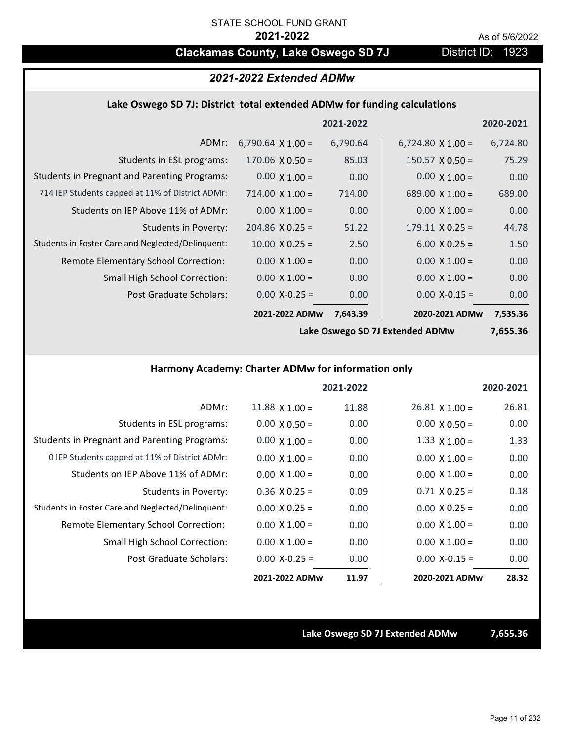STATE SCHOOL FUND GRANT

**2021-2022**

As of 5/6/2022

# Clackamas County, Lake Oswego SD 7J

District ID: 1923

## *2021-2022 Extended ADMw*

### Lake Oswego SD 7J: District total extended ADMw for funding calculations

| | | 2021-2022 | | 2020-2021 |
|---|---|---|---|---|
| ADMr: | 6,790.64 X 1.00 = | 6,790.64 | 6,724.80 X 1.00 = | 6,724.80 |
| Students in ESL programs: | 170.06 X 0.50 = | 85.03 | 150.57 X 0.50 = | 75.29 |
| Students in Pregnant and Parenting Programs: | 0.00 X 1.00 = | 0.00 | 0.00 X 1.00 = | 0.00 |
| 714 IEP Students capped at 11% of District ADMr: | 714.00 X 1.00 = | 714.00 | 689.00 X 1.00 = | 689.00 |
| Students on IEP Above 11% of ADMr: | 0.00 X 1.00 = | 0.00 | 0.00 X 1.00 = | 0.00 |
| Students in Poverty: | 204.86 X 0.25 = | 51.22 | 179.11 X 0.25 = | 44.78 |
| Students in Foster Care and Neglected/Delinquent: | 10.00 X 0.25 = | 2.50 | 6.00 X 0.25 = | 1.50 |
| Remote Elementary School Correction: | 0.00 X 1.00 = | 0.00 | 0.00 X 1.00 = | 0.00 |
| Small High School Correction: | 0.00 X 1.00 = | 0.00 | 0.00 X 1.00 = | 0.00 |
| Post Graduate Scholars: | 0.00 X-0.25 = | 0.00 | 0.00 X-0.15 = | 0.00 |
| | **2021-2022 ADMw** | **7,643.39** | **2020-2021 ADMw** | **7,535.36** |
| | | | **Lake Oswego SD 7J Extended ADMw** | **7,655.36** |

### Harmony Academy: Charter ADMw for information only

| | | 2021-2022 | | 2020-2021 |
|---|---|---|---|---|
| ADMr: | 11.88 X 1.00 = | 11.88 | 26.81 X 1.00 = | 26.81 |
| Students in ESL programs: | 0.00 X 0.50 = | 0.00 | 0.00 X 0.50 = | 0.00 |
| Students in Pregnant and Parenting Programs: | 0.00 X 1.00 = | 0.00 | 1.33 X 1.00 = | 1.33 |
| 0 IEP Students capped at 11% of District ADMr: | 0.00 X 1.00 = | 0.00 | 0.00 X 1.00 = | 0.00 |
| Students on IEP Above 11% of ADMr: | 0.00 X 1.00 = | 0.00 | 0.00 X 1.00 = | 0.00 |
| Students in Poverty: | 0.36 X 0.25 = | 0.09 | 0.71 X 0.25 = | 0.18 |
| Students in Foster Care and Neglected/Delinquent: | 0.00 X 0.25 = | 0.00 | 0.00 X 0.25 = | 0.00 |
| Remote Elementary School Correction: | 0.00 X 1.00 = | 0.00 | 0.00 X 1.00 = | 0.00 |
| Small High School Correction: | 0.00 X 1.00 = | 0.00 | 0.00 X 1.00 = | 0.00 |
| Post Graduate Scholars: | 0.00 X-0.25 = | 0.00 | 0.00 X-0.15 = | 0.00 |
| | **2021-2022 ADMw** | **11.97** | **2020-2021 ADMw** | **28.32** |

**Lake Oswego SD 7J Extended ADMw 7,655.36**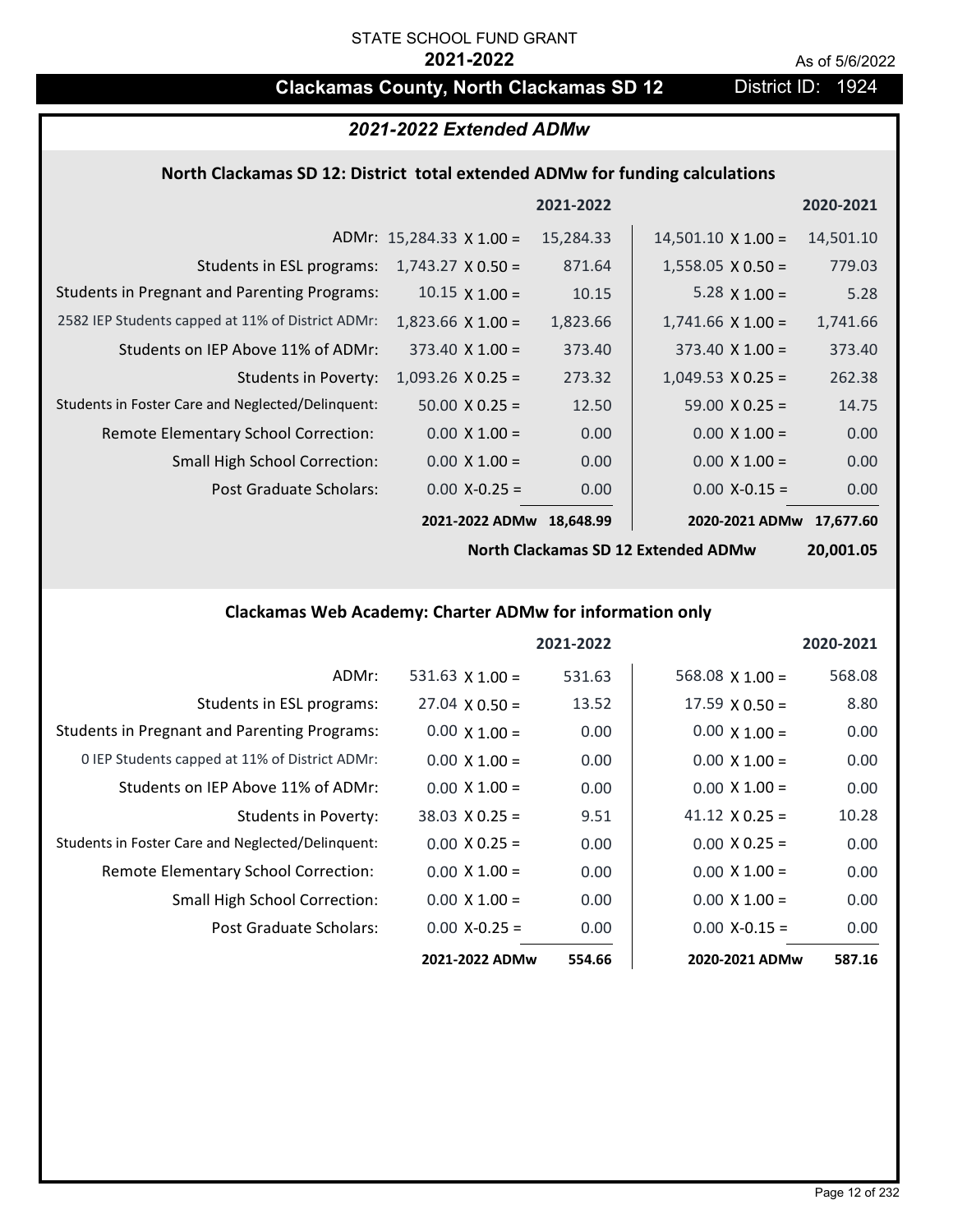STATE SCHOOL FUND GRANT

**2021-2022**

As of 5/6/2022

## Clackamas County, North Clackamas SD 12 — District ID: 1924

### *2021-2022 Extended ADMw*

#### North Clackamas SD 12: District total extended ADMw for funding calculations

| | | 2021-2022 | | 2020-2021 |
|---|---|---|---|---|
| ADMr: | 15,284.33 X 1.00 = | 15,284.33 | 14,501.10 X 1.00 = | 14,501.10 |
| Students in ESL programs: | 1,743.27 X 0.50 = | 871.64 | 1,558.05 X 0.50 = | 779.03 |
| Students in Pregnant and Parenting Programs: | 10.15 X 1.00 = | 10.15 | 5.28 X 1.00 = | 5.28 |
| 2582 IEP Students capped at 11% of District ADMr: | 1,823.66 X 1.00 = | 1,823.66 | 1,741.66 X 1.00 = | 1,741.66 |
| Students on IEP Above 11% of ADMr: | 373.40 X 1.00 = | 373.40 | 373.40 X 1.00 = | 373.40 |
| Students in Poverty: | 1,093.26 X 0.25 = | 273.32 | 1,049.53 X 0.25 = | 262.38 |
| Students in Foster Care and Neglected/Delinquent: | 50.00 X 0.25 = | 12.50 | 59.00 X 0.25 = | 14.75 |
| Remote Elementary School Correction: | 0.00 X 1.00 = | 0.00 | 0.00 X 1.00 = | 0.00 |
| Small High School Correction: | 0.00 X 1.00 = | 0.00 | 0.00 X 1.00 = | 0.00 |
| Post Graduate Scholars: | 0.00 X-0.25 = | 0.00 | 0.00 X-0.15 = | 0.00 |
| | **2021-2022 ADMw** | **18,648.99** | **2020-2021 ADMw** | **17,677.60** |
| | | | **North Clackamas SD 12 Extended ADMw** | **20,001.05** |

#### Clackamas Web Academy: Charter ADMw for information only

| | | 2021-2022 | | 2020-2021 |
|---|---|---|---|---|
| ADMr: | 531.63 X 1.00 = | 531.63 | 568.08 X 1.00 = | 568.08 |
| Students in ESL programs: | 27.04 X 0.50 = | 13.52 | 17.59 X 0.50 = | 8.80 |
| Students in Pregnant and Parenting Programs: | 0.00 X 1.00 = | 0.00 | 0.00 X 1.00 = | 0.00 |
| 0 IEP Students capped at 11% of District ADMr: | 0.00 X 1.00 = | 0.00 | 0.00 X 1.00 = | 0.00 |
| Students on IEP Above 11% of ADMr: | 0.00 X 1.00 = | 0.00 | 0.00 X 1.00 = | 0.00 |
| Students in Poverty: | 38.03 X 0.25 = | 9.51 | 41.12 X 0.25 = | 10.28 |
| Students in Foster Care and Neglected/Delinquent: | 0.00 X 0.25 = | 0.00 | 0.00 X 0.25 = | 0.00 |
| Remote Elementary School Correction: | 0.00 X 1.00 = | 0.00 | 0.00 X 1.00 = | 0.00 |
| Small High School Correction: | 0.00 X 1.00 = | 0.00 | 0.00 X 1.00 = | 0.00 |
| Post Graduate Scholars: | 0.00 X-0.25 = | 0.00 | 0.00 X-0.15 = | 0.00 |
| | **2021-2022 ADMw** | **554.66** | **2020-2021 ADMw** | **587.16** |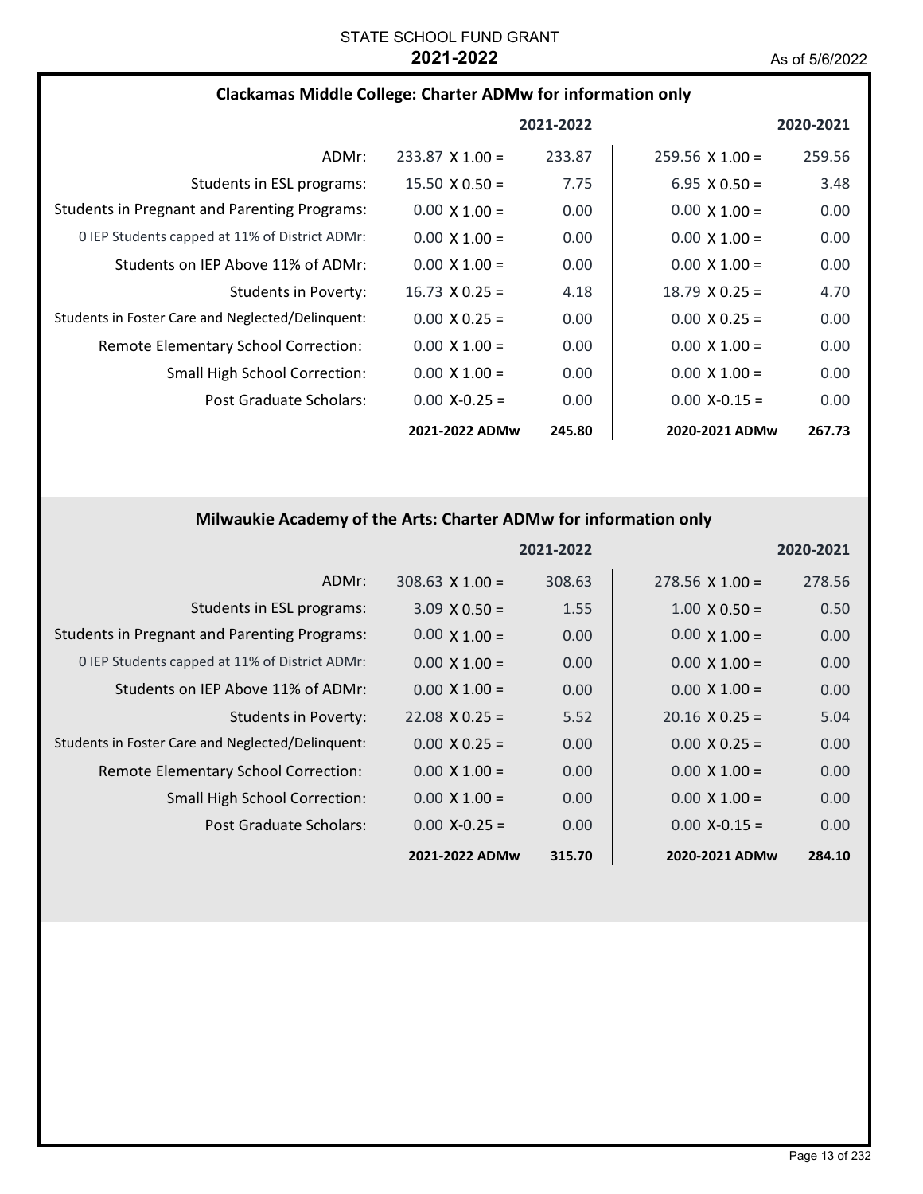STATE SCHOOL FUND GRANT

**2021-2022**

As of 5/6/2022

## Clackamas Middle College: Charter ADMw for information only

| | | 2021-2022 | | 2020-2021 |
|---|---|---|---|---|
| ADMr: | 233.87 X 1.00 = | 233.87 | 259.56 X 1.00 = | 259.56 |
| Students in ESL programs: | 15.50 X 0.50 = | 7.75 | 6.95 X 0.50 = | 3.48 |
| Students in Pregnant and Parenting Programs: | 0.00 X 1.00 = | 0.00 | 0.00 X 1.00 = | 0.00 |
| 0 IEP Students capped at 11% of District ADMr: | 0.00 X 1.00 = | 0.00 | 0.00 X 1.00 = | 0.00 |
| Students on IEP Above 11% of ADMr: | 0.00 X 1.00 = | 0.00 | 0.00 X 1.00 = | 0.00 |
| Students in Poverty: | 16.73 X 0.25 = | 4.18 | 18.79 X 0.25 = | 4.70 |
| Students in Foster Care and Neglected/Delinquent: | 0.00 X 0.25 = | 0.00 | 0.00 X 0.25 = | 0.00 |
| Remote Elementary School Correction: | 0.00 X 1.00 = | 0.00 | 0.00 X 1.00 = | 0.00 |
| Small High School Correction: | 0.00 X 1.00 = | 0.00 | 0.00 X 1.00 = | 0.00 |
| Post Graduate Scholars: | 0.00 X-0.25 = | 0.00 | 0.00 X-0.15 = | 0.00 |
| | **2021-2022 ADMw** | **245.80** | **2020-2021 ADMw** | **267.73** |

## Milwaukie Academy of the Arts: Charter ADMw for information only

| | | 2021-2022 | | 2020-2021 |
|---|---|---|---|---|
| ADMr: | 308.63 X 1.00 = | 308.63 | 278.56 X 1.00 = | 278.56 |
| Students in ESL programs: | 3.09 X 0.50 = | 1.55 | 1.00 X 0.50 = | 0.50 |
| Students in Pregnant and Parenting Programs: | 0.00 X 1.00 = | 0.00 | 0.00 X 1.00 = | 0.00 |
| 0 IEP Students capped at 11% of District ADMr: | 0.00 X 1.00 = | 0.00 | 0.00 X 1.00 = | 0.00 |
| Students on IEP Above 11% of ADMr: | 0.00 X 1.00 = | 0.00 | 0.00 X 1.00 = | 0.00 |
| Students in Poverty: | 22.08 X 0.25 = | 5.52 | 20.16 X 0.25 = | 5.04 |
| Students in Foster Care and Neglected/Delinquent: | 0.00 X 0.25 = | 0.00 | 0.00 X 0.25 = | 0.00 |
| Remote Elementary School Correction: | 0.00 X 1.00 = | 0.00 | 0.00 X 1.00 = | 0.00 |
| Small High School Correction: | 0.00 X 1.00 = | 0.00 | 0.00 X 1.00 = | 0.00 |
| Post Graduate Scholars: | 0.00 X-0.25 = | 0.00 | 0.00 X-0.15 = | 0.00 |
| | **2021-2022 ADMw** | **315.70** | **2020-2021 ADMw** | **284.10** |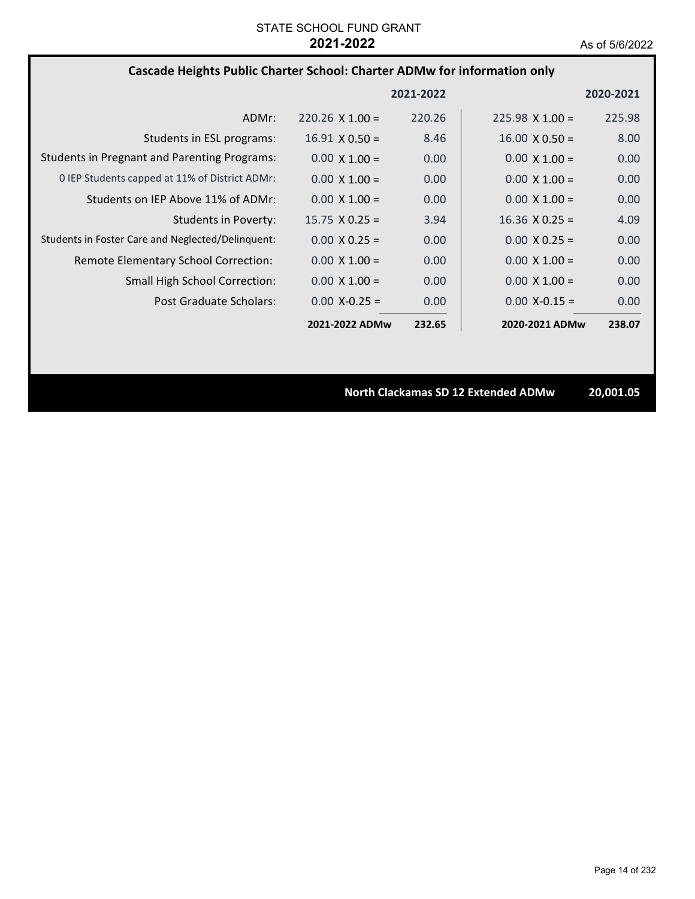STATE SCHOOL FUND GRANT

**2021-2022**

As of 5/6/2022

## Cascade Heights Public Charter School: Charter ADMw for information only

| | 2021-2022 | | 2020-2021 | |
|---|---|---|---|---|
| ADMr: | 220.26 X 1.00 = | 220.26 | 225.98 X 1.00 = | 225.98 |
| Students in ESL programs: | 16.91 X 0.50 = | 8.46 | 16.00 X 0.50 = | 8.00 |
| Students in Pregnant and Parenting Programs: | 0.00 X 1.00 = | 0.00 | 0.00 X 1.00 = | 0.00 |
| 0 IEP Students capped at 11% of District ADMr: | 0.00 X 1.00 = | 0.00 | 0.00 X 1.00 = | 0.00 |
| Students on IEP Above 11% of ADMr: | 0.00 X 1.00 = | 0.00 | 0.00 X 1.00 = | 0.00 |
| Students in Poverty: | 15.75 X 0.25 = | 3.94 | 16.36 X 0.25 = | 4.09 |
| Students in Foster Care and Neglected/Delinquent: | 0.00 X 0.25 = | 0.00 | 0.00 X 0.25 = | 0.00 |
| Remote Elementary School Correction: | 0.00 X 1.00 = | 0.00 | 0.00 X 1.00 = | 0.00 |
| Small High School Correction: | 0.00 X 1.00 = | 0.00 | 0.00 X 1.00 = | 0.00 |
| Post Graduate Scholars: | 0.00 X-0.25 = | 0.00 | 0.00 X-0.15 = | 0.00 |
| | **2021-2022 ADMw** | **232.65** | **2020-2021 ADMw** | **238.07** |

**North Clackamas SD 12 Extended ADMw** **20,001.05**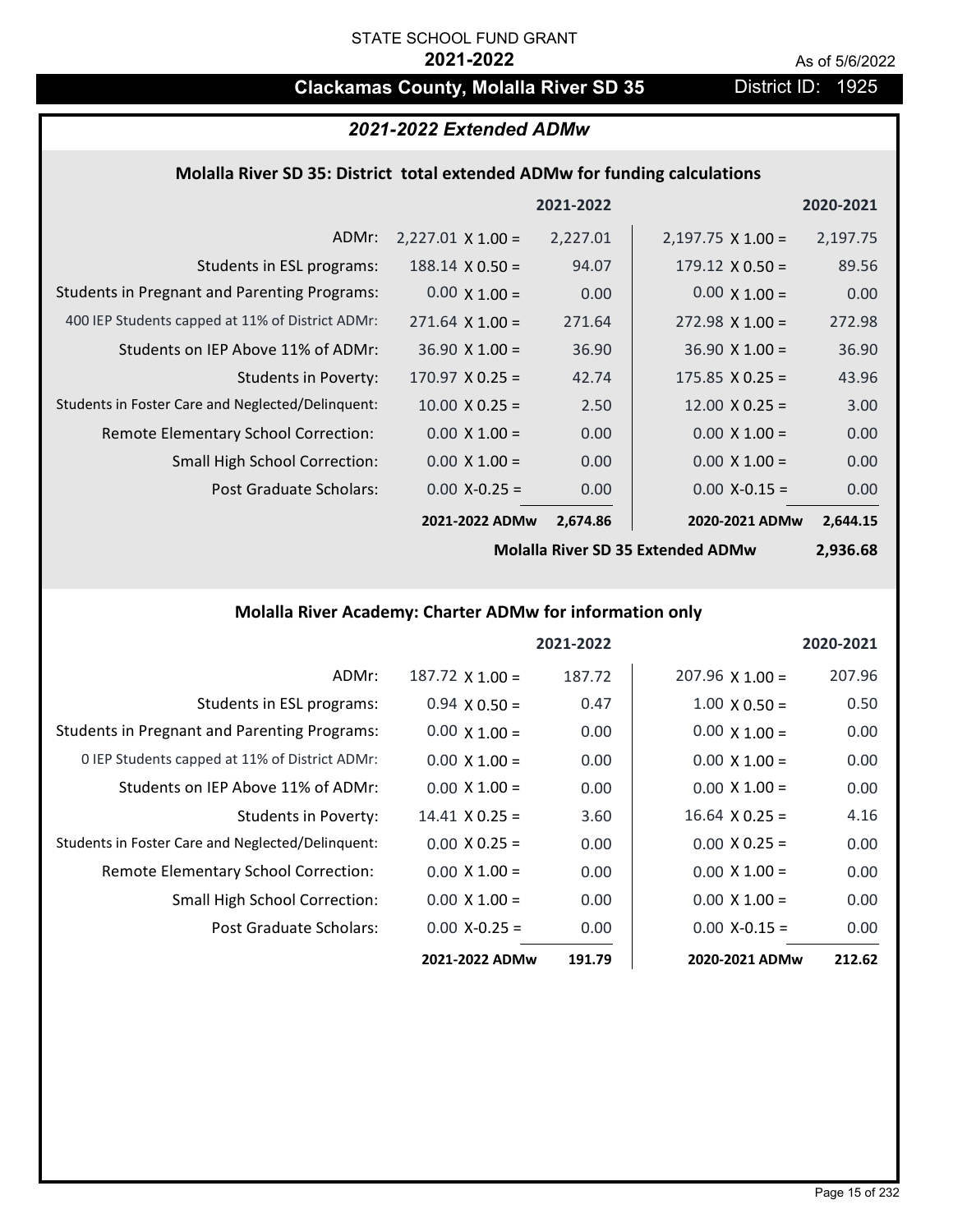STATE SCHOOL FUND GRANT

**2021-2022**

As of 5/6/2022

# Clackamas County, Molalla River SD 35

District ID: 1925

## *2021-2022 Extended ADMw*

### Molalla River SD 35: District total extended ADMw for funding calculations

| | | 2021-2022 | | 2020-2021 |
|---|---|---|---|---|
| ADMr: | 2,227.01 X 1.00 = | 2,227.01 | 2,197.75 X 1.00 = | 2,197.75 |
| Students in ESL programs: | 188.14 X 0.50 = | 94.07 | 179.12 X 0.50 = | 89.56 |
| Students in Pregnant and Parenting Programs: | 0.00 X 1.00 = | 0.00 | 0.00 X 1.00 = | 0.00 |
| 400 IEP Students capped at 11% of District ADMr: | 271.64 X 1.00 = | 271.64 | 272.98 X 1.00 = | 272.98 |
| Students on IEP Above 11% of ADMr: | 36.90 X 1.00 = | 36.90 | 36.90 X 1.00 = | 36.90 |
| Students in Poverty: | 170.97 X 0.25 = | 42.74 | 175.85 X 0.25 = | 43.96 |
| Students in Foster Care and Neglected/Delinquent: | 10.00 X 0.25 = | 2.50 | 12.00 X 0.25 = | 3.00 |
| Remote Elementary School Correction: | 0.00 X 1.00 = | 0.00 | 0.00 X 1.00 = | 0.00 |
| Small High School Correction: | 0.00 X 1.00 = | 0.00 | 0.00 X 1.00 = | 0.00 |
| Post Graduate Scholars: | 0.00 X-0.25 = | 0.00 | 0.00 X-0.15 = | 0.00 |
| | **2021-2022 ADMw** | **2,674.86** | **2020-2021 ADMw** | **2,644.15** |
| | | | **Molalla River SD 35 Extended ADMw** | **2,936.68** |

### Molalla River Academy: Charter ADMw for information only

| | | 2021-2022 | | 2020-2021 |
|---|---|---|---|---|
| ADMr: | 187.72 X 1.00 = | 187.72 | 207.96 X 1.00 = | 207.96 |
| Students in ESL programs: | 0.94 X 0.50 = | 0.47 | 1.00 X 0.50 = | 0.50 |
| Students in Pregnant and Parenting Programs: | 0.00 X 1.00 = | 0.00 | 0.00 X 1.00 = | 0.00 |
| 0 IEP Students capped at 11% of District ADMr: | 0.00 X 1.00 = | 0.00 | 0.00 X 1.00 = | 0.00 |
| Students on IEP Above 11% of ADMr: | 0.00 X 1.00 = | 0.00 | 0.00 X 1.00 = | 0.00 |
| Students in Poverty: | 14.41 X 0.25 = | 3.60 | 16.64 X 0.25 = | 4.16 |
| Students in Foster Care and Neglected/Delinquent: | 0.00 X 0.25 = | 0.00 | 0.00 X 0.25 = | 0.00 |
| Remote Elementary School Correction: | 0.00 X 1.00 = | 0.00 | 0.00 X 1.00 = | 0.00 |
| Small High School Correction: | 0.00 X 1.00 = | 0.00 | 0.00 X 1.00 = | 0.00 |
| Post Graduate Scholars: | 0.00 X-0.25 = | 0.00 | 0.00 X-0.15 = | 0.00 |
| | **2021-2022 ADMw** | **191.79** | **2020-2021 ADMw** | **212.62** |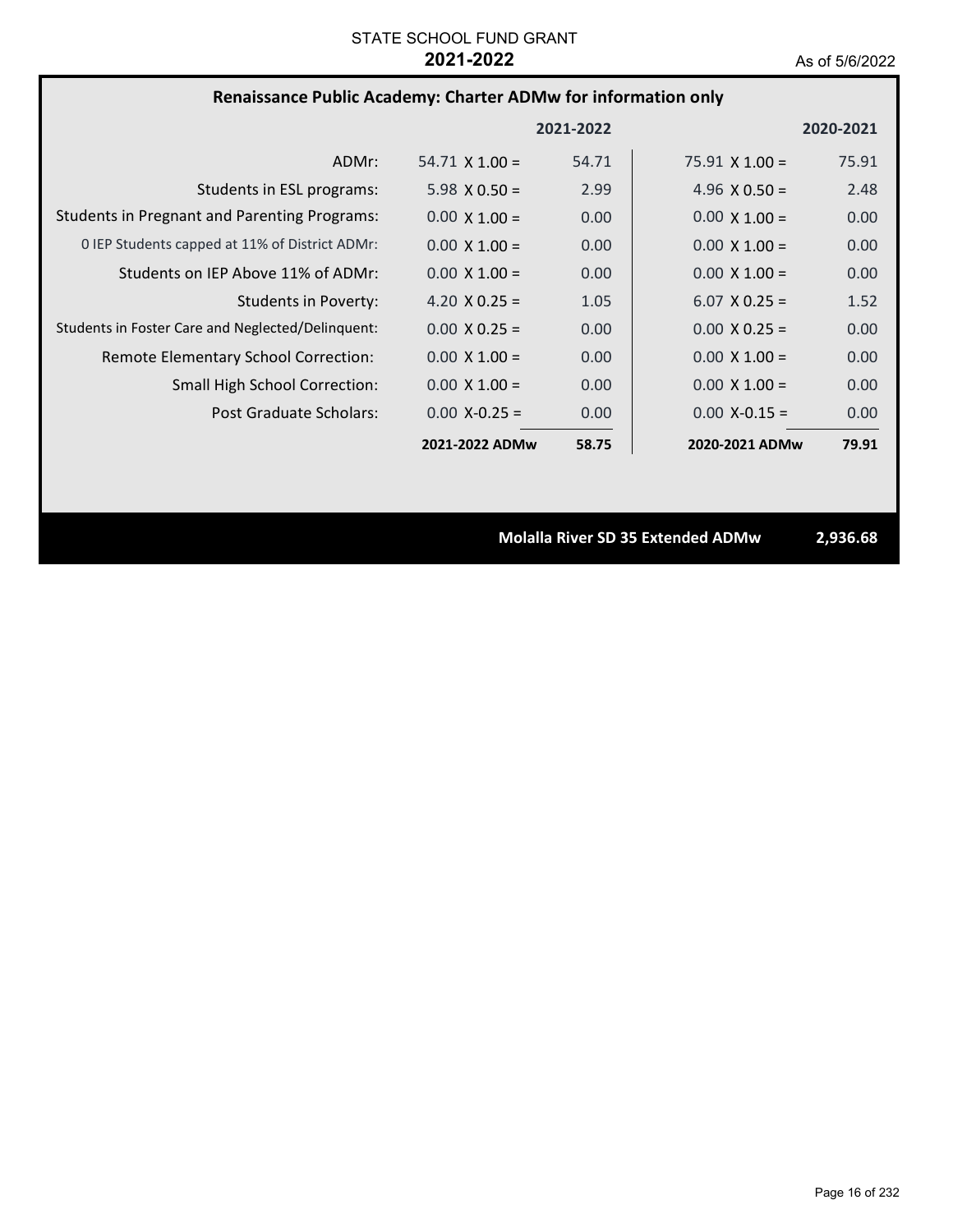STATE SCHOOL FUND GRANT

**2021-2022**

As of 5/6/2022

## Renaissance Public Academy: Charter ADMw for information only

| | | 2021-2022 | | 2020-2021 |
|---|---|---|---|---|
| ADMr: | 54.71 X 1.00 = | 54.71 | 75.91 X 1.00 = | 75.91 |
| Students in ESL programs: | 5.98 X 0.50 = | 2.99 | 4.96 X 0.50 = | 2.48 |
| Students in Pregnant and Parenting Programs: | 0.00 X 1.00 = | 0.00 | 0.00 X 1.00 = | 0.00 |
| 0 IEP Students capped at 11% of District ADMr: | 0.00 X 1.00 = | 0.00 | 0.00 X 1.00 = | 0.00 |
| Students on IEP Above 11% of ADMr: | 0.00 X 1.00 = | 0.00 | 0.00 X 1.00 = | 0.00 |
| Students in Poverty: | 4.20 X 0.25 = | 1.05 | 6.07 X 0.25 = | 1.52 |
| Students in Foster Care and Neglected/Delinquent: | 0.00 X 0.25 = | 0.00 | 0.00 X 0.25 = | 0.00 |
| Remote Elementary School Correction: | 0.00 X 1.00 = | 0.00 | 0.00 X 1.00 = | 0.00 |
| Small High School Correction: | 0.00 X 1.00 = | 0.00 | 0.00 X 1.00 = | 0.00 |
| Post Graduate Scholars: | 0.00 X-0.25 = | 0.00 | 0.00 X-0.15 = | 0.00 |
| | **2021-2022 ADMw** | **58.75** | **2020-2021 ADMw** | **79.91** |

**Molalla River SD 35 Extended ADMw** **2,936.68**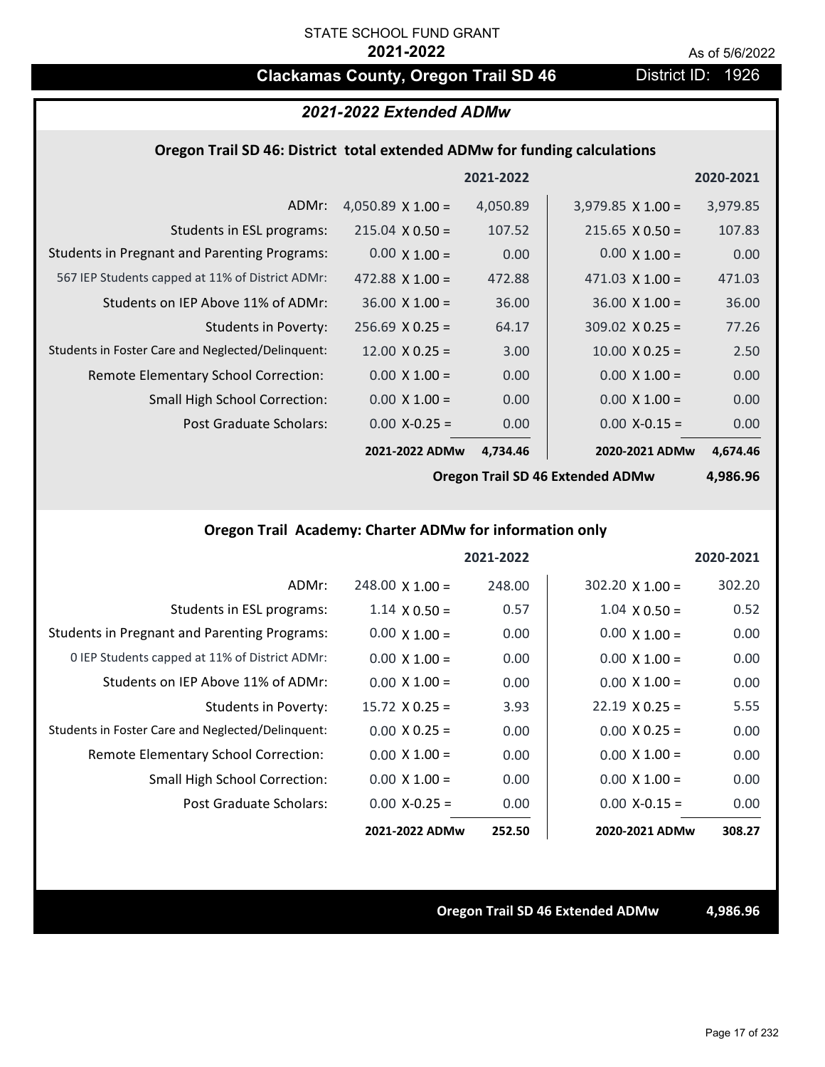STATE SCHOOL FUND GRANT

**2021-2022**

As of 5/6/2022

## Clackamas County, Oregon Trail SD 46

District ID: 1926

### *2021-2022 Extended ADMw*

#### Oregon Trail SD 46: District total extended ADMw for funding calculations

| | | 2021-2022 | | 2020-2021 |
|---|---|---|---|---|
| ADMr: | 4,050.89 X 1.00 = | 4,050.89 | 3,979.85 X 1.00 = | 3,979.85 |
| Students in ESL programs: | 215.04 X 0.50 = | 107.52 | 215.65 X 0.50 = | 107.83 |
| Students in Pregnant and Parenting Programs: | 0.00 X 1.00 = | 0.00 | 0.00 X 1.00 = | 0.00 |
| 567 IEP Students capped at 11% of District ADMr: | 472.88 X 1.00 = | 472.88 | 471.03 X 1.00 = | 471.03 |
| Students on IEP Above 11% of ADMr: | 36.00 X 1.00 = | 36.00 | 36.00 X 1.00 = | 36.00 |
| Students in Poverty: | 256.69 X 0.25 = | 64.17 | 309.02 X 0.25 = | 77.26 |
| Students in Foster Care and Neglected/Delinquent: | 12.00 X 0.25 = | 3.00 | 10.00 X 0.25 = | 2.50 |
| Remote Elementary School Correction: | 0.00 X 1.00 = | 0.00 | 0.00 X 1.00 = | 0.00 |
| Small High School Correction: | 0.00 X 1.00 = | 0.00 | 0.00 X 1.00 = | 0.00 |
| Post Graduate Scholars: | 0.00 X-0.25 = | 0.00 | 0.00 X-0.15 = | 0.00 |
| | **2021-2022 ADMw** | **4,734.46** | **2020-2021 ADMw** | **4,674.46** |
| | | | **Oregon Trail SD 46 Extended ADMw** | **4,986.96** |

#### Oregon Trail Academy: Charter ADMw for information only

| | | 2021-2022 | | 2020-2021 |
|---|---|---|---|---|
| ADMr: | 248.00 X 1.00 = | 248.00 | 302.20 X 1.00 = | 302.20 |
| Students in ESL programs: | 1.14 X 0.50 = | 0.57 | 1.04 X 0.50 = | 0.52 |
| Students in Pregnant and Parenting Programs: | 0.00 X 1.00 = | 0.00 | 0.00 X 1.00 = | 0.00 |
| 0 IEP Students capped at 11% of District ADMr: | 0.00 X 1.00 = | 0.00 | 0.00 X 1.00 = | 0.00 |
| Students on IEP Above 11% of ADMr: | 0.00 X 1.00 = | 0.00 | 0.00 X 1.00 = | 0.00 |
| Students in Poverty: | 15.72 X 0.25 = | 3.93 | 22.19 X 0.25 = | 5.55 |
| Students in Foster Care and Neglected/Delinquent: | 0.00 X 0.25 = | 0.00 | 0.00 X 0.25 = | 0.00 |
| Remote Elementary School Correction: | 0.00 X 1.00 = | 0.00 | 0.00 X 1.00 = | 0.00 |
| Small High School Correction: | 0.00 X 1.00 = | 0.00 | 0.00 X 1.00 = | 0.00 |
| Post Graduate Scholars: | 0.00 X-0.25 = | 0.00 | 0.00 X-0.15 = | 0.00 |
| | **2021-2022 ADMw** | **252.50** | **2020-2021 ADMw** | **308.27** |

**Oregon Trail SD 46 Extended ADMw** **4,986.96**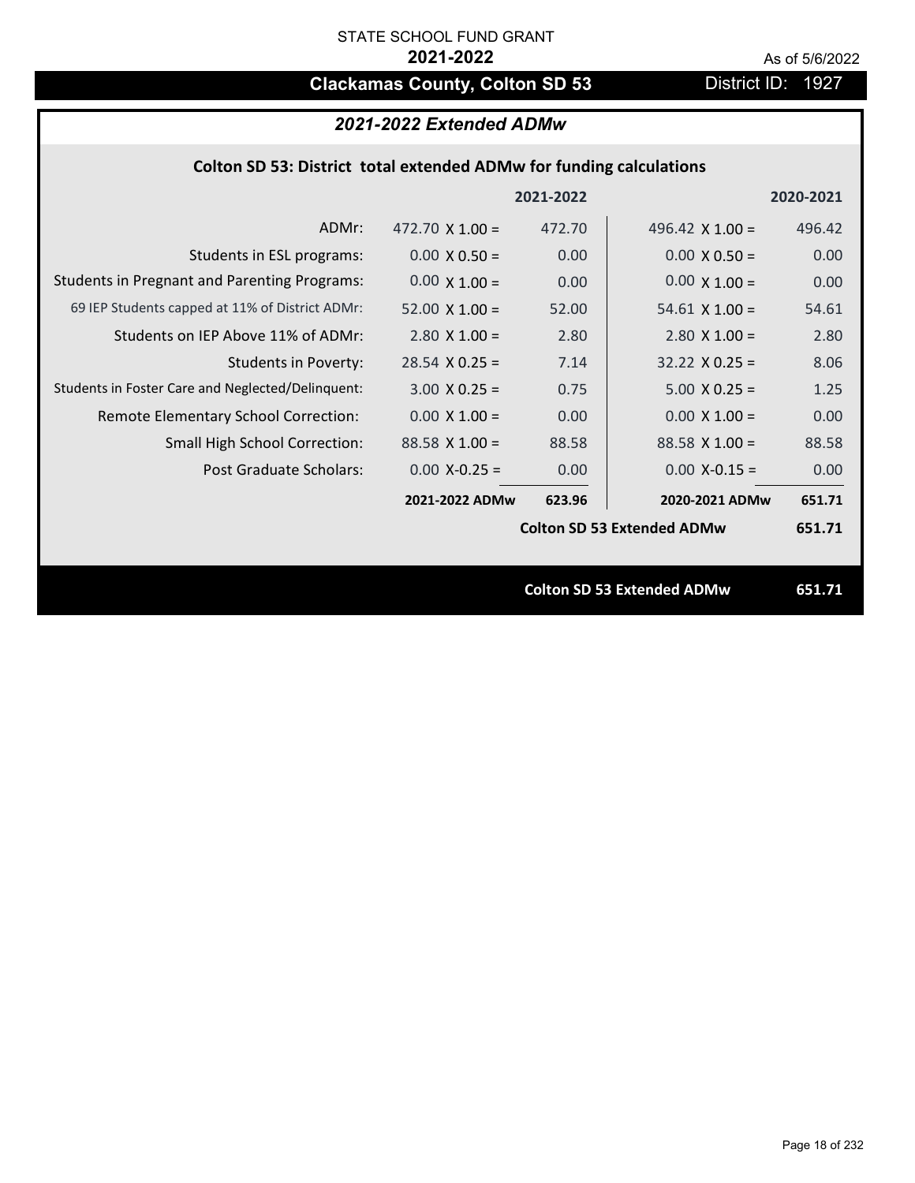STATE SCHOOL FUND GRANT

**2021-2022**

As of 5/6/2022

## Clackamas County, Colton SD 53

District ID: 1927

### *2021-2022 Extended ADMw*

**Colton SD 53: District total extended ADMw for funding calculations**

| | | 2021-2022 | | 2020-2021 |
|---|---|---|---|---|
| ADMr: | 472.70 X 1.00 = | 472.70 | 496.42 X 1.00 = | 496.42 |
| Students in ESL programs: | 0.00 X 0.50 = | 0.00 | 0.00 X 0.50 = | 0.00 |
| Students in Pregnant and Parenting Programs: | 0.00 X 1.00 = | 0.00 | 0.00 X 1.00 = | 0.00 |
| 69 IEP Students capped at 11% of District ADMr: | 52.00 X 1.00 = | 52.00 | 54.61 X 1.00 = | 54.61 |
| Students on IEP Above 11% of ADMr: | 2.80 X 1.00 = | 2.80 | 2.80 X 1.00 = | 2.80 |
| Students in Poverty: | 28.54 X 0.25 = | 7.14 | 32.22 X 0.25 = | 8.06 |
| Students in Foster Care and Neglected/Delinquent: | 3.00 X 0.25 = | 0.75 | 5.00 X 0.25 = | 1.25 |
| Remote Elementary School Correction: | 0.00 X 1.00 = | 0.00 | 0.00 X 1.00 = | 0.00 |
| Small High School Correction: | 88.58 X 1.00 = | 88.58 | 88.58 X 1.00 = | 88.58 |
| Post Graduate Scholars: | 0.00 X-0.25 = | 0.00 | 0.00 X-0.15 = | 0.00 |
| | **2021-2022 ADMw** | **623.96** | **2020-2021 ADMw** | **651.71** |
| | | | **Colton SD 53 Extended ADMw** | **651.71** |

**Colton SD 53 Extended ADMw** **651.71**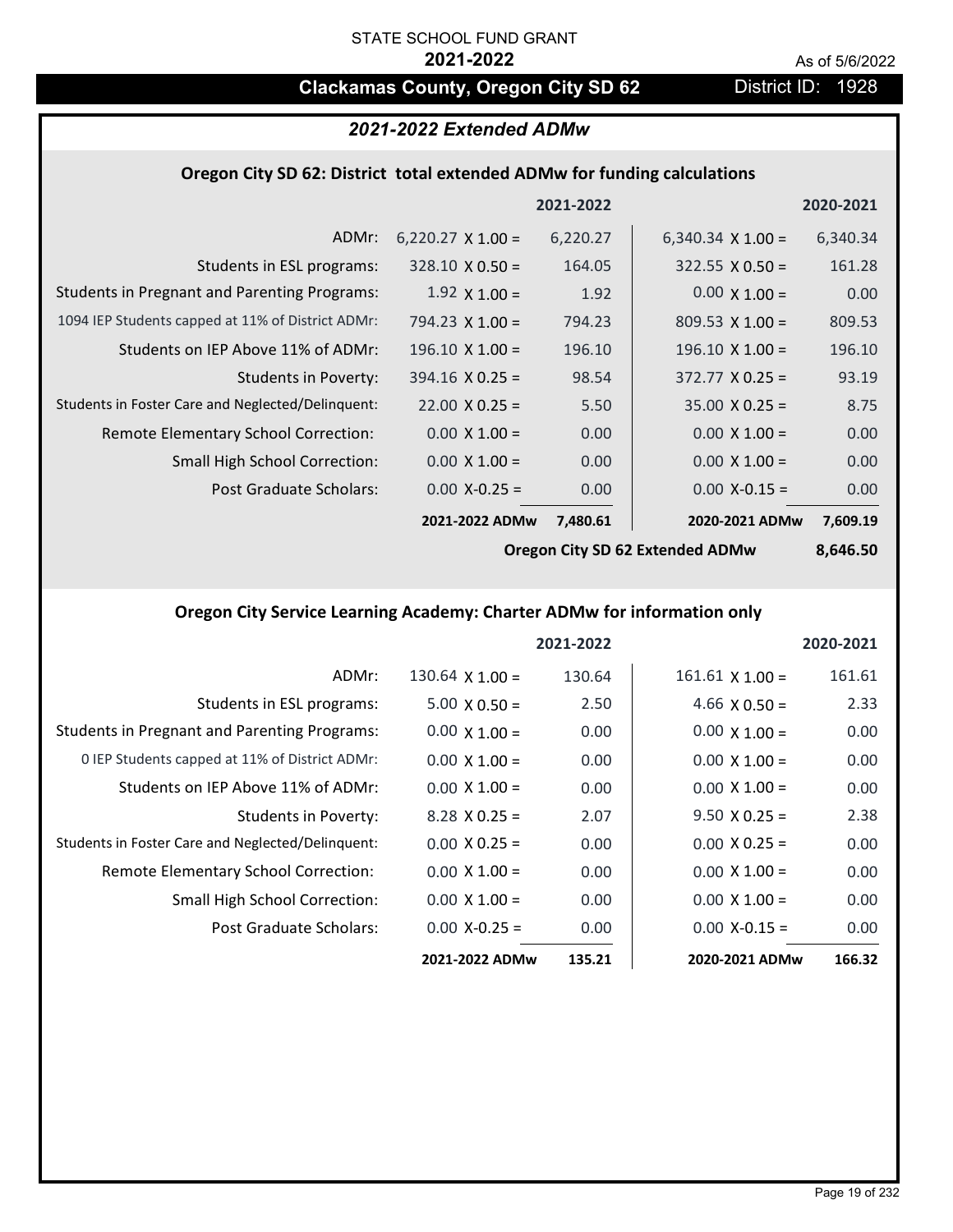STATE SCHOOL FUND GRANT

**2021-2022**

As of 5/6/2022

# Clackamas County, Oregon City SD 62

District ID: 1928

## *2021-2022 Extended ADMw*

### Oregon City SD 62: District total extended ADMw for funding calculations

| | 2021-2022 | | 2020-2021 | |
|---|---|---|---|---|
| ADMr: | 6,220.27 X 1.00 = | 6,220.27 | 6,340.34 X 1.00 = | 6,340.34 |
| Students in ESL programs: | 328.10 X 0.50 = | 164.05 | 322.55 X 0.50 = | 161.28 |
| Students in Pregnant and Parenting Programs: | 1.92 X 1.00 = | 1.92 | 0.00 X 1.00 = | 0.00 |
| 1094 IEP Students capped at 11% of District ADMr: | 794.23 X 1.00 = | 794.23 | 809.53 X 1.00 = | 809.53 |
| Students on IEP Above 11% of ADMr: | 196.10 X 1.00 = | 196.10 | 196.10 X 1.00 = | 196.10 |
| Students in Poverty: | 394.16 X 0.25 = | 98.54 | 372.77 X 0.25 = | 93.19 |
| Students in Foster Care and Neglected/Delinquent: | 22.00 X 0.25 = | 5.50 | 35.00 X 0.25 = | 8.75 |
| Remote Elementary School Correction: | 0.00 X 1.00 = | 0.00 | 0.00 X 1.00 = | 0.00 |
| Small High School Correction: | 0.00 X 1.00 = | 0.00 | 0.00 X 1.00 = | 0.00 |
| Post Graduate Scholars: | 0.00 X-0.25 = | 0.00 | 0.00 X-0.15 = | 0.00 |
| | **2021-2022 ADMw** | **7,480.61** | **2020-2021 ADMw** | **7,609.19** |
| | | | **Oregon City SD 62 Extended ADMw** | **8,646.50** |

### Oregon City Service Learning Academy: Charter ADMw for information only

| | 2021-2022 | | 2020-2021 | |
|---|---|---|---|---|
| ADMr: | 130.64 X 1.00 = | 130.64 | 161.61 X 1.00 = | 161.61 |
| Students in ESL programs: | 5.00 X 0.50 = | 2.50 | 4.66 X 0.50 = | 2.33 |
| Students in Pregnant and Parenting Programs: | 0.00 X 1.00 = | 0.00 | 0.00 X 1.00 = | 0.00 |
| 0 IEP Students capped at 11% of District ADMr: | 0.00 X 1.00 = | 0.00 | 0.00 X 1.00 = | 0.00 |
| Students on IEP Above 11% of ADMr: | 0.00 X 1.00 = | 0.00 | 0.00 X 1.00 = | 0.00 |
| Students in Poverty: | 8.28 X 0.25 = | 2.07 | 9.50 X 0.25 = | 2.38 |
| Students in Foster Care and Neglected/Delinquent: | 0.00 X 0.25 = | 0.00 | 0.00 X 0.25 = | 0.00 |
| Remote Elementary School Correction: | 0.00 X 1.00 = | 0.00 | 0.00 X 1.00 = | 0.00 |
| Small High School Correction: | 0.00 X 1.00 = | 0.00 | 0.00 X 1.00 = | 0.00 |
| Post Graduate Scholars: | 0.00 X-0.25 = | 0.00 | 0.00 X-0.15 = | 0.00 |
| | **2021-2022 ADMw** | **135.21** | **2020-2021 ADMw** | **166.32** |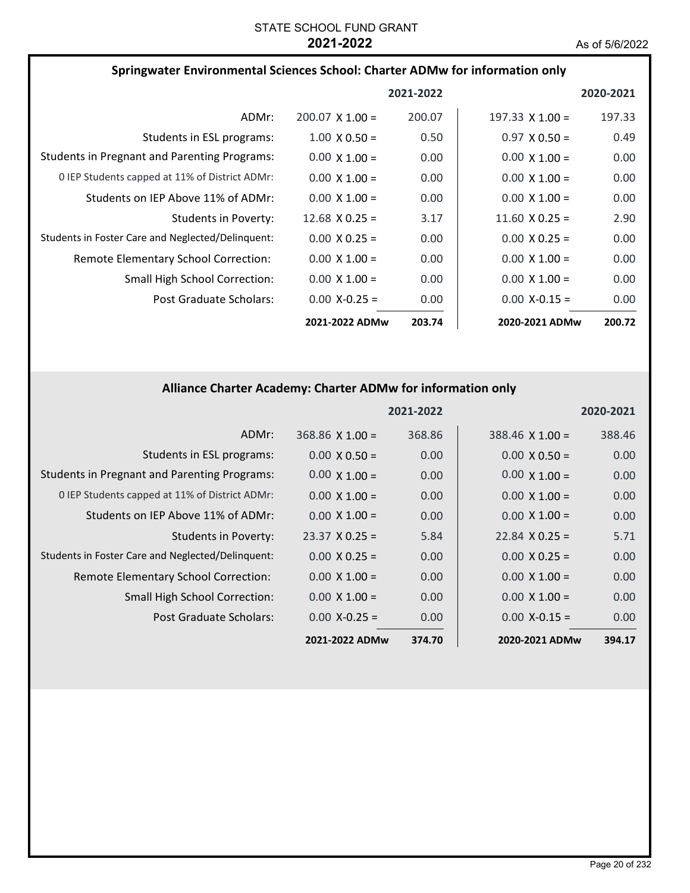## Springwater Environmental Sciences School: Charter ADMw for information only

| | | 2021-2022 | | 2020-2021 |
|---|---|---|---|---|
| ADMr: | 200.07 X 1.00 = | 200.07 | 197.33 X 1.00 = | 197.33 |
| Students in ESL programs: | 1.00 X 0.50 = | 0.50 | 0.97 X 0.50 = | 0.49 |
| Students in Pregnant and Parenting Programs: | 0.00 X 1.00 = | 0.00 | 0.00 X 1.00 = | 0.00 |
| 0 IEP Students capped at 11% of District ADMr: | 0.00 X 1.00 = | 0.00 | 0.00 X 1.00 = | 0.00 |
| Students on IEP Above 11% of ADMr: | 0.00 X 1.00 = | 0.00 | 0.00 X 1.00 = | 0.00 |
| Students in Poverty: | 12.68 X 0.25 = | 3.17 | 11.60 X 0.25 = | 2.90 |
| Students in Foster Care and Neglected/Delinquent: | 0.00 X 0.25 = | 0.00 | 0.00 X 0.25 = | 0.00 |
| Remote Elementary School Correction: | 0.00 X 1.00 = | 0.00 | 0.00 X 1.00 = | 0.00 |
| Small High School Correction: | 0.00 X 1.00 = | 0.00 | 0.00 X 1.00 = | 0.00 |
| Post Graduate Scholars: | 0.00 X-0.25 = | 0.00 | 0.00 X-0.15 = | 0.00 |
| | **2021-2022 ADMw** | **203.74** | **2020-2021 ADMw** | **200.72** |

## Alliance Charter Academy: Charter ADMw for information only

| | | 2021-2022 | | 2020-2021 |
|---|---|---|---|---|
| ADMr: | 368.86 X 1.00 = | 368.86 | 388.46 X 1.00 = | 388.46 |
| Students in ESL programs: | 0.00 X 0.50 = | 0.00 | 0.00 X 0.50 = | 0.00 |
| Students in Pregnant and Parenting Programs: | 0.00 X 1.00 = | 0.00 | 0.00 X 1.00 = | 0.00 |
| 0 IEP Students capped at 11% of District ADMr: | 0.00 X 1.00 = | 0.00 | 0.00 X 1.00 = | 0.00 |
| Students on IEP Above 11% of ADMr: | 0.00 X 1.00 = | 0.00 | 0.00 X 1.00 = | 0.00 |
| Students in Poverty: | 23.37 X 0.25 = | 5.84 | 22.84 X 0.25 = | 5.71 |
| Students in Foster Care and Neglected/Delinquent: | 0.00 X 0.25 = | 0.00 | 0.00 X 0.25 = | 0.00 |
| Remote Elementary School Correction: | 0.00 X 1.00 = | 0.00 | 0.00 X 1.00 = | 0.00 |
| Small High School Correction: | 0.00 X 1.00 = | 0.00 | 0.00 X 1.00 = | 0.00 |
| Post Graduate Scholars: | 0.00 X-0.25 = | 0.00 | 0.00 X-0.15 = | 0.00 |
| | **2021-2022 ADMw** | **374.70** | **2020-2021 ADMw** | **394.17** |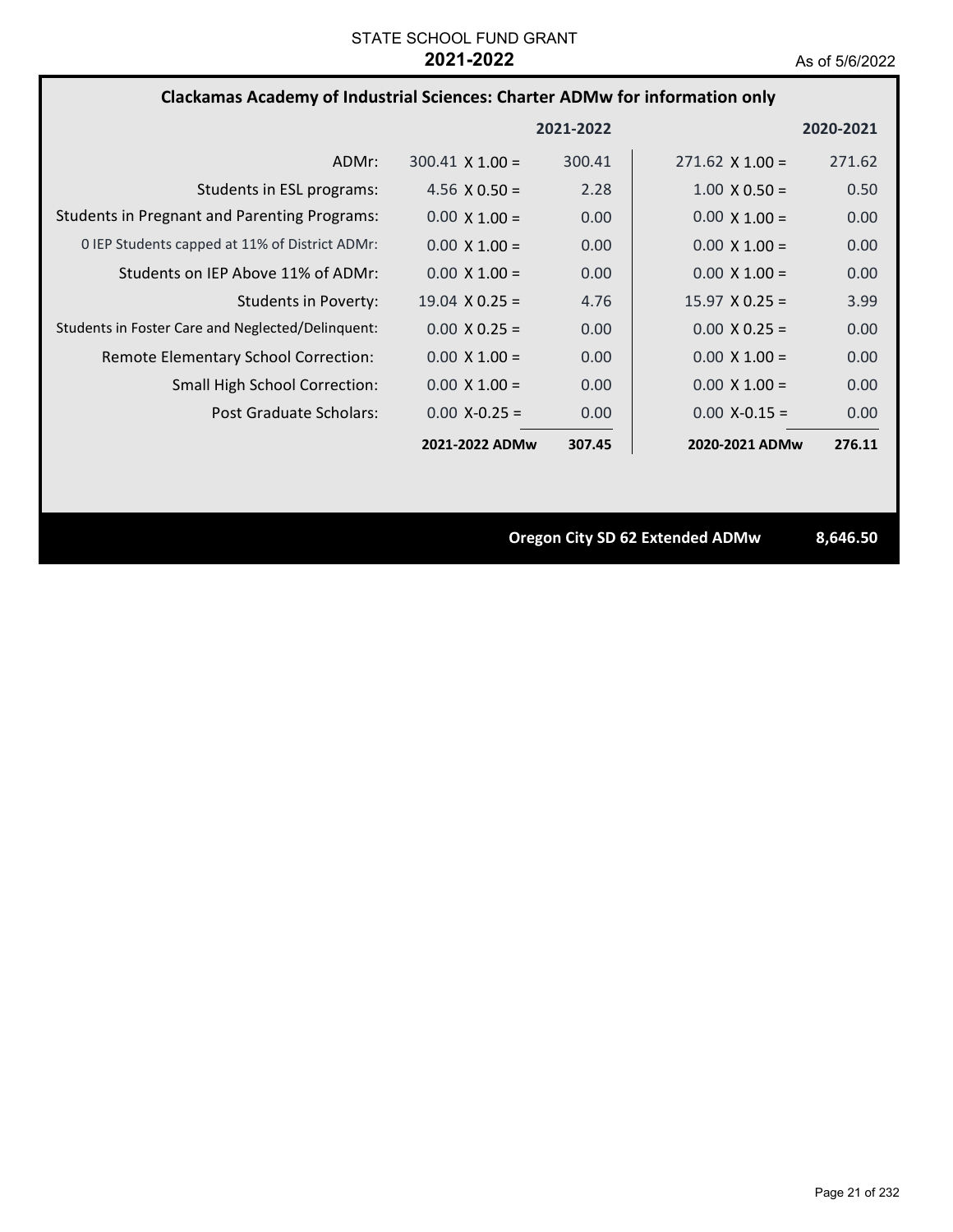STATE SCHOOL FUND GRANT

**2021-2022**

As of 5/6/2022

## Clackamas Academy of Industrial Sciences: Charter ADMw for information only

| | | 2021-2022 | | 2020-2021 |
|---|---|---|---|---|
| ADMr: | 300.41 X 1.00 = | 300.41 | 271.62 X 1.00 = | 271.62 |
| Students in ESL programs: | 4.56 X 0.50 = | 2.28 | 1.00 X 0.50 = | 0.50 |
| Students in Pregnant and Parenting Programs: | 0.00 X 1.00 = | 0.00 | 0.00 X 1.00 = | 0.00 |
| 0 IEP Students capped at 11% of District ADMr: | 0.00 X 1.00 = | 0.00 | 0.00 X 1.00 = | 0.00 |
| Students on IEP Above 11% of ADMr: | 0.00 X 1.00 = | 0.00 | 0.00 X 1.00 = | 0.00 |
| Students in Poverty: | 19.04 X 0.25 = | 4.76 | 15.97 X 0.25 = | 3.99 |
| Students in Foster Care and Neglected/Delinquent: | 0.00 X 0.25 = | 0.00 | 0.00 X 0.25 = | 0.00 |
| Remote Elementary School Correction: | 0.00 X 1.00 = | 0.00 | 0.00 X 1.00 = | 0.00 |
| Small High School Correction: | 0.00 X 1.00 = | 0.00 | 0.00 X 1.00 = | 0.00 |
| Post Graduate Scholars: | 0.00 X-0.25 = | 0.00 | 0.00 X-0.15 = | 0.00 |
| | **2021-2022 ADMw** | **307.45** | **2020-2021 ADMw** | **276.11** |

**Oregon City SD 62 Extended ADMw** **8,646.50**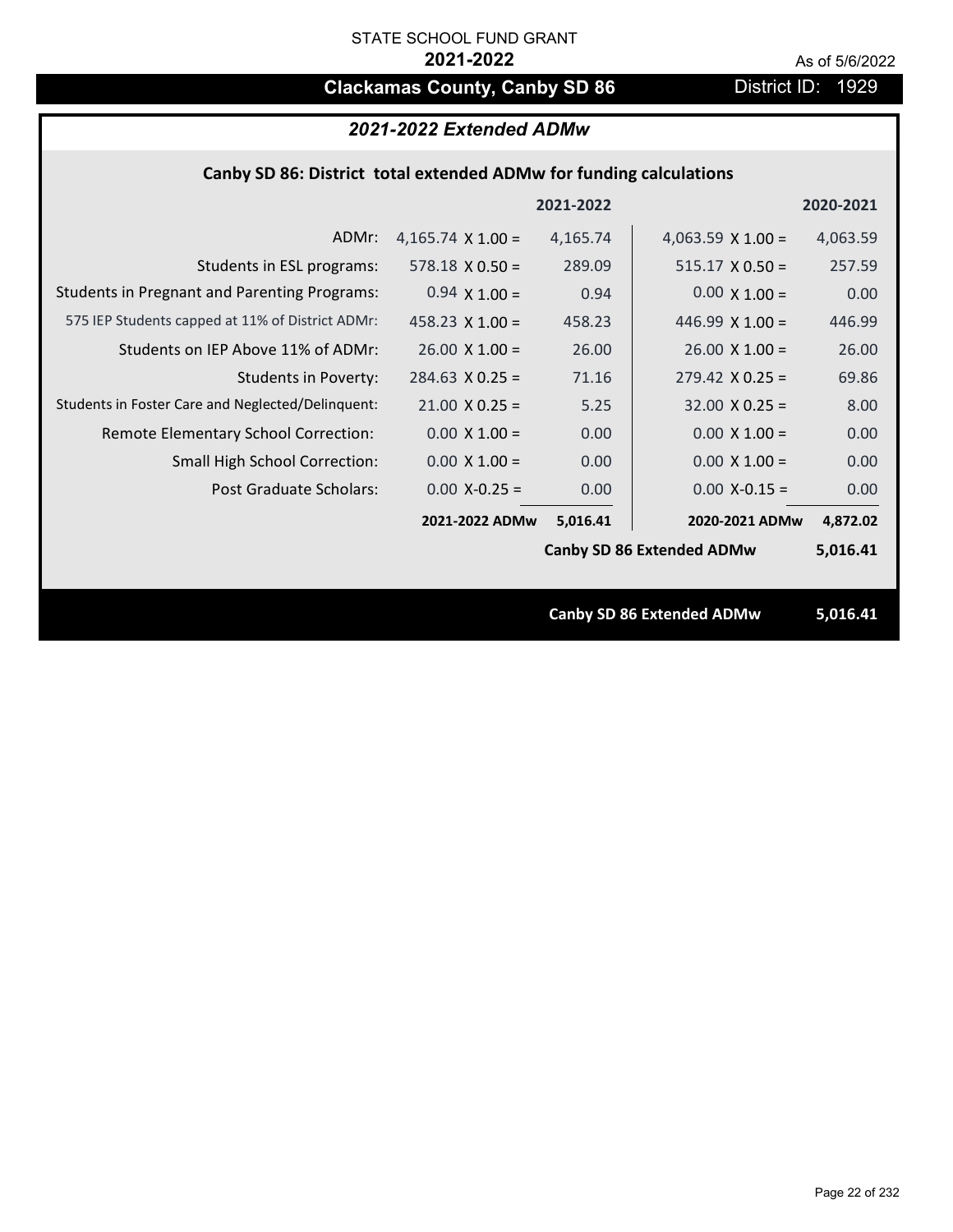STATE SCHOOL FUND GRANT

**2021-2022**

As of 5/6/2022

## Clackamas County, Canby SD 86

District ID: 1929

### *2021-2022 Extended ADMw*

#### Canby SD 86: District total extended ADMw for funding calculations

| | | 2021-2022 | | 2020-2021 |
|---|---|---|---|---|
| ADMr: | 4,165.74 X 1.00 = | 4,165.74 | 4,063.59 X 1.00 = | 4,063.59 |
| Students in ESL programs: | 578.18 X 0.50 = | 289.09 | 515.17 X 0.50 = | 257.59 |
| Students in Pregnant and Parenting Programs: | 0.94 X 1.00 = | 0.94 | 0.00 X 1.00 = | 0.00 |
| 575 IEP Students capped at 11% of District ADMr: | 458.23 X 1.00 = | 458.23 | 446.99 X 1.00 = | 446.99 |
| Students on IEP Above 11% of ADMr: | 26.00 X 1.00 = | 26.00 | 26.00 X 1.00 = | 26.00 |
| Students in Poverty: | 284.63 X 0.25 = | 71.16 | 279.42 X 0.25 = | 69.86 |
| Students in Foster Care and Neglected/Delinquent: | 21.00 X 0.25 = | 5.25 | 32.00 X 0.25 = | 8.00 |
| Remote Elementary School Correction: | 0.00 X 1.00 = | 0.00 | 0.00 X 1.00 = | 0.00 |
| Small High School Correction: | 0.00 X 1.00 = | 0.00 | 0.00 X 1.00 = | 0.00 |
| Post Graduate Scholars: | 0.00 X-0.25 = | 0.00 | 0.00 X-0.15 = | 0.00 |
| | **2021-2022 ADMw** | **5,016.41** | **2020-2021 ADMw** | **4,872.02** |
| | | | **Canby SD 86 Extended ADMw** | **5,016.41** |

**Canby SD 86 Extended ADMw 5,016.41**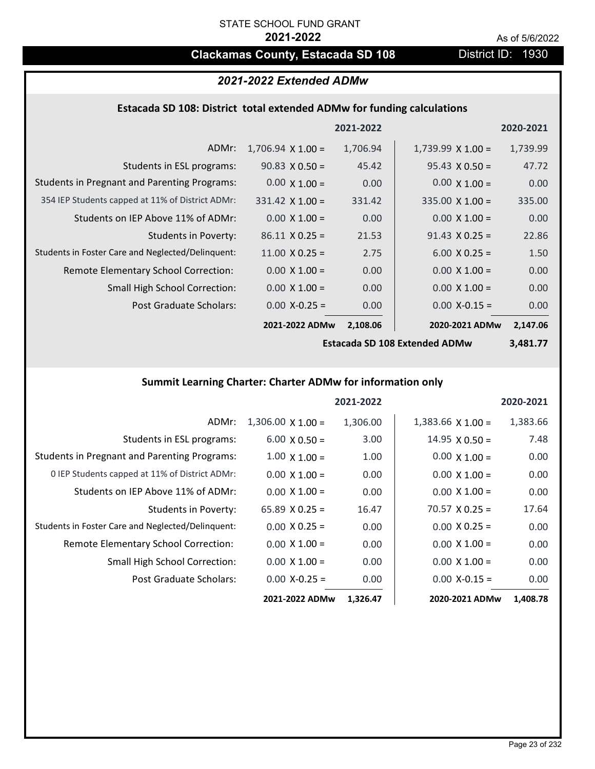STATE SCHOOL FUND GRANT

**2021-2022**

As of 5/6/2022

## Clackamas County, Estacada SD 108

District ID: 1930

### *2021-2022 Extended ADMw*

#### Estacada SD 108: District total extended ADMw for funding calculations

| | | 2021-2022 | | 2020-2021 |
|---|---|---|---|---|
| ADMr: | 1,706.94 X 1.00 = | 1,706.94 | 1,739.99 X 1.00 = | 1,739.99 |
| Students in ESL programs: | 90.83 X 0.50 = | 45.42 | 95.43 X 0.50 = | 47.72 |
| Students in Pregnant and Parenting Programs: | 0.00 X 1.00 = | 0.00 | 0.00 X 1.00 = | 0.00 |
| 354 IEP Students capped at 11% of District ADMr: | 331.42 X 1.00 = | 331.42 | 335.00 X 1.00 = | 335.00 |
| Students on IEP Above 11% of ADMr: | 0.00 X 1.00 = | 0.00 | 0.00 X 1.00 = | 0.00 |
| Students in Poverty: | 86.11 X 0.25 = | 21.53 | 91.43 X 0.25 = | 22.86 |
| Students in Foster Care and Neglected/Delinquent: | 11.00 X 0.25 = | 2.75 | 6.00 X 0.25 = | 1.50 |
| Remote Elementary School Correction: | 0.00 X 1.00 = | 0.00 | 0.00 X 1.00 = | 0.00 |
| Small High School Correction: | 0.00 X 1.00 = | 0.00 | 0.00 X 1.00 = | 0.00 |
| Post Graduate Scholars: | 0.00 X-0.25 = | 0.00 | 0.00 X-0.15 = | 0.00 |
| | **2021-2022 ADMw** | **2,108.06** | **2020-2021 ADMw** | **2,147.06** |
| | | | **Estacada SD 108 Extended ADMw** | **3,481.77** |

#### Summit Learning Charter: Charter ADMw for information only

| | | 2021-2022 | | 2020-2021 |
|---|---|---|---|---|
| ADMr: | 1,306.00 X 1.00 = | 1,306.00 | 1,383.66 X 1.00 = | 1,383.66 |
| Students in ESL programs: | 6.00 X 0.50 = | 3.00 | 14.95 X 0.50 = | 7.48 |
| Students in Pregnant and Parenting Programs: | 1.00 X 1.00 = | 1.00 | 0.00 X 1.00 = | 0.00 |
| 0 IEP Students capped at 11% of District ADMr: | 0.00 X 1.00 = | 0.00 | 0.00 X 1.00 = | 0.00 |
| Students on IEP Above 11% of ADMr: | 0.00 X 1.00 = | 0.00 | 0.00 X 1.00 = | 0.00 |
| Students in Poverty: | 65.89 X 0.25 = | 16.47 | 70.57 X 0.25 = | 17.64 |
| Students in Foster Care and Neglected/Delinquent: | 0.00 X 0.25 = | 0.00 | 0.00 X 0.25 = | 0.00 |
| Remote Elementary School Correction: | 0.00 X 1.00 = | 0.00 | 0.00 X 1.00 = | 0.00 |
| Small High School Correction: | 0.00 X 1.00 = | 0.00 | 0.00 X 1.00 = | 0.00 |
| Post Graduate Scholars: | 0.00 X-0.25 = | 0.00 | 0.00 X-0.15 = | 0.00 |
| | **2021-2022 ADMw** | **1,326.47** | **2020-2021 ADMw** | **1,408.78** |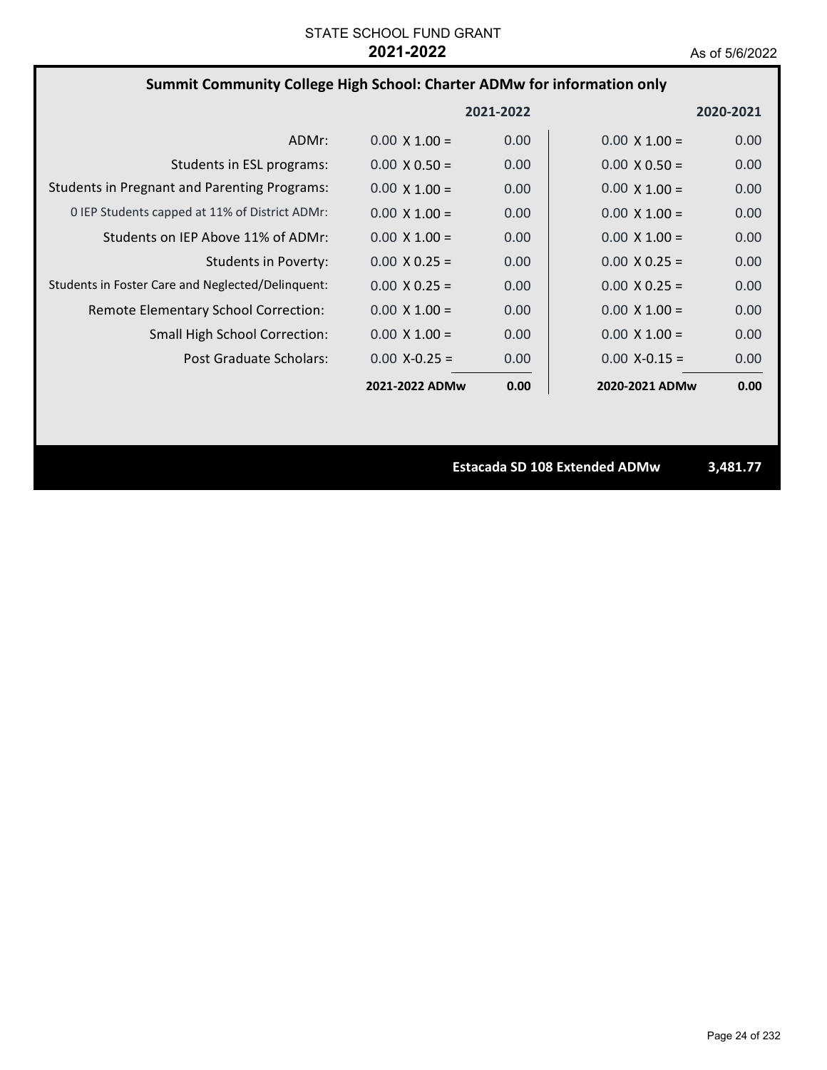STATE SCHOOL FUND GRANT

**2021-2022**

As of 5/6/2022

## Summit Community College High School: Charter ADMw for information only

| | | 2021-2022 | | 2020-2021 |
|---|---|---|---|---|
| ADMr: | 0.00 X 1.00 = | 0.00 | 0.00 X 1.00 = | 0.00 |
| Students in ESL programs: | 0.00 X 0.50 = | 0.00 | 0.00 X 0.50 = | 0.00 |
| Students in Pregnant and Parenting Programs: | 0.00 X 1.00 = | 0.00 | 0.00 X 1.00 = | 0.00 |
| 0 IEP Students capped at 11% of District ADMr: | 0.00 X 1.00 = | 0.00 | 0.00 X 1.00 = | 0.00 |
| Students on IEP Above 11% of ADMr: | 0.00 X 1.00 = | 0.00 | 0.00 X 1.00 = | 0.00 |
| Students in Poverty: | 0.00 X 0.25 = | 0.00 | 0.00 X 0.25 = | 0.00 |
| Students in Foster Care and Neglected/Delinquent: | 0.00 X 0.25 = | 0.00 | 0.00 X 0.25 = | 0.00 |
| Remote Elementary School Correction: | 0.00 X 1.00 = | 0.00 | 0.00 X 1.00 = | 0.00 |
| Small High School Correction: | 0.00 X 1.00 = | 0.00 | 0.00 X 1.00 = | 0.00 |
| Post Graduate Scholars: | 0.00 X-0.25 = | 0.00 | 0.00 X-0.15 = | 0.00 |
| | **2021-2022 ADMw** | **0.00** | **2020-2021 ADMw** | **0.00** |

**Estacada SD 108 Extended ADMw** **3,481.77**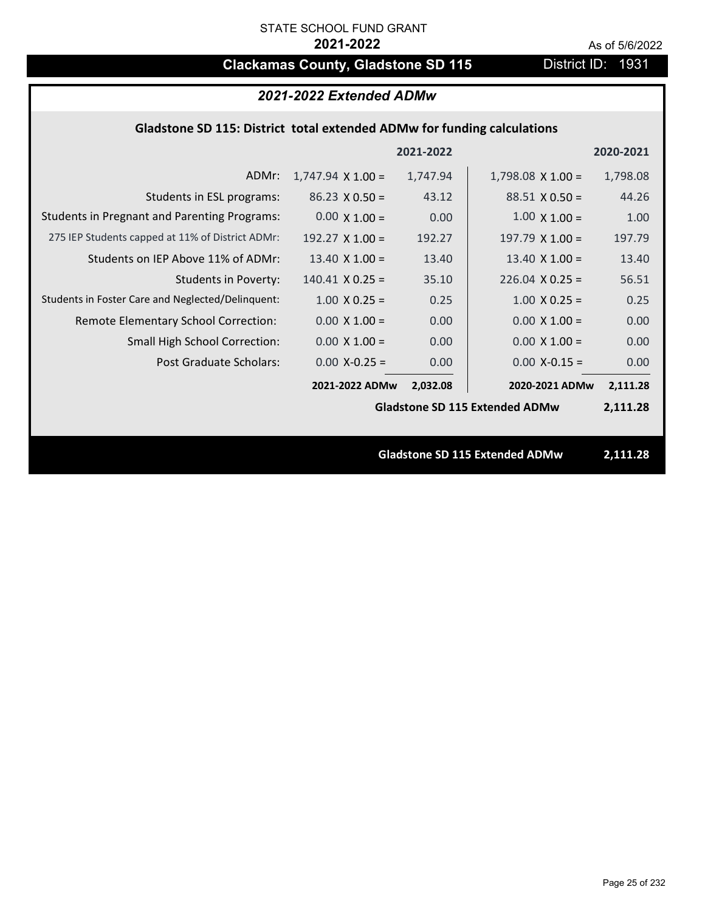STATE SCHOOL FUND GRANT

**2021-2022**

As of 5/6/2022

## Clackamas County, Gladstone SD 115 — District ID: 1931

### *2021-2022 Extended ADMw*

**Gladstone SD 115: District total extended ADMw for funding calculations**

| | | 2021-2022 | | 2020-2021 |
|---|---|---|---|---|
| ADMr: | 1,747.94 X 1.00 = | 1,747.94 | 1,798.08 X 1.00 = | 1,798.08 |
| Students in ESL programs: | 86.23 X 0.50 = | 43.12 | 88.51 X 0.50 = | 44.26 |
| Students in Pregnant and Parenting Programs: | 0.00 X 1.00 = | 0.00 | 1.00 X 1.00 = | 1.00 |
| 275 IEP Students capped at 11% of District ADMr: | 192.27 X 1.00 = | 192.27 | 197.79 X 1.00 = | 197.79 |
| Students on IEP Above 11% of ADMr: | 13.40 X 1.00 = | 13.40 | 13.40 X 1.00 = | 13.40 |
| Students in Poverty: | 140.41 X 0.25 = | 35.10 | 226.04 X 0.25 = | 56.51 |
| Students in Foster Care and Neglected/Delinquent: | 1.00 X 0.25 = | 0.25 | 1.00 X 0.25 = | 0.25 |
| Remote Elementary School Correction: | 0.00 X 1.00 = | 0.00 | 0.00 X 1.00 = | 0.00 |
| Small High School Correction: | 0.00 X 1.00 = | 0.00 | 0.00 X 1.00 = | 0.00 |
| Post Graduate Scholars: | 0.00 X-0.25 = | 0.00 | 0.00 X-0.15 = | 0.00 |
| | **2021-2022 ADMw** | **2,032.08** | **2020-2021 ADMw** | **2,111.28** |
| | | | **Gladstone SD 115 Extended ADMw** | **2,111.28** |

**Gladstone SD 115 Extended ADMw 2,111.28**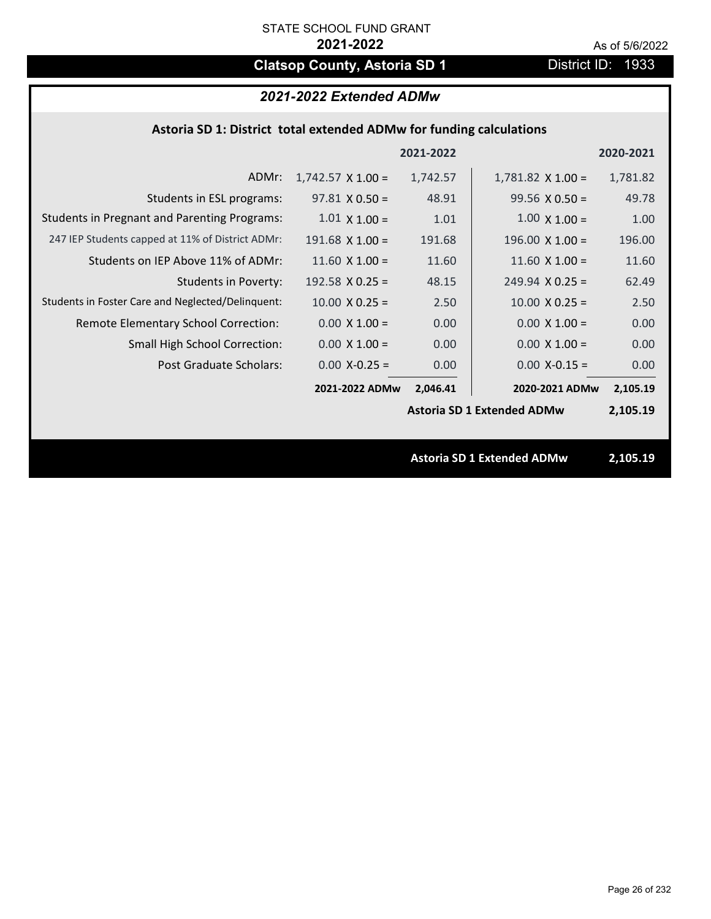STATE SCHOOL FUND GRANT

**2021-2022**

As of 5/6/2022

## Clatsop County, Astoria SD 1

District ID: 1933

### *2021-2022 Extended ADMw*

#### Astoria SD 1: District total extended ADMw for funding calculations

| | | 2021-2022 | | 2020-2021 |
|---|---|---|---|---|
| ADMr: | 1,742.57 X 1.00 = | 1,742.57 | 1,781.82 X 1.00 = | 1,781.82 |
| Students in ESL programs: | 97.81 X 0.50 = | 48.91 | 99.56 X 0.50 = | 49.78 |
| Students in Pregnant and Parenting Programs: | 1.01 X 1.00 = | 1.01 | 1.00 X 1.00 = | 1.00 |
| 247 IEP Students capped at 11% of District ADMr: | 191.68 X 1.00 = | 191.68 | 196.00 X 1.00 = | 196.00 |
| Students on IEP Above 11% of ADMr: | 11.60 X 1.00 = | 11.60 | 11.60 X 1.00 = | 11.60 |
| Students in Poverty: | 192.58 X 0.25 = | 48.15 | 249.94 X 0.25 = | 62.49 |
| Students in Foster Care and Neglected/Delinquent: | 10.00 X 0.25 = | 2.50 | 10.00 X 0.25 = | 2.50 |
| Remote Elementary School Correction: | 0.00 X 1.00 = | 0.00 | 0.00 X 1.00 = | 0.00 |
| Small High School Correction: | 0.00 X 1.00 = | 0.00 | 0.00 X 1.00 = | 0.00 |
| Post Graduate Scholars: | 0.00 X-0.25 = | 0.00 | 0.00 X-0.15 = | 0.00 |
| | **2021-2022 ADMw** | **2,046.41** | **2020-2021 ADMw** | **2,105.19** |
| | | | **Astoria SD 1 Extended ADMw** | **2,105.19** |

**Astoria SD 1 Extended ADMw** **2,105.19**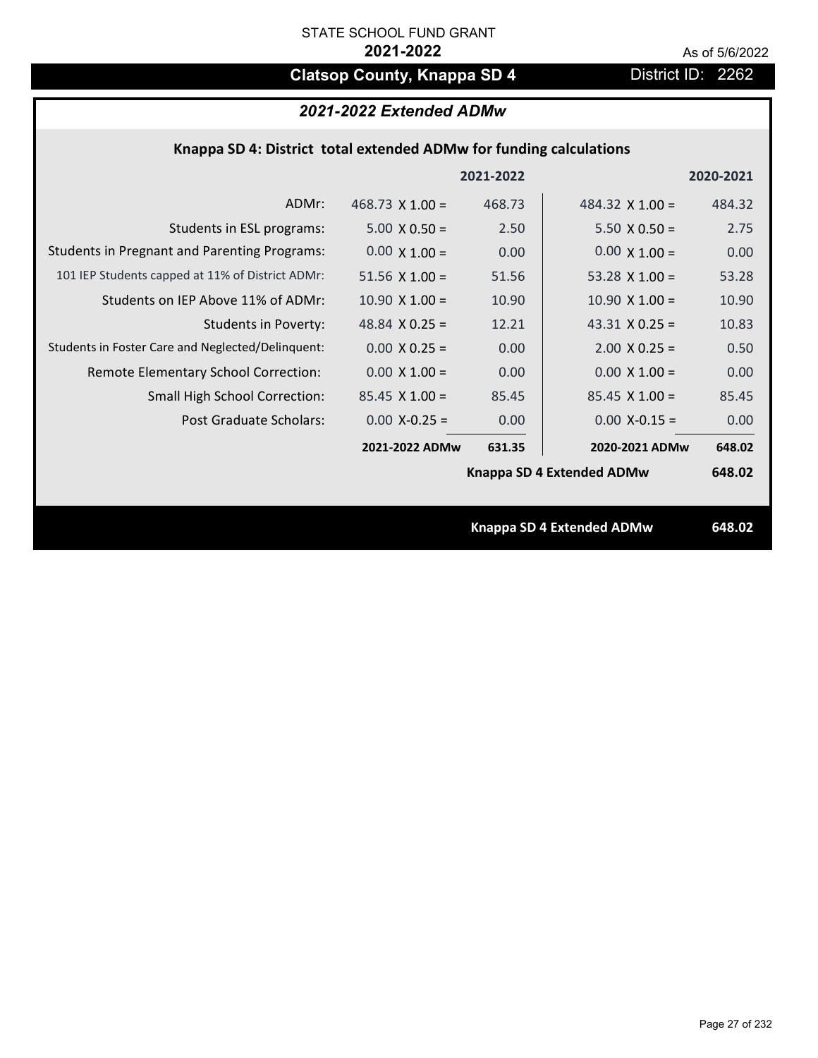STATE SCHOOL FUND GRANT

**2021-2022**

As of 5/6/2022

# Clatsop County, Knappa SD 4

District ID: 2262

## *2021-2022 Extended ADMw*

### Knappa SD 4: District total extended ADMw for funding calculations

| | | 2021-2022 | | 2020-2021 |
|---|---|---|---|---|
| ADMr: | 468.73 X 1.00 = | 468.73 | 484.32 X 1.00 = | 484.32 |
| Students in ESL programs: | 5.00 X 0.50 = | 2.50 | 5.50 X 0.50 = | 2.75 |
| Students in Pregnant and Parenting Programs: | 0.00 X 1.00 = | 0.00 | 0.00 X 1.00 = | 0.00 |
| 101 IEP Students capped at 11% of District ADMr: | 51.56 X 1.00 = | 51.56 | 53.28 X 1.00 = | 53.28 |
| Students on IEP Above 11% of ADMr: | 10.90 X 1.00 = | 10.90 | 10.90 X 1.00 = | 10.90 |
| Students in Poverty: | 48.84 X 0.25 = | 12.21 | 43.31 X 0.25 = | 10.83 |
| Students in Foster Care and Neglected/Delinquent: | 0.00 X 0.25 = | 0.00 | 2.00 X 0.25 = | 0.50 |
| Remote Elementary School Correction: | 0.00 X 1.00 = | 0.00 | 0.00 X 1.00 = | 0.00 |
| Small High School Correction: | 85.45 X 1.00 = | 85.45 | 85.45 X 1.00 = | 85.45 |
| Post Graduate Scholars: | 0.00 X-0.25 = | 0.00 | 0.00 X-0.15 = | 0.00 |
| | **2021-2022 ADMw** | **631.35** | **2020-2021 ADMw** | **648.02** |
| | | | **Knappa SD 4 Extended ADMw** | **648.02** |

**Knappa SD 4 Extended ADMw** **648.02**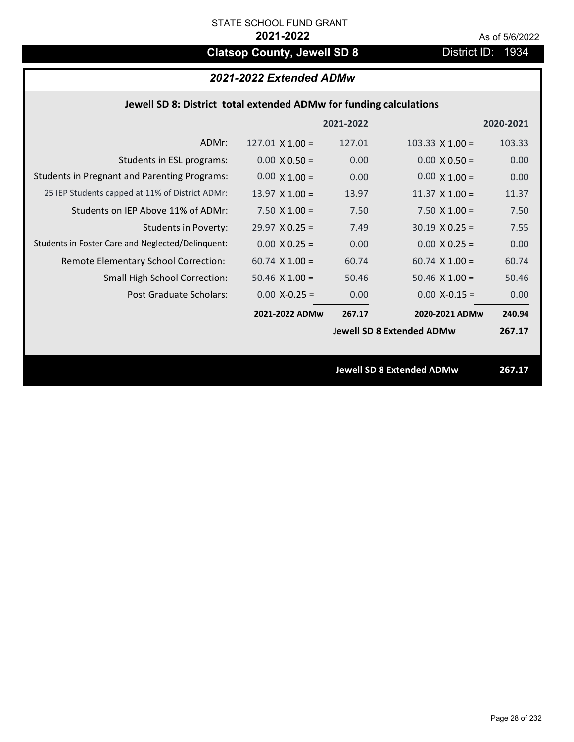STATE SCHOOL FUND GRANT

**2021-2022**

As of 5/6/2022

## Clatsop County, Jewell SD 8

District ID: 1934

### *2021-2022 Extended ADMw*

**Jewell SD 8: District total extended ADMw for funding calculations**

| | | 2021-2022 | | 2020-2021 |
|---|---|---|---|---|
| ADMr: | 127.01 X 1.00 = | 127.01 | 103.33 X 1.00 = | 103.33 |
| Students in ESL programs: | 0.00 X 0.50 = | 0.00 | 0.00 X 0.50 = | 0.00 |
| Students in Pregnant and Parenting Programs: | 0.00 X 1.00 = | 0.00 | 0.00 X 1.00 = | 0.00 |
| 25 IEP Students capped at 11% of District ADMr: | 13.97 X 1.00 = | 13.97 | 11.37 X 1.00 = | 11.37 |
| Students on IEP Above 11% of ADMr: | 7.50 X 1.00 = | 7.50 | 7.50 X 1.00 = | 7.50 |
| Students in Poverty: | 29.97 X 0.25 = | 7.49 | 30.19 X 0.25 = | 7.55 |
| Students in Foster Care and Neglected/Delinquent: | 0.00 X 0.25 = | 0.00 | 0.00 X 0.25 = | 0.00 |
| Remote Elementary School Correction: | 60.74 X 1.00 = | 60.74 | 60.74 X 1.00 = | 60.74 |
| Small High School Correction: | 50.46 X 1.00 = | 50.46 | 50.46 X 1.00 = | 50.46 |
| Post Graduate Scholars: | 0.00 X-0.25 = | 0.00 | 0.00 X-0.15 = | 0.00 |
| | **2021-2022 ADMw** | **267.17** | **2020-2021 ADMw** | **240.94** |
| | | | **Jewell SD 8 Extended ADMw** | **267.17** |

**Jewell SD 8 Extended ADMw 267.17**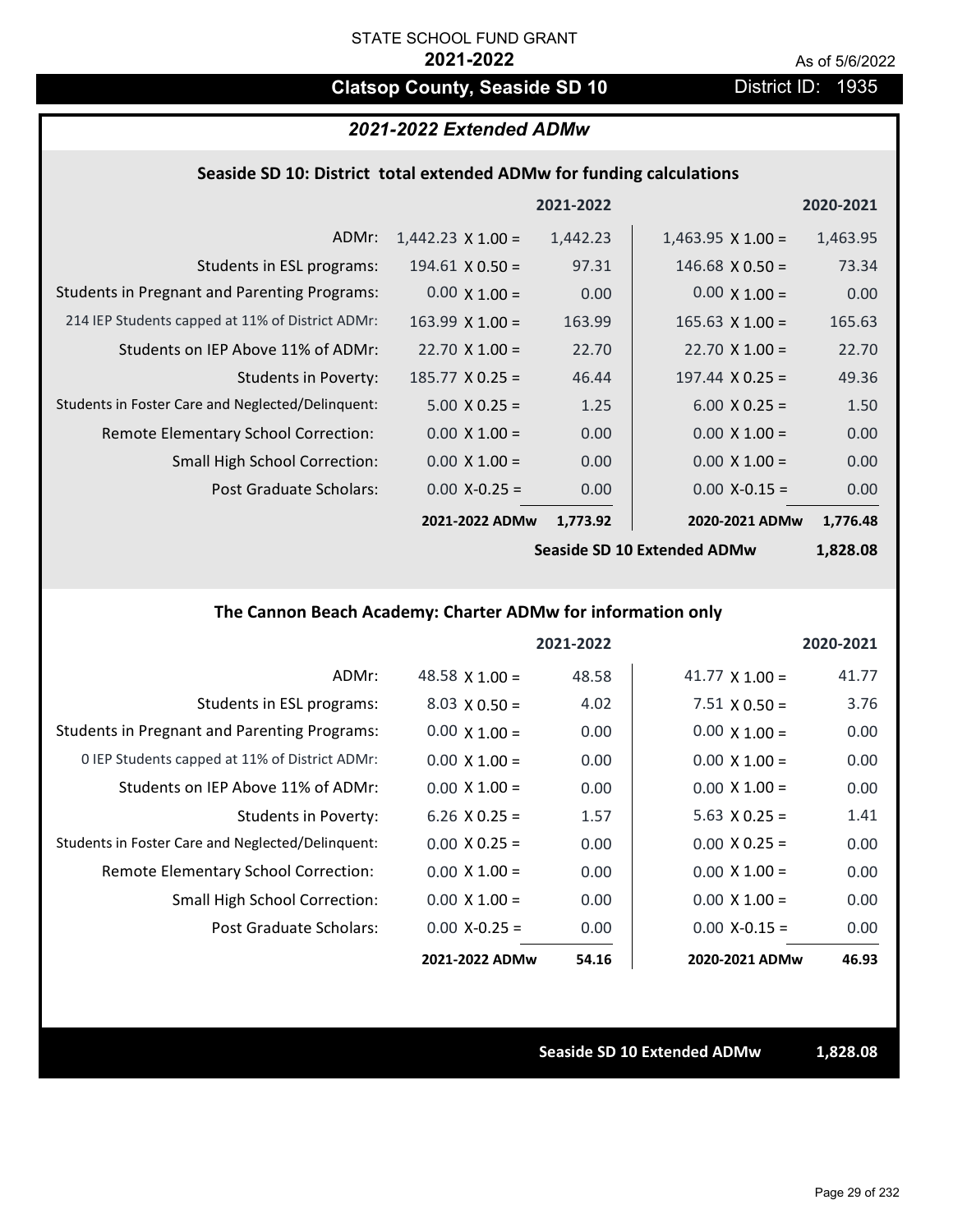STATE SCHOOL FUND GRANT

**2021-2022**

As of 5/6/2022

## Clatsop County, Seaside SD 10

District ID: 1935

### *2021-2022 Extended ADMw*

#### Seaside SD 10: District total extended ADMw for funding calculations

| | | 2021-2022 | | 2020-2021 |
|---|---|---|---|---|
| ADMr: | 1,442.23 X 1.00 = | 1,442.23 | 1,463.95 X 1.00 = | 1,463.95 |
| Students in ESL programs: | 194.61 X 0.50 = | 97.31 | 146.68 X 0.50 = | 73.34 |
| Students in Pregnant and Parenting Programs: | 0.00 X 1.00 = | 0.00 | 0.00 X 1.00 = | 0.00 |
| 214 IEP Students capped at 11% of District ADMr: | 163.99 X 1.00 = | 163.99 | 165.63 X 1.00 = | 165.63 |
| Students on IEP Above 11% of ADMr: | 22.70 X 1.00 = | 22.70 | 22.70 X 1.00 = | 22.70 |
| Students in Poverty: | 185.77 X 0.25 = | 46.44 | 197.44 X 0.25 = | 49.36 |
| Students in Foster Care and Neglected/Delinquent: | 5.00 X 0.25 = | 1.25 | 6.00 X 0.25 = | 1.50 |
| Remote Elementary School Correction: | 0.00 X 1.00 = | 0.00 | 0.00 X 1.00 = | 0.00 |
| Small High School Correction: | 0.00 X 1.00 = | 0.00 | 0.00 X 1.00 = | 0.00 |
| Post Graduate Scholars: | 0.00 X-0.25 = | 0.00 | 0.00 X-0.15 = | 0.00 |
| | **2021-2022 ADMw** | **1,773.92** | **2020-2021 ADMw** | **1,776.48** |
| | | | **Seaside SD 10 Extended ADMw** | **1,828.08** |

#### The Cannon Beach Academy: Charter ADMw for information only

| | | 2021-2022 | | 2020-2021 |
|---|---|---|---|---|
| ADMr: | 48.58 X 1.00 = | 48.58 | 41.77 X 1.00 = | 41.77 |
| Students in ESL programs: | 8.03 X 0.50 = | 4.02 | 7.51 X 0.50 = | 3.76 |
| Students in Pregnant and Parenting Programs: | 0.00 X 1.00 = | 0.00 | 0.00 X 1.00 = | 0.00 |
| 0 IEP Students capped at 11% of District ADMr: | 0.00 X 1.00 = | 0.00 | 0.00 X 1.00 = | 0.00 |
| Students on IEP Above 11% of ADMr: | 0.00 X 1.00 = | 0.00 | 0.00 X 1.00 = | 0.00 |
| Students in Poverty: | 6.26 X 0.25 = | 1.57 | 5.63 X 0.25 = | 1.41 |
| Students in Foster Care and Neglected/Delinquent: | 0.00 X 0.25 = | 0.00 | 0.00 X 0.25 = | 0.00 |
| Remote Elementary School Correction: | 0.00 X 1.00 = | 0.00 | 0.00 X 1.00 = | 0.00 |
| Small High School Correction: | 0.00 X 1.00 = | 0.00 | 0.00 X 1.00 = | 0.00 |
| Post Graduate Scholars: | 0.00 X-0.25 = | 0.00 | 0.00 X-0.15 = | 0.00 |
| | **2021-2022 ADMw** | **54.16** | **2020-2021 ADMw** | **46.93** |

**Seaside SD 10 Extended ADMw** **1,828.08**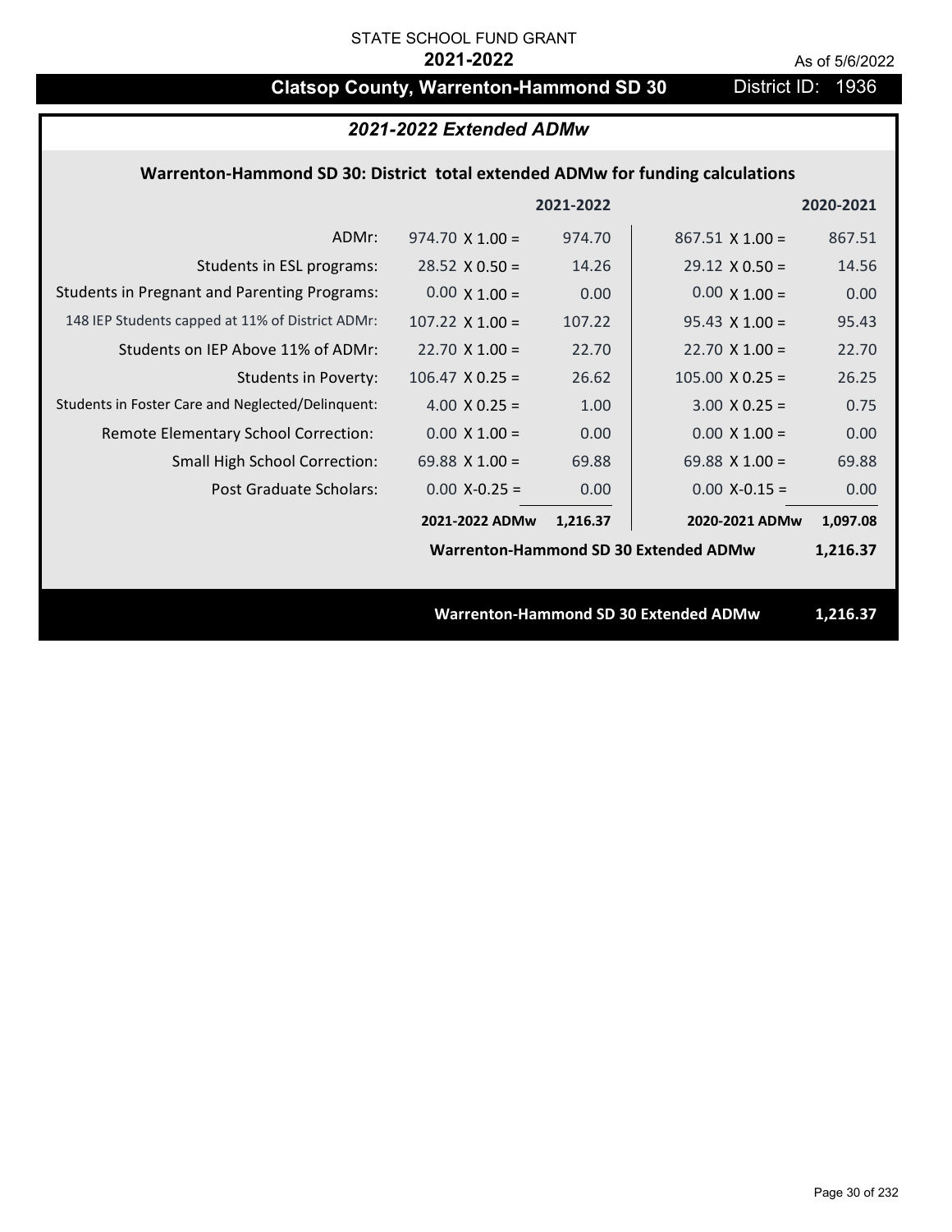STATE SCHOOL FUND GRANT

**2021-2022**

As of 5/6/2022

## Clatsop County, Warrenton-Hammond SD 30 — District ID: 1936

### *2021-2022 Extended ADMw*

**Warrenton-Hammond SD 30: District total extended ADMw for funding calculations**

| | | 2021-2022 | | 2020-2021 |
|---|---|---|---|---|
| ADMr: | 974.70 X 1.00 = | 974.70 | 867.51 X 1.00 = | 867.51 |
| Students in ESL programs: | 28.52 X 0.50 = | 14.26 | 29.12 X 0.50 = | 14.56 |
| Students in Pregnant and Parenting Programs: | 0.00 X 1.00 = | 0.00 | 0.00 X 1.00 = | 0.00 |
| 148 IEP Students capped at 11% of District ADMr: | 107.22 X 1.00 = | 107.22 | 95.43 X 1.00 = | 95.43 |
| Students on IEP Above 11% of ADMr: | 22.70 X 1.00 = | 22.70 | 22.70 X 1.00 = | 22.70 |
| Students in Poverty: | 106.47 X 0.25 = | 26.62 | 105.00 X 0.25 = | 26.25 |
| Students in Foster Care and Neglected/Delinquent: | 4.00 X 0.25 = | 1.00 | 3.00 X 0.25 = | 0.75 |
| Remote Elementary School Correction: | 0.00 X 1.00 = | 0.00 | 0.00 X 1.00 = | 0.00 |
| Small High School Correction: | 69.88 X 1.00 = | 69.88 | 69.88 X 1.00 = | 69.88 |
| Post Graduate Scholars: | 0.00 X-0.25 = | 0.00 | 0.00 X-0.15 = | 0.00 |
| | **2021-2022 ADMw** | **1,216.37** | **2020-2021 ADMw** | **1,097.08** |
| | | | **Warrenton-Hammond SD 30 Extended ADMw** | **1,216.37** |

**Warrenton-Hammond SD 30 Extended ADMw — 1,216.37**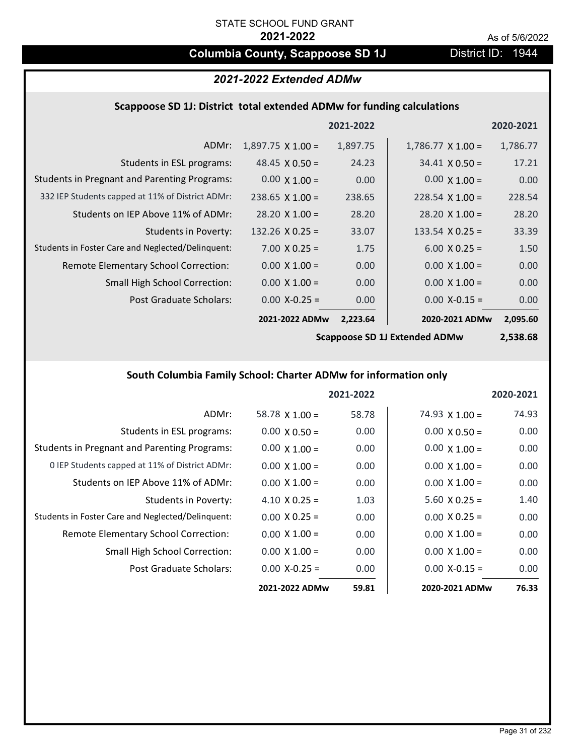STATE SCHOOL FUND GRANT

**2021-2022**

As of 5/6/2022

## Columbia County, Scappoose SD 1J

District ID: 1944

### *2021-2022 Extended ADMw*

#### Scappoose SD 1J: District total extended ADMw for funding calculations

| | 2021-2022 | | 2020-2021 | |
|---|---|---|---|---|
| ADMr: | 1,897.75 X 1.00 = | 1,897.75 | 1,786.77 X 1.00 = | 1,786.77 |
| Students in ESL programs: | 48.45 X 0.50 = | 24.23 | 34.41 X 0.50 = | 17.21 |
| Students in Pregnant and Parenting Programs: | 0.00 X 1.00 = | 0.00 | 0.00 X 1.00 = | 0.00 |
| 332 IEP Students capped at 11% of District ADMr: | 238.65 X 1.00 = | 238.65 | 228.54 X 1.00 = | 228.54 |
| Students on IEP Above 11% of ADMr: | 28.20 X 1.00 = | 28.20 | 28.20 X 1.00 = | 28.20 |
| Students in Poverty: | 132.26 X 0.25 = | 33.07 | 133.54 X 0.25 = | 33.39 |
| Students in Foster Care and Neglected/Delinquent: | 7.00 X 0.25 = | 1.75 | 6.00 X 0.25 = | 1.50 |
| Remote Elementary School Correction: | 0.00 X 1.00 = | 0.00 | 0.00 X 1.00 = | 0.00 |
| Small High School Correction: | 0.00 X 1.00 = | 0.00 | 0.00 X 1.00 = | 0.00 |
| Post Graduate Scholars: | 0.00 X-0.25 = | 0.00 | 0.00 X-0.15 = | 0.00 |
| | **2021-2022 ADMw** | **2,223.64** | **2020-2021 ADMw** | **2,095.60** |
| | | | **Scappoose SD 1J Extended ADMw** | **2,538.68** |

#### South Columbia Family School: Charter ADMw for information only

| | 2021-2022 | | 2020-2021 | |
|---|---|---|---|---|
| ADMr: | 58.78 X 1.00 = | 58.78 | 74.93 X 1.00 = | 74.93 |
| Students in ESL programs: | 0.00 X 0.50 = | 0.00 | 0.00 X 0.50 = | 0.00 |
| Students in Pregnant and Parenting Programs: | 0.00 X 1.00 = | 0.00 | 0.00 X 1.00 = | 0.00 |
| 0 IEP Students capped at 11% of District ADMr: | 0.00 X 1.00 = | 0.00 | 0.00 X 1.00 = | 0.00 |
| Students on IEP Above 11% of ADMr: | 0.00 X 1.00 = | 0.00 | 0.00 X 1.00 = | 0.00 |
| Students in Poverty: | 4.10 X 0.25 = | 1.03 | 5.60 X 0.25 = | 1.40 |
| Students in Foster Care and Neglected/Delinquent: | 0.00 X 0.25 = | 0.00 | 0.00 X 0.25 = | 0.00 |
| Remote Elementary School Correction: | 0.00 X 1.00 = | 0.00 | 0.00 X 1.00 = | 0.00 |
| Small High School Correction: | 0.00 X 1.00 = | 0.00 | 0.00 X 1.00 = | 0.00 |
| Post Graduate Scholars: | 0.00 X-0.25 = | 0.00 | 0.00 X-0.15 = | 0.00 |
| | **2021-2022 ADMw** | **59.81** | **2020-2021 ADMw** | **76.33** |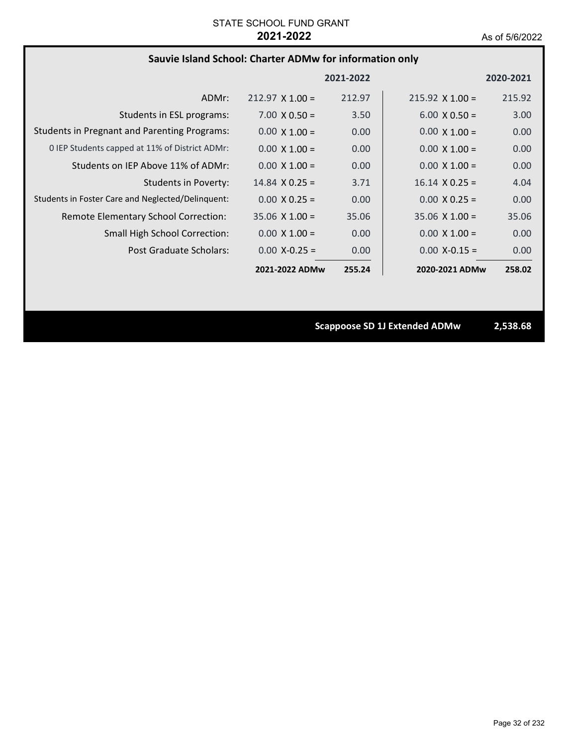STATE SCHOOL FUND GRANT
**2021-2022**
As of 5/6/2022

## Sauvie Island School: Charter ADMw for information only

| | 2021-2022 | | 2020-2021 | |
|---|---|---|---|---|
| ADMr: | 212.97 X 1.00 = | 212.97 | 215.92 X 1.00 = | 215.92 |
| Students in ESL programs: | 7.00 X 0.50 = | 3.50 | 6.00 X 0.50 = | 3.00 |
| Students in Pregnant and Parenting Programs: | 0.00 X 1.00 = | 0.00 | 0.00 X 1.00 = | 0.00 |
| 0 IEP Students capped at 11% of District ADMr: | 0.00 X 1.00 = | 0.00 | 0.00 X 1.00 = | 0.00 |
| Students on IEP Above 11% of ADMr: | 0.00 X 1.00 = | 0.00 | 0.00 X 1.00 = | 0.00 |
| Students in Poverty: | 14.84 X 0.25 = | 3.71 | 16.14 X 0.25 = | 4.04 |
| Students in Foster Care and Neglected/Delinquent: | 0.00 X 0.25 = | 0.00 | 0.00 X 0.25 = | 0.00 |
| Remote Elementary School Correction: | 35.06 X 1.00 = | 35.06 | 35.06 X 1.00 = | 35.06 |
| Small High School Correction: | 0.00 X 1.00 = | 0.00 | 0.00 X 1.00 = | 0.00 |
| Post Graduate Scholars: | 0.00 X-0.25 = | 0.00 | 0.00 X-0.15 = | 0.00 |
| | **2021-2022 ADMw** | **255.24** | **2020-2021 ADMw** | **258.02** |

**Scappoose SD 1J Extended ADMw** **2,538.68**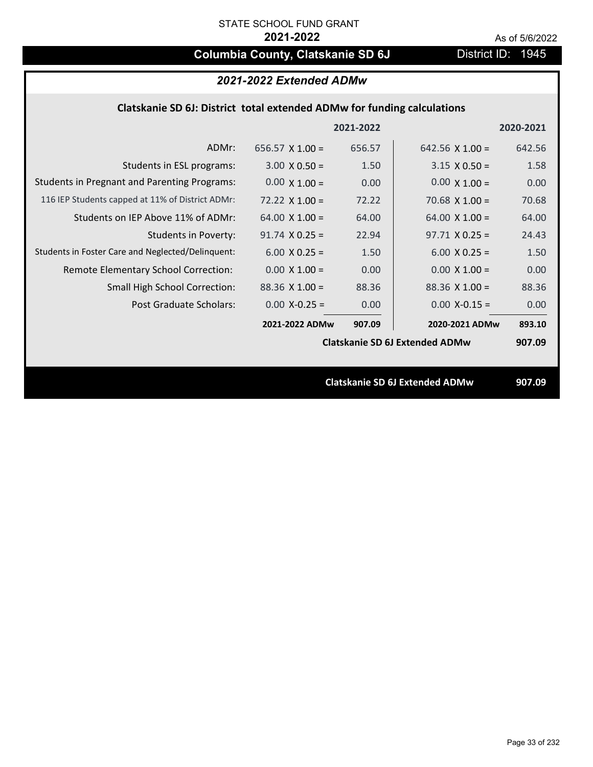STATE SCHOOL FUND GRANT

**2021-2022**

As of 5/6/2022

## Columbia County, Clatskanie SD 6J

District ID: 1945

### *2021-2022 Extended ADMw*

**Clatskanie SD 6J: District total extended ADMw for funding calculations**

| | | 2021-2022 | | 2020-2021 |
|---|---|---|---|---|
| ADMr: | 656.57 X 1.00 = | 656.57 | 642.56 X 1.00 = | 642.56 |
| Students in ESL programs: | 3.00 X 0.50 = | 1.50 | 3.15 X 0.50 = | 1.58 |
| Students in Pregnant and Parenting Programs: | 0.00 X 1.00 = | 0.00 | 0.00 X 1.00 = | 0.00 |
| 116 IEP Students capped at 11% of District ADMr: | 72.22 X 1.00 = | 72.22 | 70.68 X 1.00 = | 70.68 |
| Students on IEP Above 11% of ADMr: | 64.00 X 1.00 = | 64.00 | 64.00 X 1.00 = | 64.00 |
| Students in Poverty: | 91.74 X 0.25 = | 22.94 | 97.71 X 0.25 = | 24.43 |
| Students in Foster Care and Neglected/Delinquent: | 6.00 X 0.25 = | 1.50 | 6.00 X 0.25 = | 1.50 |
| Remote Elementary School Correction: | 0.00 X 1.00 = | 0.00 | 0.00 X 1.00 = | 0.00 |
| Small High School Correction: | 88.36 X 1.00 = | 88.36 | 88.36 X 1.00 = | 88.36 |
| Post Graduate Scholars: | 0.00 X-0.25 = | 0.00 | 0.00 X-0.15 = | 0.00 |
| | **2021-2022 ADMw** | **907.09** | **2020-2021 ADMw** | **893.10** |
| | | | **Clatskanie SD 6J Extended ADMw** | **907.09** |

**Clatskanie SD 6J Extended ADMw 907.09**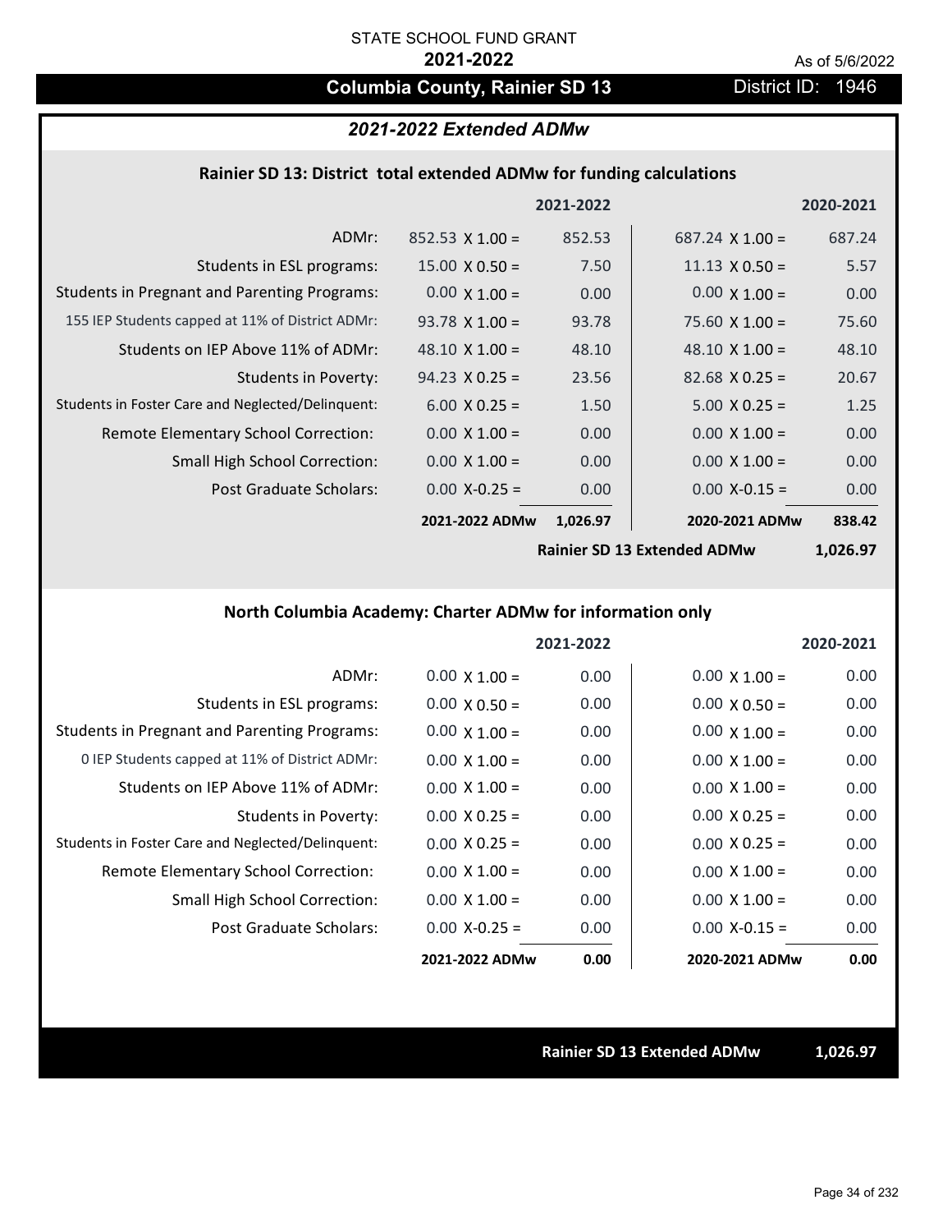STATE SCHOOL FUND GRANT

**2021-2022**

As of 5/6/2022

## Columbia County, Rainier SD 13

District ID: 1946

### *2021-2022 Extended ADMw*

#### Rainier SD 13: District total extended ADMw for funding calculations

| | | 2021-2022 | | 2020-2021 |
|---|---|---|---|---|
| ADMr: | 852.53 X 1.00 = | 852.53 | 687.24 X 1.00 = | 687.24 |
| Students in ESL programs: | 15.00 X 0.50 = | 7.50 | 11.13 X 0.50 = | 5.57 |
| Students in Pregnant and Parenting Programs: | 0.00 X 1.00 = | 0.00 | 0.00 X 1.00 = | 0.00 |
| 155 IEP Students capped at 11% of District ADMr: | 93.78 X 1.00 = | 93.78 | 75.60 X 1.00 = | 75.60 |
| Students on IEP Above 11% of ADMr: | 48.10 X 1.00 = | 48.10 | 48.10 X 1.00 = | 48.10 |
| Students in Poverty: | 94.23 X 0.25 = | 23.56 | 82.68 X 0.25 = | 20.67 |
| Students in Foster Care and Neglected/Delinquent: | 6.00 X 0.25 = | 1.50 | 5.00 X 0.25 = | 1.25 |
| Remote Elementary School Correction: | 0.00 X 1.00 = | 0.00 | 0.00 X 1.00 = | 0.00 |
| Small High School Correction: | 0.00 X 1.00 = | 0.00 | 0.00 X 1.00 = | 0.00 |
| Post Graduate Scholars: | 0.00 X-0.25 = | 0.00 | 0.00 X-0.15 = | 0.00 |
| | **2021-2022 ADMw** | **1,026.97** | **2020-2021 ADMw** | **838.42** |
| | | | **Rainier SD 13 Extended ADMw** | **1,026.97** |

#### North Columbia Academy: Charter ADMw for information only

| | | 2021-2022 | | 2020-2021 |
|---|---|---|---|---|
| ADMr: | 0.00 X 1.00 = | 0.00 | 0.00 X 1.00 = | 0.00 |
| Students in ESL programs: | 0.00 X 0.50 = | 0.00 | 0.00 X 0.50 = | 0.00 |
| Students in Pregnant and Parenting Programs: | 0.00 X 1.00 = | 0.00 | 0.00 X 1.00 = | 0.00 |
| 0 IEP Students capped at 11% of District ADMr: | 0.00 X 1.00 = | 0.00 | 0.00 X 1.00 = | 0.00 |
| Students on IEP Above 11% of ADMr: | 0.00 X 1.00 = | 0.00 | 0.00 X 1.00 = | 0.00 |
| Students in Poverty: | 0.00 X 0.25 = | 0.00 | 0.00 X 0.25 = | 0.00 |
| Students in Foster Care and Neglected/Delinquent: | 0.00 X 0.25 = | 0.00 | 0.00 X 0.25 = | 0.00 |
| Remote Elementary School Correction: | 0.00 X 1.00 = | 0.00 | 0.00 X 1.00 = | 0.00 |
| Small High School Correction: | 0.00 X 1.00 = | 0.00 | 0.00 X 1.00 = | 0.00 |
| Post Graduate Scholars: | 0.00 X-0.25 = | 0.00 | 0.00 X-0.15 = | 0.00 |
| | **2021-2022 ADMw** | **0.00** | **2020-2021 ADMw** | **0.00** |

**Rainier SD 13 Extended ADMw** **1,026.97**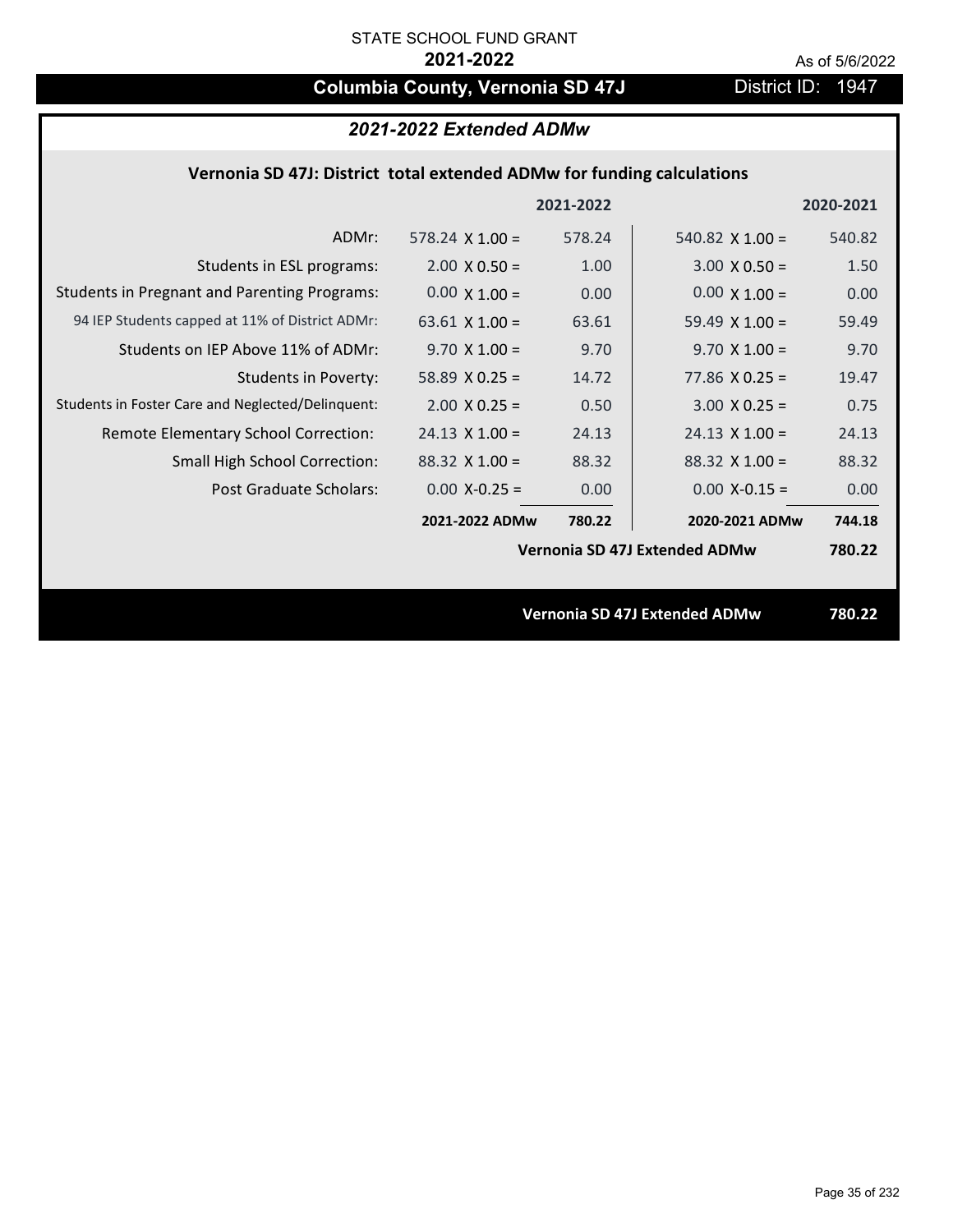STATE SCHOOL FUND GRANT

**2021-2022**

As of 5/6/2022

# Columbia County, Vernonia SD 47J

District ID: 1947

## *2021-2022 Extended ADMw*

### Vernonia SD 47J: District total extended ADMw for funding calculations

| | | 2021-2022 | | 2020-2021 |
|---|---|---|---|---|
| ADMr: | 578.24 X 1.00 = | 578.24 | 540.82 X 1.00 = | 540.82 |
| Students in ESL programs: | 2.00 X 0.50 = | 1.00 | 3.00 X 0.50 = | 1.50 |
| Students in Pregnant and Parenting Programs: | 0.00 X 1.00 = | 0.00 | 0.00 X 1.00 = | 0.00 |
| 94 IEP Students capped at 11% of District ADMr: | 63.61 X 1.00 = | 63.61 | 59.49 X 1.00 = | 59.49 |
| Students on IEP Above 11% of ADMr: | 9.70 X 1.00 = | 9.70 | 9.70 X 1.00 = | 9.70 |
| Students in Poverty: | 58.89 X 0.25 = | 14.72 | 77.86 X 0.25 = | 19.47 |
| Students in Foster Care and Neglected/Delinquent: | 2.00 X 0.25 = | 0.50 | 3.00 X 0.25 = | 0.75 |
| Remote Elementary School Correction: | 24.13 X 1.00 = | 24.13 | 24.13 X 1.00 = | 24.13 |
| Small High School Correction: | 88.32 X 1.00 = | 88.32 | 88.32 X 1.00 = | 88.32 |
| Post Graduate Scholars: | 0.00 X-0.25 = | 0.00 | 0.00 X-0.15 = | 0.00 |
| | **2021-2022 ADMw** | **780.22** | **2020-2021 ADMw** | **744.18** |
| | | | **Vernonia SD 47J Extended ADMw** | **780.22** |

**Vernonia SD 47J Extended ADMw** **780.22**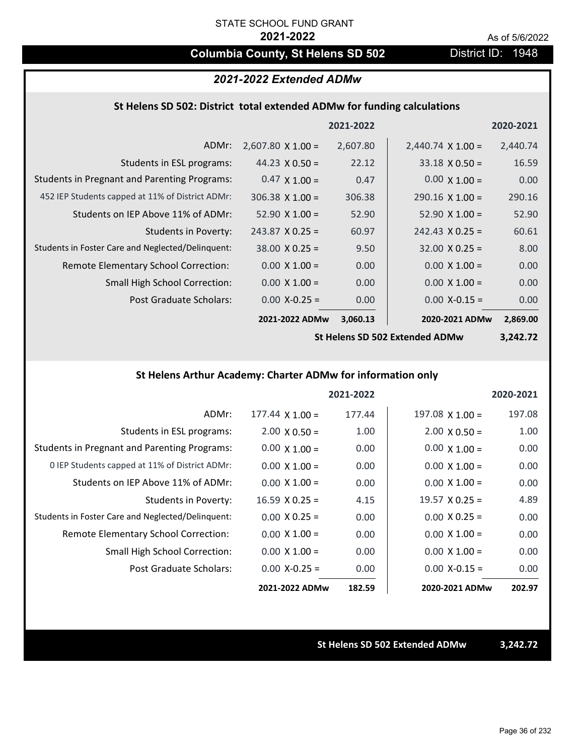STATE SCHOOL FUND GRANT

**2021-2022**

As of 5/6/2022

## Columbia County, St Helens SD 502

District ID: 1948

### *2021-2022 Extended ADMw*

#### St Helens SD 502: District total extended ADMw for funding calculations

| | 2021-2022 | | 2020-2021 | |
|---|---|---|---|---|
| ADMr: | 2,607.80 X 1.00 = | 2,607.80 | 2,440.74 X 1.00 = | 2,440.74 |
| Students in ESL programs: | 44.23 X 0.50 = | 22.12 | 33.18 X 0.50 = | 16.59 |
| Students in Pregnant and Parenting Programs: | 0.47 X 1.00 = | 0.47 | 0.00 X 1.00 = | 0.00 |
| 452 IEP Students capped at 11% of District ADMr: | 306.38 X 1.00 = | 306.38 | 290.16 X 1.00 = | 290.16 |
| Students on IEP Above 11% of ADMr: | 52.90 X 1.00 = | 52.90 | 52.90 X 1.00 = | 52.90 |
| Students in Poverty: | 243.87 X 0.25 = | 60.97 | 242.43 X 0.25 = | 60.61 |
| Students in Foster Care and Neglected/Delinquent: | 38.00 X 0.25 = | 9.50 | 32.00 X 0.25 = | 8.00 |
| Remote Elementary School Correction: | 0.00 X 1.00 = | 0.00 | 0.00 X 1.00 = | 0.00 |
| Small High School Correction: | 0.00 X 1.00 = | 0.00 | 0.00 X 1.00 = | 0.00 |
| Post Graduate Scholars: | 0.00 X-0.25 = | 0.00 | 0.00 X-0.15 = | 0.00 |
| | **2021-2022 ADMw** | **3,060.13** | **2020-2021 ADMw** | **2,869.00** |
| | | | **St Helens SD 502 Extended ADMw** | **3,242.72** |

#### St Helens Arthur Academy: Charter ADMw for information only

| | 2021-2022 | | 2020-2021 | |
|---|---|---|---|---|
| ADMr: | 177.44 X 1.00 = | 177.44 | 197.08 X 1.00 = | 197.08 |
| Students in ESL programs: | 2.00 X 0.50 = | 1.00 | 2.00 X 0.50 = | 1.00 |
| Students in Pregnant and Parenting Programs: | 0.00 X 1.00 = | 0.00 | 0.00 X 1.00 = | 0.00 |
| 0 IEP Students capped at 11% of District ADMr: | 0.00 X 1.00 = | 0.00 | 0.00 X 1.00 = | 0.00 |
| Students on IEP Above 11% of ADMr: | 0.00 X 1.00 = | 0.00 | 0.00 X 1.00 = | 0.00 |
| Students in Poverty: | 16.59 X 0.25 = | 4.15 | 19.57 X 0.25 = | 4.89 |
| Students in Foster Care and Neglected/Delinquent: | 0.00 X 0.25 = | 0.00 | 0.00 X 0.25 = | 0.00 |
| Remote Elementary School Correction: | 0.00 X 1.00 = | 0.00 | 0.00 X 1.00 = | 0.00 |
| Small High School Correction: | 0.00 X 1.00 = | 0.00 | 0.00 X 1.00 = | 0.00 |
| Post Graduate Scholars: | 0.00 X-0.25 = | 0.00 | 0.00 X-0.15 = | 0.00 |
| | **2021-2022 ADMw** | **182.59** | **2020-2021 ADMw** | **202.97** |

**St Helens SD 502 Extended ADMw 3,242.72**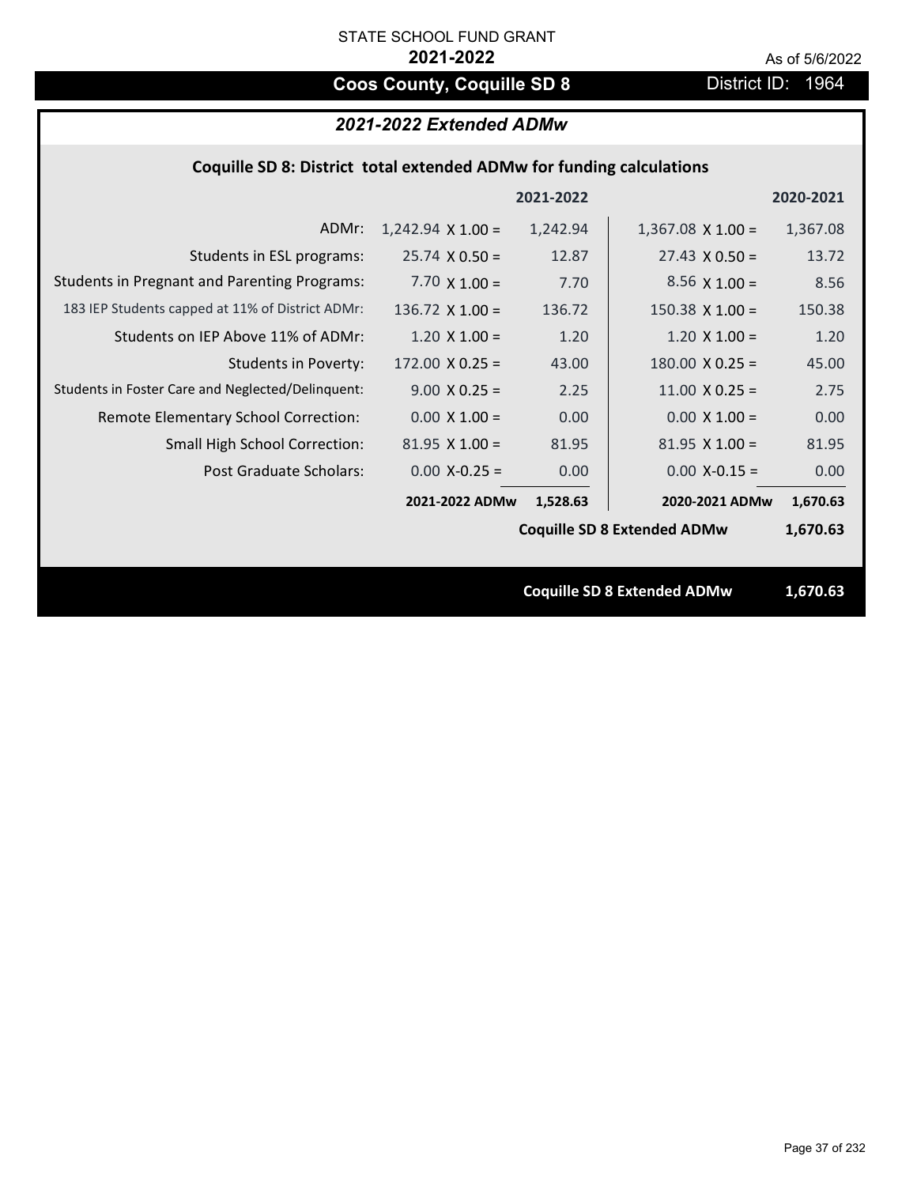STATE SCHOOL FUND GRANT

**2021-2022**

As of 5/6/2022

## Coos County, Coquille SD 8

District ID: 1964

### *2021-2022 Extended ADMw*

**Coquille SD 8: District total extended ADMw for funding calculations**

| | | 2021-2022 | | 2020-2021 |
|---|---|---|---|---|
| ADMr: | 1,242.94 X 1.00 = | 1,242.94 | 1,367.08 X 1.00 = | 1,367.08 |
| Students in ESL programs: | 25.74 X 0.50 = | 12.87 | 27.43 X 0.50 = | 13.72 |
| Students in Pregnant and Parenting Programs: | 7.70 X 1.00 = | 7.70 | 8.56 X 1.00 = | 8.56 |
| 183 IEP Students capped at 11% of District ADMr: | 136.72 X 1.00 = | 136.72 | 150.38 X 1.00 = | 150.38 |
| Students on IEP Above 11% of ADMr: | 1.20 X 1.00 = | 1.20 | 1.20 X 1.00 = | 1.20 |
| Students in Poverty: | 172.00 X 0.25 = | 43.00 | 180.00 X 0.25 = | 45.00 |
| Students in Foster Care and Neglected/Delinquent: | 9.00 X 0.25 = | 2.25 | 11.00 X 0.25 = | 2.75 |
| Remote Elementary School Correction: | 0.00 X 1.00 = | 0.00 | 0.00 X 1.00 = | 0.00 |
| Small High School Correction: | 81.95 X 1.00 = | 81.95 | 81.95 X 1.00 = | 81.95 |
| Post Graduate Scholars: | 0.00 X-0.25 = | 0.00 | 0.00 X-0.15 = | 0.00 |
| | **2021-2022 ADMw** | **1,528.63** | **2020-2021 ADMw** | **1,670.63** |
| | | | **Coquille SD 8 Extended ADMw** | **1,670.63** |

**Coquille SD 8 Extended ADMw 1,670.63**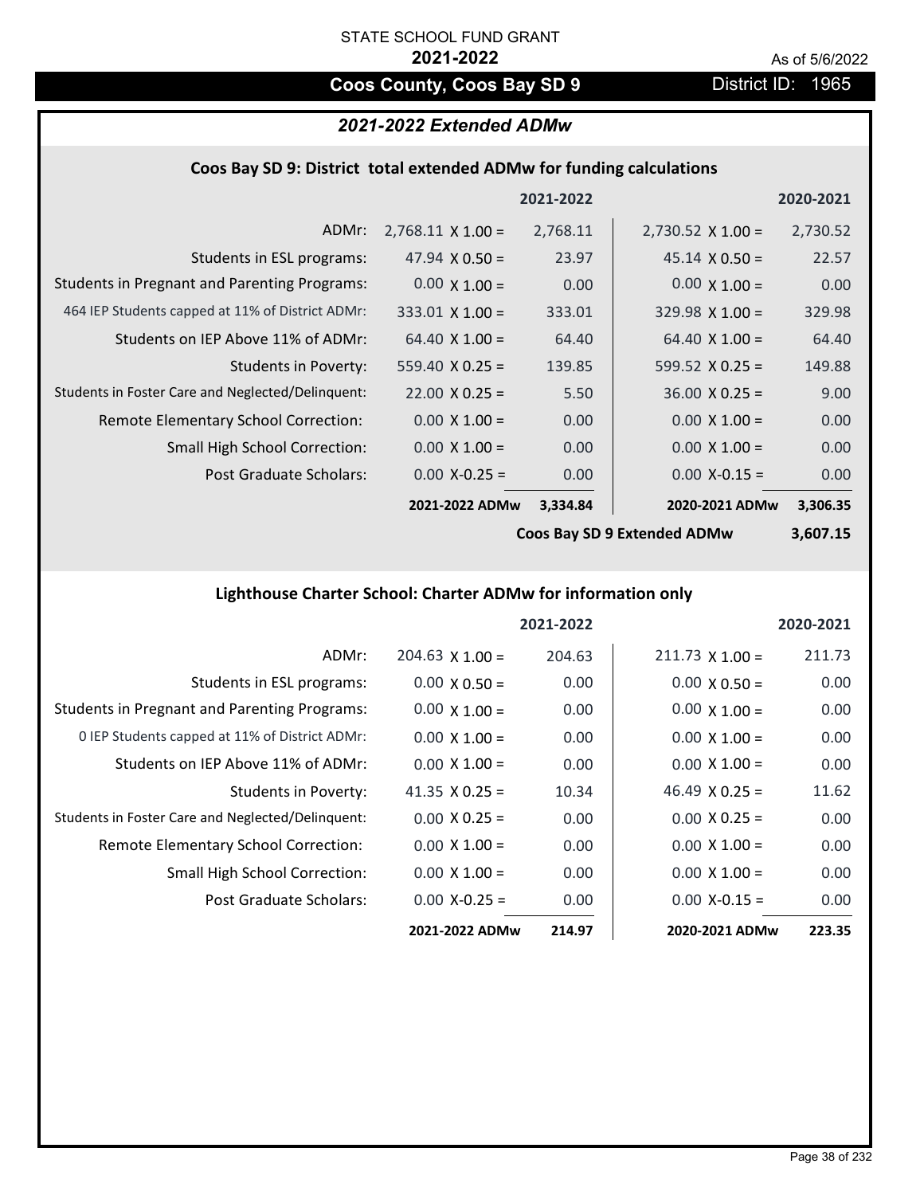STATE SCHOOL FUND GRANT

**2021-2022**

As of 5/6/2022

## Coos County, Coos Bay SD 9 — District ID: 1965

### *2021-2022 Extended ADMw*

#### Coos Bay SD 9: District total extended ADMw for funding calculations

| | | 2021-2022 | | 2020-2021 |
|---|---|---|---|---|
| ADMr: | 2,768.11 X 1.00 = | 2,768.11 | 2,730.52 X 1.00 = | 2,730.52 |
| Students in ESL programs: | 47.94 X 0.50 = | 23.97 | 45.14 X 0.50 = | 22.57 |
| Students in Pregnant and Parenting Programs: | 0.00 X 1.00 = | 0.00 | 0.00 X 1.00 = | 0.00 |
| 464 IEP Students capped at 11% of District ADMr: | 333.01 X 1.00 = | 333.01 | 329.98 X 1.00 = | 329.98 |
| Students on IEP Above 11% of ADMr: | 64.40 X 1.00 = | 64.40 | 64.40 X 1.00 = | 64.40 |
| Students in Poverty: | 559.40 X 0.25 = | 139.85 | 599.52 X 0.25 = | 149.88 |
| Students in Foster Care and Neglected/Delinquent: | 22.00 X 0.25 = | 5.50 | 36.00 X 0.25 = | 9.00 |
| Remote Elementary School Correction: | 0.00 X 1.00 = | 0.00 | 0.00 X 1.00 = | 0.00 |
| Small High School Correction: | 0.00 X 1.00 = | 0.00 | 0.00 X 1.00 = | 0.00 |
| Post Graduate Scholars: | 0.00 X-0.25 = | 0.00 | 0.00 X-0.15 = | 0.00 |
| | **2021-2022 ADMw** | **3,334.84** | **2020-2021 ADMw** | **3,306.35** |
| | | | **Coos Bay SD 9 Extended ADMw** | **3,607.15** |

#### Lighthouse Charter School: Charter ADMw for information only

| | | 2021-2022 | | 2020-2021 |
|---|---|---|---|---|
| ADMr: | 204.63 X 1.00 = | 204.63 | 211.73 X 1.00 = | 211.73 |
| Students in ESL programs: | 0.00 X 0.50 = | 0.00 | 0.00 X 0.50 = | 0.00 |
| Students in Pregnant and Parenting Programs: | 0.00 X 1.00 = | 0.00 | 0.00 X 1.00 = | 0.00 |
| 0 IEP Students capped at 11% of District ADMr: | 0.00 X 1.00 = | 0.00 | 0.00 X 1.00 = | 0.00 |
| Students on IEP Above 11% of ADMr: | 0.00 X 1.00 = | 0.00 | 0.00 X 1.00 = | 0.00 |
| Students in Poverty: | 41.35 X 0.25 = | 10.34 | 46.49 X 0.25 = | 11.62 |
| Students in Foster Care and Neglected/Delinquent: | 0.00 X 0.25 = | 0.00 | 0.00 X 0.25 = | 0.00 |
| Remote Elementary School Correction: | 0.00 X 1.00 = | 0.00 | 0.00 X 1.00 = | 0.00 |
| Small High School Correction: | 0.00 X 1.00 = | 0.00 | 0.00 X 1.00 = | 0.00 |
| Post Graduate Scholars: | 0.00 X-0.25 = | 0.00 | 0.00 X-0.15 = | 0.00 |
| | **2021-2022 ADMw** | **214.97** | **2020-2021 ADMw** | **223.35** |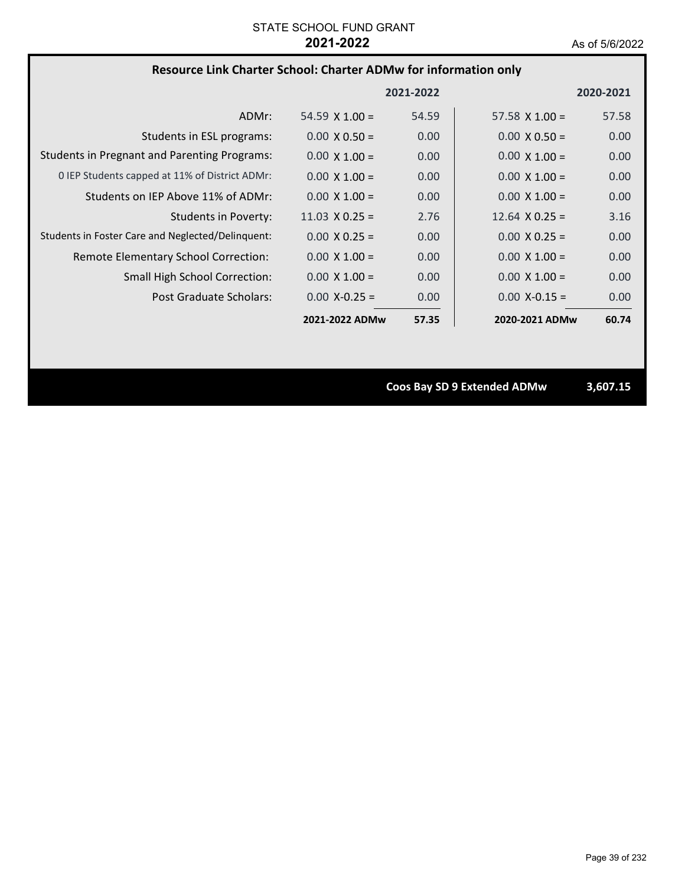STATE SCHOOL FUND GRANT
**2021-2022**
As of 5/6/2022

## Resource Link Charter School: Charter ADMw for information only

| | | 2021-2022 | | 2020-2021 |
|---|---|---|---|---|
| ADMr: | 54.59 X 1.00 = | 54.59 | 57.58 X 1.00 = | 57.58 |
| Students in ESL programs: | 0.00 X 0.50 = | 0.00 | 0.00 X 0.50 = | 0.00 |
| Students in Pregnant and Parenting Programs: | 0.00 X 1.00 = | 0.00 | 0.00 X 1.00 = | 0.00 |
| 0 IEP Students capped at 11% of District ADMr: | 0.00 X 1.00 = | 0.00 | 0.00 X 1.00 = | 0.00 |
| Students on IEP Above 11% of ADMr: | 0.00 X 1.00 = | 0.00 | 0.00 X 1.00 = | 0.00 |
| Students in Poverty: | 11.03 X 0.25 = | 2.76 | 12.64 X 0.25 = | 3.16 |
| Students in Foster Care and Neglected/Delinquent: | 0.00 X 0.25 = | 0.00 | 0.00 X 0.25 = | 0.00 |
| Remote Elementary School Correction: | 0.00 X 1.00 = | 0.00 | 0.00 X 1.00 = | 0.00 |
| Small High School Correction: | 0.00 X 1.00 = | 0.00 | 0.00 X 1.00 = | 0.00 |
| Post Graduate Scholars: | 0.00 X-0.25 = | 0.00 | 0.00 X-0.15 = | 0.00 |
| | **2021-2022 ADMw** | **57.35** | **2020-2021 ADMw** | **60.74** |

**Coos Bay SD 9 Extended ADMw** **3,607.15**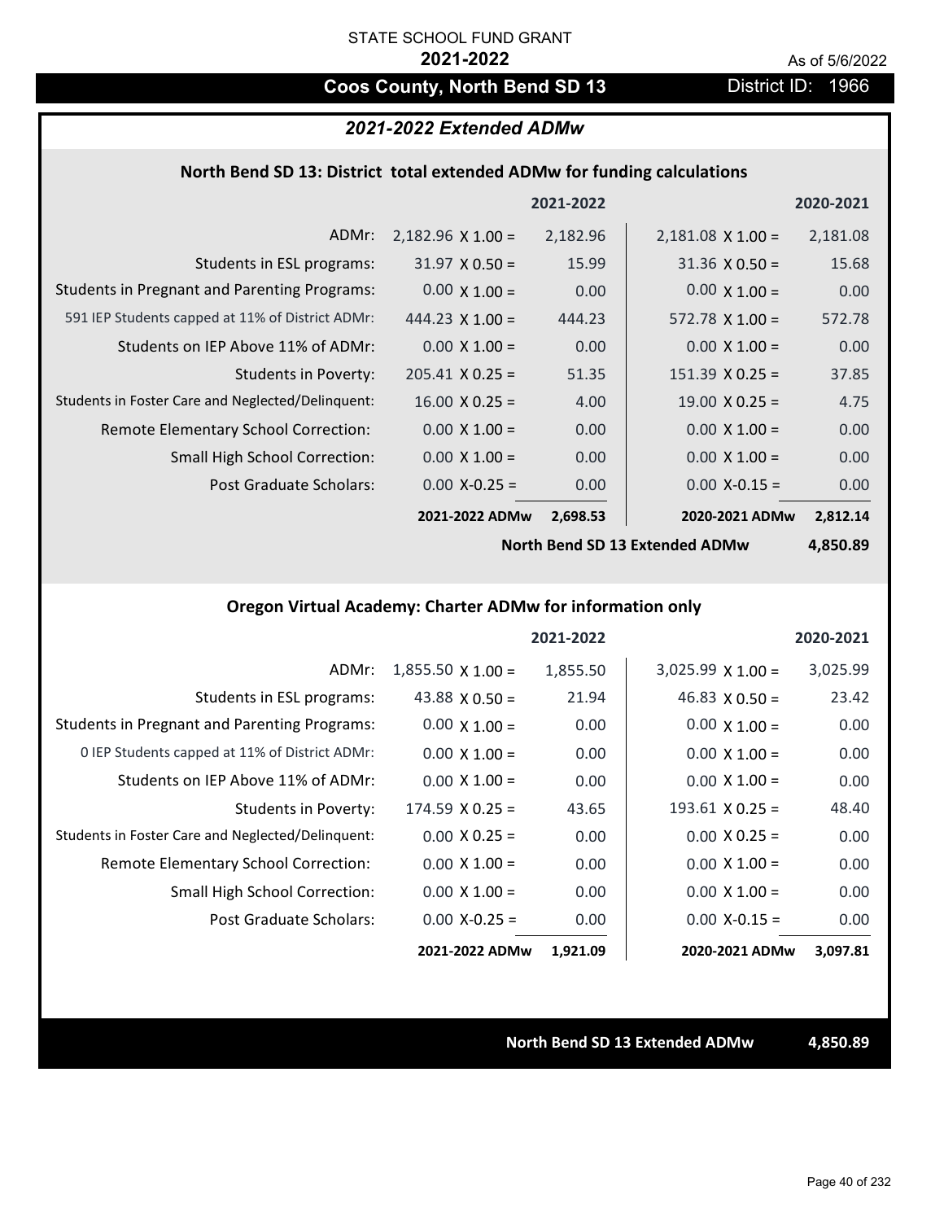STATE SCHOOL FUND GRANT

**2021-2022**

As of 5/6/2022

## Coos County, North Bend SD 13 — District ID: 1966

### *2021-2022 Extended ADMw*

#### North Bend SD 13: District total extended ADMw for funding calculations

| | | 2021-2022 | | 2020-2021 |
|---|---|---|---|---|
| ADMr: | 2,182.96 X 1.00 = | 2,182.96 | 2,181.08 X 1.00 = | 2,181.08 |
| Students in ESL programs: | 31.97 X 0.50 = | 15.99 | 31.36 X 0.50 = | 15.68 |
| Students in Pregnant and Parenting Programs: | 0.00 X 1.00 = | 0.00 | 0.00 X 1.00 = | 0.00 |
| 591 IEP Students capped at 11% of District ADMr: | 444.23 X 1.00 = | 444.23 | 572.78 X 1.00 = | 572.78 |
| Students on IEP Above 11% of ADMr: | 0.00 X 1.00 = | 0.00 | 0.00 X 1.00 = | 0.00 |
| Students in Poverty: | 205.41 X 0.25 = | 51.35 | 151.39 X 0.25 = | 37.85 |
| Students in Foster Care and Neglected/Delinquent: | 16.00 X 0.25 = | 4.00 | 19.00 X 0.25 = | 4.75 |
| Remote Elementary School Correction: | 0.00 X 1.00 = | 0.00 | 0.00 X 1.00 = | 0.00 |
| Small High School Correction: | 0.00 X 1.00 = | 0.00 | 0.00 X 1.00 = | 0.00 |
| Post Graduate Scholars: | 0.00 X-0.25 = | 0.00 | 0.00 X-0.15 = | 0.00 |
| | **2021-2022 ADMw** | **2,698.53** | **2020-2021 ADMw** | **2,812.14** |
| | | | **North Bend SD 13 Extended ADMw** | **4,850.89** |

#### Oregon Virtual Academy: Charter ADMw for information only

| | | 2021-2022 | | 2020-2021 |
|---|---|---|---|---|
| ADMr: | 1,855.50 X 1.00 = | 1,855.50 | 3,025.99 X 1.00 = | 3,025.99 |
| Students in ESL programs: | 43.88 X 0.50 = | 21.94 | 46.83 X 0.50 = | 23.42 |
| Students in Pregnant and Parenting Programs: | 0.00 X 1.00 = | 0.00 | 0.00 X 1.00 = | 0.00 |
| 0 IEP Students capped at 11% of District ADMr: | 0.00 X 1.00 = | 0.00 | 0.00 X 1.00 = | 0.00 |
| Students on IEP Above 11% of ADMr: | 0.00 X 1.00 = | 0.00 | 0.00 X 1.00 = | 0.00 |
| Students in Poverty: | 174.59 X 0.25 = | 43.65 | 193.61 X 0.25 = | 48.40 |
| Students in Foster Care and Neglected/Delinquent: | 0.00 X 0.25 = | 0.00 | 0.00 X 0.25 = | 0.00 |
| Remote Elementary School Correction: | 0.00 X 1.00 = | 0.00 | 0.00 X 1.00 = | 0.00 |
| Small High School Correction: | 0.00 X 1.00 = | 0.00 | 0.00 X 1.00 = | 0.00 |
| Post Graduate Scholars: | 0.00 X-0.25 = | 0.00 | 0.00 X-0.15 = | 0.00 |
| | **2021-2022 ADMw** | **1,921.09** | **2020-2021 ADMw** | **3,097.81** |

**North Bend SD 13 Extended ADMw** **4,850.89**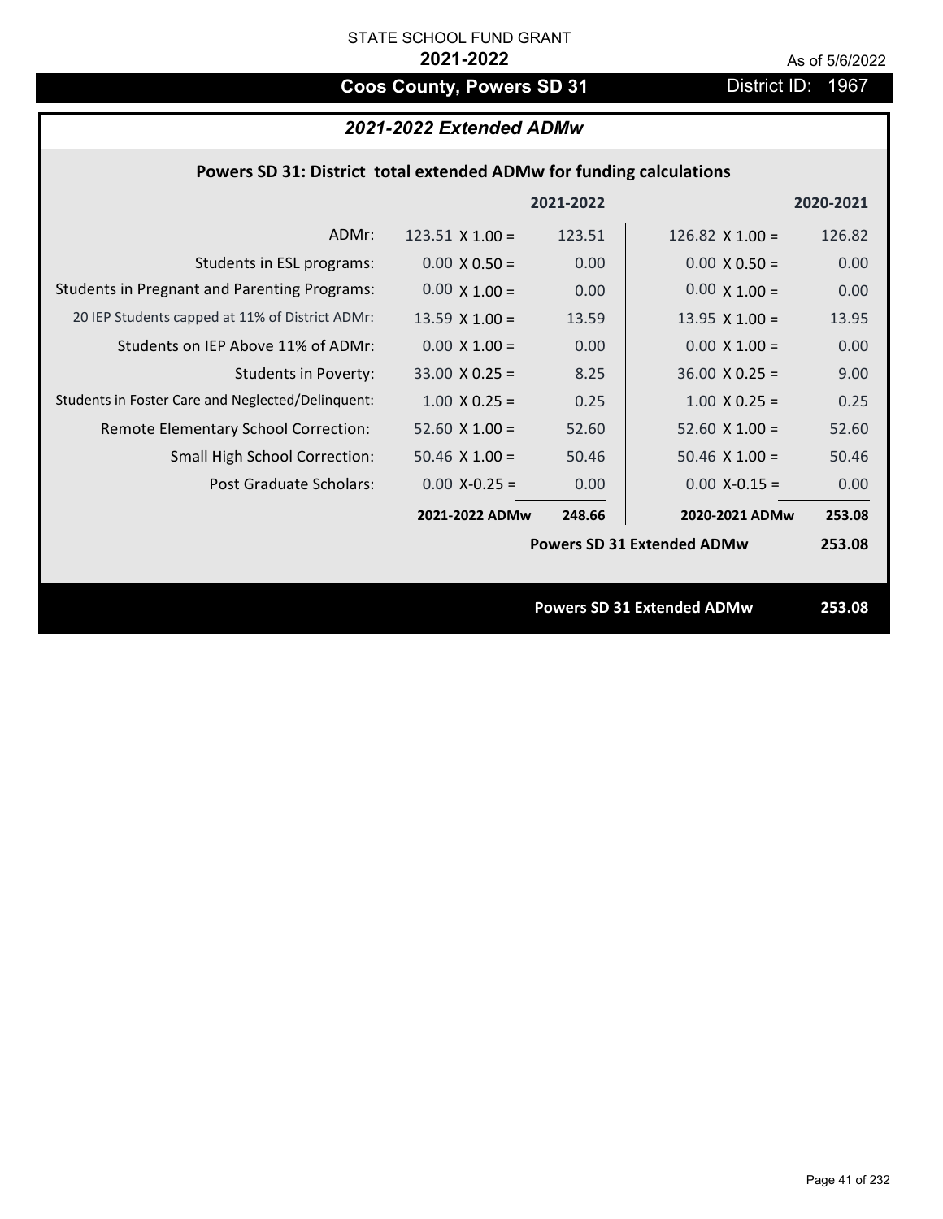STATE SCHOOL FUND GRANT

**2021-2022**

As of 5/6/2022

## Coos County, Powers SD 31

District ID: 1967

### *2021-2022 Extended ADMw*

**Powers SD 31: District total extended ADMw for funding calculations**

| | | 2021-2022 | | 2020-2021 |
|---|---|---|---|---|
| ADMr: | 123.51 X 1.00 = | 123.51 | 126.82 X 1.00 = | 126.82 |
| Students in ESL programs: | 0.00 X 0.50 = | 0.00 | 0.00 X 0.50 = | 0.00 |
| Students in Pregnant and Parenting Programs: | 0.00 X 1.00 = | 0.00 | 0.00 X 1.00 = | 0.00 |
| 20 IEP Students capped at 11% of District ADMr: | 13.59 X 1.00 = | 13.59 | 13.95 X 1.00 = | 13.95 |
| Students on IEP Above 11% of ADMr: | 0.00 X 1.00 = | 0.00 | 0.00 X 1.00 = | 0.00 |
| Students in Poverty: | 33.00 X 0.25 = | 8.25 | 36.00 X 0.25 = | 9.00 |
| Students in Foster Care and Neglected/Delinquent: | 1.00 X 0.25 = | 0.25 | 1.00 X 0.25 = | 0.25 |
| Remote Elementary School Correction: | 52.60 X 1.00 = | 52.60 | 52.60 X 1.00 = | 52.60 |
| Small High School Correction: | 50.46 X 1.00 = | 50.46 | 50.46 X 1.00 = | 50.46 |
| Post Graduate Scholars: | 0.00 X-0.25 = | 0.00 | 0.00 X-0.15 = | 0.00 |
| | **2021-2022 ADMw** | **248.66** | **2020-2021 ADMw** | **253.08** |
| | | | **Powers SD 31 Extended ADMw** | **253.08** |

**Powers SD 31 Extended ADMw 253.08**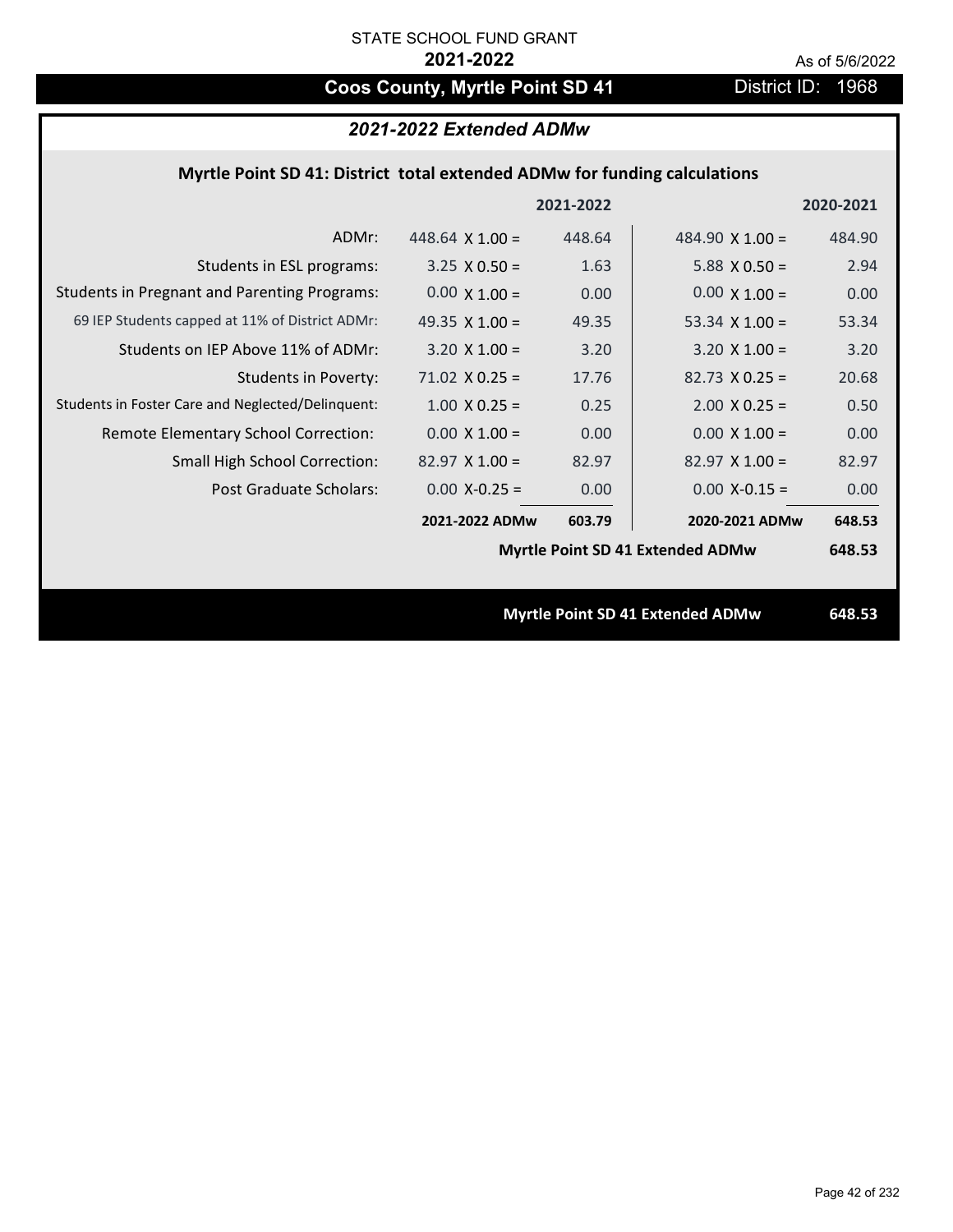STATE SCHOOL FUND GRANT

**2021-2022**

As of 5/6/2022

# Coos County, Myrtle Point SD 41

District ID: 1968

## *2021-2022 Extended ADMw*

### Myrtle Point SD 41: District total extended ADMw for funding calculations

| | 2021-2022 | | 2020-2021 | |
|---|---|---|---|---|
| ADMr: | 448.64 X 1.00 = | 448.64 | 484.90 X 1.00 = | 484.90 |
| Students in ESL programs: | 3.25 X 0.50 = | 1.63 | 5.88 X 0.50 = | 2.94 |
| Students in Pregnant and Parenting Programs: | 0.00 X 1.00 = | 0.00 | 0.00 X 1.00 = | 0.00 |
| 69 IEP Students capped at 11% of District ADMr: | 49.35 X 1.00 = | 49.35 | 53.34 X 1.00 = | 53.34 |
| Students on IEP Above 11% of ADMr: | 3.20 X 1.00 = | 3.20 | 3.20 X 1.00 = | 3.20 |
| Students in Poverty: | 71.02 X 0.25 = | 17.76 | 82.73 X 0.25 = | 20.68 |
| Students in Foster Care and Neglected/Delinquent: | 1.00 X 0.25 = | 0.25 | 2.00 X 0.25 = | 0.50 |
| Remote Elementary School Correction: | 0.00 X 1.00 = | 0.00 | 0.00 X 1.00 = | 0.00 |
| Small High School Correction: | 82.97 X 1.00 = | 82.97 | 82.97 X 1.00 = | 82.97 |
| Post Graduate Scholars: | 0.00 X-0.25 = | 0.00 | 0.00 X-0.15 = | 0.00 |
| | **2021-2022 ADMw** | **603.79** | **2020-2021 ADMw** | **648.53** |
| | | | **Myrtle Point SD 41 Extended ADMw** | **648.53** |

**Myrtle Point SD 41 Extended ADMw** **648.53**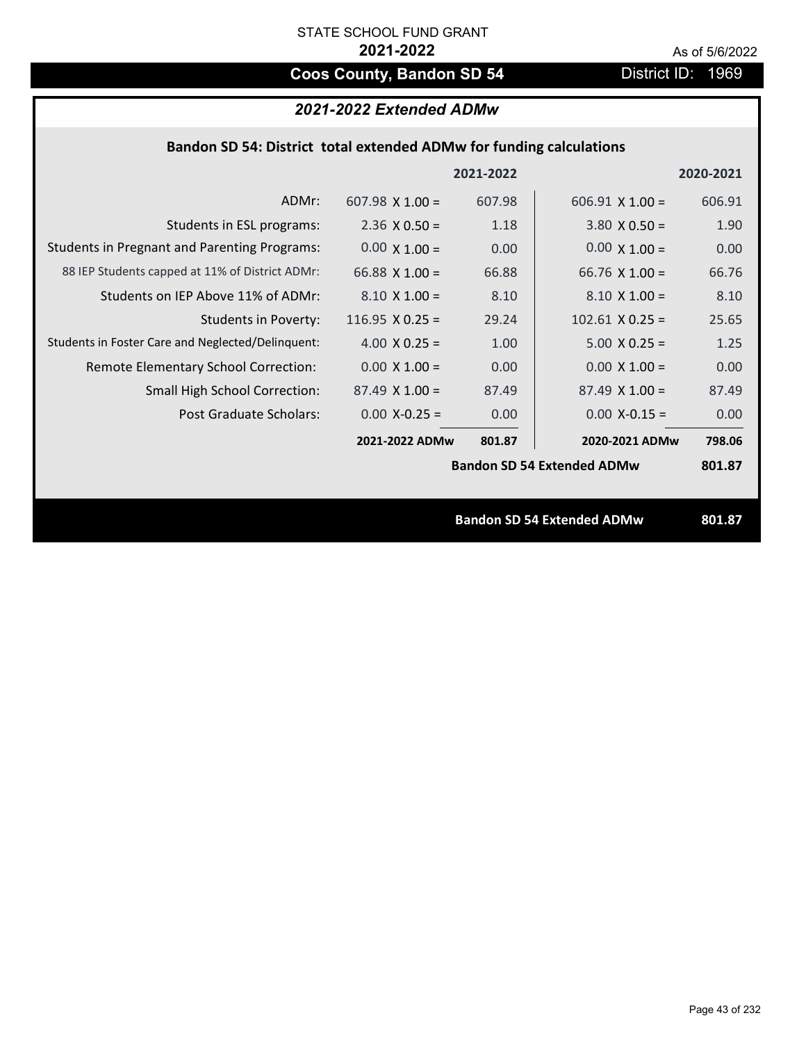STATE SCHOOL FUND GRANT

**2021-2022**

As of 5/6/2022

## Coos County, Bandon SD 54

District ID: 1969

### *2021-2022 Extended ADMw*

**Bandon SD 54: District total extended ADMw for funding calculations**

| | | 2021-2022 | | 2020-2021 |
|---|---|---|---|---|
| ADMr: | 607.98 X 1.00 = | 607.98 | 606.91 X 1.00 = | 606.91 |
| Students in ESL programs: | 2.36 X 0.50 = | 1.18 | 3.80 X 0.50 = | 1.90 |
| Students in Pregnant and Parenting Programs: | 0.00 X 1.00 = | 0.00 | 0.00 X 1.00 = | 0.00 |
| 88 IEP Students capped at 11% of District ADMr: | 66.88 X 1.00 = | 66.88 | 66.76 X 1.00 = | 66.76 |
| Students on IEP Above 11% of ADMr: | 8.10 X 1.00 = | 8.10 | 8.10 X 1.00 = | 8.10 |
| Students in Poverty: | 116.95 X 0.25 = | 29.24 | 102.61 X 0.25 = | 25.65 |
| Students in Foster Care and Neglected/Delinquent: | 4.00 X 0.25 = | 1.00 | 5.00 X 0.25 = | 1.25 |
| Remote Elementary School Correction: | 0.00 X 1.00 = | 0.00 | 0.00 X 1.00 = | 0.00 |
| Small High School Correction: | 87.49 X 1.00 = | 87.49 | 87.49 X 1.00 = | 87.49 |
| Post Graduate Scholars: | 0.00 X-0.25 = | 0.00 | 0.00 X-0.15 = | 0.00 |
| | **2021-2022 ADMw** | **801.87** | **2020-2021 ADMw** | **798.06** |
| | | | **Bandon SD 54 Extended ADMw** | **801.87** |

**Bandon SD 54 Extended ADMw** **801.87**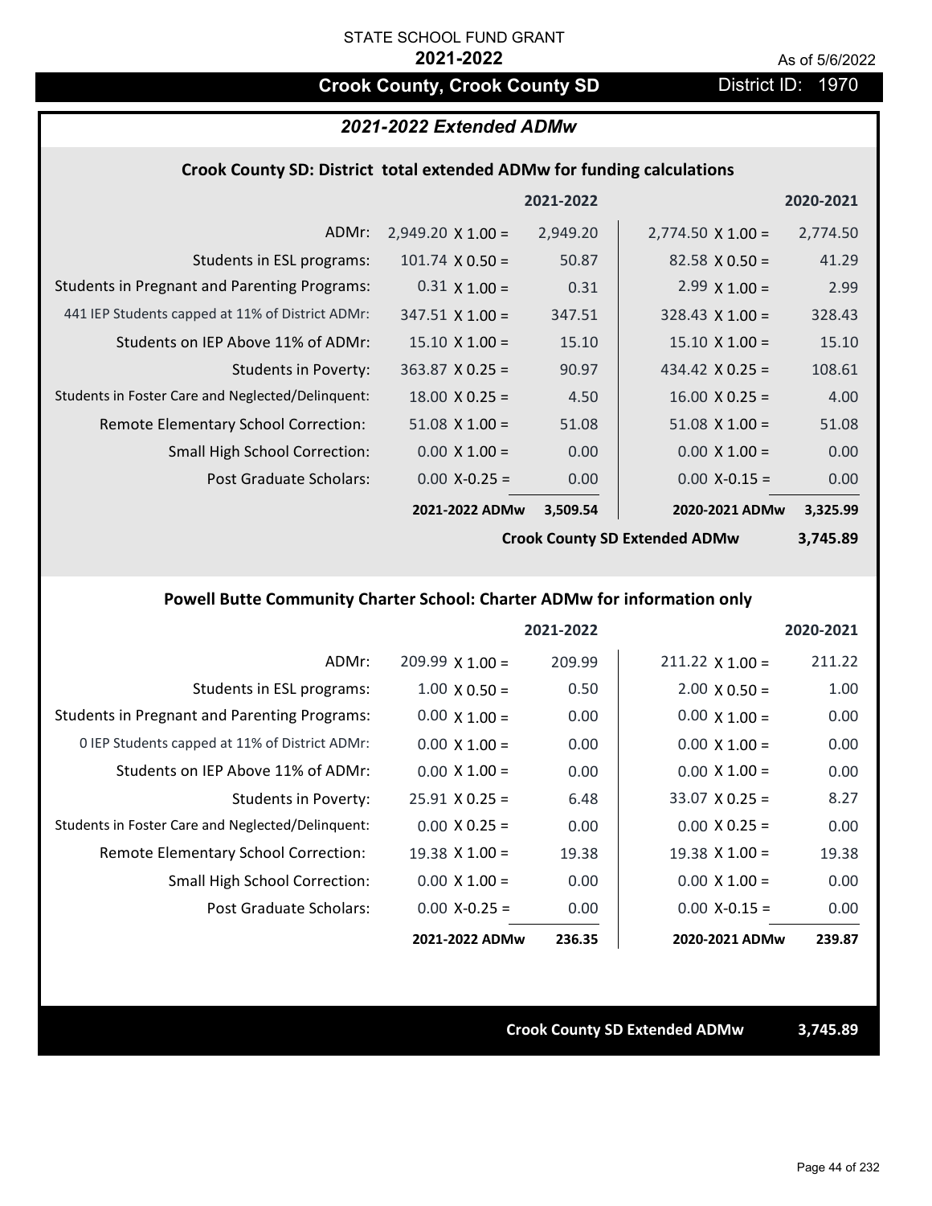STATE SCHOOL FUND GRANT

**2021-2022**

As of 5/6/2022

## Crook County, Crook County SD

District ID: 1970

### *2021-2022 Extended ADMw*

#### Crook County SD: District total extended ADMw for funding calculations

| | 2021-2022 | | 2020-2021 | |
|---|---|---|---|---|
| ADMr: | 2,949.20 X 1.00 = | 2,949.20 | 2,774.50 X 1.00 = | 2,774.50 |
| Students in ESL programs: | 101.74 X 0.50 = | 50.87 | 82.58 X 0.50 = | 41.29 |
| Students in Pregnant and Parenting Programs: | 0.31 X 1.00 = | 0.31 | 2.99 X 1.00 = | 2.99 |
| 441 IEP Students capped at 11% of District ADMr: | 347.51 X 1.00 = | 347.51 | 328.43 X 1.00 = | 328.43 |
| Students on IEP Above 11% of ADMr: | 15.10 X 1.00 = | 15.10 | 15.10 X 1.00 = | 15.10 |
| Students in Poverty: | 363.87 X 0.25 = | 90.97 | 434.42 X 0.25 = | 108.61 |
| Students in Foster Care and Neglected/Delinquent: | 18.00 X 0.25 = | 4.50 | 16.00 X 0.25 = | 4.00 |
| Remote Elementary School Correction: | 51.08 X 1.00 = | 51.08 | 51.08 X 1.00 = | 51.08 |
| Small High School Correction: | 0.00 X 1.00 = | 0.00 | 0.00 X 1.00 = | 0.00 |
| Post Graduate Scholars: | 0.00 X-0.25 = | 0.00 | 0.00 X-0.15 = | 0.00 |
| | **2021-2022 ADMw** | **3,509.54** | **2020-2021 ADMw** | **3,325.99** |
| | | | **Crook County SD Extended ADMw** | **3,745.89** |

#### Powell Butte Community Charter School: Charter ADMw for information only

| | 2021-2022 | | 2020-2021 | |
|---|---|---|---|---|
| ADMr: | 209.99 X 1.00 = | 209.99 | 211.22 X 1.00 = | 211.22 |
| Students in ESL programs: | 1.00 X 0.50 = | 0.50 | 2.00 X 0.50 = | 1.00 |
| Students in Pregnant and Parenting Programs: | 0.00 X 1.00 = | 0.00 | 0.00 X 1.00 = | 0.00 |
| 0 IEP Students capped at 11% of District ADMr: | 0.00 X 1.00 = | 0.00 | 0.00 X 1.00 = | 0.00 |
| Students on IEP Above 11% of ADMr: | 0.00 X 1.00 = | 0.00 | 0.00 X 1.00 = | 0.00 |
| Students in Poverty: | 25.91 X 0.25 = | 6.48 | 33.07 X 0.25 = | 8.27 |
| Students in Foster Care and Neglected/Delinquent: | 0.00 X 0.25 = | 0.00 | 0.00 X 0.25 = | 0.00 |
| Remote Elementary School Correction: | 19.38 X 1.00 = | 19.38 | 19.38 X 1.00 = | 19.38 |
| Small High School Correction: | 0.00 X 1.00 = | 0.00 | 0.00 X 1.00 = | 0.00 |
| Post Graduate Scholars: | 0.00 X-0.25 = | 0.00 | 0.00 X-0.15 = | 0.00 |
| | **2021-2022 ADMw** | **236.35** | **2020-2021 ADMw** | **239.87** |

**Crook County SD Extended ADMw** **3,745.89**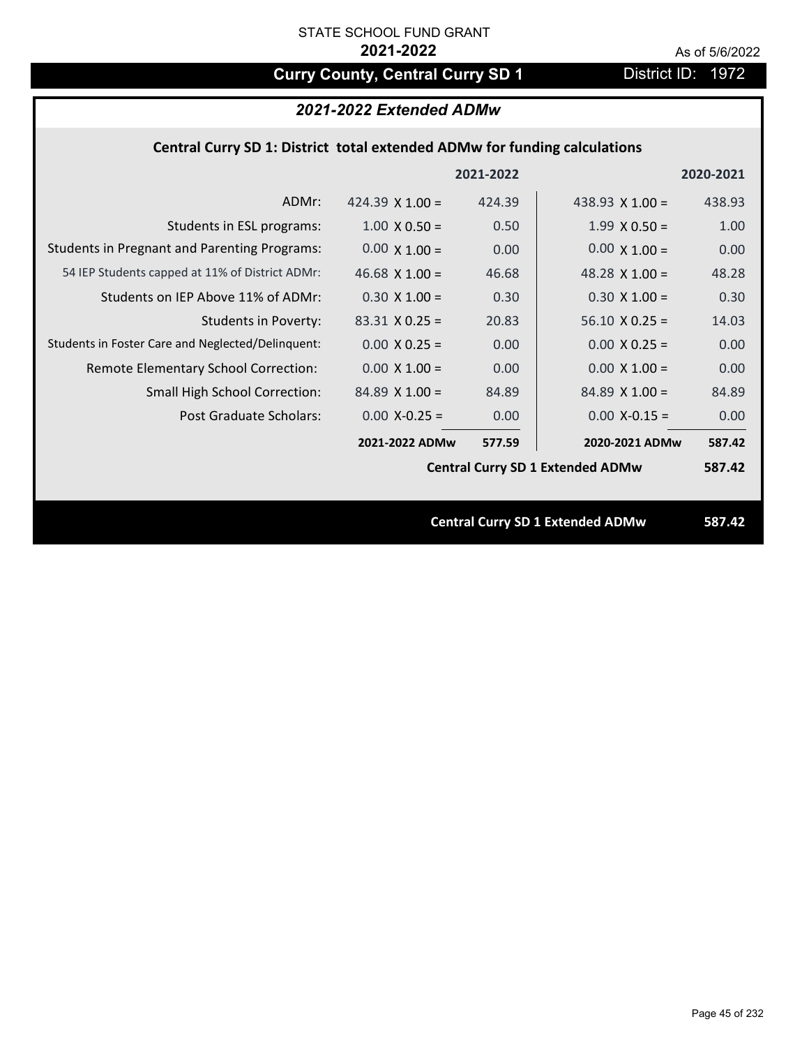STATE SCHOOL FUND GRANT

**2021-2022**

As of 5/6/2022

# Curry County, Central Curry SD 1

District ID: 1972

## *2021-2022 Extended ADMw*

### Central Curry SD 1: District total extended ADMw for funding calculations

| | | 2021-2022 | | 2020-2021 |
|---|---|---|---|---|
| ADMr: | 424.39 X 1.00 = | 424.39 | 438.93 X 1.00 = | 438.93 |
| Students in ESL programs: | 1.00 X 0.50 = | 0.50 | 1.99 X 0.50 = | 1.00 |
| Students in Pregnant and Parenting Programs: | 0.00 X 1.00 = | 0.00 | 0.00 X 1.00 = | 0.00 |
| 54 IEP Students capped at 11% of District ADMr: | 46.68 X 1.00 = | 46.68 | 48.28 X 1.00 = | 48.28 |
| Students on IEP Above 11% of ADMr: | 0.30 X 1.00 = | 0.30 | 0.30 X 1.00 = | 0.30 |
| Students in Poverty: | 83.31 X 0.25 = | 20.83 | 56.10 X 0.25 = | 14.03 |
| Students in Foster Care and Neglected/Delinquent: | 0.00 X 0.25 = | 0.00 | 0.00 X 0.25 = | 0.00 |
| Remote Elementary School Correction: | 0.00 X 1.00 = | 0.00 | 0.00 X 1.00 = | 0.00 |
| Small High School Correction: | 84.89 X 1.00 = | 84.89 | 84.89 X 1.00 = | 84.89 |
| Post Graduate Scholars: | 0.00 X-0.25 = | 0.00 | 0.00 X-0.15 = | 0.00 |
| | **2021-2022 ADMw** | **577.59** | **2020-2021 ADMw** | **587.42** |
| | | | **Central Curry SD 1 Extended ADMw** | **587.42** |

**Central Curry SD 1 Extended ADMw 587.42**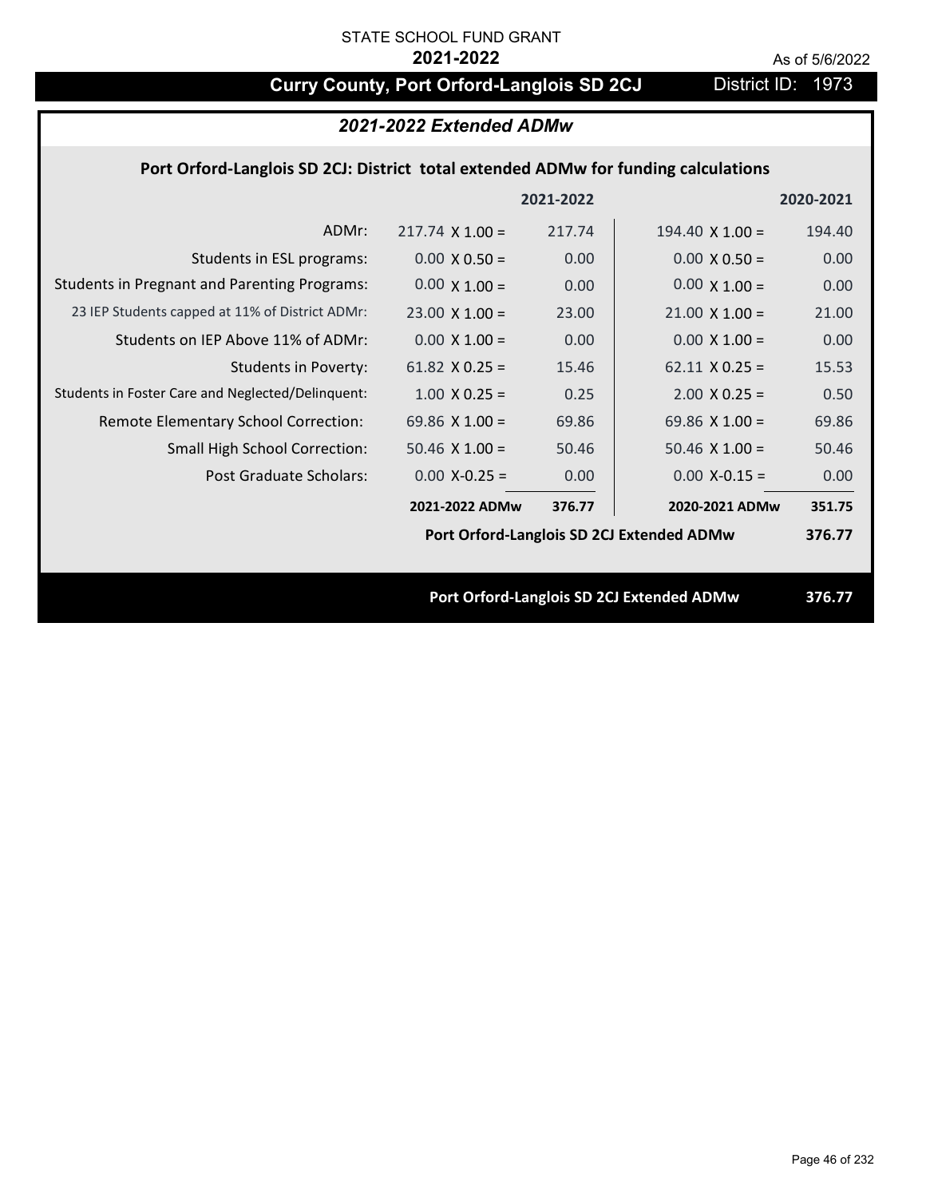STATE SCHOOL FUND GRANT

**2021-2022**

As of 5/6/2022

# Curry County, Port Orford-Langlois SD 2CJ

District ID: 1973

## *2021-2022 Extended ADMw*

### Port Orford-Langlois SD 2CJ: District total extended ADMw for funding calculations

| | | 2021-2022 | | 2020-2021 |
|---|---|---|---|---|
| ADMr: | 217.74 X 1.00 = | 217.74 | 194.40 X 1.00 = | 194.40 |
| Students in ESL programs: | 0.00 X 0.50 = | 0.00 | 0.00 X 0.50 = | 0.00 |
| Students in Pregnant and Parenting Programs: | 0.00 X 1.00 = | 0.00 | 0.00 X 1.00 = | 0.00 |
| 23 IEP Students capped at 11% of District ADMr: | 23.00 X 1.00 = | 23.00 | 21.00 X 1.00 = | 21.00 |
| Students on IEP Above 11% of ADMr: | 0.00 X 1.00 = | 0.00 | 0.00 X 1.00 = | 0.00 |
| Students in Poverty: | 61.82 X 0.25 = | 15.46 | 62.11 X 0.25 = | 15.53 |
| Students in Foster Care and Neglected/Delinquent: | 1.00 X 0.25 = | 0.25 | 2.00 X 0.25 = | 0.50 |
| Remote Elementary School Correction: | 69.86 X 1.00 = | 69.86 | 69.86 X 1.00 = | 69.86 |
| Small High School Correction: | 50.46 X 1.00 = | 50.46 | 50.46 X 1.00 = | 50.46 |
| Post Graduate Scholars: | 0.00 X-0.25 = | 0.00 | 0.00 X-0.15 = | 0.00 |
| | **2021-2022 ADMw** | **376.77** | **2020-2021 ADMw** | **351.75** |
| | | | **Port Orford-Langlois SD 2CJ Extended ADMw** | **376.77** |

**Port Orford-Langlois SD 2CJ Extended ADMw** **376.77**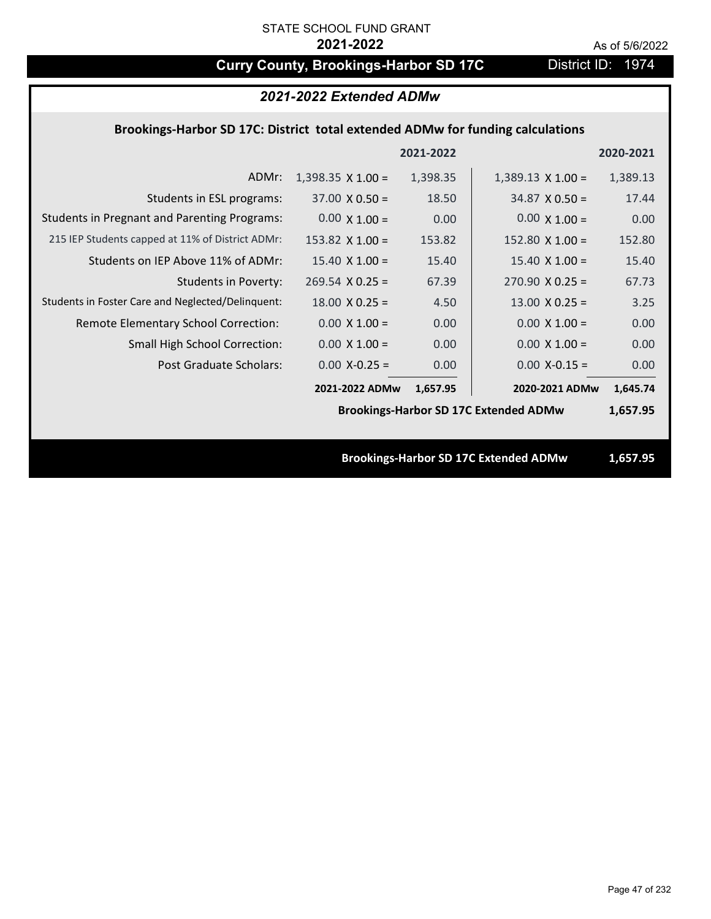STATE SCHOOL FUND GRANT

**2021-2022**

As of 5/6/2022

# Curry County, Brookings-Harbor SD 17C

District ID: 1974

## *2021-2022 Extended ADMw*

### Brookings-Harbor SD 17C: District total extended ADMw for funding calculations

| | 2021-2022 | | 2020-2021 | |
|---|---|---|---|---|
| ADMr: | 1,398.35 X 1.00 = | 1,398.35 | 1,389.13 X 1.00 = | 1,389.13 |
| Students in ESL programs: | 37.00 X 0.50 = | 18.50 | 34.87 X 0.50 = | 17.44 |
| Students in Pregnant and Parenting Programs: | 0.00 X 1.00 = | 0.00 | 0.00 X 1.00 = | 0.00 |
| 215 IEP Students capped at 11% of District ADMr: | 153.82 X 1.00 = | 153.82 | 152.80 X 1.00 = | 152.80 |
| Students on IEP Above 11% of ADMr: | 15.40 X 1.00 = | 15.40 | 15.40 X 1.00 = | 15.40 |
| Students in Poverty: | 269.54 X 0.25 = | 67.39 | 270.90 X 0.25 = | 67.73 |
| Students in Foster Care and Neglected/Delinquent: | 18.00 X 0.25 = | 4.50 | 13.00 X 0.25 = | 3.25 |
| Remote Elementary School Correction: | 0.00 X 1.00 = | 0.00 | 0.00 X 1.00 = | 0.00 |
| Small High School Correction: | 0.00 X 1.00 = | 0.00 | 0.00 X 1.00 = | 0.00 |
| Post Graduate Scholars: | 0.00 X-0.25 = | 0.00 | 0.00 X-0.15 = | 0.00 |
| | **2021-2022 ADMw** | **1,657.95** | **2020-2021 ADMw** | **1,645.74** |

**Brookings-Harbor SD 17C Extended ADMw** **1,657.95**

**Brookings-Harbor SD 17C Extended ADMw** **1,657.95**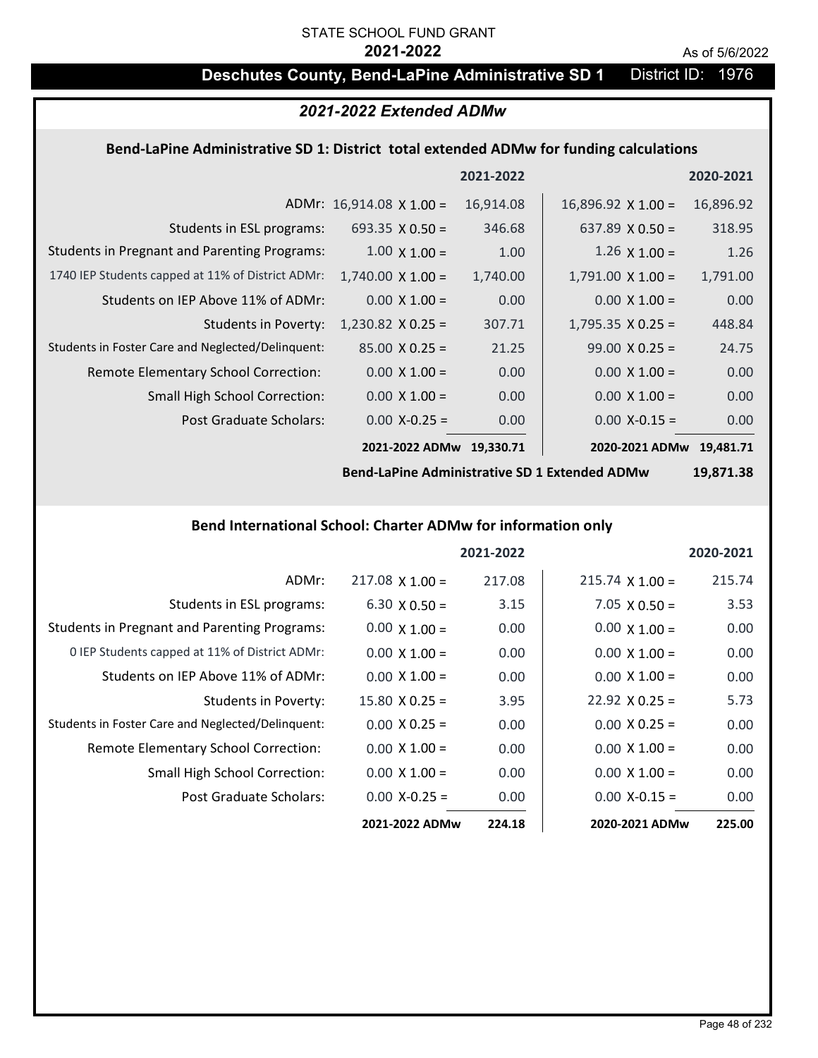STATE SCHOOL FUND GRANT

**2021-2022**

As of 5/6/2022

## Deschutes County, Bend-LaPine Administrative SD 1 — District ID: 1976

### *2021-2022 Extended ADMw*

#### Bend-LaPine Administrative SD 1: District total extended ADMw for funding calculations

| | | 2021-2022 | | 2020-2021 |
|---|---|---|---|---|
| ADMr: | 16,914.08 X 1.00 = | 16,914.08 | 16,896.92 X 1.00 = | 16,896.92 |
| Students in ESL programs: | 693.35 X 0.50 = | 346.68 | 637.89 X 0.50 = | 318.95 |
| Students in Pregnant and Parenting Programs: | 1.00 X 1.00 = | 1.00 | 1.26 X 1.00 = | 1.26 |
| 1740 IEP Students capped at 11% of District ADMr: | 1,740.00 X 1.00 = | 1,740.00 | 1,791.00 X 1.00 = | 1,791.00 |
| Students on IEP Above 11% of ADMr: | 0.00 X 1.00 = | 0.00 | 0.00 X 1.00 = | 0.00 |
| Students in Poverty: | 1,230.82 X 0.25 = | 307.71 | 1,795.35 X 0.25 = | 448.84 |
| Students in Foster Care and Neglected/Delinquent: | 85.00 X 0.25 = | 21.25 | 99.00 X 0.25 = | 24.75 |
| Remote Elementary School Correction: | 0.00 X 1.00 = | 0.00 | 0.00 X 1.00 = | 0.00 |
| Small High School Correction: | 0.00 X 1.00 = | 0.00 | 0.00 X 1.00 = | 0.00 |
| Post Graduate Scholars: | 0.00 X-0.25 = | 0.00 | 0.00 X-0.15 = | 0.00 |
| | **2021-2022 ADMw** | **19,330.71** | **2020-2021 ADMw** | **19,481.71** |
| | | | **Bend-LaPine Administrative SD 1 Extended ADMw** | **19,871.38** |

#### Bend International School: Charter ADMw for information only

| | | 2021-2022 | | 2020-2021 |
|---|---|---|---|---|
| ADMr: | 217.08 X 1.00 = | 217.08 | 215.74 X 1.00 = | 215.74 |
| Students in ESL programs: | 6.30 X 0.50 = | 3.15 | 7.05 X 0.50 = | 3.53 |
| Students in Pregnant and Parenting Programs: | 0.00 X 1.00 = | 0.00 | 0.00 X 1.00 = | 0.00 |
| 0 IEP Students capped at 11% of District ADMr: | 0.00 X 1.00 = | 0.00 | 0.00 X 1.00 = | 0.00 |
| Students on IEP Above 11% of ADMr: | 0.00 X 1.00 = | 0.00 | 0.00 X 1.00 = | 0.00 |
| Students in Poverty: | 15.80 X 0.25 = | 3.95 | 22.92 X 0.25 = | 5.73 |
| Students in Foster Care and Neglected/Delinquent: | 0.00 X 0.25 = | 0.00 | 0.00 X 0.25 = | 0.00 |
| Remote Elementary School Correction: | 0.00 X 1.00 = | 0.00 | 0.00 X 1.00 = | 0.00 |
| Small High School Correction: | 0.00 X 1.00 = | 0.00 | 0.00 X 1.00 = | 0.00 |
| Post Graduate Scholars: | 0.00 X-0.25 = | 0.00 | 0.00 X-0.15 = | 0.00 |
| | **2021-2022 ADMw** | **224.18** | **2020-2021 ADMw** | **225.00** |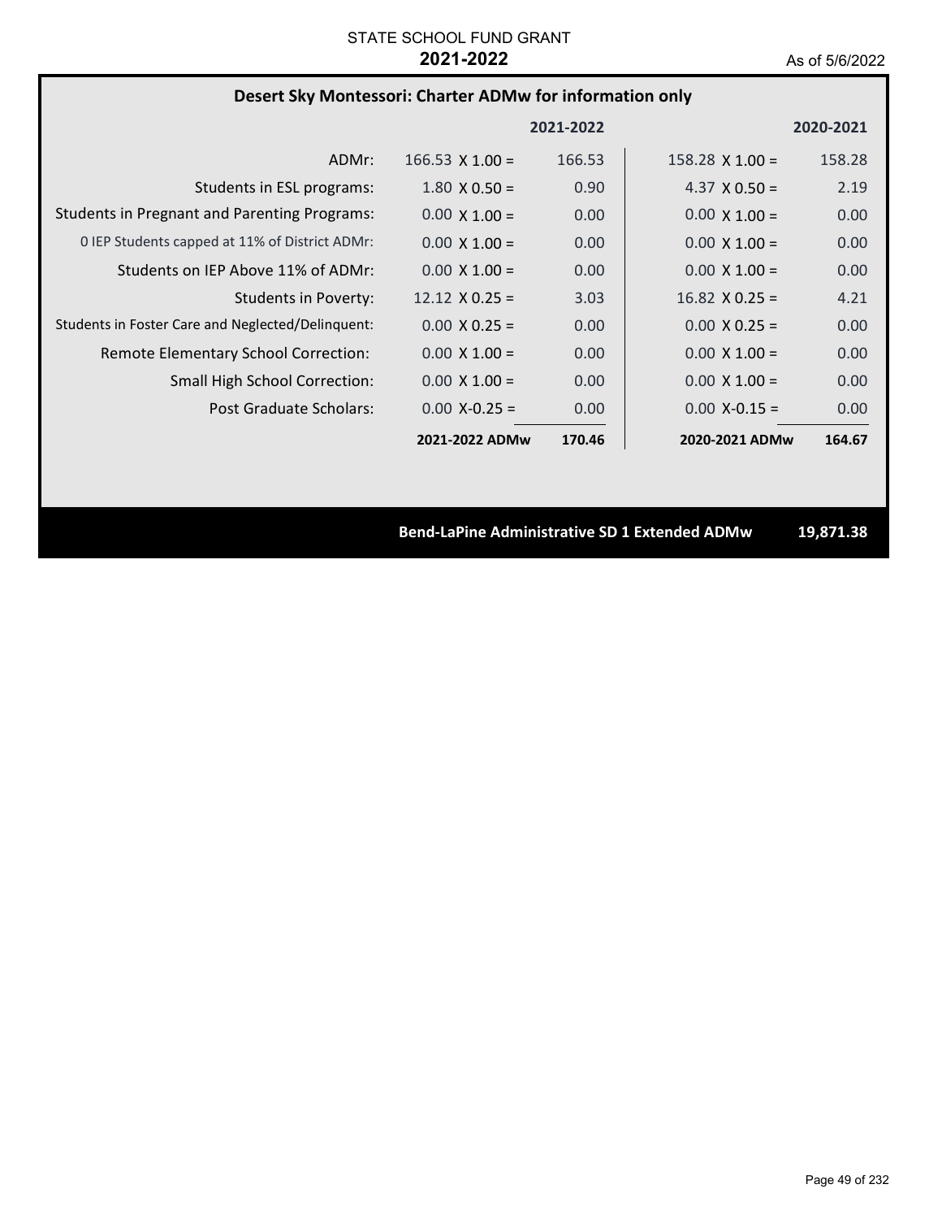STATE SCHOOL FUND GRANT
**2021-2022**
As of 5/6/2022

## Desert Sky Montessori: Charter ADMw for information only

| | 2021-2022 | | 2020-2021 | |
|---|---|---|---|---|
| ADMr: | 166.53 X 1.00 = | 166.53 | 158.28 X 1.00 = | 158.28 |
| Students in ESL programs: | 1.80 X 0.50 = | 0.90 | 4.37 X 0.50 = | 2.19 |
| Students in Pregnant and Parenting Programs: | 0.00 X 1.00 = | 0.00 | 0.00 X 1.00 = | 0.00 |
| 0 IEP Students capped at 11% of District ADMr: | 0.00 X 1.00 = | 0.00 | 0.00 X 1.00 = | 0.00 |
| Students on IEP Above 11% of ADMr: | 0.00 X 1.00 = | 0.00 | 0.00 X 1.00 = | 0.00 |
| Students in Poverty: | 12.12 X 0.25 = | 3.03 | 16.82 X 0.25 = | 4.21 |
| Students in Foster Care and Neglected/Delinquent: | 0.00 X 0.25 = | 0.00 | 0.00 X 0.25 = | 0.00 |
| Remote Elementary School Correction: | 0.00 X 1.00 = | 0.00 | 0.00 X 1.00 = | 0.00 |
| Small High School Correction: | 0.00 X 1.00 = | 0.00 | 0.00 X 1.00 = | 0.00 |
| Post Graduate Scholars: | 0.00 X-0.25 = | 0.00 | 0.00 X-0.15 = | 0.00 |
| | **2021-2022 ADMw** | **170.46** | **2020-2021 ADMw** | **164.67** |

**Bend-LaPine Administrative SD 1 Extended ADMw 19,871.38**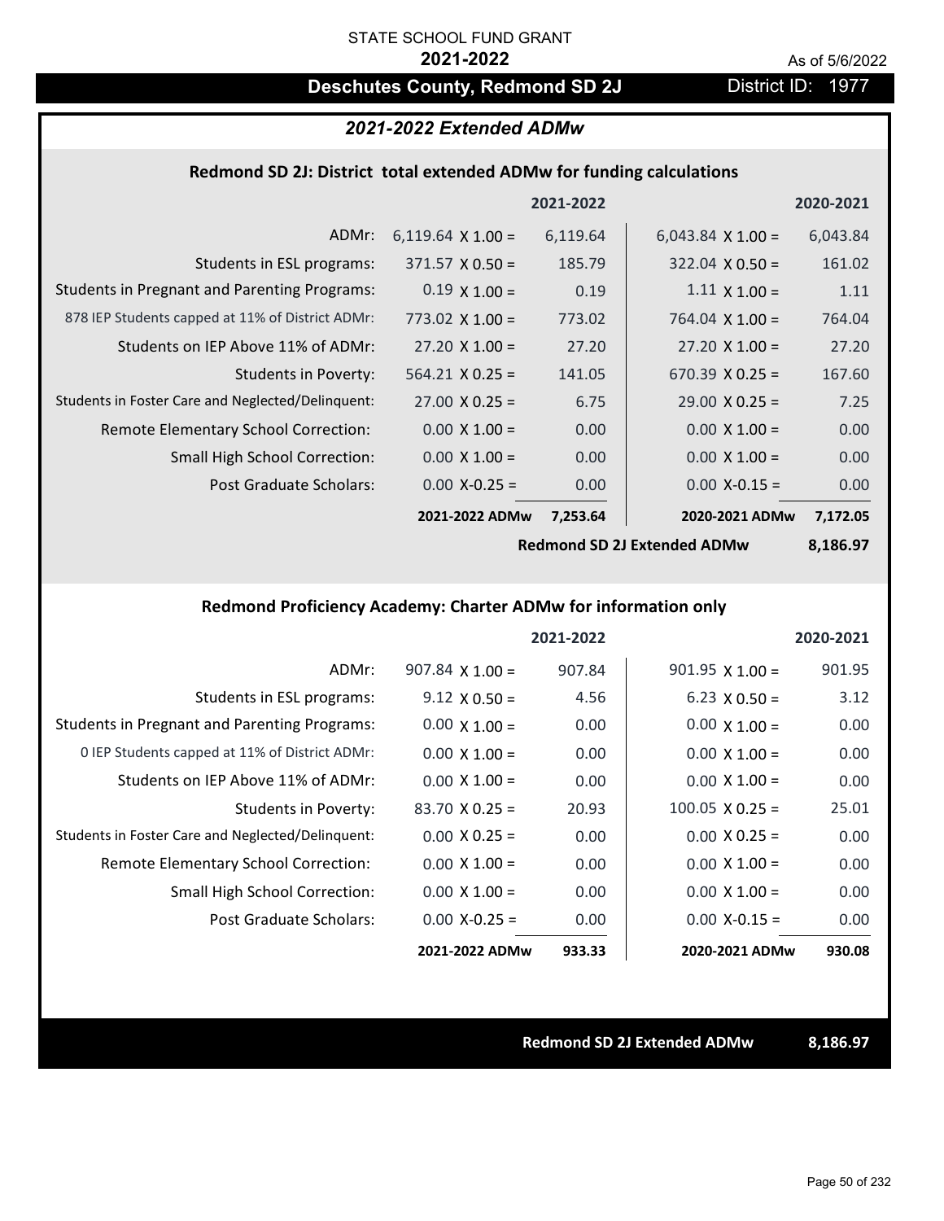STATE SCHOOL FUND GRANT

**2021-2022**

As of 5/6/2022

## Deschutes County, Redmond SD 2J — District ID: 1977

### *2021-2022 Extended ADMw*

#### Redmond SD 2J: District total extended ADMw for funding calculations

| | | 2021-2022 | | 2020-2021 |
|---|---|---|---|---|
| ADMr: | 6,119.64 X 1.00 = | 6,119.64 | 6,043.84 X 1.00 = | 6,043.84 |
| Students in ESL programs: | 371.57 X 0.50 = | 185.79 | 322.04 X 0.50 = | 161.02 |
| Students in Pregnant and Parenting Programs: | 0.19 X 1.00 = | 0.19 | 1.11 X 1.00 = | 1.11 |
| 878 IEP Students capped at 11% of District ADMr: | 773.02 X 1.00 = | 773.02 | 764.04 X 1.00 = | 764.04 |
| Students on IEP Above 11% of ADMr: | 27.20 X 1.00 = | 27.20 | 27.20 X 1.00 = | 27.20 |
| Students in Poverty: | 564.21 X 0.25 = | 141.05 | 670.39 X 0.25 = | 167.60 |
| Students in Foster Care and Neglected/Delinquent: | 27.00 X 0.25 = | 6.75 | 29.00 X 0.25 = | 7.25 |
| Remote Elementary School Correction: | 0.00 X 1.00 = | 0.00 | 0.00 X 1.00 = | 0.00 |
| Small High School Correction: | 0.00 X 1.00 = | 0.00 | 0.00 X 1.00 = | 0.00 |
| Post Graduate Scholars: | 0.00 X-0.25 = | 0.00 | 0.00 X-0.15 = | 0.00 |
| | **2021-2022 ADMw** | **7,253.64** | **2020-2021 ADMw** | **7,172.05** |
| | | | **Redmond SD 2J Extended ADMw** | **8,186.97** |

#### Redmond Proficiency Academy: Charter ADMw for information only

| | | 2021-2022 | | 2020-2021 |
|---|---|---|---|---|
| ADMr: | 907.84 X 1.00 = | 907.84 | 901.95 X 1.00 = | 901.95 |
| Students in ESL programs: | 9.12 X 0.50 = | 4.56 | 6.23 X 0.50 = | 3.12 |
| Students in Pregnant and Parenting Programs: | 0.00 X 1.00 = | 0.00 | 0.00 X 1.00 = | 0.00 |
| 0 IEP Students capped at 11% of District ADMr: | 0.00 X 1.00 = | 0.00 | 0.00 X 1.00 = | 0.00 |
| Students on IEP Above 11% of ADMr: | 0.00 X 1.00 = | 0.00 | 0.00 X 1.00 = | 0.00 |
| Students in Poverty: | 83.70 X 0.25 = | 20.93 | 100.05 X 0.25 = | 25.01 |
| Students in Foster Care and Neglected/Delinquent: | 0.00 X 0.25 = | 0.00 | 0.00 X 0.25 = | 0.00 |
| Remote Elementary School Correction: | 0.00 X 1.00 = | 0.00 | 0.00 X 1.00 = | 0.00 |
| Small High School Correction: | 0.00 X 1.00 = | 0.00 | 0.00 X 1.00 = | 0.00 |
| Post Graduate Scholars: | 0.00 X-0.25 = | 0.00 | 0.00 X-0.15 = | 0.00 |
| | **2021-2022 ADMw** | **933.33** | **2020-2021 ADMw** | **930.08** |

**Redmond SD 2J Extended ADMw** **8,186.97**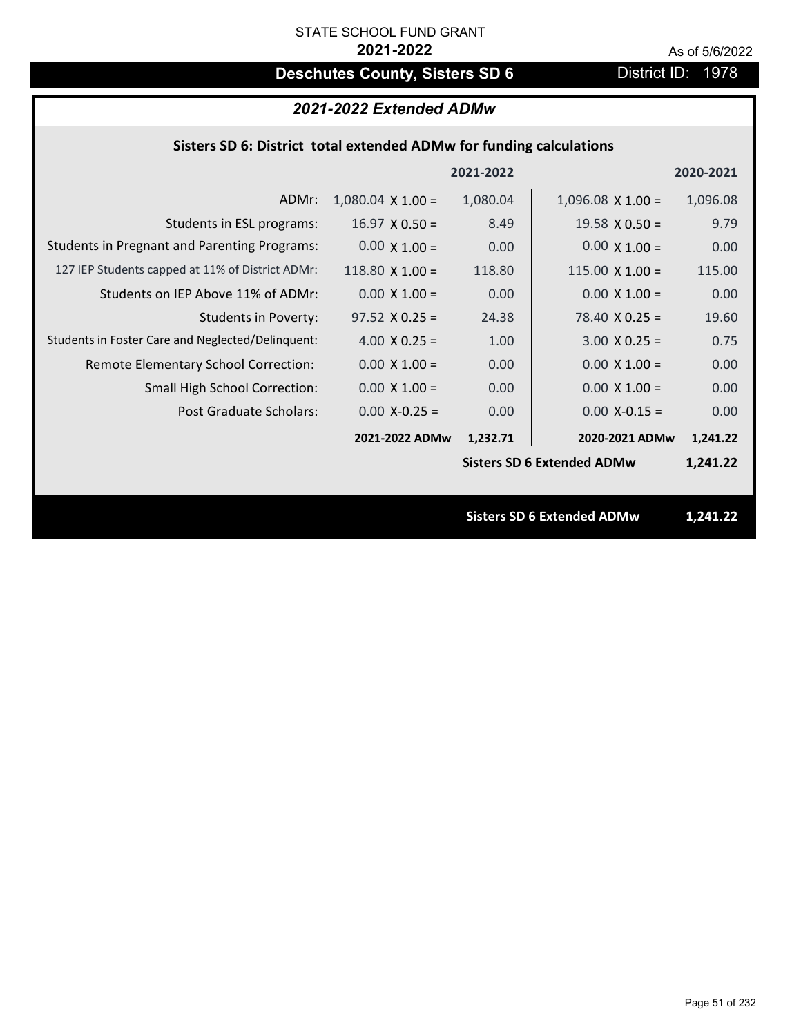STATE SCHOOL FUND GRANT

**2021-2022**

As of 5/6/2022

# Deschutes County, Sisters SD 6

District ID: 1978

## *2021-2022 Extended ADMw*

### Sisters SD 6: District total extended ADMw for funding calculations

| | | 2021-2022 | | 2020-2021 |
|---|---|---|---|---|
| ADMr: | 1,080.04 X 1.00 = | 1,080.04 | 1,096.08 X 1.00 = | 1,096.08 |
| Students in ESL programs: | 16.97 X 0.50 = | 8.49 | 19.58 X 0.50 = | 9.79 |
| Students in Pregnant and Parenting Programs: | 0.00 X 1.00 = | 0.00 | 0.00 X 1.00 = | 0.00 |
| 127 IEP Students capped at 11% of District ADMr: | 118.80 X 1.00 = | 118.80 | 115.00 X 1.00 = | 115.00 |
| Students on IEP Above 11% of ADMr: | 0.00 X 1.00 = | 0.00 | 0.00 X 1.00 = | 0.00 |
| Students in Poverty: | 97.52 X 0.25 = | 24.38 | 78.40 X 0.25 = | 19.60 |
| Students in Foster Care and Neglected/Delinquent: | 4.00 X 0.25 = | 1.00 | 3.00 X 0.25 = | 0.75 |
| Remote Elementary School Correction: | 0.00 X 1.00 = | 0.00 | 0.00 X 1.00 = | 0.00 |
| Small High School Correction: | 0.00 X 1.00 = | 0.00 | 0.00 X 1.00 = | 0.00 |
| Post Graduate Scholars: | 0.00 X-0.25 = | 0.00 | 0.00 X-0.15 = | 0.00 |
| | **2021-2022 ADMw** | **1,232.71** | **2020-2021 ADMw** | **1,241.22** |
| | | | **Sisters SD 6 Extended ADMw** | **1,241.22** |

**Sisters SD 6 Extended ADMw 1,241.22**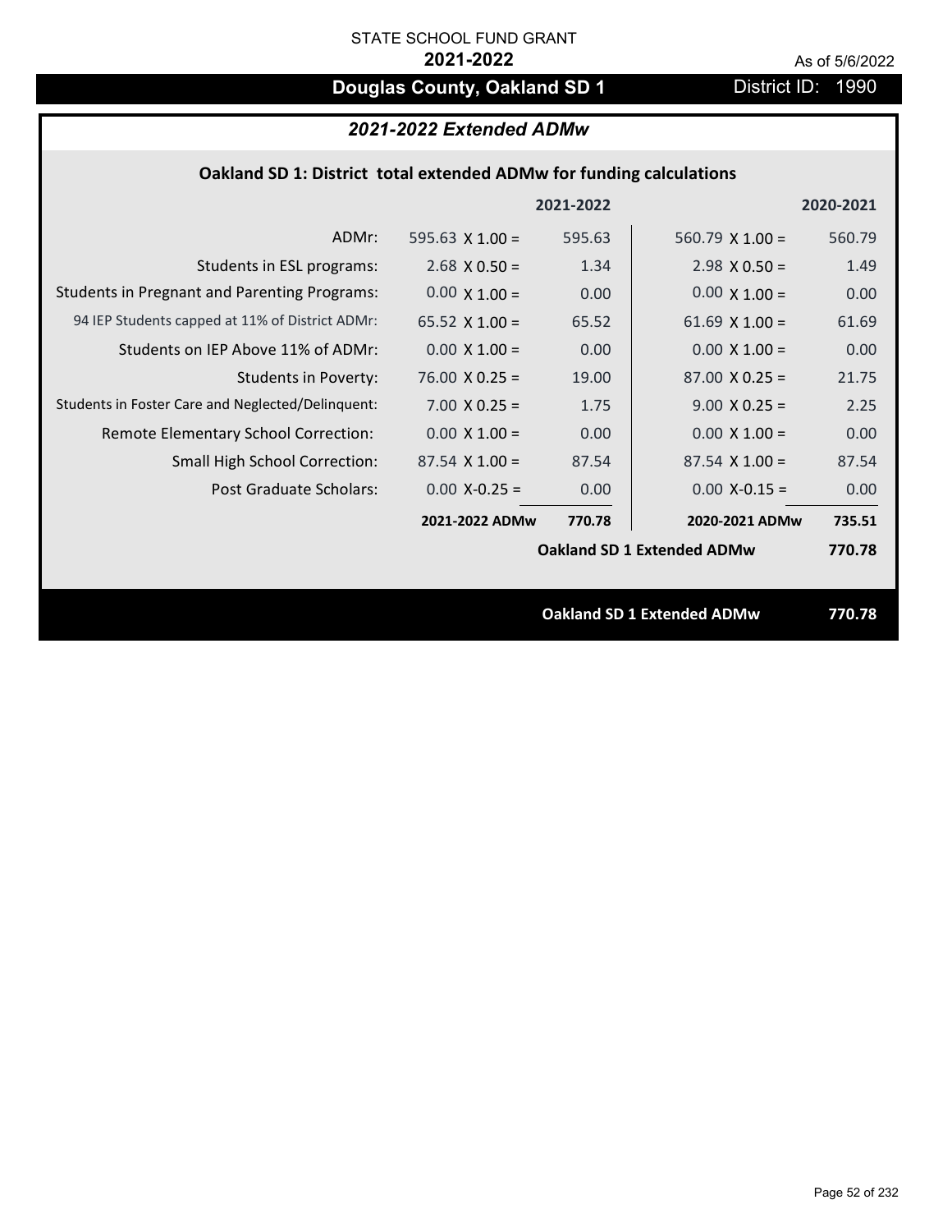STATE SCHOOL FUND GRANT

**2021-2022**

As of 5/6/2022

# Douglas County, Oakland SD 1

District ID: 1990

## *2021-2022 Extended ADMw*

### Oakland SD 1: District total extended ADMw for funding calculations

| | | 2021-2022 | | 2020-2021 |
|---|---|---|---|---|
| ADMr: | 595.63 X 1.00 = | 595.63 | 560.79 X 1.00 = | 560.79 |
| Students in ESL programs: | 2.68 X 0.50 = | 1.34 | 2.98 X 0.50 = | 1.49 |
| Students in Pregnant and Parenting Programs: | 0.00 X 1.00 = | 0.00 | 0.00 X 1.00 = | 0.00 |
| 94 IEP Students capped at 11% of District ADMr: | 65.52 X 1.00 = | 65.52 | 61.69 X 1.00 = | 61.69 |
| Students on IEP Above 11% of ADMr: | 0.00 X 1.00 = | 0.00 | 0.00 X 1.00 = | 0.00 |
| Students in Poverty: | 76.00 X 0.25 = | 19.00 | 87.00 X 0.25 = | 21.75 |
| Students in Foster Care and Neglected/Delinquent: | 7.00 X 0.25 = | 1.75 | 9.00 X 0.25 = | 2.25 |
| Remote Elementary School Correction: | 0.00 X 1.00 = | 0.00 | 0.00 X 1.00 = | 0.00 |
| Small High School Correction: | 87.54 X 1.00 = | 87.54 | 87.54 X 1.00 = | 87.54 |
| Post Graduate Scholars: | 0.00 X-0.25 = | 0.00 | 0.00 X-0.15 = | 0.00 |
| | **2021-2022 ADMw** | **770.78** | **2020-2021 ADMw** | **735.51** |
| | | | **Oakland SD 1 Extended ADMw** | **770.78** |

**Oakland SD 1 Extended ADMw** **770.78**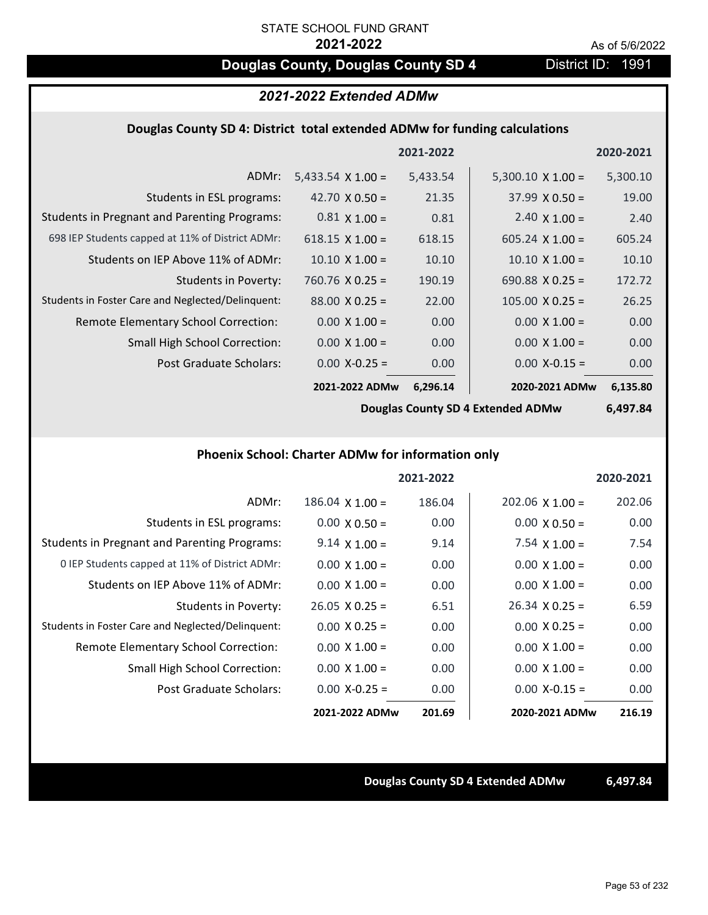STATE SCHOOL FUND GRANT

**2021-2022**

As of 5/6/2022

# Douglas County, Douglas County SD 4

District ID: 1991

## *2021-2022 Extended ADMw*

### Douglas County SD 4: District total extended ADMw for funding calculations

| | | 2021-2022 | | 2020-2021 |
|---|---|---|---|---|
| ADMr: | 5,433.54 X 1.00 = | 5,433.54 | 5,300.10 X 1.00 = | 5,300.10 |
| Students in ESL programs: | 42.70 X 0.50 = | 21.35 | 37.99 X 0.50 = | 19.00 |
| Students in Pregnant and Parenting Programs: | 0.81 X 1.00 = | 0.81 | 2.40 X 1.00 = | 2.40 |
| 698 IEP Students capped at 11% of District ADMr: | 618.15 X 1.00 = | 618.15 | 605.24 X 1.00 = | 605.24 |
| Students on IEP Above 11% of ADMr: | 10.10 X 1.00 = | 10.10 | 10.10 X 1.00 = | 10.10 |
| Students in Poverty: | 760.76 X 0.25 = | 190.19 | 690.88 X 0.25 = | 172.72 |
| Students in Foster Care and Neglected/Delinquent: | 88.00 X 0.25 = | 22.00 | 105.00 X 0.25 = | 26.25 |
| Remote Elementary School Correction: | 0.00 X 1.00 = | 0.00 | 0.00 X 1.00 = | 0.00 |
| Small High School Correction: | 0.00 X 1.00 = | 0.00 | 0.00 X 1.00 = | 0.00 |
| Post Graduate Scholars: | 0.00 X-0.25 = | 0.00 | 0.00 X-0.15 = | 0.00 |
| | **2021-2022 ADMw** | **6,296.14** | **2020-2021 ADMw** | **6,135.80** |

**Douglas County SD 4 Extended ADMw 6,497.84**

### Phoenix School: Charter ADMw for information only

| | | 2021-2022 | | 2020-2021 |
|---|---|---|---|---|
| ADMr: | 186.04 X 1.00 = | 186.04 | 202.06 X 1.00 = | 202.06 |
| Students in ESL programs: | 0.00 X 0.50 = | 0.00 | 0.00 X 0.50 = | 0.00 |
| Students in Pregnant and Parenting Programs: | 9.14 X 1.00 = | 9.14 | 7.54 X 1.00 = | 7.54 |
| 0 IEP Students capped at 11% of District ADMr: | 0.00 X 1.00 = | 0.00 | 0.00 X 1.00 = | 0.00 |
| Students on IEP Above 11% of ADMr: | 0.00 X 1.00 = | 0.00 | 0.00 X 1.00 = | 0.00 |
| Students in Poverty: | 26.05 X 0.25 = | 6.51 | 26.34 X 0.25 = | 6.59 |
| Students in Foster Care and Neglected/Delinquent: | 0.00 X 0.25 = | 0.00 | 0.00 X 0.25 = | 0.00 |
| Remote Elementary School Correction: | 0.00 X 1.00 = | 0.00 | 0.00 X 1.00 = | 0.00 |
| Small High School Correction: | 0.00 X 1.00 = | 0.00 | 0.00 X 1.00 = | 0.00 |
| Post Graduate Scholars: | 0.00 X-0.25 = | 0.00 | 0.00 X-0.15 = | 0.00 |
| | **2021-2022 ADMw** | **201.69** | **2020-2021 ADMw** | **216.19** |

**Douglas County SD 4 Extended ADMw 6,497.84**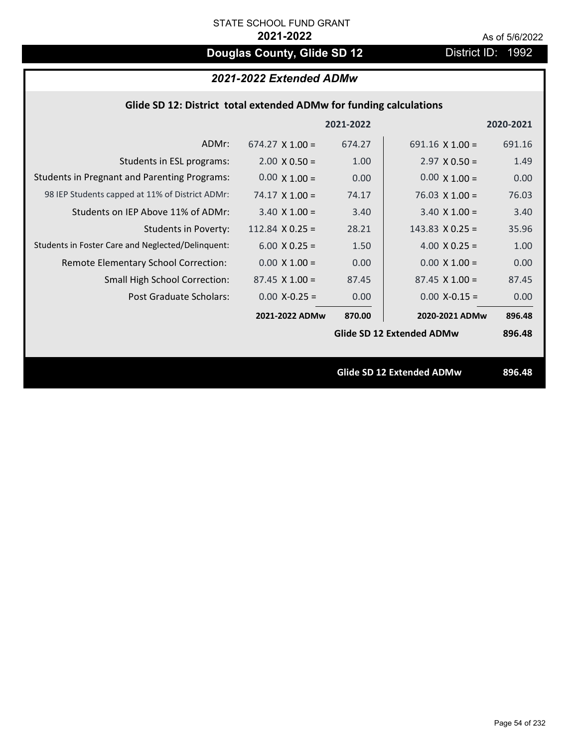STATE SCHOOL FUND GRANT

**2021-2022**

As of 5/6/2022

# Douglas County, Glide SD 12

District ID: 1992

## *2021-2022 Extended ADMw*

### Glide SD 12: District total extended ADMw for funding calculations

| | | 2021-2022 | | 2020-2021 |
|---|---|---|---|---|
| ADMr: | 674.27 X 1.00 = | 674.27 | 691.16 X 1.00 = | 691.16 |
| Students in ESL programs: | 2.00 X 0.50 = | 1.00 | 2.97 X 0.50 = | 1.49 |
| Students in Pregnant and Parenting Programs: | 0.00 X 1.00 = | 0.00 | 0.00 X 1.00 = | 0.00 |
| 98 IEP Students capped at 11% of District ADMr: | 74.17 X 1.00 = | 74.17 | 76.03 X 1.00 = | 76.03 |
| Students on IEP Above 11% of ADMr: | 3.40 X 1.00 = | 3.40 | 3.40 X 1.00 = | 3.40 |
| Students in Poverty: | 112.84 X 0.25 = | 28.21 | 143.83 X 0.25 = | 35.96 |
| Students in Foster Care and Neglected/Delinquent: | 6.00 X 0.25 = | 1.50 | 4.00 X 0.25 = | 1.00 |
| Remote Elementary School Correction: | 0.00 X 1.00 = | 0.00 | 0.00 X 1.00 = | 0.00 |
| Small High School Correction: | 87.45 X 1.00 = | 87.45 | 87.45 X 1.00 = | 87.45 |
| Post Graduate Scholars: | 0.00 X-0.25 = | 0.00 | 0.00 X-0.15 = | 0.00 |
| | **2021-2022 ADMw** | **870.00** | **2020-2021 ADMw** | **896.48** |
| | | | **Glide SD 12 Extended ADMw** | **896.48** |

**Glide SD 12 Extended ADMw** **896.48**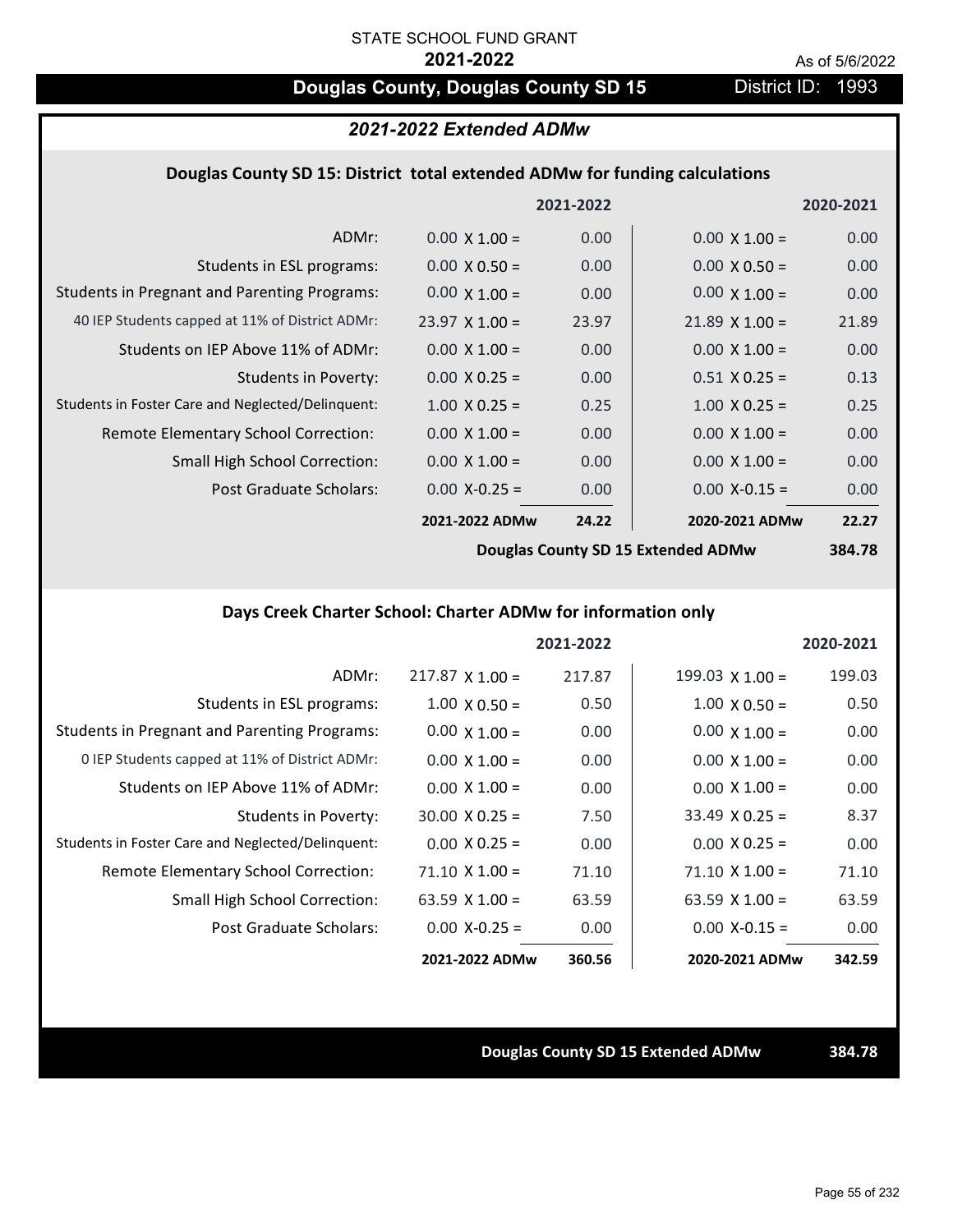STATE SCHOOL FUND GRANT

**2021-2022**

As of 5/6/2022

# Douglas County, Douglas County SD 15

District ID: 1993

## *2021-2022 Extended ADMw*

### Douglas County SD 15: District total extended ADMw for funding calculations

| | 2021-2022 | | 2020-2021 | |
|---|---|---|---|---|
| ADMr: | 0.00 X 1.00 = | 0.00 | 0.00 X 1.00 = | 0.00 |
| Students in ESL programs: | 0.00 X 0.50 = | 0.00 | 0.00 X 0.50 = | 0.00 |
| Students in Pregnant and Parenting Programs: | 0.00 X 1.00 = | 0.00 | 0.00 X 1.00 = | 0.00 |
| 40 IEP Students capped at 11% of District ADMr: | 23.97 X 1.00 = | 23.97 | 21.89 X 1.00 = | 21.89 |
| Students on IEP Above 11% of ADMr: | 0.00 X 1.00 = | 0.00 | 0.00 X 1.00 = | 0.00 |
| Students in Poverty: | 0.00 X 0.25 = | 0.00 | 0.51 X 0.25 = | 0.13 |
| Students in Foster Care and Neglected/Delinquent: | 1.00 X 0.25 = | 0.25 | 1.00 X 0.25 = | 0.25 |
| Remote Elementary School Correction: | 0.00 X 1.00 = | 0.00 | 0.00 X 1.00 = | 0.00 |
| Small High School Correction: | 0.00 X 1.00 = | 0.00 | 0.00 X 1.00 = | 0.00 |
| Post Graduate Scholars: | 0.00 X-0.25 = | 0.00 | 0.00 X-0.15 = | 0.00 |
| | **2021-2022 ADMw** | **24.22** | **2020-2021 ADMw** | **22.27** |
| | | | **Douglas County SD 15 Extended ADMw** | **384.78** |

### Days Creek Charter School: Charter ADMw for information only

| | 2021-2022 | | 2020-2021 | |
|---|---|---|---|---|
| ADMr: | 217.87 X 1.00 = | 217.87 | 199.03 X 1.00 = | 199.03 |
| Students in ESL programs: | 1.00 X 0.50 = | 0.50 | 1.00 X 0.50 = | 0.50 |
| Students in Pregnant and Parenting Programs: | 0.00 X 1.00 = | 0.00 | 0.00 X 1.00 = | 0.00 |
| 0 IEP Students capped at 11% of District ADMr: | 0.00 X 1.00 = | 0.00 | 0.00 X 1.00 = | 0.00 |
| Students on IEP Above 11% of ADMr: | 0.00 X 1.00 = | 0.00 | 0.00 X 1.00 = | 0.00 |
| Students in Poverty: | 30.00 X 0.25 = | 7.50 | 33.49 X 0.25 = | 8.37 |
| Students in Foster Care and Neglected/Delinquent: | 0.00 X 0.25 = | 0.00 | 0.00 X 0.25 = | 0.00 |
| Remote Elementary School Correction: | 71.10 X 1.00 = | 71.10 | 71.10 X 1.00 = | 71.10 |
| Small High School Correction: | 63.59 X 1.00 = | 63.59 | 63.59 X 1.00 = | 63.59 |
| Post Graduate Scholars: | 0.00 X-0.25 = | 0.00 | 0.00 X-0.15 = | 0.00 |
| | **2021-2022 ADMw** | **360.56** | **2020-2021 ADMw** | **342.59** |

**Douglas County SD 15 Extended ADMw** **384.78**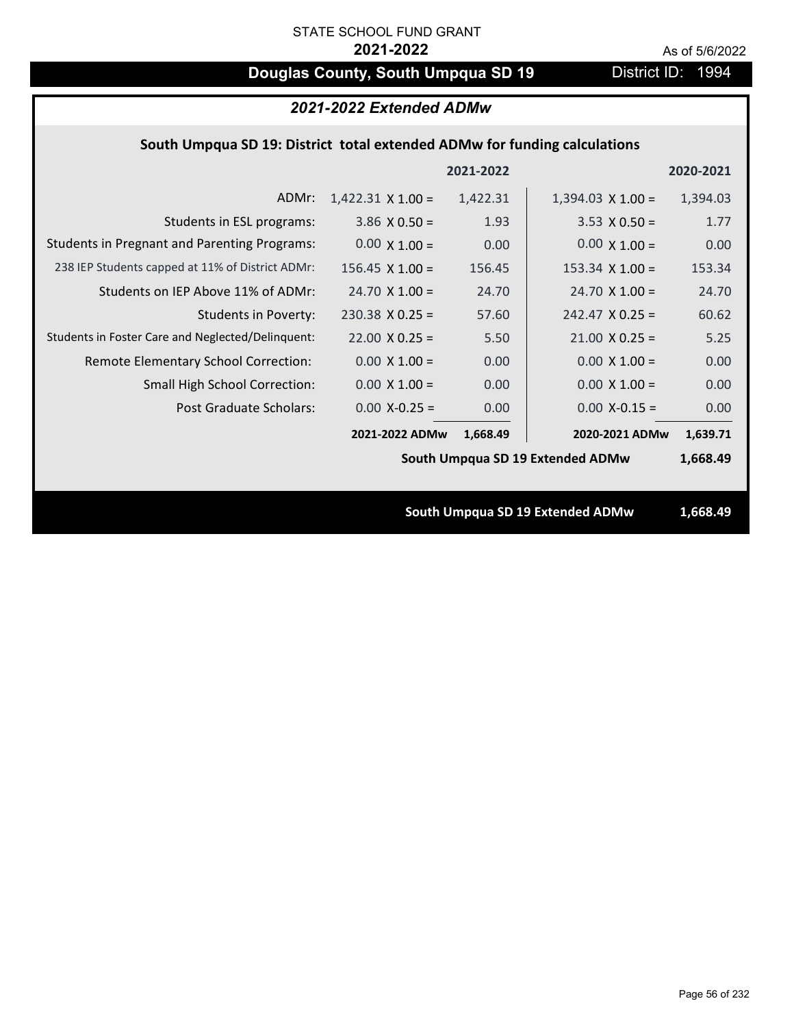STATE SCHOOL FUND GRANT

**2021-2022**

As of 5/6/2022

# Douglas County, South Umpqua SD 19

District ID: 1994

## *2021-2022 Extended ADMw*

### South Umpqua SD 19: District total extended ADMw for funding calculations

| | | 2021-2022 | | 2020-2021 |
|---|---|---|---|---|
| ADMr: | 1,422.31 X 1.00 = | 1,422.31 | 1,394.03 X 1.00 = | 1,394.03 |
| Students in ESL programs: | 3.86 X 0.50 = | 1.93 | 3.53 X 0.50 = | 1.77 |
| Students in Pregnant and Parenting Programs: | 0.00 X 1.00 = | 0.00 | 0.00 X 1.00 = | 0.00 |
| 238 IEP Students capped at 11% of District ADMr: | 156.45 X 1.00 = | 156.45 | 153.34 X 1.00 = | 153.34 |
| Students on IEP Above 11% of ADMr: | 24.70 X 1.00 = | 24.70 | 24.70 X 1.00 = | 24.70 |
| Students in Poverty: | 230.38 X 0.25 = | 57.60 | 242.47 X 0.25 = | 60.62 |
| Students in Foster Care and Neglected/Delinquent: | 22.00 X 0.25 = | 5.50 | 21.00 X 0.25 = | 5.25 |
| Remote Elementary School Correction: | 0.00 X 1.00 = | 0.00 | 0.00 X 1.00 = | 0.00 |
| Small High School Correction: | 0.00 X 1.00 = | 0.00 | 0.00 X 1.00 = | 0.00 |
| Post Graduate Scholars: | 0.00 X-0.25 = | 0.00 | 0.00 X-0.15 = | 0.00 |
| | **2021-2022 ADMw** | **1,668.49** | **2020-2021 ADMw** | **1,639.71** |
| | | | **South Umpqua SD 19 Extended ADMw** | **1,668.49** |

**South Umpqua SD 19 Extended ADMw** **1,668.49**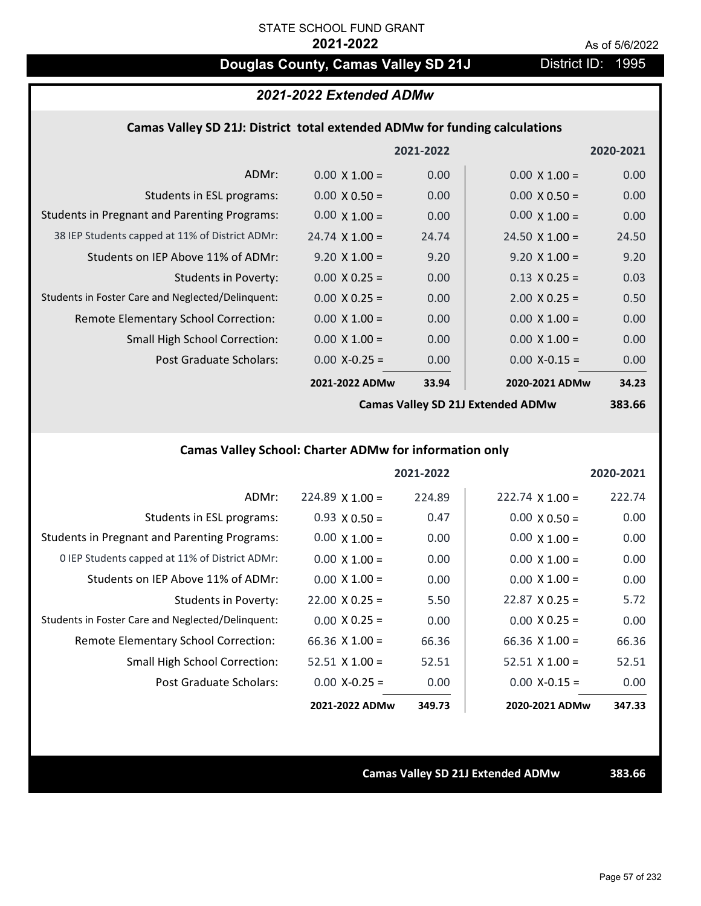STATE SCHOOL FUND GRANT

**2021-2022**

As of 5/6/2022

## Douglas County, Camas Valley SD 21J

District ID: 1995

### *2021-2022 Extended ADMw*

#### Camas Valley SD 21J: District total extended ADMw for funding calculations

| | 2021-2022 | | 2020-2021 | |
|---|---|---|---|---|
| ADMr: | 0.00 X 1.00 = | 0.00 | 0.00 X 1.00 = | 0.00 |
| Students in ESL programs: | 0.00 X 0.50 = | 0.00 | 0.00 X 0.50 = | 0.00 |
| Students in Pregnant and Parenting Programs: | 0.00 X 1.00 = | 0.00 | 0.00 X 1.00 = | 0.00 |
| 38 IEP Students capped at 11% of District ADMr: | 24.74 X 1.00 = | 24.74 | 24.50 X 1.00 = | 24.50 |
| Students on IEP Above 11% of ADMr: | 9.20 X 1.00 = | 9.20 | 9.20 X 1.00 = | 9.20 |
| Students in Poverty: | 0.00 X 0.25 = | 0.00 | 0.13 X 0.25 = | 0.03 |
| Students in Foster Care and Neglected/Delinquent: | 0.00 X 0.25 = | 0.00 | 2.00 X 0.25 = | 0.50 |
| Remote Elementary School Correction: | 0.00 X 1.00 = | 0.00 | 0.00 X 1.00 = | 0.00 |
| Small High School Correction: | 0.00 X 1.00 = | 0.00 | 0.00 X 1.00 = | 0.00 |
| Post Graduate Scholars: | 0.00 X-0.25 = | 0.00 | 0.00 X-0.15 = | 0.00 |
| | **2021-2022 ADMw** | **33.94** | **2020-2021 ADMw** | **34.23** |
| | | | **Camas Valley SD 21J Extended ADMw** | **383.66** |

#### Camas Valley School: Charter ADMw for information only

| | 2021-2022 | | 2020-2021 | |
|---|---|---|---|---|
| ADMr: | 224.89 X 1.00 = | 224.89 | 222.74 X 1.00 = | 222.74 |
| Students in ESL programs: | 0.93 X 0.50 = | 0.47 | 0.00 X 0.50 = | 0.00 |
| Students in Pregnant and Parenting Programs: | 0.00 X 1.00 = | 0.00 | 0.00 X 1.00 = | 0.00 |
| 0 IEP Students capped at 11% of District ADMr: | 0.00 X 1.00 = | 0.00 | 0.00 X 1.00 = | 0.00 |
| Students on IEP Above 11% of ADMr: | 0.00 X 1.00 = | 0.00 | 0.00 X 1.00 = | 0.00 |
| Students in Poverty: | 22.00 X 0.25 = | 5.50 | 22.87 X 0.25 = | 5.72 |
| Students in Foster Care and Neglected/Delinquent: | 0.00 X 0.25 = | 0.00 | 0.00 X 0.25 = | 0.00 |
| Remote Elementary School Correction: | 66.36 X 1.00 = | 66.36 | 66.36 X 1.00 = | 66.36 |
| Small High School Correction: | 52.51 X 1.00 = | 52.51 | 52.51 X 1.00 = | 52.51 |
| Post Graduate Scholars: | 0.00 X-0.25 = | 0.00 | 0.00 X-0.15 = | 0.00 |
| | **2021-2022 ADMw** | **349.73** | **2020-2021 ADMw** | **347.33** |

**Camas Valley SD 21J Extended ADMw** **383.66**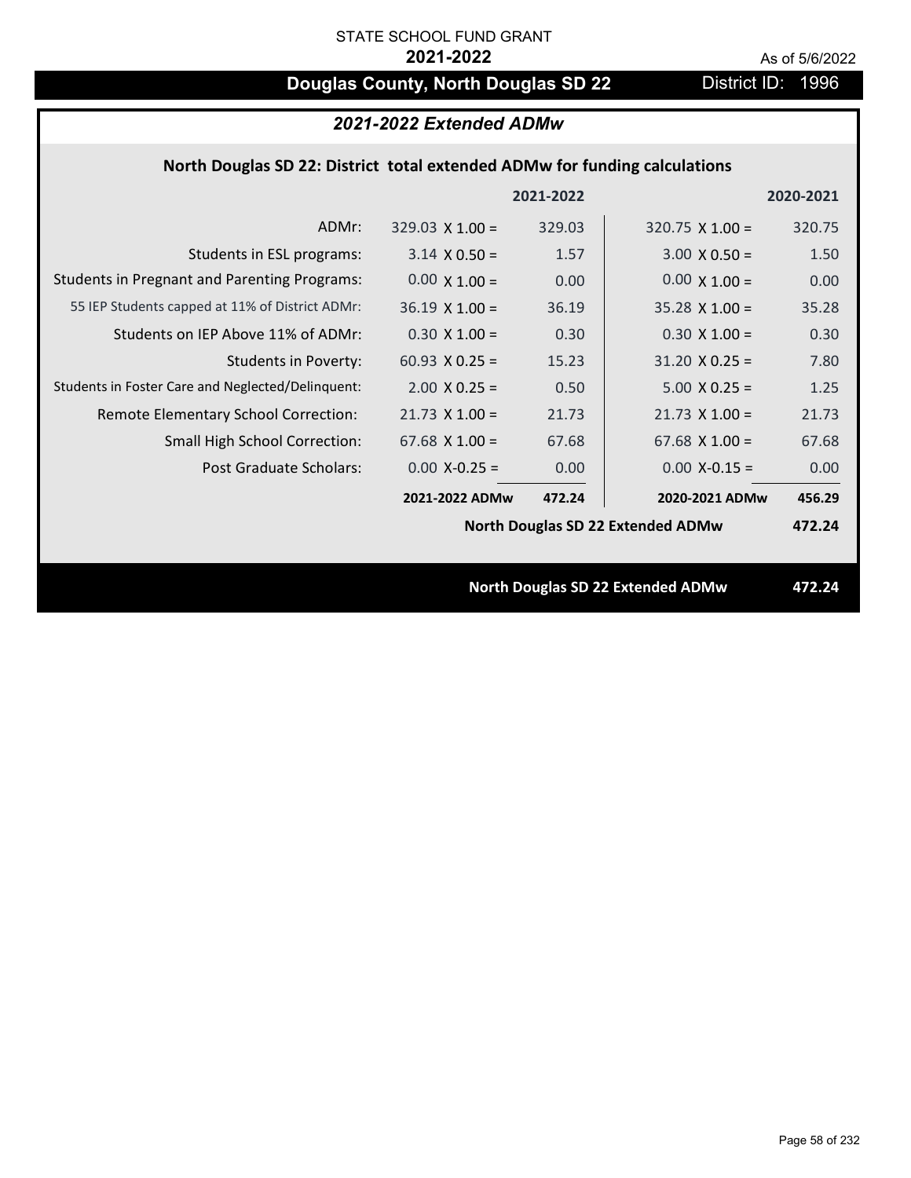STATE SCHOOL FUND GRANT

**2021-2022**

As of 5/6/2022

## Douglas County, North Douglas SD 22

District ID: 1996

### *2021-2022 Extended ADMw*

**North Douglas SD 22: District total extended ADMw for funding calculations**

| | | 2021-2022 | | 2020-2021 |
|---|---|---|---|---|
| ADMr: | 329.03 X 1.00 = | 329.03 | 320.75 X 1.00 = | 320.75 |
| Students in ESL programs: | 3.14 X 0.50 = | 1.57 | 3.00 X 0.50 = | 1.50 |
| Students in Pregnant and Parenting Programs: | 0.00 X 1.00 = | 0.00 | 0.00 X 1.00 = | 0.00 |
| 55 IEP Students capped at 11% of District ADMr: | 36.19 X 1.00 = | 36.19 | 35.28 X 1.00 = | 35.28 |
| Students on IEP Above 11% of ADMr: | 0.30 X 1.00 = | 0.30 | 0.30 X 1.00 = | 0.30 |
| Students in Poverty: | 60.93 X 0.25 = | 15.23 | 31.20 X 0.25 = | 7.80 |
| Students in Foster Care and Neglected/Delinquent: | 2.00 X 0.25 = | 0.50 | 5.00 X 0.25 = | 1.25 |
| Remote Elementary School Correction: | 21.73 X 1.00 = | 21.73 | 21.73 X 1.00 = | 21.73 |
| Small High School Correction: | 67.68 X 1.00 = | 67.68 | 67.68 X 1.00 = | 67.68 |
| Post Graduate Scholars: | 0.00 X-0.25 = | 0.00 | 0.00 X-0.15 = | 0.00 |
| | **2021-2022 ADMw** | **472.24** | **2020-2021 ADMw** | **456.29** |
| | | | **North Douglas SD 22 Extended ADMw** | **472.24** |

**North Douglas SD 22 Extended ADMw** **472.24**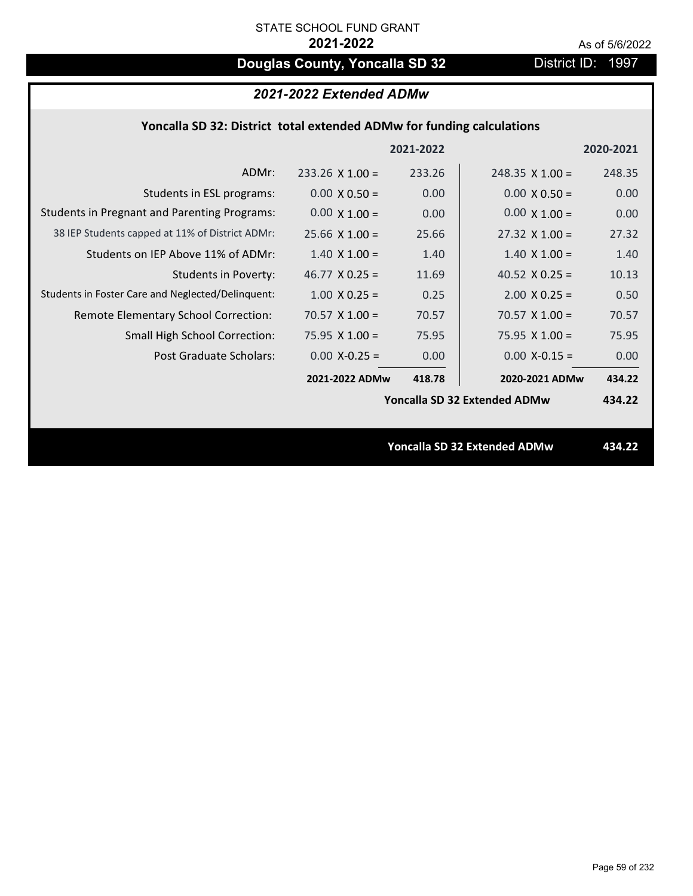STATE SCHOOL FUND GRANT

**2021-2022**

As of 5/6/2022

# Douglas County, Yoncalla SD 32

District ID: 1997

## *2021-2022 Extended ADMw*

### Yoncalla SD 32: District total extended ADMw for funding calculations

| | | 2021-2022 | | 2020-2021 |
|---|---|---|---|---|
| ADMr: | 233.26 X 1.00 = | 233.26 | 248.35 X 1.00 = | 248.35 |
| Students in ESL programs: | 0.00 X 0.50 = | 0.00 | 0.00 X 0.50 = | 0.00 |
| Students in Pregnant and Parenting Programs: | 0.00 X 1.00 = | 0.00 | 0.00 X 1.00 = | 0.00 |
| 38 IEP Students capped at 11% of District ADMr: | 25.66 X 1.00 = | 25.66 | 27.32 X 1.00 = | 27.32 |
| Students on IEP Above 11% of ADMr: | 1.40 X 1.00 = | 1.40 | 1.40 X 1.00 = | 1.40 |
| Students in Poverty: | 46.77 X 0.25 = | 11.69 | 40.52 X 0.25 = | 10.13 |
| Students in Foster Care and Neglected/Delinquent: | 1.00 X 0.25 = | 0.25 | 2.00 X 0.25 = | 0.50 |
| Remote Elementary School Correction: | 70.57 X 1.00 = | 70.57 | 70.57 X 1.00 = | 70.57 |
| Small High School Correction: | 75.95 X 1.00 = | 75.95 | 75.95 X 1.00 = | 75.95 |
| Post Graduate Scholars: | 0.00 X-0.25 = | 0.00 | 0.00 X-0.15 = | 0.00 |
| | **2021-2022 ADMw** | **418.78** | **2020-2021 ADMw** | **434.22** |
| | | | **Yoncalla SD 32 Extended ADMw** | **434.22** |

**Yoncalla SD 32 Extended ADMw** **434.22**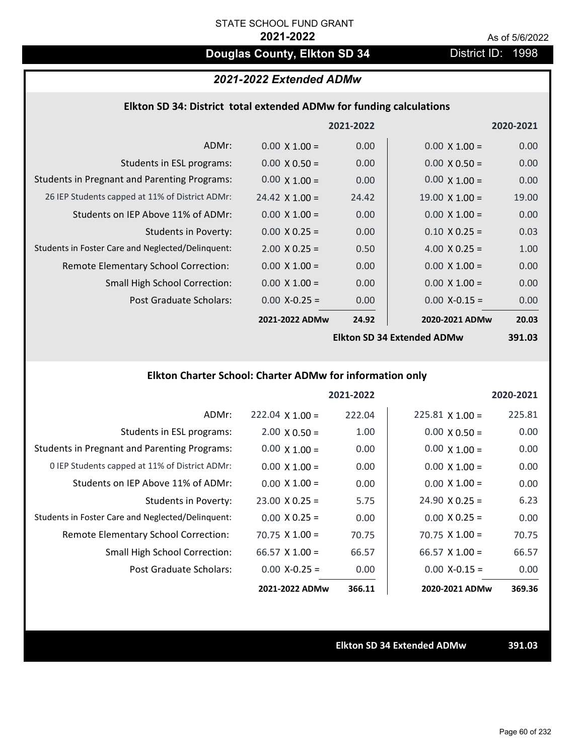STATE SCHOOL FUND GRANT

**2021-2022**

As of 5/6/2022

# Douglas County, Elkton SD 34

District ID: 1998

## *2021-2022 Extended ADMw*

### Elkton SD 34: District total extended ADMw for funding calculations

| | 2021-2022 | | 2020-2021 | |
|---|---|---|---|---|
| ADMr: | 0.00 X 1.00 = | 0.00 | 0.00 X 1.00 = | 0.00 |
| Students in ESL programs: | 0.00 X 0.50 = | 0.00 | 0.00 X 0.50 = | 0.00 |
| Students in Pregnant and Parenting Programs: | 0.00 X 1.00 = | 0.00 | 0.00 X 1.00 = | 0.00 |
| 26 IEP Students capped at 11% of District ADMr: | 24.42 X 1.00 = | 24.42 | 19.00 X 1.00 = | 19.00 |
| Students on IEP Above 11% of ADMr: | 0.00 X 1.00 = | 0.00 | 0.00 X 1.00 = | 0.00 |
| Students in Poverty: | 0.00 X 0.25 = | 0.00 | 0.10 X 0.25 = | 0.03 |
| Students in Foster Care and Neglected/Delinquent: | 2.00 X 0.25 = | 0.50 | 4.00 X 0.25 = | 1.00 |
| Remote Elementary School Correction: | 0.00 X 1.00 = | 0.00 | 0.00 X 1.00 = | 0.00 |
| Small High School Correction: | 0.00 X 1.00 = | 0.00 | 0.00 X 1.00 = | 0.00 |
| Post Graduate Scholars: | 0.00 X-0.25 = | 0.00 | 0.00 X-0.15 = | 0.00 |
| | **2021-2022 ADMw** | **24.92** | **2020-2021 ADMw** | **20.03** |
| | | | **Elkton SD 34 Extended ADMw** | **391.03** |

### Elkton Charter School: Charter ADMw for information only

| | 2021-2022 | | 2020-2021 | |
|---|---|---|---|---|
| ADMr: | 222.04 X 1.00 = | 222.04 | 225.81 X 1.00 = | 225.81 |
| Students in ESL programs: | 2.00 X 0.50 = | 1.00 | 0.00 X 0.50 = | 0.00 |
| Students in Pregnant and Parenting Programs: | 0.00 X 1.00 = | 0.00 | 0.00 X 1.00 = | 0.00 |
| 0 IEP Students capped at 11% of District ADMr: | 0.00 X 1.00 = | 0.00 | 0.00 X 1.00 = | 0.00 |
| Students on IEP Above 11% of ADMr: | 0.00 X 1.00 = | 0.00 | 0.00 X 1.00 = | 0.00 |
| Students in Poverty: | 23.00 X 0.25 = | 5.75 | 24.90 X 0.25 = | 6.23 |
| Students in Foster Care and Neglected/Delinquent: | 0.00 X 0.25 = | 0.00 | 0.00 X 0.25 = | 0.00 |
| Remote Elementary School Correction: | 70.75 X 1.00 = | 70.75 | 70.75 X 1.00 = | 70.75 |
| Small High School Correction: | 66.57 X 1.00 = | 66.57 | 66.57 X 1.00 = | 66.57 |
| Post Graduate Scholars: | 0.00 X-0.25 = | 0.00 | 0.00 X-0.15 = | 0.00 |
| | **2021-2022 ADMw** | **366.11** | **2020-2021 ADMw** | **369.36** |

**Elkton SD 34 Extended ADMw** **391.03**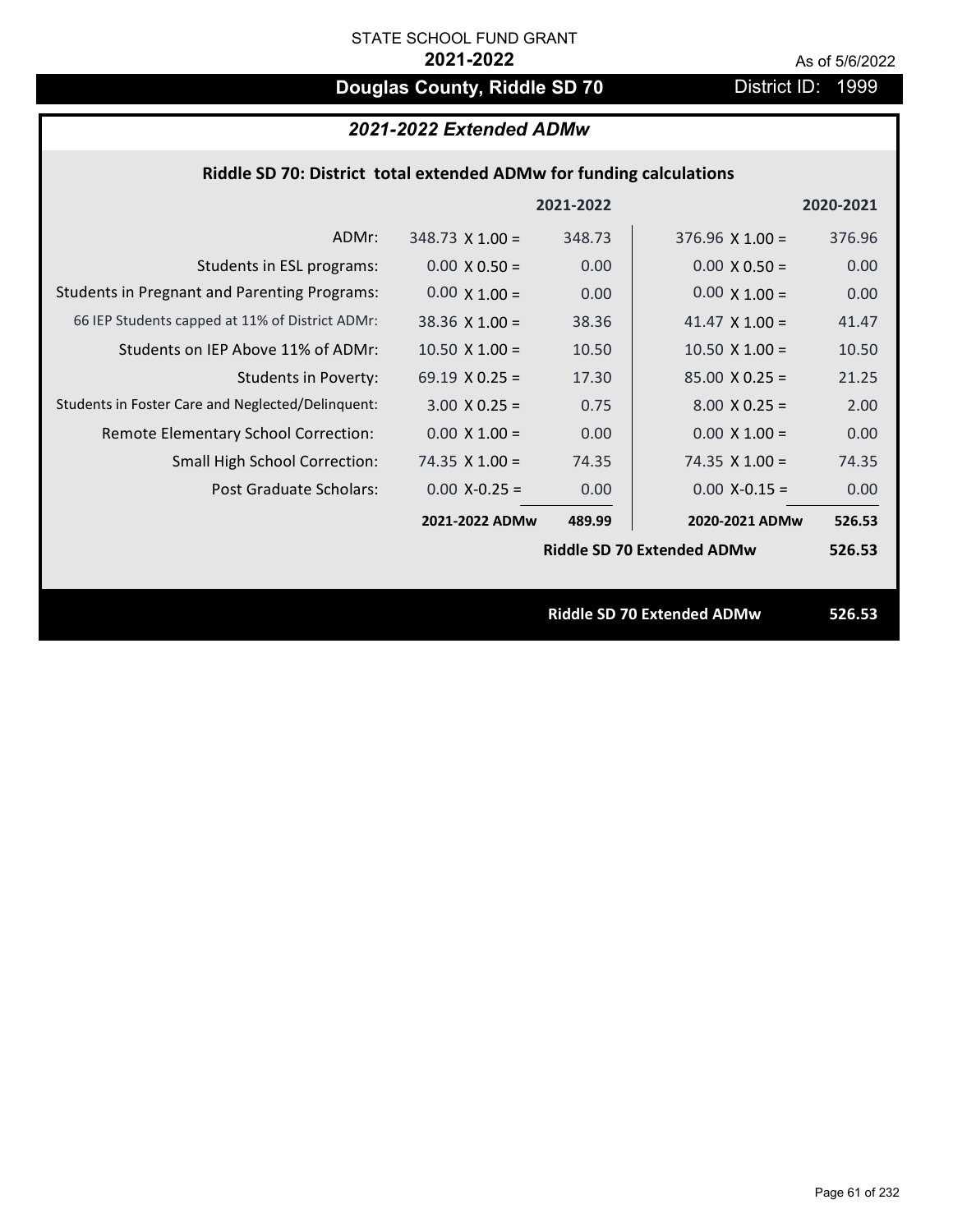STATE SCHOOL FUND GRANT

**2021-2022**

As of 5/6/2022

# Douglas County, Riddle SD 70

District ID: 1999

## *2021-2022 Extended ADMw*

### Riddle SD 70: District total extended ADMw for funding calculations

| | 2021-2022 | | 2020-2021 | |
|---|---|---|---|---|
| ADMr: | 348.73 X 1.00 = | 348.73 | 376.96 X 1.00 = | 376.96 |
| Students in ESL programs: | 0.00 X 0.50 = | 0.00 | 0.00 X 0.50 = | 0.00 |
| Students in Pregnant and Parenting Programs: | 0.00 X 1.00 = | 0.00 | 0.00 X 1.00 = | 0.00 |
| 66 IEP Students capped at 11% of District ADMr: | 38.36 X 1.00 = | 38.36 | 41.47 X 1.00 = | 41.47 |
| Students on IEP Above 11% of ADMr: | 10.50 X 1.00 = | 10.50 | 10.50 X 1.00 = | 10.50 |
| Students in Poverty: | 69.19 X 0.25 = | 17.30 | 85.00 X 0.25 = | 21.25 |
| Students in Foster Care and Neglected/Delinquent: | 3.00 X 0.25 = | 0.75 | 8.00 X 0.25 = | 2.00 |
| Remote Elementary School Correction: | 0.00 X 1.00 = | 0.00 | 0.00 X 1.00 = | 0.00 |
| Small High School Correction: | 74.35 X 1.00 = | 74.35 | 74.35 X 1.00 = | 74.35 |
| Post Graduate Scholars: | 0.00 X-0.25 = | 0.00 | 0.00 X-0.15 = | 0.00 |
| | **2021-2022 ADMw** | **489.99** | **2020-2021 ADMw** | **526.53** |
| | | | **Riddle SD 70 Extended ADMw** | **526.53** |

**Riddle SD 70 Extended ADMw** **526.53**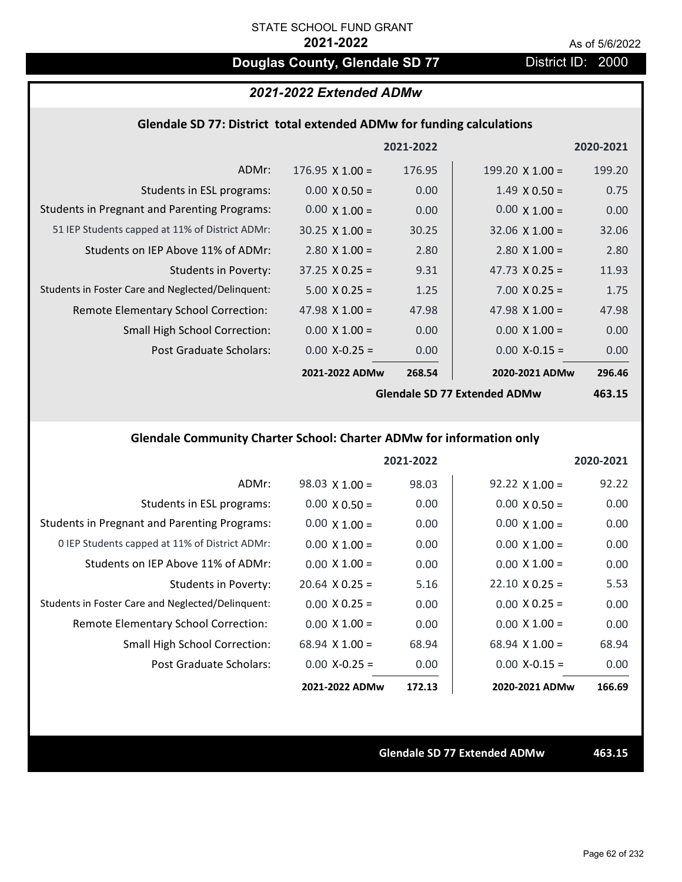STATE SCHOOL FUND GRANT

**2021-2022**

As of 5/6/2022

# Douglas County, Glendale SD 77

District ID: 2000

## *2021-2022 Extended ADMw*

### Glendale SD 77: District total extended ADMw for funding calculations

| | | 2021-2022 | | 2020-2021 |
|---|---|---|---|---|
| ADMr: | 176.95 X 1.00 = | 176.95 | 199.20 X 1.00 = | 199.20 |
| Students in ESL programs: | 0.00 X 0.50 = | 0.00 | 1.49 X 0.50 = | 0.75 |
| Students in Pregnant and Parenting Programs: | 0.00 X 1.00 = | 0.00 | 0.00 X 1.00 = | 0.00 |
| 51 IEP Students capped at 11% of District ADMr: | 30.25 X 1.00 = | 30.25 | 32.06 X 1.00 = | 32.06 |
| Students on IEP Above 11% of ADMr: | 2.80 X 1.00 = | 2.80 | 2.80 X 1.00 = | 2.80 |
| Students in Poverty: | 37.25 X 0.25 = | 9.31 | 47.73 X 0.25 = | 11.93 |
| Students in Foster Care and Neglected/Delinquent: | 5.00 X 0.25 = | 1.25 | 7.00 X 0.25 = | 1.75 |
| Remote Elementary School Correction: | 47.98 X 1.00 = | 47.98 | 47.98 X 1.00 = | 47.98 |
| Small High School Correction: | 0.00 X 1.00 = | 0.00 | 0.00 X 1.00 = | 0.00 |
| Post Graduate Scholars: | 0.00 X-0.25 = | 0.00 | 0.00 X-0.15 = | 0.00 |
| | **2021-2022 ADMw** | **268.54** | **2020-2021 ADMw** | **296.46** |
| | | | **Glendale SD 77 Extended ADMw** | **463.15** |

### Glendale Community Charter School: Charter ADMw for information only

| | | 2021-2022 | | 2020-2021 |
|---|---|---|---|---|
| ADMr: | 98.03 X 1.00 = | 98.03 | 92.22 X 1.00 = | 92.22 |
| Students in ESL programs: | 0.00 X 0.50 = | 0.00 | 0.00 X 0.50 = | 0.00 |
| Students in Pregnant and Parenting Programs: | 0.00 X 1.00 = | 0.00 | 0.00 X 1.00 = | 0.00 |
| 0 IEP Students capped at 11% of District ADMr: | 0.00 X 1.00 = | 0.00 | 0.00 X 1.00 = | 0.00 |
| Students on IEP Above 11% of ADMr: | 0.00 X 1.00 = | 0.00 | 0.00 X 1.00 = | 0.00 |
| Students in Poverty: | 20.64 X 0.25 = | 5.16 | 22.10 X 0.25 = | 5.53 |
| Students in Foster Care and Neglected/Delinquent: | 0.00 X 0.25 = | 0.00 | 0.00 X 0.25 = | 0.00 |
| Remote Elementary School Correction: | 0.00 X 1.00 = | 0.00 | 0.00 X 1.00 = | 0.00 |
| Small High School Correction: | 68.94 X 1.00 = | 68.94 | 68.94 X 1.00 = | 68.94 |
| Post Graduate Scholars: | 0.00 X-0.25 = | 0.00 | 0.00 X-0.15 = | 0.00 |
| | **2021-2022 ADMw** | **172.13** | **2020-2021 ADMw** | **166.69** |

**Glendale SD 77 Extended ADMw** **463.15**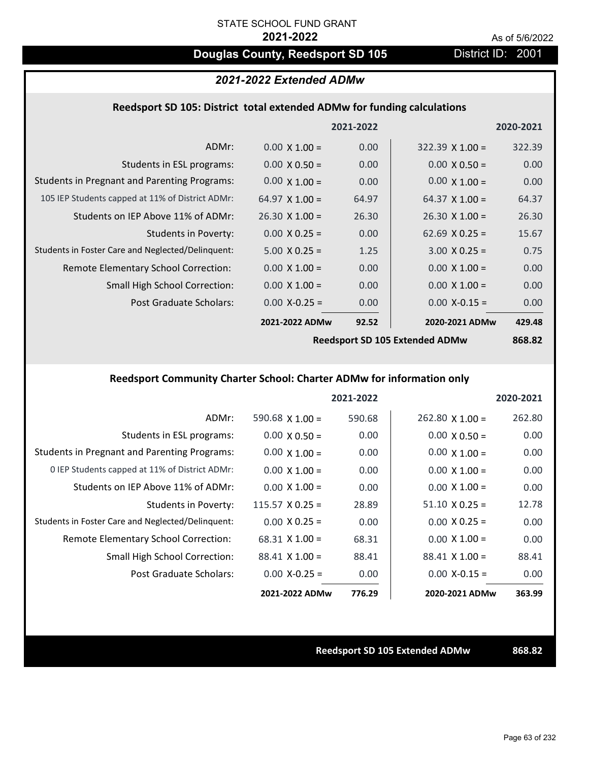STATE SCHOOL FUND GRANT

**2021-2022**

As of 5/6/2022

# Douglas County, Reedsport SD 105

District ID: 2001

## *2021-2022 Extended ADMw*

### Reedsport SD 105: District total extended ADMw for funding calculations

| | | 2021-2022 | | 2020-2021 |
|---|---|---|---|---|
| ADMr: | 0.00 X 1.00 = | 0.00 | 322.39 X 1.00 = | 322.39 |
| Students in ESL programs: | 0.00 X 0.50 = | 0.00 | 0.00 X 0.50 = | 0.00 |
| Students in Pregnant and Parenting Programs: | 0.00 X 1.00 = | 0.00 | 0.00 X 1.00 = | 0.00 |
| 105 IEP Students capped at 11% of District ADMr: | 64.97 X 1.00 = | 64.97 | 64.37 X 1.00 = | 64.37 |
| Students on IEP Above 11% of ADMr: | 26.30 X 1.00 = | 26.30 | 26.30 X 1.00 = | 26.30 |
| Students in Poverty: | 0.00 X 0.25 = | 0.00 | 62.69 X 0.25 = | 15.67 |
| Students in Foster Care and Neglected/Delinquent: | 5.00 X 0.25 = | 1.25 | 3.00 X 0.25 = | 0.75 |
| Remote Elementary School Correction: | 0.00 X 1.00 = | 0.00 | 0.00 X 1.00 = | 0.00 |
| Small High School Correction: | 0.00 X 1.00 = | 0.00 | 0.00 X 1.00 = | 0.00 |
| Post Graduate Scholars: | 0.00 X-0.25 = | 0.00 | 0.00 X-0.15 = | 0.00 |
| | **2021-2022 ADMw** | **92.52** | **2020-2021 ADMw** | **429.48** |
| | | | **Reedsport SD 105 Extended ADMw** | **868.82** |

### Reedsport Community Charter School: Charter ADMw for information only

| | | 2021-2022 | | 2020-2021 |
|---|---|---|---|---|
| ADMr: | 590.68 X 1.00 = | 590.68 | 262.80 X 1.00 = | 262.80 |
| Students in ESL programs: | 0.00 X 0.50 = | 0.00 | 0.00 X 0.50 = | 0.00 |
| Students in Pregnant and Parenting Programs: | 0.00 X 1.00 = | 0.00 | 0.00 X 1.00 = | 0.00 |
| 0 IEP Students capped at 11% of District ADMr: | 0.00 X 1.00 = | 0.00 | 0.00 X 1.00 = | 0.00 |
| Students on IEP Above 11% of ADMr: | 0.00 X 1.00 = | 0.00 | 0.00 X 1.00 = | 0.00 |
| Students in Poverty: | 115.57 X 0.25 = | 28.89 | 51.10 X 0.25 = | 12.78 |
| Students in Foster Care and Neglected/Delinquent: | 0.00 X 0.25 = | 0.00 | 0.00 X 0.25 = | 0.00 |
| Remote Elementary School Correction: | 68.31 X 1.00 = | 68.31 | 0.00 X 1.00 = | 0.00 |
| Small High School Correction: | 88.41 X 1.00 = | 88.41 | 88.41 X 1.00 = | 88.41 |
| Post Graduate Scholars: | 0.00 X-0.25 = | 0.00 | 0.00 X-0.15 = | 0.00 |
| | **2021-2022 ADMw** | **776.29** | **2020-2021 ADMw** | **363.99** |

**Reedsport SD 105 Extended ADMw** **868.82**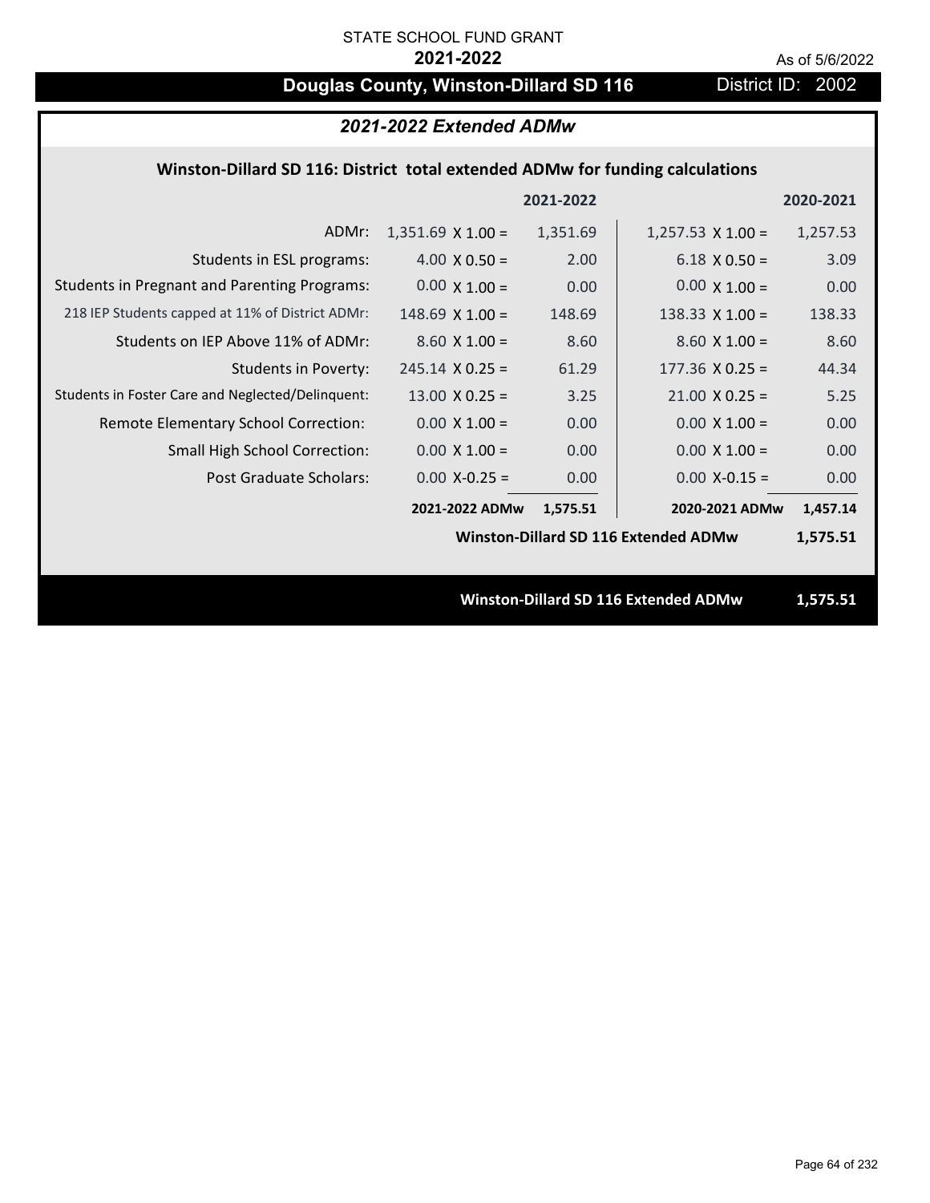STATE SCHOOL FUND GRANT

**2021-2022**

As of 5/6/2022

# Douglas County, Winston-Dillard SD 116

District ID: 2002

## *2021-2022 Extended ADMw*

### Winston-Dillard SD 116: District total extended ADMw for funding calculations

| | | 2021-2022 | | 2020-2021 |
|---|---|---|---|---|
| ADMr: | 1,351.69 X 1.00 = | 1,351.69 | 1,257.53 X 1.00 = | 1,257.53 |
| Students in ESL programs: | 4.00 X 0.50 = | 2.00 | 6.18 X 0.50 = | 3.09 |
| Students in Pregnant and Parenting Programs: | 0.00 X 1.00 = | 0.00 | 0.00 X 1.00 = | 0.00 |
| 218 IEP Students capped at 11% of District ADMr: | 148.69 X 1.00 = | 148.69 | 138.33 X 1.00 = | 138.33 |
| Students on IEP Above 11% of ADMr: | 8.60 X 1.00 = | 8.60 | 8.60 X 1.00 = | 8.60 |
| Students in Poverty: | 245.14 X 0.25 = | 61.29 | 177.36 X 0.25 = | 44.34 |
| Students in Foster Care and Neglected/Delinquent: | 13.00 X 0.25 = | 3.25 | 21.00 X 0.25 = | 5.25 |
| Remote Elementary School Correction: | 0.00 X 1.00 = | 0.00 | 0.00 X 1.00 = | 0.00 |
| Small High School Correction: | 0.00 X 1.00 = | 0.00 | 0.00 X 1.00 = | 0.00 |
| Post Graduate Scholars: | 0.00 X-0.25 = | 0.00 | 0.00 X-0.15 = | 0.00 |
| | **2021-2022 ADMw** | **1,575.51** | **2020-2021 ADMw** | **1,457.14** |
| | | | **Winston-Dillard SD 116 Extended ADMw** | **1,575.51** |

**Winston-Dillard SD 116 Extended ADMw** **1,575.51**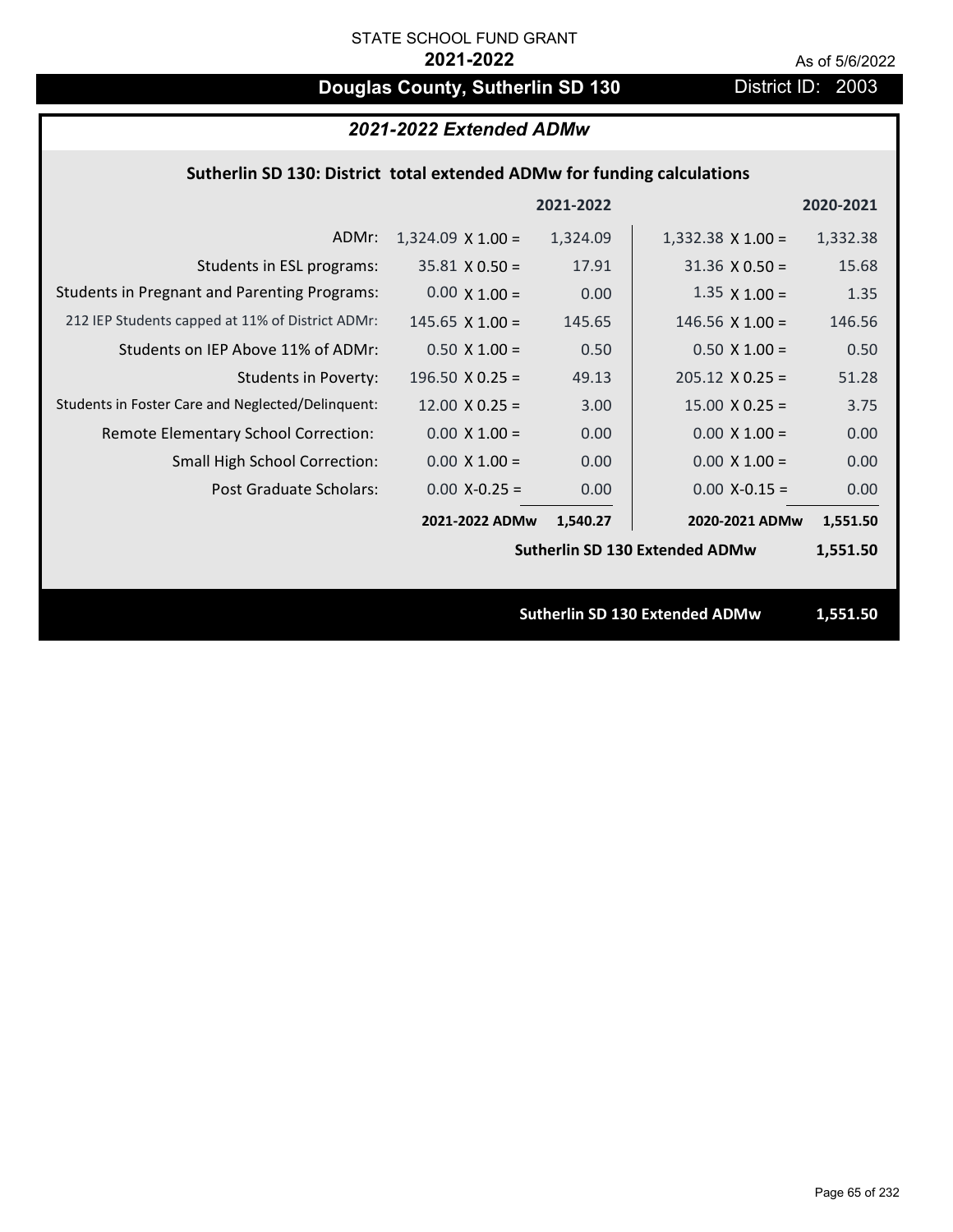STATE SCHOOL FUND GRANT

**2021-2022**

As of 5/6/2022

# Douglas County, Sutherlin SD 130

District ID: 2003

## *2021-2022 Extended ADMw*

### Sutherlin SD 130: District total extended ADMw for funding calculations

| | | 2021-2022 | | 2020-2021 |
|---|---|---|---|---|
| ADMr: | 1,324.09 X 1.00 = | 1,324.09 | 1,332.38 X 1.00 = | 1,332.38 |
| Students in ESL programs: | 35.81 X 0.50 = | 17.91 | 31.36 X 0.50 = | 15.68 |
| Students in Pregnant and Parenting Programs: | 0.00 X 1.00 = | 0.00 | 1.35 X 1.00 = | 1.35 |
| 212 IEP Students capped at 11% of District ADMr: | 145.65 X 1.00 = | 145.65 | 146.56 X 1.00 = | 146.56 |
| Students on IEP Above 11% of ADMr: | 0.50 X 1.00 = | 0.50 | 0.50 X 1.00 = | 0.50 |
| Students in Poverty: | 196.50 X 0.25 = | 49.13 | 205.12 X 0.25 = | 51.28 |
| Students in Foster Care and Neglected/Delinquent: | 12.00 X 0.25 = | 3.00 | 15.00 X 0.25 = | 3.75 |
| Remote Elementary School Correction: | 0.00 X 1.00 = | 0.00 | 0.00 X 1.00 = | 0.00 |
| Small High School Correction: | 0.00 X 1.00 = | 0.00 | 0.00 X 1.00 = | 0.00 |
| Post Graduate Scholars: | 0.00 X-0.25 = | 0.00 | 0.00 X-0.15 = | 0.00 |
| | **2021-2022 ADMw** | **1,540.27** | **2020-2021 ADMw** | **1,551.50** |
| | | | **Sutherlin SD 130 Extended ADMw** | **1,551.50** |

**Sutherlin SD 130 Extended ADMw** **1,551.50**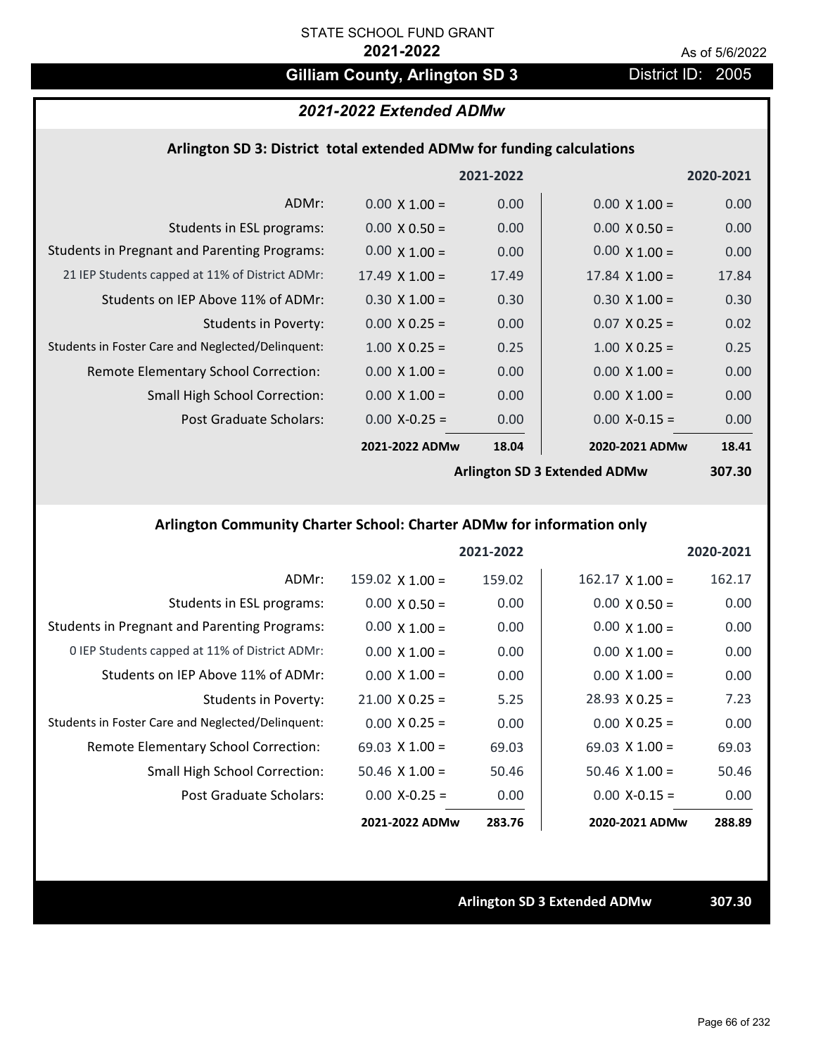STATE SCHOOL FUND GRANT

**2021-2022**

As of 5/6/2022

# Gilliam County, Arlington SD 3

District ID: 2005

## *2021-2022 Extended ADMw*

### Arlington SD 3: District total extended ADMw for funding calculations

| | 2021-2022 | | 2020-2021 | |
|---|---|---|---|---|
| ADMr: | 0.00 X 1.00 = | 0.00 | 0.00 X 1.00 = | 0.00 |
| Students in ESL programs: | 0.00 X 0.50 = | 0.00 | 0.00 X 0.50 = | 0.00 |
| Students in Pregnant and Parenting Programs: | 0.00 X 1.00 = | 0.00 | 0.00 X 1.00 = | 0.00 |
| 21 IEP Students capped at 11% of District ADMr: | 17.49 X 1.00 = | 17.49 | 17.84 X 1.00 = | 17.84 |
| Students on IEP Above 11% of ADMr: | 0.30 X 1.00 = | 0.30 | 0.30 X 1.00 = | 0.30 |
| Students in Poverty: | 0.00 X 0.25 = | 0.00 | 0.07 X 0.25 = | 0.02 |
| Students in Foster Care and Neglected/Delinquent: | 1.00 X 0.25 = | 0.25 | 1.00 X 0.25 = | 0.25 |
| Remote Elementary School Correction: | 0.00 X 1.00 = | 0.00 | 0.00 X 1.00 = | 0.00 |
| Small High School Correction: | 0.00 X 1.00 = | 0.00 | 0.00 X 1.00 = | 0.00 |
| Post Graduate Scholars: | 0.00 X-0.25 = | 0.00 | 0.00 X-0.15 = | 0.00 |
| | **2021-2022 ADMw** | **18.04** | **2020-2021 ADMw** | **18.41** |
| | | | **Arlington SD 3 Extended ADMw** | **307.30** |

### Arlington Community Charter School: Charter ADMw for information only

| | 2021-2022 | | 2020-2021 | |
|---|---|---|---|---|
| ADMr: | 159.02 X 1.00 = | 159.02 | 162.17 X 1.00 = | 162.17 |
| Students in ESL programs: | 0.00 X 0.50 = | 0.00 | 0.00 X 0.50 = | 0.00 |
| Students in Pregnant and Parenting Programs: | 0.00 X 1.00 = | 0.00 | 0.00 X 1.00 = | 0.00 |
| 0 IEP Students capped at 11% of District ADMr: | 0.00 X 1.00 = | 0.00 | 0.00 X 1.00 = | 0.00 |
| Students on IEP Above 11% of ADMr: | 0.00 X 1.00 = | 0.00 | 0.00 X 1.00 = | 0.00 |
| Students in Poverty: | 21.00 X 0.25 = | 5.25 | 28.93 X 0.25 = | 7.23 |
| Students in Foster Care and Neglected/Delinquent: | 0.00 X 0.25 = | 0.00 | 0.00 X 0.25 = | 0.00 |
| Remote Elementary School Correction: | 69.03 X 1.00 = | 69.03 | 69.03 X 1.00 = | 69.03 |
| Small High School Correction: | 50.46 X 1.00 = | 50.46 | 50.46 X 1.00 = | 50.46 |
| Post Graduate Scholars: | 0.00 X-0.25 = | 0.00 | 0.00 X-0.15 = | 0.00 |
| | **2021-2022 ADMw** | **283.76** | **2020-2021 ADMw** | **288.89** |

**Arlington SD 3 Extended ADMw** **307.30**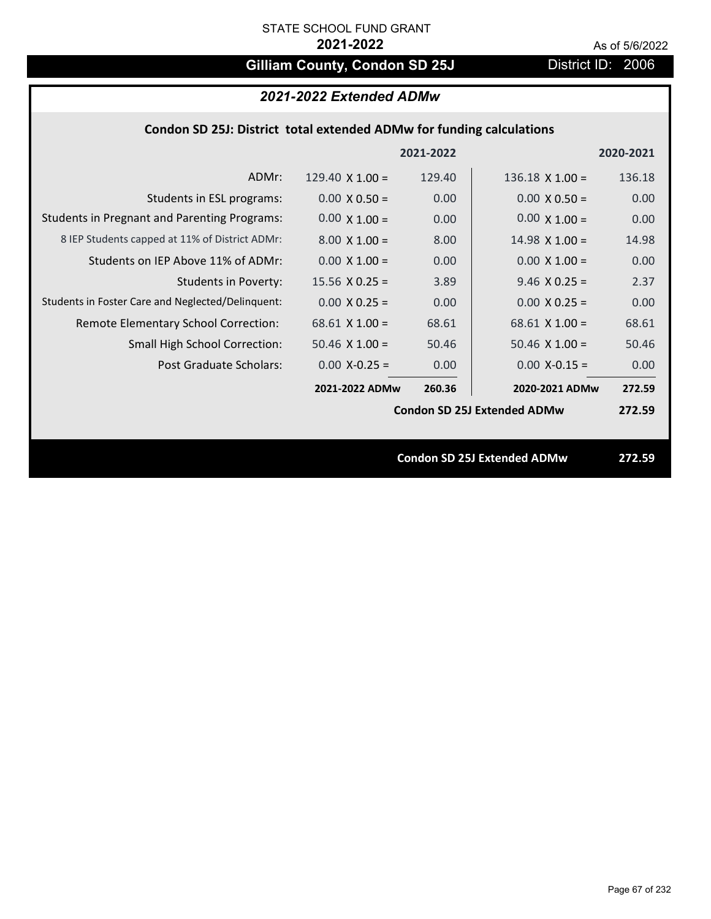STATE SCHOOL FUND GRANT

**2021-2022**

As of 5/6/2022

## Gilliam County, Condon SD 25J

District ID: 2006

### *2021-2022 Extended ADMw*

**Condon SD 25J: District total extended ADMw for funding calculations**

| | | 2021-2022 | | 2020-2021 |
|---|---|---|---|---|
| ADMr: | 129.40 X 1.00 = | 129.40 | 136.18 X 1.00 = | 136.18 |
| Students in ESL programs: | 0.00 X 0.50 = | 0.00 | 0.00 X 0.50 = | 0.00 |
| Students in Pregnant and Parenting Programs: | 0.00 X 1.00 = | 0.00 | 0.00 X 1.00 = | 0.00 |
| 8 IEP Students capped at 11% of District ADMr: | 8.00 X 1.00 = | 8.00 | 14.98 X 1.00 = | 14.98 |
| Students on IEP Above 11% of ADMr: | 0.00 X 1.00 = | 0.00 | 0.00 X 1.00 = | 0.00 |
| Students in Poverty: | 15.56 X 0.25 = | 3.89 | 9.46 X 0.25 = | 2.37 |
| Students in Foster Care and Neglected/Delinquent: | 0.00 X 0.25 = | 0.00 | 0.00 X 0.25 = | 0.00 |
| Remote Elementary School Correction: | 68.61 X 1.00 = | 68.61 | 68.61 X 1.00 = | 68.61 |
| Small High School Correction: | 50.46 X 1.00 = | 50.46 | 50.46 X 1.00 = | 50.46 |
| Post Graduate Scholars: | 0.00 X-0.25 = | 0.00 | 0.00 X-0.15 = | 0.00 |
| | **2021-2022 ADMw** | **260.36** | **2020-2021 ADMw** | **272.59** |
| | | | **Condon SD 25J Extended ADMw** | **272.59** |

**Condon SD 25J Extended ADMw 272.59**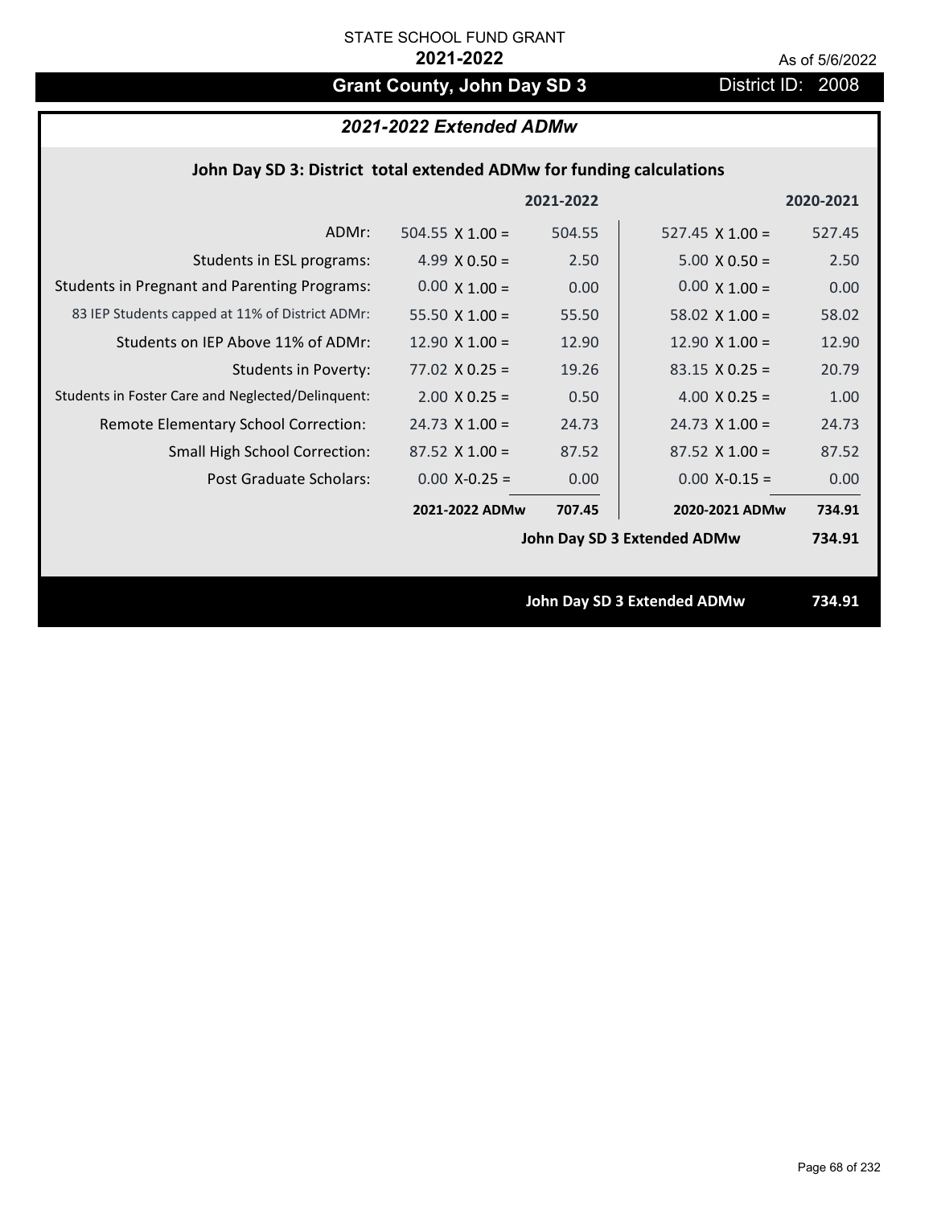STATE SCHOOL FUND GRANT

**2021-2022**

As of 5/6/2022

# Grant County, John Day SD 3

District ID: 2008

## *2021-2022 Extended ADMw*

### John Day SD 3: District total extended ADMw for funding calculations

| | | 2021-2022 | | 2020-2021 |
|---|---|---|---|---|
| ADMr: | 504.55 X 1.00 = | 504.55 | 527.45 X 1.00 = | 527.45 |
| Students in ESL programs: | 4.99 X 0.50 = | 2.50 | 5.00 X 0.50 = | 2.50 |
| Students in Pregnant and Parenting Programs: | 0.00 X 1.00 = | 0.00 | 0.00 X 1.00 = | 0.00 |
| 83 IEP Students capped at 11% of District ADMr: | 55.50 X 1.00 = | 55.50 | 58.02 X 1.00 = | 58.02 |
| Students on IEP Above 11% of ADMr: | 12.90 X 1.00 = | 12.90 | 12.90 X 1.00 = | 12.90 |
| Students in Poverty: | 77.02 X 0.25 = | 19.26 | 83.15 X 0.25 = | 20.79 |
| Students in Foster Care and Neglected/Delinquent: | 2.00 X 0.25 = | 0.50 | 4.00 X 0.25 = | 1.00 |
| Remote Elementary School Correction: | 24.73 X 1.00 = | 24.73 | 24.73 X 1.00 = | 24.73 |
| Small High School Correction: | 87.52 X 1.00 = | 87.52 | 87.52 X 1.00 = | 87.52 |
| Post Graduate Scholars: | 0.00 X-0.25 = | 0.00 | 0.00 X-0.15 = | 0.00 |
| | **2021-2022 ADMw** | **707.45** | **2020-2021 ADMw** | **734.91** |
| | | | **John Day SD 3 Extended ADMw** | **734.91** |

**John Day SD 3 Extended ADMw 734.91**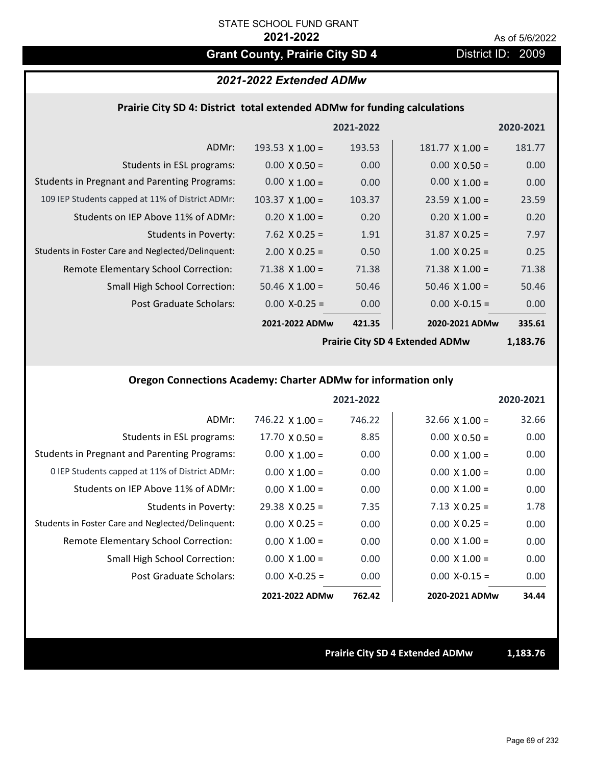STATE SCHOOL FUND GRANT

**2021-2022**

As of 5/6/2022

## Grant County, Prairie City SD 4

District ID: 2009

### *2021-2022 Extended ADMw*

#### Prairie City SD 4: District total extended ADMw for funding calculations

| | | 2021-2022 | | 2020-2021 |
|---|---|---|---|---|
| ADMr: | 193.53 X 1.00 = | 193.53 | 181.77 X 1.00 = | 181.77 |
| Students in ESL programs: | 0.00 X 0.50 = | 0.00 | 0.00 X 0.50 = | 0.00 |
| Students in Pregnant and Parenting Programs: | 0.00 X 1.00 = | 0.00 | 0.00 X 1.00 = | 0.00 |
| 109 IEP Students capped at 11% of District ADMr: | 103.37 X 1.00 = | 103.37 | 23.59 X 1.00 = | 23.59 |
| Students on IEP Above 11% of ADMr: | 0.20 X 1.00 = | 0.20 | 0.20 X 1.00 = | 0.20 |
| Students in Poverty: | 7.62 X 0.25 = | 1.91 | 31.87 X 0.25 = | 7.97 |
| Students in Foster Care and Neglected/Delinquent: | 2.00 X 0.25 = | 0.50 | 1.00 X 0.25 = | 0.25 |
| Remote Elementary School Correction: | 71.38 X 1.00 = | 71.38 | 71.38 X 1.00 = | 71.38 |
| Small High School Correction: | 50.46 X 1.00 = | 50.46 | 50.46 X 1.00 = | 50.46 |
| Post Graduate Scholars: | 0.00 X-0.25 = | 0.00 | 0.00 X-0.15 = | 0.00 |
| | **2021-2022 ADMw** | **421.35** | **2020-2021 ADMw** | **335.61** |
| | | | **Prairie City SD 4 Extended ADMw** | **1,183.76** |

#### Oregon Connections Academy: Charter ADMw for information only

| | | 2021-2022 | | 2020-2021 |
|---|---|---|---|---|
| ADMr: | 746.22 X 1.00 = | 746.22 | 32.66 X 1.00 = | 32.66 |
| Students in ESL programs: | 17.70 X 0.50 = | 8.85 | 0.00 X 0.50 = | 0.00 |
| Students in Pregnant and Parenting Programs: | 0.00 X 1.00 = | 0.00 | 0.00 X 1.00 = | 0.00 |
| 0 IEP Students capped at 11% of District ADMr: | 0.00 X 1.00 = | 0.00 | 0.00 X 1.00 = | 0.00 |
| Students on IEP Above 11% of ADMr: | 0.00 X 1.00 = | 0.00 | 0.00 X 1.00 = | 0.00 |
| Students in Poverty: | 29.38 X 0.25 = | 7.35 | 7.13 X 0.25 = | 1.78 |
| Students in Foster Care and Neglected/Delinquent: | 0.00 X 0.25 = | 0.00 | 0.00 X 0.25 = | 0.00 |
| Remote Elementary School Correction: | 0.00 X 1.00 = | 0.00 | 0.00 X 1.00 = | 0.00 |
| Small High School Correction: | 0.00 X 1.00 = | 0.00 | 0.00 X 1.00 = | 0.00 |
| Post Graduate Scholars: | 0.00 X-0.25 = | 0.00 | 0.00 X-0.15 = | 0.00 |
| | **2021-2022 ADMw** | **762.42** | **2020-2021 ADMw** | **34.44** |

**Prairie City SD 4 Extended ADMw** **1,183.76**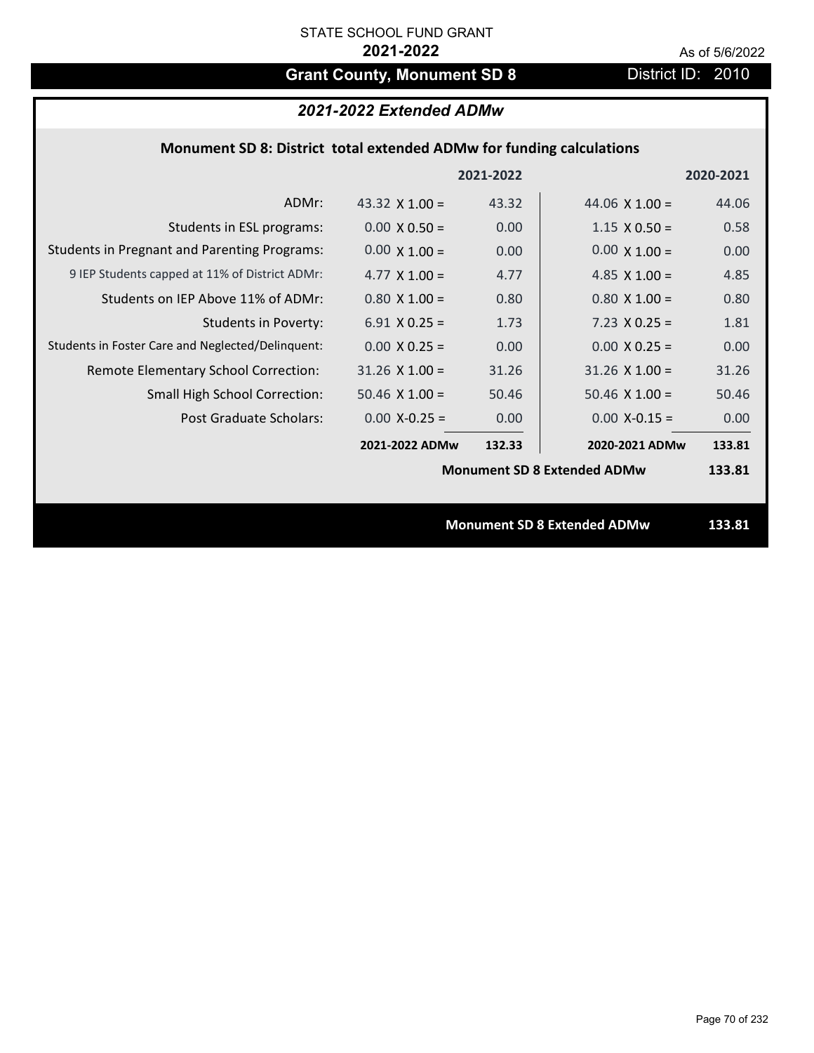STATE SCHOOL FUND GRANT

**2021-2022**

As of 5/6/2022

## Grant County, Monument SD 8

District ID: 2010

### *2021-2022 Extended ADMw*

#### Monument SD 8: District total extended ADMw for funding calculations

| | 2021-2022 | | 2020-2021 | |
|---|---|---|---|---|
| ADMr: | 43.32 X 1.00 = | 43.32 | 44.06 X 1.00 = | 44.06 |
| Students in ESL programs: | 0.00 X 0.50 = | 0.00 | 1.15 X 0.50 = | 0.58 |
| Students in Pregnant and Parenting Programs: | 0.00 X 1.00 = | 0.00 | 0.00 X 1.00 = | 0.00 |
| 9 IEP Students capped at 11% of District ADMr: | 4.77 X 1.00 = | 4.77 | 4.85 X 1.00 = | 4.85 |
| Students on IEP Above 11% of ADMr: | 0.80 X 1.00 = | 0.80 | 0.80 X 1.00 = | 0.80 |
| Students in Poverty: | 6.91 X 0.25 = | 1.73 | 7.23 X 0.25 = | 1.81 |
| Students in Foster Care and Neglected/Delinquent: | 0.00 X 0.25 = | 0.00 | 0.00 X 0.25 = | 0.00 |
| Remote Elementary School Correction: | 31.26 X 1.00 = | 31.26 | 31.26 X 1.00 = | 31.26 |
| Small High School Correction: | 50.46 X 1.00 = | 50.46 | 50.46 X 1.00 = | 50.46 |
| Post Graduate Scholars: | 0.00 X-0.25 = | 0.00 | 0.00 X-0.15 = | 0.00 |
| | **2021-2022 ADMw** | **132.33** | **2020-2021 ADMw** | **133.81** |
| | | | **Monument SD 8 Extended ADMw** | **133.81** |

**Monument SD 8 Extended ADMw** **133.81**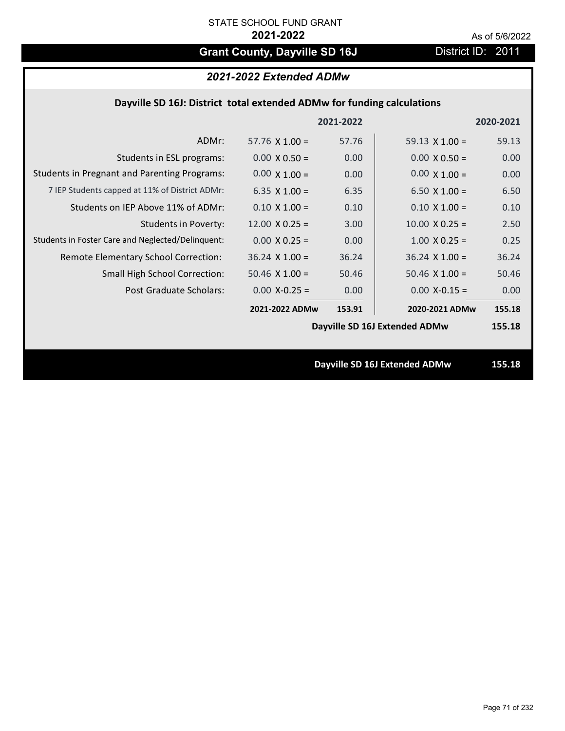STATE SCHOOL FUND GRANT

**2021-2022**

As of 5/6/2022

## Grant County, Dayville SD 16J

District ID: 2011

### *2021-2022 Extended ADMw*

**Dayville SD 16J: District total extended ADMw for funding calculations**

| | | 2021-2022 | | 2020-2021 |
|---|---|---|---|---|
| ADMr: | 57.76 X 1.00 = | 57.76 | 59.13 X 1.00 = | 59.13 |
| Students in ESL programs: | 0.00 X 0.50 = | 0.00 | 0.00 X 0.50 = | 0.00 |
| Students in Pregnant and Parenting Programs: | 0.00 X 1.00 = | 0.00 | 0.00 X 1.00 = | 0.00 |
| 7 IEP Students capped at 11% of District ADMr: | 6.35 X 1.00 = | 6.35 | 6.50 X 1.00 = | 6.50 |
| Students on IEP Above 11% of ADMr: | 0.10 X 1.00 = | 0.10 | 0.10 X 1.00 = | 0.10 |
| Students in Poverty: | 12.00 X 0.25 = | 3.00 | 10.00 X 0.25 = | 2.50 |
| Students in Foster Care and Neglected/Delinquent: | 0.00 X 0.25 = | 0.00 | 1.00 X 0.25 = | 0.25 |
| Remote Elementary School Correction: | 36.24 X 1.00 = | 36.24 | 36.24 X 1.00 = | 36.24 |
| Small High School Correction: | 50.46 X 1.00 = | 50.46 | 50.46 X 1.00 = | 50.46 |
| Post Graduate Scholars: | 0.00 X-0.25 = | 0.00 | 0.00 X-0.15 = | 0.00 |
| | **2021-2022 ADMw** | **153.91** | **2020-2021 ADMw** | **155.18** |
| | | | **Dayville SD 16J Extended ADMw** | **155.18** |

**Dayville SD 16J Extended ADMw 155.18**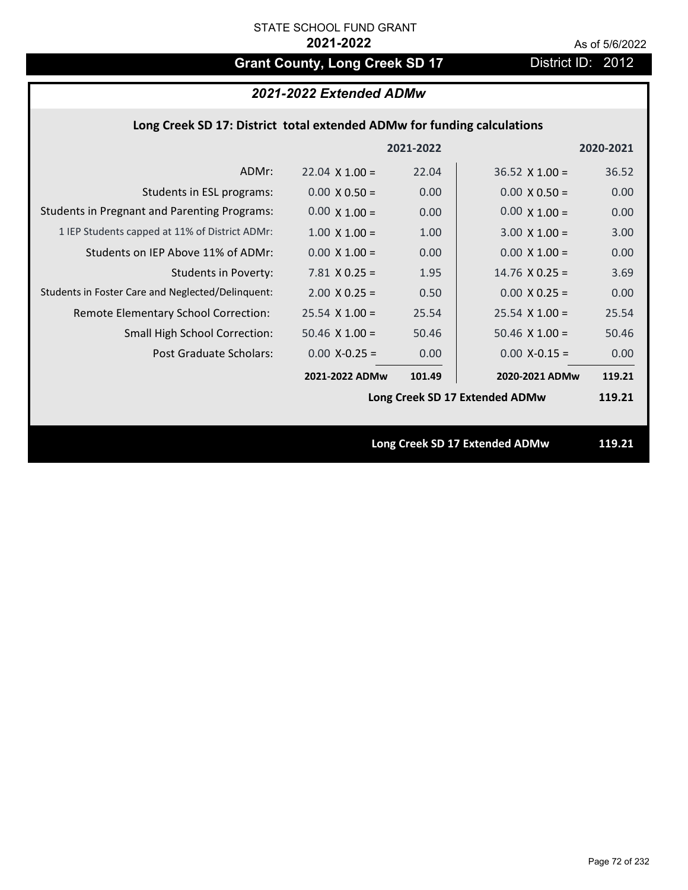STATE SCHOOL FUND GRANT

**2021-2022**

As of 5/6/2022

# Grant County, Long Creek SD 17

District ID: 2012

## *2021-2022 Extended ADMw*

### Long Creek SD 17: District total extended ADMw for funding calculations

| | | 2021-2022 | | 2020-2021 |
|---|---|---|---|---|
| ADMr: | 22.04 X 1.00 = | 22.04 | 36.52 X 1.00 = | 36.52 |
| Students in ESL programs: | 0.00 X 0.50 = | 0.00 | 0.00 X 0.50 = | 0.00 |
| Students in Pregnant and Parenting Programs: | 0.00 X 1.00 = | 0.00 | 0.00 X 1.00 = | 0.00 |
| 1 IEP Students capped at 11% of District ADMr: | 1.00 X 1.00 = | 1.00 | 3.00 X 1.00 = | 3.00 |
| Students on IEP Above 11% of ADMr: | 0.00 X 1.00 = | 0.00 | 0.00 X 1.00 = | 0.00 |
| Students in Poverty: | 7.81 X 0.25 = | 1.95 | 14.76 X 0.25 = | 3.69 |
| Students in Foster Care and Neglected/Delinquent: | 2.00 X 0.25 = | 0.50 | 0.00 X 0.25 = | 0.00 |
| Remote Elementary School Correction: | 25.54 X 1.00 = | 25.54 | 25.54 X 1.00 = | 25.54 |
| Small High School Correction: | 50.46 X 1.00 = | 50.46 | 50.46 X 1.00 = | 50.46 |
| Post Graduate Scholars: | 0.00 X-0.25 = | 0.00 | 0.00 X-0.15 = | 0.00 |
| | **2021-2022 ADMw** | **101.49** | **2020-2021 ADMw** | **119.21** |
| | | | **Long Creek SD 17 Extended ADMw** | **119.21** |

**Long Creek SD 17 Extended ADMw** **119.21**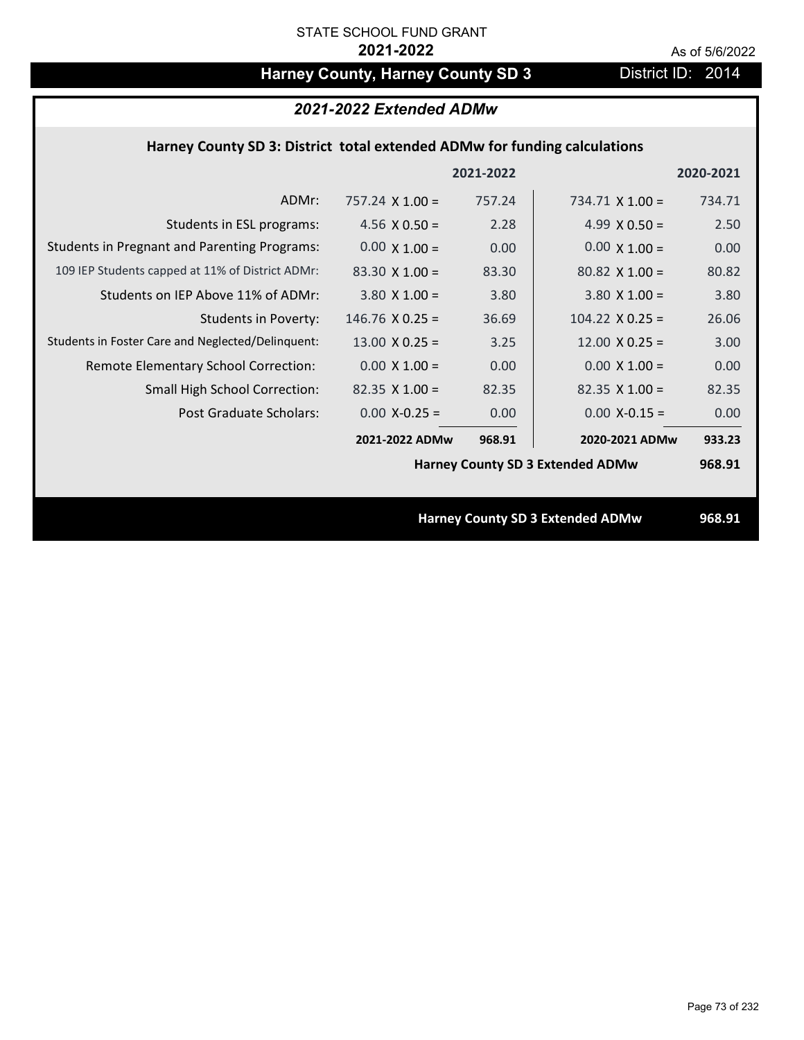STATE SCHOOL FUND GRANT

**2021-2022**

As of 5/6/2022

# Harney County, Harney County SD 3

District ID: 2014

## *2021-2022 Extended ADMw*

### Harney County SD 3: District total extended ADMw for funding calculations

| | | 2021-2022 | | 2020-2021 |
|---|---|---|---|---|
| ADMr: | 757.24 X 1.00 = | 757.24 | 734.71 X 1.00 = | 734.71 |
| Students in ESL programs: | 4.56 X 0.50 = | 2.28 | 4.99 X 0.50 = | 2.50 |
| Students in Pregnant and Parenting Programs: | 0.00 X 1.00 = | 0.00 | 0.00 X 1.00 = | 0.00 |
| 109 IEP Students capped at 11% of District ADMr: | 83.30 X 1.00 = | 83.30 | 80.82 X 1.00 = | 80.82 |
| Students on IEP Above 11% of ADMr: | 3.80 X 1.00 = | 3.80 | 3.80 X 1.00 = | 3.80 |
| Students in Poverty: | 146.76 X 0.25 = | 36.69 | 104.22 X 0.25 = | 26.06 |
| Students in Foster Care and Neglected/Delinquent: | 13.00 X 0.25 = | 3.25 | 12.00 X 0.25 = | 3.00 |
| Remote Elementary School Correction: | 0.00 X 1.00 = | 0.00 | 0.00 X 1.00 = | 0.00 |
| Small High School Correction: | 82.35 X 1.00 = | 82.35 | 82.35 X 1.00 = | 82.35 |
| Post Graduate Scholars: | 0.00 X-0.25 = | 0.00 | 0.00 X-0.15 = | 0.00 |
| | **2021-2022 ADMw** | **968.91** | **2020-2021 ADMw** | **933.23** |
| | | | **Harney County SD 3 Extended ADMw** | **968.91** |

**Harney County SD 3 Extended ADMw** **968.91**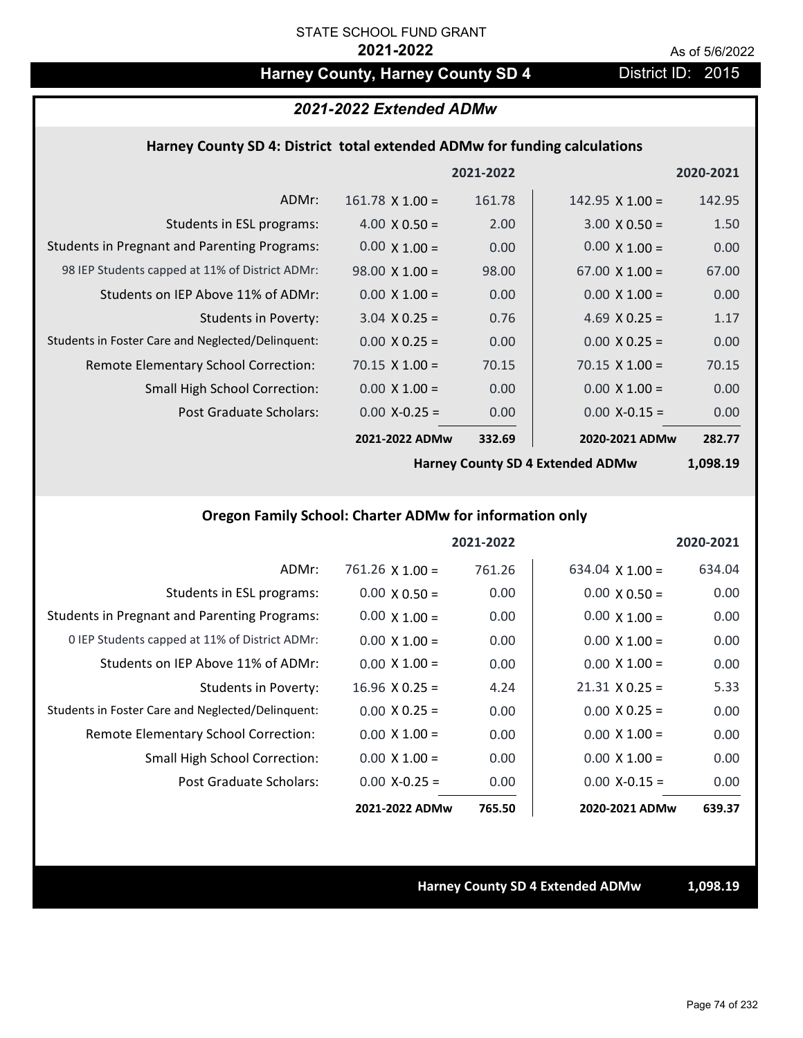STATE SCHOOL FUND GRANT

**2021-2022**

As of 5/6/2022

# Harney County, Harney County SD 4

District ID: 2015

## *2021-2022 Extended ADMw*

### Harney County SD 4: District total extended ADMw for funding calculations

| | | 2021-2022 | | 2020-2021 |
|---|---|---|---|---|
| ADMr: | 161.78 X 1.00 = | 161.78 | 142.95 X 1.00 = | 142.95 |
| Students in ESL programs: | 4.00 X 0.50 = | 2.00 | 3.00 X 0.50 = | 1.50 |
| Students in Pregnant and Parenting Programs: | 0.00 X 1.00 = | 0.00 | 0.00 X 1.00 = | 0.00 |
| 98 IEP Students capped at 11% of District ADMr: | 98.00 X 1.00 = | 98.00 | 67.00 X 1.00 = | 67.00 |
| Students on IEP Above 11% of ADMr: | 0.00 X 1.00 = | 0.00 | 0.00 X 1.00 = | 0.00 |
| Students in Poverty: | 3.04 X 0.25 = | 0.76 | 4.69 X 0.25 = | 1.17 |
| Students in Foster Care and Neglected/Delinquent: | 0.00 X 0.25 = | 0.00 | 0.00 X 0.25 = | 0.00 |
| Remote Elementary School Correction: | 70.15 X 1.00 = | 70.15 | 70.15 X 1.00 = | 70.15 |
| Small High School Correction: | 0.00 X 1.00 = | 0.00 | 0.00 X 1.00 = | 0.00 |
| Post Graduate Scholars: | 0.00 X-0.25 = | 0.00 | 0.00 X-0.15 = | 0.00 |
| | **2021-2022 ADMw** | **332.69** | **2020-2021 ADMw** | **282.77** |
| | | | **Harney County SD 4 Extended ADMw** | **1,098.19** |

### Oregon Family School: Charter ADMw for information only

| | | 2021-2022 | | 2020-2021 |
|---|---|---|---|---|
| ADMr: | 761.26 X 1.00 = | 761.26 | 634.04 X 1.00 = | 634.04 |
| Students in ESL programs: | 0.00 X 0.50 = | 0.00 | 0.00 X 0.50 = | 0.00 |
| Students in Pregnant and Parenting Programs: | 0.00 X 1.00 = | 0.00 | 0.00 X 1.00 = | 0.00 |
| 0 IEP Students capped at 11% of District ADMr: | 0.00 X 1.00 = | 0.00 | 0.00 X 1.00 = | 0.00 |
| Students on IEP Above 11% of ADMr: | 0.00 X 1.00 = | 0.00 | 0.00 X 1.00 = | 0.00 |
| Students in Poverty: | 16.96 X 0.25 = | 4.24 | 21.31 X 0.25 = | 5.33 |
| Students in Foster Care and Neglected/Delinquent: | 0.00 X 0.25 = | 0.00 | 0.00 X 0.25 = | 0.00 |
| Remote Elementary School Correction: | 0.00 X 1.00 = | 0.00 | 0.00 X 1.00 = | 0.00 |
| Small High School Correction: | 0.00 X 1.00 = | 0.00 | 0.00 X 1.00 = | 0.00 |
| Post Graduate Scholars: | 0.00 X-0.25 = | 0.00 | 0.00 X-0.15 = | 0.00 |
| | **2021-2022 ADMw** | **765.50** | **2020-2021 ADMw** | **639.37** |

**Harney County SD 4 Extended ADMw** **1,098.19**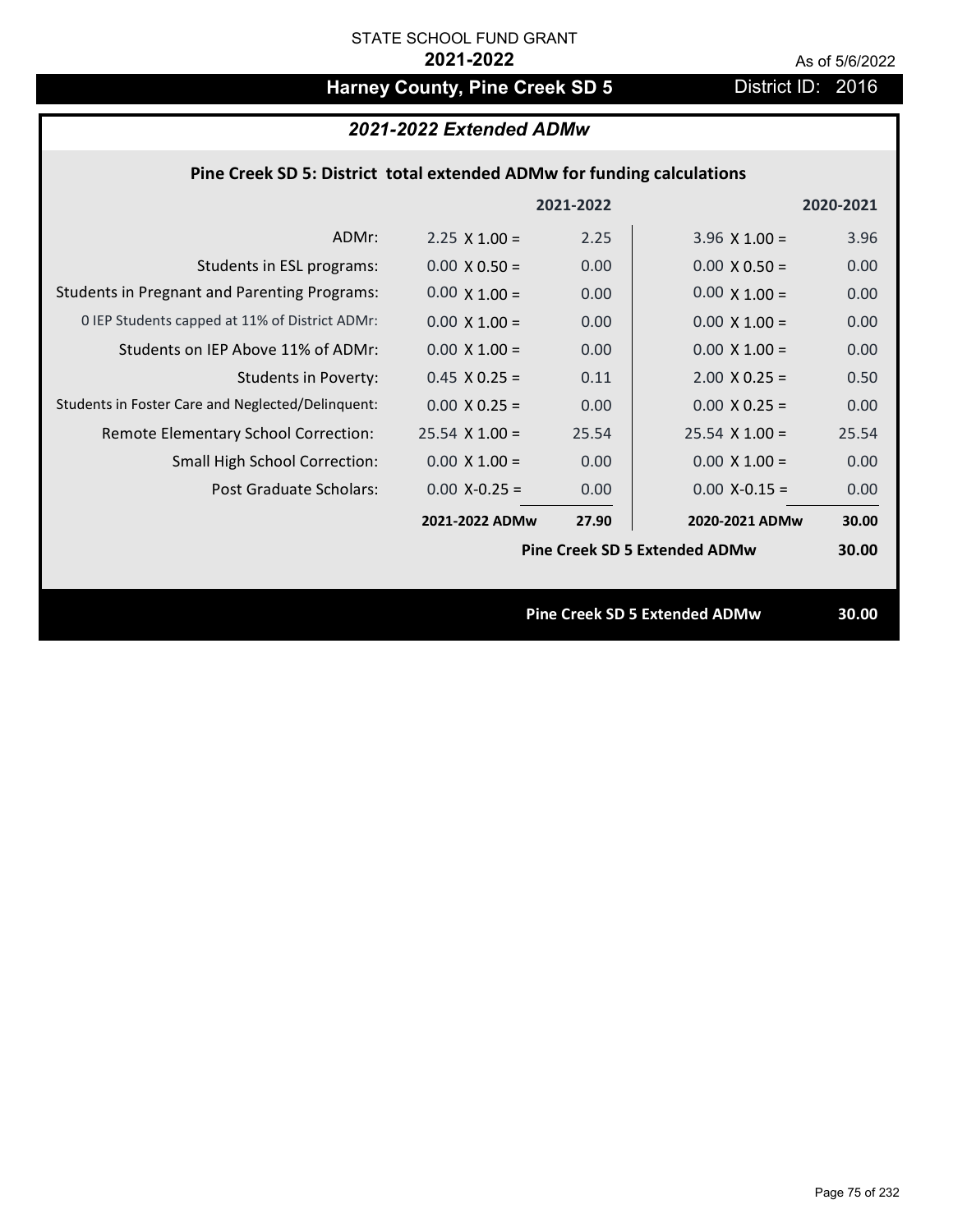STATE SCHOOL FUND GRANT

**2021-2022**

As of 5/6/2022

## Harney County, Pine Creek SD 5

District ID: 2016

### *2021-2022 Extended ADMw*

**Pine Creek SD 5: District total extended ADMw for funding calculations**

| | | 2021-2022 | | 2020-2021 |
|---|---|---|---|---|
| ADMr: | 2.25 X 1.00 = | 2.25 | 3.96 X 1.00 = | 3.96 |
| Students in ESL programs: | 0.00 X 0.50 = | 0.00 | 0.00 X 0.50 = | 0.00 |
| Students in Pregnant and Parenting Programs: | 0.00 X 1.00 = | 0.00 | 0.00 X 1.00 = | 0.00 |
| 0 IEP Students capped at 11% of District ADMr: | 0.00 X 1.00 = | 0.00 | 0.00 X 1.00 = | 0.00 |
| Students on IEP Above 11% of ADMr: | 0.00 X 1.00 = | 0.00 | 0.00 X 1.00 = | 0.00 |
| Students in Poverty: | 0.45 X 0.25 = | 0.11 | 2.00 X 0.25 = | 0.50 |
| Students in Foster Care and Neglected/Delinquent: | 0.00 X 0.25 = | 0.00 | 0.00 X 0.25 = | 0.00 |
| Remote Elementary School Correction: | 25.54 X 1.00 = | 25.54 | 25.54 X 1.00 = | 25.54 |
| Small High School Correction: | 0.00 X 1.00 = | 0.00 | 0.00 X 1.00 = | 0.00 |
| Post Graduate Scholars: | 0.00 X-0.25 = | 0.00 | 0.00 X-0.15 = | 0.00 |
| | **2021-2022 ADMw** | **27.90** | **2020-2021 ADMw** | **30.00** |
| | | | **Pine Creek SD 5 Extended ADMw** | **30.00** |

**Pine Creek SD 5 Extended ADMw** **30.00**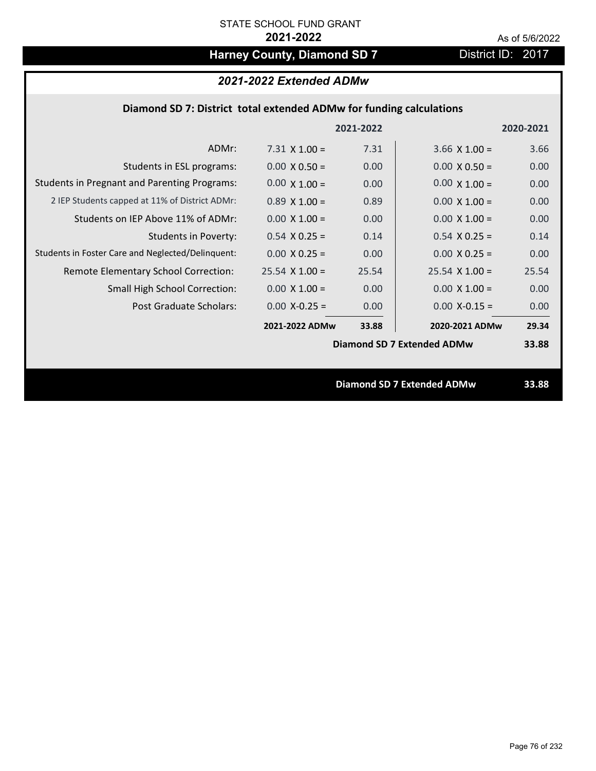STATE SCHOOL FUND GRANT

**2021-2022**

As of 5/6/2022

## Harney County, Diamond SD 7

District ID: 2017

### *2021-2022 Extended ADMw*

**Diamond SD 7: District total extended ADMw for funding calculations**

| | | 2021-2022 | | 2020-2021 |
|---|---|---|---|---|
| ADMr: | 7.31 X 1.00 = | 7.31 | 3.66 X 1.00 = | 3.66 |
| Students in ESL programs: | 0.00 X 0.50 = | 0.00 | 0.00 X 0.50 = | 0.00 |
| Students in Pregnant and Parenting Programs: | 0.00 X 1.00 = | 0.00 | 0.00 X 1.00 = | 0.00 |
| 2 IEP Students capped at 11% of District ADMr: | 0.89 X 1.00 = | 0.89 | 0.00 X 1.00 = | 0.00 |
| Students on IEP Above 11% of ADMr: | 0.00 X 1.00 = | 0.00 | 0.00 X 1.00 = | 0.00 |
| Students in Poverty: | 0.54 X 0.25 = | 0.14 | 0.54 X 0.25 = | 0.14 |
| Students in Foster Care and Neglected/Delinquent: | 0.00 X 0.25 = | 0.00 | 0.00 X 0.25 = | 0.00 |
| Remote Elementary School Correction: | 25.54 X 1.00 = | 25.54 | 25.54 X 1.00 = | 25.54 |
| Small High School Correction: | 0.00 X 1.00 = | 0.00 | 0.00 X 1.00 = | 0.00 |
| Post Graduate Scholars: | 0.00 X-0.25 = | 0.00 | 0.00 X-0.15 = | 0.00 |
| | **2021-2022 ADMw** | **33.88** | **2020-2021 ADMw** | **29.34** |
| | | | **Diamond SD 7 Extended ADMw** | **33.88** |

**Diamond SD 7 Extended ADMw** **33.88**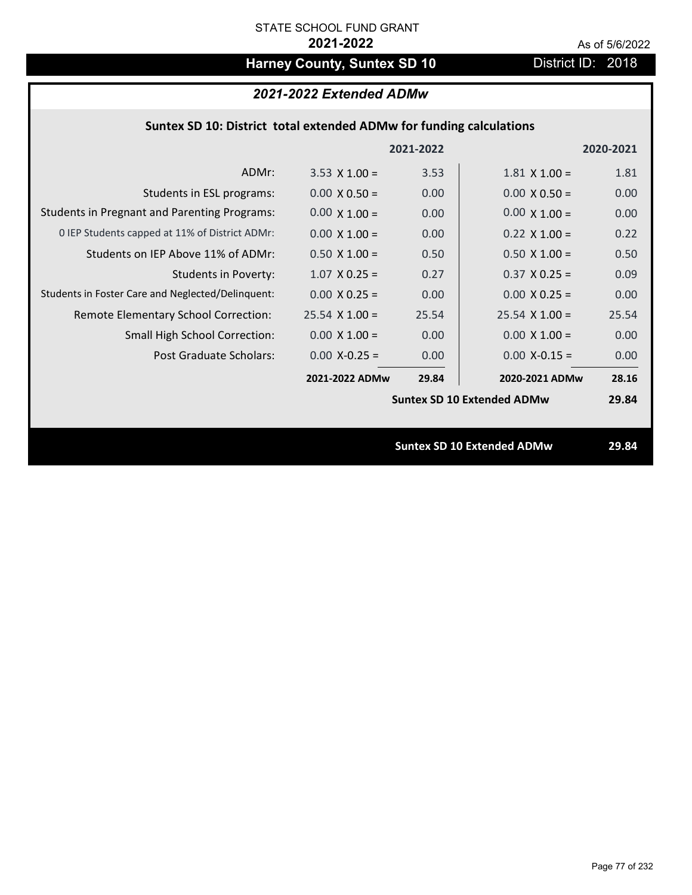STATE SCHOOL FUND GRANT

**2021-2022**

As of 5/6/2022

# Harney County, Suntex SD 10

District ID: 2018

## *2021-2022 Extended ADMw*

### Suntex SD 10: District total extended ADMw for funding calculations

| | | 2021-2022 | | 2020-2021 |
|---|---|---|---|---|
| ADMr: | 3.53 X 1.00 = | 3.53 | 1.81 X 1.00 = | 1.81 |
| Students in ESL programs: | 0.00 X 0.50 = | 0.00 | 0.00 X 0.50 = | 0.00 |
| Students in Pregnant and Parenting Programs: | 0.00 X 1.00 = | 0.00 | 0.00 X 1.00 = | 0.00 |
| 0 IEP Students capped at 11% of District ADMr: | 0.00 X 1.00 = | 0.00 | 0.22 X 1.00 = | 0.22 |
| Students on IEP Above 11% of ADMr: | 0.50 X 1.00 = | 0.50 | 0.50 X 1.00 = | 0.50 |
| Students in Poverty: | 1.07 X 0.25 = | 0.27 | 0.37 X 0.25 = | 0.09 |
| Students in Foster Care and Neglected/Delinquent: | 0.00 X 0.25 = | 0.00 | 0.00 X 0.25 = | 0.00 |
| Remote Elementary School Correction: | 25.54 X 1.00 = | 25.54 | 25.54 X 1.00 = | 25.54 |
| Small High School Correction: | 0.00 X 1.00 = | 0.00 | 0.00 X 1.00 = | 0.00 |
| Post Graduate Scholars: | 0.00 X-0.25 = | 0.00 | 0.00 X-0.15 = | 0.00 |
| | **2021-2022 ADMw** | **29.84** | **2020-2021 ADMw** | **28.16** |
| | | | **Suntex SD 10 Extended ADMw** | **29.84** |

**Suntex SD 10 Extended ADMw** **29.84**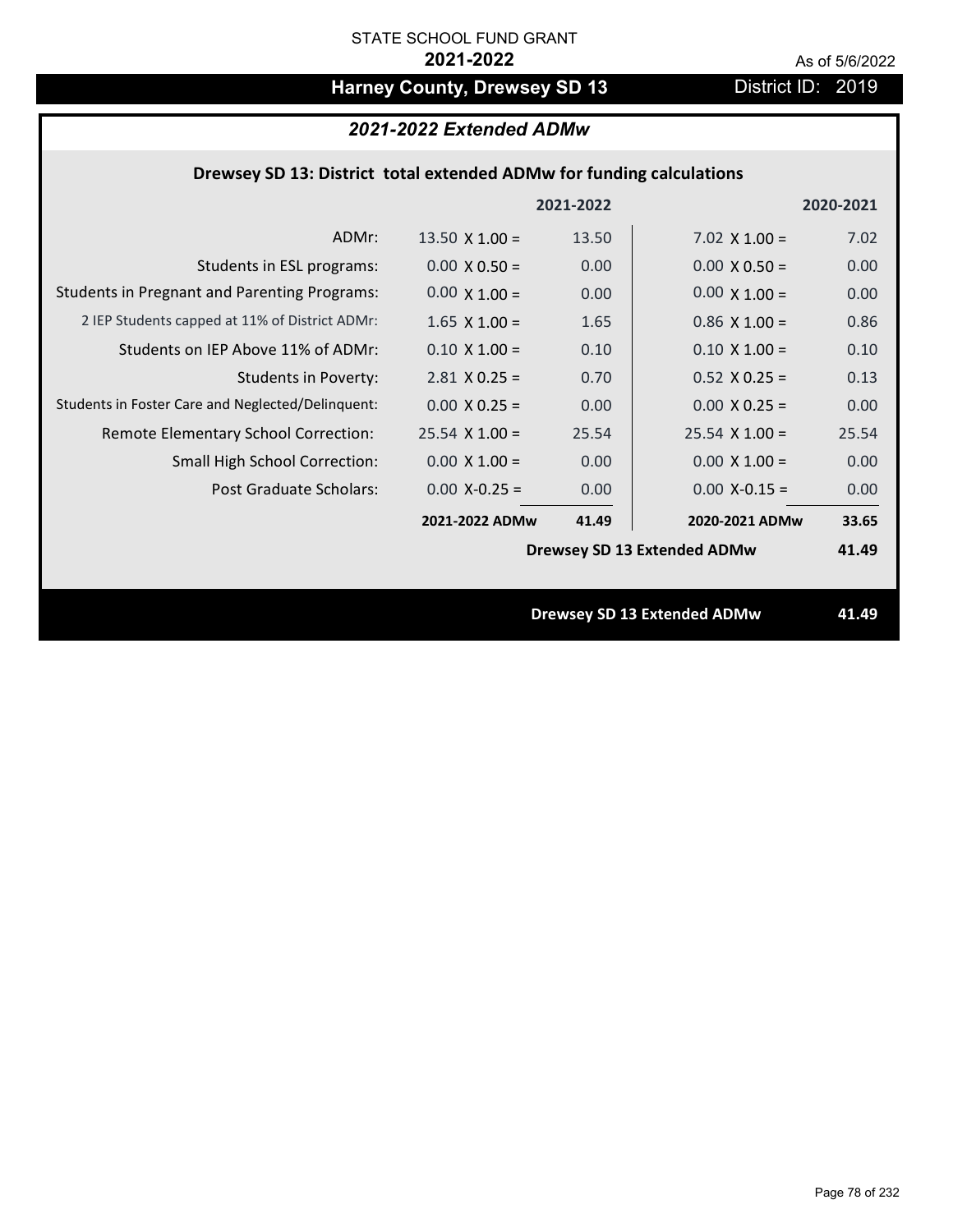STATE SCHOOL FUND GRANT

**2021-2022**

As of 5/6/2022

# Harney County, Drewsey SD 13

District ID: 2019

## *2021-2022 Extended ADMw*

### Drewsey SD 13: District total extended ADMw for funding calculations

| | | 2021-2022 | | 2020-2021 |
|---|---|---|---|---|
| ADMr: | 13.50 X 1.00 = | 13.50 | 7.02 X 1.00 = | 7.02 |
| Students in ESL programs: | 0.00 X 0.50 = | 0.00 | 0.00 X 0.50 = | 0.00 |
| Students in Pregnant and Parenting Programs: | 0.00 X 1.00 = | 0.00 | 0.00 X 1.00 = | 0.00 |
| 2 IEP Students capped at 11% of District ADMr: | 1.65 X 1.00 = | 1.65 | 0.86 X 1.00 = | 0.86 |
| Students on IEP Above 11% of ADMr: | 0.10 X 1.00 = | 0.10 | 0.10 X 1.00 = | 0.10 |
| Students in Poverty: | 2.81 X 0.25 = | 0.70 | 0.52 X 0.25 = | 0.13 |
| Students in Foster Care and Neglected/Delinquent: | 0.00 X 0.25 = | 0.00 | 0.00 X 0.25 = | 0.00 |
| Remote Elementary School Correction: | 25.54 X 1.00 = | 25.54 | 25.54 X 1.00 = | 25.54 |
| Small High School Correction: | 0.00 X 1.00 = | 0.00 | 0.00 X 1.00 = | 0.00 |
| Post Graduate Scholars: | 0.00 X-0.25 = | 0.00 | 0.00 X-0.15 = | 0.00 |
| | **2021-2022 ADMw** | **41.49** | **2020-2021 ADMw** | **33.65** |
| | | | **Drewsey SD 13 Extended ADMw** | **41.49** |

**Drewsey SD 13 Extended ADMw 41.49**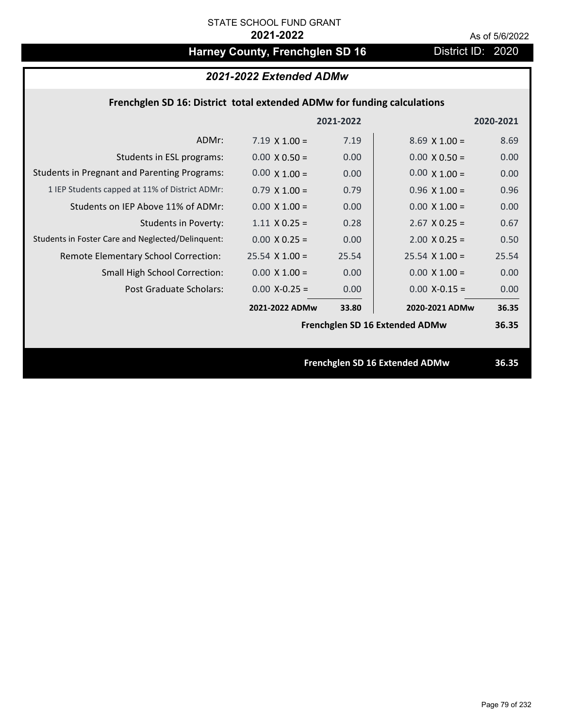STATE SCHOOL FUND GRANT

**2021-2022**

As of 5/6/2022

# Harney County, Frenchglen SD 16

District ID: 2020

## *2021-2022 Extended ADMw*

### Frenchglen SD 16: District total extended ADMw for funding calculations

| | | 2021-2022 | | 2020-2021 |
|---|---|---|---|---|
| ADMr: | 7.19 X 1.00 = | 7.19 | 8.69 X 1.00 = | 8.69 |
| Students in ESL programs: | 0.00 X 0.50 = | 0.00 | 0.00 X 0.50 = | 0.00 |
| Students in Pregnant and Parenting Programs: | 0.00 X 1.00 = | 0.00 | 0.00 X 1.00 = | 0.00 |
| 1 IEP Students capped at 11% of District ADMr: | 0.79 X 1.00 = | 0.79 | 0.96 X 1.00 = | 0.96 |
| Students on IEP Above 11% of ADMr: | 0.00 X 1.00 = | 0.00 | 0.00 X 1.00 = | 0.00 |
| Students in Poverty: | 1.11 X 0.25 = | 0.28 | 2.67 X 0.25 = | 0.67 |
| Students in Foster Care and Neglected/Delinquent: | 0.00 X 0.25 = | 0.00 | 2.00 X 0.25 = | 0.50 |
| Remote Elementary School Correction: | 25.54 X 1.00 = | 25.54 | 25.54 X 1.00 = | 25.54 |
| Small High School Correction: | 0.00 X 1.00 = | 0.00 | 0.00 X 1.00 = | 0.00 |
| Post Graduate Scholars: | 0.00 X-0.25 = | 0.00 | 0.00 X-0.15 = | 0.00 |
| | **2021-2022 ADMw** | **33.80** | **2020-2021 ADMw** | **36.35** |
| | | | **Frenchglen SD 16 Extended ADMw** | **36.35** |

**Frenchglen SD 16 Extended ADMw** **36.35**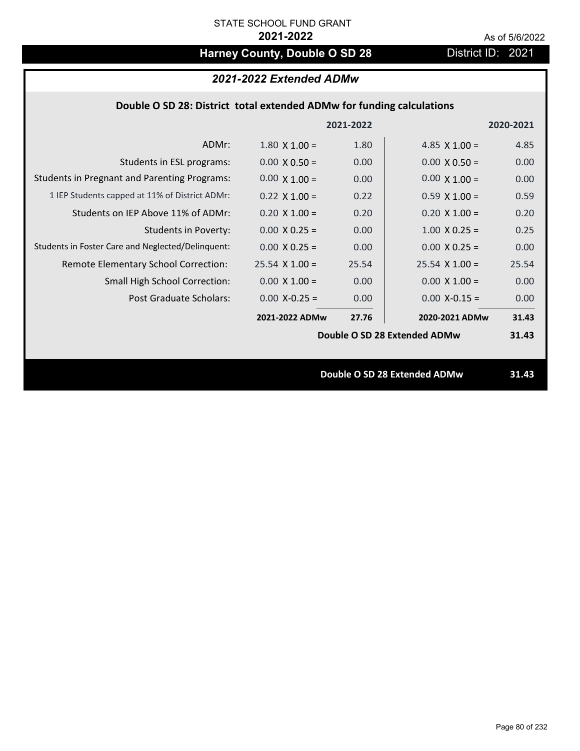STATE SCHOOL FUND GRANT

**2021-2022**

As of 5/6/2022

# Harney County, Double O SD 28

District ID: 2021

## *2021-2022 Extended ADMw*

### Double O SD 28: District total extended ADMw for funding calculations

| | 2021-2022 | | 2020-2021 | |
|---|---|---|---|---|
| ADMr: | 1.80 X 1.00 = | 1.80 | 4.85 X 1.00 = | 4.85 |
| Students in ESL programs: | 0.00 X 0.50 = | 0.00 | 0.00 X 0.50 = | 0.00 |
| Students in Pregnant and Parenting Programs: | 0.00 X 1.00 = | 0.00 | 0.00 X 1.00 = | 0.00 |
| 1 IEP Students capped at 11% of District ADMr: | 0.22 X 1.00 = | 0.22 | 0.59 X 1.00 = | 0.59 |
| Students on IEP Above 11% of ADMr: | 0.20 X 1.00 = | 0.20 | 0.20 X 1.00 = | 0.20 |
| Students in Poverty: | 0.00 X 0.25 = | 0.00 | 1.00 X 0.25 = | 0.25 |
| Students in Foster Care and Neglected/Delinquent: | 0.00 X 0.25 = | 0.00 | 0.00 X 0.25 = | 0.00 |
| Remote Elementary School Correction: | 25.54 X 1.00 = | 25.54 | 25.54 X 1.00 = | 25.54 |
| Small High School Correction: | 0.00 X 1.00 = | 0.00 | 0.00 X 1.00 = | 0.00 |
| Post Graduate Scholars: | 0.00 X-0.25 = | 0.00 | 0.00 X-0.15 = | 0.00 |
| | **2021-2022 ADMw** | **27.76** | **2020-2021 ADMw** | **31.43** |
| | | | **Double O SD 28 Extended ADMw** | **31.43** |

**Double O SD 28 Extended ADMw 31.43**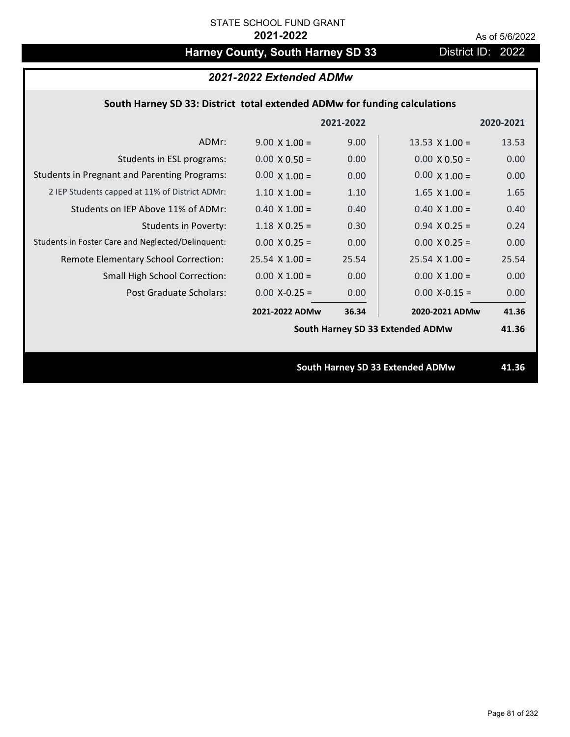STATE SCHOOL FUND GRANT

**2021-2022**

As of 5/6/2022

# Harney County, South Harney SD 33

District ID: 2022

## *2021-2022 Extended ADMw*

### South Harney SD 33: District total extended ADMw for funding calculations

| | | 2021-2022 | | 2020-2021 |
|---|---|---|---|---|
| ADMr: | 9.00 X 1.00 = | 9.00 | 13.53 X 1.00 = | 13.53 |
| Students in ESL programs: | 0.00 X 0.50 = | 0.00 | 0.00 X 0.50 = | 0.00 |
| Students in Pregnant and Parenting Programs: | 0.00 X 1.00 = | 0.00 | 0.00 X 1.00 = | 0.00 |
| 2 IEP Students capped at 11% of District ADMr: | 1.10 X 1.00 = | 1.10 | 1.65 X 1.00 = | 1.65 |
| Students on IEP Above 11% of ADMr: | 0.40 X 1.00 = | 0.40 | 0.40 X 1.00 = | 0.40 |
| Students in Poverty: | 1.18 X 0.25 = | 0.30 | 0.94 X 0.25 = | 0.24 |
| Students in Foster Care and Neglected/Delinquent: | 0.00 X 0.25 = | 0.00 | 0.00 X 0.25 = | 0.00 |
| Remote Elementary School Correction: | 25.54 X 1.00 = | 25.54 | 25.54 X 1.00 = | 25.54 |
| Small High School Correction: | 0.00 X 1.00 = | 0.00 | 0.00 X 1.00 = | 0.00 |
| Post Graduate Scholars: | 0.00 X-0.25 = | 0.00 | 0.00 X-0.15 = | 0.00 |
| | **2021-2022 ADMw** | **36.34** | **2020-2021 ADMw** | **41.36** |
| | | | **South Harney SD 33 Extended ADMw** | **41.36** |

**South Harney SD 33 Extended ADMw** **41.36**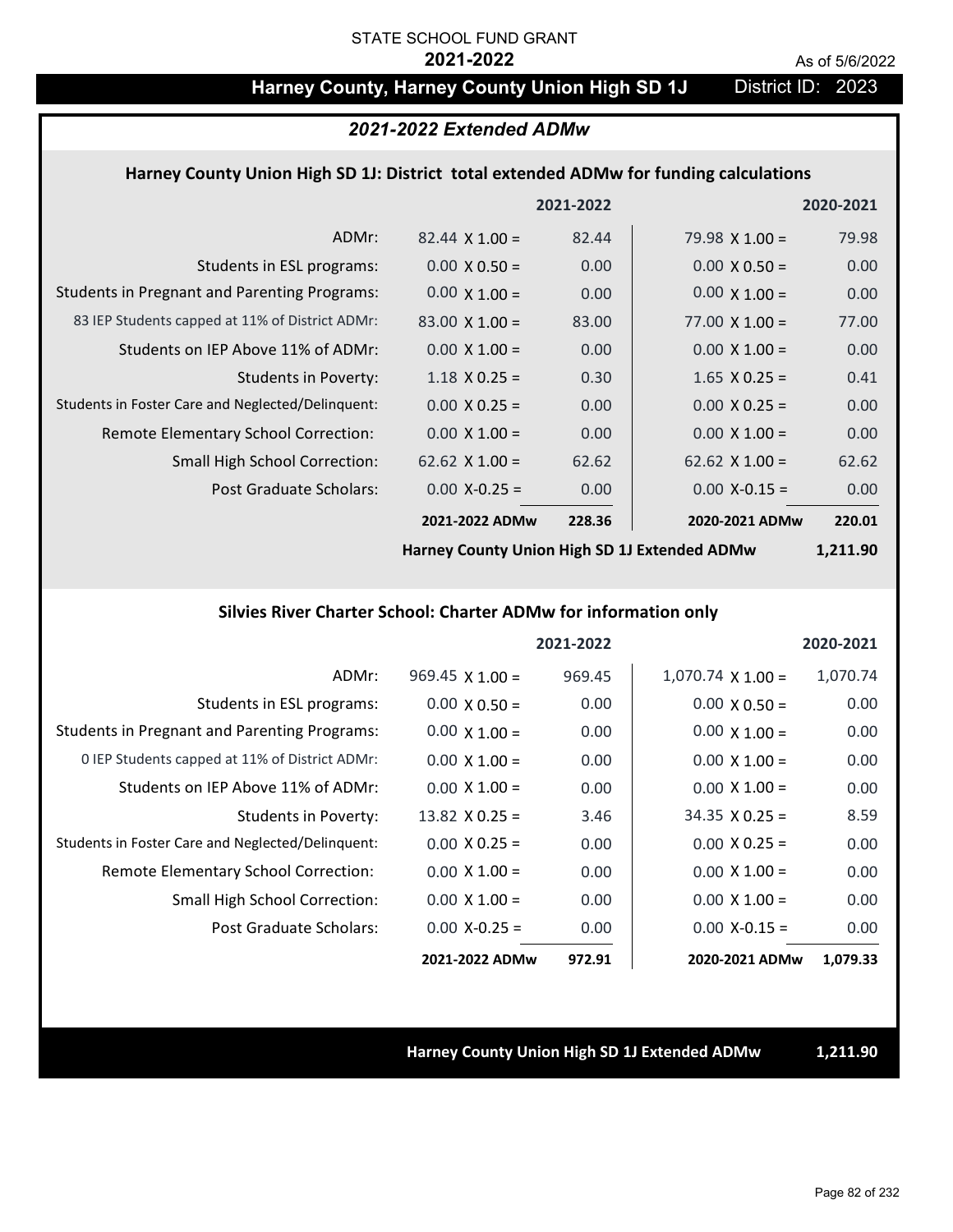STATE SCHOOL FUND GRANT

**2021-2022**

As of 5/6/2022

## Harney County, Harney County Union High SD 1J — District ID: 2023

### *2021-2022 Extended ADMw*

#### Harney County Union High SD 1J: District total extended ADMw for funding calculations

| | | 2021-2022 | | 2020-2021 |
|---|---|---|---|---|
| ADMr: | 82.44 X 1.00 = | 82.44 | 79.98 X 1.00 = | 79.98 |
| Students in ESL programs: | 0.00 X 0.50 = | 0.00 | 0.00 X 0.50 = | 0.00 |
| Students in Pregnant and Parenting Programs: | 0.00 X 1.00 = | 0.00 | 0.00 X 1.00 = | 0.00 |
| 83 IEP Students capped at 11% of District ADMr: | 83.00 X 1.00 = | 83.00 | 77.00 X 1.00 = | 77.00 |
| Students on IEP Above 11% of ADMr: | 0.00 X 1.00 = | 0.00 | 0.00 X 1.00 = | 0.00 |
| Students in Poverty: | 1.18 X 0.25 = | 0.30 | 1.65 X 0.25 = | 0.41 |
| Students in Foster Care and Neglected/Delinquent: | 0.00 X 0.25 = | 0.00 | 0.00 X 0.25 = | 0.00 |
| Remote Elementary School Correction: | 0.00 X 1.00 = | 0.00 | 0.00 X 1.00 = | 0.00 |
| Small High School Correction: | 62.62 X 1.00 = | 62.62 | 62.62 X 1.00 = | 62.62 |
| Post Graduate Scholars: | 0.00 X-0.25 = | 0.00 | 0.00 X-0.15 = | 0.00 |
| | **2021-2022 ADMw** | **228.36** | **2020-2021 ADMw** | **220.01** |
| | | | **Harney County Union High SD 1J Extended ADMw** | **1,211.90** |

#### Silvies River Charter School: Charter ADMw for information only

| | | 2021-2022 | | 2020-2021 |
|---|---|---|---|---|
| ADMr: | 969.45 X 1.00 = | 969.45 | 1,070.74 X 1.00 = | 1,070.74 |
| Students in ESL programs: | 0.00 X 0.50 = | 0.00 | 0.00 X 0.50 = | 0.00 |
| Students in Pregnant and Parenting Programs: | 0.00 X 1.00 = | 0.00 | 0.00 X 1.00 = | 0.00 |
| 0 IEP Students capped at 11% of District ADMr: | 0.00 X 1.00 = | 0.00 | 0.00 X 1.00 = | 0.00 |
| Students on IEP Above 11% of ADMr: | 0.00 X 1.00 = | 0.00 | 0.00 X 1.00 = | 0.00 |
| Students in Poverty: | 13.82 X 0.25 = | 3.46 | 34.35 X 0.25 = | 8.59 |
| Students in Foster Care and Neglected/Delinquent: | 0.00 X 0.25 = | 0.00 | 0.00 X 0.25 = | 0.00 |
| Remote Elementary School Correction: | 0.00 X 1.00 = | 0.00 | 0.00 X 1.00 = | 0.00 |
| Small High School Correction: | 0.00 X 1.00 = | 0.00 | 0.00 X 1.00 = | 0.00 |
| Post Graduate Scholars: | 0.00 X-0.25 = | 0.00 | 0.00 X-0.15 = | 0.00 |
| | **2021-2022 ADMw** | **972.91** | **2020-2021 ADMw** | **1,079.33** |

**Harney County Union High SD 1J Extended ADMw** **1,211.90**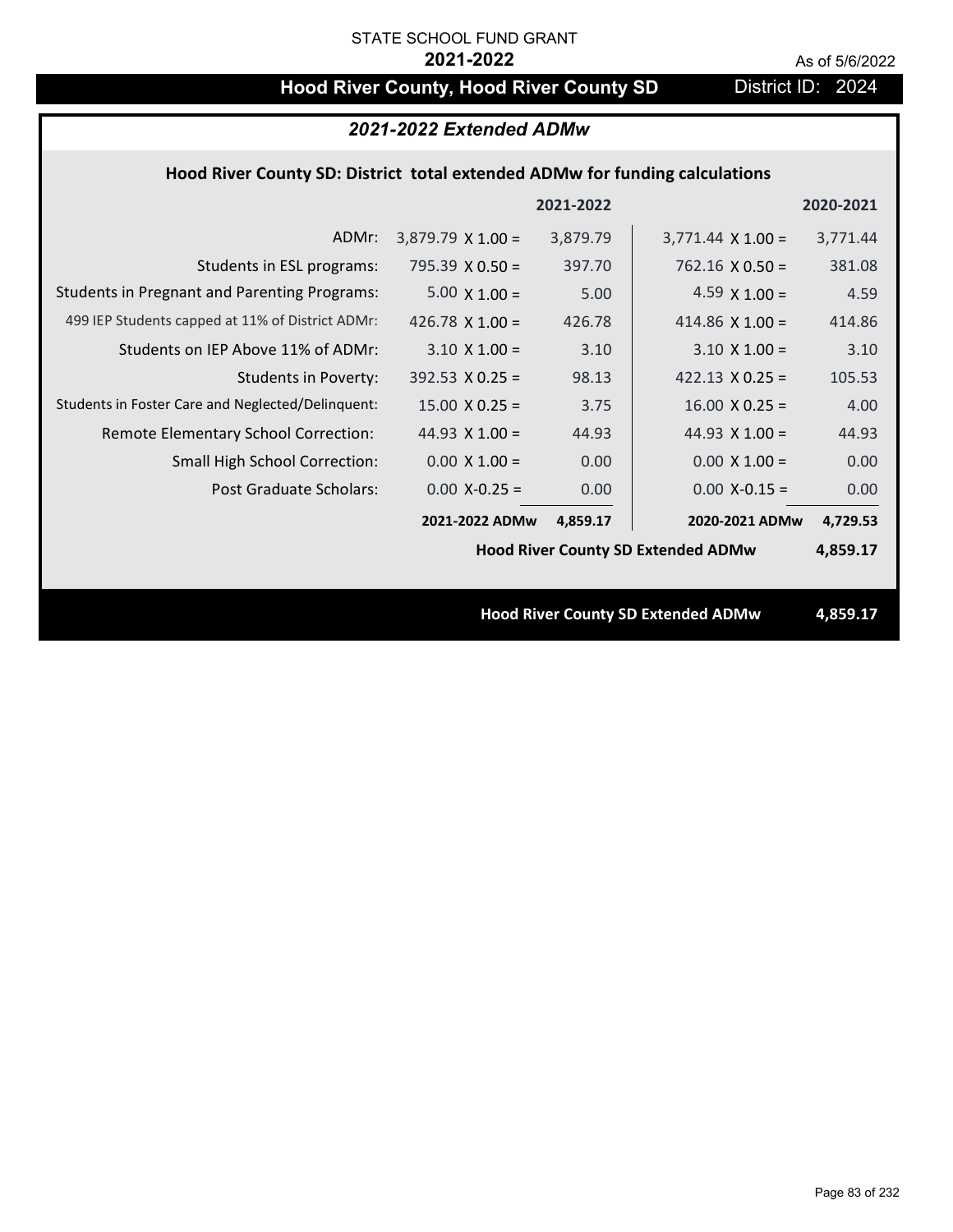STATE SCHOOL FUND GRANT

**2021-2022**

As of 5/6/2022

# Hood River County, Hood River County SD

District ID: 2024

## *2021-2022 Extended ADMw*

### Hood River County SD: District total extended ADMw for funding calculations

| | | 2021-2022 | | 2020-2021 |
|---|---|---|---|---|
| ADMr: | 3,879.79 X 1.00 = | 3,879.79 | 3,771.44 X 1.00 = | 3,771.44 |
| Students in ESL programs: | 795.39 X 0.50 = | 397.70 | 762.16 X 0.50 = | 381.08 |
| Students in Pregnant and Parenting Programs: | 5.00 X 1.00 = | 5.00 | 4.59 X 1.00 = | 4.59 |
| 499 IEP Students capped at 11% of District ADMr: | 426.78 X 1.00 = | 426.78 | 414.86 X 1.00 = | 414.86 |
| Students on IEP Above 11% of ADMr: | 3.10 X 1.00 = | 3.10 | 3.10 X 1.00 = | 3.10 |
| Students in Poverty: | 392.53 X 0.25 = | 98.13 | 422.13 X 0.25 = | 105.53 |
| Students in Foster Care and Neglected/Delinquent: | 15.00 X 0.25 = | 3.75 | 16.00 X 0.25 = | 4.00 |
| Remote Elementary School Correction: | 44.93 X 1.00 = | 44.93 | 44.93 X 1.00 = | 44.93 |
| Small High School Correction: | 0.00 X 1.00 = | 0.00 | 0.00 X 1.00 = | 0.00 |
| Post Graduate Scholars: | 0.00 X-0.25 = | 0.00 | 0.00 X-0.15 = | 0.00 |
| | **2021-2022 ADMw** | **4,859.17** | **2020-2021 ADMw** | **4,729.53** |
| | | | **Hood River County SD Extended ADMw** | **4,859.17** |

**Hood River County SD Extended ADMw** **4,859.17**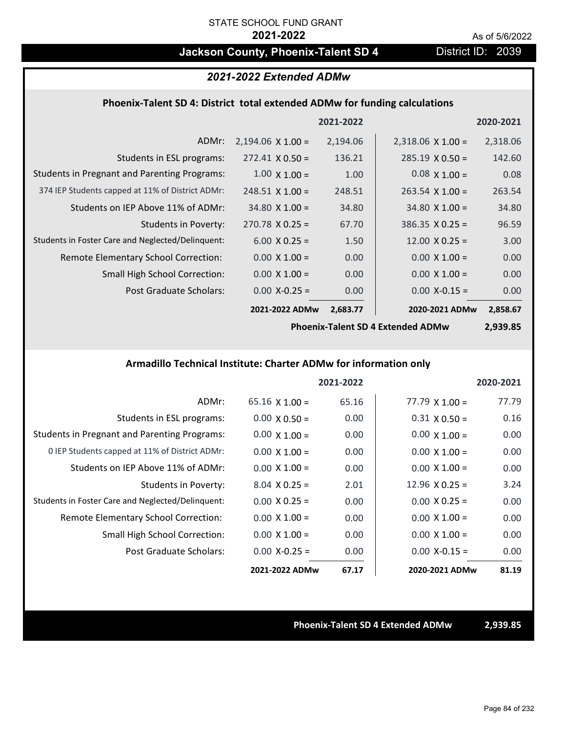STATE SCHOOL FUND GRANT

**2021-2022**

As of 5/6/2022

## Jackson County, Phoenix-Talent SD 4

District ID: 2039

### *2021-2022 Extended ADMw*

#### Phoenix-Talent SD 4: District total extended ADMw for funding calculations

| | | 2021-2022 | | 2020-2021 |
|---|---|---|---|---|
| ADMr: | 2,194.06 X 1.00 = | 2,194.06 | 2,318.06 X 1.00 = | 2,318.06 |
| Students in ESL programs: | 272.41 X 0.50 = | 136.21 | 285.19 X 0.50 = | 142.60 |
| Students in Pregnant and Parenting Programs: | 1.00 X 1.00 = | 1.00 | 0.08 X 1.00 = | 0.08 |
| 374 IEP Students capped at 11% of District ADMr: | 248.51 X 1.00 = | 248.51 | 263.54 X 1.00 = | 263.54 |
| Students on IEP Above 11% of ADMr: | 34.80 X 1.00 = | 34.80 | 34.80 X 1.00 = | 34.80 |
| Students in Poverty: | 270.78 X 0.25 = | 67.70 | 386.35 X 0.25 = | 96.59 |
| Students in Foster Care and Neglected/Delinquent: | 6.00 X 0.25 = | 1.50 | 12.00 X 0.25 = | 3.00 |
| Remote Elementary School Correction: | 0.00 X 1.00 = | 0.00 | 0.00 X 1.00 = | 0.00 |
| Small High School Correction: | 0.00 X 1.00 = | 0.00 | 0.00 X 1.00 = | 0.00 |
| Post Graduate Scholars: | 0.00 X-0.25 = | 0.00 | 0.00 X-0.15 = | 0.00 |
| | **2021-2022 ADMw** | **2,683.77** | **2020-2021 ADMw** | **2,858.67** |
| | | | **Phoenix-Talent SD 4 Extended ADMw** | **2,939.85** |

#### Armadillo Technical Institute: Charter ADMw for information only

| | | 2021-2022 | | 2020-2021 |
|---|---|---|---|---|
| ADMr: | 65.16 X 1.00 = | 65.16 | 77.79 X 1.00 = | 77.79 |
| Students in ESL programs: | 0.00 X 0.50 = | 0.00 | 0.31 X 0.50 = | 0.16 |
| Students in Pregnant and Parenting Programs: | 0.00 X 1.00 = | 0.00 | 0.00 X 1.00 = | 0.00 |
| 0 IEP Students capped at 11% of District ADMr: | 0.00 X 1.00 = | 0.00 | 0.00 X 1.00 = | 0.00 |
| Students on IEP Above 11% of ADMr: | 0.00 X 1.00 = | 0.00 | 0.00 X 1.00 = | 0.00 |
| Students in Poverty: | 8.04 X 0.25 = | 2.01 | 12.96 X 0.25 = | 3.24 |
| Students in Foster Care and Neglected/Delinquent: | 0.00 X 0.25 = | 0.00 | 0.00 X 0.25 = | 0.00 |
| Remote Elementary School Correction: | 0.00 X 1.00 = | 0.00 | 0.00 X 1.00 = | 0.00 |
| Small High School Correction: | 0.00 X 1.00 = | 0.00 | 0.00 X 1.00 = | 0.00 |
| Post Graduate Scholars: | 0.00 X-0.25 = | 0.00 | 0.00 X-0.15 = | 0.00 |
| | **2021-2022 ADMw** | **67.17** | **2020-2021 ADMw** | **81.19** |

**Phoenix-Talent SD 4 Extended ADMw** **2,939.85**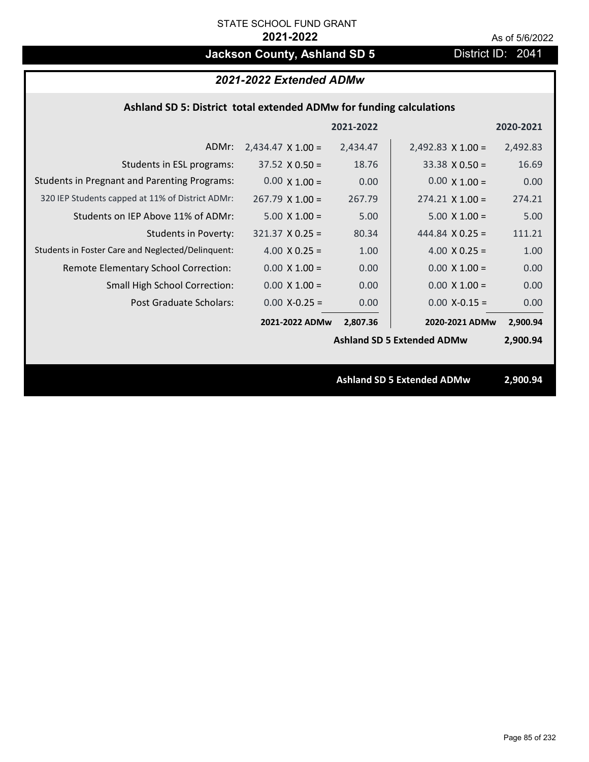STATE SCHOOL FUND GRANT

**2021-2022**

As of 5/6/2022

# Jackson County, Ashland SD 5

District ID: 2041

## *2021-2022 Extended ADMw*

### Ashland SD 5: District total extended ADMw for funding calculations

| | 2021-2022 | | 2020-2021 | |
|---|---|---|---|---|
| ADMr: | 2,434.47 X 1.00 = | 2,434.47 | 2,492.83 X 1.00 = | 2,492.83 |
| Students in ESL programs: | 37.52 X 0.50 = | 18.76 | 33.38 X 0.50 = | 16.69 |
| Students in Pregnant and Parenting Programs: | 0.00 X 1.00 = | 0.00 | 0.00 X 1.00 = | 0.00 |
| 320 IEP Students capped at 11% of District ADMr: | 267.79 X 1.00 = | 267.79 | 274.21 X 1.00 = | 274.21 |
| Students on IEP Above 11% of ADMr: | 5.00 X 1.00 = | 5.00 | 5.00 X 1.00 = | 5.00 |
| Students in Poverty: | 321.37 X 0.25 = | 80.34 | 444.84 X 0.25 = | 111.21 |
| Students in Foster Care and Neglected/Delinquent: | 4.00 X 0.25 = | 1.00 | 4.00 X 0.25 = | 1.00 |
| Remote Elementary School Correction: | 0.00 X 1.00 = | 0.00 | 0.00 X 1.00 = | 0.00 |
| Small High School Correction: | 0.00 X 1.00 = | 0.00 | 0.00 X 1.00 = | 0.00 |
| Post Graduate Scholars: | 0.00 X-0.25 = | 0.00 | 0.00 X-0.15 = | 0.00 |
| | **2021-2022 ADMw** | **2,807.36** | **2020-2021 ADMw** | **2,900.94** |
| | | | **Ashland SD 5 Extended ADMw** | **2,900.94** |

**Ashland SD 5 Extended ADMw 2,900.94**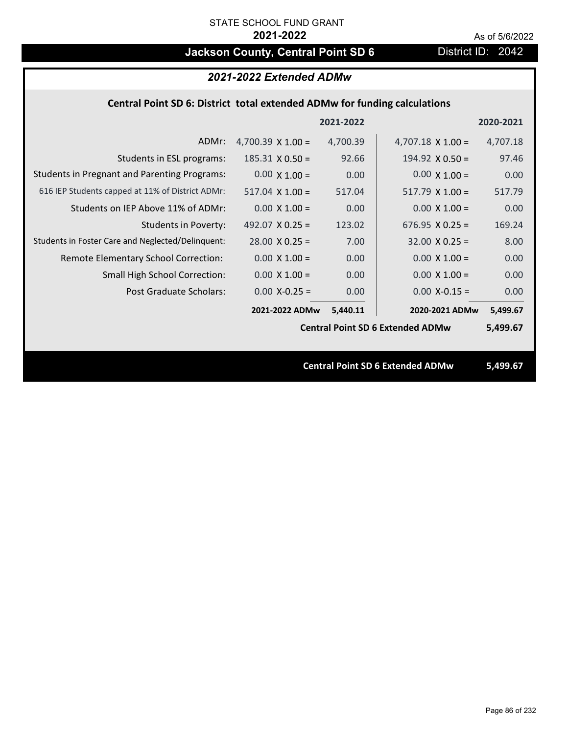STATE SCHOOL FUND GRANT

**2021-2022**

As of 5/6/2022

# Jackson County, Central Point SD 6

District ID: 2042

## *2021-2022 Extended ADMw*

### Central Point SD 6: District total extended ADMw for funding calculations

| | | 2021-2022 | | 2020-2021 |
|---|---|---|---|---|
| ADMr: | 4,700.39 X 1.00 = | 4,700.39 | 4,707.18 X 1.00 = | 4,707.18 |
| Students in ESL programs: | 185.31 X 0.50 = | 92.66 | 194.92 X 0.50 = | 97.46 |
| Students in Pregnant and Parenting Programs: | 0.00 X 1.00 = | 0.00 | 0.00 X 1.00 = | 0.00 |
| 616 IEP Students capped at 11% of District ADMr: | 517.04 X 1.00 = | 517.04 | 517.79 X 1.00 = | 517.79 |
| Students on IEP Above 11% of ADMr: | 0.00 X 1.00 = | 0.00 | 0.00 X 1.00 = | 0.00 |
| Students in Poverty: | 492.07 X 0.25 = | 123.02 | 676.95 X 0.25 = | 169.24 |
| Students in Foster Care and Neglected/Delinquent: | 28.00 X 0.25 = | 7.00 | 32.00 X 0.25 = | 8.00 |
| Remote Elementary School Correction: | 0.00 X 1.00 = | 0.00 | 0.00 X 1.00 = | 0.00 |
| Small High School Correction: | 0.00 X 1.00 = | 0.00 | 0.00 X 1.00 = | 0.00 |
| Post Graduate Scholars: | 0.00 X-0.25 = | 0.00 | 0.00 X-0.15 = | 0.00 |
| | **2021-2022 ADMw** | **5,440.11** | **2020-2021 ADMw** | **5,499.67** |
| | | | **Central Point SD 6 Extended ADMw** | **5,499.67** |

**Central Point SD 6 Extended ADMw 5,499.67**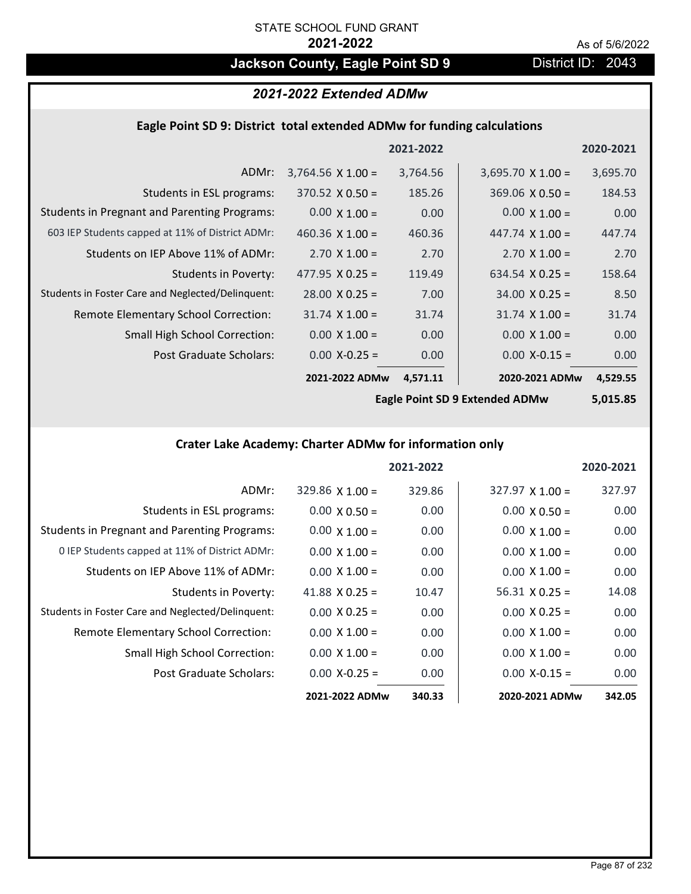STATE SCHOOL FUND GRANT

**2021-2022**

As of 5/6/2022

# Jackson County, Eagle Point SD 9

District ID: 2043

## *2021-2022 Extended ADMw*

### Eagle Point SD 9: District total extended ADMw for funding calculations

| | | 2021-2022 | | 2020-2021 |
|---|---|---|---|---|
| ADMr: | 3,764.56 X 1.00 = | 3,764.56 | 3,695.70 X 1.00 = | 3,695.70 |
| Students in ESL programs: | 370.52 X 0.50 = | 185.26 | 369.06 X 0.50 = | 184.53 |
| Students in Pregnant and Parenting Programs: | 0.00 X 1.00 = | 0.00 | 0.00 X 1.00 = | 0.00 |
| 603 IEP Students capped at 11% of District ADMr: | 460.36 X 1.00 = | 460.36 | 447.74 X 1.00 = | 447.74 |
| Students on IEP Above 11% of ADMr: | 2.70 X 1.00 = | 2.70 | 2.70 X 1.00 = | 2.70 |
| Students in Poverty: | 477.95 X 0.25 = | 119.49 | 634.54 X 0.25 = | 158.64 |
| Students in Foster Care and Neglected/Delinquent: | 28.00 X 0.25 = | 7.00 | 34.00 X 0.25 = | 8.50 |
| Remote Elementary School Correction: | 31.74 X 1.00 = | 31.74 | 31.74 X 1.00 = | 31.74 |
| Small High School Correction: | 0.00 X 1.00 = | 0.00 | 0.00 X 1.00 = | 0.00 |
| Post Graduate Scholars: | 0.00 X-0.25 = | 0.00 | 0.00 X-0.15 = | 0.00 |
| | **2021-2022 ADMw** | **4,571.11** | **2020-2021 ADMw** | **4,529.55** |
| | | | **Eagle Point SD 9 Extended ADMw** | **5,015.85** |

### Crater Lake Academy: Charter ADMw for information only

| | | 2021-2022 | | 2020-2021 |
|---|---|---|---|---|
| ADMr: | 329.86 X 1.00 = | 329.86 | 327.97 X 1.00 = | 327.97 |
| Students in ESL programs: | 0.00 X 0.50 = | 0.00 | 0.00 X 0.50 = | 0.00 |
| Students in Pregnant and Parenting Programs: | 0.00 X 1.00 = | 0.00 | 0.00 X 1.00 = | 0.00 |
| 0 IEP Students capped at 11% of District ADMr: | 0.00 X 1.00 = | 0.00 | 0.00 X 1.00 = | 0.00 |
| Students on IEP Above 11% of ADMr: | 0.00 X 1.00 = | 0.00 | 0.00 X 1.00 = | 0.00 |
| Students in Poverty: | 41.88 X 0.25 = | 10.47 | 56.31 X 0.25 = | 14.08 |
| Students in Foster Care and Neglected/Delinquent: | 0.00 X 0.25 = | 0.00 | 0.00 X 0.25 = | 0.00 |
| Remote Elementary School Correction: | 0.00 X 1.00 = | 0.00 | 0.00 X 1.00 = | 0.00 |
| Small High School Correction: | 0.00 X 1.00 = | 0.00 | 0.00 X 1.00 = | 0.00 |
| Post Graduate Scholars: | 0.00 X-0.25 = | 0.00 | 0.00 X-0.15 = | 0.00 |
| | **2021-2022 ADMw** | **340.33** | **2020-2021 ADMw** | **342.05** |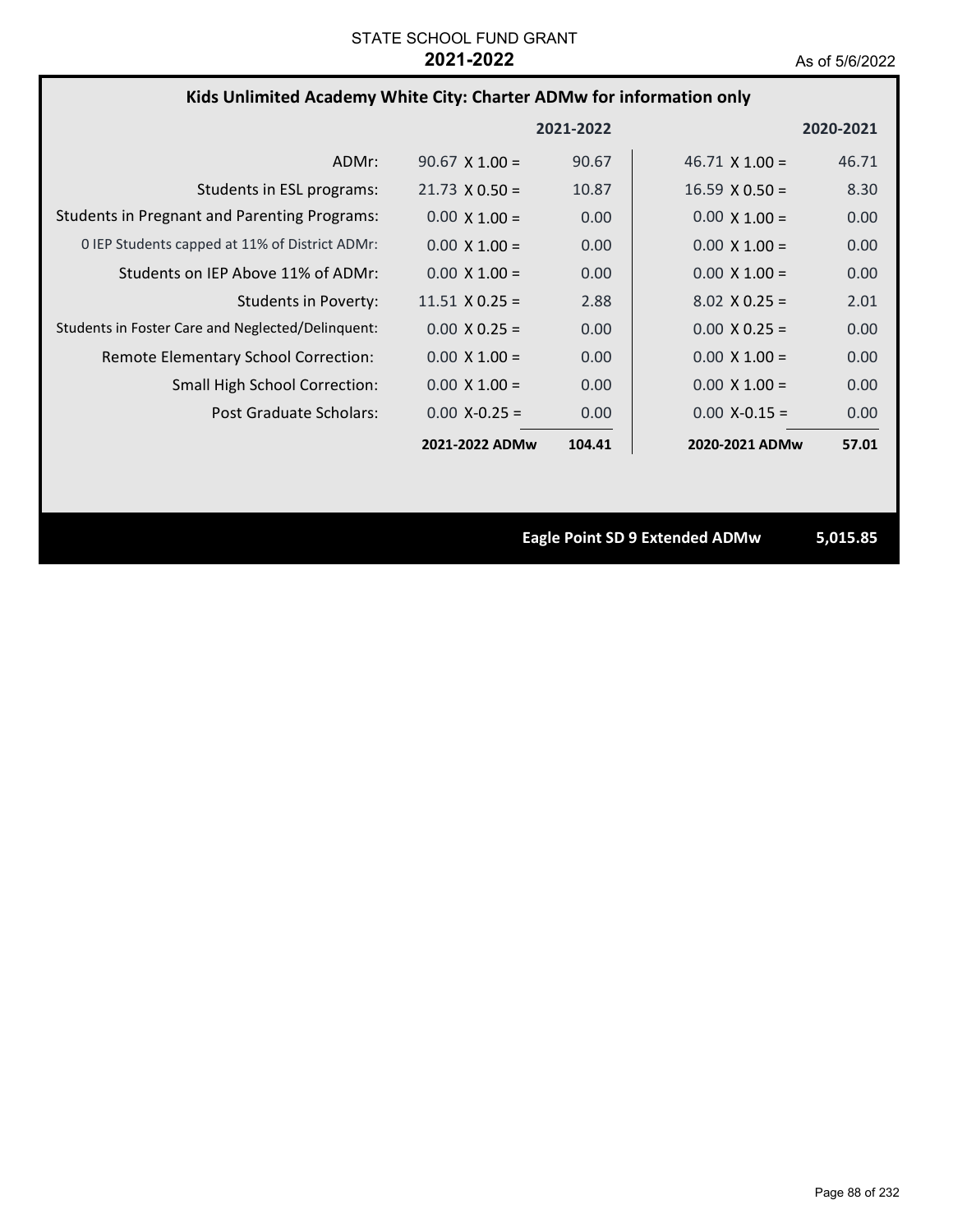STATE SCHOOL FUND GRANT

**2021-2022**

As of 5/6/2022

## Kids Unlimited Academy White City: Charter ADMw for information only

| | 2021-2022 | | 2020-2021 | |
|---|---|---|---|---|
| ADMr: | 90.67 X 1.00 = | 90.67 | 46.71 X 1.00 = | 46.71 |
| Students in ESL programs: | 21.73 X 0.50 = | 10.87 | 16.59 X 0.50 = | 8.30 |
| Students in Pregnant and Parenting Programs: | 0.00 X 1.00 = | 0.00 | 0.00 X 1.00 = | 0.00 |
| 0 IEP Students capped at 11% of District ADMr: | 0.00 X 1.00 = | 0.00 | 0.00 X 1.00 = | 0.00 |
| Students on IEP Above 11% of ADMr: | 0.00 X 1.00 = | 0.00 | 0.00 X 1.00 = | 0.00 |
| Students in Poverty: | 11.51 X 0.25 = | 2.88 | 8.02 X 0.25 = | 2.01 |
| Students in Foster Care and Neglected/Delinquent: | 0.00 X 0.25 = | 0.00 | 0.00 X 0.25 = | 0.00 |
| Remote Elementary School Correction: | 0.00 X 1.00 = | 0.00 | 0.00 X 1.00 = | 0.00 |
| Small High School Correction: | 0.00 X 1.00 = | 0.00 | 0.00 X 1.00 = | 0.00 |
| Post Graduate Scholars: | 0.00 X-0.25 = | 0.00 | 0.00 X-0.15 = | 0.00 |
| | **2021-2022 ADMw** | **104.41** | **2020-2021 ADMw** | **57.01** |

**Eagle Point SD 9 Extended ADMw** **5,015.85**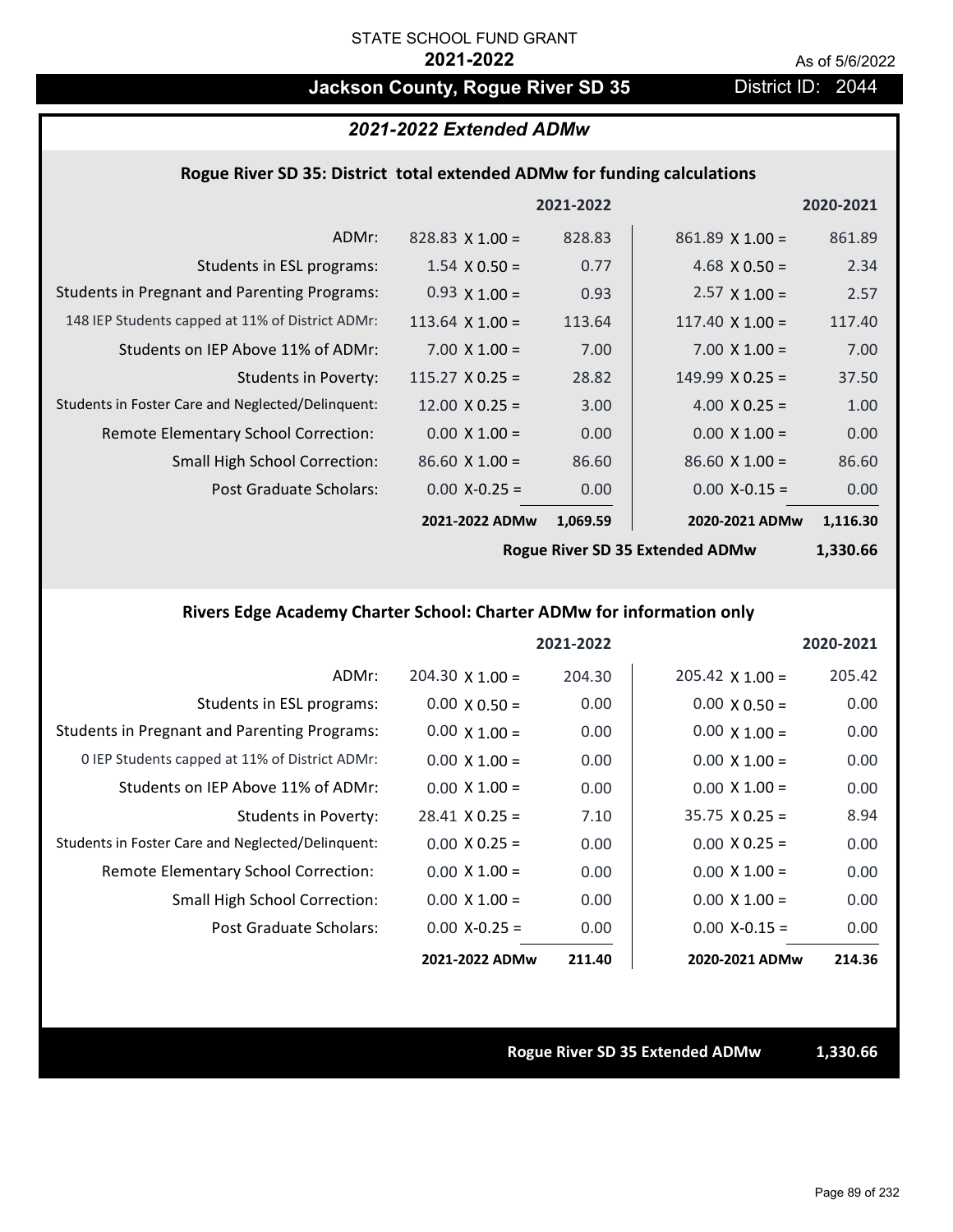STATE SCHOOL FUND GRANT

**2021-2022**

As of 5/6/2022

# Jackson County, Rogue River SD 35

District ID: 2044

## *2021-2022 Extended ADMw*

### Rogue River SD 35: District total extended ADMw for funding calculations

| | | 2021-2022 | | 2020-2021 |
|---|---|---|---|---|
| ADMr: | 828.83 X 1.00 = | 828.83 | 861.89 X 1.00 = | 861.89 |
| Students in ESL programs: | 1.54 X 0.50 = | 0.77 | 4.68 X 0.50 = | 2.34 |
| Students in Pregnant and Parenting Programs: | 0.93 X 1.00 = | 0.93 | 2.57 X 1.00 = | 2.57 |
| 148 IEP Students capped at 11% of District ADMr: | 113.64 X 1.00 = | 113.64 | 117.40 X 1.00 = | 117.40 |
| Students on IEP Above 11% of ADMr: | 7.00 X 1.00 = | 7.00 | 7.00 X 1.00 = | 7.00 |
| Students in Poverty: | 115.27 X 0.25 = | 28.82 | 149.99 X 0.25 = | 37.50 |
| Students in Foster Care and Neglected/Delinquent: | 12.00 X 0.25 = | 3.00 | 4.00 X 0.25 = | 1.00 |
| Remote Elementary School Correction: | 0.00 X 1.00 = | 0.00 | 0.00 X 1.00 = | 0.00 |
| Small High School Correction: | 86.60 X 1.00 = | 86.60 | 86.60 X 1.00 = | 86.60 |
| Post Graduate Scholars: | 0.00 X-0.25 = | 0.00 | 0.00 X-0.15 = | 0.00 |
| | **2021-2022 ADMw** | **1,069.59** | **2020-2021 ADMw** | **1,116.30** |
| | | | **Rogue River SD 35 Extended ADMw** | **1,330.66** |

### Rivers Edge Academy Charter School: Charter ADMw for information only

| | | 2021-2022 | | 2020-2021 |
|---|---|---|---|---|
| ADMr: | 204.30 X 1.00 = | 204.30 | 205.42 X 1.00 = | 205.42 |
| Students in ESL programs: | 0.00 X 0.50 = | 0.00 | 0.00 X 0.50 = | 0.00 |
| Students in Pregnant and Parenting Programs: | 0.00 X 1.00 = | 0.00 | 0.00 X 1.00 = | 0.00 |
| 0 IEP Students capped at 11% of District ADMr: | 0.00 X 1.00 = | 0.00 | 0.00 X 1.00 = | 0.00 |
| Students on IEP Above 11% of ADMr: | 0.00 X 1.00 = | 0.00 | 0.00 X 1.00 = | 0.00 |
| Students in Poverty: | 28.41 X 0.25 = | 7.10 | 35.75 X 0.25 = | 8.94 |
| Students in Foster Care and Neglected/Delinquent: | 0.00 X 0.25 = | 0.00 | 0.00 X 0.25 = | 0.00 |
| Remote Elementary School Correction: | 0.00 X 1.00 = | 0.00 | 0.00 X 1.00 = | 0.00 |
| Small High School Correction: | 0.00 X 1.00 = | 0.00 | 0.00 X 1.00 = | 0.00 |
| Post Graduate Scholars: | 0.00 X-0.25 = | 0.00 | 0.00 X-0.15 = | 0.00 |
| | **2021-2022 ADMw** | **211.40** | **2020-2021 ADMw** | **214.36** |

**Rogue River SD 35 Extended ADMw** **1,330.66**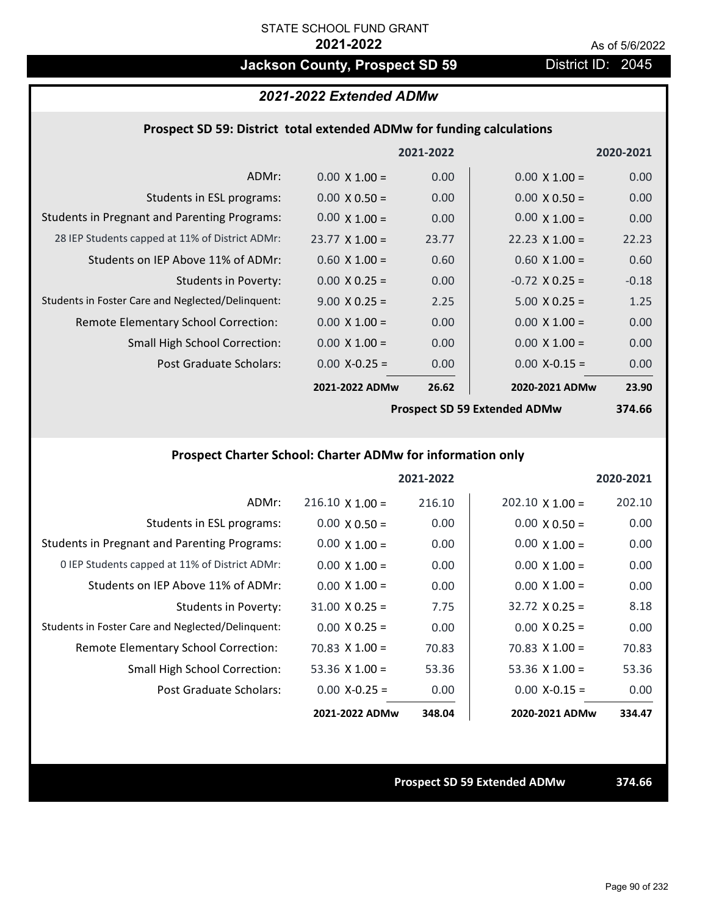STATE SCHOOL FUND GRANT

**2021-2022**

As of 5/6/2022

# Jackson County, Prospect SD 59

District ID: 2045

## 2021-2022 Extended ADMw

### Prospect SD 59: District total extended ADMw for funding calculations

| | 2021-2022 | | 2020-2021 | |
|---|---|---|---|---|
| ADMr: | 0.00 X 1.00 = | 0.00 | 0.00 X 1.00 = | 0.00 |
| Students in ESL programs: | 0.00 X 0.50 = | 0.00 | 0.00 X 0.50 = | 0.00 |
| Students in Pregnant and Parenting Programs: | 0.00 X 1.00 = | 0.00 | 0.00 X 1.00 = | 0.00 |
| 28 IEP Students capped at 11% of District ADMr: | 23.77 X 1.00 = | 23.77 | 22.23 X 1.00 = | 22.23 |
| Students on IEP Above 11% of ADMr: | 0.60 X 1.00 = | 0.60 | 0.60 X 1.00 = | 0.60 |
| Students in Poverty: | 0.00 X 0.25 = | 0.00 | -0.72 X 0.25 = | -0.18 |
| Students in Foster Care and Neglected/Delinquent: | 9.00 X 0.25 = | 2.25 | 5.00 X 0.25 = | 1.25 |
| Remote Elementary School Correction: | 0.00 X 1.00 = | 0.00 | 0.00 X 1.00 = | 0.00 |
| Small High School Correction: | 0.00 X 1.00 = | 0.00 | 0.00 X 1.00 = | 0.00 |
| Post Graduate Scholars: | 0.00 X-0.25 = | 0.00 | 0.00 X-0.15 = | 0.00 |
| | **2021-2022 ADMw** | **26.62** | **2020-2021 ADMw** | **23.90** |
| | | | **Prospect SD 59 Extended ADMw** | **374.66** |

### Prospect Charter School: Charter ADMw for information only

| | 2021-2022 | | 2020-2021 | |
|---|---|---|---|---|
| ADMr: | 216.10 X 1.00 = | 216.10 | 202.10 X 1.00 = | 202.10 |
| Students in ESL programs: | 0.00 X 0.50 = | 0.00 | 0.00 X 0.50 = | 0.00 |
| Students in Pregnant and Parenting Programs: | 0.00 X 1.00 = | 0.00 | 0.00 X 1.00 = | 0.00 |
| 0 IEP Students capped at 11% of District ADMr: | 0.00 X 1.00 = | 0.00 | 0.00 X 1.00 = | 0.00 |
| Students on IEP Above 11% of ADMr: | 0.00 X 1.00 = | 0.00 | 0.00 X 1.00 = | 0.00 |
| Students in Poverty: | 31.00 X 0.25 = | 7.75 | 32.72 X 0.25 = | 8.18 |
| Students in Foster Care and Neglected/Delinquent: | 0.00 X 0.25 = | 0.00 | 0.00 X 0.25 = | 0.00 |
| Remote Elementary School Correction: | 70.83 X 1.00 = | 70.83 | 70.83 X 1.00 = | 70.83 |
| Small High School Correction: | 53.36 X 1.00 = | 53.36 | 53.36 X 1.00 = | 53.36 |
| Post Graduate Scholars: | 0.00 X-0.25 = | 0.00 | 0.00 X-0.15 = | 0.00 |
| | **2021-2022 ADMw** | **348.04** | **2020-2021 ADMw** | **334.47** |

**Prospect SD 59 Extended ADMw** **374.66**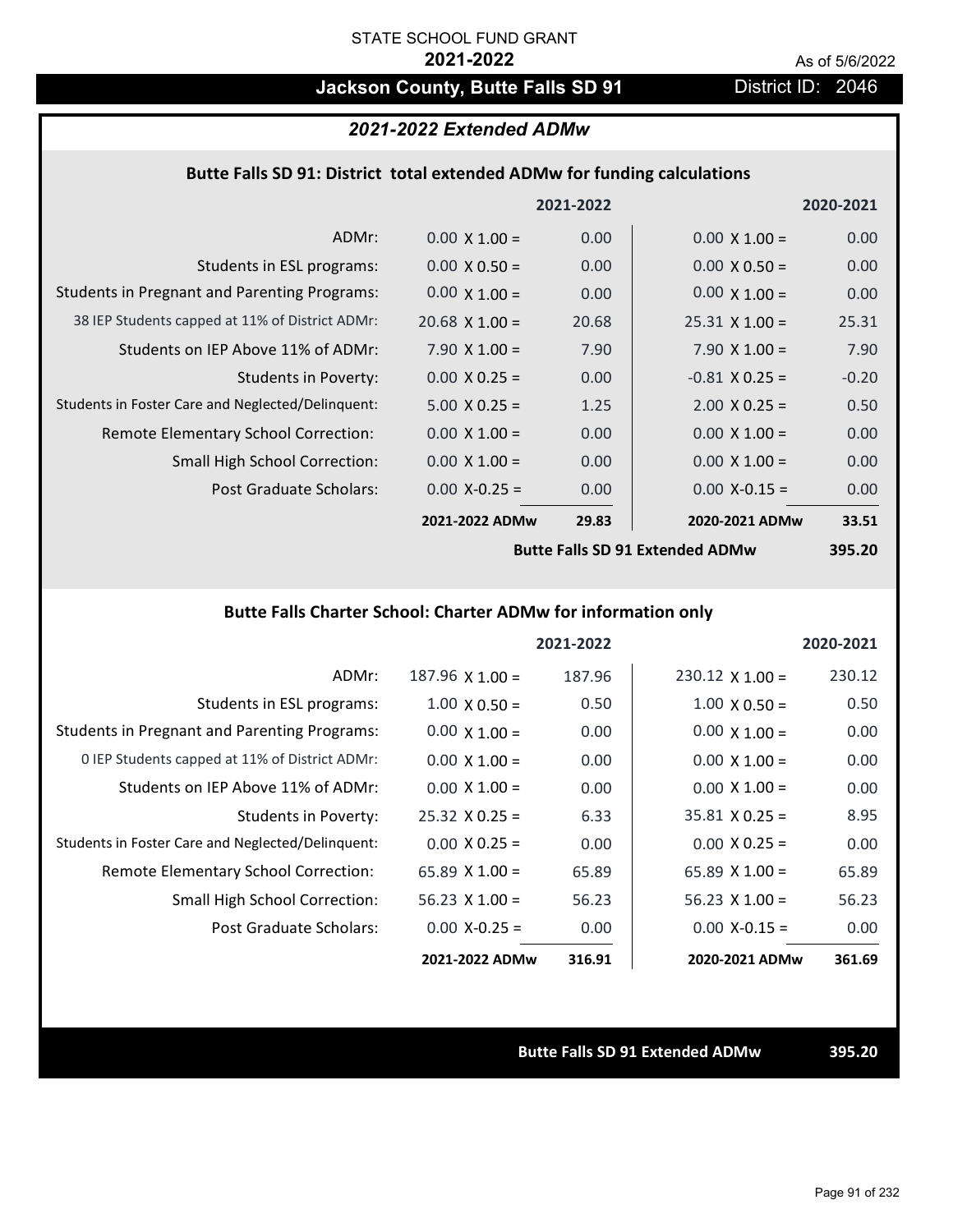STATE SCHOOL FUND GRANT

**2021-2022**

As of 5/6/2022

## Jackson County, Butte Falls SD 91

District ID: 2046

### *2021-2022 Extended ADMw*

#### Butte Falls SD 91: District total extended ADMw for funding calculations

| | | 2021-2022 | | 2020-2021 |
|---|---|---|---|---|
| ADMr: | 0.00 X 1.00 = | 0.00 | 0.00 X 1.00 = | 0.00 |
| Students in ESL programs: | 0.00 X 0.50 = | 0.00 | 0.00 X 0.50 = | 0.00 |
| Students in Pregnant and Parenting Programs: | 0.00 X 1.00 = | 0.00 | 0.00 X 1.00 = | 0.00 |
| 38 IEP Students capped at 11% of District ADMr: | 20.68 X 1.00 = | 20.68 | 25.31 X 1.00 = | 25.31 |
| Students on IEP Above 11% of ADMr: | 7.90 X 1.00 = | 7.90 | 7.90 X 1.00 = | 7.90 |
| Students in Poverty: | 0.00 X 0.25 = | 0.00 | -0.81 X 0.25 = | -0.20 |
| Students in Foster Care and Neglected/Delinquent: | 5.00 X 0.25 = | 1.25 | 2.00 X 0.25 = | 0.50 |
| Remote Elementary School Correction: | 0.00 X 1.00 = | 0.00 | 0.00 X 1.00 = | 0.00 |
| Small High School Correction: | 0.00 X 1.00 = | 0.00 | 0.00 X 1.00 = | 0.00 |
| Post Graduate Scholars: | 0.00 X-0.25 = | 0.00 | 0.00 X-0.15 = | 0.00 |
| | **2021-2022 ADMw** | **29.83** | **2020-2021 ADMw** | **33.51** |
| | | | **Butte Falls SD 91 Extended ADMw** | **395.20** |

#### Butte Falls Charter School: Charter ADMw for information only

| | | 2021-2022 | | 2020-2021 |
|---|---|---|---|---|
| ADMr: | 187.96 X 1.00 = | 187.96 | 230.12 X 1.00 = | 230.12 |
| Students in ESL programs: | 1.00 X 0.50 = | 0.50 | 1.00 X 0.50 = | 0.50 |
| Students in Pregnant and Parenting Programs: | 0.00 X 1.00 = | 0.00 | 0.00 X 1.00 = | 0.00 |
| 0 IEP Students capped at 11% of District ADMr: | 0.00 X 1.00 = | 0.00 | 0.00 X 1.00 = | 0.00 |
| Students on IEP Above 11% of ADMr: | 0.00 X 1.00 = | 0.00 | 0.00 X 1.00 = | 0.00 |
| Students in Poverty: | 25.32 X 0.25 = | 6.33 | 35.81 X 0.25 = | 8.95 |
| Students in Foster Care and Neglected/Delinquent: | 0.00 X 0.25 = | 0.00 | 0.00 X 0.25 = | 0.00 |
| Remote Elementary School Correction: | 65.89 X 1.00 = | 65.89 | 65.89 X 1.00 = | 65.89 |
| Small High School Correction: | 56.23 X 1.00 = | 56.23 | 56.23 X 1.00 = | 56.23 |
| Post Graduate Scholars: | 0.00 X-0.25 = | 0.00 | 0.00 X-0.15 = | 0.00 |
| | **2021-2022 ADMw** | **316.91** | **2020-2021 ADMw** | **361.69** |

**Butte Falls SD 91 Extended ADMw** **395.20**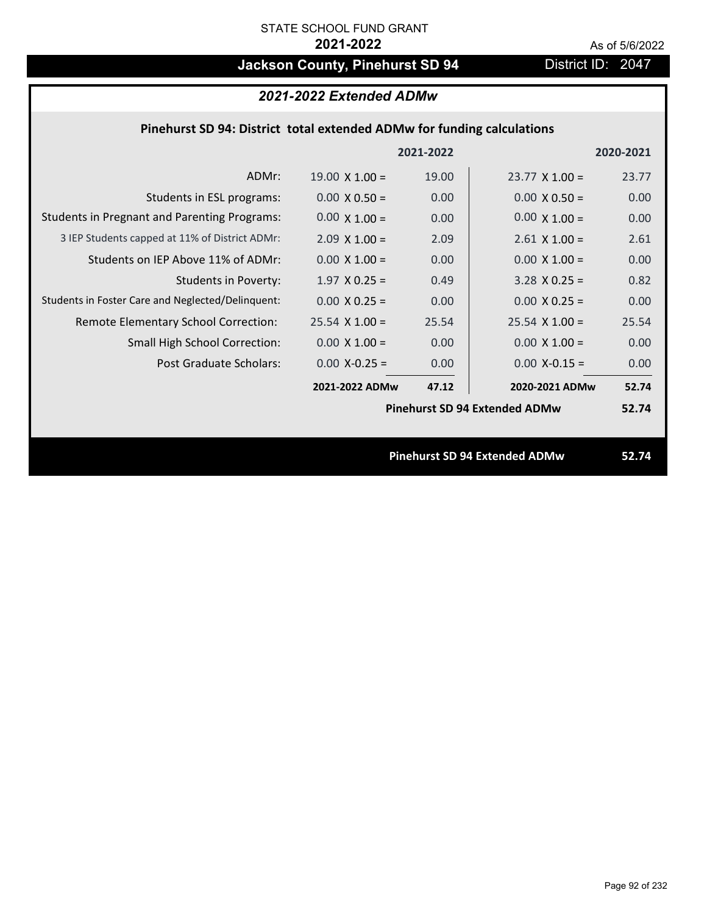STATE SCHOOL FUND GRANT

**2021-2022**

As of 5/6/2022

# Jackson County, Pinehurst SD 94

District ID: 2047

## *2021-2022 Extended ADMw*

### Pinehurst SD 94: District total extended ADMw for funding calculations

| | | 2021-2022 | | 2020-2021 |
|---|---|---|---|---|
| ADMr: | 19.00 X 1.00 = | 19.00 | 23.77 X 1.00 = | 23.77 |
| Students in ESL programs: | 0.00 X 0.50 = | 0.00 | 0.00 X 0.50 = | 0.00 |
| Students in Pregnant and Parenting Programs: | 0.00 X 1.00 = | 0.00 | 0.00 X 1.00 = | 0.00 |
| 3 IEP Students capped at 11% of District ADMr: | 2.09 X 1.00 = | 2.09 | 2.61 X 1.00 = | 2.61 |
| Students on IEP Above 11% of ADMr: | 0.00 X 1.00 = | 0.00 | 0.00 X 1.00 = | 0.00 |
| Students in Poverty: | 1.97 X 0.25 = | 0.49 | 3.28 X 0.25 = | 0.82 |
| Students in Foster Care and Neglected/Delinquent: | 0.00 X 0.25 = | 0.00 | 0.00 X 0.25 = | 0.00 |
| Remote Elementary School Correction: | 25.54 X 1.00 = | 25.54 | 25.54 X 1.00 = | 25.54 |
| Small High School Correction: | 0.00 X 1.00 = | 0.00 | 0.00 X 1.00 = | 0.00 |
| Post Graduate Scholars: | 0.00 X-0.25 = | 0.00 | 0.00 X-0.15 = | 0.00 |
| | **2021-2022 ADMw** | **47.12** | **2020-2021 ADMw** | **52.74** |
| | | | **Pinehurst SD 94 Extended ADMw** | **52.74** |

**Pinehurst SD 94 Extended ADMw** **52.74**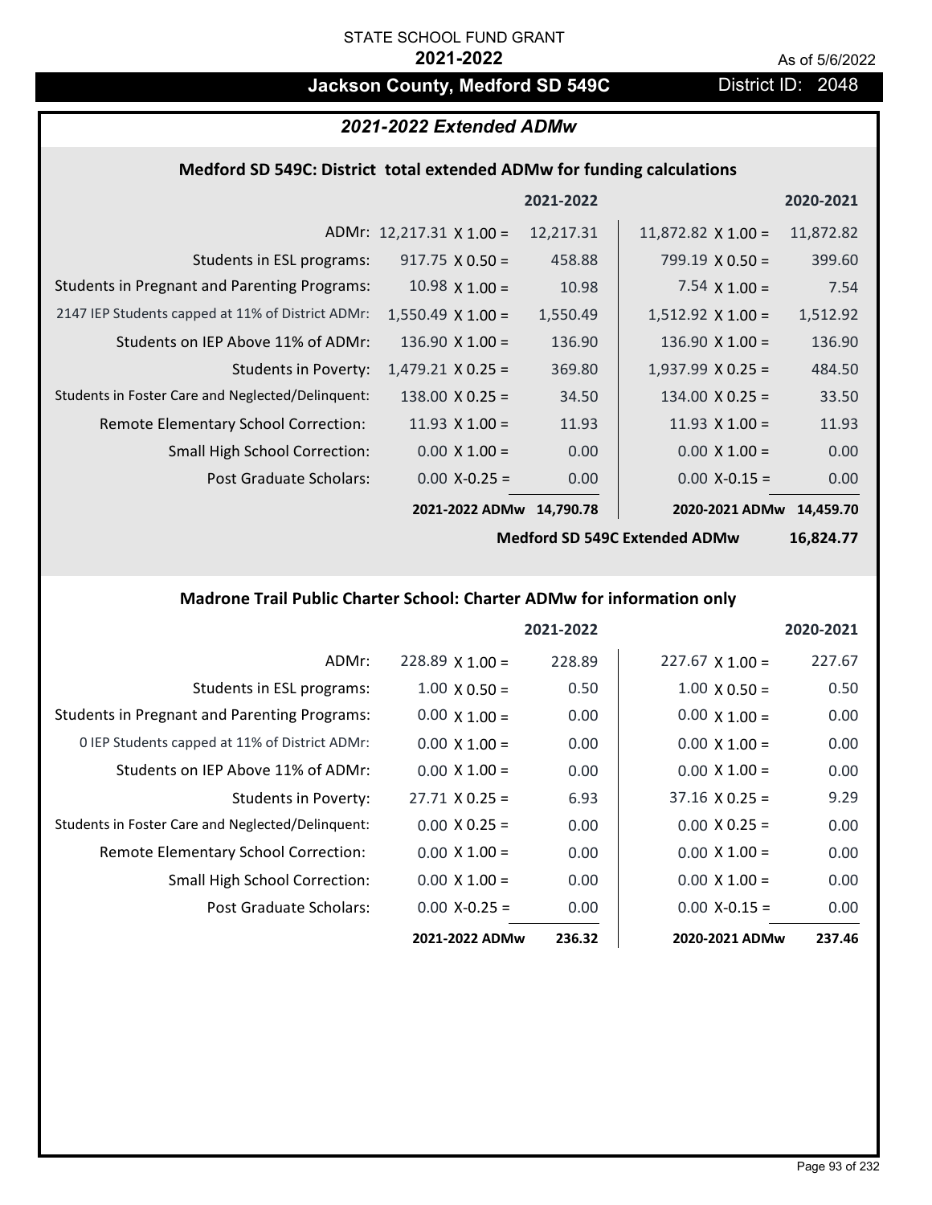STATE SCHOOL FUND GRANT

**2021-2022**

As of 5/6/2022

# Jackson County, Medford SD 549C

District ID: 2048

## *2021-2022 Extended ADMw*

### Medford SD 549C: District total extended ADMw for funding calculations

| | | 2021-2022 | | 2020-2021 |
|---|---|---|---|---|
| ADMr: | 12,217.31 X 1.00 = | 12,217.31 | 11,872.82 X 1.00 = | 11,872.82 |
| Students in ESL programs: | 917.75 X 0.50 = | 458.88 | 799.19 X 0.50 = | 399.60 |
| Students in Pregnant and Parenting Programs: | 10.98 X 1.00 = | 10.98 | 7.54 X 1.00 = | 7.54 |
| 2147 IEP Students capped at 11% of District ADMr: | 1,550.49 X 1.00 = | 1,550.49 | 1,512.92 X 1.00 = | 1,512.92 |
| Students on IEP Above 11% of ADMr: | 136.90 X 1.00 = | 136.90 | 136.90 X 1.00 = | 136.90 |
| Students in Poverty: | 1,479.21 X 0.25 = | 369.80 | 1,937.99 X 0.25 = | 484.50 |
| Students in Foster Care and Neglected/Delinquent: | 138.00 X 0.25 = | 34.50 | 134.00 X 0.25 = | 33.50 |
| Remote Elementary School Correction: | 11.93 X 1.00 = | 11.93 | 11.93 X 1.00 = | 11.93 |
| Small High School Correction: | 0.00 X 1.00 = | 0.00 | 0.00 X 1.00 = | 0.00 |
| Post Graduate Scholars: | 0.00 X-0.25 = | 0.00 | 0.00 X-0.15 = | 0.00 |
| | **2021-2022 ADMw** | **14,790.78** | **2020-2021 ADMw** | **14,459.70** |
| | | | **Medford SD 549C Extended ADMw** | **16,824.77** |

### Madrone Trail Public Charter School: Charter ADMw for information only

| | | 2021-2022 | | 2020-2021 |
|---|---|---|---|---|
| ADMr: | 228.89 X 1.00 = | 228.89 | 227.67 X 1.00 = | 227.67 |
| Students in ESL programs: | 1.00 X 0.50 = | 0.50 | 1.00 X 0.50 = | 0.50 |
| Students in Pregnant and Parenting Programs: | 0.00 X 1.00 = | 0.00 | 0.00 X 1.00 = | 0.00 |
| 0 IEP Students capped at 11% of District ADMr: | 0.00 X 1.00 = | 0.00 | 0.00 X 1.00 = | 0.00 |
| Students on IEP Above 11% of ADMr: | 0.00 X 1.00 = | 0.00 | 0.00 X 1.00 = | 0.00 |
| Students in Poverty: | 27.71 X 0.25 = | 6.93 | 37.16 X 0.25 = | 9.29 |
| Students in Foster Care and Neglected/Delinquent: | 0.00 X 0.25 = | 0.00 | 0.00 X 0.25 = | 0.00 |
| Remote Elementary School Correction: | 0.00 X 1.00 = | 0.00 | 0.00 X 1.00 = | 0.00 |
| Small High School Correction: | 0.00 X 1.00 = | 0.00 | 0.00 X 1.00 = | 0.00 |
| Post Graduate Scholars: | 0.00 X-0.25 = | 0.00 | 0.00 X-0.15 = | 0.00 |
| | **2021-2022 ADMw** | **236.32** | **2020-2021 ADMw** | **237.46** |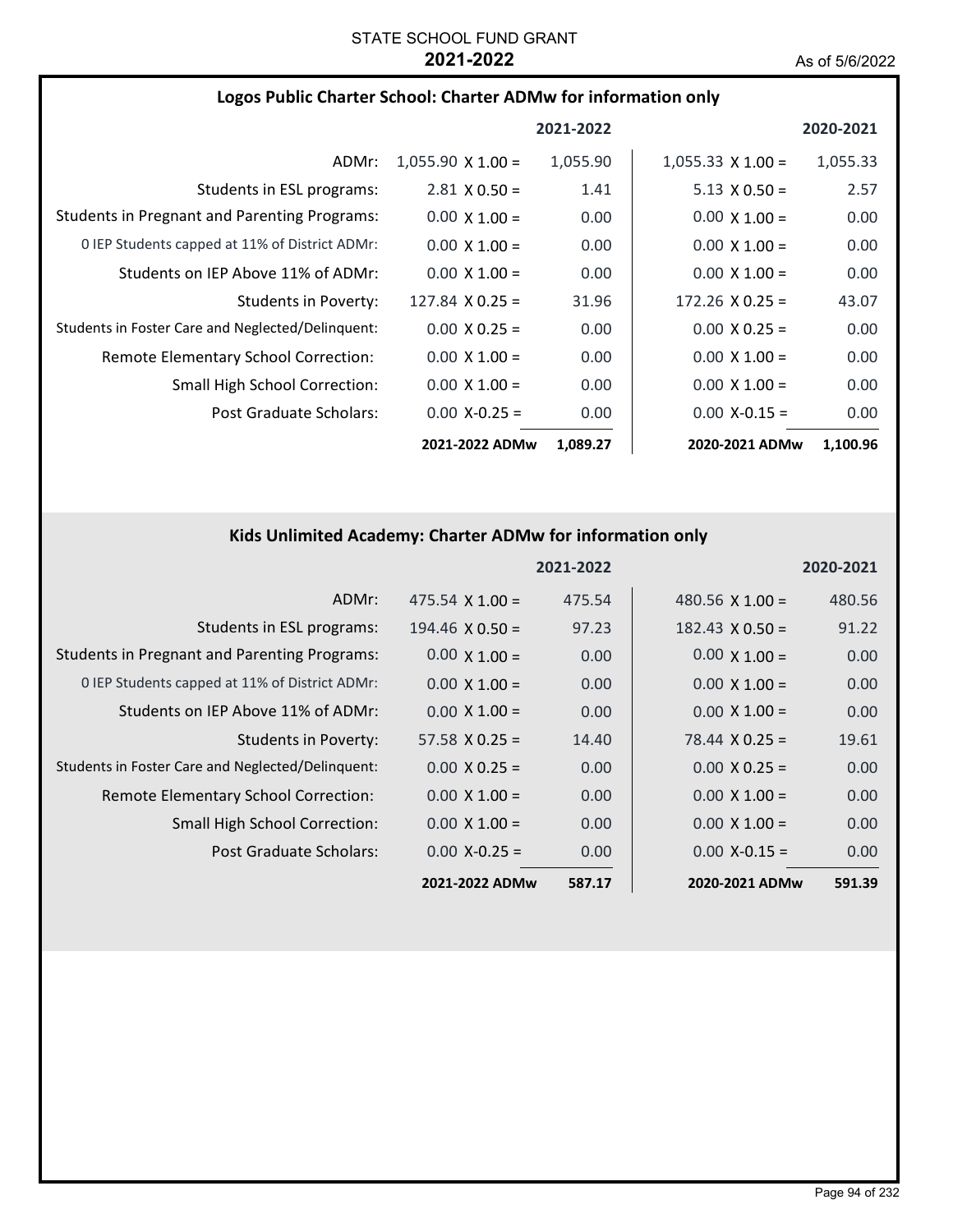STATE SCHOOL FUND GRANT

**2021-2022**

As of 5/6/2022

### Logos Public Charter School: Charter ADMw for information only

| | 2021-2022 | | 2020-2021 | |
|---|---|---|---|---|
| ADMr: | 1,055.90 X 1.00 = | 1,055.90 | 1,055.33 X 1.00 = | 1,055.33 |
| Students in ESL programs: | 2.81 X 0.50 = | 1.41 | 5.13 X 0.50 = | 2.57 |
| Students in Pregnant and Parenting Programs: | 0.00 X 1.00 = | 0.00 | 0.00 X 1.00 = | 0.00 |
| 0 IEP Students capped at 11% of District ADMr: | 0.00 X 1.00 = | 0.00 | 0.00 X 1.00 = | 0.00 |
| Students on IEP Above 11% of ADMr: | 0.00 X 1.00 = | 0.00 | 0.00 X 1.00 = | 0.00 |
| Students in Poverty: | 127.84 X 0.25 = | 31.96 | 172.26 X 0.25 = | 43.07 |
| Students in Foster Care and Neglected/Delinquent: | 0.00 X 0.25 = | 0.00 | 0.00 X 0.25 = | 0.00 |
| Remote Elementary School Correction: | 0.00 X 1.00 = | 0.00 | 0.00 X 1.00 = | 0.00 |
| Small High School Correction: | 0.00 X 1.00 = | 0.00 | 0.00 X 1.00 = | 0.00 |
| Post Graduate Scholars: | 0.00 X-0.25 = | 0.00 | 0.00 X-0.15 = | 0.00 |
| | **2021-2022 ADMw** | **1,089.27** | **2020-2021 ADMw** | **1,100.96** |

### Kids Unlimited Academy: Charter ADMw for information only

| | 2021-2022 | | 2020-2021 | |
|---|---|---|---|---|
| ADMr: | 475.54 X 1.00 = | 475.54 | 480.56 X 1.00 = | 480.56 |
| Students in ESL programs: | 194.46 X 0.50 = | 97.23 | 182.43 X 0.50 = | 91.22 |
| Students in Pregnant and Parenting Programs: | 0.00 X 1.00 = | 0.00 | 0.00 X 1.00 = | 0.00 |
| 0 IEP Students capped at 11% of District ADMr: | 0.00 X 1.00 = | 0.00 | 0.00 X 1.00 = | 0.00 |
| Students on IEP Above 11% of ADMr: | 0.00 X 1.00 = | 0.00 | 0.00 X 1.00 = | 0.00 |
| Students in Poverty: | 57.58 X 0.25 = | 14.40 | 78.44 X 0.25 = | 19.61 |
| Students in Foster Care and Neglected/Delinquent: | 0.00 X 0.25 = | 0.00 | 0.00 X 0.25 = | 0.00 |
| Remote Elementary School Correction: | 0.00 X 1.00 = | 0.00 | 0.00 X 1.00 = | 0.00 |
| Small High School Correction: | 0.00 X 1.00 = | 0.00 | 0.00 X 1.00 = | 0.00 |
| Post Graduate Scholars: | 0.00 X-0.25 = | 0.00 | 0.00 X-0.15 = | 0.00 |
| | **2021-2022 ADMw** | **587.17** | **2020-2021 ADMw** | **591.39** |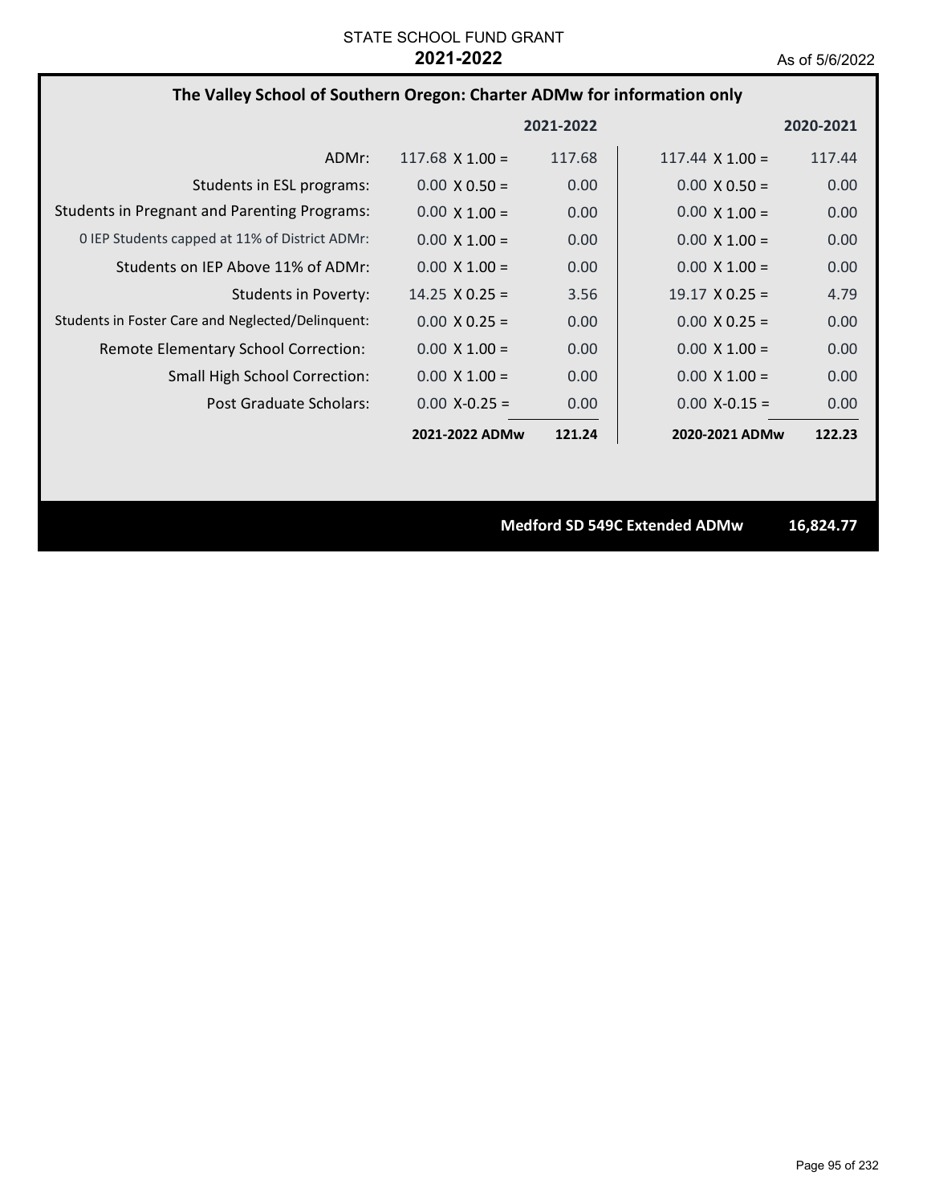STATE SCHOOL FUND GRANT
**2021-2022**
As of 5/6/2022

## The Valley School of Southern Oregon: Charter ADMw for information only

| | 2021-2022 | | 2020-2021 | |
|---|---|---|---|---|
| ADMr: | 117.68 X 1.00 = | 117.68 | 117.44 X 1.00 = | 117.44 |
| Students in ESL programs: | 0.00 X 0.50 = | 0.00 | 0.00 X 0.50 = | 0.00 |
| Students in Pregnant and Parenting Programs: | 0.00 X 1.00 = | 0.00 | 0.00 X 1.00 = | 0.00 |
| 0 IEP Students capped at 11% of District ADMr: | 0.00 X 1.00 = | 0.00 | 0.00 X 1.00 = | 0.00 |
| Students on IEP Above 11% of ADMr: | 0.00 X 1.00 = | 0.00 | 0.00 X 1.00 = | 0.00 |
| Students in Poverty: | 14.25 X 0.25 = | 3.56 | 19.17 X 0.25 = | 4.79 |
| Students in Foster Care and Neglected/Delinquent: | 0.00 X 0.25 = | 0.00 | 0.00 X 0.25 = | 0.00 |
| Remote Elementary School Correction: | 0.00 X 1.00 = | 0.00 | 0.00 X 1.00 = | 0.00 |
| Small High School Correction: | 0.00 X 1.00 = | 0.00 | 0.00 X 1.00 = | 0.00 |
| Post Graduate Scholars: | 0.00 X-0.25 = | 0.00 | 0.00 X-0.15 = | 0.00 |
| | **2021-2022 ADMw** | **121.24** | **2020-2021 ADMw** | **122.23** |

**Medford SD 549C Extended ADMw** **16,824.77**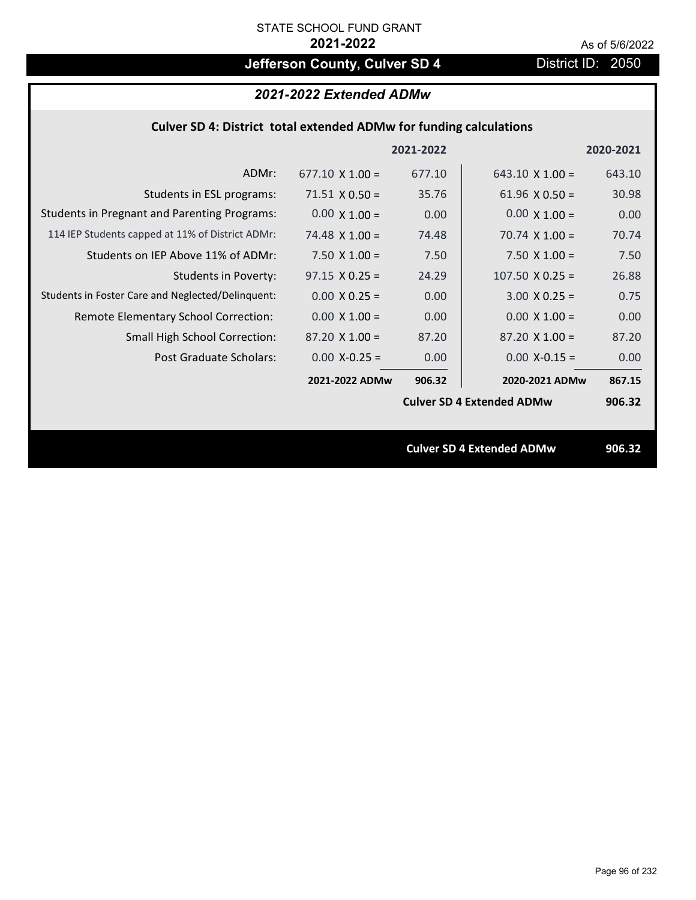STATE SCHOOL FUND GRANT

**2021-2022**

As of 5/6/2022

# Jefferson County, Culver SD 4

District ID: 2050

## *2021-2022 Extended ADMw*

### Culver SD 4: District total extended ADMw for funding calculations

| | | 2021-2022 | | 2020-2021 |
|---|---|---|---|---|
| ADMr: | 677.10 X 1.00 = | 677.10 | 643.10 X 1.00 = | 643.10 |
| Students in ESL programs: | 71.51 X 0.50 = | 35.76 | 61.96 X 0.50 = | 30.98 |
| Students in Pregnant and Parenting Programs: | 0.00 X 1.00 = | 0.00 | 0.00 X 1.00 = | 0.00 |
| 114 IEP Students capped at 11% of District ADMr: | 74.48 X 1.00 = | 74.48 | 70.74 X 1.00 = | 70.74 |
| Students on IEP Above 11% of ADMr: | 7.50 X 1.00 = | 7.50 | 7.50 X 1.00 = | 7.50 |
| Students in Poverty: | 97.15 X 0.25 = | 24.29 | 107.50 X 0.25 = | 26.88 |
| Students in Foster Care and Neglected/Delinquent: | 0.00 X 0.25 = | 0.00 | 3.00 X 0.25 = | 0.75 |
| Remote Elementary School Correction: | 0.00 X 1.00 = | 0.00 | 0.00 X 1.00 = | 0.00 |
| Small High School Correction: | 87.20 X 1.00 = | 87.20 | 87.20 X 1.00 = | 87.20 |
| Post Graduate Scholars: | 0.00 X-0.25 = | 0.00 | 0.00 X-0.15 = | 0.00 |
| | **2021-2022 ADMw** | **906.32** | **2020-2021 ADMw** | **867.15** |
| | | | **Culver SD 4 Extended ADMw** | **906.32** |

**Culver SD 4 Extended ADMw** **906.32**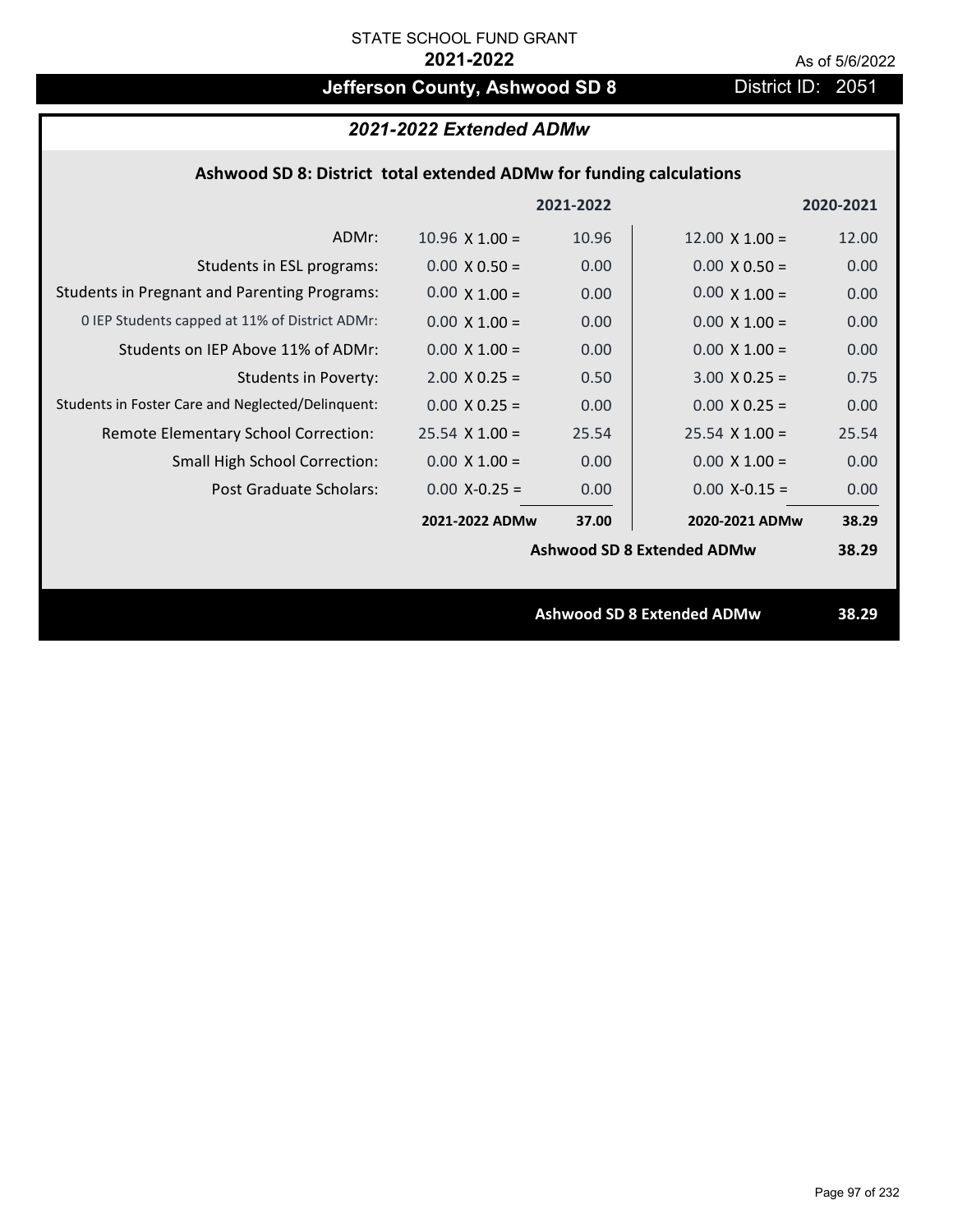STATE SCHOOL FUND GRANT

**2021-2022**

As of 5/6/2022

# Jefferson County, Ashwood SD 8

District ID: 2051

## *2021-2022 Extended ADMw*

### Ashwood SD 8: District total extended ADMw for funding calculations

| | | 2021-2022 | | 2020-2021 |
|---|---|---|---|---|
| ADMr: | 10.96 X 1.00 = | 10.96 | 12.00 X 1.00 = | 12.00 |
| Students in ESL programs: | 0.00 X 0.50 = | 0.00 | 0.00 X 0.50 = | 0.00 |
| Students in Pregnant and Parenting Programs: | 0.00 X 1.00 = | 0.00 | 0.00 X 1.00 = | 0.00 |
| 0 IEP Students capped at 11% of District ADMr: | 0.00 X 1.00 = | 0.00 | 0.00 X 1.00 = | 0.00 |
| Students on IEP Above 11% of ADMr: | 0.00 X 1.00 = | 0.00 | 0.00 X 1.00 = | 0.00 |
| Students in Poverty: | 2.00 X 0.25 = | 0.50 | 3.00 X 0.25 = | 0.75 |
| Students in Foster Care and Neglected/Delinquent: | 0.00 X 0.25 = | 0.00 | 0.00 X 0.25 = | 0.00 |
| Remote Elementary School Correction: | 25.54 X 1.00 = | 25.54 | 25.54 X 1.00 = | 25.54 |
| Small High School Correction: | 0.00 X 1.00 = | 0.00 | 0.00 X 1.00 = | 0.00 |
| Post Graduate Scholars: | 0.00 X-0.25 = | 0.00 | 0.00 X-0.15 = | 0.00 |
| | **2021-2022 ADMw** | **37.00** | **2020-2021 ADMw** | **38.29** |
| | | | **Ashwood SD 8 Extended ADMw** | **38.29** |

**Ashwood SD 8 Extended ADMw** **38.29**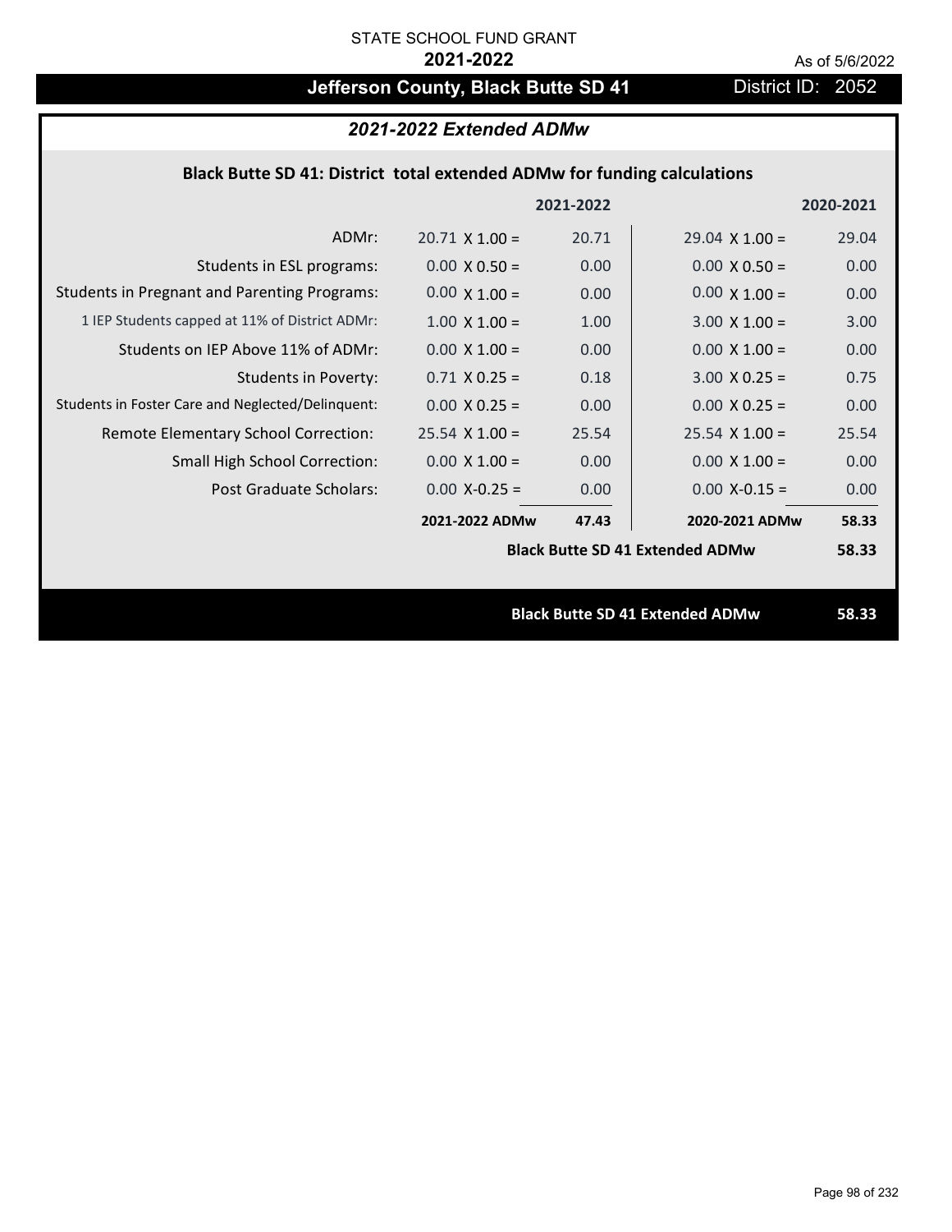STATE SCHOOL FUND GRANT

**2021-2022**

As of 5/6/2022

# Jefferson County, Black Butte SD 41

District ID: 2052

## *2021-2022 Extended ADMw*

### Black Butte SD 41: District total extended ADMw for funding calculations

| | | 2021-2022 | | 2020-2021 |
|---|---|---|---|---|
| ADMr: | 20.71 X 1.00 = | 20.71 | 29.04 X 1.00 = | 29.04 |
| Students in ESL programs: | 0.00 X 0.50 = | 0.00 | 0.00 X 0.50 = | 0.00 |
| Students in Pregnant and Parenting Programs: | 0.00 X 1.00 = | 0.00 | 0.00 X 1.00 = | 0.00 |
| 1 IEP Students capped at 11% of District ADMr: | 1.00 X 1.00 = | 1.00 | 3.00 X 1.00 = | 3.00 |
| Students on IEP Above 11% of ADMr: | 0.00 X 1.00 = | 0.00 | 0.00 X 1.00 = | 0.00 |
| Students in Poverty: | 0.71 X 0.25 = | 0.18 | 3.00 X 0.25 = | 0.75 |
| Students in Foster Care and Neglected/Delinquent: | 0.00 X 0.25 = | 0.00 | 0.00 X 0.25 = | 0.00 |
| Remote Elementary School Correction: | 25.54 X 1.00 = | 25.54 | 25.54 X 1.00 = | 25.54 |
| Small High School Correction: | 0.00 X 1.00 = | 0.00 | 0.00 X 1.00 = | 0.00 |
| Post Graduate Scholars: | 0.00 X-0.25 = | 0.00 | 0.00 X-0.15 = | 0.00 |
| | **2021-2022 ADMw** | **47.43** | **2020-2021 ADMw** | **58.33** |
| | | | **Black Butte SD 41 Extended ADMw** | **58.33** |

**Black Butte SD 41 Extended ADMw** **58.33**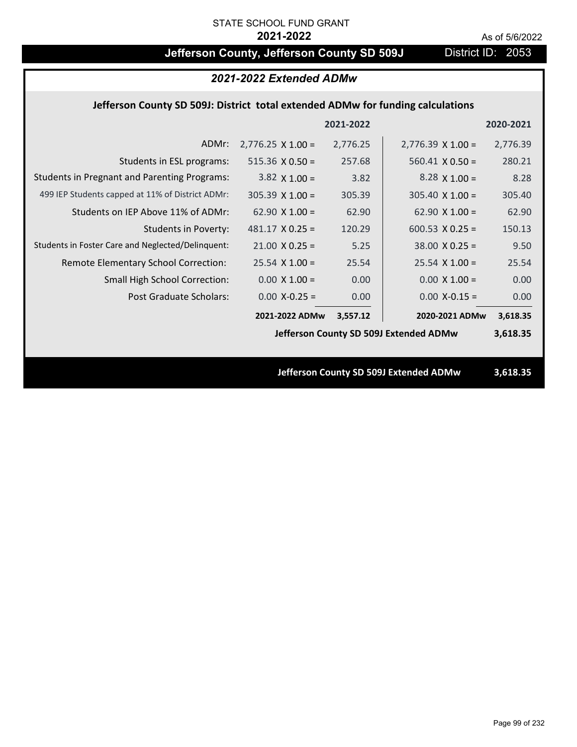STATE SCHOOL FUND GRANT

**2021-2022**

As of 5/6/2022

# Jefferson County, Jefferson County SD 509J

District ID: 2053

## *2021-2022 Extended ADMw*

### Jefferson County SD 509J: District total extended ADMw for funding calculations

| | | 2021-2022 | | 2020-2021 |
|---|---|---|---|---|
| ADMr: | 2,776.25 X 1.00 = | 2,776.25 | 2,776.39 X 1.00 = | 2,776.39 |
| Students in ESL programs: | 515.36 X 0.50 = | 257.68 | 560.41 X 0.50 = | 280.21 |
| Students in Pregnant and Parenting Programs: | 3.82 X 1.00 = | 3.82 | 8.28 X 1.00 = | 8.28 |
| 499 IEP Students capped at 11% of District ADMr: | 305.39 X 1.00 = | 305.39 | 305.40 X 1.00 = | 305.40 |
| Students on IEP Above 11% of ADMr: | 62.90 X 1.00 = | 62.90 | 62.90 X 1.00 = | 62.90 |
| Students in Poverty: | 481.17 X 0.25 = | 120.29 | 600.53 X 0.25 = | 150.13 |
| Students in Foster Care and Neglected/Delinquent: | 21.00 X 0.25 = | 5.25 | 38.00 X 0.25 = | 9.50 |
| Remote Elementary School Correction: | 25.54 X 1.00 = | 25.54 | 25.54 X 1.00 = | 25.54 |
| Small High School Correction: | 0.00 X 1.00 = | 0.00 | 0.00 X 1.00 = | 0.00 |
| Post Graduate Scholars: | 0.00 X-0.25 = | 0.00 | 0.00 X-0.15 = | 0.00 |
| | **2021-2022 ADMw** | **3,557.12** | **2020-2021 ADMw** | **3,618.35** |

**Jefferson County SD 509J Extended ADMw 3,618.35**

**Jefferson County SD 509J Extended ADMw 3,618.35**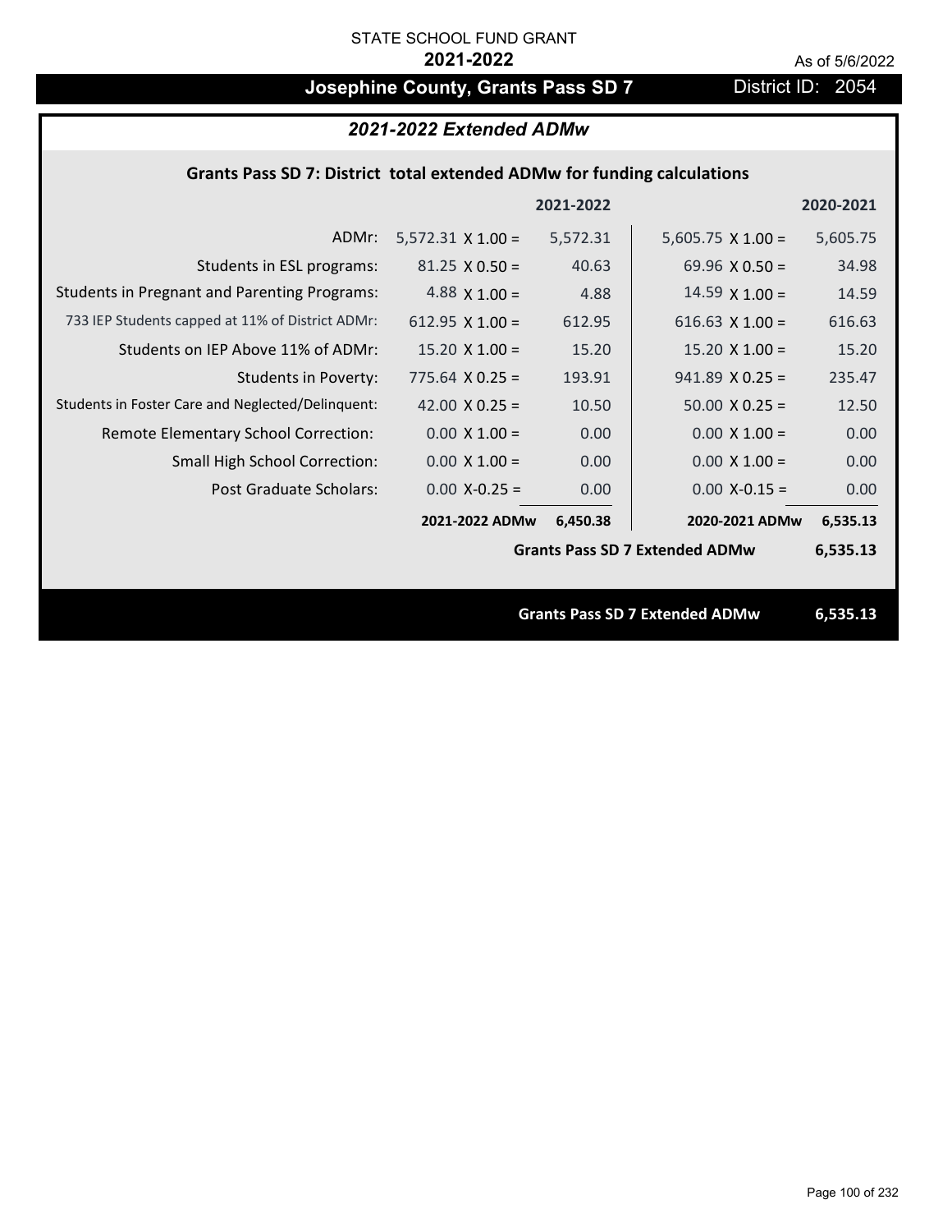STATE SCHOOL FUND GRANT

**2021-2022**

As of 5/6/2022

# Josephine County, Grants Pass SD 7

District ID: 2054

## *2021-2022 Extended ADMw*

### Grants Pass SD 7: District total extended ADMw for funding calculations

| | | 2021-2022 | | 2020-2021 |
|---|---|---|---|---|
| ADMr: | 5,572.31 X 1.00 = | 5,572.31 | 5,605.75 X 1.00 = | 5,605.75 |
| Students in ESL programs: | 81.25 X 0.50 = | 40.63 | 69.96 X 0.50 = | 34.98 |
| Students in Pregnant and Parenting Programs: | 4.88 X 1.00 = | 4.88 | 14.59 X 1.00 = | 14.59 |
| 733 IEP Students capped at 11% of District ADMr: | 612.95 X 1.00 = | 612.95 | 616.63 X 1.00 = | 616.63 |
| Students on IEP Above 11% of ADMr: | 15.20 X 1.00 = | 15.20 | 15.20 X 1.00 = | 15.20 |
| Students in Poverty: | 775.64 X 0.25 = | 193.91 | 941.89 X 0.25 = | 235.47 |
| Students in Foster Care and Neglected/Delinquent: | 42.00 X 0.25 = | 10.50 | 50.00 X 0.25 = | 12.50 |
| Remote Elementary School Correction: | 0.00 X 1.00 = | 0.00 | 0.00 X 1.00 = | 0.00 |
| Small High School Correction: | 0.00 X 1.00 = | 0.00 | 0.00 X 1.00 = | 0.00 |
| Post Graduate Scholars: | 0.00 X-0.25 = | 0.00 | 0.00 X-0.15 = | 0.00 |
| | **2021-2022 ADMw** | **6,450.38** | **2020-2021 ADMw** | **6,535.13** |
| | | | **Grants Pass SD 7 Extended ADMw** | **6,535.13** |

**Grants Pass SD 7 Extended ADMw 6,535.13**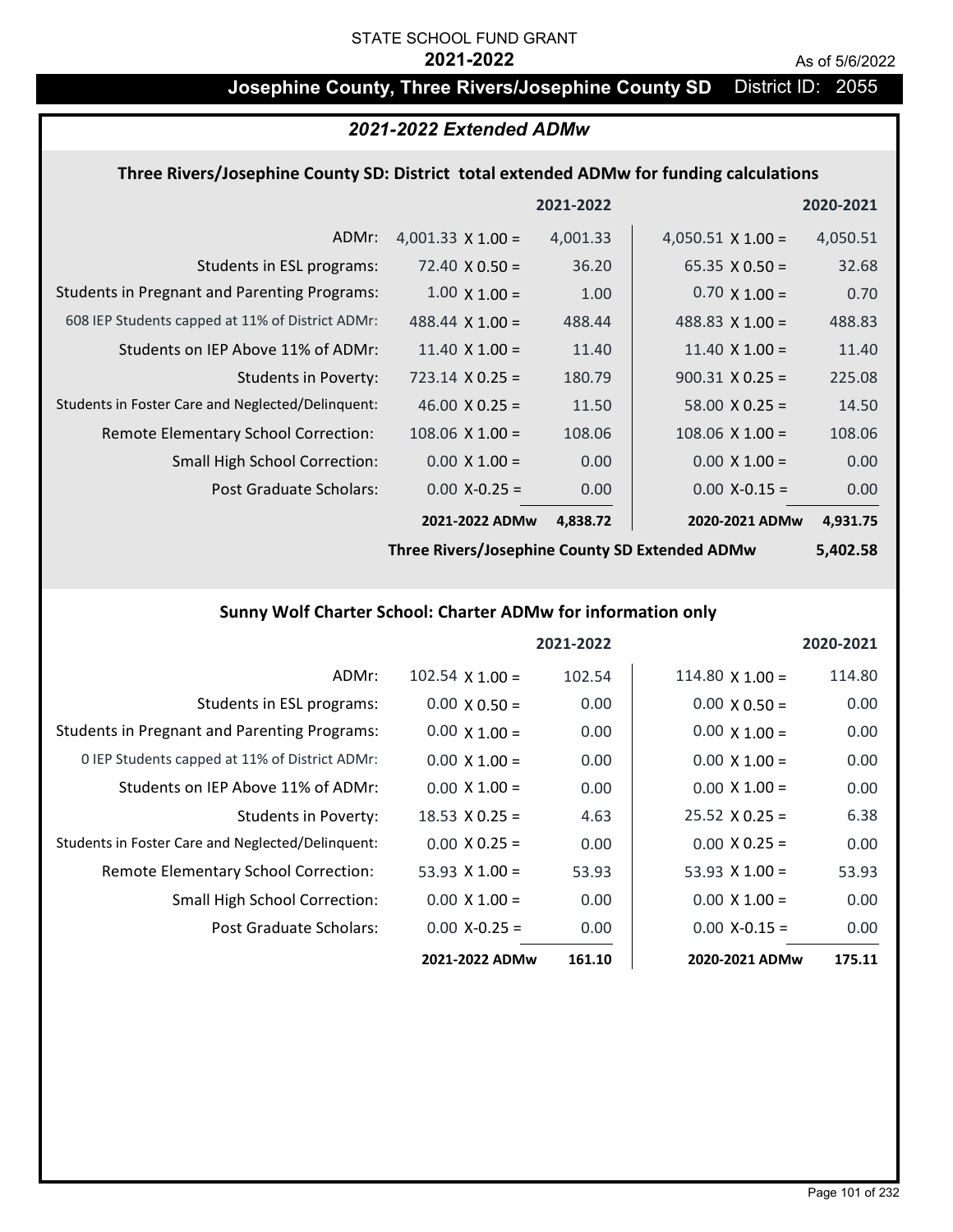STATE SCHOOL FUND GRANT

**2021-2022**

As of 5/6/2022

## Josephine County, Three Rivers/Josephine County SD District ID: 2055

### *2021-2022 Extended ADMw*

#### Three Rivers/Josephine County SD: District total extended ADMw for funding calculations

| | | 2021-2022 | | 2020-2021 |
|---|---|---|---|---|
| ADMr: | 4,001.33 X 1.00 = | 4,001.33 | 4,050.51 X 1.00 = | 4,050.51 |
| Students in ESL programs: | 72.40 X 0.50 = | 36.20 | 65.35 X 0.50 = | 32.68 |
| Students in Pregnant and Parenting Programs: | 1.00 X 1.00 = | 1.00 | 0.70 X 1.00 = | 0.70 |
| 608 IEP Students capped at 11% of District ADMr: | 488.44 X 1.00 = | 488.44 | 488.83 X 1.00 = | 488.83 |
| Students on IEP Above 11% of ADMr: | 11.40 X 1.00 = | 11.40 | 11.40 X 1.00 = | 11.40 |
| Students in Poverty: | 723.14 X 0.25 = | 180.79 | 900.31 X 0.25 = | 225.08 |
| Students in Foster Care and Neglected/Delinquent: | 46.00 X 0.25 = | 11.50 | 58.00 X 0.25 = | 14.50 |
| Remote Elementary School Correction: | 108.06 X 1.00 = | 108.06 | 108.06 X 1.00 = | 108.06 |
| Small High School Correction: | 0.00 X 1.00 = | 0.00 | 0.00 X 1.00 = | 0.00 |
| Post Graduate Scholars: | 0.00 X-0.25 = | 0.00 | 0.00 X-0.15 = | 0.00 |
| | **2021-2022 ADMw** | **4,838.72** | **2020-2021 ADMw** | **4,931.75** |
| | **Three Rivers/Josephine County SD Extended ADMw** | | | **5,402.58** |

#### Sunny Wolf Charter School: Charter ADMw for information only

| | | 2021-2022 | | 2020-2021 |
|---|---|---|---|---|
| ADMr: | 102.54 X 1.00 = | 102.54 | 114.80 X 1.00 = | 114.80 |
| Students in ESL programs: | 0.00 X 0.50 = | 0.00 | 0.00 X 0.50 = | 0.00 |
| Students in Pregnant and Parenting Programs: | 0.00 X 1.00 = | 0.00 | 0.00 X 1.00 = | 0.00 |
| 0 IEP Students capped at 11% of District ADMr: | 0.00 X 1.00 = | 0.00 | 0.00 X 1.00 = | 0.00 |
| Students on IEP Above 11% of ADMr: | 0.00 X 1.00 = | 0.00 | 0.00 X 1.00 = | 0.00 |
| Students in Poverty: | 18.53 X 0.25 = | 4.63 | 25.52 X 0.25 = | 6.38 |
| Students in Foster Care and Neglected/Delinquent: | 0.00 X 0.25 = | 0.00 | 0.00 X 0.25 = | 0.00 |
| Remote Elementary School Correction: | 53.93 X 1.00 = | 53.93 | 53.93 X 1.00 = | 53.93 |
| Small High School Correction: | 0.00 X 1.00 = | 0.00 | 0.00 X 1.00 = | 0.00 |
| Post Graduate Scholars: | 0.00 X-0.25 = | 0.00 | 0.00 X-0.15 = | 0.00 |
| | **2021-2022 ADMw** | **161.10** | **2020-2021 ADMw** | **175.11** |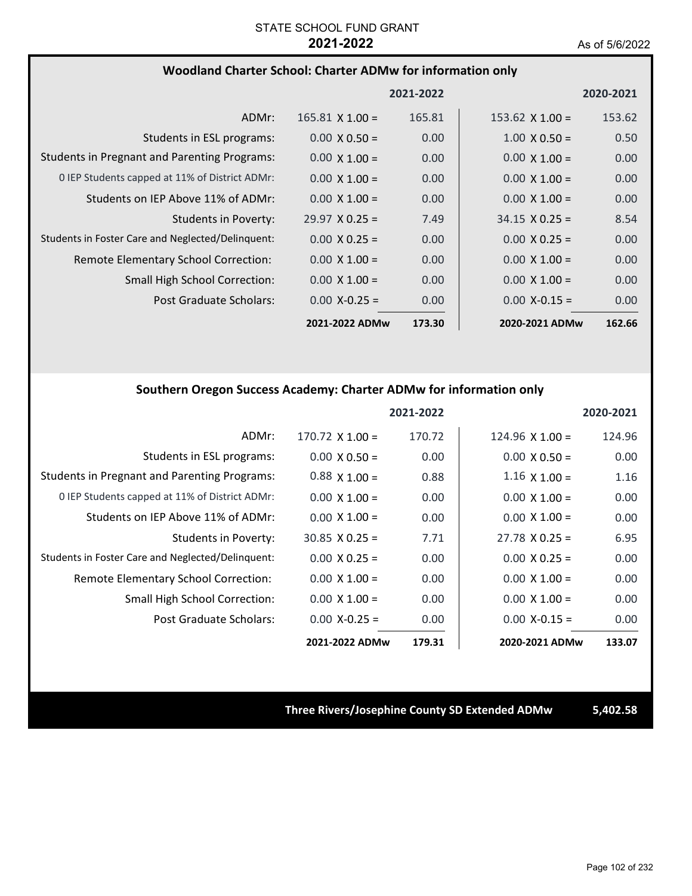STATE SCHOOL FUND GRANT
**2021-2022**
As of 5/6/2022

### Woodland Charter School: Charter ADMw for information only

| | | 2021-2022 | | 2020-2021 |
|---|---|---|---|---|
| ADMr: | 165.81 X 1.00 = | 165.81 | 153.62 X 1.00 = | 153.62 |
| Students in ESL programs: | 0.00 X 0.50 = | 0.00 | 1.00 X 0.50 = | 0.50 |
| Students in Pregnant and Parenting Programs: | 0.00 X 1.00 = | 0.00 | 0.00 X 1.00 = | 0.00 |
| 0 IEP Students capped at 11% of District ADMr: | 0.00 X 1.00 = | 0.00 | 0.00 X 1.00 = | 0.00 |
| Students on IEP Above 11% of ADMr: | 0.00 X 1.00 = | 0.00 | 0.00 X 1.00 = | 0.00 |
| Students in Poverty: | 29.97 X 0.25 = | 7.49 | 34.15 X 0.25 = | 8.54 |
| Students in Foster Care and Neglected/Delinquent: | 0.00 X 0.25 = | 0.00 | 0.00 X 0.25 = | 0.00 |
| Remote Elementary School Correction: | 0.00 X 1.00 = | 0.00 | 0.00 X 1.00 = | 0.00 |
| Small High School Correction: | 0.00 X 1.00 = | 0.00 | 0.00 X 1.00 = | 0.00 |
| Post Graduate Scholars: | 0.00 X-0.25 = | 0.00 | 0.00 X-0.15 = | 0.00 |
| | **2021-2022 ADMw** | **173.30** | **2020-2021 ADMw** | **162.66** |

### Southern Oregon Success Academy: Charter ADMw for information only

| | | 2021-2022 | | 2020-2021 |
|---|---|---|---|---|
| ADMr: | 170.72 X 1.00 = | 170.72 | 124.96 X 1.00 = | 124.96 |
| Students in ESL programs: | 0.00 X 0.50 = | 0.00 | 0.00 X 0.50 = | 0.00 |
| Students in Pregnant and Parenting Programs: | 0.88 X 1.00 = | 0.88 | 1.16 X 1.00 = | 1.16 |
| 0 IEP Students capped at 11% of District ADMr: | 0.00 X 1.00 = | 0.00 | 0.00 X 1.00 = | 0.00 |
| Students on IEP Above 11% of ADMr: | 0.00 X 1.00 = | 0.00 | 0.00 X 1.00 = | 0.00 |
| Students in Poverty: | 30.85 X 0.25 = | 7.71 | 27.78 X 0.25 = | 6.95 |
| Students in Foster Care and Neglected/Delinquent: | 0.00 X 0.25 = | 0.00 | 0.00 X 0.25 = | 0.00 |
| Remote Elementary School Correction: | 0.00 X 1.00 = | 0.00 | 0.00 X 1.00 = | 0.00 |
| Small High School Correction: | 0.00 X 1.00 = | 0.00 | 0.00 X 1.00 = | 0.00 |
| Post Graduate Scholars: | 0.00 X-0.25 = | 0.00 | 0.00 X-0.15 = | 0.00 |
| | **2021-2022 ADMw** | **179.31** | **2020-2021 ADMw** | **133.07** |

**Three Rivers/Josephine County SD Extended ADMw** **5,402.58**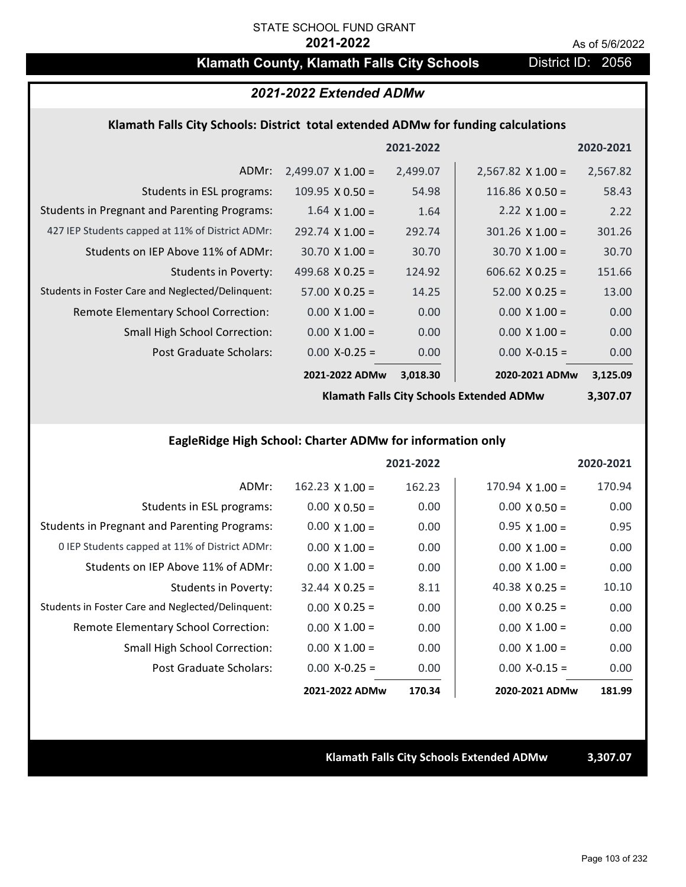STATE SCHOOL FUND GRANT

**2021-2022**

As of 5/6/2022

# Klamath County, Klamath Falls City Schools

District ID: 2056

## *2021-2022 Extended ADMw*

### Klamath Falls City Schools: District total extended ADMw for funding calculations

| | | 2021-2022 | | 2020-2021 |
|---|---|---|---|---|
| ADMr: | 2,499.07 X 1.00 = | 2,499.07 | 2,567.82 X 1.00 = | 2,567.82 |
| Students in ESL programs: | 109.95 X 0.50 = | 54.98 | 116.86 X 0.50 = | 58.43 |
| Students in Pregnant and Parenting Programs: | 1.64 X 1.00 = | 1.64 | 2.22 X 1.00 = | 2.22 |
| 427 IEP Students capped at 11% of District ADMr: | 292.74 X 1.00 = | 292.74 | 301.26 X 1.00 = | 301.26 |
| Students on IEP Above 11% of ADMr: | 30.70 X 1.00 = | 30.70 | 30.70 X 1.00 = | 30.70 |
| Students in Poverty: | 499.68 X 0.25 = | 124.92 | 606.62 X 0.25 = | 151.66 |
| Students in Foster Care and Neglected/Delinquent: | 57.00 X 0.25 = | 14.25 | 52.00 X 0.25 = | 13.00 |
| Remote Elementary School Correction: | 0.00 X 1.00 = | 0.00 | 0.00 X 1.00 = | 0.00 |
| Small High School Correction: | 0.00 X 1.00 = | 0.00 | 0.00 X 1.00 = | 0.00 |
| Post Graduate Scholars: | 0.00 X-0.25 = | 0.00 | 0.00 X-0.15 = | 0.00 |
| | **2021-2022 ADMw** | **3,018.30** | **2020-2021 ADMw** | **3,125.09** |
| | | | **Klamath Falls City Schools Extended ADMw** | **3,307.07** |

### EagleRidge High School: Charter ADMw for information only

| | | 2021-2022 | | 2020-2021 |
|---|---|---|---|---|
| ADMr: | 162.23 X 1.00 = | 162.23 | 170.94 X 1.00 = | 170.94 |
| Students in ESL programs: | 0.00 X 0.50 = | 0.00 | 0.00 X 0.50 = | 0.00 |
| Students in Pregnant and Parenting Programs: | 0.00 X 1.00 = | 0.00 | 0.95 X 1.00 = | 0.95 |
| 0 IEP Students capped at 11% of District ADMr: | 0.00 X 1.00 = | 0.00 | 0.00 X 1.00 = | 0.00 |
| Students on IEP Above 11% of ADMr: | 0.00 X 1.00 = | 0.00 | 0.00 X 1.00 = | 0.00 |
| Students in Poverty: | 32.44 X 0.25 = | 8.11 | 40.38 X 0.25 = | 10.10 |
| Students in Foster Care and Neglected/Delinquent: | 0.00 X 0.25 = | 0.00 | 0.00 X 0.25 = | 0.00 |
| Remote Elementary School Correction: | 0.00 X 1.00 = | 0.00 | 0.00 X 1.00 = | 0.00 |
| Small High School Correction: | 0.00 X 1.00 = | 0.00 | 0.00 X 1.00 = | 0.00 |
| Post Graduate Scholars: | 0.00 X-0.25 = | 0.00 | 0.00 X-0.15 = | 0.00 |
| | **2021-2022 ADMw** | **170.34** | **2020-2021 ADMw** | **181.99** |

**Klamath Falls City Schools Extended ADMw** **3,307.07**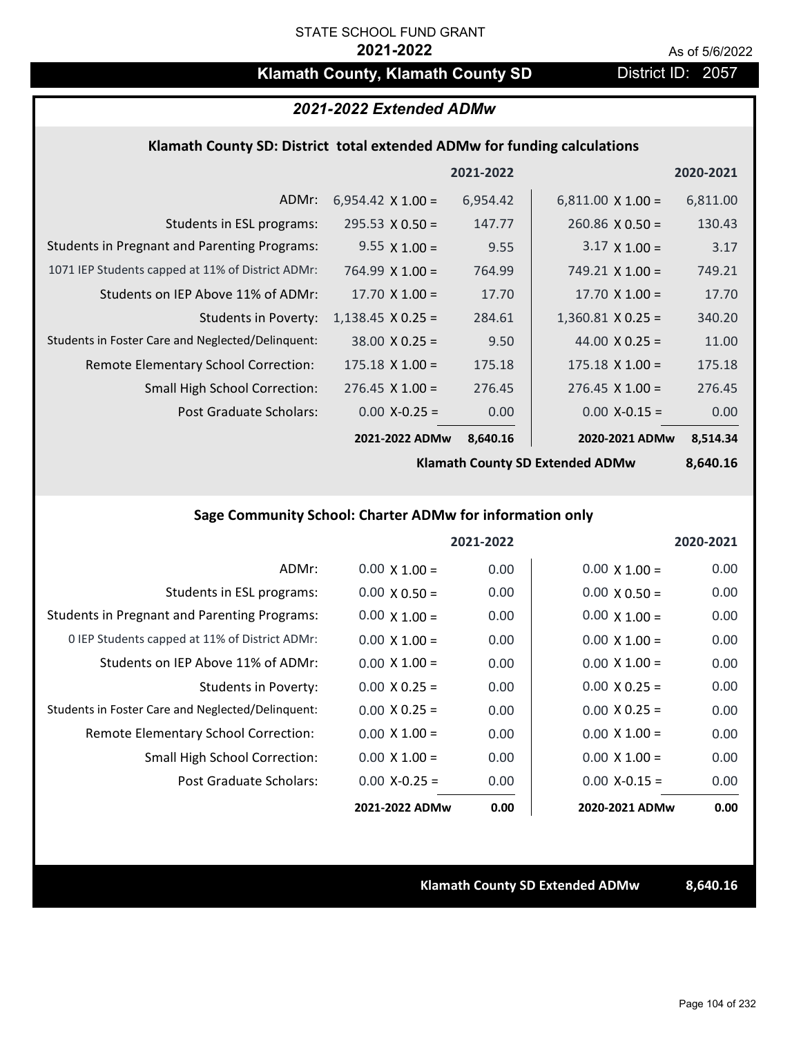STATE SCHOOL FUND GRANT

**2021-2022**

As of 5/6/2022

# Klamath County, Klamath County SD

District ID: 2057

## *2021-2022 Extended ADMw*

### Klamath County SD: District total extended ADMw for funding calculations

| | | 2021-2022 | | 2020-2021 |
|---|---|---|---|---|
| ADMr: | 6,954.42 X 1.00 = | 6,954.42 | 6,811.00 X 1.00 = | 6,811.00 |
| Students in ESL programs: | 295.53 X 0.50 = | 147.77 | 260.86 X 0.50 = | 130.43 |
| Students in Pregnant and Parenting Programs: | 9.55 X 1.00 = | 9.55 | 3.17 X 1.00 = | 3.17 |
| 1071 IEP Students capped at 11% of District ADMr: | 764.99 X 1.00 = | 764.99 | 749.21 X 1.00 = | 749.21 |
| Students on IEP Above 11% of ADMr: | 17.70 X 1.00 = | 17.70 | 17.70 X 1.00 = | 17.70 |
| Students in Poverty: | 1,138.45 X 0.25 = | 284.61 | 1,360.81 X 0.25 = | 340.20 |
| Students in Foster Care and Neglected/Delinquent: | 38.00 X 0.25 = | 9.50 | 44.00 X 0.25 = | 11.00 |
| Remote Elementary School Correction: | 175.18 X 1.00 = | 175.18 | 175.18 X 1.00 = | 175.18 |
| Small High School Correction: | 276.45 X 1.00 = | 276.45 | 276.45 X 1.00 = | 276.45 |
| Post Graduate Scholars: | 0.00 X-0.25 = | 0.00 | 0.00 X-0.15 = | 0.00 |
| | **2021-2022 ADMw** | **8,640.16** | **2020-2021 ADMw** | **8,514.34** |

**Klamath County SD Extended ADMw 8,640.16**

### Sage Community School: Charter ADMw for information only

| | | 2021-2022 | | 2020-2021 |
|---|---|---|---|---|
| ADMr: | 0.00 X 1.00 = | 0.00 | 0.00 X 1.00 = | 0.00 |
| Students in ESL programs: | 0.00 X 0.50 = | 0.00 | 0.00 X 0.50 = | 0.00 |
| Students in Pregnant and Parenting Programs: | 0.00 X 1.00 = | 0.00 | 0.00 X 1.00 = | 0.00 |
| 0 IEP Students capped at 11% of District ADMr: | 0.00 X 1.00 = | 0.00 | 0.00 X 1.00 = | 0.00 |
| Students on IEP Above 11% of ADMr: | 0.00 X 1.00 = | 0.00 | 0.00 X 1.00 = | 0.00 |
| Students in Poverty: | 0.00 X 0.25 = | 0.00 | 0.00 X 0.25 = | 0.00 |
| Students in Foster Care and Neglected/Delinquent: | 0.00 X 0.25 = | 0.00 | 0.00 X 0.25 = | 0.00 |
| Remote Elementary School Correction: | 0.00 X 1.00 = | 0.00 | 0.00 X 1.00 = | 0.00 |
| Small High School Correction: | 0.00 X 1.00 = | 0.00 | 0.00 X 1.00 = | 0.00 |
| Post Graduate Scholars: | 0.00 X-0.25 = | 0.00 | 0.00 X-0.15 = | 0.00 |
| | **2021-2022 ADMw** | **0.00** | **2020-2021 ADMw** | **0.00** |

**Klamath County SD Extended ADMw 8,640.16**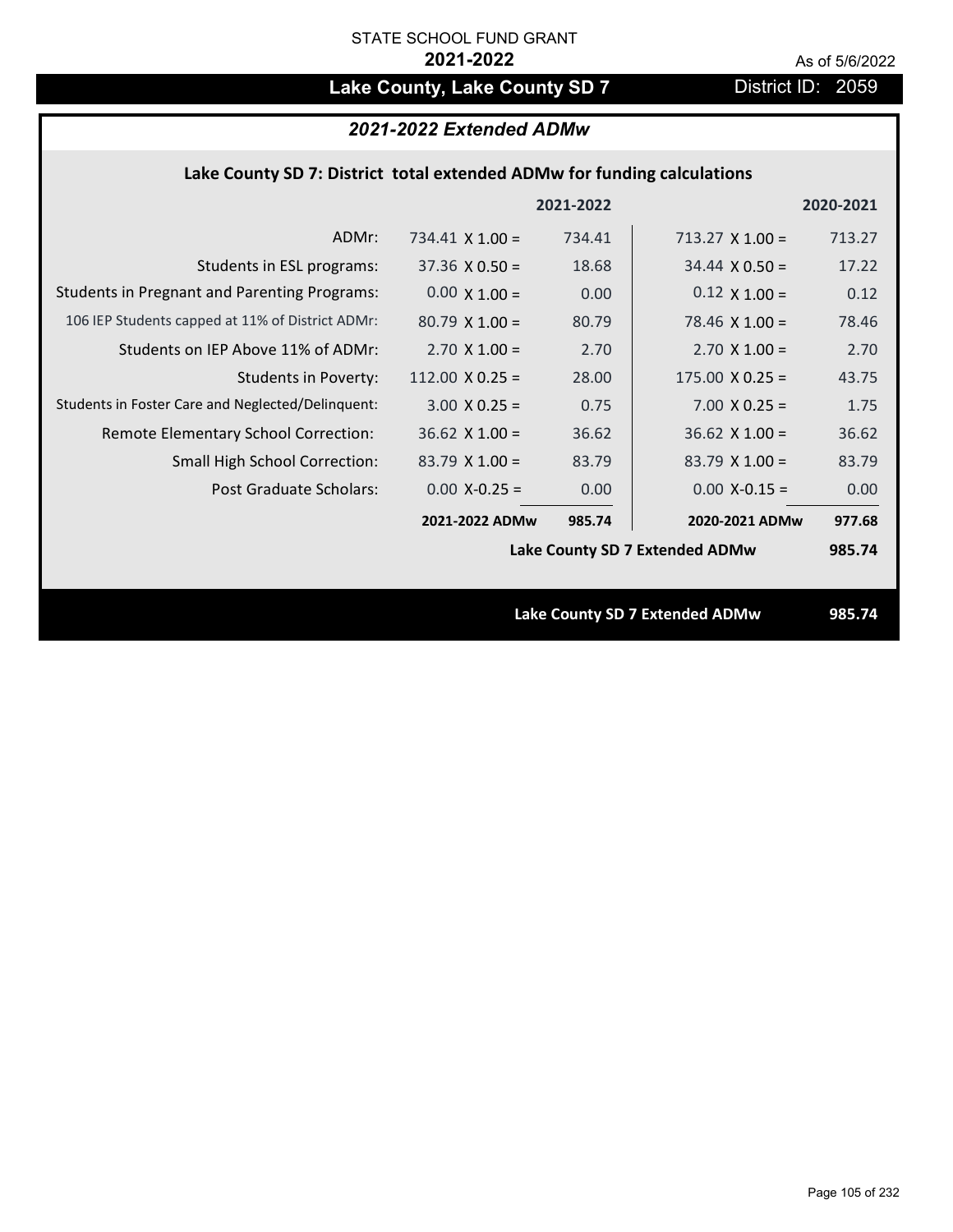STATE SCHOOL FUND GRANT

**2021-2022**

As of 5/6/2022

# Lake County, Lake County SD 7

District ID: 2059

## *2021-2022 Extended ADMw*

### Lake County SD 7: District total extended ADMw for funding calculations

| | | 2021-2022 | | 2020-2021 |
|---|---|---|---|---|
| ADMr: | 734.41 X 1.00 = | 734.41 | 713.27 X 1.00 = | 713.27 |
| Students in ESL programs: | 37.36 X 0.50 = | 18.68 | 34.44 X 0.50 = | 17.22 |
| Students in Pregnant and Parenting Programs: | 0.00 X 1.00 = | 0.00 | 0.12 X 1.00 = | 0.12 |
| 106 IEP Students capped at 11% of District ADMr: | 80.79 X 1.00 = | 80.79 | 78.46 X 1.00 = | 78.46 |
| Students on IEP Above 11% of ADMr: | 2.70 X 1.00 = | 2.70 | 2.70 X 1.00 = | 2.70 |
| Students in Poverty: | 112.00 X 0.25 = | 28.00 | 175.00 X 0.25 = | 43.75 |
| Students in Foster Care and Neglected/Delinquent: | 3.00 X 0.25 = | 0.75 | 7.00 X 0.25 = | 1.75 |
| Remote Elementary School Correction: | 36.62 X 1.00 = | 36.62 | 36.62 X 1.00 = | 36.62 |
| Small High School Correction: | 83.79 X 1.00 = | 83.79 | 83.79 X 1.00 = | 83.79 |
| Post Graduate Scholars: | 0.00 X-0.25 = | 0.00 | 0.00 X-0.15 = | 0.00 |
| | **2021-2022 ADMw** | **985.74** | **2020-2021 ADMw** | **977.68** |
| | | | **Lake County SD 7 Extended ADMw** | **985.74** |

**Lake County SD 7 Extended ADMw** **985.74**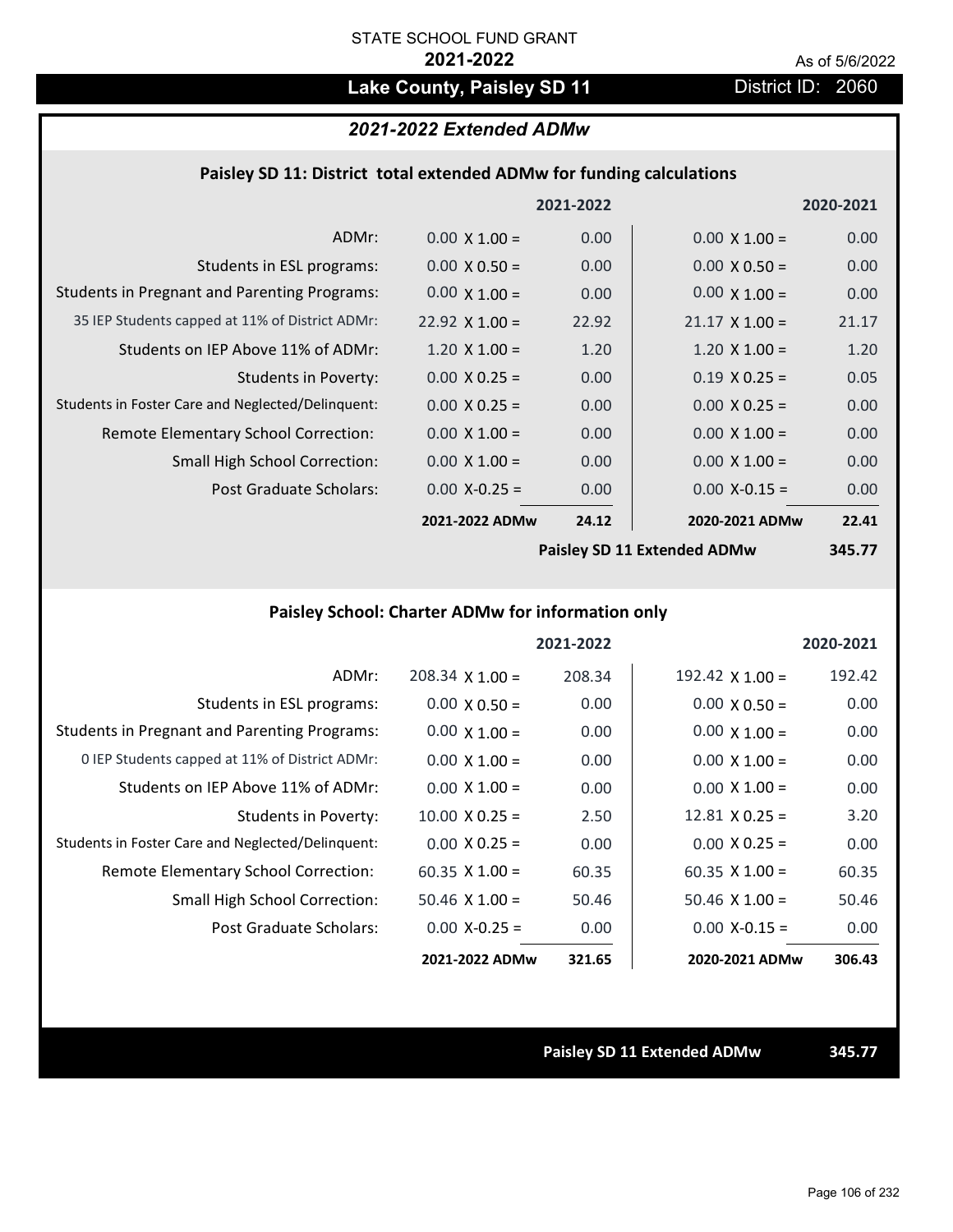STATE SCHOOL FUND GRANT

**2021-2022**

As of 5/6/2022

# Lake County, Paisley SD 11

District ID: 2060

## *2021-2022 Extended ADMw*

### Paisley SD 11: District total extended ADMw for funding calculations

| | | 2021-2022 | | 2020-2021 |
|---|---|---|---|---|
| ADMr: | 0.00 X 1.00 = | 0.00 | 0.00 X 1.00 = | 0.00 |
| Students in ESL programs: | 0.00 X 0.50 = | 0.00 | 0.00 X 0.50 = | 0.00 |
| Students in Pregnant and Parenting Programs: | 0.00 X 1.00 = | 0.00 | 0.00 X 1.00 = | 0.00 |
| 35 IEP Students capped at 11% of District ADMr: | 22.92 X 1.00 = | 22.92 | 21.17 X 1.00 = | 21.17 |
| Students on IEP Above 11% of ADMr: | 1.20 X 1.00 = | 1.20 | 1.20 X 1.00 = | 1.20 |
| Students in Poverty: | 0.00 X 0.25 = | 0.00 | 0.19 X 0.25 = | 0.05 |
| Students in Foster Care and Neglected/Delinquent: | 0.00 X 0.25 = | 0.00 | 0.00 X 0.25 = | 0.00 |
| Remote Elementary School Correction: | 0.00 X 1.00 = | 0.00 | 0.00 X 1.00 = | 0.00 |
| Small High School Correction: | 0.00 X 1.00 = | 0.00 | 0.00 X 1.00 = | 0.00 |
| Post Graduate Scholars: | 0.00 X-0.25 = | 0.00 | 0.00 X-0.15 = | 0.00 |
| | **2021-2022 ADMw** | **24.12** | **2020-2021 ADMw** | **22.41** |
| | | | **Paisley SD 11 Extended ADMw** | **345.77** |

### Paisley School: Charter ADMw for information only

| | | 2021-2022 | | 2020-2021 |
|---|---|---|---|---|
| ADMr: | 208.34 X 1.00 = | 208.34 | 192.42 X 1.00 = | 192.42 |
| Students in ESL programs: | 0.00 X 0.50 = | 0.00 | 0.00 X 0.50 = | 0.00 |
| Students in Pregnant and Parenting Programs: | 0.00 X 1.00 = | 0.00 | 0.00 X 1.00 = | 0.00 |
| 0 IEP Students capped at 11% of District ADMr: | 0.00 X 1.00 = | 0.00 | 0.00 X 1.00 = | 0.00 |
| Students on IEP Above 11% of ADMr: | 0.00 X 1.00 = | 0.00 | 0.00 X 1.00 = | 0.00 |
| Students in Poverty: | 10.00 X 0.25 = | 2.50 | 12.81 X 0.25 = | 3.20 |
| Students in Foster Care and Neglected/Delinquent: | 0.00 X 0.25 = | 0.00 | 0.00 X 0.25 = | 0.00 |
| Remote Elementary School Correction: | 60.35 X 1.00 = | 60.35 | 60.35 X 1.00 = | 60.35 |
| Small High School Correction: | 50.46 X 1.00 = | 50.46 | 50.46 X 1.00 = | 50.46 |
| Post Graduate Scholars: | 0.00 X-0.25 = | 0.00 | 0.00 X-0.15 = | 0.00 |
| | **2021-2022 ADMw** | **321.65** | **2020-2021 ADMw** | **306.43** |

**Paisley SD 11 Extended ADMw** **345.77**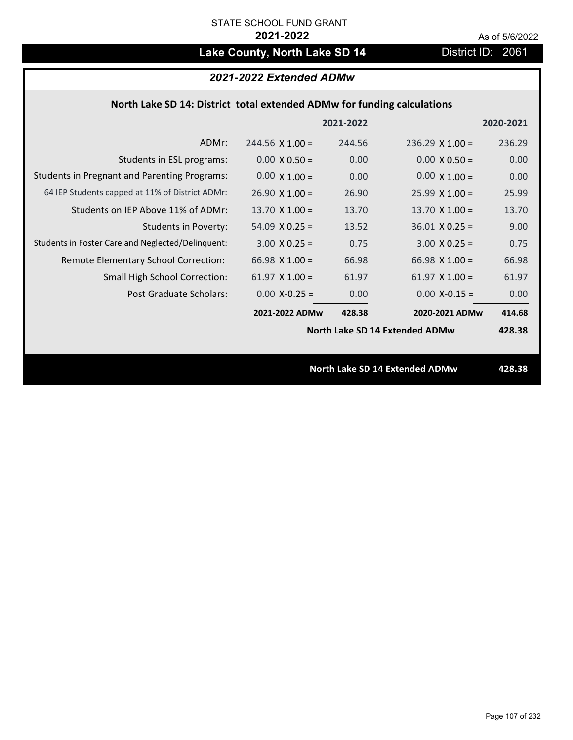STATE SCHOOL FUND GRANT

**2021-2022**

As of 5/6/2022

# Lake County, North Lake SD 14

District ID: 2061

## *2021-2022 Extended ADMw*

### North Lake SD 14: District total extended ADMw for funding calculations

| | | 2021-2022 | | 2020-2021 |
|---|---|---|---|---|
| ADMr: | 244.56 X 1.00 = | 244.56 | 236.29 X 1.00 = | 236.29 |
| Students in ESL programs: | 0.00 X 0.50 = | 0.00 | 0.00 X 0.50 = | 0.00 |
| Students in Pregnant and Parenting Programs: | 0.00 X 1.00 = | 0.00 | 0.00 X 1.00 = | 0.00 |
| 64 IEP Students capped at 11% of District ADMr: | 26.90 X 1.00 = | 26.90 | 25.99 X 1.00 = | 25.99 |
| Students on IEP Above 11% of ADMr: | 13.70 X 1.00 = | 13.70 | 13.70 X 1.00 = | 13.70 |
| Students in Poverty: | 54.09 X 0.25 = | 13.52 | 36.01 X 0.25 = | 9.00 |
| Students in Foster Care and Neglected/Delinquent: | 3.00 X 0.25 = | 0.75 | 3.00 X 0.25 = | 0.75 |
| Remote Elementary School Correction: | 66.98 X 1.00 = | 66.98 | 66.98 X 1.00 = | 66.98 |
| Small High School Correction: | 61.97 X 1.00 = | 61.97 | 61.97 X 1.00 = | 61.97 |
| Post Graduate Scholars: | 0.00 X-0.25 = | 0.00 | 0.00 X-0.15 = | 0.00 |
| | **2021-2022 ADMw** | **428.38** | **2020-2021 ADMw** | **414.68** |
| | | | **North Lake SD 14 Extended ADMw** | **428.38** |

**North Lake SD 14 Extended ADMw** **428.38**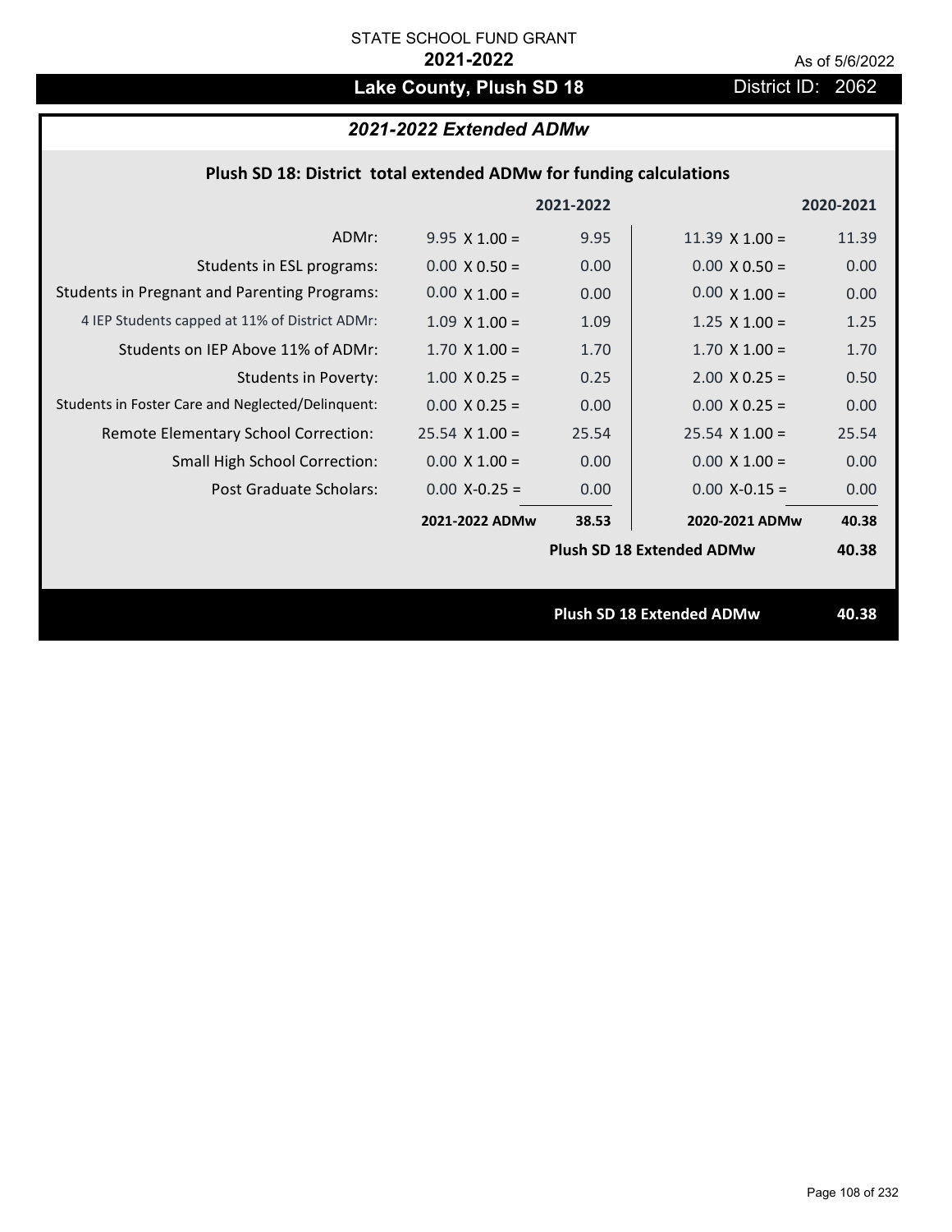STATE SCHOOL FUND GRANT

**2021-2022**

As of 5/6/2022

# Lake County, Plush SD 18

District ID: 2062

## *2021-2022 Extended ADMw*

### Plush SD 18: District total extended ADMw for funding calculations

| | | 2021-2022 | | 2020-2021 |
|---|---|---|---|---|
| ADMr: | 9.95 X 1.00 = | 9.95 | 11.39 X 1.00 = | 11.39 |
| Students in ESL programs: | 0.00 X 0.50 = | 0.00 | 0.00 X 0.50 = | 0.00 |
| Students in Pregnant and Parenting Programs: | 0.00 X 1.00 = | 0.00 | 0.00 X 1.00 = | 0.00 |
| 4 IEP Students capped at 11% of District ADMr: | 1.09 X 1.00 = | 1.09 | 1.25 X 1.00 = | 1.25 |
| Students on IEP Above 11% of ADMr: | 1.70 X 1.00 = | 1.70 | 1.70 X 1.00 = | 1.70 |
| Students in Poverty: | 1.00 X 0.25 = | 0.25 | 2.00 X 0.25 = | 0.50 |
| Students in Foster Care and Neglected/Delinquent: | 0.00 X 0.25 = | 0.00 | 0.00 X 0.25 = | 0.00 |
| Remote Elementary School Correction: | 25.54 X 1.00 = | 25.54 | 25.54 X 1.00 = | 25.54 |
| Small High School Correction: | 0.00 X 1.00 = | 0.00 | 0.00 X 1.00 = | 0.00 |
| Post Graduate Scholars: | 0.00 X-0.25 = | 0.00 | 0.00 X-0.15 = | 0.00 |
| | **2021-2022 ADMw** | **38.53** | **2020-2021 ADMw** | **40.38** |
| | | | **Plush SD 18 Extended ADMw** | **40.38** |

**Plush SD 18 Extended ADMw** **40.38**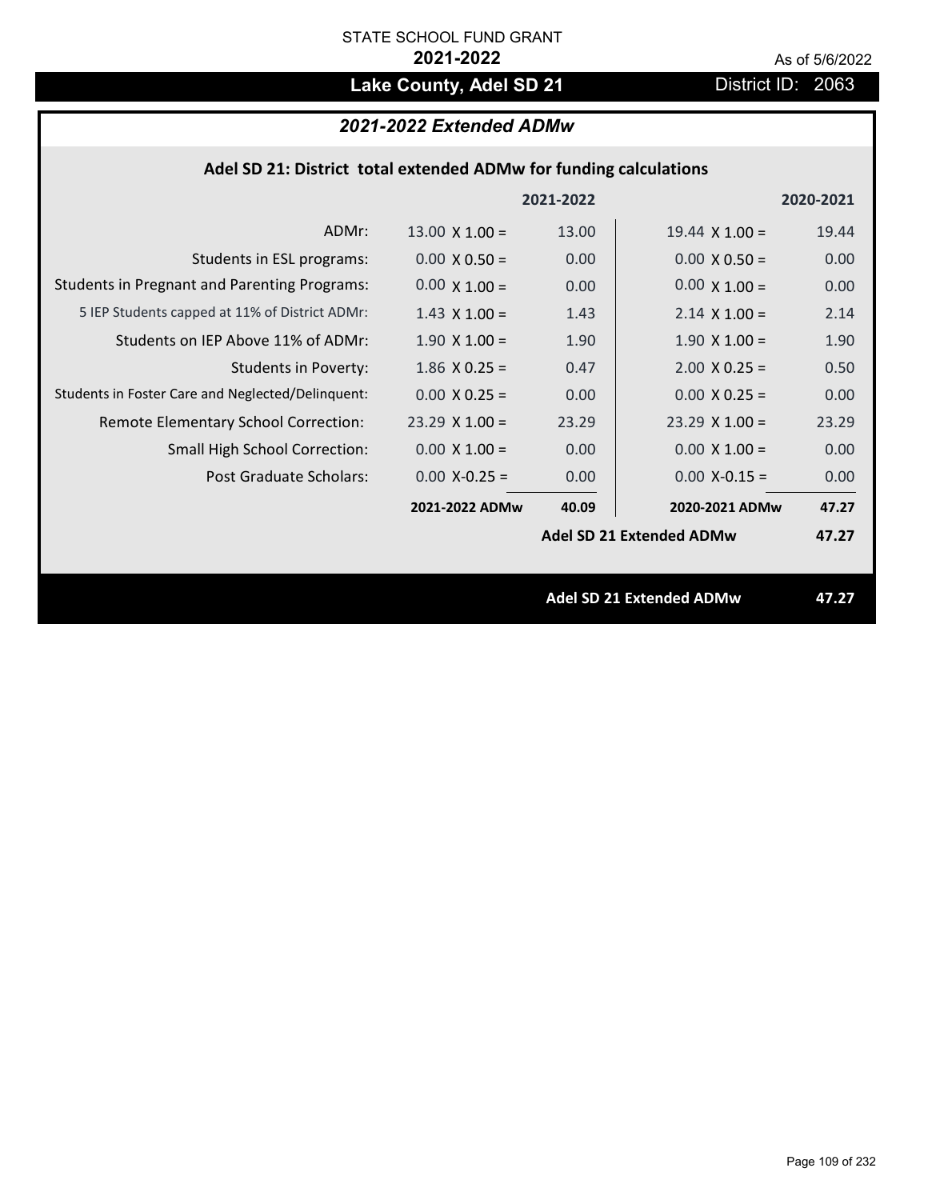STATE SCHOOL FUND GRANT

**2021-2022**

As of 5/6/2022

## Lake County, Adel SD 21

District ID: 2063

### *2021-2022 Extended ADMw*

#### Adel SD 21: District total extended ADMw for funding calculations

| | | 2021-2022 | | 2020-2021 |
|---|---|---|---|---|
| ADMr: | 13.00 X 1.00 = | 13.00 | 19.44 X 1.00 = | 19.44 |
| Students in ESL programs: | 0.00 X 0.50 = | 0.00 | 0.00 X 0.50 = | 0.00 |
| Students in Pregnant and Parenting Programs: | 0.00 X 1.00 = | 0.00 | 0.00 X 1.00 = | 0.00 |
| 5 IEP Students capped at 11% of District ADMr: | 1.43 X 1.00 = | 1.43 | 2.14 X 1.00 = | 2.14 |
| Students on IEP Above 11% of ADMr: | 1.90 X 1.00 = | 1.90 | 1.90 X 1.00 = | 1.90 |
| Students in Poverty: | 1.86 X 0.25 = | 0.47 | 2.00 X 0.25 = | 0.50 |
| Students in Foster Care and Neglected/Delinquent: | 0.00 X 0.25 = | 0.00 | 0.00 X 0.25 = | 0.00 |
| Remote Elementary School Correction: | 23.29 X 1.00 = | 23.29 | 23.29 X 1.00 = | 23.29 |
| Small High School Correction: | 0.00 X 1.00 = | 0.00 | 0.00 X 1.00 = | 0.00 |
| Post Graduate Scholars: | 0.00 X-0.25 = | 0.00 | 0.00 X-0.15 = | 0.00 |
| | **2021-2022 ADMw** | **40.09** | **2020-2021 ADMw** | **47.27** |
| | | | **Adel SD 21 Extended ADMw** | **47.27** |

**Adel SD 21 Extended ADMw** **47.27**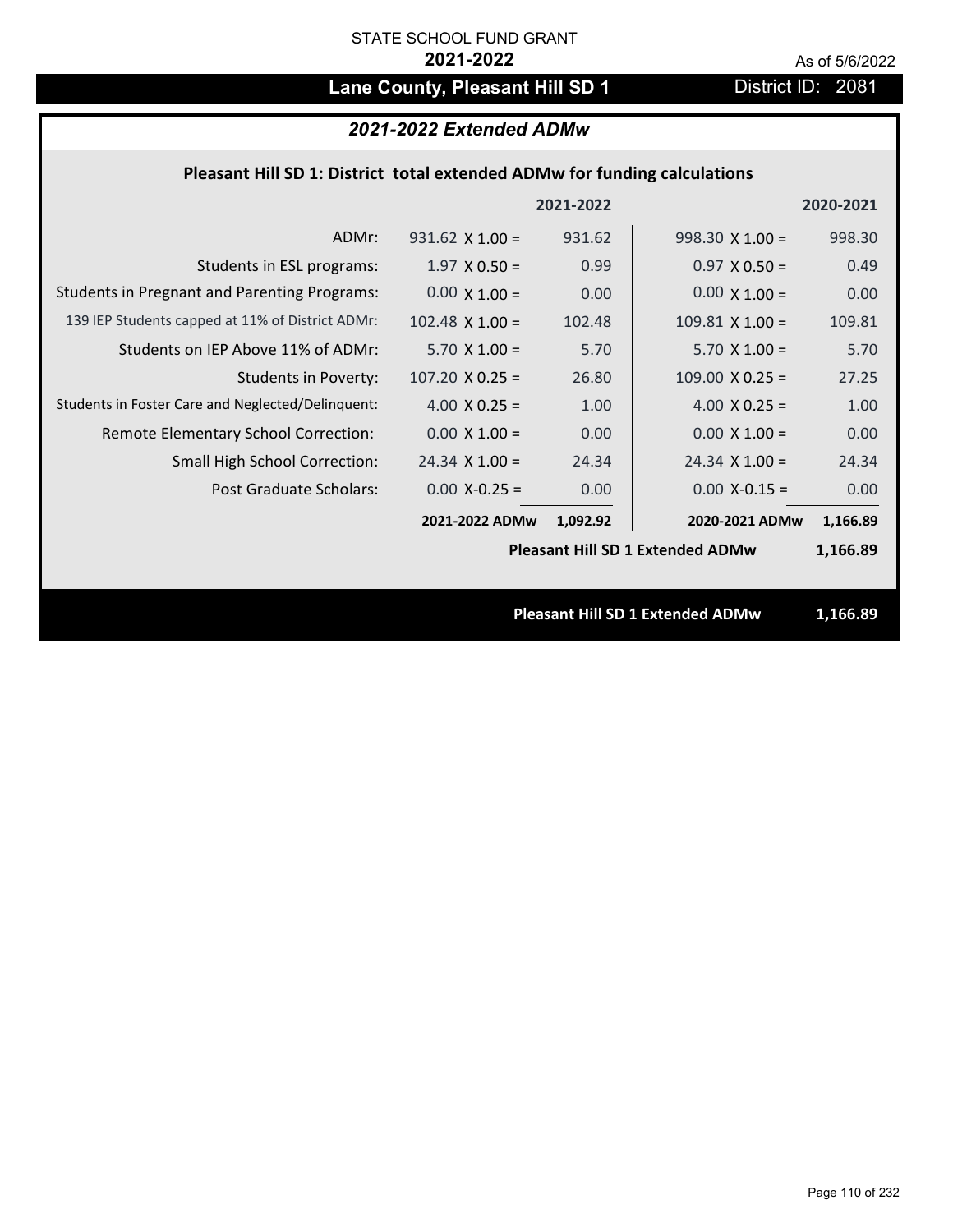STATE SCHOOL FUND GRANT

**2021-2022**

As of 5/6/2022

## Lane County, Pleasant Hill SD 1

District ID: 2081

### *2021-2022 Extended ADMw*

**Pleasant Hill SD 1: District total extended ADMw for funding calculations**

| | | 2021-2022 | | 2020-2021 |
|---|---|---|---|---|
| ADMr: | 931.62 X 1.00 = | 931.62 | 998.30 X 1.00 = | 998.30 |
| Students in ESL programs: | 1.97 X 0.50 = | 0.99 | 0.97 X 0.50 = | 0.49 |
| Students in Pregnant and Parenting Programs: | 0.00 X 1.00 = | 0.00 | 0.00 X 1.00 = | 0.00 |
| 139 IEP Students capped at 11% of District ADMr: | 102.48 X 1.00 = | 102.48 | 109.81 X 1.00 = | 109.81 |
| Students on IEP Above 11% of ADMr: | 5.70 X 1.00 = | 5.70 | 5.70 X 1.00 = | 5.70 |
| Students in Poverty: | 107.20 X 0.25 = | 26.80 | 109.00 X 0.25 = | 27.25 |
| Students in Foster Care and Neglected/Delinquent: | 4.00 X 0.25 = | 1.00 | 4.00 X 0.25 = | 1.00 |
| Remote Elementary School Correction: | 0.00 X 1.00 = | 0.00 | 0.00 X 1.00 = | 0.00 |
| Small High School Correction: | 24.34 X 1.00 = | 24.34 | 24.34 X 1.00 = | 24.34 |
| Post Graduate Scholars: | 0.00 X-0.25 = | 0.00 | 0.00 X-0.15 = | 0.00 |
| | **2021-2022 ADMw** | **1,092.92** | **2020-2021 ADMw** | **1,166.89** |
| | | | **Pleasant Hill SD 1 Extended ADMw** | **1,166.89** |

**Pleasant Hill SD 1 Extended ADMw 1,166.89**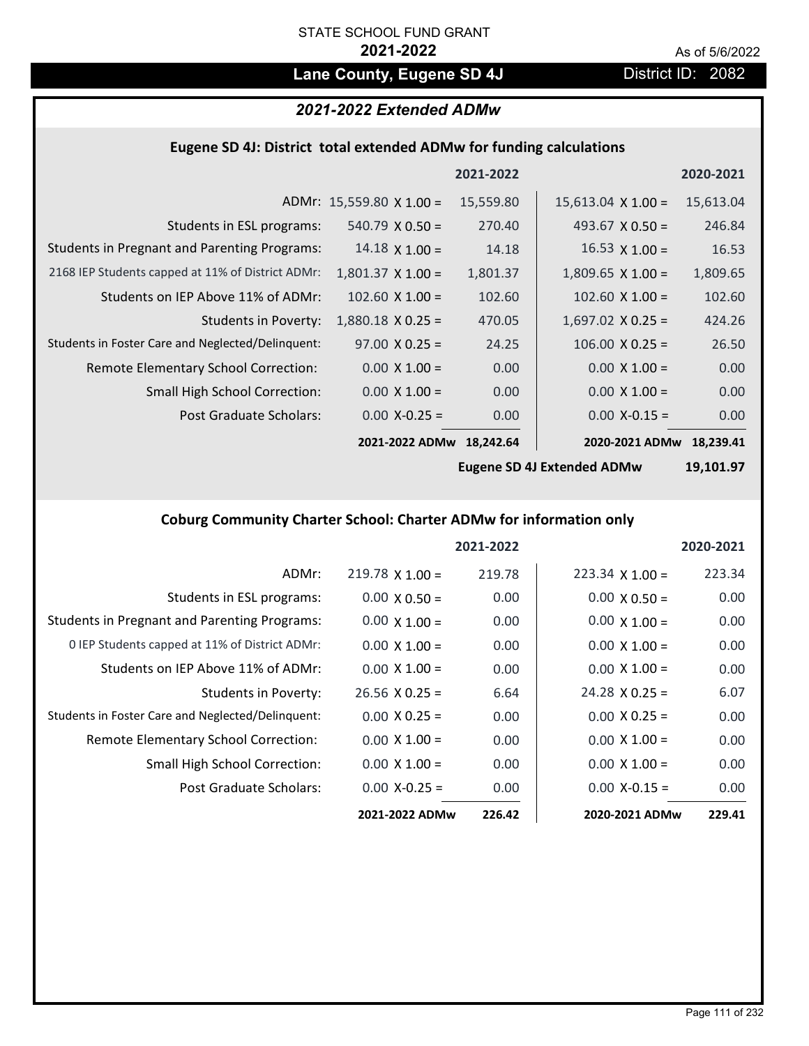STATE SCHOOL FUND GRANT

**2021-2022**

As of 5/6/2022

## Lane County, Eugene SD 4J

District ID: 2082

### *2021-2022 Extended ADMw*

#### Eugene SD 4J: District total extended ADMw for funding calculations

| | | 2021-2022 | | 2020-2021 |
|---|---|---|---|---|
| ADMr: | 15,559.80 X 1.00 = | 15,559.80 | 15,613.04 X 1.00 = | 15,613.04 |
| Students in ESL programs: | 540.79 X 0.50 = | 270.40 | 493.67 X 0.50 = | 246.84 |
| Students in Pregnant and Parenting Programs: | 14.18 X 1.00 = | 14.18 | 16.53 X 1.00 = | 16.53 |
| 2168 IEP Students capped at 11% of District ADMr: | 1,801.37 X 1.00 = | 1,801.37 | 1,809.65 X 1.00 = | 1,809.65 |
| Students on IEP Above 11% of ADMr: | 102.60 X 1.00 = | 102.60 | 102.60 X 1.00 = | 102.60 |
| Students in Poverty: | 1,880.18 X 0.25 = | 470.05 | 1,697.02 X 0.25 = | 424.26 |
| Students in Foster Care and Neglected/Delinquent: | 97.00 X 0.25 = | 24.25 | 106.00 X 0.25 = | 26.50 |
| Remote Elementary School Correction: | 0.00 X 1.00 = | 0.00 | 0.00 X 1.00 = | 0.00 |
| Small High School Correction: | 0.00 X 1.00 = | 0.00 | 0.00 X 1.00 = | 0.00 |
| Post Graduate Scholars: | 0.00 X-0.25 = | 0.00 | 0.00 X-0.15 = | 0.00 |
| | **2021-2022 ADMw** | **18,242.64** | **2020-2021 ADMw** | **18,239.41** |
| | | | **Eugene SD 4J Extended ADMw** | **19,101.97** |

#### Coburg Community Charter School: Charter ADMw for information only

| | | 2021-2022 | | 2020-2021 |
|---|---|---|---|---|
| ADMr: | 219.78 X 1.00 = | 219.78 | 223.34 X 1.00 = | 223.34 |
| Students in ESL programs: | 0.00 X 0.50 = | 0.00 | 0.00 X 0.50 = | 0.00 |
| Students in Pregnant and Parenting Programs: | 0.00 X 1.00 = | 0.00 | 0.00 X 1.00 = | 0.00 |
| 0 IEP Students capped at 11% of District ADMr: | 0.00 X 1.00 = | 0.00 | 0.00 X 1.00 = | 0.00 |
| Students on IEP Above 11% of ADMr: | 0.00 X 1.00 = | 0.00 | 0.00 X 1.00 = | 0.00 |
| Students in Poverty: | 26.56 X 0.25 = | 6.64 | 24.28 X 0.25 = | 6.07 |
| Students in Foster Care and Neglected/Delinquent: | 0.00 X 0.25 = | 0.00 | 0.00 X 0.25 = | 0.00 |
| Remote Elementary School Correction: | 0.00 X 1.00 = | 0.00 | 0.00 X 1.00 = | 0.00 |
| Small High School Correction: | 0.00 X 1.00 = | 0.00 | 0.00 X 1.00 = | 0.00 |
| Post Graduate Scholars: | 0.00 X-0.25 = | 0.00 | 0.00 X-0.15 = | 0.00 |
| | **2021-2022 ADMw** | **226.42** | **2020-2021 ADMw** | **229.41** |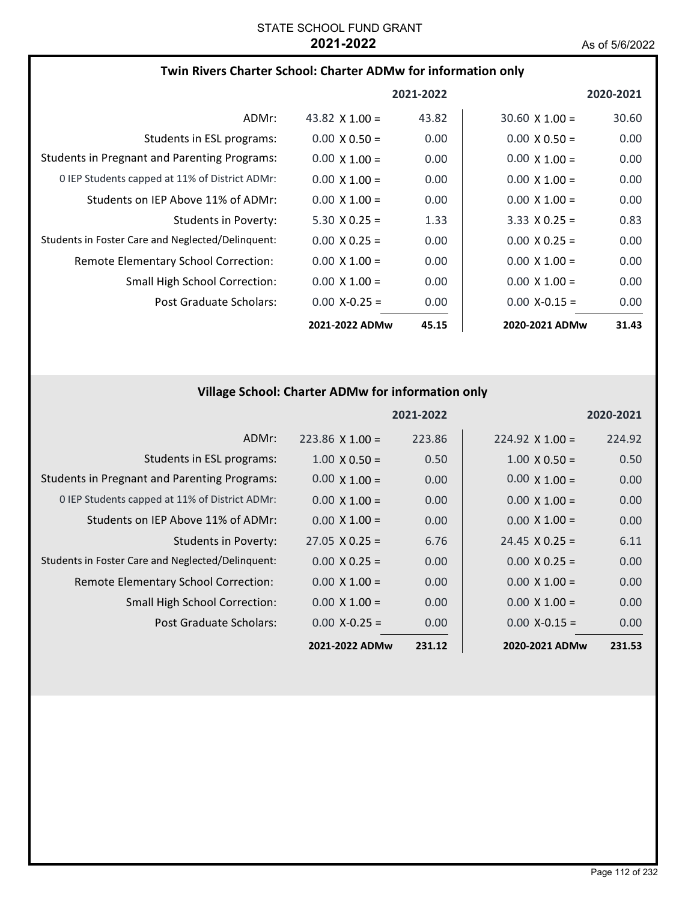STATE SCHOOL FUND GRANT

**2021-2022**

As of 5/6/2022

### Twin Rivers Charter School: Charter ADMw for information only

| | 2021-2022 | | 2020-2021 | |
|---|---|---|---|---|
| ADMr: | 43.82 X 1.00 = | 43.82 | 30.60 X 1.00 = | 30.60 |
| Students in ESL programs: | 0.00 X 0.50 = | 0.00 | 0.00 X 0.50 = | 0.00 |
| Students in Pregnant and Parenting Programs: | 0.00 X 1.00 = | 0.00 | 0.00 X 1.00 = | 0.00 |
| 0 IEP Students capped at 11% of District ADMr: | 0.00 X 1.00 = | 0.00 | 0.00 X 1.00 = | 0.00 |
| Students on IEP Above 11% of ADMr: | 0.00 X 1.00 = | 0.00 | 0.00 X 1.00 = | 0.00 |
| Students in Poverty: | 5.30 X 0.25 = | 1.33 | 3.33 X 0.25 = | 0.83 |
| Students in Foster Care and Neglected/Delinquent: | 0.00 X 0.25 = | 0.00 | 0.00 X 0.25 = | 0.00 |
| Remote Elementary School Correction: | 0.00 X 1.00 = | 0.00 | 0.00 X 1.00 = | 0.00 |
| Small High School Correction: | 0.00 X 1.00 = | 0.00 | 0.00 X 1.00 = | 0.00 |
| Post Graduate Scholars: | 0.00 X-0.25 = | 0.00 | 0.00 X-0.15 = | 0.00 |
| | **2021-2022 ADMw** | **45.15** | **2020-2021 ADMw** | **31.43** |

### Village School: Charter ADMw for information only

| | 2021-2022 | | 2020-2021 | |
|---|---|---|---|---|
| ADMr: | 223.86 X 1.00 = | 223.86 | 224.92 X 1.00 = | 224.92 |
| Students in ESL programs: | 1.00 X 0.50 = | 0.50 | 1.00 X 0.50 = | 0.50 |
| Students in Pregnant and Parenting Programs: | 0.00 X 1.00 = | 0.00 | 0.00 X 1.00 = | 0.00 |
| 0 IEP Students capped at 11% of District ADMr: | 0.00 X 1.00 = | 0.00 | 0.00 X 1.00 = | 0.00 |
| Students on IEP Above 11% of ADMr: | 0.00 X 1.00 = | 0.00 | 0.00 X 1.00 = | 0.00 |
| Students in Poverty: | 27.05 X 0.25 = | 6.76 | 24.45 X 0.25 = | 6.11 |
| Students in Foster Care and Neglected/Delinquent: | 0.00 X 0.25 = | 0.00 | 0.00 X 0.25 = | 0.00 |
| Remote Elementary School Correction: | 0.00 X 1.00 = | 0.00 | 0.00 X 1.00 = | 0.00 |
| Small High School Correction: | 0.00 X 1.00 = | 0.00 | 0.00 X 1.00 = | 0.00 |
| Post Graduate Scholars: | 0.00 X-0.25 = | 0.00 | 0.00 X-0.15 = | 0.00 |
| | **2021-2022 ADMw** | **231.12** | **2020-2021 ADMw** | **231.53** |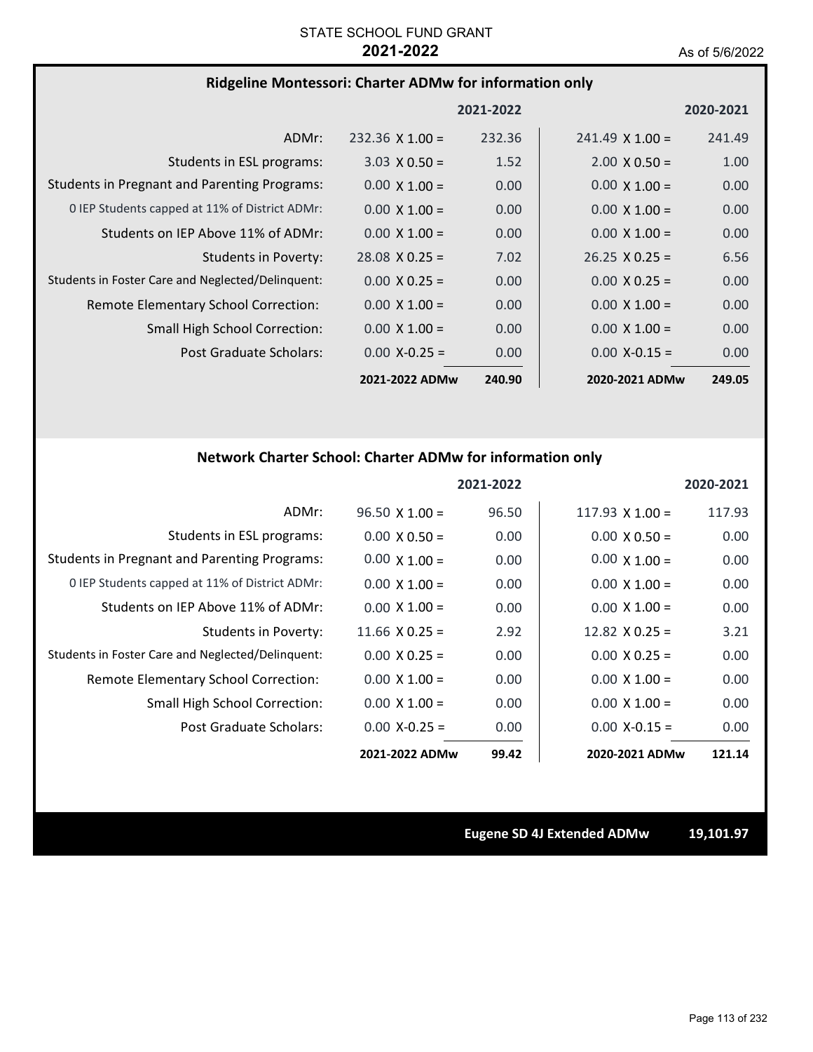STATE SCHOOL FUND GRANT
**2021-2022**
As of 5/6/2022

### Ridgeline Montessori: Charter ADMw for information only

| | | 2021-2022 | | 2020-2021 |
|---|---|---|---|---|
| ADMr: | 232.36 X 1.00 = | 232.36 | 241.49 X 1.00 = | 241.49 |
| Students in ESL programs: | 3.03 X 0.50 = | 1.52 | 2.00 X 0.50 = | 1.00 |
| Students in Pregnant and Parenting Programs: | 0.00 X 1.00 = | 0.00 | 0.00 X 1.00 = | 0.00 |
| 0 IEP Students capped at 11% of District ADMr: | 0.00 X 1.00 = | 0.00 | 0.00 X 1.00 = | 0.00 |
| Students on IEP Above 11% of ADMr: | 0.00 X 1.00 = | 0.00 | 0.00 X 1.00 = | 0.00 |
| Students in Poverty: | 28.08 X 0.25 = | 7.02 | 26.25 X 0.25 = | 6.56 |
| Students in Foster Care and Neglected/Delinquent: | 0.00 X 0.25 = | 0.00 | 0.00 X 0.25 = | 0.00 |
| Remote Elementary School Correction: | 0.00 X 1.00 = | 0.00 | 0.00 X 1.00 = | 0.00 |
| Small High School Correction: | 0.00 X 1.00 = | 0.00 | 0.00 X 1.00 = | 0.00 |
| Post Graduate Scholars: | 0.00 X-0.25 = | 0.00 | 0.00 X-0.15 = | 0.00 |
| | **2021-2022 ADMw** | **240.90** | **2020-2021 ADMw** | **249.05** |

### Network Charter School: Charter ADMw for information only

| | | 2021-2022 | | 2020-2021 |
|---|---|---|---|---|
| ADMr: | 96.50 X 1.00 = | 96.50 | 117.93 X 1.00 = | 117.93 |
| Students in ESL programs: | 0.00 X 0.50 = | 0.00 | 0.00 X 0.50 = | 0.00 |
| Students in Pregnant and Parenting Programs: | 0.00 X 1.00 = | 0.00 | 0.00 X 1.00 = | 0.00 |
| 0 IEP Students capped at 11% of District ADMr: | 0.00 X 1.00 = | 0.00 | 0.00 X 1.00 = | 0.00 |
| Students on IEP Above 11% of ADMr: | 0.00 X 1.00 = | 0.00 | 0.00 X 1.00 = | 0.00 |
| Students in Poverty: | 11.66 X 0.25 = | 2.92 | 12.82 X 0.25 = | 3.21 |
| Students in Foster Care and Neglected/Delinquent: | 0.00 X 0.25 = | 0.00 | 0.00 X 0.25 = | 0.00 |
| Remote Elementary School Correction: | 0.00 X 1.00 = | 0.00 | 0.00 X 1.00 = | 0.00 |
| Small High School Correction: | 0.00 X 1.00 = | 0.00 | 0.00 X 1.00 = | 0.00 |
| Post Graduate Scholars: | 0.00 X-0.25 = | 0.00 | 0.00 X-0.15 = | 0.00 |
| | **2021-2022 ADMw** | **99.42** | **2020-2021 ADMw** | **121.14** |

**Eugene SD 4J Extended ADMw 19,101.97**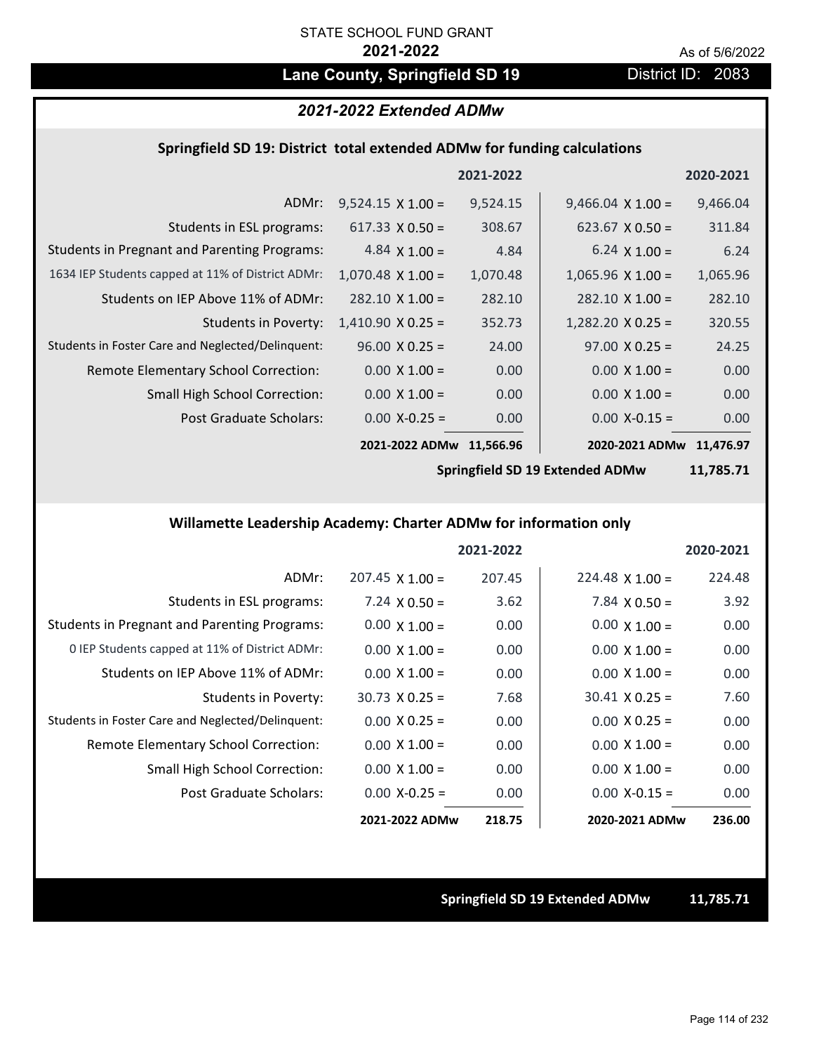STATE SCHOOL FUND GRANT

**2021-2022**

As of 5/6/2022

## Lane County, Springfield SD 19

District ID: 2083

### *2021-2022 Extended ADMw*

#### Springfield SD 19: District total extended ADMw for funding calculations

| | | 2021-2022 | | 2020-2021 |
|---|---|---|---|---|
| ADMr: | 9,524.15 X 1.00 = | 9,524.15 | 9,466.04 X 1.00 = | 9,466.04 |
| Students in ESL programs: | 617.33 X 0.50 = | 308.67 | 623.67 X 0.50 = | 311.84 |
| Students in Pregnant and Parenting Programs: | 4.84 X 1.00 = | 4.84 | 6.24 X 1.00 = | 6.24 |
| 1634 IEP Students capped at 11% of District ADMr: | 1,070.48 X 1.00 = | 1,070.48 | 1,065.96 X 1.00 = | 1,065.96 |
| Students on IEP Above 11% of ADMr: | 282.10 X 1.00 = | 282.10 | 282.10 X 1.00 = | 282.10 |
| Students in Poverty: | 1,410.90 X 0.25 = | 352.73 | 1,282.20 X 0.25 = | 320.55 |
| Students in Foster Care and Neglected/Delinquent: | 96.00 X 0.25 = | 24.00 | 97.00 X 0.25 = | 24.25 |
| Remote Elementary School Correction: | 0.00 X 1.00 = | 0.00 | 0.00 X 1.00 = | 0.00 |
| Small High School Correction: | 0.00 X 1.00 = | 0.00 | 0.00 X 1.00 = | 0.00 |
| Post Graduate Scholars: | 0.00 X-0.25 = | 0.00 | 0.00 X-0.15 = | 0.00 |
| | **2021-2022 ADMw** | **11,566.96** | **2020-2021 ADMw** | **11,476.97** |

**Springfield SD 19 Extended ADMw 11,785.71**

#### Willamette Leadership Academy: Charter ADMw for information only

| | | 2021-2022 | | 2020-2021 |
|---|---|---|---|---|
| ADMr: | 207.45 X 1.00 = | 207.45 | 224.48 X 1.00 = | 224.48 |
| Students in ESL programs: | 7.24 X 0.50 = | 3.62 | 7.84 X 0.50 = | 3.92 |
| Students in Pregnant and Parenting Programs: | 0.00 X 1.00 = | 0.00 | 0.00 X 1.00 = | 0.00 |
| 0 IEP Students capped at 11% of District ADMr: | 0.00 X 1.00 = | 0.00 | 0.00 X 1.00 = | 0.00 |
| Students on IEP Above 11% of ADMr: | 0.00 X 1.00 = | 0.00 | 0.00 X 1.00 = | 0.00 |
| Students in Poverty: | 30.73 X 0.25 = | 7.68 | 30.41 X 0.25 = | 7.60 |
| Students in Foster Care and Neglected/Delinquent: | 0.00 X 0.25 = | 0.00 | 0.00 X 0.25 = | 0.00 |
| Remote Elementary School Correction: | 0.00 X 1.00 = | 0.00 | 0.00 X 1.00 = | 0.00 |
| Small High School Correction: | 0.00 X 1.00 = | 0.00 | 0.00 X 1.00 = | 0.00 |
| Post Graduate Scholars: | 0.00 X-0.25 = | 0.00 | 0.00 X-0.15 = | 0.00 |
| | **2021-2022 ADMw** | **218.75** | **2020-2021 ADMw** | **236.00** |

**Springfield SD 19 Extended ADMw 11,785.71**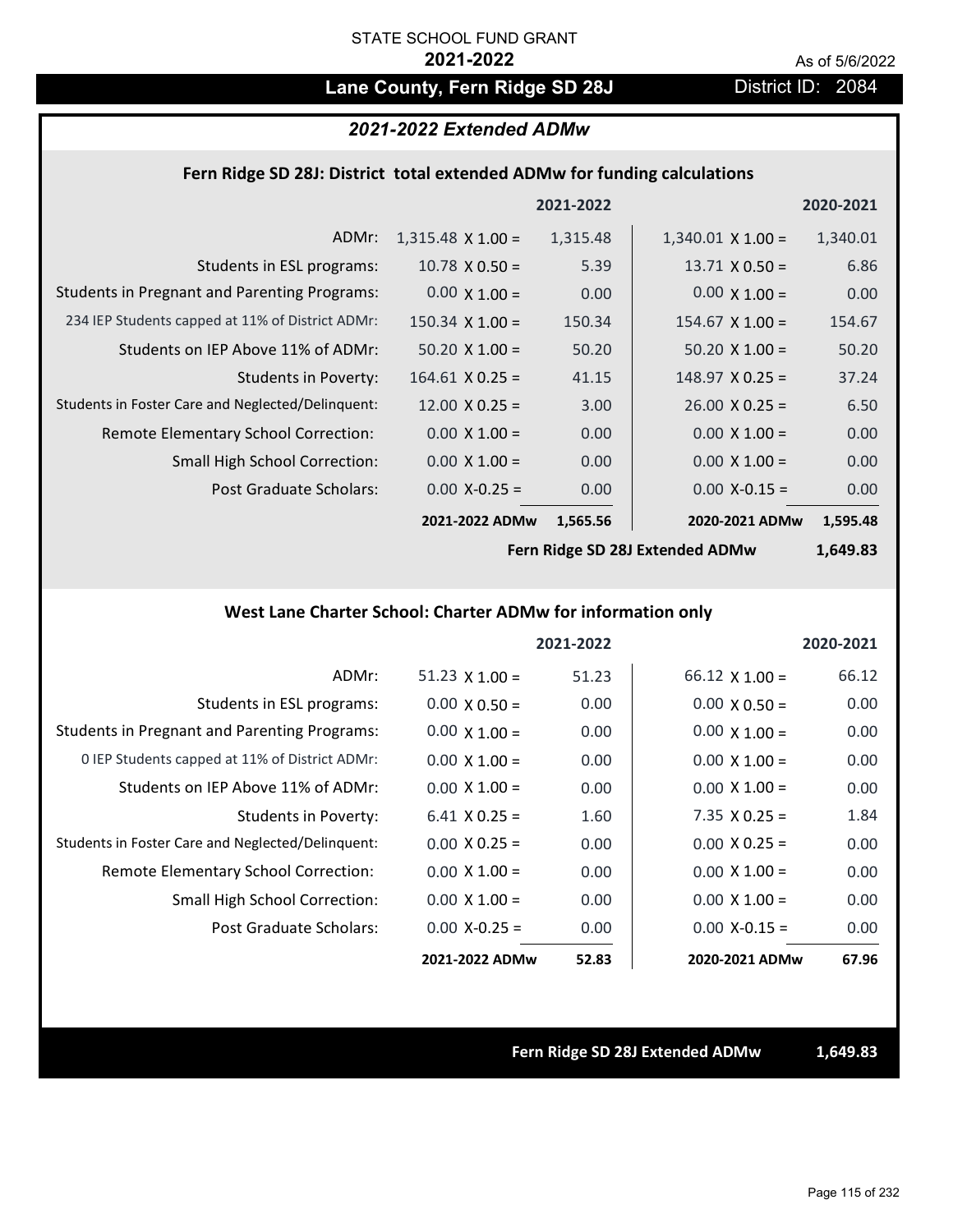STATE SCHOOL FUND GRANT

**2021-2022**

As of 5/6/2022

# Lane County, Fern Ridge SD 28J

District ID: 2084

## *2021-2022 Extended ADMw*

### Fern Ridge SD 28J: District total extended ADMw for funding calculations

| | | 2021-2022 | | 2020-2021 |
|---|---|---|---|---|
| ADMr: | 1,315.48 X 1.00 = | 1,315.48 | 1,340.01 X 1.00 = | 1,340.01 |
| Students in ESL programs: | 10.78 X 0.50 = | 5.39 | 13.71 X 0.50 = | 6.86 |
| Students in Pregnant and Parenting Programs: | 0.00 X 1.00 = | 0.00 | 0.00 X 1.00 = | 0.00 |
| 234 IEP Students capped at 11% of District ADMr: | 150.34 X 1.00 = | 150.34 | 154.67 X 1.00 = | 154.67 |
| Students on IEP Above 11% of ADMr: | 50.20 X 1.00 = | 50.20 | 50.20 X 1.00 = | 50.20 |
| Students in Poverty: | 164.61 X 0.25 = | 41.15 | 148.97 X 0.25 = | 37.24 |
| Students in Foster Care and Neglected/Delinquent: | 12.00 X 0.25 = | 3.00 | 26.00 X 0.25 = | 6.50 |
| Remote Elementary School Correction: | 0.00 X 1.00 = | 0.00 | 0.00 X 1.00 = | 0.00 |
| Small High School Correction: | 0.00 X 1.00 = | 0.00 | 0.00 X 1.00 = | 0.00 |
| Post Graduate Scholars: | 0.00 X-0.25 = | 0.00 | 0.00 X-0.15 = | 0.00 |
| | **2021-2022 ADMw** | **1,565.56** | **2020-2021 ADMw** | **1,595.48** |
| | | | **Fern Ridge SD 28J Extended ADMw** | **1,649.83** |

### West Lane Charter School: Charter ADMw for information only

| | | 2021-2022 | | 2020-2021 |
|---|---|---|---|---|
| ADMr: | 51.23 X 1.00 = | 51.23 | 66.12 X 1.00 = | 66.12 |
| Students in ESL programs: | 0.00 X 0.50 = | 0.00 | 0.00 X 0.50 = | 0.00 |
| Students in Pregnant and Parenting Programs: | 0.00 X 1.00 = | 0.00 | 0.00 X 1.00 = | 0.00 |
| 0 IEP Students capped at 11% of District ADMr: | 0.00 X 1.00 = | 0.00 | 0.00 X 1.00 = | 0.00 |
| Students on IEP Above 11% of ADMr: | 0.00 X 1.00 = | 0.00 | 0.00 X 1.00 = | 0.00 |
| Students in Poverty: | 6.41 X 0.25 = | 1.60 | 7.35 X 0.25 = | 1.84 |
| Students in Foster Care and Neglected/Delinquent: | 0.00 X 0.25 = | 0.00 | 0.00 X 0.25 = | 0.00 |
| Remote Elementary School Correction: | 0.00 X 1.00 = | 0.00 | 0.00 X 1.00 = | 0.00 |
| Small High School Correction: | 0.00 X 1.00 = | 0.00 | 0.00 X 1.00 = | 0.00 |
| Post Graduate Scholars: | 0.00 X-0.25 = | 0.00 | 0.00 X-0.15 = | 0.00 |
| | **2021-2022 ADMw** | **52.83** | **2020-2021 ADMw** | **67.96** |

**Fern Ridge SD 28J Extended ADMw** **1,649.83**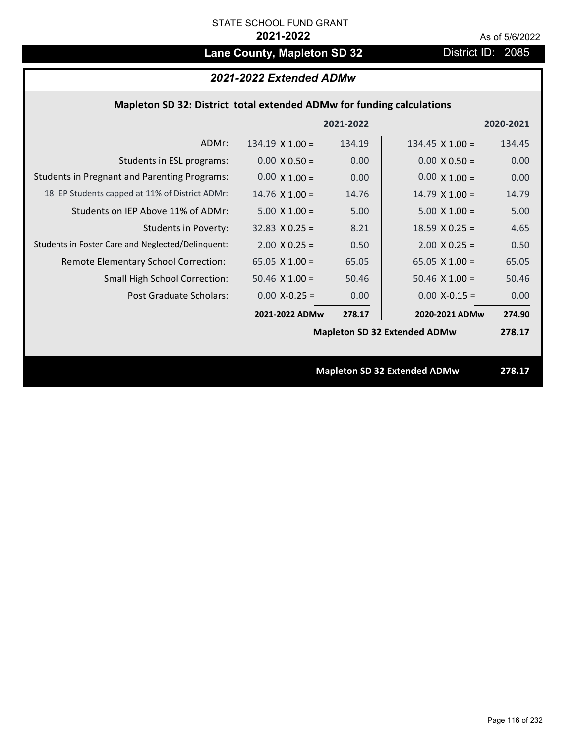STATE SCHOOL FUND GRANT

**2021-2022**

As of 5/6/2022

## Lane County, Mapleton SD 32

District ID: 2085

### *2021-2022 Extended ADMw*

#### Mapleton SD 32: District total extended ADMw for funding calculations

| | | 2021-2022 | | 2020-2021 |
|---|---|---|---|---|
| ADMr: | 134.19 X 1.00 = | 134.19 | 134.45 X 1.00 = | 134.45 |
| Students in ESL programs: | 0.00 X 0.50 = | 0.00 | 0.00 X 0.50 = | 0.00 |
| Students in Pregnant and Parenting Programs: | 0.00 X 1.00 = | 0.00 | 0.00 X 1.00 = | 0.00 |
| 18 IEP Students capped at 11% of District ADMr: | 14.76 X 1.00 = | 14.76 | 14.79 X 1.00 = | 14.79 |
| Students on IEP Above 11% of ADMr: | 5.00 X 1.00 = | 5.00 | 5.00 X 1.00 = | 5.00 |
| Students in Poverty: | 32.83 X 0.25 = | 8.21 | 18.59 X 0.25 = | 4.65 |
| Students in Foster Care and Neglected/Delinquent: | 2.00 X 0.25 = | 0.50 | 2.00 X 0.25 = | 0.50 |
| Remote Elementary School Correction: | 65.05 X 1.00 = | 65.05 | 65.05 X 1.00 = | 65.05 |
| Small High School Correction: | 50.46 X 1.00 = | 50.46 | 50.46 X 1.00 = | 50.46 |
| Post Graduate Scholars: | 0.00 X-0.25 = | 0.00 | 0.00 X-0.15 = | 0.00 |
| | **2021-2022 ADMw** | **278.17** | **2020-2021 ADMw** | **274.90** |
| | | | **Mapleton SD 32 Extended ADMw** | **278.17** |

**Mapleton SD 32 Extended ADMw 278.17**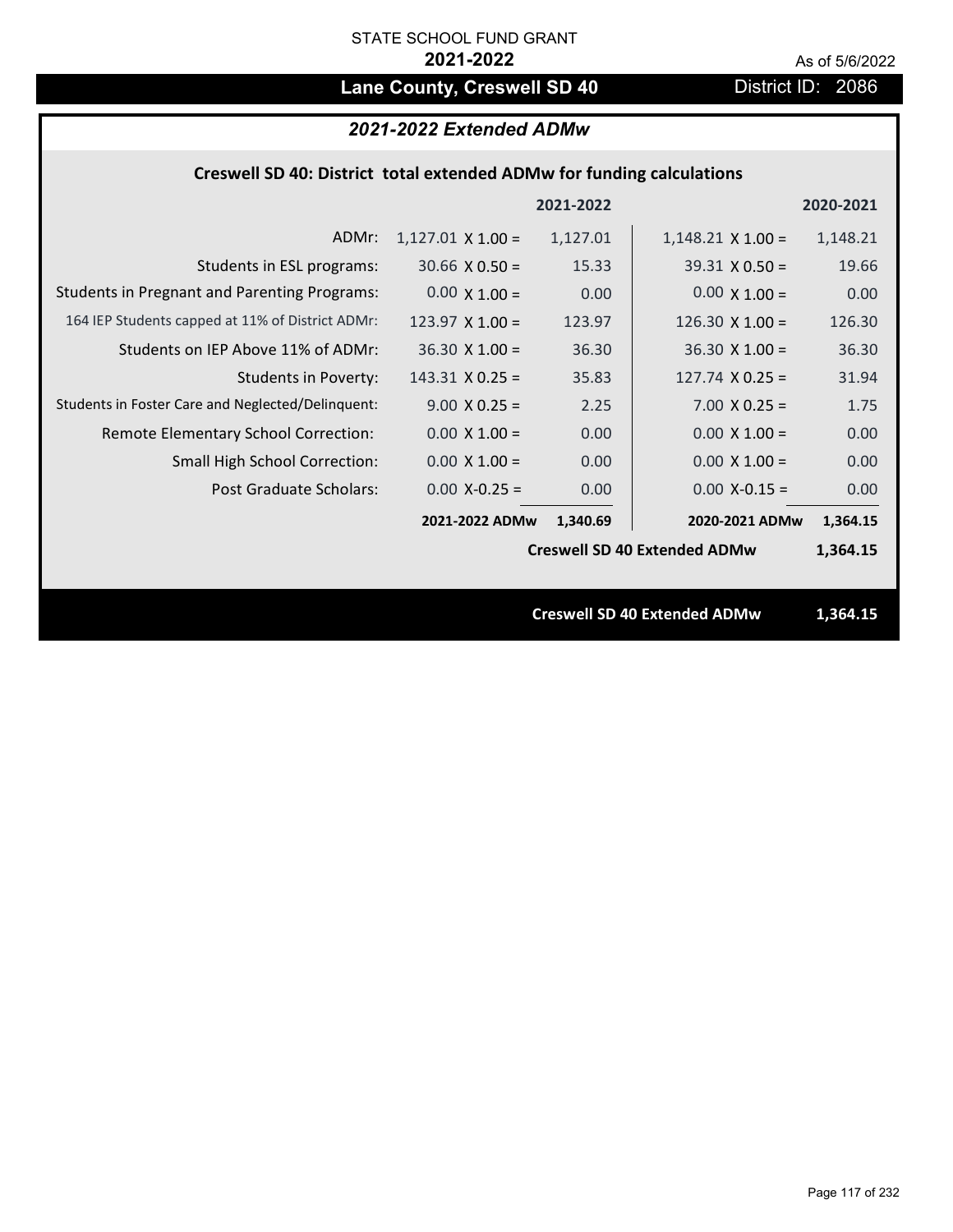STATE SCHOOL FUND GRANT

**2021-2022**

As of 5/6/2022

# Lane County, Creswell SD 40

District ID: 2086

## *2021-2022 Extended ADMw*

### Creswell SD 40: District total extended ADMw for funding calculations

| | | 2021-2022 | | 2020-2021 |
|---|---|---|---|---|
| ADMr: | 1,127.01 X 1.00 = | 1,127.01 | 1,148.21 X 1.00 = | 1,148.21 |
| Students in ESL programs: | 30.66 X 0.50 = | 15.33 | 39.31 X 0.50 = | 19.66 |
| Students in Pregnant and Parenting Programs: | 0.00 X 1.00 = | 0.00 | 0.00 X 1.00 = | 0.00 |
| 164 IEP Students capped at 11% of District ADMr: | 123.97 X 1.00 = | 123.97 | 126.30 X 1.00 = | 126.30 |
| Students on IEP Above 11% of ADMr: | 36.30 X 1.00 = | 36.30 | 36.30 X 1.00 = | 36.30 |
| Students in Poverty: | 143.31 X 0.25 = | 35.83 | 127.74 X 0.25 = | 31.94 |
| Students in Foster Care and Neglected/Delinquent: | 9.00 X 0.25 = | 2.25 | 7.00 X 0.25 = | 1.75 |
| Remote Elementary School Correction: | 0.00 X 1.00 = | 0.00 | 0.00 X 1.00 = | 0.00 |
| Small High School Correction: | 0.00 X 1.00 = | 0.00 | 0.00 X 1.00 = | 0.00 |
| Post Graduate Scholars: | 0.00 X-0.25 = | 0.00 | 0.00 X-0.15 = | 0.00 |
| | **2021-2022 ADMw** | **1,340.69** | **2020-2021 ADMw** | **1,364.15** |
| | | | **Creswell SD 40 Extended ADMw** | **1,364.15** |

**Creswell SD 40 Extended ADMw** **1,364.15**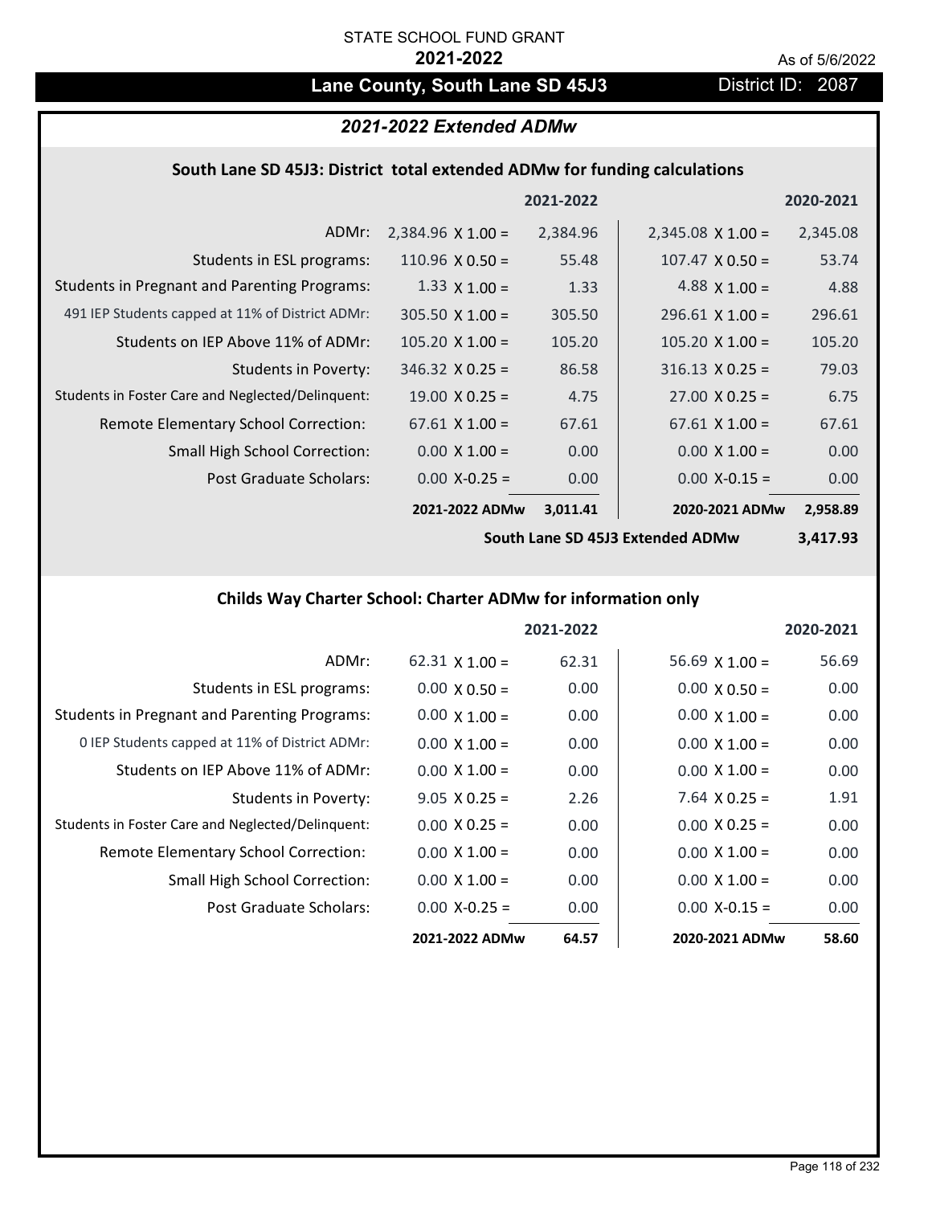STATE SCHOOL FUND GRANT

**2021-2022**

As of 5/6/2022

# Lane County, South Lane SD 45J3

District ID: 2087

## *2021-2022 Extended ADMw*

### South Lane SD 45J3: District total extended ADMw for funding calculations

| | | 2021-2022 | | 2020-2021 |
|---|---|---|---|---|
| ADMr: | 2,384.96 X 1.00 = | 2,384.96 | 2,345.08 X 1.00 = | 2,345.08 |
| Students in ESL programs: | 110.96 X 0.50 = | 55.48 | 107.47 X 0.50 = | 53.74 |
| Students in Pregnant and Parenting Programs: | 1.33 X 1.00 = | 1.33 | 4.88 X 1.00 = | 4.88 |
| 491 IEP Students capped at 11% of District ADMr: | 305.50 X 1.00 = | 305.50 | 296.61 X 1.00 = | 296.61 |
| Students on IEP Above 11% of ADMr: | 105.20 X 1.00 = | 105.20 | 105.20 X 1.00 = | 105.20 |
| Students in Poverty: | 346.32 X 0.25 = | 86.58 | 316.13 X 0.25 = | 79.03 |
| Students in Foster Care and Neglected/Delinquent: | 19.00 X 0.25 = | 4.75 | 27.00 X 0.25 = | 6.75 |
| Remote Elementary School Correction: | 67.61 X 1.00 = | 67.61 | 67.61 X 1.00 = | 67.61 |
| Small High School Correction: | 0.00 X 1.00 = | 0.00 | 0.00 X 1.00 = | 0.00 |
| Post Graduate Scholars: | 0.00 X-0.25 = | 0.00 | 0.00 X-0.15 = | 0.00 |
| | **2021-2022 ADMw** | **3,011.41** | **2020-2021 ADMw** | **2,958.89** |
| | | | **South Lane SD 45J3 Extended ADMw** | **3,417.93** |

### Childs Way Charter School: Charter ADMw for information only

| | | 2021-2022 | | 2020-2021 |
|---|---|---|---|---|
| ADMr: | 62.31 X 1.00 = | 62.31 | 56.69 X 1.00 = | 56.69 |
| Students in ESL programs: | 0.00 X 0.50 = | 0.00 | 0.00 X 0.50 = | 0.00 |
| Students in Pregnant and Parenting Programs: | 0.00 X 1.00 = | 0.00 | 0.00 X 1.00 = | 0.00 |
| 0 IEP Students capped at 11% of District ADMr: | 0.00 X 1.00 = | 0.00 | 0.00 X 1.00 = | 0.00 |
| Students on IEP Above 11% of ADMr: | 0.00 X 1.00 = | 0.00 | 0.00 X 1.00 = | 0.00 |
| Students in Poverty: | 9.05 X 0.25 = | 2.26 | 7.64 X 0.25 = | 1.91 |
| Students in Foster Care and Neglected/Delinquent: | 0.00 X 0.25 = | 0.00 | 0.00 X 0.25 = | 0.00 |
| Remote Elementary School Correction: | 0.00 X 1.00 = | 0.00 | 0.00 X 1.00 = | 0.00 |
| Small High School Correction: | 0.00 X 1.00 = | 0.00 | 0.00 X 1.00 = | 0.00 |
| Post Graduate Scholars: | 0.00 X-0.25 = | 0.00 | 0.00 X-0.15 = | 0.00 |
| | **2021-2022 ADMw** | **64.57** | **2020-2021 ADMw** | **58.60** |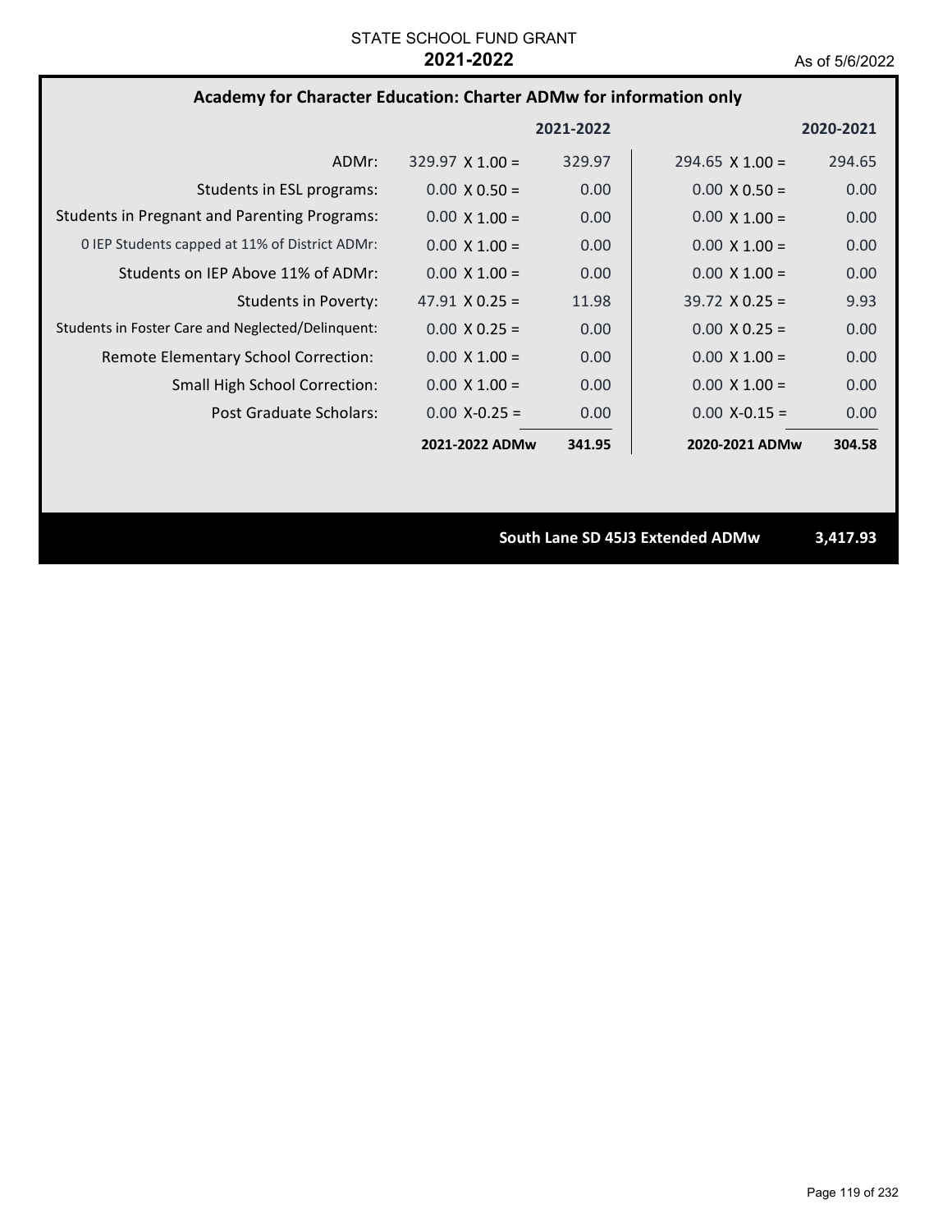STATE SCHOOL FUND GRANT

**2021-2022**

As of 5/6/2022

## Academy for Character Education: Charter ADMw for information only

| | | 2021-2022 | | 2020-2021 |
|---|---|---|---|---|
| ADMr: | 329.97 X 1.00 = | 329.97 | 294.65 X 1.00 = | 294.65 |
| Students in ESL programs: | 0.00 X 0.50 = | 0.00 | 0.00 X 0.50 = | 0.00 |
| Students in Pregnant and Parenting Programs: | 0.00 X 1.00 = | 0.00 | 0.00 X 1.00 = | 0.00 |
| 0 IEP Students capped at 11% of District ADMr: | 0.00 X 1.00 = | 0.00 | 0.00 X 1.00 = | 0.00 |
| Students on IEP Above 11% of ADMr: | 0.00 X 1.00 = | 0.00 | 0.00 X 1.00 = | 0.00 |
| Students in Poverty: | 47.91 X 0.25 = | 11.98 | 39.72 X 0.25 = | 9.93 |
| Students in Foster Care and Neglected/Delinquent: | 0.00 X 0.25 = | 0.00 | 0.00 X 0.25 = | 0.00 |
| Remote Elementary School Correction: | 0.00 X 1.00 = | 0.00 | 0.00 X 1.00 = | 0.00 |
| Small High School Correction: | 0.00 X 1.00 = | 0.00 | 0.00 X 1.00 = | 0.00 |
| Post Graduate Scholars: | 0.00 X-0.25 = | 0.00 | 0.00 X-0.15 = | 0.00 |
| | **2021-2022 ADMw** | **341.95** | **2020-2021 ADMw** | **304.58** |

**South Lane SD 45J3 Extended ADMw** **3,417.93**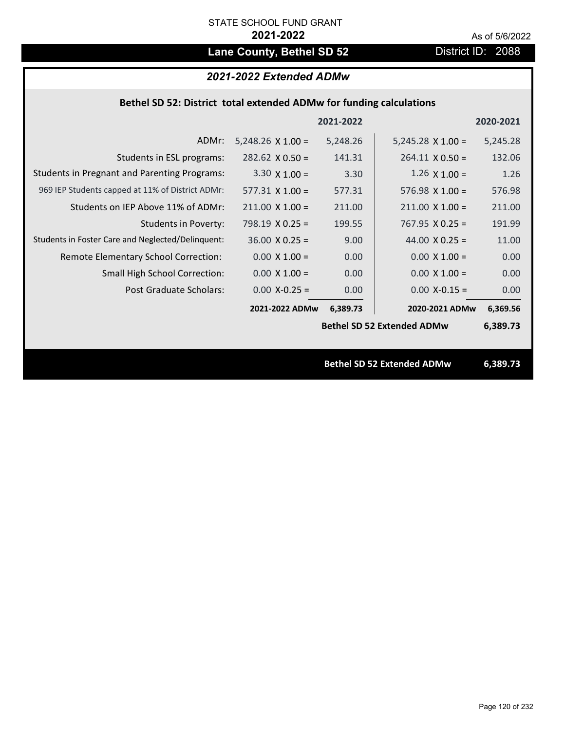STATE SCHOOL FUND GRANT

**2021-2022**

As of 5/6/2022

## Lane County, Bethel SD 52

District ID: 2088

### *2021-2022 Extended ADMw*

**Bethel SD 52: District total extended ADMw for funding calculations**

| | | 2021-2022 | | 2020-2021 |
|---|---|---|---|---|
| ADMr: | 5,248.26 X 1.00 = | 5,248.26 | 5,245.28 X 1.00 = | 5,245.28 |
| Students in ESL programs: | 282.62 X 0.50 = | 141.31 | 264.11 X 0.50 = | 132.06 |
| Students in Pregnant and Parenting Programs: | 3.30 X 1.00 = | 3.30 | 1.26 X 1.00 = | 1.26 |
| 969 IEP Students capped at 11% of District ADMr: | 577.31 X 1.00 = | 577.31 | 576.98 X 1.00 = | 576.98 |
| Students on IEP Above 11% of ADMr: | 211.00 X 1.00 = | 211.00 | 211.00 X 1.00 = | 211.00 |
| Students in Poverty: | 798.19 X 0.25 = | 199.55 | 767.95 X 0.25 = | 191.99 |
| Students in Foster Care and Neglected/Delinquent: | 36.00 X 0.25 = | 9.00 | 44.00 X 0.25 = | 11.00 |
| Remote Elementary School Correction: | 0.00 X 1.00 = | 0.00 | 0.00 X 1.00 = | 0.00 |
| Small High School Correction: | 0.00 X 1.00 = | 0.00 | 0.00 X 1.00 = | 0.00 |
| Post Graduate Scholars: | 0.00 X-0.25 = | 0.00 | 0.00 X-0.15 = | 0.00 |
| | **2021-2022 ADMw** | **6,389.73** | **2020-2021 ADMw** | **6,369.56** |
| | | | **Bethel SD 52 Extended ADMw** | **6,389.73** |

**Bethel SD 52 Extended ADMw** **6,389.73**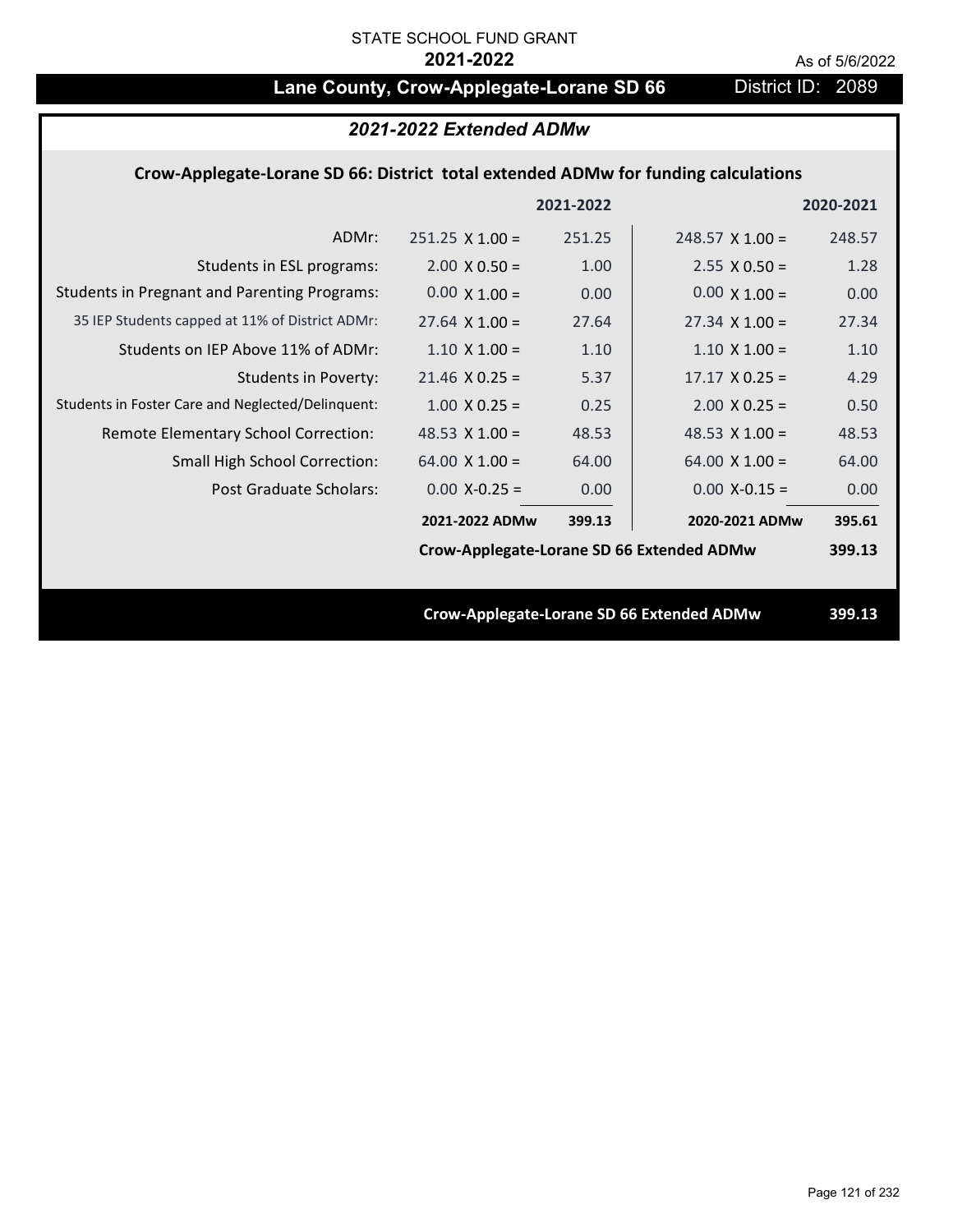STATE SCHOOL FUND GRANT

**2021-2022**

As of 5/6/2022

# Lane County, Crow-Applegate-Lorane SD 66

District ID: 2089

## *2021-2022 Extended ADMw*

### Crow-Applegate-Lorane SD 66: District total extended ADMw for funding calculations

| | | 2021-2022 | | 2020-2021 |
|---|---|---|---|---|
| ADMr: | 251.25 X 1.00 = | 251.25 | 248.57 X 1.00 = | 248.57 |
| Students in ESL programs: | 2.00 X 0.50 = | 1.00 | 2.55 X 0.50 = | 1.28 |
| Students in Pregnant and Parenting Programs: | 0.00 X 1.00 = | 0.00 | 0.00 X 1.00 = | 0.00 |
| 35 IEP Students capped at 11% of District ADMr: | 27.64 X 1.00 = | 27.64 | 27.34 X 1.00 = | 27.34 |
| Students on IEP Above 11% of ADMr: | 1.10 X 1.00 = | 1.10 | 1.10 X 1.00 = | 1.10 |
| Students in Poverty: | 21.46 X 0.25 = | 5.37 | 17.17 X 0.25 = | 4.29 |
| Students in Foster Care and Neglected/Delinquent: | 1.00 X 0.25 = | 0.25 | 2.00 X 0.25 = | 0.50 |
| Remote Elementary School Correction: | 48.53 X 1.00 = | 48.53 | 48.53 X 1.00 = | 48.53 |
| Small High School Correction: | 64.00 X 1.00 = | 64.00 | 64.00 X 1.00 = | 64.00 |
| Post Graduate Scholars: | 0.00 X-0.25 = | 0.00 | 0.00 X-0.15 = | 0.00 |
| | **2021-2022 ADMw** | **399.13** | **2020-2021 ADMw** | **395.61** |
| | **Crow-Applegate-Lorane SD 66 Extended ADMw** | | | **399.13** |

**Crow-Applegate-Lorane SD 66 Extended ADMw** **399.13**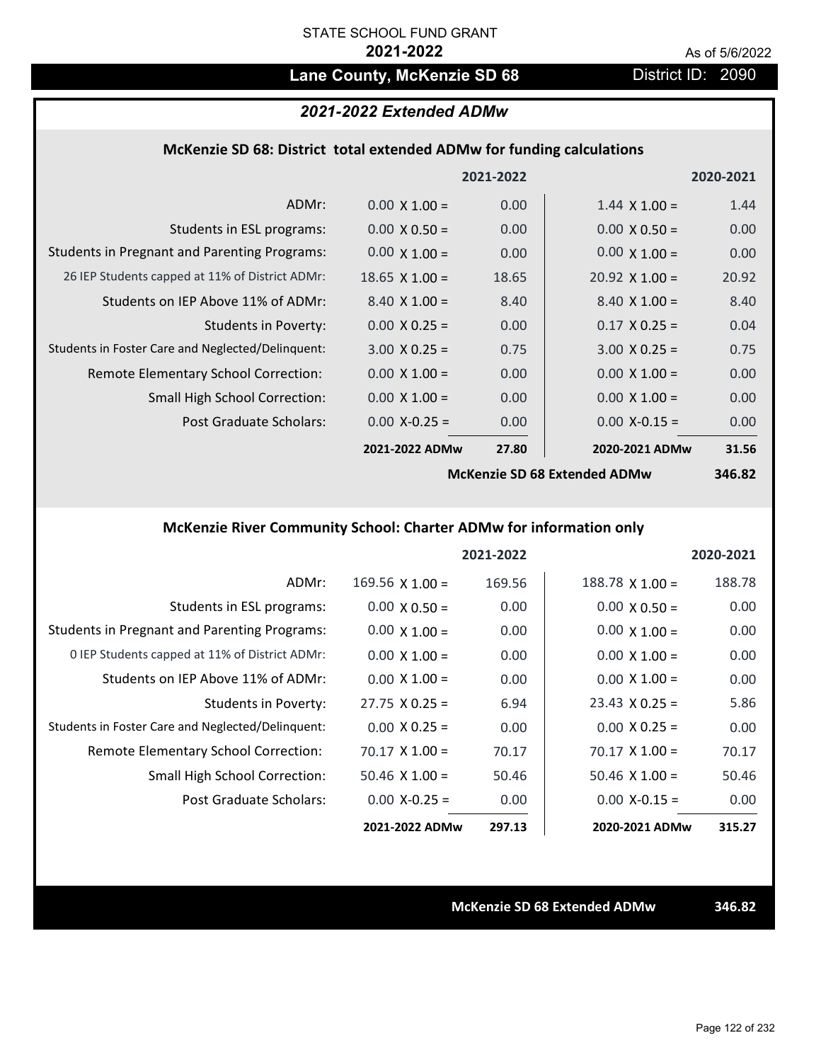STATE SCHOOL FUND GRANT

**2021-2022**

As of 5/6/2022

## Lane County, McKenzie SD 68

District ID: 2090

### *2021-2022 Extended ADMw*

#### McKenzie SD 68: District total extended ADMw for funding calculations

| | 2021-2022 | | 2020-2021 | |
|---|---|---|---|---|
| ADMr: | 0.00 X 1.00 = | 0.00 | 1.44 X 1.00 = | 1.44 |
| Students in ESL programs: | 0.00 X 0.50 = | 0.00 | 0.00 X 0.50 = | 0.00 |
| Students in Pregnant and Parenting Programs: | 0.00 X 1.00 = | 0.00 | 0.00 X 1.00 = | 0.00 |
| 26 IEP Students capped at 11% of District ADMr: | 18.65 X 1.00 = | 18.65 | 20.92 X 1.00 = | 20.92 |
| Students on IEP Above 11% of ADMr: | 8.40 X 1.00 = | 8.40 | 8.40 X 1.00 = | 8.40 |
| Students in Poverty: | 0.00 X 0.25 = | 0.00 | 0.17 X 0.25 = | 0.04 |
| Students in Foster Care and Neglected/Delinquent: | 3.00 X 0.25 = | 0.75 | 3.00 X 0.25 = | 0.75 |
| Remote Elementary School Correction: | 0.00 X 1.00 = | 0.00 | 0.00 X 1.00 = | 0.00 |
| Small High School Correction: | 0.00 X 1.00 = | 0.00 | 0.00 X 1.00 = | 0.00 |
| Post Graduate Scholars: | 0.00 X-0.25 = | 0.00 | 0.00 X-0.15 = | 0.00 |
| | **2021-2022 ADMw** | **27.80** | **2020-2021 ADMw** | **31.56** |
| | | | **McKenzie SD 68 Extended ADMw** | **346.82** |

#### McKenzie River Community School: Charter ADMw for information only

| | 2021-2022 | | 2020-2021 | |
|---|---|---|---|---|
| ADMr: | 169.56 X 1.00 = | 169.56 | 188.78 X 1.00 = | 188.78 |
| Students in ESL programs: | 0.00 X 0.50 = | 0.00 | 0.00 X 0.50 = | 0.00 |
| Students in Pregnant and Parenting Programs: | 0.00 X 1.00 = | 0.00 | 0.00 X 1.00 = | 0.00 |
| 0 IEP Students capped at 11% of District ADMr: | 0.00 X 1.00 = | 0.00 | 0.00 X 1.00 = | 0.00 |
| Students on IEP Above 11% of ADMr: | 0.00 X 1.00 = | 0.00 | 0.00 X 1.00 = | 0.00 |
| Students in Poverty: | 27.75 X 0.25 = | 6.94 | 23.43 X 0.25 = | 5.86 |
| Students in Foster Care and Neglected/Delinquent: | 0.00 X 0.25 = | 0.00 | 0.00 X 0.25 = | 0.00 |
| Remote Elementary School Correction: | 70.17 X 1.00 = | 70.17 | 70.17 X 1.00 = | 70.17 |
| Small High School Correction: | 50.46 X 1.00 = | 50.46 | 50.46 X 1.00 = | 50.46 |
| Post Graduate Scholars: | 0.00 X-0.25 = | 0.00 | 0.00 X-0.15 = | 0.00 |
| | **2021-2022 ADMw** | **297.13** | **2020-2021 ADMw** | **315.27** |

**McKenzie SD 68 Extended ADMw** **346.82**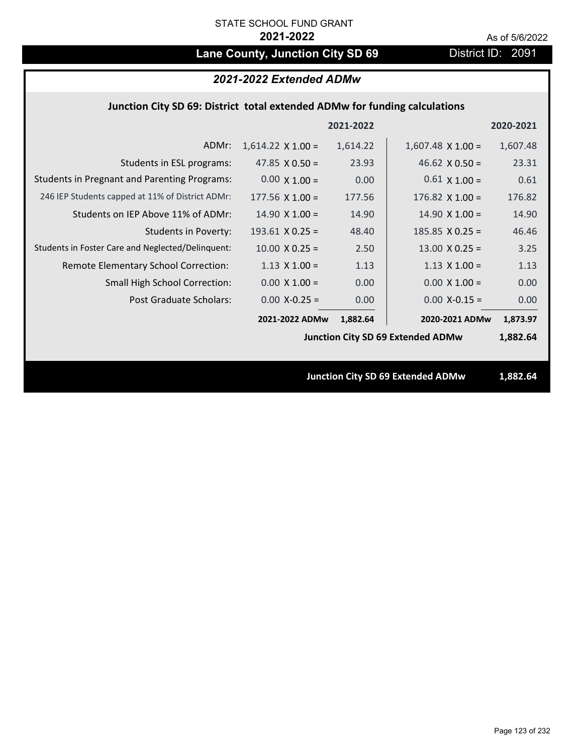STATE SCHOOL FUND GRANT

**2021-2022**

As of 5/6/2022

# Lane County, Junction City SD 69

District ID: 2091

## *2021-2022 Extended ADMw*

### Junction City SD 69: District total extended ADMw for funding calculations

| | | 2021-2022 | | 2020-2021 |
|---|---|---|---|---|
| ADMr: | 1,614.22 X 1.00 = | 1,614.22 | 1,607.48 X 1.00 = | 1,607.48 |
| Students in ESL programs: | 47.85 X 0.50 = | 23.93 | 46.62 X 0.50 = | 23.31 |
| Students in Pregnant and Parenting Programs: | 0.00 X 1.00 = | 0.00 | 0.61 X 1.00 = | 0.61 |
| 246 IEP Students capped at 11% of District ADMr: | 177.56 X 1.00 = | 177.56 | 176.82 X 1.00 = | 176.82 |
| Students on IEP Above 11% of ADMr: | 14.90 X 1.00 = | 14.90 | 14.90 X 1.00 = | 14.90 |
| Students in Poverty: | 193.61 X 0.25 = | 48.40 | 185.85 X 0.25 = | 46.46 |
| Students in Foster Care and Neglected/Delinquent: | 10.00 X 0.25 = | 2.50 | 13.00 X 0.25 = | 3.25 |
| Remote Elementary School Correction: | 1.13 X 1.00 = | 1.13 | 1.13 X 1.00 = | 1.13 |
| Small High School Correction: | 0.00 X 1.00 = | 0.00 | 0.00 X 1.00 = | 0.00 |
| Post Graduate Scholars: | 0.00 X-0.25 = | 0.00 | 0.00 X-0.15 = | 0.00 |
| | **2021-2022 ADMw** | **1,882.64** | **2020-2021 ADMw** | **1,873.97** |
| | | | **Junction City SD 69 Extended ADMw** | **1,882.64** |

**Junction City SD 69 Extended ADMw 1,882.64**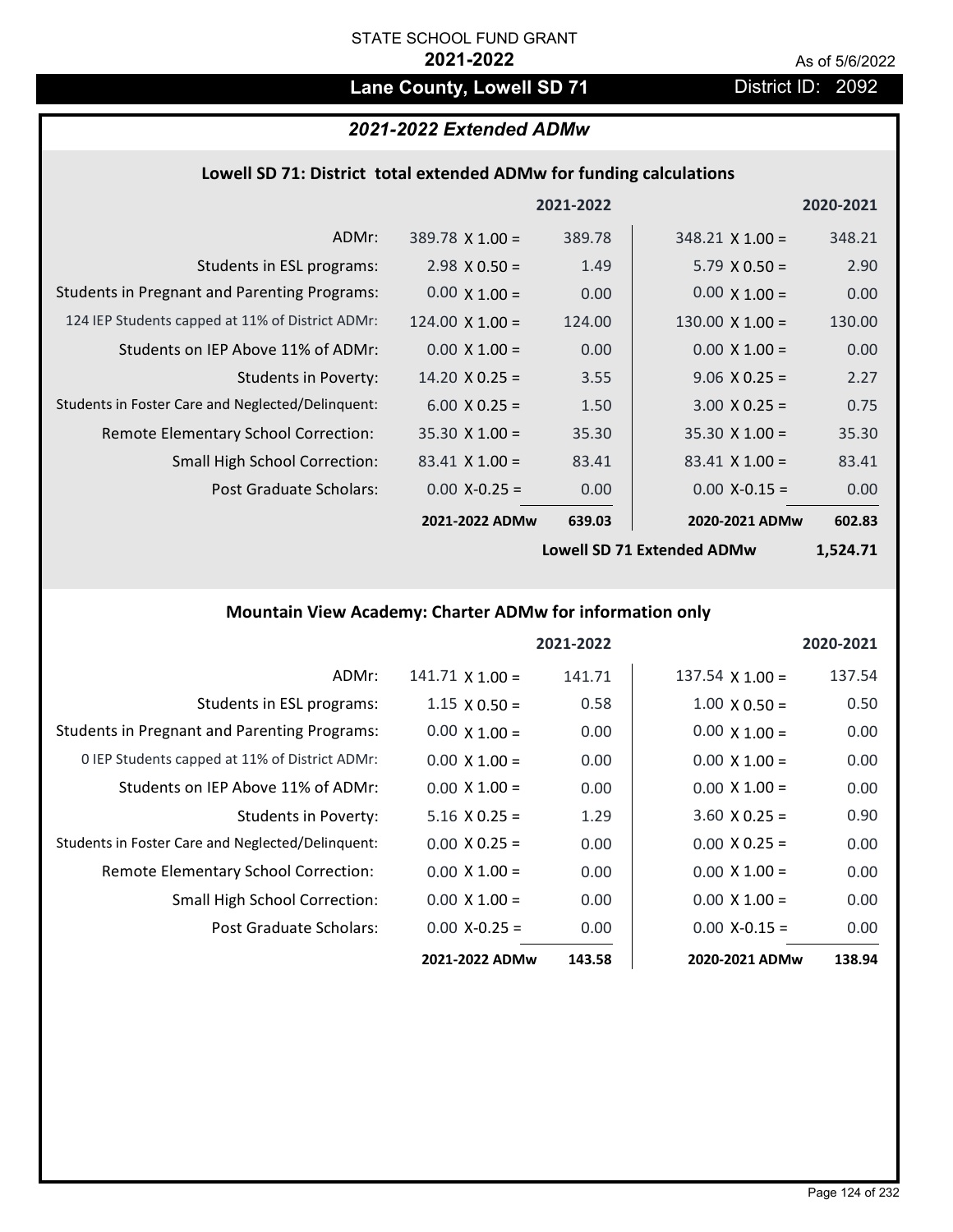STATE SCHOOL FUND GRANT

**2021-2022**

As of 5/6/2022

## Lane County, Lowell SD 71

District ID: 2092

### *2021-2022 Extended ADMw*

#### Lowell SD 71: District total extended ADMw for funding calculations

| | | 2021-2022 | | 2020-2021 |
|---|---|---|---|---|
| ADMr: | 389.78 X 1.00 = | 389.78 | 348.21 X 1.00 = | 348.21 |
| Students in ESL programs: | 2.98 X 0.50 = | 1.49 | 5.79 X 0.50 = | 2.90 |
| Students in Pregnant and Parenting Programs: | 0.00 X 1.00 = | 0.00 | 0.00 X 1.00 = | 0.00 |
| 124 IEP Students capped at 11% of District ADMr: | 124.00 X 1.00 = | 124.00 | 130.00 X 1.00 = | 130.00 |
| Students on IEP Above 11% of ADMr: | 0.00 X 1.00 = | 0.00 | 0.00 X 1.00 = | 0.00 |
| Students in Poverty: | 14.20 X 0.25 = | 3.55 | 9.06 X 0.25 = | 2.27 |
| Students in Foster Care and Neglected/Delinquent: | 6.00 X 0.25 = | 1.50 | 3.00 X 0.25 = | 0.75 |
| Remote Elementary School Correction: | 35.30 X 1.00 = | 35.30 | 35.30 X 1.00 = | 35.30 |
| Small High School Correction: | 83.41 X 1.00 = | 83.41 | 83.41 X 1.00 = | 83.41 |
| Post Graduate Scholars: | 0.00 X-0.25 = | 0.00 | 0.00 X-0.15 = | 0.00 |
| | **2021-2022 ADMw** | **639.03** | **2020-2021 ADMw** | **602.83** |
| | | | **Lowell SD 71 Extended ADMw** | **1,524.71** |

#### Mountain View Academy: Charter ADMw for information only

| | | 2021-2022 | | 2020-2021 |
|---|---|---|---|---|
| ADMr: | 141.71 X 1.00 = | 141.71 | 137.54 X 1.00 = | 137.54 |
| Students in ESL programs: | 1.15 X 0.50 = | 0.58 | 1.00 X 0.50 = | 0.50 |
| Students in Pregnant and Parenting Programs: | 0.00 X 1.00 = | 0.00 | 0.00 X 1.00 = | 0.00 |
| 0 IEP Students capped at 11% of District ADMr: | 0.00 X 1.00 = | 0.00 | 0.00 X 1.00 = | 0.00 |
| Students on IEP Above 11% of ADMr: | 0.00 X 1.00 = | 0.00 | 0.00 X 1.00 = | 0.00 |
| Students in Poverty: | 5.16 X 0.25 = | 1.29 | 3.60 X 0.25 = | 0.90 |
| Students in Foster Care and Neglected/Delinquent: | 0.00 X 0.25 = | 0.00 | 0.00 X 0.25 = | 0.00 |
| Remote Elementary School Correction: | 0.00 X 1.00 = | 0.00 | 0.00 X 1.00 = | 0.00 |
| Small High School Correction: | 0.00 X 1.00 = | 0.00 | 0.00 X 1.00 = | 0.00 |
| Post Graduate Scholars: | 0.00 X-0.25 = | 0.00 | 0.00 X-0.15 = | 0.00 |
| | **2021-2022 ADMw** | **143.58** | **2020-2021 ADMw** | **138.94** |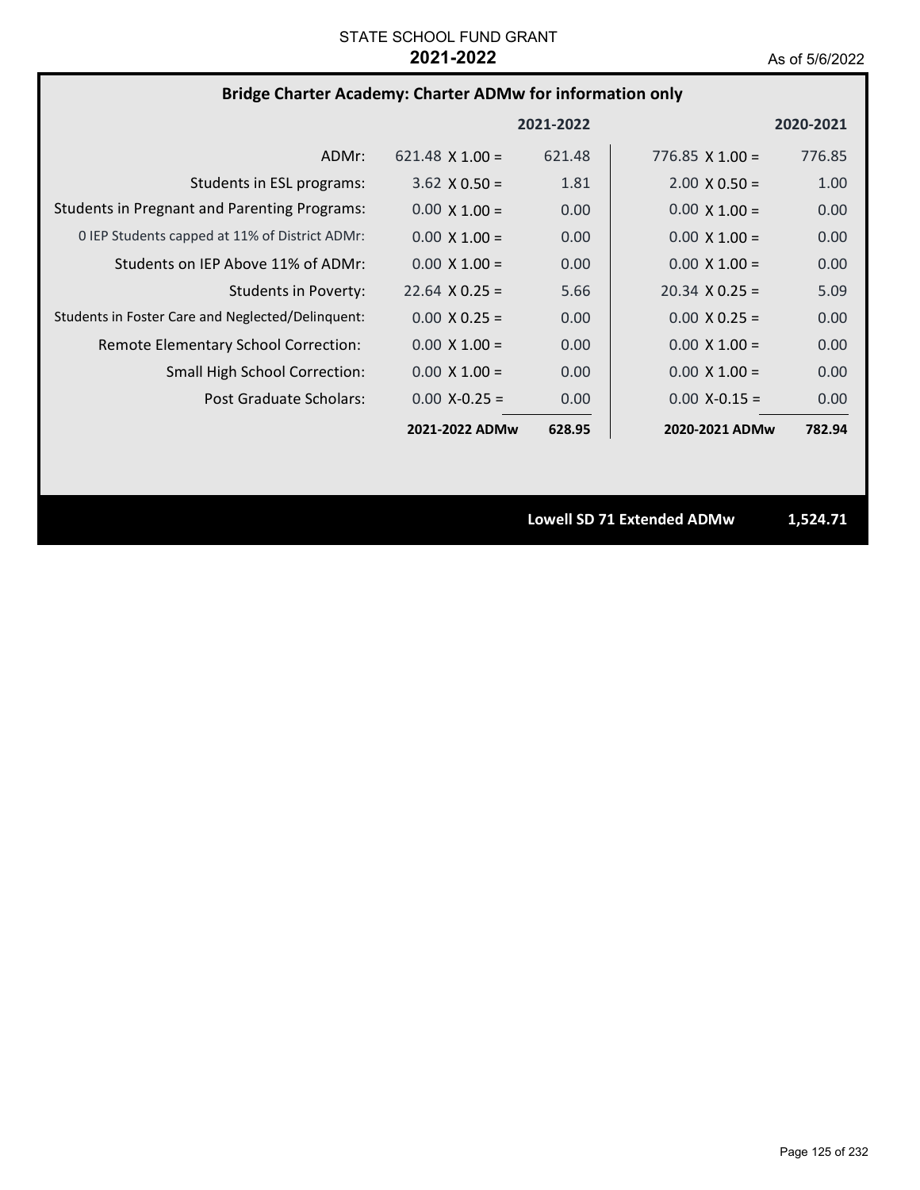STATE SCHOOL FUND GRANT

**2021-2022**

As of 5/6/2022

## Bridge Charter Academy: Charter ADMw for information only

| | 2021-2022 | | 2020-2021 | |
|---|---|---|---|---|
| ADMr: | 621.48 X 1.00 = | 621.48 | 776.85 X 1.00 = | 776.85 |
| Students in ESL programs: | 3.62 X 0.50 = | 1.81 | 2.00 X 0.50 = | 1.00 |
| Students in Pregnant and Parenting Programs: | 0.00 X 1.00 = | 0.00 | 0.00 X 1.00 = | 0.00 |
| 0 IEP Students capped at 11% of District ADMr: | 0.00 X 1.00 = | 0.00 | 0.00 X 1.00 = | 0.00 |
| Students on IEP Above 11% of ADMr: | 0.00 X 1.00 = | 0.00 | 0.00 X 1.00 = | 0.00 |
| Students in Poverty: | 22.64 X 0.25 = | 5.66 | 20.34 X 0.25 = | 5.09 |
| Students in Foster Care and Neglected/Delinquent: | 0.00 X 0.25 = | 0.00 | 0.00 X 0.25 = | 0.00 |
| Remote Elementary School Correction: | 0.00 X 1.00 = | 0.00 | 0.00 X 1.00 = | 0.00 |
| Small High School Correction: | 0.00 X 1.00 = | 0.00 | 0.00 X 1.00 = | 0.00 |
| Post Graduate Scholars: | 0.00 X-0.25 = | 0.00 | 0.00 X-0.15 = | 0.00 |
| | **2021-2022 ADMw** | **628.95** | **2020-2021 ADMw** | **782.94** |

**Lowell SD 71 Extended ADMw** **1,524.71**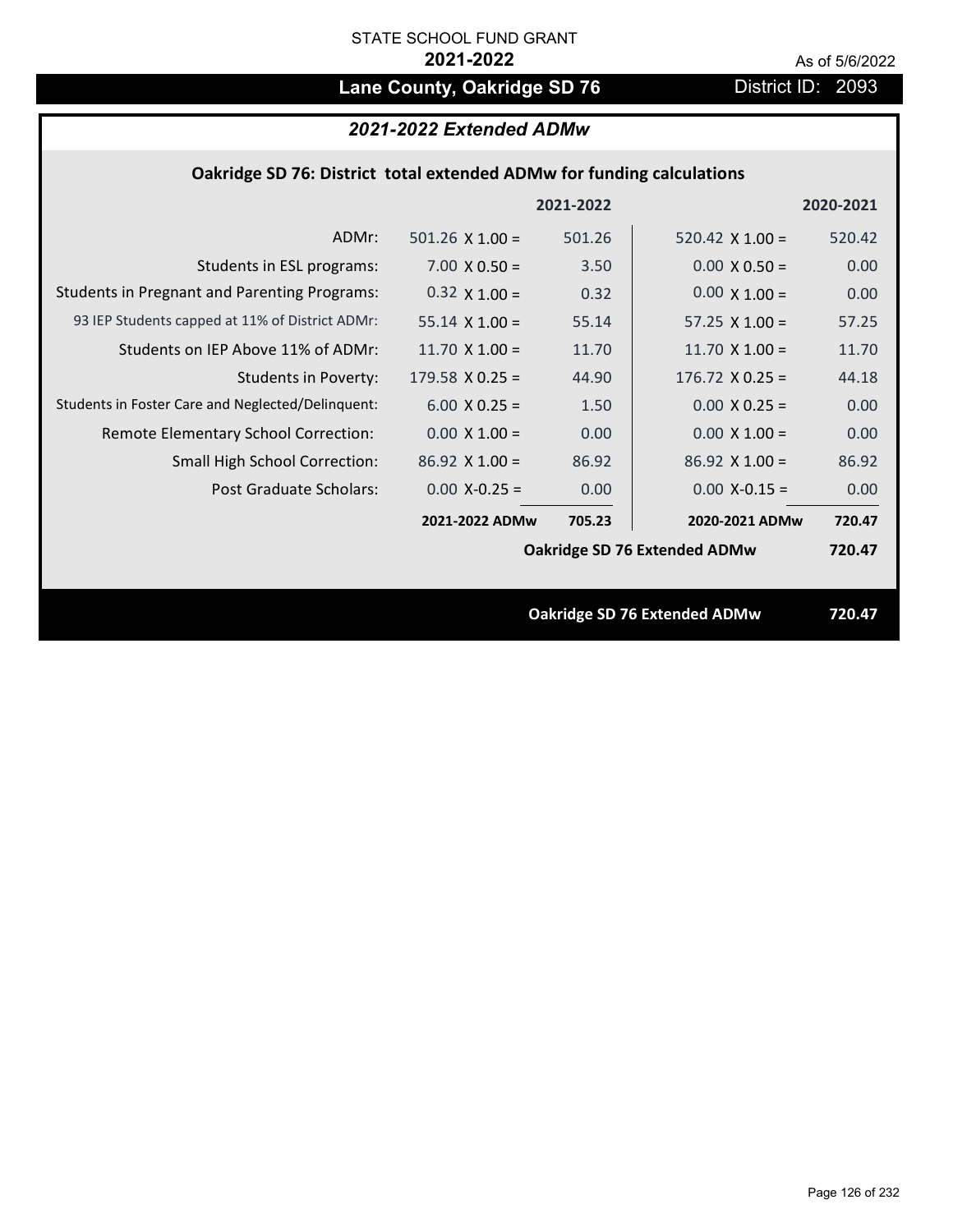STATE SCHOOL FUND GRANT

**2021-2022**

As of 5/6/2022

# Lane County, Oakridge SD 76

District ID: 2093

## *2021-2022 Extended ADMw*

### Oakridge SD 76: District total extended ADMw for funding calculations

| | 2021-2022 | | 2020-2021 | |
|---|---|---|---|---|
| ADMr: | 501.26 X 1.00 = | 501.26 | 520.42 X 1.00 = | 520.42 |
| Students in ESL programs: | 7.00 X 0.50 = | 3.50 | 0.00 X 0.50 = | 0.00 |
| Students in Pregnant and Parenting Programs: | 0.32 X 1.00 = | 0.32 | 0.00 X 1.00 = | 0.00 |
| 93 IEP Students capped at 11% of District ADMr: | 55.14 X 1.00 = | 55.14 | 57.25 X 1.00 = | 57.25 |
| Students on IEP Above 11% of ADMr: | 11.70 X 1.00 = | 11.70 | 11.70 X 1.00 = | 11.70 |
| Students in Poverty: | 179.58 X 0.25 = | 44.90 | 176.72 X 0.25 = | 44.18 |
| Students in Foster Care and Neglected/Delinquent: | 6.00 X 0.25 = | 1.50 | 0.00 X 0.25 = | 0.00 |
| Remote Elementary School Correction: | 0.00 X 1.00 = | 0.00 | 0.00 X 1.00 = | 0.00 |
| Small High School Correction: | 86.92 X 1.00 = | 86.92 | 86.92 X 1.00 = | 86.92 |
| Post Graduate Scholars: | 0.00 X-0.25 = | 0.00 | 0.00 X-0.15 = | 0.00 |
| | **2021-2022 ADMw** | **705.23** | **2020-2021 ADMw** | **720.47** |
| | | | **Oakridge SD 76 Extended ADMw** | **720.47** |

**Oakridge SD 76 Extended ADMw 720.47**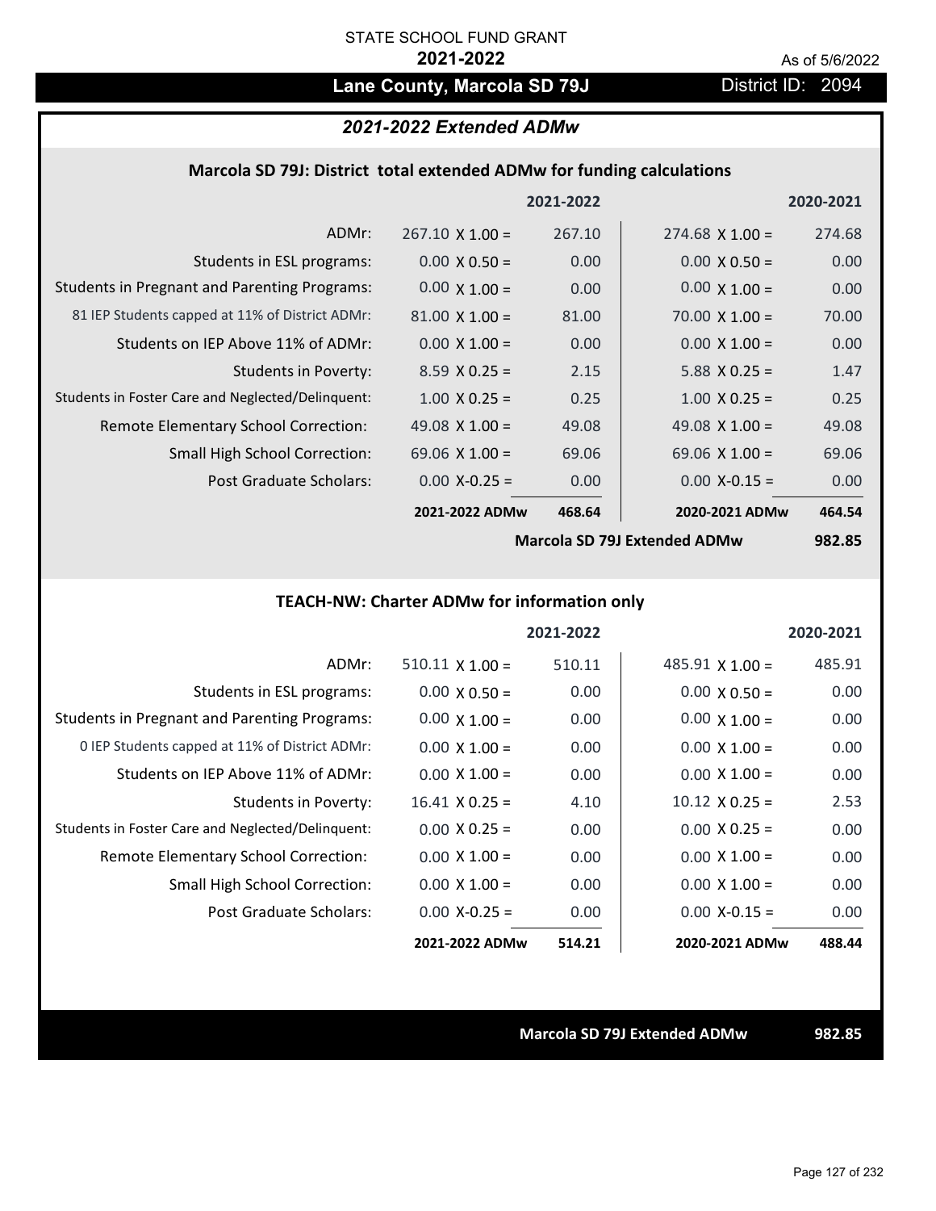STATE SCHOOL FUND GRANT

**2021-2022**

As of 5/6/2022

# Lane County, Marcola SD 79J

District ID: 2094

## *2021-2022 Extended ADMw*

### Marcola SD 79J: District total extended ADMw for funding calculations

| | | 2021-2022 | | 2020-2021 |
|---|---|---|---|---|
| ADMr: | 267.10 X 1.00 = | 267.10 | 274.68 X 1.00 = | 274.68 |
| Students in ESL programs: | 0.00 X 0.50 = | 0.00 | 0.00 X 0.50 = | 0.00 |
| Students in Pregnant and Parenting Programs: | 0.00 X 1.00 = | 0.00 | 0.00 X 1.00 = | 0.00 |
| 81 IEP Students capped at 11% of District ADMr: | 81.00 X 1.00 = | 81.00 | 70.00 X 1.00 = | 70.00 |
| Students on IEP Above 11% of ADMr: | 0.00 X 1.00 = | 0.00 | 0.00 X 1.00 = | 0.00 |
| Students in Poverty: | 8.59 X 0.25 = | 2.15 | 5.88 X 0.25 = | 1.47 |
| Students in Foster Care and Neglected/Delinquent: | 1.00 X 0.25 = | 0.25 | 1.00 X 0.25 = | 0.25 |
| Remote Elementary School Correction: | 49.08 X 1.00 = | 49.08 | 49.08 X 1.00 = | 49.08 |
| Small High School Correction: | 69.06 X 1.00 = | 69.06 | 69.06 X 1.00 = | 69.06 |
| Post Graduate Scholars: | 0.00 X-0.25 = | 0.00 | 0.00 X-0.15 = | 0.00 |
| | **2021-2022 ADMw** | **468.64** | **2020-2021 ADMw** | **464.54** |
| | | **Marcola SD 79J Extended ADMw** | | **982.85** |

### TEACH-NW: Charter ADMw for information only

| | | 2021-2022 | | 2020-2021 |
|---|---|---|---|---|
| ADMr: | 510.11 X 1.00 = | 510.11 | 485.91 X 1.00 = | 485.91 |
| Students in ESL programs: | 0.00 X 0.50 = | 0.00 | 0.00 X 0.50 = | 0.00 |
| Students in Pregnant and Parenting Programs: | 0.00 X 1.00 = | 0.00 | 0.00 X 1.00 = | 0.00 |
| 0 IEP Students capped at 11% of District ADMr: | 0.00 X 1.00 = | 0.00 | 0.00 X 1.00 = | 0.00 |
| Students on IEP Above 11% of ADMr: | 0.00 X 1.00 = | 0.00 | 0.00 X 1.00 = | 0.00 |
| Students in Poverty: | 16.41 X 0.25 = | 4.10 | 10.12 X 0.25 = | 2.53 |
| Students in Foster Care and Neglected/Delinquent: | 0.00 X 0.25 = | 0.00 | 0.00 X 0.25 = | 0.00 |
| Remote Elementary School Correction: | 0.00 X 1.00 = | 0.00 | 0.00 X 1.00 = | 0.00 |
| Small High School Correction: | 0.00 X 1.00 = | 0.00 | 0.00 X 1.00 = | 0.00 |
| Post Graduate Scholars: | 0.00 X-0.25 = | 0.00 | 0.00 X-0.15 = | 0.00 |
| | **2021-2022 ADMw** | **514.21** | **2020-2021 ADMw** | **488.44** |

**Marcola SD 79J Extended ADMw** **982.85**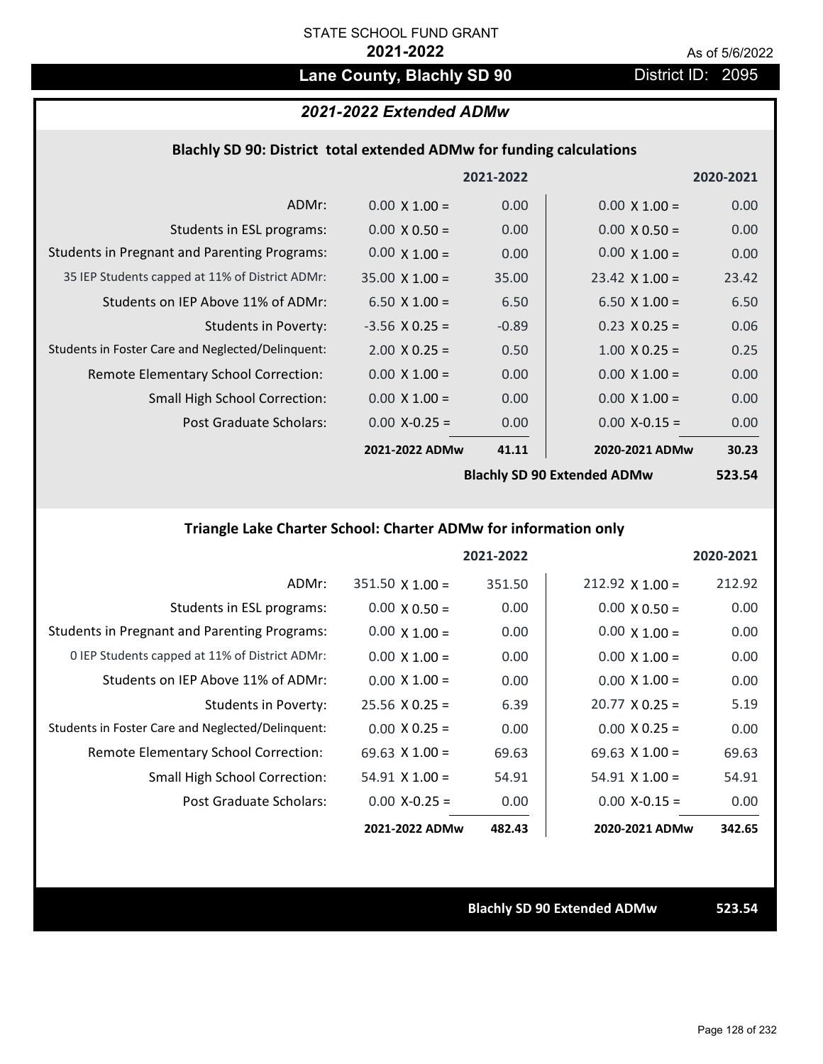STATE SCHOOL FUND GRANT

**2021-2022**

As of 5/6/2022

## Lane County, Blachly SD 90

District ID: 2095

### *2021-2022 Extended ADMw*

#### Blachly SD 90: District total extended ADMw for funding calculations

| | | 2021-2022 | | 2020-2021 |
|---|---|---|---|---|
| ADMr: | 0.00 X 1.00 = | 0.00 | 0.00 X 1.00 = | 0.00 |
| Students in ESL programs: | 0.00 X 0.50 = | 0.00 | 0.00 X 0.50 = | 0.00 |
| Students in Pregnant and Parenting Programs: | 0.00 X 1.00 = | 0.00 | 0.00 X 1.00 = | 0.00 |
| 35 IEP Students capped at 11% of District ADMr: | 35.00 X 1.00 = | 35.00 | 23.42 X 1.00 = | 23.42 |
| Students on IEP Above 11% of ADMr: | 6.50 X 1.00 = | 6.50 | 6.50 X 1.00 = | 6.50 |
| Students in Poverty: | -3.56 X 0.25 = | -0.89 | 0.23 X 0.25 = | 0.06 |
| Students in Foster Care and Neglected/Delinquent: | 2.00 X 0.25 = | 0.50 | 1.00 X 0.25 = | 0.25 |
| Remote Elementary School Correction: | 0.00 X 1.00 = | 0.00 | 0.00 X 1.00 = | 0.00 |
| Small High School Correction: | 0.00 X 1.00 = | 0.00 | 0.00 X 1.00 = | 0.00 |
| Post Graduate Scholars: | 0.00 X-0.25 = | 0.00 | 0.00 X-0.15 = | 0.00 |
| | **2021-2022 ADMw** | **41.11** | **2020-2021 ADMw** | **30.23** |
| | | | **Blachly SD 90 Extended ADMw** | **523.54** |

#### Triangle Lake Charter School: Charter ADMw for information only

| | | 2021-2022 | | 2020-2021 |
|---|---|---|---|---|
| ADMr: | 351.50 X 1.00 = | 351.50 | 212.92 X 1.00 = | 212.92 |
| Students in ESL programs: | 0.00 X 0.50 = | 0.00 | 0.00 X 0.50 = | 0.00 |
| Students in Pregnant and Parenting Programs: | 0.00 X 1.00 = | 0.00 | 0.00 X 1.00 = | 0.00 |
| 0 IEP Students capped at 11% of District ADMr: | 0.00 X 1.00 = | 0.00 | 0.00 X 1.00 = | 0.00 |
| Students on IEP Above 11% of ADMr: | 0.00 X 1.00 = | 0.00 | 0.00 X 1.00 = | 0.00 |
| Students in Poverty: | 25.56 X 0.25 = | 6.39 | 20.77 X 0.25 = | 5.19 |
| Students in Foster Care and Neglected/Delinquent: | 0.00 X 0.25 = | 0.00 | 0.00 X 0.25 = | 0.00 |
| Remote Elementary School Correction: | 69.63 X 1.00 = | 69.63 | 69.63 X 1.00 = | 69.63 |
| Small High School Correction: | 54.91 X 1.00 = | 54.91 | 54.91 X 1.00 = | 54.91 |
| Post Graduate Scholars: | 0.00 X-0.25 = | 0.00 | 0.00 X-0.15 = | 0.00 |
| | **2021-2022 ADMw** | **482.43** | **2020-2021 ADMw** | **342.65** |

**Blachly SD 90 Extended ADMw** **523.54**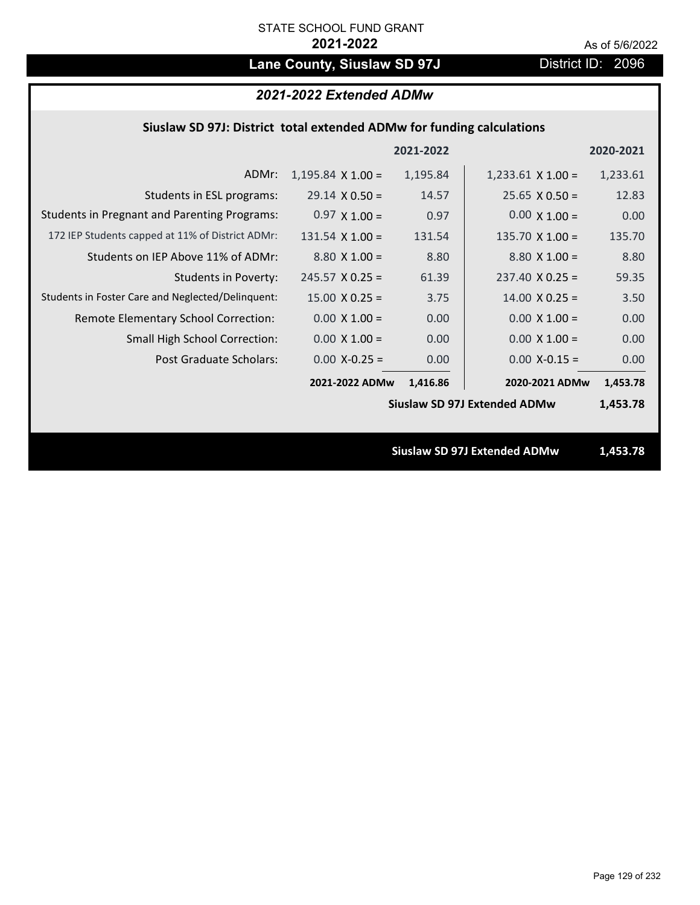STATE SCHOOL FUND GRANT

**2021-2022**

As of 5/6/2022

## Lane County, Siuslaw SD 97J

District ID: 2096

### *2021-2022 Extended ADMw*

**Siuslaw SD 97J: District total extended ADMw for funding calculations**

| | | 2021-2022 | | 2020-2021 |
|---|---|---|---|---|
| ADMr: | 1,195.84 X 1.00 = | 1,195.84 | 1,233.61 X 1.00 = | 1,233.61 |
| Students in ESL programs: | 29.14 X 0.50 = | 14.57 | 25.65 X 0.50 = | 12.83 |
| Students in Pregnant and Parenting Programs: | 0.97 X 1.00 = | 0.97 | 0.00 X 1.00 = | 0.00 |
| 172 IEP Students capped at 11% of District ADMr: | 131.54 X 1.00 = | 131.54 | 135.70 X 1.00 = | 135.70 |
| Students on IEP Above 11% of ADMr: | 8.80 X 1.00 = | 8.80 | 8.80 X 1.00 = | 8.80 |
| Students in Poverty: | 245.57 X 0.25 = | 61.39 | 237.40 X 0.25 = | 59.35 |
| Students in Foster Care and Neglected/Delinquent: | 15.00 X 0.25 = | 3.75 | 14.00 X 0.25 = | 3.50 |
| Remote Elementary School Correction: | 0.00 X 1.00 = | 0.00 | 0.00 X 1.00 = | 0.00 |
| Small High School Correction: | 0.00 X 1.00 = | 0.00 | 0.00 X 1.00 = | 0.00 |
| Post Graduate Scholars: | 0.00 X-0.25 = | 0.00 | 0.00 X-0.15 = | 0.00 |
| | **2021-2022 ADMw** | **1,416.86** | **2020-2021 ADMw** | **1,453.78** |
| | | | **Siuslaw SD 97J Extended ADMw** | **1,453.78** |

**Siuslaw SD 97J Extended ADMw 1,453.78**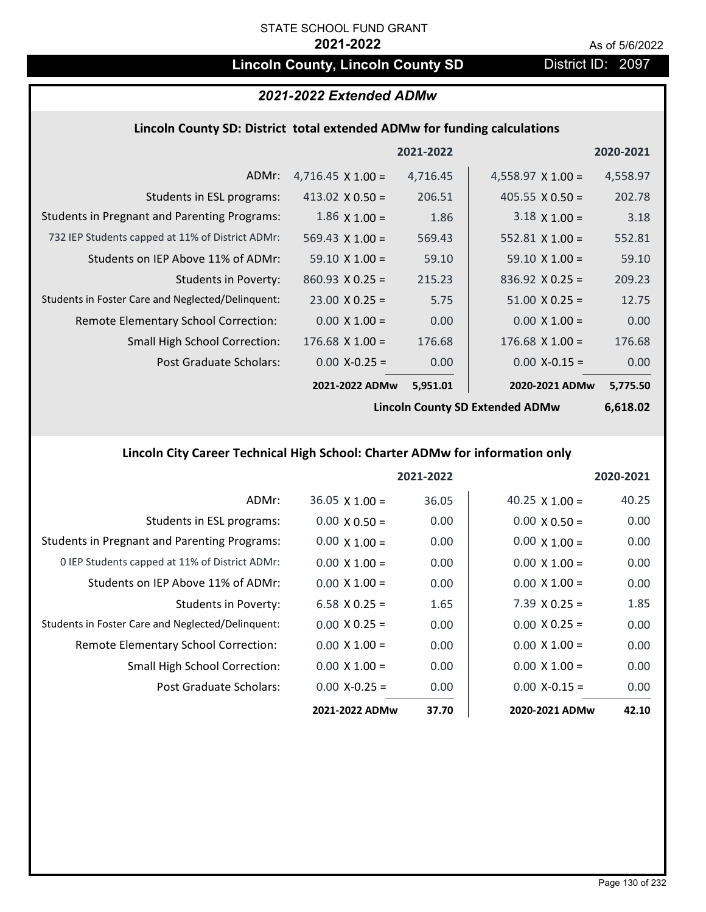STATE SCHOOL FUND GRANT

**2021-2022**

As of 5/6/2022

# Lincoln County, Lincoln County SD

District ID: 2097

## 2021-2022 Extended ADMw

### Lincoln County SD: District total extended ADMw for funding calculations

| | | 2021-2022 | | 2020-2021 |
|---|---|---|---|---|
| ADMr: | 4,716.45 X 1.00 = | 4,716.45 | 4,558.97 X 1.00 = | 4,558.97 |
| Students in ESL programs: | 413.02 X 0.50 = | 206.51 | 405.55 X 0.50 = | 202.78 |
| Students in Pregnant and Parenting Programs: | 1.86 X 1.00 = | 1.86 | 3.18 X 1.00 = | 3.18 |
| 732 IEP Students capped at 11% of District ADMr: | 569.43 X 1.00 = | 569.43 | 552.81 X 1.00 = | 552.81 |
| Students on IEP Above 11% of ADMr: | 59.10 X 1.00 = | 59.10 | 59.10 X 1.00 = | 59.10 |
| Students in Poverty: | 860.93 X 0.25 = | 215.23 | 836.92 X 0.25 = | 209.23 |
| Students in Foster Care and Neglected/Delinquent: | 23.00 X 0.25 = | 5.75 | 51.00 X 0.25 = | 12.75 |
| Remote Elementary School Correction: | 0.00 X 1.00 = | 0.00 | 0.00 X 1.00 = | 0.00 |
| Small High School Correction: | 176.68 X 1.00 = | 176.68 | 176.68 X 1.00 = | 176.68 |
| Post Graduate Scholars: | 0.00 X-0.25 = | 0.00 | 0.00 X-0.15 = | 0.00 |
| | **2021-2022 ADMw** | **5,951.01** | **2020-2021 ADMw** | **5,775.50** |
| | | | **Lincoln County SD Extended ADMw** | **6,618.02** |

### Lincoln City Career Technical High School: Charter ADMw for information only

| | | 2021-2022 | | 2020-2021 |
|---|---|---|---|---|
| ADMr: | 36.05 X 1.00 = | 36.05 | 40.25 X 1.00 = | 40.25 |
| Students in ESL programs: | 0.00 X 0.50 = | 0.00 | 0.00 X 0.50 = | 0.00 |
| Students in Pregnant and Parenting Programs: | 0.00 X 1.00 = | 0.00 | 0.00 X 1.00 = | 0.00 |
| 0 IEP Students capped at 11% of District ADMr: | 0.00 X 1.00 = | 0.00 | 0.00 X 1.00 = | 0.00 |
| Students on IEP Above 11% of ADMr: | 0.00 X 1.00 = | 0.00 | 0.00 X 1.00 = | 0.00 |
| Students in Poverty: | 6.58 X 0.25 = | 1.65 | 7.39 X 0.25 = | 1.85 |
| Students in Foster Care and Neglected/Delinquent: | 0.00 X 0.25 = | 0.00 | 0.00 X 0.25 = | 0.00 |
| Remote Elementary School Correction: | 0.00 X 1.00 = | 0.00 | 0.00 X 1.00 = | 0.00 |
| Small High School Correction: | 0.00 X 1.00 = | 0.00 | 0.00 X 1.00 = | 0.00 |
| Post Graduate Scholars: | 0.00 X-0.25 = | 0.00 | 0.00 X-0.15 = | 0.00 |
| | **2021-2022 ADMw** | **37.70** | **2020-2021 ADMw** | **42.10** |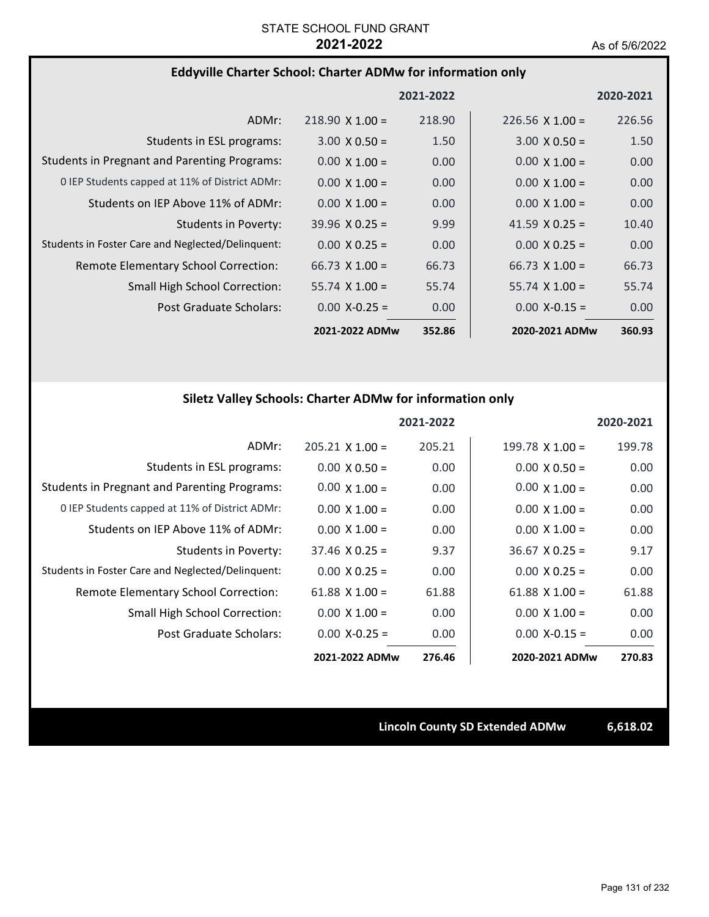STATE SCHOOL FUND GRANT
**2021-2022**

As of 5/6/2022

### Eddyville Charter School: Charter ADMw for information only

| | 2021-2022 | | 2020-2021 | |
|---|---|---|---|---|
| ADMr: | 218.90 X 1.00 = | 218.90 | 226.56 X 1.00 = | 226.56 |
| Students in ESL programs: | 3.00 X 0.50 = | 1.50 | 3.00 X 0.50 = | 1.50 |
| Students in Pregnant and Parenting Programs: | 0.00 X 1.00 = | 0.00 | 0.00 X 1.00 = | 0.00 |
| 0 IEP Students capped at 11% of District ADMr: | 0.00 X 1.00 = | 0.00 | 0.00 X 1.00 = | 0.00 |
| Students on IEP Above 11% of ADMr: | 0.00 X 1.00 = | 0.00 | 0.00 X 1.00 = | 0.00 |
| Students in Poverty: | 39.96 X 0.25 = | 9.99 | 41.59 X 0.25 = | 10.40 |
| Students in Foster Care and Neglected/Delinquent: | 0.00 X 0.25 = | 0.00 | 0.00 X 0.25 = | 0.00 |
| Remote Elementary School Correction: | 66.73 X 1.00 = | 66.73 | 66.73 X 1.00 = | 66.73 |
| Small High School Correction: | 55.74 X 1.00 = | 55.74 | 55.74 X 1.00 = | 55.74 |
| Post Graduate Scholars: | 0.00 X-0.25 = | 0.00 | 0.00 X-0.15 = | 0.00 |
| | **2021-2022 ADMw** | **352.86** | **2020-2021 ADMw** | **360.93** |

### Siletz Valley Schools: Charter ADMw for information only

| | 2021-2022 | | 2020-2021 | |
|---|---|---|---|---|
| ADMr: | 205.21 X 1.00 = | 205.21 | 199.78 X 1.00 = | 199.78 |
| Students in ESL programs: | 0.00 X 0.50 = | 0.00 | 0.00 X 0.50 = | 0.00 |
| Students in Pregnant and Parenting Programs: | 0.00 X 1.00 = | 0.00 | 0.00 X 1.00 = | 0.00 |
| 0 IEP Students capped at 11% of District ADMr: | 0.00 X 1.00 = | 0.00 | 0.00 X 1.00 = | 0.00 |
| Students on IEP Above 11% of ADMr: | 0.00 X 1.00 = | 0.00 | 0.00 X 1.00 = | 0.00 |
| Students in Poverty: | 37.46 X 0.25 = | 9.37 | 36.67 X 0.25 = | 9.17 |
| Students in Foster Care and Neglected/Delinquent: | 0.00 X 0.25 = | 0.00 | 0.00 X 0.25 = | 0.00 |
| Remote Elementary School Correction: | 61.88 X 1.00 = | 61.88 | 61.88 X 1.00 = | 61.88 |
| Small High School Correction: | 0.00 X 1.00 = | 0.00 | 0.00 X 1.00 = | 0.00 |
| Post Graduate Scholars: | 0.00 X-0.25 = | 0.00 | 0.00 X-0.15 = | 0.00 |
| | **2021-2022 ADMw** | **276.46** | **2020-2021 ADMw** | **270.83** |

**Lincoln County SD Extended ADMw** **6,618.02**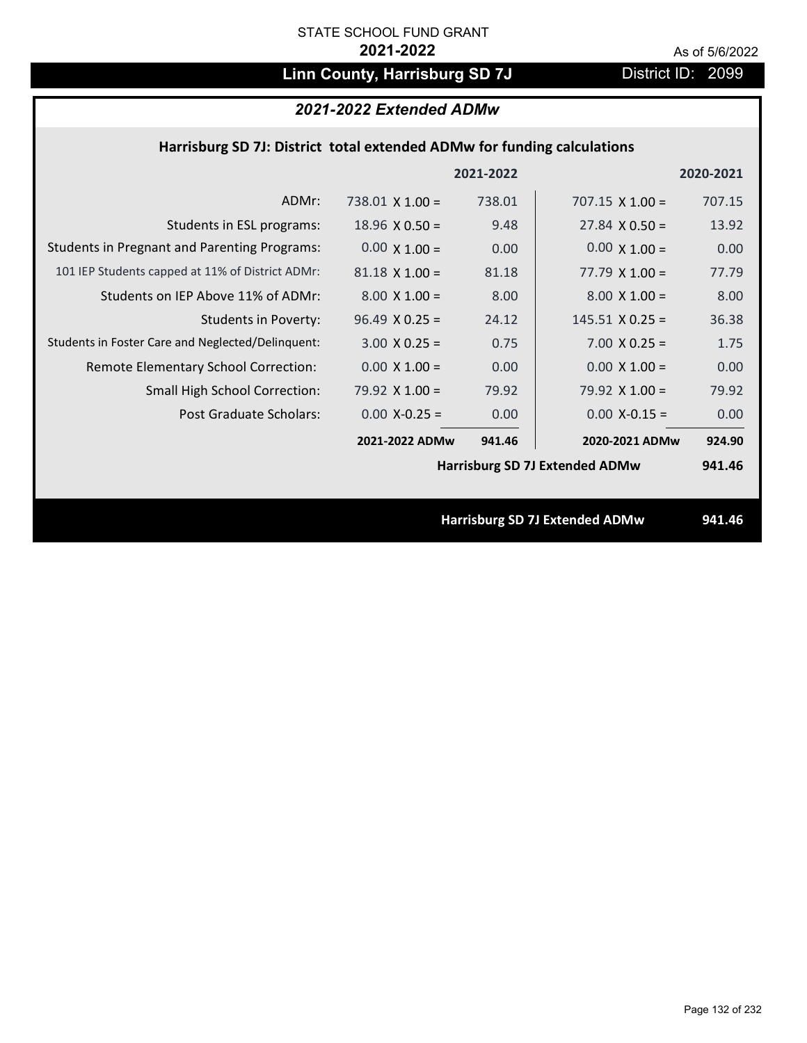STATE SCHOOL FUND GRANT

**2021-2022**

As of 5/6/2022

# Linn County, Harrisburg SD 7J

District ID: 2099

## *2021-2022 Extended ADMw*

### Harrisburg SD 7J: District total extended ADMw for funding calculations

| | | 2021-2022 | | 2020-2021 |
|---|---|---|---|---|
| ADMr: | 738.01 X 1.00 = | 738.01 | 707.15 X 1.00 = | 707.15 |
| Students in ESL programs: | 18.96 X 0.50 = | 9.48 | 27.84 X 0.50 = | 13.92 |
| Students in Pregnant and Parenting Programs: | 0.00 X 1.00 = | 0.00 | 0.00 X 1.00 = | 0.00 |
| 101 IEP Students capped at 11% of District ADMr: | 81.18 X 1.00 = | 81.18 | 77.79 X 1.00 = | 77.79 |
| Students on IEP Above 11% of ADMr: | 8.00 X 1.00 = | 8.00 | 8.00 X 1.00 = | 8.00 |
| Students in Poverty: | 96.49 X 0.25 = | 24.12 | 145.51 X 0.25 = | 36.38 |
| Students in Foster Care and Neglected/Delinquent: | 3.00 X 0.25 = | 0.75 | 7.00 X 0.25 = | 1.75 |
| Remote Elementary School Correction: | 0.00 X 1.00 = | 0.00 | 0.00 X 1.00 = | 0.00 |
| Small High School Correction: | 79.92 X 1.00 = | 79.92 | 79.92 X 1.00 = | 79.92 |
| Post Graduate Scholars: | 0.00 X-0.25 = | 0.00 | 0.00 X-0.15 = | 0.00 |
| | **2021-2022 ADMw** | **941.46** | **2020-2021 ADMw** | **924.90** |
| | | | **Harrisburg SD 7J Extended ADMw** | **941.46** |

**Harrisburg SD 7J Extended ADMw** **941.46**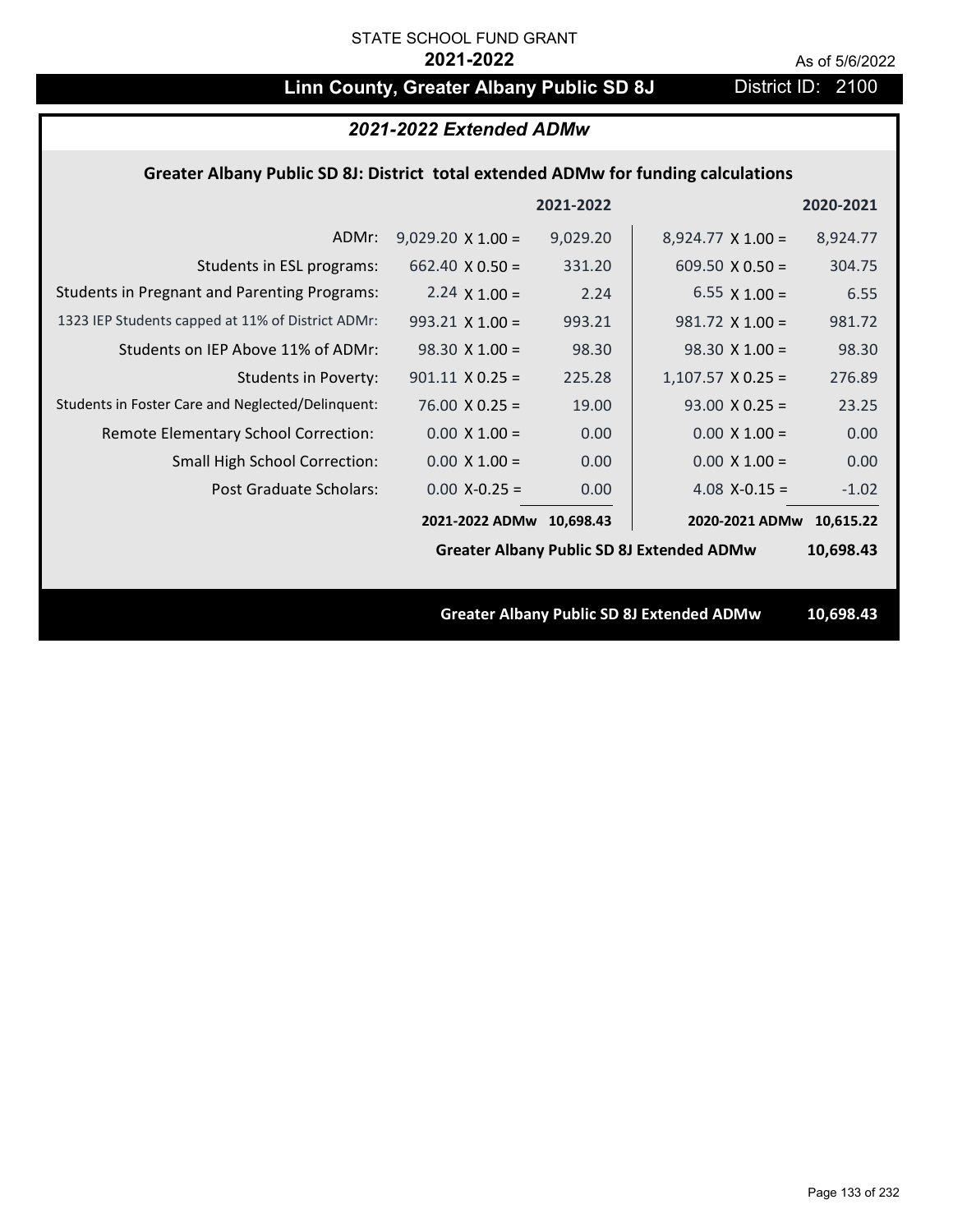STATE SCHOOL FUND GRANT

**2021-2022**

As of 5/6/2022

# Linn County, Greater Albany Public SD 8J

District ID: 2100

## *2021-2022 Extended ADMw*

### Greater Albany Public SD 8J: District total extended ADMw for funding calculations

| | | 2021-2022 | | 2020-2021 |
|---|---|---|---|---|
| ADMr: | 9,029.20 X 1.00 = | 9,029.20 | 8,924.77 X 1.00 = | 8,924.77 |
| Students in ESL programs: | 662.40 X 0.50 = | 331.20 | 609.50 X 0.50 = | 304.75 |
| Students in Pregnant and Parenting Programs: | 2.24 X 1.00 = | 2.24 | 6.55 X 1.00 = | 6.55 |
| 1323 IEP Students capped at 11% of District ADMr: | 993.21 X 1.00 = | 993.21 | 981.72 X 1.00 = | 981.72 |
| Students on IEP Above 11% of ADMr: | 98.30 X 1.00 = | 98.30 | 98.30 X 1.00 = | 98.30 |
| Students in Poverty: | 901.11 X 0.25 = | 225.28 | 1,107.57 X 0.25 = | 276.89 |
| Students in Foster Care and Neglected/Delinquent: | 76.00 X 0.25 = | 19.00 | 93.00 X 0.25 = | 23.25 |
| Remote Elementary School Correction: | 0.00 X 1.00 = | 0.00 | 0.00 X 1.00 = | 0.00 |
| Small High School Correction: | 0.00 X 1.00 = | 0.00 | 0.00 X 1.00 = | 0.00 |
| Post Graduate Scholars: | 0.00 X-0.25 = | 0.00 | 4.08 X-0.15 = | -1.02 |
| | **2021-2022 ADMw** | **10,698.43** | **2020-2021 ADMw** | **10,615.22** |

**Greater Albany Public SD 8J Extended ADMw 10,698.43**

**Greater Albany Public SD 8J Extended ADMw 10,698.43**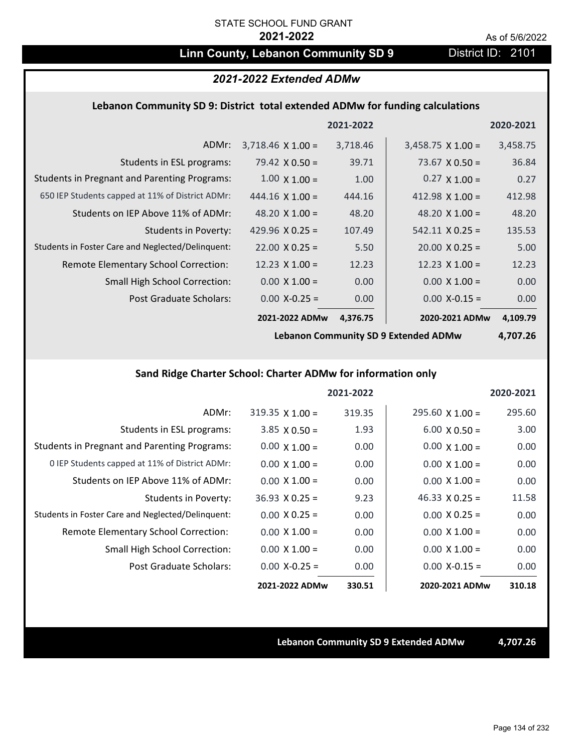STATE SCHOOL FUND GRANT

**2021-2022**

As of 5/6/2022

# Linn County, Lebanon Community SD 9

District ID: 2101

## *2021-2022 Extended ADMw*

### Lebanon Community SD 9: District total extended ADMw for funding calculations

| | | 2021-2022 | | 2020-2021 |
|---|---|---|---|---|
| ADMr: | 3,718.46 X 1.00 = | 3,718.46 | 3,458.75 X 1.00 = | 3,458.75 |
| Students in ESL programs: | 79.42 X 0.50 = | 39.71 | 73.67 X 0.50 = | 36.84 |
| Students in Pregnant and Parenting Programs: | 1.00 X 1.00 = | 1.00 | 0.27 X 1.00 = | 0.27 |
| 650 IEP Students capped at 11% of District ADMr: | 444.16 X 1.00 = | 444.16 | 412.98 X 1.00 = | 412.98 |
| Students on IEP Above 11% of ADMr: | 48.20 X 1.00 = | 48.20 | 48.20 X 1.00 = | 48.20 |
| Students in Poverty: | 429.96 X 0.25 = | 107.49 | 542.11 X 0.25 = | 135.53 |
| Students in Foster Care and Neglected/Delinquent: | 22.00 X 0.25 = | 5.50 | 20.00 X 0.25 = | 5.00 |
| Remote Elementary School Correction: | 12.23 X 1.00 = | 12.23 | 12.23 X 1.00 = | 12.23 |
| Small High School Correction: | 0.00 X 1.00 = | 0.00 | 0.00 X 1.00 = | 0.00 |
| Post Graduate Scholars: | 0.00 X-0.25 = | 0.00 | 0.00 X-0.15 = | 0.00 |
| | **2021-2022 ADMw** | **4,376.75** | **2020-2021 ADMw** | **4,109.79** |
| | | | **Lebanon Community SD 9 Extended ADMw** | **4,707.26** |

### Sand Ridge Charter School: Charter ADMw for information only

| | | 2021-2022 | | 2020-2021 |
|---|---|---|---|---|
| ADMr: | 319.35 X 1.00 = | 319.35 | 295.60 X 1.00 = | 295.60 |
| Students in ESL programs: | 3.85 X 0.50 = | 1.93 | 6.00 X 0.50 = | 3.00 |
| Students in Pregnant and Parenting Programs: | 0.00 X 1.00 = | 0.00 | 0.00 X 1.00 = | 0.00 |
| 0 IEP Students capped at 11% of District ADMr: | 0.00 X 1.00 = | 0.00 | 0.00 X 1.00 = | 0.00 |
| Students on IEP Above 11% of ADMr: | 0.00 X 1.00 = | 0.00 | 0.00 X 1.00 = | 0.00 |
| Students in Poverty: | 36.93 X 0.25 = | 9.23 | 46.33 X 0.25 = | 11.58 |
| Students in Foster Care and Neglected/Delinquent: | 0.00 X 0.25 = | 0.00 | 0.00 X 0.25 = | 0.00 |
| Remote Elementary School Correction: | 0.00 X 1.00 = | 0.00 | 0.00 X 1.00 = | 0.00 |
| Small High School Correction: | 0.00 X 1.00 = | 0.00 | 0.00 X 1.00 = | 0.00 |
| Post Graduate Scholars: | 0.00 X-0.25 = | 0.00 | 0.00 X-0.15 = | 0.00 |
| | **2021-2022 ADMw** | **330.51** | **2020-2021 ADMw** | **310.18** |

**Lebanon Community SD 9 Extended ADMw** **4,707.26**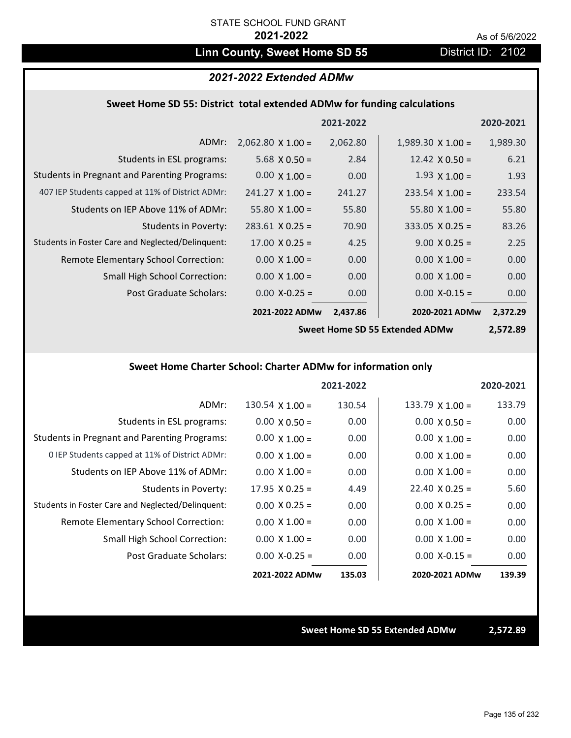STATE SCHOOL FUND GRANT

**2021-2022**

As of 5/6/2022

# Linn County, Sweet Home SD 55

District ID: 2102

## *2021-2022 Extended ADMw*

### Sweet Home SD 55: District total extended ADMw for funding calculations

| | 2021-2022 | | 2020-2021 | |
|---|---|---|---|---|
| ADMr: | 2,062.80 X 1.00 = | 2,062.80 | 1,989.30 X 1.00 = | 1,989.30 |
| Students in ESL programs: | 5.68 X 0.50 = | 2.84 | 12.42 X 0.50 = | 6.21 |
| Students in Pregnant and Parenting Programs: | 0.00 X 1.00 = | 0.00 | 1.93 X 1.00 = | 1.93 |
| 407 IEP Students capped at 11% of District ADMr: | 241.27 X 1.00 = | 241.27 | 233.54 X 1.00 = | 233.54 |
| Students on IEP Above 11% of ADMr: | 55.80 X 1.00 = | 55.80 | 55.80 X 1.00 = | 55.80 |
| Students in Poverty: | 283.61 X 0.25 = | 70.90 | 333.05 X 0.25 = | 83.26 |
| Students in Foster Care and Neglected/Delinquent: | 17.00 X 0.25 = | 4.25 | 9.00 X 0.25 = | 2.25 |
| Remote Elementary School Correction: | 0.00 X 1.00 = | 0.00 | 0.00 X 1.00 = | 0.00 |
| Small High School Correction: | 0.00 X 1.00 = | 0.00 | 0.00 X 1.00 = | 0.00 |
| Post Graduate Scholars: | 0.00 X-0.25 = | 0.00 | 0.00 X-0.15 = | 0.00 |
| | **2021-2022 ADMw** | **2,437.86** | **2020-2021 ADMw** | **2,372.29** |
| | | | **Sweet Home SD 55 Extended ADMw** | **2,572.89** |

### Sweet Home Charter School: Charter ADMw for information only

| | 2021-2022 | | 2020-2021 | |
|---|---|---|---|---|
| ADMr: | 130.54 X 1.00 = | 130.54 | 133.79 X 1.00 = | 133.79 |
| Students in ESL programs: | 0.00 X 0.50 = | 0.00 | 0.00 X 0.50 = | 0.00 |
| Students in Pregnant and Parenting Programs: | 0.00 X 1.00 = | 0.00 | 0.00 X 1.00 = | 0.00 |
| 0 IEP Students capped at 11% of District ADMr: | 0.00 X 1.00 = | 0.00 | 0.00 X 1.00 = | 0.00 |
| Students on IEP Above 11% of ADMr: | 0.00 X 1.00 = | 0.00 | 0.00 X 1.00 = | 0.00 |
| Students in Poverty: | 17.95 X 0.25 = | 4.49 | 22.40 X 0.25 = | 5.60 |
| Students in Foster Care and Neglected/Delinquent: | 0.00 X 0.25 = | 0.00 | 0.00 X 0.25 = | 0.00 |
| Remote Elementary School Correction: | 0.00 X 1.00 = | 0.00 | 0.00 X 1.00 = | 0.00 |
| Small High School Correction: | 0.00 X 1.00 = | 0.00 | 0.00 X 1.00 = | 0.00 |
| Post Graduate Scholars: | 0.00 X-0.25 = | 0.00 | 0.00 X-0.15 = | 0.00 |
| | **2021-2022 ADMw** | **135.03** | **2020-2021 ADMw** | **139.39** |

**Sweet Home SD 55 Extended ADMw** **2,572.89**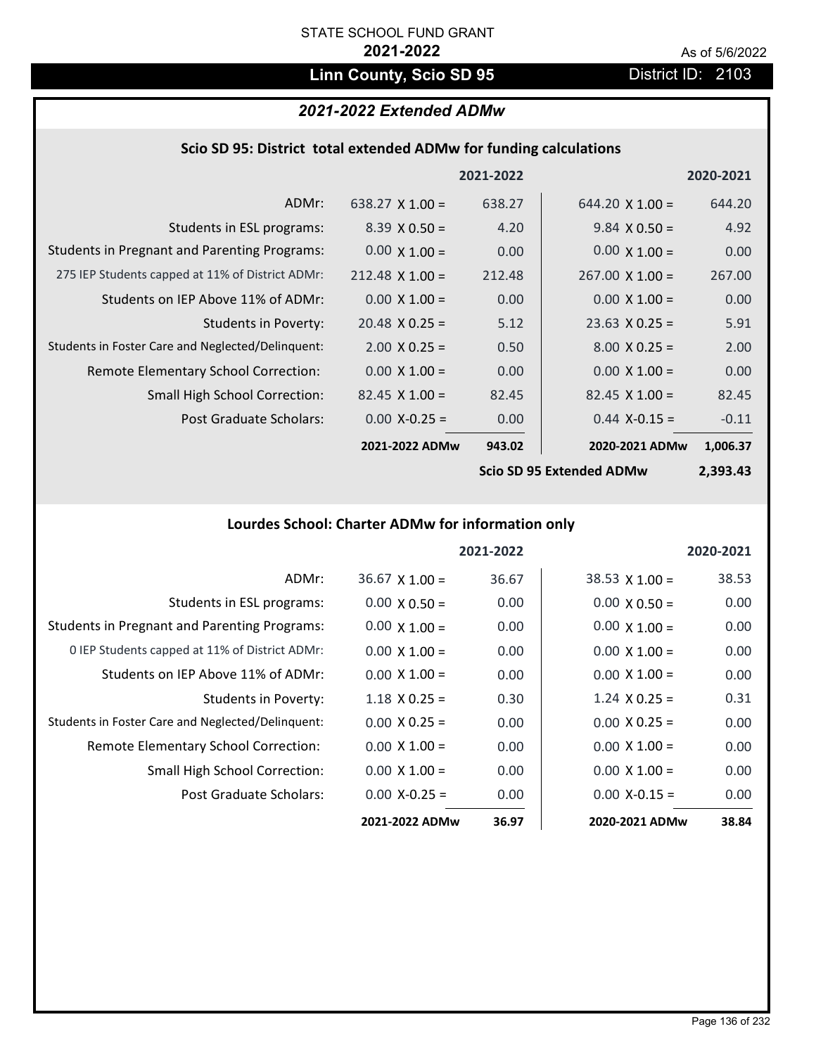STATE SCHOOL FUND GRANT

**2021-2022**

As of 5/6/2022

## Linn County, Scio SD 95

District ID: 2103

### *2021-2022 Extended ADMw*

#### Scio SD 95: District total extended ADMw for funding calculations

| | 2021-2022 | | 2020-2021 | |
|---|---|---|---|---|
| ADMr: | 638.27 X 1.00 = | 638.27 | 644.20 X 1.00 = | 644.20 |
| Students in ESL programs: | 8.39 X 0.50 = | 4.20 | 9.84 X 0.50 = | 4.92 |
| Students in Pregnant and Parenting Programs: | 0.00 X 1.00 = | 0.00 | 0.00 X 1.00 = | 0.00 |
| 275 IEP Students capped at 11% of District ADMr: | 212.48 X 1.00 = | 212.48 | 267.00 X 1.00 = | 267.00 |
| Students on IEP Above 11% of ADMr: | 0.00 X 1.00 = | 0.00 | 0.00 X 1.00 = | 0.00 |
| Students in Poverty: | 20.48 X 0.25 = | 5.12 | 23.63 X 0.25 = | 5.91 |
| Students in Foster Care and Neglected/Delinquent: | 2.00 X 0.25 = | 0.50 | 8.00 X 0.25 = | 2.00 |
| Remote Elementary School Correction: | 0.00 X 1.00 = | 0.00 | 0.00 X 1.00 = | 0.00 |
| Small High School Correction: | 82.45 X 1.00 = | 82.45 | 82.45 X 1.00 = | 82.45 |
| Post Graduate Scholars: | 0.00 X-0.25 = | 0.00 | 0.44 X-0.15 = | -0.11 |
| | **2021-2022 ADMw** | **943.02** | **2020-2021 ADMw** | **1,006.37** |
| | | | **Scio SD 95 Extended ADMw** | **2,393.43** |

#### Lourdes School: Charter ADMw for information only

| | 2021-2022 | | 2020-2021 | |
|---|---|---|---|---|
| ADMr: | 36.67 X 1.00 = | 36.67 | 38.53 X 1.00 = | 38.53 |
| Students in ESL programs: | 0.00 X 0.50 = | 0.00 | 0.00 X 0.50 = | 0.00 |
| Students in Pregnant and Parenting Programs: | 0.00 X 1.00 = | 0.00 | 0.00 X 1.00 = | 0.00 |
| 0 IEP Students capped at 11% of District ADMr: | 0.00 X 1.00 = | 0.00 | 0.00 X 1.00 = | 0.00 |
| Students on IEP Above 11% of ADMr: | 0.00 X 1.00 = | 0.00 | 0.00 X 1.00 = | 0.00 |
| Students in Poverty: | 1.18 X 0.25 = | 0.30 | 1.24 X 0.25 = | 0.31 |
| Students in Foster Care and Neglected/Delinquent: | 0.00 X 0.25 = | 0.00 | 0.00 X 0.25 = | 0.00 |
| Remote Elementary School Correction: | 0.00 X 1.00 = | 0.00 | 0.00 X 1.00 = | 0.00 |
| Small High School Correction: | 0.00 X 1.00 = | 0.00 | 0.00 X 1.00 = | 0.00 |
| Post Graduate Scholars: | 0.00 X-0.25 = | 0.00 | 0.00 X-0.15 = | 0.00 |
| | **2021-2022 ADMw** | **36.97** | **2020-2021 ADMw** | **38.84** |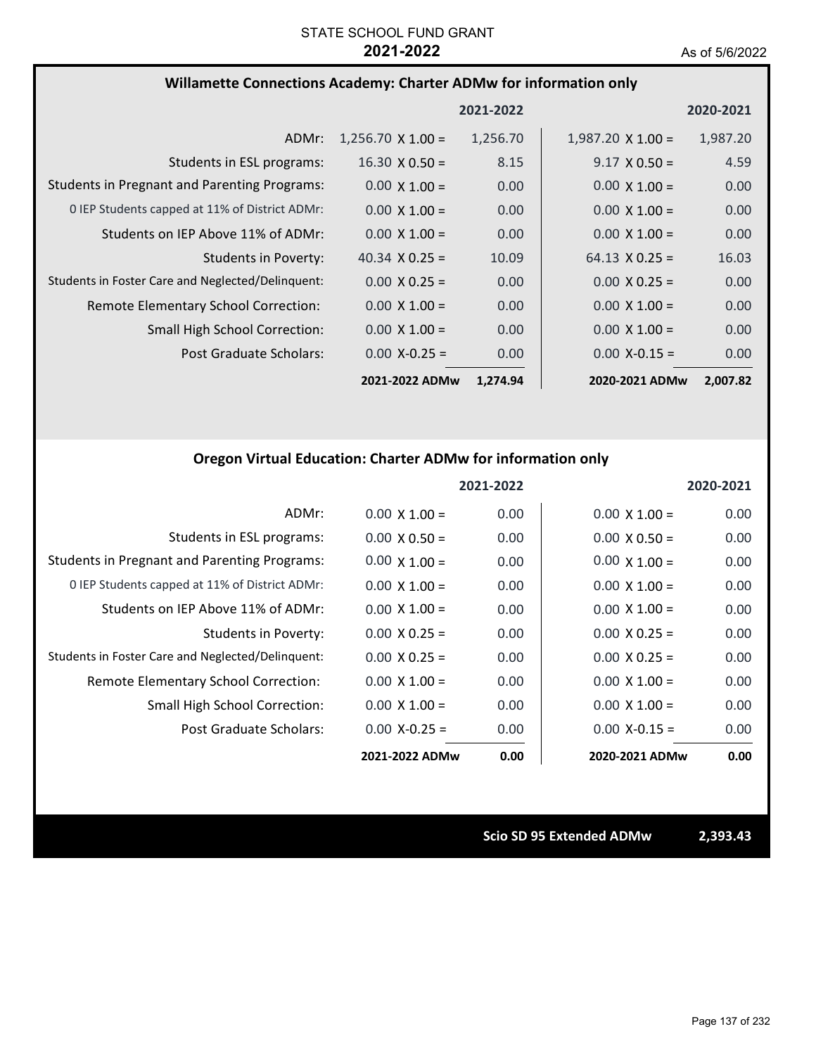STATE SCHOOL FUND GRANT

**2021-2022**

As of 5/6/2022

### Willamette Connections Academy: Charter ADMw for information only

| | 2021-2022 | | 2020-2021 | |
|---|---|---|---|---|
| ADMr: | 1,256.70 X 1.00 = | 1,256.70 | 1,987.20 X 1.00 = | 1,987.20 |
| Students in ESL programs: | 16.30 X 0.50 = | 8.15 | 9.17 X 0.50 = | 4.59 |
| Students in Pregnant and Parenting Programs: | 0.00 X 1.00 = | 0.00 | 0.00 X 1.00 = | 0.00 |
| 0 IEP Students capped at 11% of District ADMr: | 0.00 X 1.00 = | 0.00 | 0.00 X 1.00 = | 0.00 |
| Students on IEP Above 11% of ADMr: | 0.00 X 1.00 = | 0.00 | 0.00 X 1.00 = | 0.00 |
| Students in Poverty: | 40.34 X 0.25 = | 10.09 | 64.13 X 0.25 = | 16.03 |
| Students in Foster Care and Neglected/Delinquent: | 0.00 X 0.25 = | 0.00 | 0.00 X 0.25 = | 0.00 |
| Remote Elementary School Correction: | 0.00 X 1.00 = | 0.00 | 0.00 X 1.00 = | 0.00 |
| Small High School Correction: | 0.00 X 1.00 = | 0.00 | 0.00 X 1.00 = | 0.00 |
| Post Graduate Scholars: | 0.00 X-0.25 = | 0.00 | 0.00 X-0.15 = | 0.00 |
| | **2021-2022 ADMw** | **1,274.94** | **2020-2021 ADMw** | **2,007.82** |

### Oregon Virtual Education: Charter ADMw for information only

| | 2021-2022 | | 2020-2021 | |
|---|---|---|---|---|
| ADMr: | 0.00 X 1.00 = | 0.00 | 0.00 X 1.00 = | 0.00 |
| Students in ESL programs: | 0.00 X 0.50 = | 0.00 | 0.00 X 0.50 = | 0.00 |
| Students in Pregnant and Parenting Programs: | 0.00 X 1.00 = | 0.00 | 0.00 X 1.00 = | 0.00 |
| 0 IEP Students capped at 11% of District ADMr: | 0.00 X 1.00 = | 0.00 | 0.00 X 1.00 = | 0.00 |
| Students on IEP Above 11% of ADMr: | 0.00 X 1.00 = | 0.00 | 0.00 X 1.00 = | 0.00 |
| Students in Poverty: | 0.00 X 0.25 = | 0.00 | 0.00 X 0.25 = | 0.00 |
| Students in Foster Care and Neglected/Delinquent: | 0.00 X 0.25 = | 0.00 | 0.00 X 0.25 = | 0.00 |
| Remote Elementary School Correction: | 0.00 X 1.00 = | 0.00 | 0.00 X 1.00 = | 0.00 |
| Small High School Correction: | 0.00 X 1.00 = | 0.00 | 0.00 X 1.00 = | 0.00 |
| Post Graduate Scholars: | 0.00 X-0.25 = | 0.00 | 0.00 X-0.15 = | 0.00 |
| | **2021-2022 ADMw** | **0.00** | **2020-2021 ADMw** | **0.00** |

**Scio SD 95 Extended ADMw** **2,393.43**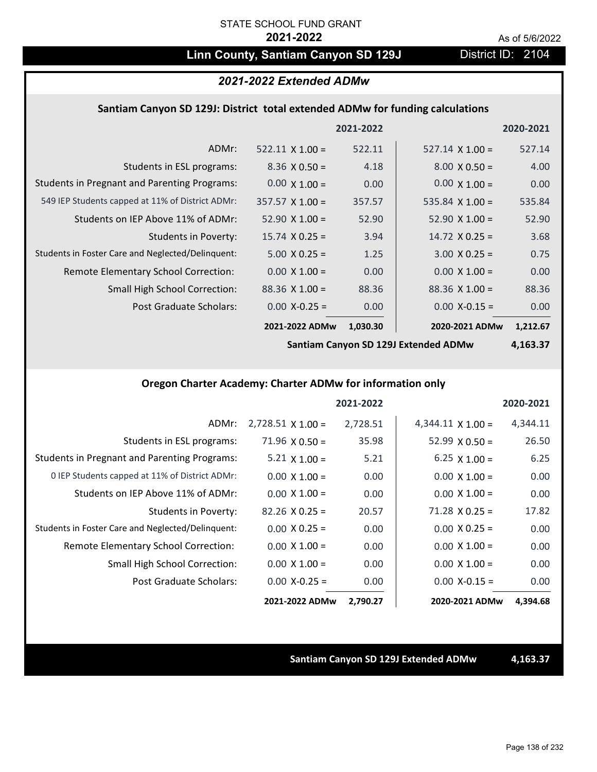STATE SCHOOL FUND GRANT

**2021-2022**

As of 5/6/2022

# Linn County, Santiam Canyon SD 129J

District ID: 2104

## *2021-2022 Extended ADMw*

### Santiam Canyon SD 129J: District total extended ADMw for funding calculations

| | 2021-2022 | | 2020-2021 | |
|---|---|---|---|---|
| ADMr: | 522.11 X 1.00 = | 522.11 | 527.14 X 1.00 = | 527.14 |
| Students in ESL programs: | 8.36 X 0.50 = | 4.18 | 8.00 X 0.50 = | 4.00 |
| Students in Pregnant and Parenting Programs: | 0.00 X 1.00 = | 0.00 | 0.00 X 1.00 = | 0.00 |
| 549 IEP Students capped at 11% of District ADMr: | 357.57 X 1.00 = | 357.57 | 535.84 X 1.00 = | 535.84 |
| Students on IEP Above 11% of ADMr: | 52.90 X 1.00 = | 52.90 | 52.90 X 1.00 = | 52.90 |
| Students in Poverty: | 15.74 X 0.25 = | 3.94 | 14.72 X 0.25 = | 3.68 |
| Students in Foster Care and Neglected/Delinquent: | 5.00 X 0.25 = | 1.25 | 3.00 X 0.25 = | 0.75 |
| Remote Elementary School Correction: | 0.00 X 1.00 = | 0.00 | 0.00 X 1.00 = | 0.00 |
| Small High School Correction: | 88.36 X 1.00 = | 88.36 | 88.36 X 1.00 = | 88.36 |
| Post Graduate Scholars: | 0.00 X-0.25 = | 0.00 | 0.00 X-0.15 = | 0.00 |
| | **2021-2022 ADMw** | **1,030.30** | **2020-2021 ADMw** | **1,212.67** |
| | | | **Santiam Canyon SD 129J Extended ADMw** | **4,163.37** |

### Oregon Charter Academy: Charter ADMw for information only

| | 2021-2022 | | 2020-2021 | |
|---|---|---|---|---|
| ADMr: | 2,728.51 X 1.00 = | 2,728.51 | 4,344.11 X 1.00 = | 4,344.11 |
| Students in ESL programs: | 71.96 X 0.50 = | 35.98 | 52.99 X 0.50 = | 26.50 |
| Students in Pregnant and Parenting Programs: | 5.21 X 1.00 = | 5.21 | 6.25 X 1.00 = | 6.25 |
| 0 IEP Students capped at 11% of District ADMr: | 0.00 X 1.00 = | 0.00 | 0.00 X 1.00 = | 0.00 |
| Students on IEP Above 11% of ADMr: | 0.00 X 1.00 = | 0.00 | 0.00 X 1.00 = | 0.00 |
| Students in Poverty: | 82.26 X 0.25 = | 20.57 | 71.28 X 0.25 = | 17.82 |
| Students in Foster Care and Neglected/Delinquent: | 0.00 X 0.25 = | 0.00 | 0.00 X 0.25 = | 0.00 |
| Remote Elementary School Correction: | 0.00 X 1.00 = | 0.00 | 0.00 X 1.00 = | 0.00 |
| Small High School Correction: | 0.00 X 1.00 = | 0.00 | 0.00 X 1.00 = | 0.00 |
| Post Graduate Scholars: | 0.00 X-0.25 = | 0.00 | 0.00 X-0.15 = | 0.00 |
| | **2021-2022 ADMw** | **2,790.27** | **2020-2021 ADMw** | **4,394.68** |

**Santiam Canyon SD 129J Extended ADMw** **4,163.37**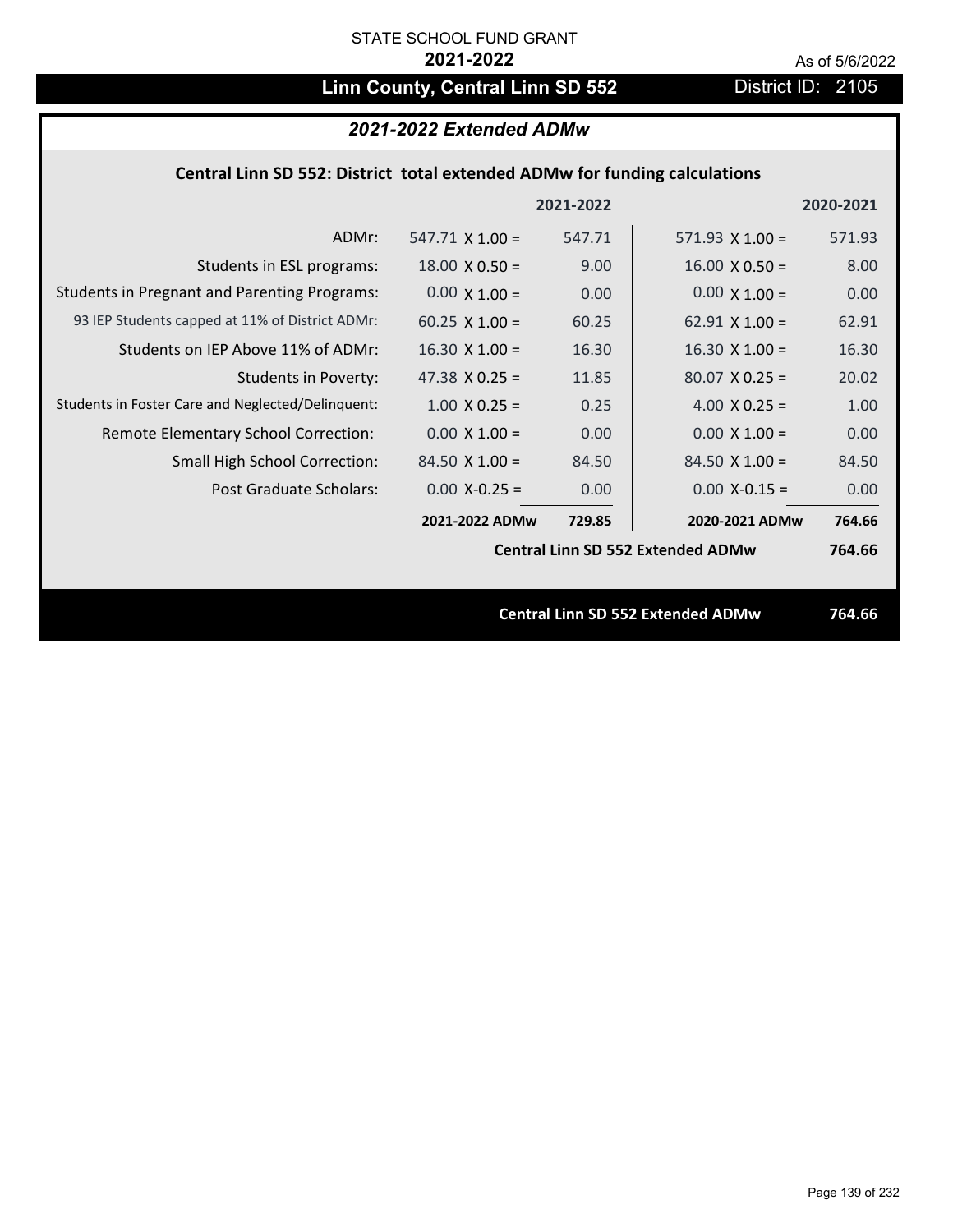STATE SCHOOL FUND GRANT

**2021-2022**

As of 5/6/2022

# Linn County, Central Linn SD 552

District ID: 2105

## *2021-2022 Extended ADMw*

### Central Linn SD 552: District total extended ADMw for funding calculations

| | | 2021-2022 | | 2020-2021 |
|---|---|---|---|---|
| ADMr: | 547.71 X 1.00 = | 547.71 | 571.93 X 1.00 = | 571.93 |
| Students in ESL programs: | 18.00 X 0.50 = | 9.00 | 16.00 X 0.50 = | 8.00 |
| Students in Pregnant and Parenting Programs: | 0.00 X 1.00 = | 0.00 | 0.00 X 1.00 = | 0.00 |
| 93 IEP Students capped at 11% of District ADMr: | 60.25 X 1.00 = | 60.25 | 62.91 X 1.00 = | 62.91 |
| Students on IEP Above 11% of ADMr: | 16.30 X 1.00 = | 16.30 | 16.30 X 1.00 = | 16.30 |
| Students in Poverty: | 47.38 X 0.25 = | 11.85 | 80.07 X 0.25 = | 20.02 |
| Students in Foster Care and Neglected/Delinquent: | 1.00 X 0.25 = | 0.25 | 4.00 X 0.25 = | 1.00 |
| Remote Elementary School Correction: | 0.00 X 1.00 = | 0.00 | 0.00 X 1.00 = | 0.00 |
| Small High School Correction: | 84.50 X 1.00 = | 84.50 | 84.50 X 1.00 = | 84.50 |
| Post Graduate Scholars: | 0.00 X-0.25 = | 0.00 | 0.00 X-0.15 = | 0.00 |
| | **2021-2022 ADMw** | **729.85** | **2020-2021 ADMw** | **764.66** |
| | | | **Central Linn SD 552 Extended ADMw** | **764.66** |

**Central Linn SD 552 Extended ADMw** **764.66**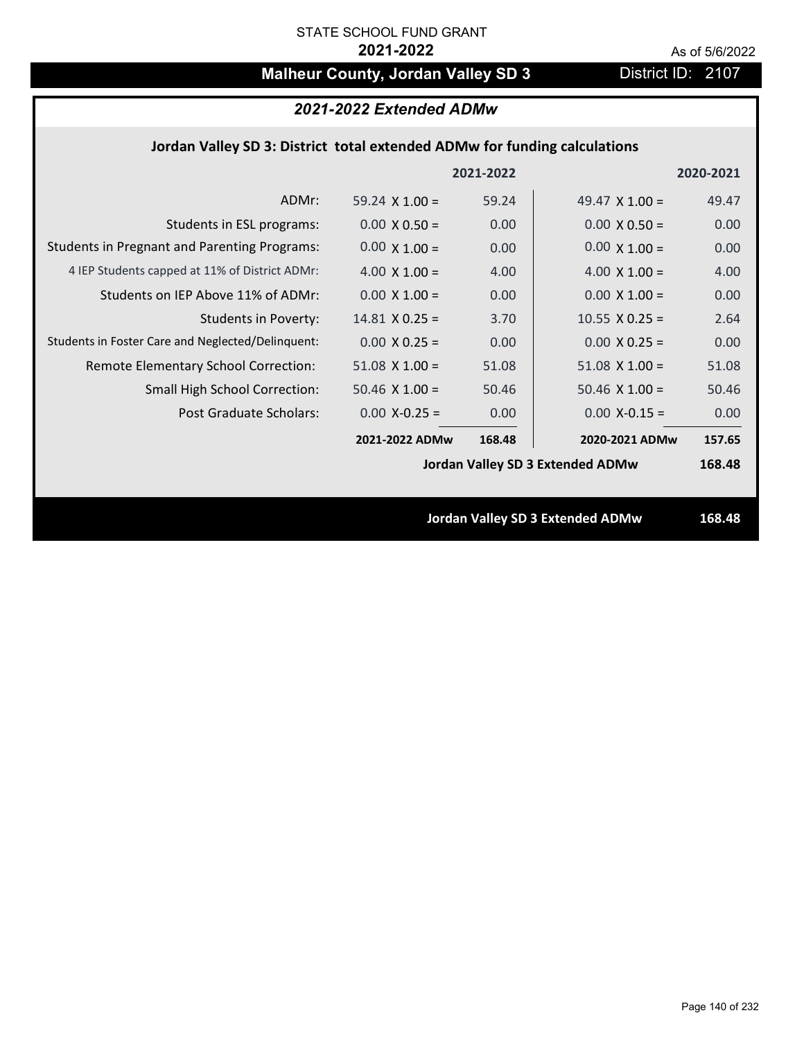STATE SCHOOL FUND GRANT

**2021-2022**

As of 5/6/2022

## Malheur County, Jordan Valley SD 3

District ID: 2107

### *2021-2022 Extended ADMw*

**Jordan Valley SD 3: District total extended ADMw for funding calculations**

| | | 2021-2022 | | 2020-2021 |
|---|---|---|---|---|
| ADMr: | 59.24 X 1.00 = | 59.24 | 49.47 X 1.00 = | 49.47 |
| Students in ESL programs: | 0.00 X 0.50 = | 0.00 | 0.00 X 0.50 = | 0.00 |
| Students in Pregnant and Parenting Programs: | 0.00 X 1.00 = | 0.00 | 0.00 X 1.00 = | 0.00 |
| 4 IEP Students capped at 11% of District ADMr: | 4.00 X 1.00 = | 4.00 | 4.00 X 1.00 = | 4.00 |
| Students on IEP Above 11% of ADMr: | 0.00 X 1.00 = | 0.00 | 0.00 X 1.00 = | 0.00 |
| Students in Poverty: | 14.81 X 0.25 = | 3.70 | 10.55 X 0.25 = | 2.64 |
| Students in Foster Care and Neglected/Delinquent: | 0.00 X 0.25 = | 0.00 | 0.00 X 0.25 = | 0.00 |
| Remote Elementary School Correction: | 51.08 X 1.00 = | 51.08 | 51.08 X 1.00 = | 51.08 |
| Small High School Correction: | 50.46 X 1.00 = | 50.46 | 50.46 X 1.00 = | 50.46 |
| Post Graduate Scholars: | 0.00 X-0.25 = | 0.00 | 0.00 X-0.15 = | 0.00 |
| | **2021-2022 ADMw** | **168.48** | **2020-2021 ADMw** | **157.65** |
| | | | **Jordan Valley SD 3 Extended ADMw** | **168.48** |

**Jordan Valley SD 3 Extended ADMw** **168.48**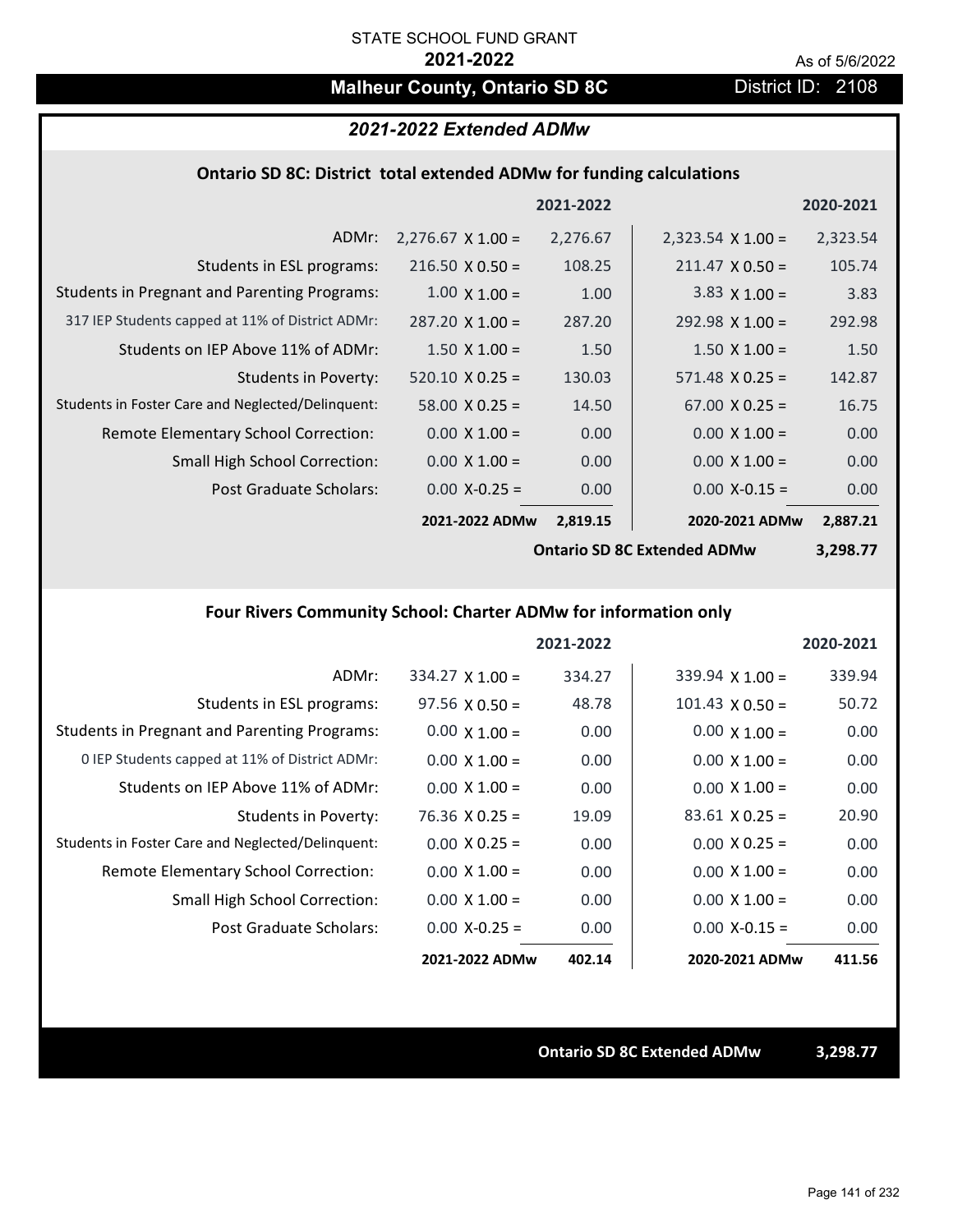STATE SCHOOL FUND GRANT

**2021-2022**

As of 5/6/2022

# Malheur County, Ontario SD 8C

District ID: 2108

## *2021-2022 Extended ADMw*

### Ontario SD 8C: District total extended ADMw for funding calculations

| | | 2021-2022 | | 2020-2021 |
|---|---|---|---|---|
| ADMr: | 2,276.67 X 1.00 = | 2,276.67 | 2,323.54 X 1.00 = | 2,323.54 |
| Students in ESL programs: | 216.50 X 0.50 = | 108.25 | 211.47 X 0.50 = | 105.74 |
| Students in Pregnant and Parenting Programs: | 1.00 X 1.00 = | 1.00 | 3.83 X 1.00 = | 3.83 |
| 317 IEP Students capped at 11% of District ADMr: | 287.20 X 1.00 = | 287.20 | 292.98 X 1.00 = | 292.98 |
| Students on IEP Above 11% of ADMr: | 1.50 X 1.00 = | 1.50 | 1.50 X 1.00 = | 1.50 |
| Students in Poverty: | 520.10 X 0.25 = | 130.03 | 571.48 X 0.25 = | 142.87 |
| Students in Foster Care and Neglected/Delinquent: | 58.00 X 0.25 = | 14.50 | 67.00 X 0.25 = | 16.75 |
| Remote Elementary School Correction: | 0.00 X 1.00 = | 0.00 | 0.00 X 1.00 = | 0.00 |
| Small High School Correction: | 0.00 X 1.00 = | 0.00 | 0.00 X 1.00 = | 0.00 |
| Post Graduate Scholars: | 0.00 X-0.25 = | 0.00 | 0.00 X-0.15 = | 0.00 |
| | **2021-2022 ADMw** | **2,819.15** | **2020-2021 ADMw** | **2,887.21** |
| | | | **Ontario SD 8C Extended ADMw** | **3,298.77** |

### Four Rivers Community School: Charter ADMw for information only

| | | 2021-2022 | | 2020-2021 |
|---|---|---|---|---|
| ADMr: | 334.27 X 1.00 = | 334.27 | 339.94 X 1.00 = | 339.94 |
| Students in ESL programs: | 97.56 X 0.50 = | 48.78 | 101.43 X 0.50 = | 50.72 |
| Students in Pregnant and Parenting Programs: | 0.00 X 1.00 = | 0.00 | 0.00 X 1.00 = | 0.00 |
| 0 IEP Students capped at 11% of District ADMr: | 0.00 X 1.00 = | 0.00 | 0.00 X 1.00 = | 0.00 |
| Students on IEP Above 11% of ADMr: | 0.00 X 1.00 = | 0.00 | 0.00 X 1.00 = | 0.00 |
| Students in Poverty: | 76.36 X 0.25 = | 19.09 | 83.61 X 0.25 = | 20.90 |
| Students in Foster Care and Neglected/Delinquent: | 0.00 X 0.25 = | 0.00 | 0.00 X 0.25 = | 0.00 |
| Remote Elementary School Correction: | 0.00 X 1.00 = | 0.00 | 0.00 X 1.00 = | 0.00 |
| Small High School Correction: | 0.00 X 1.00 = | 0.00 | 0.00 X 1.00 = | 0.00 |
| Post Graduate Scholars: | 0.00 X-0.25 = | 0.00 | 0.00 X-0.15 = | 0.00 |
| | **2021-2022 ADMw** | **402.14** | **2020-2021 ADMw** | **411.56** |

**Ontario SD 8C Extended ADMw** **3,298.77**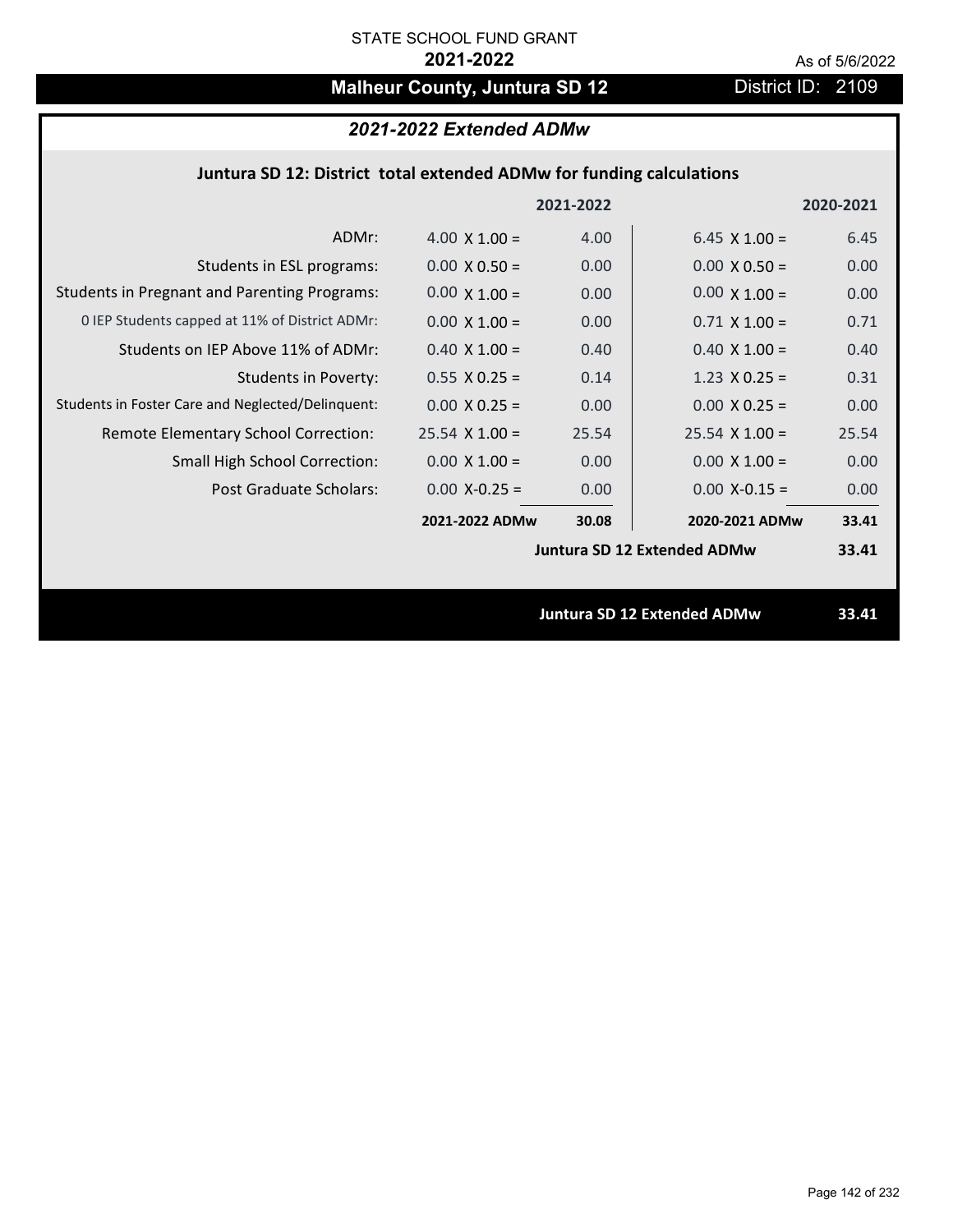STATE SCHOOL FUND GRANT

**2021-2022**

As of 5/6/2022

## Malheur County, Juntura SD 12

District ID: 2109

### *2021-2022 Extended ADMw*

**Juntura SD 12: District total extended ADMw for funding calculations**

| | | 2021-2022 | | 2020-2021 |
|---|---|---|---|---|
| ADMr: | 4.00 X 1.00 = | 4.00 | 6.45 X 1.00 = | 6.45 |
| Students in ESL programs: | 0.00 X 0.50 = | 0.00 | 0.00 X 0.50 = | 0.00 |
| Students in Pregnant and Parenting Programs: | 0.00 X 1.00 = | 0.00 | 0.00 X 1.00 = | 0.00 |
| 0 IEP Students capped at 11% of District ADMr: | 0.00 X 1.00 = | 0.00 | 0.71 X 1.00 = | 0.71 |
| Students on IEP Above 11% of ADMr: | 0.40 X 1.00 = | 0.40 | 0.40 X 1.00 = | 0.40 |
| Students in Poverty: | 0.55 X 0.25 = | 0.14 | 1.23 X 0.25 = | 0.31 |
| Students in Foster Care and Neglected/Delinquent: | 0.00 X 0.25 = | 0.00 | 0.00 X 0.25 = | 0.00 |
| Remote Elementary School Correction: | 25.54 X 1.00 = | 25.54 | 25.54 X 1.00 = | 25.54 |
| Small High School Correction: | 0.00 X 1.00 = | 0.00 | 0.00 X 1.00 = | 0.00 |
| Post Graduate Scholars: | 0.00 X-0.25 = | 0.00 | 0.00 X-0.15 = | 0.00 |
| | **2021-2022 ADMw** | **30.08** | **2020-2021 ADMw** | **33.41** |
| | | | **Juntura SD 12 Extended ADMw** | **33.41** |

**Juntura SD 12 Extended ADMw** **33.41**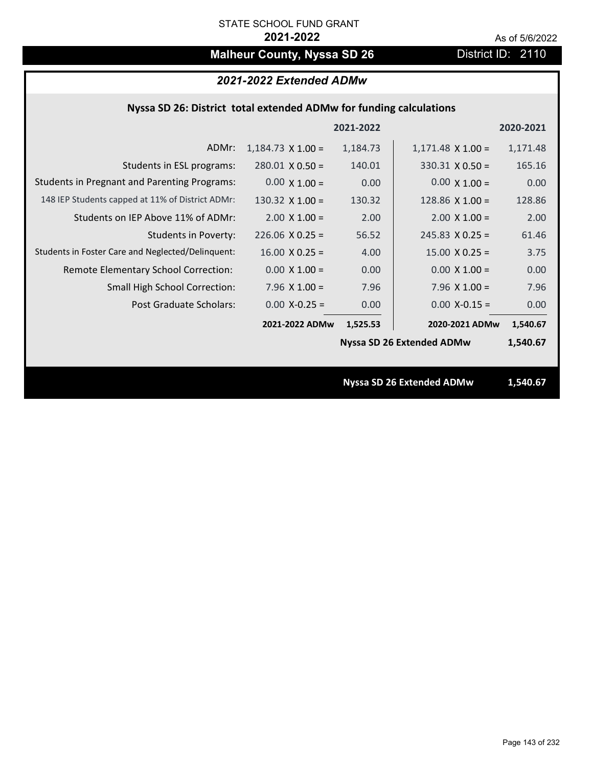STATE SCHOOL FUND GRANT

**2021-2022**

As of 5/6/2022

# Malheur County, Nyssa SD 26

District ID: 2110

## *2021-2022 Extended ADMw*

### Nyssa SD 26: District total extended ADMw for funding calculations

| | | 2021-2022 | | 2020-2021 |
|---|---|---|---|---|
| ADMr: | 1,184.73 X 1.00 = | 1,184.73 | 1,171.48 X 1.00 = | 1,171.48 |
| Students in ESL programs: | 280.01 X 0.50 = | 140.01 | 330.31 X 0.50 = | 165.16 |
| Students in Pregnant and Parenting Programs: | 0.00 X 1.00 = | 0.00 | 0.00 X 1.00 = | 0.00 |
| 148 IEP Students capped at 11% of District ADMr: | 130.32 X 1.00 = | 130.32 | 128.86 X 1.00 = | 128.86 |
| Students on IEP Above 11% of ADMr: | 2.00 X 1.00 = | 2.00 | 2.00 X 1.00 = | 2.00 |
| Students in Poverty: | 226.06 X 0.25 = | 56.52 | 245.83 X 0.25 = | 61.46 |
| Students in Foster Care and Neglected/Delinquent: | 16.00 X 0.25 = | 4.00 | 15.00 X 0.25 = | 3.75 |
| Remote Elementary School Correction: | 0.00 X 1.00 = | 0.00 | 0.00 X 1.00 = | 0.00 |
| Small High School Correction: | 7.96 X 1.00 = | 7.96 | 7.96 X 1.00 = | 7.96 |
| Post Graduate Scholars: | 0.00 X-0.25 = | 0.00 | 0.00 X-0.15 = | 0.00 |
| | **2021-2022 ADMw** | **1,525.53** | **2020-2021 ADMw** | **1,540.67** |
| | | | **Nyssa SD 26 Extended ADMw** | **1,540.67** |

**Nyssa SD 26 Extended ADMw 1,540.67**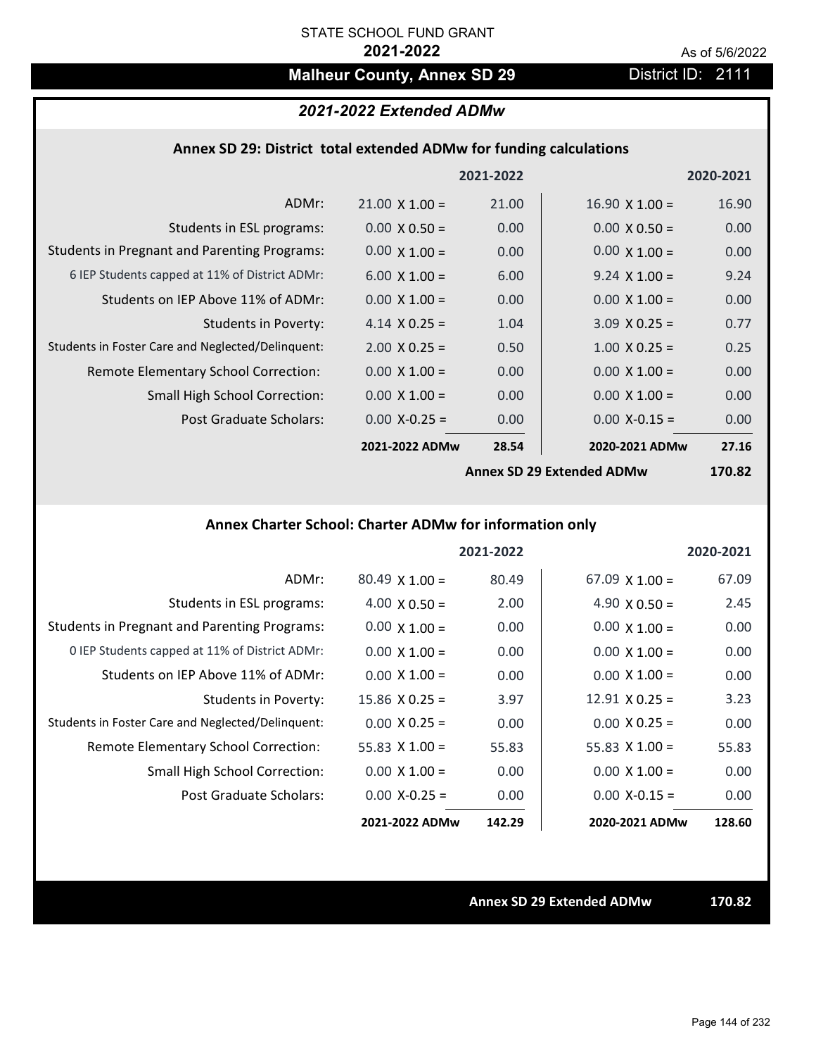STATE SCHOOL FUND GRANT

**2021-2022**

As of 5/6/2022

# Malheur County, Annex SD 29

District ID: 2111

## *2021-2022 Extended ADMw*

### Annex SD 29: District total extended ADMw for funding calculations

| | | 2021-2022 | | 2020-2021 |
|---|---|---|---|---|
| ADMr: | 21.00 X 1.00 = | 21.00 | 16.90 X 1.00 = | 16.90 |
| Students in ESL programs: | 0.00 X 0.50 = | 0.00 | 0.00 X 0.50 = | 0.00 |
| Students in Pregnant and Parenting Programs: | 0.00 X 1.00 = | 0.00 | 0.00 X 1.00 = | 0.00 |
| 6 IEP Students capped at 11% of District ADMr: | 6.00 X 1.00 = | 6.00 | 9.24 X 1.00 = | 9.24 |
| Students on IEP Above 11% of ADMr: | 0.00 X 1.00 = | 0.00 | 0.00 X 1.00 = | 0.00 |
| Students in Poverty: | 4.14 X 0.25 = | 1.04 | 3.09 X 0.25 = | 0.77 |
| Students in Foster Care and Neglected/Delinquent: | 2.00 X 0.25 = | 0.50 | 1.00 X 0.25 = | 0.25 |
| Remote Elementary School Correction: | 0.00 X 1.00 = | 0.00 | 0.00 X 1.00 = | 0.00 |
| Small High School Correction: | 0.00 X 1.00 = | 0.00 | 0.00 X 1.00 = | 0.00 |
| Post Graduate Scholars: | 0.00 X-0.25 = | 0.00 | 0.00 X-0.15 = | 0.00 |
| | **2021-2022 ADMw** | **28.54** | **2020-2021 ADMw** | **27.16** |
| | | | **Annex SD 29 Extended ADMw** | **170.82** |

### Annex Charter School: Charter ADMw for information only

| | | 2021-2022 | | 2020-2021 |
|---|---|---|---|---|
| ADMr: | 80.49 X 1.00 = | 80.49 | 67.09 X 1.00 = | 67.09 |
| Students in ESL programs: | 4.00 X 0.50 = | 2.00 | 4.90 X 0.50 = | 2.45 |
| Students in Pregnant and Parenting Programs: | 0.00 X 1.00 = | 0.00 | 0.00 X 1.00 = | 0.00 |
| 0 IEP Students capped at 11% of District ADMr: | 0.00 X 1.00 = | 0.00 | 0.00 X 1.00 = | 0.00 |
| Students on IEP Above 11% of ADMr: | 0.00 X 1.00 = | 0.00 | 0.00 X 1.00 = | 0.00 |
| Students in Poverty: | 15.86 X 0.25 = | 3.97 | 12.91 X 0.25 = | 3.23 |
| Students in Foster Care and Neglected/Delinquent: | 0.00 X 0.25 = | 0.00 | 0.00 X 0.25 = | 0.00 |
| Remote Elementary School Correction: | 55.83 X 1.00 = | 55.83 | 55.83 X 1.00 = | 55.83 |
| Small High School Correction: | 0.00 X 1.00 = | 0.00 | 0.00 X 1.00 = | 0.00 |
| Post Graduate Scholars: | 0.00 X-0.25 = | 0.00 | 0.00 X-0.15 = | 0.00 |
| | **2021-2022 ADMw** | **142.29** | **2020-2021 ADMw** | **128.60** |

**Annex SD 29 Extended ADMw** **170.82**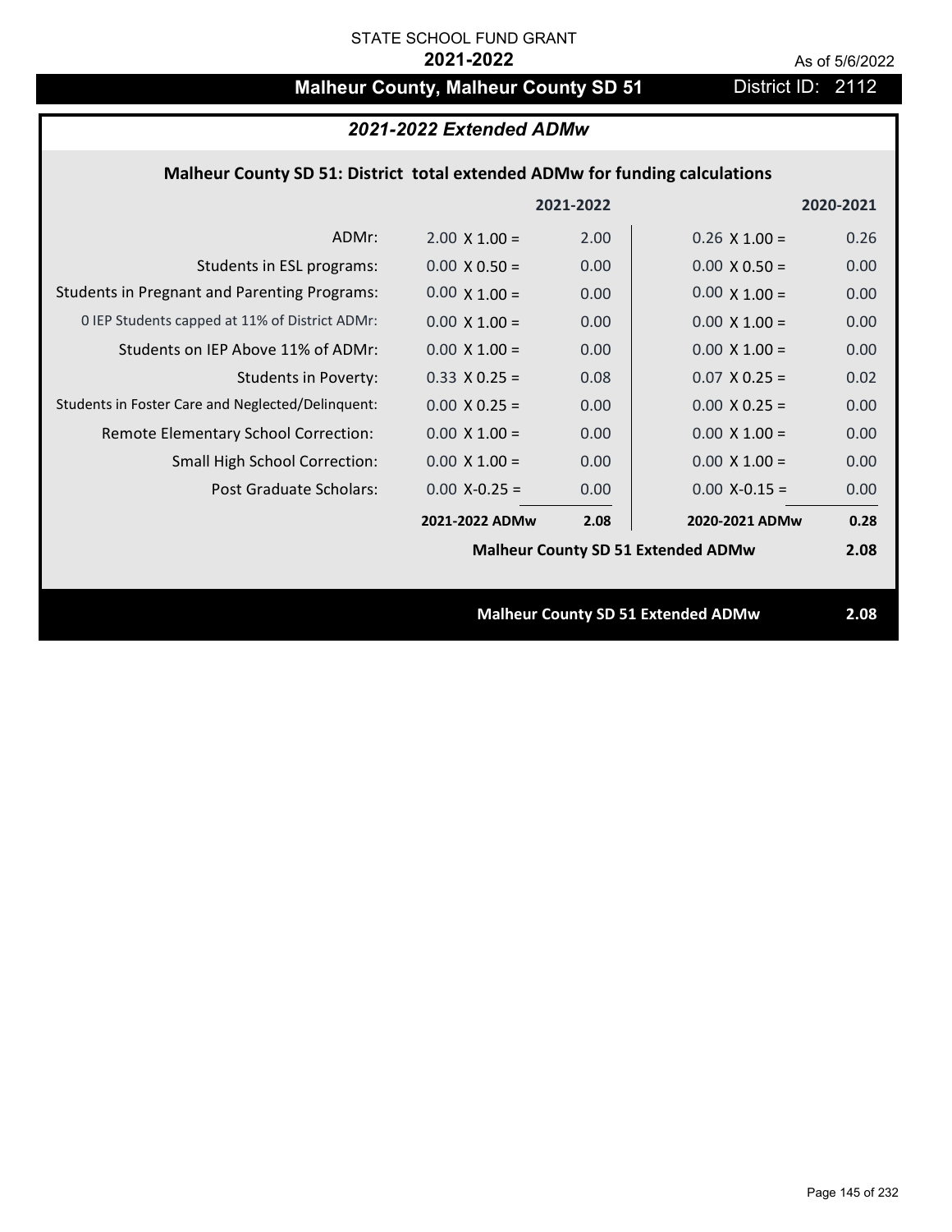STATE SCHOOL FUND GRANT

**2021-2022**

As of 5/6/2022

# Malheur County, Malheur County SD 51

District ID: 2112

## *2021-2022 Extended ADMw*

### Malheur County SD 51: District total extended ADMw for funding calculations

| | 2021-2022 | | 2020-2021 | |
|---|---|---|---|---|
| ADMr: | 2.00 X 1.00 = | 2.00 | 0.26 X 1.00 = | 0.26 |
| Students in ESL programs: | 0.00 X 0.50 = | 0.00 | 0.00 X 0.50 = | 0.00 |
| Students in Pregnant and Parenting Programs: | 0.00 X 1.00 = | 0.00 | 0.00 X 1.00 = | 0.00 |
| 0 IEP Students capped at 11% of District ADMr: | 0.00 X 1.00 = | 0.00 | 0.00 X 1.00 = | 0.00 |
| Students on IEP Above 11% of ADMr: | 0.00 X 1.00 = | 0.00 | 0.00 X 1.00 = | 0.00 |
| Students in Poverty: | 0.33 X 0.25 = | 0.08 | 0.07 X 0.25 = | 0.02 |
| Students in Foster Care and Neglected/Delinquent: | 0.00 X 0.25 = | 0.00 | 0.00 X 0.25 = | 0.00 |
| Remote Elementary School Correction: | 0.00 X 1.00 = | 0.00 | 0.00 X 1.00 = | 0.00 |
| Small High School Correction: | 0.00 X 1.00 = | 0.00 | 0.00 X 1.00 = | 0.00 |
| Post Graduate Scholars: | 0.00 X-0.25 = | 0.00 | 0.00 X-0.15 = | 0.00 |
| | **2021-2022 ADMw** | **2.08** | **2020-2021 ADMw** | **0.28** |
| | | | **Malheur County SD 51 Extended ADMw** | **2.08** |

**Malheur County SD 51 Extended ADMw** **2.08**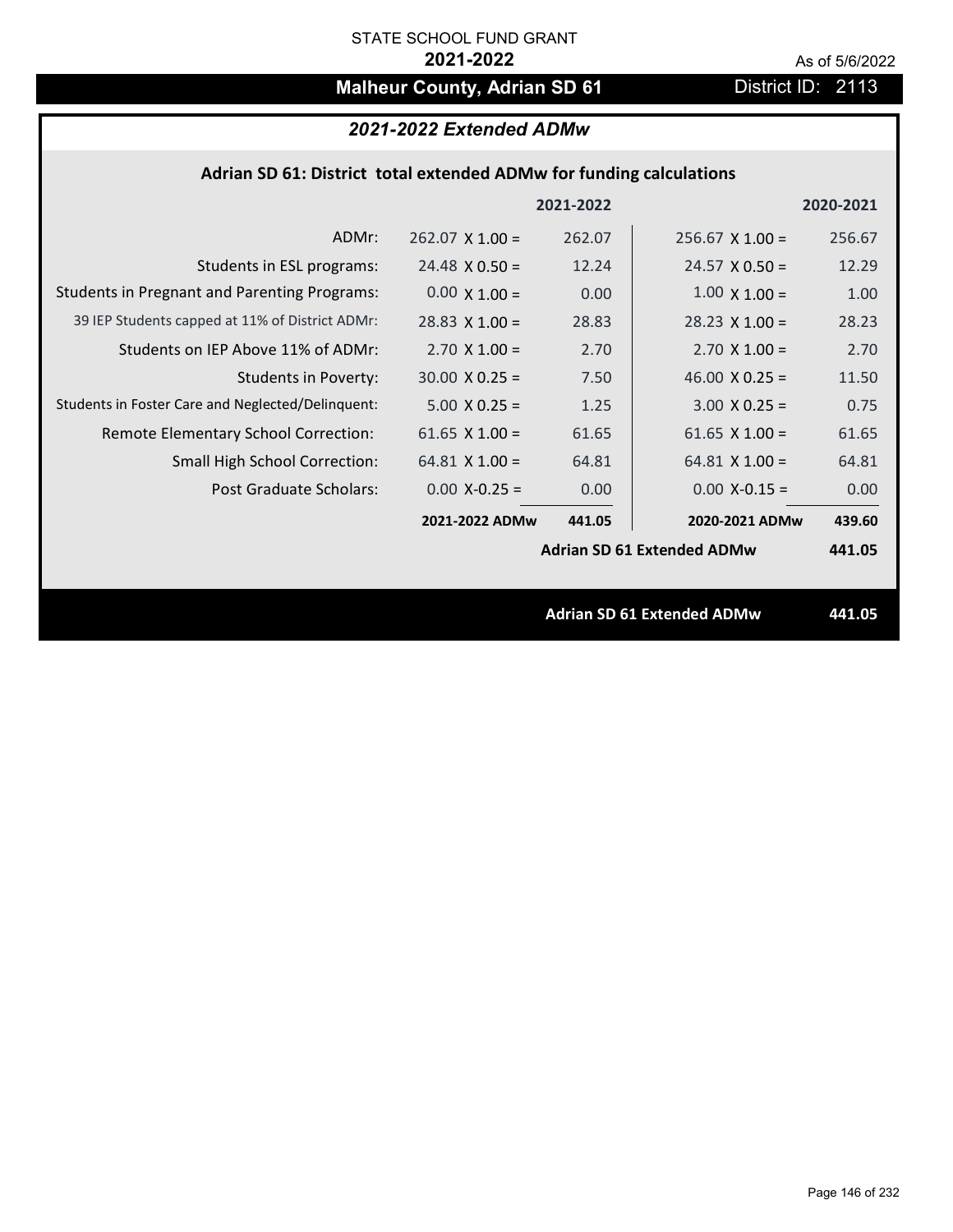STATE SCHOOL FUND GRANT

**2021-2022**

As of 5/6/2022

## Malheur County, Adrian SD 61

District ID: 2113

### *2021-2022 Extended ADMw*

**Adrian SD 61: District total extended ADMw for funding calculations**

| | | 2021-2022 | | 2020-2021 |
|---|---|---|---|---|
| ADMr: | 262.07 X 1.00 = | 262.07 | 256.67 X 1.00 = | 256.67 |
| Students in ESL programs: | 24.48 X 0.50 = | 12.24 | 24.57 X 0.50 = | 12.29 |
| Students in Pregnant and Parenting Programs: | 0.00 X 1.00 = | 0.00 | 1.00 X 1.00 = | 1.00 |
| 39 IEP Students capped at 11% of District ADMr: | 28.83 X 1.00 = | 28.83 | 28.23 X 1.00 = | 28.23 |
| Students on IEP Above 11% of ADMr: | 2.70 X 1.00 = | 2.70 | 2.70 X 1.00 = | 2.70 |
| Students in Poverty: | 30.00 X 0.25 = | 7.50 | 46.00 X 0.25 = | 11.50 |
| Students in Foster Care and Neglected/Delinquent: | 5.00 X 0.25 = | 1.25 | 3.00 X 0.25 = | 0.75 |
| Remote Elementary School Correction: | 61.65 X 1.00 = | 61.65 | 61.65 X 1.00 = | 61.65 |
| Small High School Correction: | 64.81 X 1.00 = | 64.81 | 64.81 X 1.00 = | 64.81 |
| Post Graduate Scholars: | 0.00 X-0.25 = | 0.00 | 0.00 X-0.15 = | 0.00 |
| | **2021-2022 ADMw** | **441.05** | **2020-2021 ADMw** | **439.60** |
| | | | **Adrian SD 61 Extended ADMw** | **441.05** |

**Adrian SD 61 Extended ADMw** **441.05**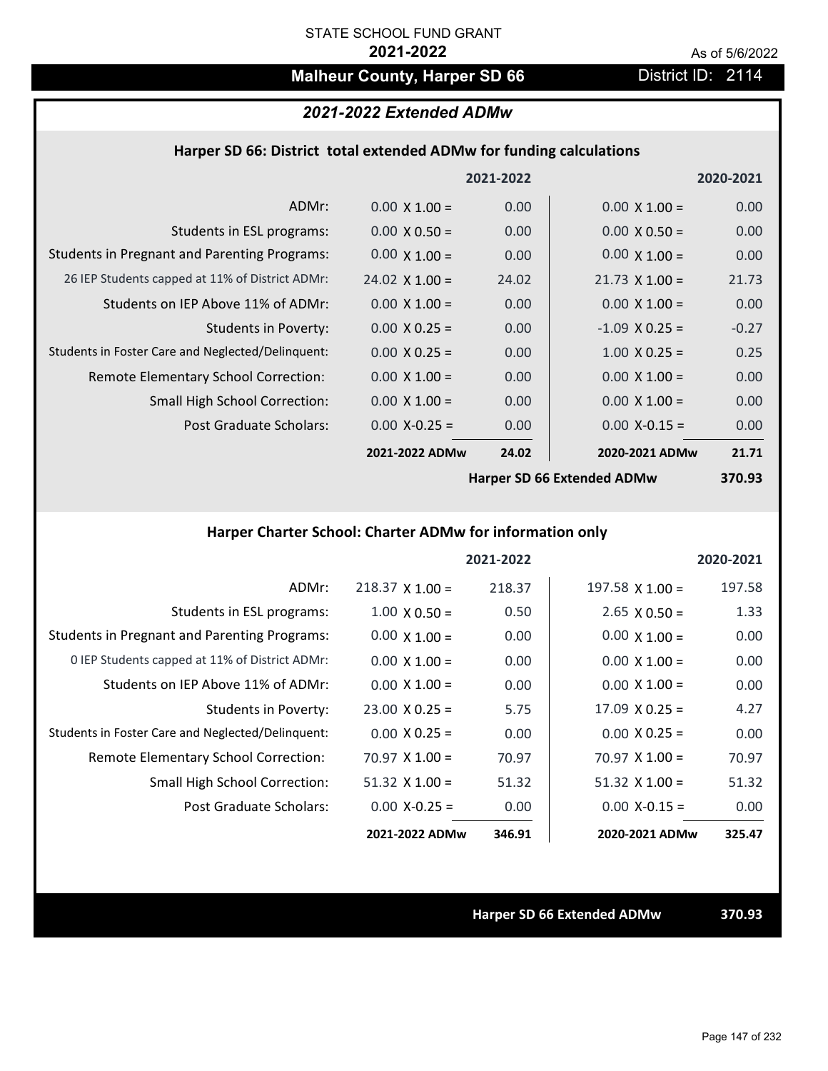STATE SCHOOL FUND GRANT

**2021-2022**

As of 5/6/2022

## Malheur County, Harper SD 66

District ID: 2114

### *2021-2022 Extended ADMw*

#### Harper SD 66: District total extended ADMw for funding calculations

| | 2021-2022 | | 2020-2021 | |
|---|---|---|---|---|
| ADMr: | 0.00 X 1.00 = | 0.00 | 0.00 X 1.00 = | 0.00 |
| Students in ESL programs: | 0.00 X 0.50 = | 0.00 | 0.00 X 0.50 = | 0.00 |
| Students in Pregnant and Parenting Programs: | 0.00 X 1.00 = | 0.00 | 0.00 X 1.00 = | 0.00 |
| 26 IEP Students capped at 11% of District ADMr: | 24.02 X 1.00 = | 24.02 | 21.73 X 1.00 = | 21.73 |
| Students on IEP Above 11% of ADMr: | 0.00 X 1.00 = | 0.00 | 0.00 X 1.00 = | 0.00 |
| Students in Poverty: | 0.00 X 0.25 = | 0.00 | -1.09 X 0.25 = | -0.27 |
| Students in Foster Care and Neglected/Delinquent: | 0.00 X 0.25 = | 0.00 | 1.00 X 0.25 = | 0.25 |
| Remote Elementary School Correction: | 0.00 X 1.00 = | 0.00 | 0.00 X 1.00 = | 0.00 |
| Small High School Correction: | 0.00 X 1.00 = | 0.00 | 0.00 X 1.00 = | 0.00 |
| Post Graduate Scholars: | 0.00 X-0.25 = | 0.00 | 0.00 X-0.15 = | 0.00 |
| | **2021-2022 ADMw** | **24.02** | **2020-2021 ADMw** | **21.71** |
| | | | **Harper SD 66 Extended ADMw** | **370.93** |

#### Harper Charter School: Charter ADMw for information only

| | 2021-2022 | | 2020-2021 | |
|---|---|---|---|---|
| ADMr: | 218.37 X 1.00 = | 218.37 | 197.58 X 1.00 = | 197.58 |
| Students in ESL programs: | 1.00 X 0.50 = | 0.50 | 2.65 X 0.50 = | 1.33 |
| Students in Pregnant and Parenting Programs: | 0.00 X 1.00 = | 0.00 | 0.00 X 1.00 = | 0.00 |
| 0 IEP Students capped at 11% of District ADMr: | 0.00 X 1.00 = | 0.00 | 0.00 X 1.00 = | 0.00 |
| Students on IEP Above 11% of ADMr: | 0.00 X 1.00 = | 0.00 | 0.00 X 1.00 = | 0.00 |
| Students in Poverty: | 23.00 X 0.25 = | 5.75 | 17.09 X 0.25 = | 4.27 |
| Students in Foster Care and Neglected/Delinquent: | 0.00 X 0.25 = | 0.00 | 0.00 X 0.25 = | 0.00 |
| Remote Elementary School Correction: | 70.97 X 1.00 = | 70.97 | 70.97 X 1.00 = | 70.97 |
| Small High School Correction: | 51.32 X 1.00 = | 51.32 | 51.32 X 1.00 = | 51.32 |
| Post Graduate Scholars: | 0.00 X-0.25 = | 0.00 | 0.00 X-0.15 = | 0.00 |
| | **2021-2022 ADMw** | **346.91** | **2020-2021 ADMw** | **325.47** |

**Harper SD 66 Extended ADMw** **370.93**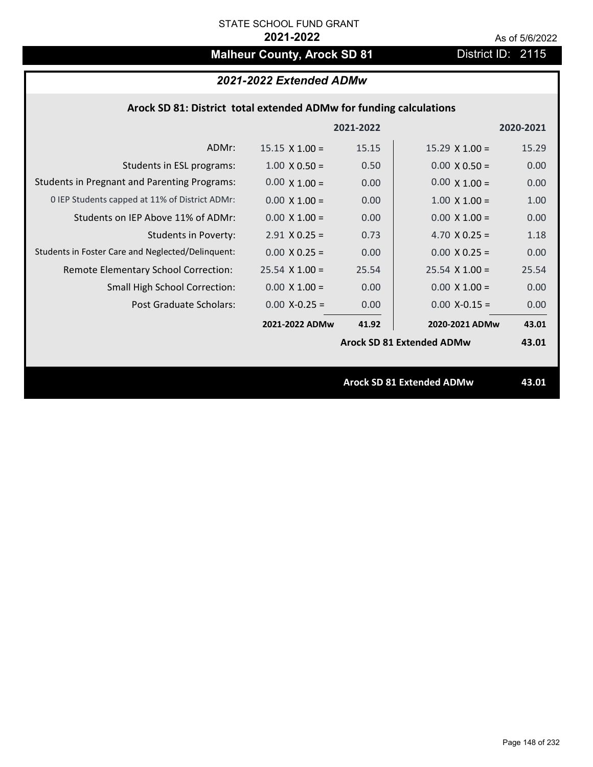STATE SCHOOL FUND GRANT

**2021-2022**

As of 5/6/2022

# Malheur County, Arock SD 81

District ID: 2115

## *2021-2022 Extended ADMw*

### Arock SD 81: District total extended ADMw for funding calculations

| | 2021-2022 | | 2020-2021 | |
|---|---|---|---|---|
| ADMr: | 15.15 X 1.00 = | 15.15 | 15.29 X 1.00 = | 15.29 |
| Students in ESL programs: | 1.00 X 0.50 = | 0.50 | 0.00 X 0.50 = | 0.00 |
| Students in Pregnant and Parenting Programs: | 0.00 X 1.00 = | 0.00 | 0.00 X 1.00 = | 0.00 |
| 0 IEP Students capped at 11% of District ADMr: | 0.00 X 1.00 = | 0.00 | 1.00 X 1.00 = | 1.00 |
| Students on IEP Above 11% of ADMr: | 0.00 X 1.00 = | 0.00 | 0.00 X 1.00 = | 0.00 |
| Students in Poverty: | 2.91 X 0.25 = | 0.73 | 4.70 X 0.25 = | 1.18 |
| Students in Foster Care and Neglected/Delinquent: | 0.00 X 0.25 = | 0.00 | 0.00 X 0.25 = | 0.00 |
| Remote Elementary School Correction: | 25.54 X 1.00 = | 25.54 | 25.54 X 1.00 = | 25.54 |
| Small High School Correction: | 0.00 X 1.00 = | 0.00 | 0.00 X 1.00 = | 0.00 |
| Post Graduate Scholars: | 0.00 X-0.25 = | 0.00 | 0.00 X-0.15 = | 0.00 |
| | **2021-2022 ADMw** | **41.92** | **2020-2021 ADMw** | **43.01** |
| | | | **Arock SD 81 Extended ADMw** | **43.01** |

**Arock SD 81 Extended ADMw** **43.01**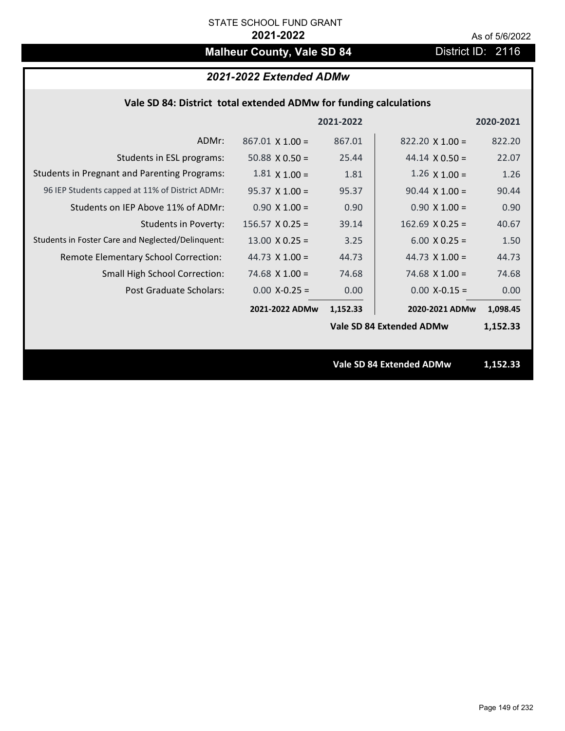STATE SCHOOL FUND GRANT

**2021-2022**

As of 5/6/2022

# Malheur County, Vale SD 84

District ID: 2116

## *2021-2022 Extended ADMw*

### Vale SD 84: District total extended ADMw for funding calculations

| | | 2021-2022 | | 2020-2021 |
|---|---|---|---|---|
| ADMr: | 867.01 X 1.00 = | 867.01 | 822.20 X 1.00 = | 822.20 |
| Students in ESL programs: | 50.88 X 0.50 = | 25.44 | 44.14 X 0.50 = | 22.07 |
| Students in Pregnant and Parenting Programs: | 1.81 X 1.00 = | 1.81 | 1.26 X 1.00 = | 1.26 |
| 96 IEP Students capped at 11% of District ADMr: | 95.37 X 1.00 = | 95.37 | 90.44 X 1.00 = | 90.44 |
| Students on IEP Above 11% of ADMr: | 0.90 X 1.00 = | 0.90 | 0.90 X 1.00 = | 0.90 |
| Students in Poverty: | 156.57 X 0.25 = | 39.14 | 162.69 X 0.25 = | 40.67 |
| Students in Foster Care and Neglected/Delinquent: | 13.00 X 0.25 = | 3.25 | 6.00 X 0.25 = | 1.50 |
| Remote Elementary School Correction: | 44.73 X 1.00 = | 44.73 | 44.73 X 1.00 = | 44.73 |
| Small High School Correction: | 74.68 X 1.00 = | 74.68 | 74.68 X 1.00 = | 74.68 |
| Post Graduate Scholars: | 0.00 X-0.25 = | 0.00 | 0.00 X-0.15 = | 0.00 |
| | **2021-2022 ADMw** | **1,152.33** | **2020-2021 ADMw** | **1,098.45** |
| | | | **Vale SD 84 Extended ADMw** | **1,152.33** |

**Vale SD 84 Extended ADMw** **1,152.33**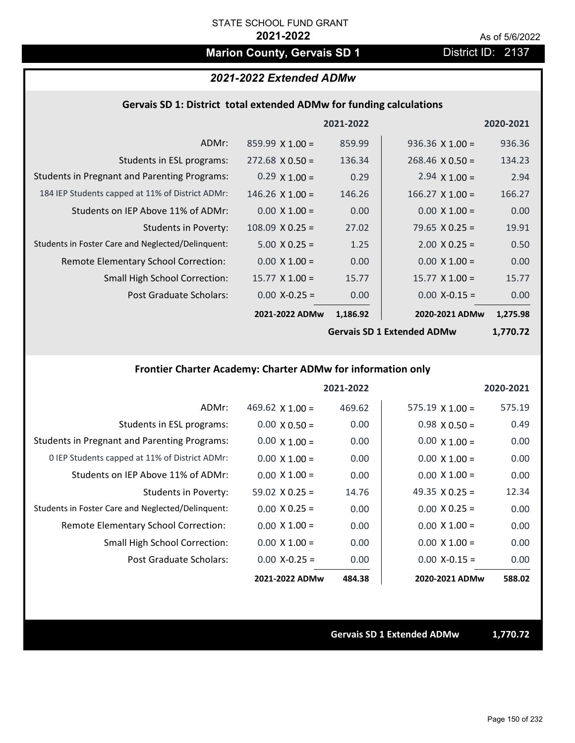STATE SCHOOL FUND GRANT

**2021-2022**

As of 5/6/2022

## Marion County, Gervais SD 1

District ID: 2137

### *2021-2022 Extended ADMw*

#### Gervais SD 1: District total extended ADMw for funding calculations

| | | 2021-2022 | | 2020-2021 |
|---|---|---|---|---|
| ADMr: | 859.99 X 1.00 = | 859.99 | 936.36 X 1.00 = | 936.36 |
| Students in ESL programs: | 272.68 X 0.50 = | 136.34 | 268.46 X 0.50 = | 134.23 |
| Students in Pregnant and Parenting Programs: | 0.29 X 1.00 = | 0.29 | 2.94 X 1.00 = | 2.94 |
| 184 IEP Students capped at 11% of District ADMr: | 146.26 X 1.00 = | 146.26 | 166.27 X 1.00 = | 166.27 |
| Students on IEP Above 11% of ADMr: | 0.00 X 1.00 = | 0.00 | 0.00 X 1.00 = | 0.00 |
| Students in Poverty: | 108.09 X 0.25 = | 27.02 | 79.65 X 0.25 = | 19.91 |
| Students in Foster Care and Neglected/Delinquent: | 5.00 X 0.25 = | 1.25 | 2.00 X 0.25 = | 0.50 |
| Remote Elementary School Correction: | 0.00 X 1.00 = | 0.00 | 0.00 X 1.00 = | 0.00 |
| Small High School Correction: | 15.77 X 1.00 = | 15.77 | 15.77 X 1.00 = | 15.77 |
| Post Graduate Scholars: | 0.00 X-0.25 = | 0.00 | 0.00 X-0.15 = | 0.00 |
| | **2021-2022 ADMw** | **1,186.92** | **2020-2021 ADMw** | **1,275.98** |
| | | | **Gervais SD 1 Extended ADMw** | **1,770.72** |

#### Frontier Charter Academy: Charter ADMw for information only

| | | 2021-2022 | | 2020-2021 |
|---|---|---|---|---|
| ADMr: | 469.62 X 1.00 = | 469.62 | 575.19 X 1.00 = | 575.19 |
| Students in ESL programs: | 0.00 X 0.50 = | 0.00 | 0.98 X 0.50 = | 0.49 |
| Students in Pregnant and Parenting Programs: | 0.00 X 1.00 = | 0.00 | 0.00 X 1.00 = | 0.00 |
| 0 IEP Students capped at 11% of District ADMr: | 0.00 X 1.00 = | 0.00 | 0.00 X 1.00 = | 0.00 |
| Students on IEP Above 11% of ADMr: | 0.00 X 1.00 = | 0.00 | 0.00 X 1.00 = | 0.00 |
| Students in Poverty: | 59.02 X 0.25 = | 14.76 | 49.35 X 0.25 = | 12.34 |
| Students in Foster Care and Neglected/Delinquent: | 0.00 X 0.25 = | 0.00 | 0.00 X 0.25 = | 0.00 |
| Remote Elementary School Correction: | 0.00 X 1.00 = | 0.00 | 0.00 X 1.00 = | 0.00 |
| Small High School Correction: | 0.00 X 1.00 = | 0.00 | 0.00 X 1.00 = | 0.00 |
| Post Graduate Scholars: | 0.00 X-0.25 = | 0.00 | 0.00 X-0.15 = | 0.00 |
| | **2021-2022 ADMw** | **484.38** | **2020-2021 ADMw** | **588.02** |

**Gervais SD 1 Extended ADMw** **1,770.72**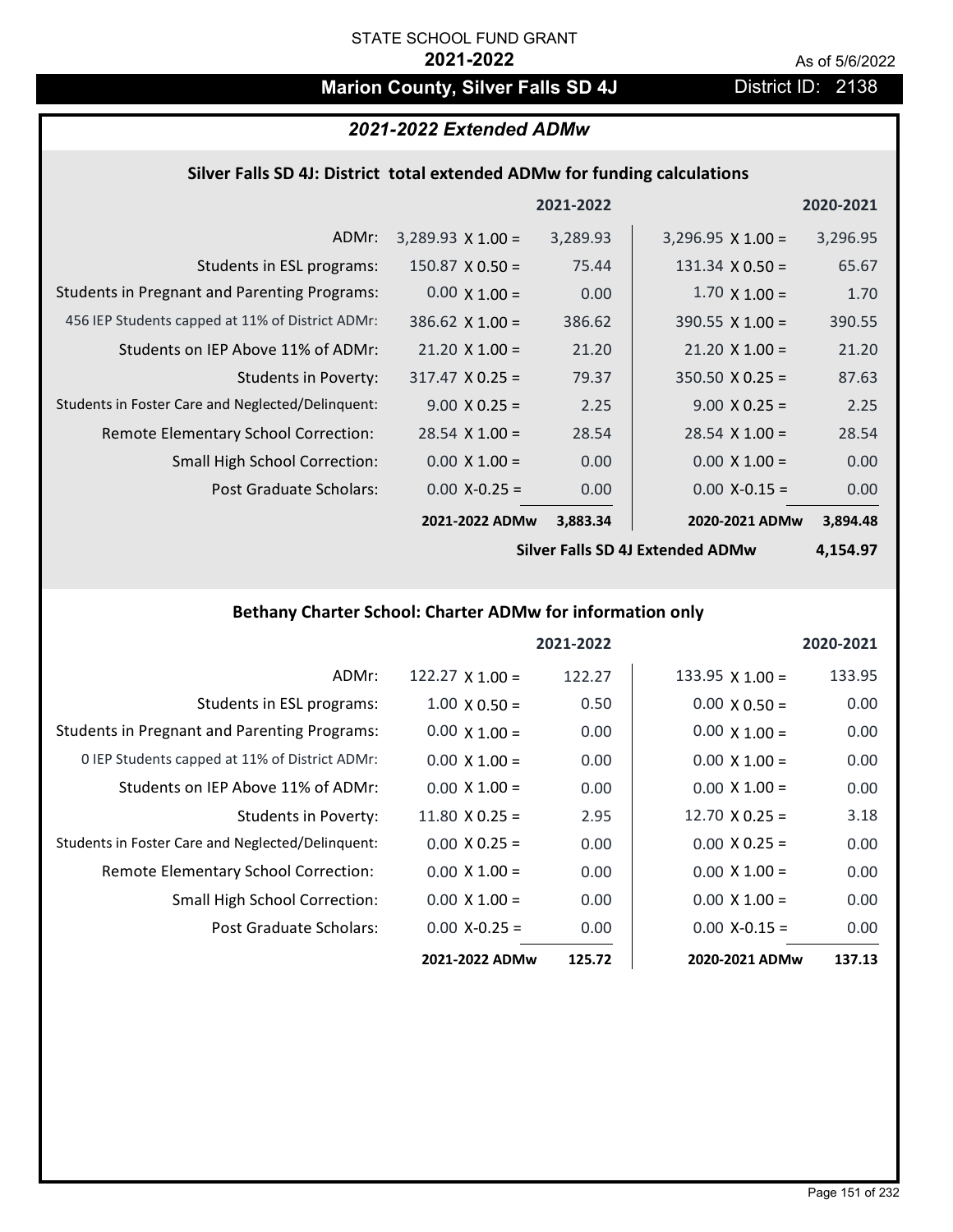STATE SCHOOL FUND GRANT

**2021-2022**

As of 5/6/2022

## Marion County, Silver Falls SD 4J

District ID: 2138

### *2021-2022 Extended ADMw*

#### Silver Falls SD 4J: District total extended ADMw for funding calculations

| | | 2021-2022 | | 2020-2021 |
|---|---|---|---|---|
| ADMr: | 3,289.93 X 1.00 = | 3,289.93 | 3,296.95 X 1.00 = | 3,296.95 |
| Students in ESL programs: | 150.87 X 0.50 = | 75.44 | 131.34 X 0.50 = | 65.67 |
| Students in Pregnant and Parenting Programs: | 0.00 X 1.00 = | 0.00 | 1.70 X 1.00 = | 1.70 |
| 456 IEP Students capped at 11% of District ADMr: | 386.62 X 1.00 = | 386.62 | 390.55 X 1.00 = | 390.55 |
| Students on IEP Above 11% of ADMr: | 21.20 X 1.00 = | 21.20 | 21.20 X 1.00 = | 21.20 |
| Students in Poverty: | 317.47 X 0.25 = | 79.37 | 350.50 X 0.25 = | 87.63 |
| Students in Foster Care and Neglected/Delinquent: | 9.00 X 0.25 = | 2.25 | 9.00 X 0.25 = | 2.25 |
| Remote Elementary School Correction: | 28.54 X 1.00 = | 28.54 | 28.54 X 1.00 = | 28.54 |
| Small High School Correction: | 0.00 X 1.00 = | 0.00 | 0.00 X 1.00 = | 0.00 |
| Post Graduate Scholars: | 0.00 X-0.25 = | 0.00 | 0.00 X-0.15 = | 0.00 |
| | **2021-2022 ADMw** | **3,883.34** | **2020-2021 ADMw** | **3,894.48** |
| | | | **Silver Falls SD 4J Extended ADMw** | **4,154.97** |

#### Bethany Charter School: Charter ADMw for information only

| | | 2021-2022 | | 2020-2021 |
|---|---|---|---|---|
| ADMr: | 122.27 X 1.00 = | 122.27 | 133.95 X 1.00 = | 133.95 |
| Students in ESL programs: | 1.00 X 0.50 = | 0.50 | 0.00 X 0.50 = | 0.00 |
| Students in Pregnant and Parenting Programs: | 0.00 X 1.00 = | 0.00 | 0.00 X 1.00 = | 0.00 |
| 0 IEP Students capped at 11% of District ADMr: | 0.00 X 1.00 = | 0.00 | 0.00 X 1.00 = | 0.00 |
| Students on IEP Above 11% of ADMr: | 0.00 X 1.00 = | 0.00 | 0.00 X 1.00 = | 0.00 |
| Students in Poverty: | 11.80 X 0.25 = | 2.95 | 12.70 X 0.25 = | 3.18 |
| Students in Foster Care and Neglected/Delinquent: | 0.00 X 0.25 = | 0.00 | 0.00 X 0.25 = | 0.00 |
| Remote Elementary School Correction: | 0.00 X 1.00 = | 0.00 | 0.00 X 1.00 = | 0.00 |
| Small High School Correction: | 0.00 X 1.00 = | 0.00 | 0.00 X 1.00 = | 0.00 |
| Post Graduate Scholars: | 0.00 X-0.25 = | 0.00 | 0.00 X-0.15 = | 0.00 |
| | **2021-2022 ADMw** | **125.72** | **2020-2021 ADMw** | **137.13** |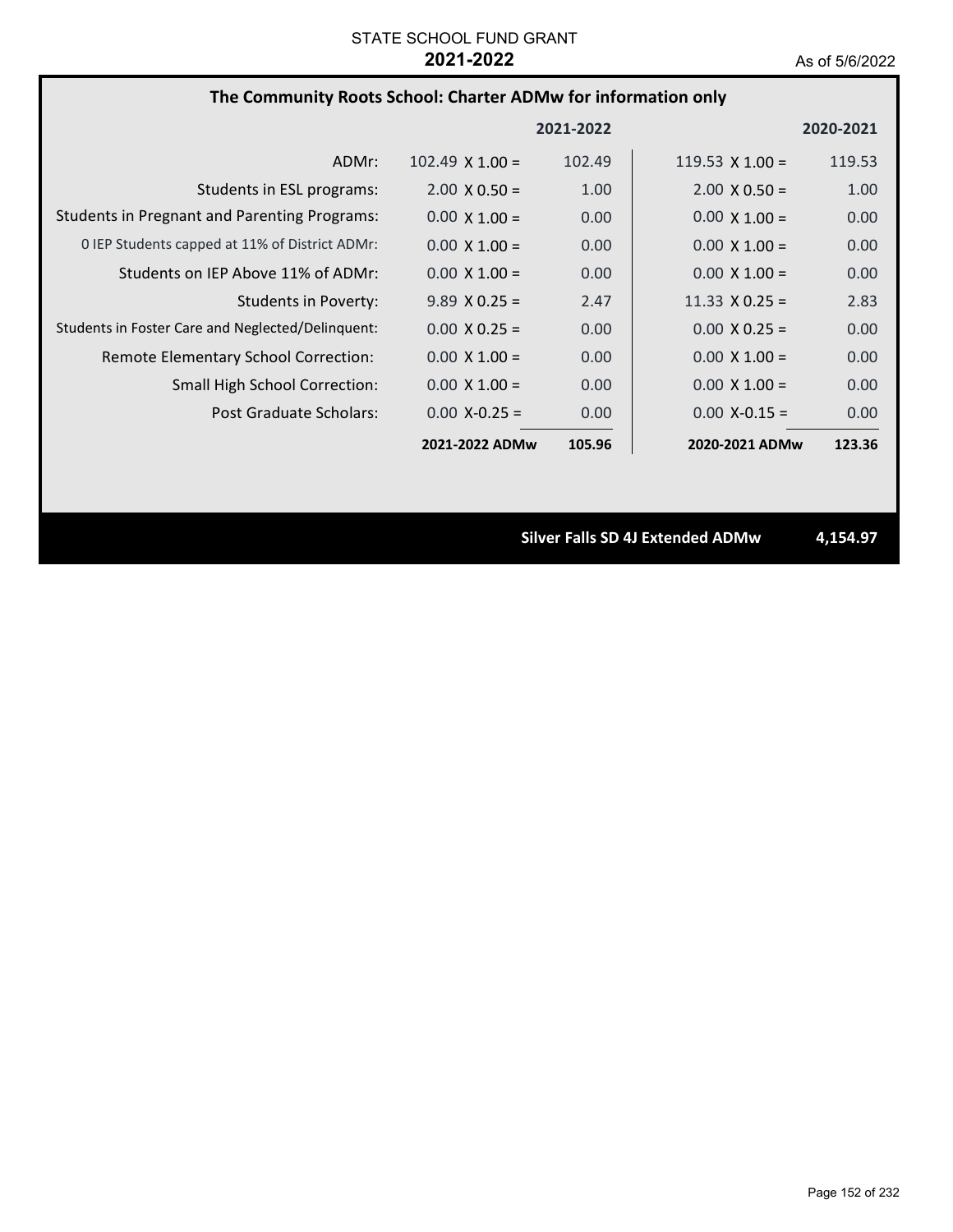STATE SCHOOL FUND GRANT

**2021-2022**

As of 5/6/2022

## The Community Roots School: Charter ADMw for information only

| | 2021-2022 | | 2020-2021 | |
|---|---|---|---|---|
| ADMr: | 102.49 X 1.00 = | 102.49 | 119.53 X 1.00 = | 119.53 |
| Students in ESL programs: | 2.00 X 0.50 = | 1.00 | 2.00 X 0.50 = | 1.00 |
| Students in Pregnant and Parenting Programs: | 0.00 X 1.00 = | 0.00 | 0.00 X 1.00 = | 0.00 |
| 0 IEP Students capped at 11% of District ADMr: | 0.00 X 1.00 = | 0.00 | 0.00 X 1.00 = | 0.00 |
| Students on IEP Above 11% of ADMr: | 0.00 X 1.00 = | 0.00 | 0.00 X 1.00 = | 0.00 |
| Students in Poverty: | 9.89 X 0.25 = | 2.47 | 11.33 X 0.25 = | 2.83 |
| Students in Foster Care and Neglected/Delinquent: | 0.00 X 0.25 = | 0.00 | 0.00 X 0.25 = | 0.00 |
| Remote Elementary School Correction: | 0.00 X 1.00 = | 0.00 | 0.00 X 1.00 = | 0.00 |
| Small High School Correction: | 0.00 X 1.00 = | 0.00 | 0.00 X 1.00 = | 0.00 |
| Post Graduate Scholars: | 0.00 X-0.25 = | 0.00 | 0.00 X-0.15 = | 0.00 |
| | **2021-2022 ADMw** | **105.96** | **2020-2021 ADMw** | **123.36** |

**Silver Falls SD 4J Extended ADMw** **4,154.97**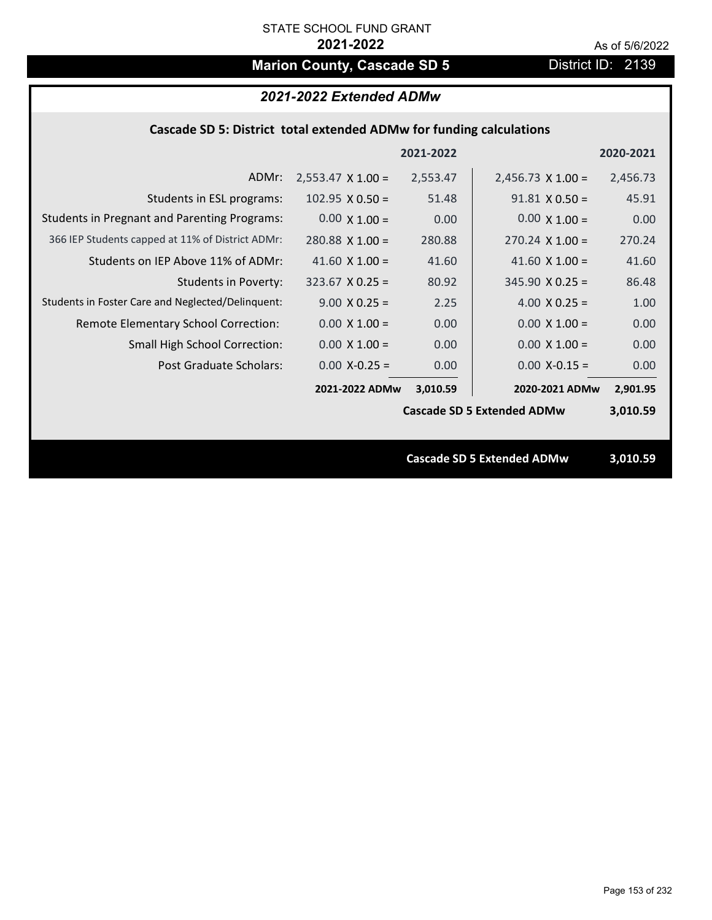STATE SCHOOL FUND GRANT

**2021-2022**

As of 5/6/2022

# Marion County, Cascade SD 5

District ID: 2139

## *2021-2022 Extended ADMw*

### Cascade SD 5: District total extended ADMw for funding calculations

| | 2021-2022 | | 2020-2021 | |
|---|---|---|---|---|
| ADMr: | 2,553.47 X 1.00 = | 2,553.47 | 2,456.73 X 1.00 = | 2,456.73 |
| Students in ESL programs: | 102.95 X 0.50 = | 51.48 | 91.81 X 0.50 = | 45.91 |
| Students in Pregnant and Parenting Programs: | 0.00 X 1.00 = | 0.00 | 0.00 X 1.00 = | 0.00 |
| 366 IEP Students capped at 11% of District ADMr: | 280.88 X 1.00 = | 280.88 | 270.24 X 1.00 = | 270.24 |
| Students on IEP Above 11% of ADMr: | 41.60 X 1.00 = | 41.60 | 41.60 X 1.00 = | 41.60 |
| Students in Poverty: | 323.67 X 0.25 = | 80.92 | 345.90 X 0.25 = | 86.48 |
| Students in Foster Care and Neglected/Delinquent: | 9.00 X 0.25 = | 2.25 | 4.00 X 0.25 = | 1.00 |
| Remote Elementary School Correction: | 0.00 X 1.00 = | 0.00 | 0.00 X 1.00 = | 0.00 |
| Small High School Correction: | 0.00 X 1.00 = | 0.00 | 0.00 X 1.00 = | 0.00 |
| Post Graduate Scholars: | 0.00 X-0.25 = | 0.00 | 0.00 X-0.15 = | 0.00 |
| | **2021-2022 ADMw** | **3,010.59** | **2020-2021 ADMw** | **2,901.95** |
| | | | **Cascade SD 5 Extended ADMw** | **3,010.59** |

**Cascade SD 5 Extended ADMw** **3,010.59**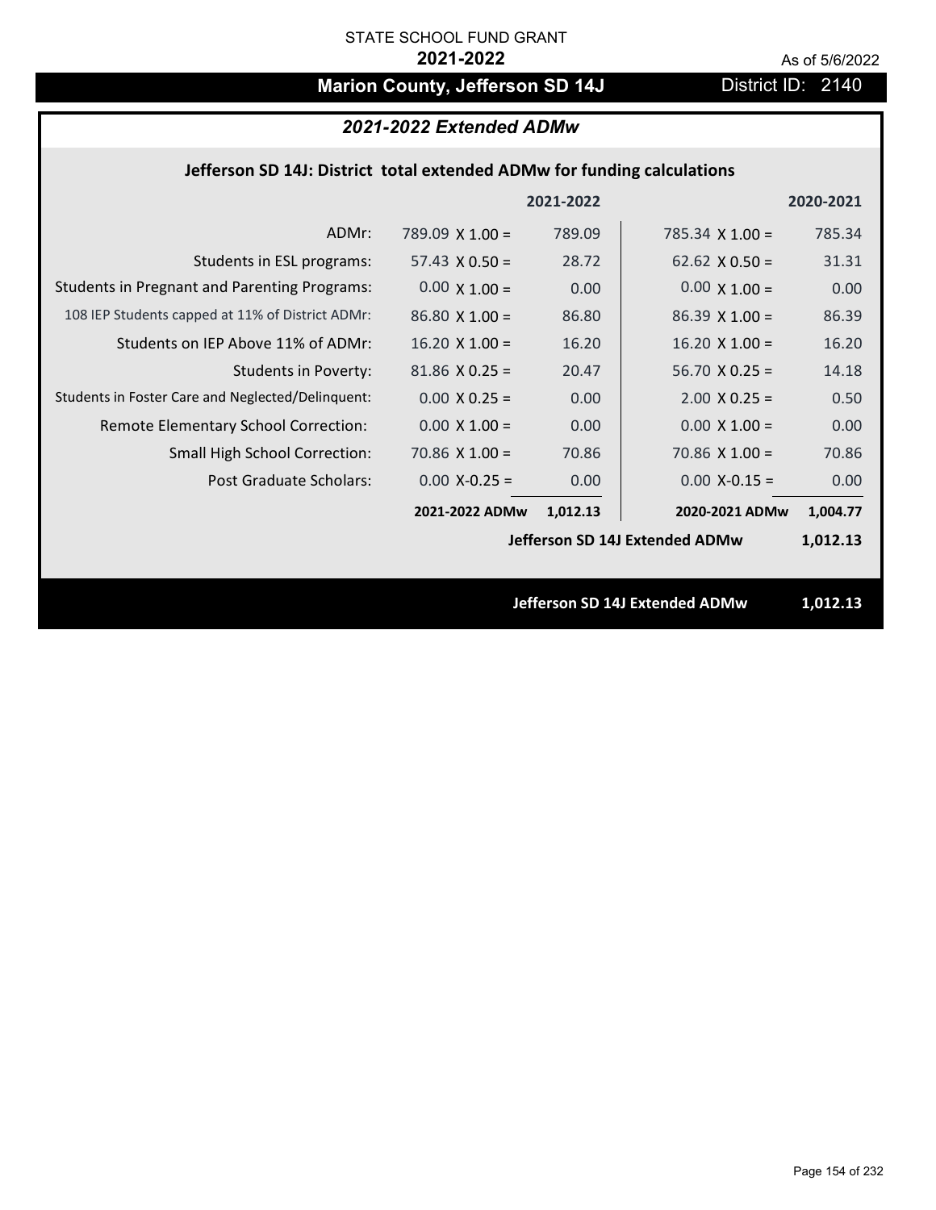STATE SCHOOL FUND GRANT

**2021-2022**

As of 5/6/2022

# Marion County, Jefferson SD 14J

District ID: 2140

## *2021-2022 Extended ADMw*

### Jefferson SD 14J: District total extended ADMw for funding calculations

| | | 2021-2022 | | 2020-2021 |
|---|---|---|---|---|
| ADMr: | 789.09 X 1.00 = | 789.09 | 785.34 X 1.00 = | 785.34 |
| Students in ESL programs: | 57.43 X 0.50 = | 28.72 | 62.62 X 0.50 = | 31.31 |
| Students in Pregnant and Parenting Programs: | 0.00 X 1.00 = | 0.00 | 0.00 X 1.00 = | 0.00 |
| 108 IEP Students capped at 11% of District ADMr: | 86.80 X 1.00 = | 86.80 | 86.39 X 1.00 = | 86.39 |
| Students on IEP Above 11% of ADMr: | 16.20 X 1.00 = | 16.20 | 16.20 X 1.00 = | 16.20 |
| Students in Poverty: | 81.86 X 0.25 = | 20.47 | 56.70 X 0.25 = | 14.18 |
| Students in Foster Care and Neglected/Delinquent: | 0.00 X 0.25 = | 0.00 | 2.00 X 0.25 = | 0.50 |
| Remote Elementary School Correction: | 0.00 X 1.00 = | 0.00 | 0.00 X 1.00 = | 0.00 |
| Small High School Correction: | 70.86 X 1.00 = | 70.86 | 70.86 X 1.00 = | 70.86 |
| Post Graduate Scholars: | 0.00 X-0.25 = | 0.00 | 0.00 X-0.15 = | 0.00 |
| | **2021-2022 ADMw** | **1,012.13** | **2020-2021 ADMw** | **1,004.77** |
| | | | **Jefferson SD 14J Extended ADMw** | **1,012.13** |

**Jefferson SD 14J Extended ADMw** **1,012.13**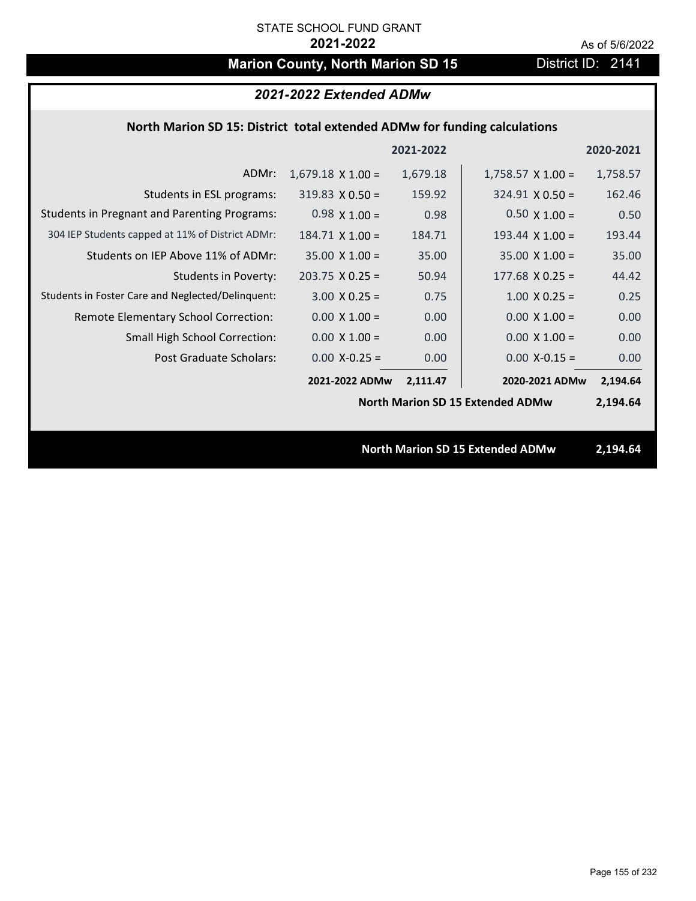STATE SCHOOL FUND GRANT

**2021-2022**

As of 5/6/2022

## Marion County, North Marion SD 15

District ID: 2141

### *2021-2022 Extended ADMw*

**North Marion SD 15: District total extended ADMw for funding calculations**

| | | 2021-2022 | | 2020-2021 |
|---|---|---|---|---|
| ADMr: | 1,679.18 X 1.00 = | 1,679.18 | 1,758.57 X 1.00 = | 1,758.57 |
| Students in ESL programs: | 319.83 X 0.50 = | 159.92 | 324.91 X 0.50 = | 162.46 |
| Students in Pregnant and Parenting Programs: | 0.98 X 1.00 = | 0.98 | 0.50 X 1.00 = | 0.50 |
| 304 IEP Students capped at 11% of District ADMr: | 184.71 X 1.00 = | 184.71 | 193.44 X 1.00 = | 193.44 |
| Students on IEP Above 11% of ADMr: | 35.00 X 1.00 = | 35.00 | 35.00 X 1.00 = | 35.00 |
| Students in Poverty: | 203.75 X 0.25 = | 50.94 | 177.68 X 0.25 = | 44.42 |
| Students in Foster Care and Neglected/Delinquent: | 3.00 X 0.25 = | 0.75 | 1.00 X 0.25 = | 0.25 |
| Remote Elementary School Correction: | 0.00 X 1.00 = | 0.00 | 0.00 X 1.00 = | 0.00 |
| Small High School Correction: | 0.00 X 1.00 = | 0.00 | 0.00 X 1.00 = | 0.00 |
| Post Graduate Scholars: | 0.00 X-0.25 = | 0.00 | 0.00 X-0.15 = | 0.00 |
| | **2021-2022 ADMw** | **2,111.47** | **2020-2021 ADMw** | **2,194.64** |
| | | | **North Marion SD 15 Extended ADMw** | **2,194.64** |

**North Marion SD 15 Extended ADMw 2,194.64**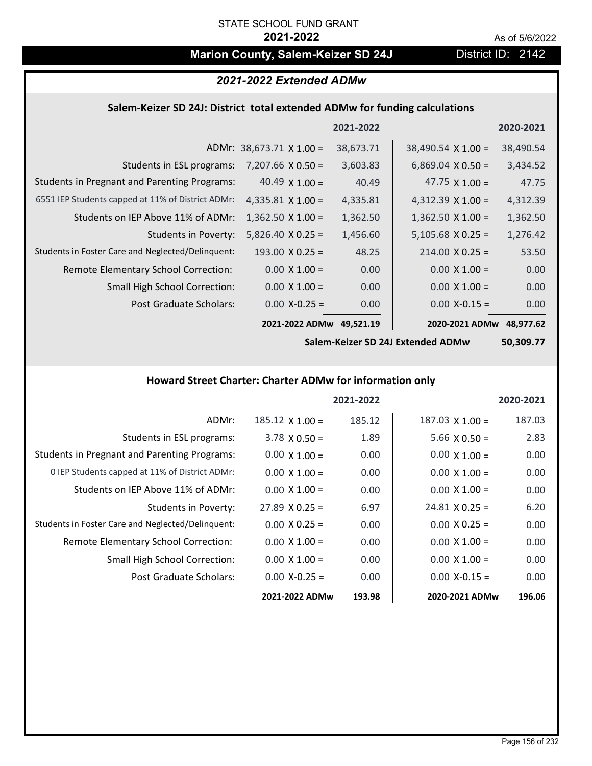STATE SCHOOL FUND GRANT

**2021-2022**

As of 5/6/2022

## Marion County, Salem-Keizer SD 24J

District ID: 2142

### *2021-2022 Extended ADMw*

#### Salem-Keizer SD 24J: District total extended ADMw for funding calculations

| | | 2021-2022 | | 2020-2021 |
|---|---|---|---|---|
| ADMr: | 38,673.71 X 1.00 = | 38,673.71 | 38,490.54 X 1.00 = | 38,490.54 |
| Students in ESL programs: | 7,207.66 X 0.50 = | 3,603.83 | 6,869.04 X 0.50 = | 3,434.52 |
| Students in Pregnant and Parenting Programs: | 40.49 X 1.00 = | 40.49 | 47.75 X 1.00 = | 47.75 |
| 6551 IEP Students capped at 11% of District ADMr: | 4,335.81 X 1.00 = | 4,335.81 | 4,312.39 X 1.00 = | 4,312.39 |
| Students on IEP Above 11% of ADMr: | 1,362.50 X 1.00 = | 1,362.50 | 1,362.50 X 1.00 = | 1,362.50 |
| Students in Poverty: | 5,826.40 X 0.25 = | 1,456.60 | 5,105.68 X 0.25 = | 1,276.42 |
| Students in Foster Care and Neglected/Delinquent: | 193.00 X 0.25 = | 48.25 | 214.00 X 0.25 = | 53.50 |
| Remote Elementary School Correction: | 0.00 X 1.00 = | 0.00 | 0.00 X 1.00 = | 0.00 |
| Small High School Correction: | 0.00 X 1.00 = | 0.00 | 0.00 X 1.00 = | 0.00 |
| Post Graduate Scholars: | 0.00 X-0.25 = | 0.00 | 0.00 X-0.15 = | 0.00 |
| | **2021-2022 ADMw** | **49,521.19** | **2020-2021 ADMw** | **48,977.62** |
| | | | **Salem-Keizer SD 24J Extended ADMw** | **50,309.77** |

#### Howard Street Charter: Charter ADMw for information only

| | | 2021-2022 | | 2020-2021 |
|---|---|---|---|---|
| ADMr: | 185.12 X 1.00 = | 185.12 | 187.03 X 1.00 = | 187.03 |
| Students in ESL programs: | 3.78 X 0.50 = | 1.89 | 5.66 X 0.50 = | 2.83 |
| Students in Pregnant and Parenting Programs: | 0.00 X 1.00 = | 0.00 | 0.00 X 1.00 = | 0.00 |
| 0 IEP Students capped at 11% of District ADMr: | 0.00 X 1.00 = | 0.00 | 0.00 X 1.00 = | 0.00 |
| Students on IEP Above 11% of ADMr: | 0.00 X 1.00 = | 0.00 | 0.00 X 1.00 = | 0.00 |
| Students in Poverty: | 27.89 X 0.25 = | 6.97 | 24.81 X 0.25 = | 6.20 |
| Students in Foster Care and Neglected/Delinquent: | 0.00 X 0.25 = | 0.00 | 0.00 X 0.25 = | 0.00 |
| Remote Elementary School Correction: | 0.00 X 1.00 = | 0.00 | 0.00 X 1.00 = | 0.00 |
| Small High School Correction: | 0.00 X 1.00 = | 0.00 | 0.00 X 1.00 = | 0.00 |
| Post Graduate Scholars: | 0.00 X-0.25 = | 0.00 | 0.00 X-0.15 = | 0.00 |
| | **2021-2022 ADMw** | **193.98** | **2020-2021 ADMw** | **196.06** |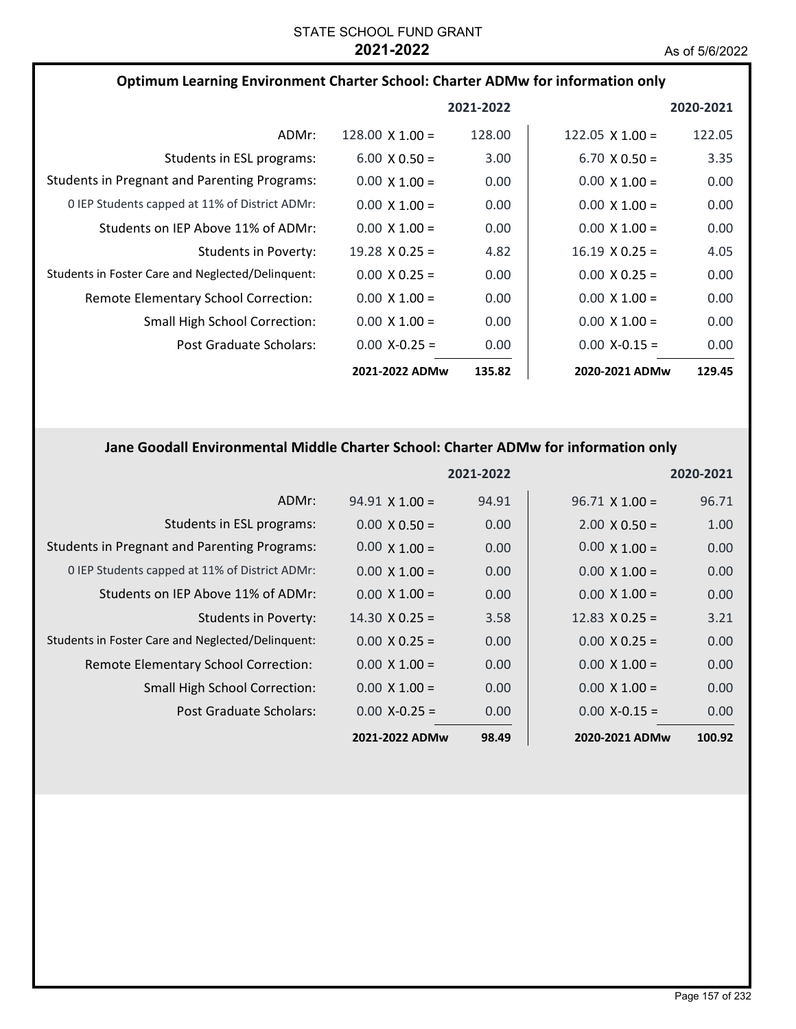STATE SCHOOL FUND GRANT
**2021-2022**
As of 5/6/2022

### Optimum Learning Environment Charter School: Charter ADMw for information only

| | | 2021-2022 | | 2020-2021 |
|---|---|---|---|---|
| ADMr: | 128.00 X 1.00 = | 128.00 | 122.05 X 1.00 = | 122.05 |
| Students in ESL programs: | 6.00 X 0.50 = | 3.00 | 6.70 X 0.50 = | 3.35 |
| Students in Pregnant and Parenting Programs: | 0.00 X 1.00 = | 0.00 | 0.00 X 1.00 = | 0.00 |
| 0 IEP Students capped at 11% of District ADMr: | 0.00 X 1.00 = | 0.00 | 0.00 X 1.00 = | 0.00 |
| Students on IEP Above 11% of ADMr: | 0.00 X 1.00 = | 0.00 | 0.00 X 1.00 = | 0.00 |
| Students in Poverty: | 19.28 X 0.25 = | 4.82 | 16.19 X 0.25 = | 4.05 |
| Students in Foster Care and Neglected/Delinquent: | 0.00 X 0.25 = | 0.00 | 0.00 X 0.25 = | 0.00 |
| Remote Elementary School Correction: | 0.00 X 1.00 = | 0.00 | 0.00 X 1.00 = | 0.00 |
| Small High School Correction: | 0.00 X 1.00 = | 0.00 | 0.00 X 1.00 = | 0.00 |
| Post Graduate Scholars: | 0.00 X-0.25 = | 0.00 | 0.00 X-0.15 = | 0.00 |
| | **2021-2022 ADMw** | **135.82** | **2020-2021 ADMw** | **129.45** |

### Jane Goodall Environmental Middle Charter School: Charter ADMw for information only

| | | 2021-2022 | | 2020-2021 |
|---|---|---|---|---|
| ADMr: | 94.91 X 1.00 = | 94.91 | 96.71 X 1.00 = | 96.71 |
| Students in ESL programs: | 0.00 X 0.50 = | 0.00 | 2.00 X 0.50 = | 1.00 |
| Students in Pregnant and Parenting Programs: | 0.00 X 1.00 = | 0.00 | 0.00 X 1.00 = | 0.00 |
| 0 IEP Students capped at 11% of District ADMr: | 0.00 X 1.00 = | 0.00 | 0.00 X 1.00 = | 0.00 |
| Students on IEP Above 11% of ADMr: | 0.00 X 1.00 = | 0.00 | 0.00 X 1.00 = | 0.00 |
| Students in Poverty: | 14.30 X 0.25 = | 3.58 | 12.83 X 0.25 = | 3.21 |
| Students in Foster Care and Neglected/Delinquent: | 0.00 X 0.25 = | 0.00 | 0.00 X 0.25 = | 0.00 |
| Remote Elementary School Correction: | 0.00 X 1.00 = | 0.00 | 0.00 X 1.00 = | 0.00 |
| Small High School Correction: | 0.00 X 1.00 = | 0.00 | 0.00 X 1.00 = | 0.00 |
| Post Graduate Scholars: | 0.00 X-0.25 = | 0.00 | 0.00 X-0.15 = | 0.00 |
| | **2021-2022 ADMw** | **98.49** | **2020-2021 ADMw** | **100.92** |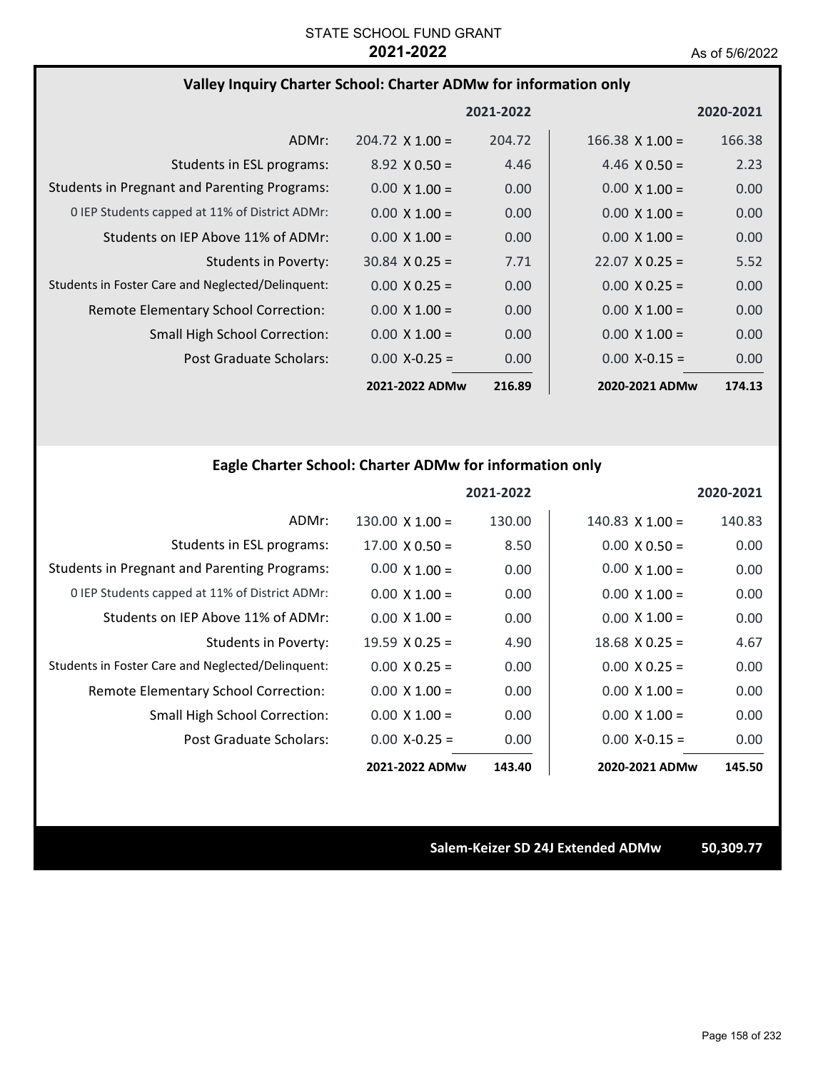STATE SCHOOL FUND GRANT
**2021-2022**
As of 5/6/2022

### Valley Inquiry Charter School: Charter ADMw for information only

| | | 2021-2022 | | 2020-2021 |
|---|---|---|---|---|
| ADMr: | 204.72 X 1.00 = | 204.72 | 166.38 X 1.00 = | 166.38 |
| Students in ESL programs: | 8.92 X 0.50 = | 4.46 | 4.46 X 0.50 = | 2.23 |
| Students in Pregnant and Parenting Programs: | 0.00 X 1.00 = | 0.00 | 0.00 X 1.00 = | 0.00 |
| 0 IEP Students capped at 11% of District ADMr: | 0.00 X 1.00 = | 0.00 | 0.00 X 1.00 = | 0.00 |
| Students on IEP Above 11% of ADMr: | 0.00 X 1.00 = | 0.00 | 0.00 X 1.00 = | 0.00 |
| Students in Poverty: | 30.84 X 0.25 = | 7.71 | 22.07 X 0.25 = | 5.52 |
| Students in Foster Care and Neglected/Delinquent: | 0.00 X 0.25 = | 0.00 | 0.00 X 0.25 = | 0.00 |
| Remote Elementary School Correction: | 0.00 X 1.00 = | 0.00 | 0.00 X 1.00 = | 0.00 |
| Small High School Correction: | 0.00 X 1.00 = | 0.00 | 0.00 X 1.00 = | 0.00 |
| Post Graduate Scholars: | 0.00 X-0.25 = | 0.00 | 0.00 X-0.15 = | 0.00 |
| | **2021-2022 ADMw** | **216.89** | **2020-2021 ADMw** | **174.13** |

### Eagle Charter School: Charter ADMw for information only

| | | 2021-2022 | | 2020-2021 |
|---|---|---|---|---|
| ADMr: | 130.00 X 1.00 = | 130.00 | 140.83 X 1.00 = | 140.83 |
| Students in ESL programs: | 17.00 X 0.50 = | 8.50 | 0.00 X 0.50 = | 0.00 |
| Students in Pregnant and Parenting Programs: | 0.00 X 1.00 = | 0.00 | 0.00 X 1.00 = | 0.00 |
| 0 IEP Students capped at 11% of District ADMr: | 0.00 X 1.00 = | 0.00 | 0.00 X 1.00 = | 0.00 |
| Students on IEP Above 11% of ADMr: | 0.00 X 1.00 = | 0.00 | 0.00 X 1.00 = | 0.00 |
| Students in Poverty: | 19.59 X 0.25 = | 4.90 | 18.68 X 0.25 = | 4.67 |
| Students in Foster Care and Neglected/Delinquent: | 0.00 X 0.25 = | 0.00 | 0.00 X 0.25 = | 0.00 |
| Remote Elementary School Correction: | 0.00 X 1.00 = | 0.00 | 0.00 X 1.00 = | 0.00 |
| Small High School Correction: | 0.00 X 1.00 = | 0.00 | 0.00 X 1.00 = | 0.00 |
| Post Graduate Scholars: | 0.00 X-0.25 = | 0.00 | 0.00 X-0.15 = | 0.00 |
| | **2021-2022 ADMw** | **143.40** | **2020-2021 ADMw** | **145.50** |

**Salem-Keizer SD 24J Extended ADMw** **50,309.77**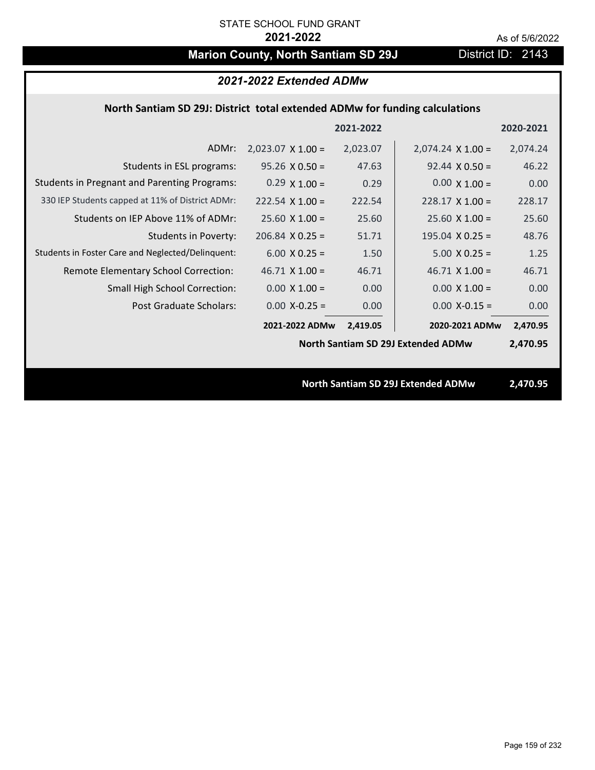STATE SCHOOL FUND GRANT

**2021-2022**

As of 5/6/2022

# Marion County, North Santiam SD 29J

District ID: 2143

## *2021-2022 Extended ADMw*

### North Santiam SD 29J: District total extended ADMw for funding calculations

| | | 2021-2022 | | 2020-2021 |
|---|---|---|---|---|
| ADMr: | 2,023.07 X 1.00 = | 2,023.07 | 2,074.24 X 1.00 = | 2,074.24 |
| Students in ESL programs: | 95.26 X 0.50 = | 47.63 | 92.44 X 0.50 = | 46.22 |
| Students in Pregnant and Parenting Programs: | 0.29 X 1.00 = | 0.29 | 0.00 X 1.00 = | 0.00 |
| 330 IEP Students capped at 11% of District ADMr: | 222.54 X 1.00 = | 222.54 | 228.17 X 1.00 = | 228.17 |
| Students on IEP Above 11% of ADMr: | 25.60 X 1.00 = | 25.60 | 25.60 X 1.00 = | 25.60 |
| Students in Poverty: | 206.84 X 0.25 = | 51.71 | 195.04 X 0.25 = | 48.76 |
| Students in Foster Care and Neglected/Delinquent: | 6.00 X 0.25 = | 1.50 | 5.00 X 0.25 = | 1.25 |
| Remote Elementary School Correction: | 46.71 X 1.00 = | 46.71 | 46.71 X 1.00 = | 46.71 |
| Small High School Correction: | 0.00 X 1.00 = | 0.00 | 0.00 X 1.00 = | 0.00 |
| Post Graduate Scholars: | 0.00 X-0.25 = | 0.00 | 0.00 X-0.15 = | 0.00 |
| | **2021-2022 ADMw** | **2,419.05** | **2020-2021 ADMw** | **2,470.95** |
| | | | **North Santiam SD 29J Extended ADMw** | **2,470.95** |

**North Santiam SD 29J Extended ADMw** **2,470.95**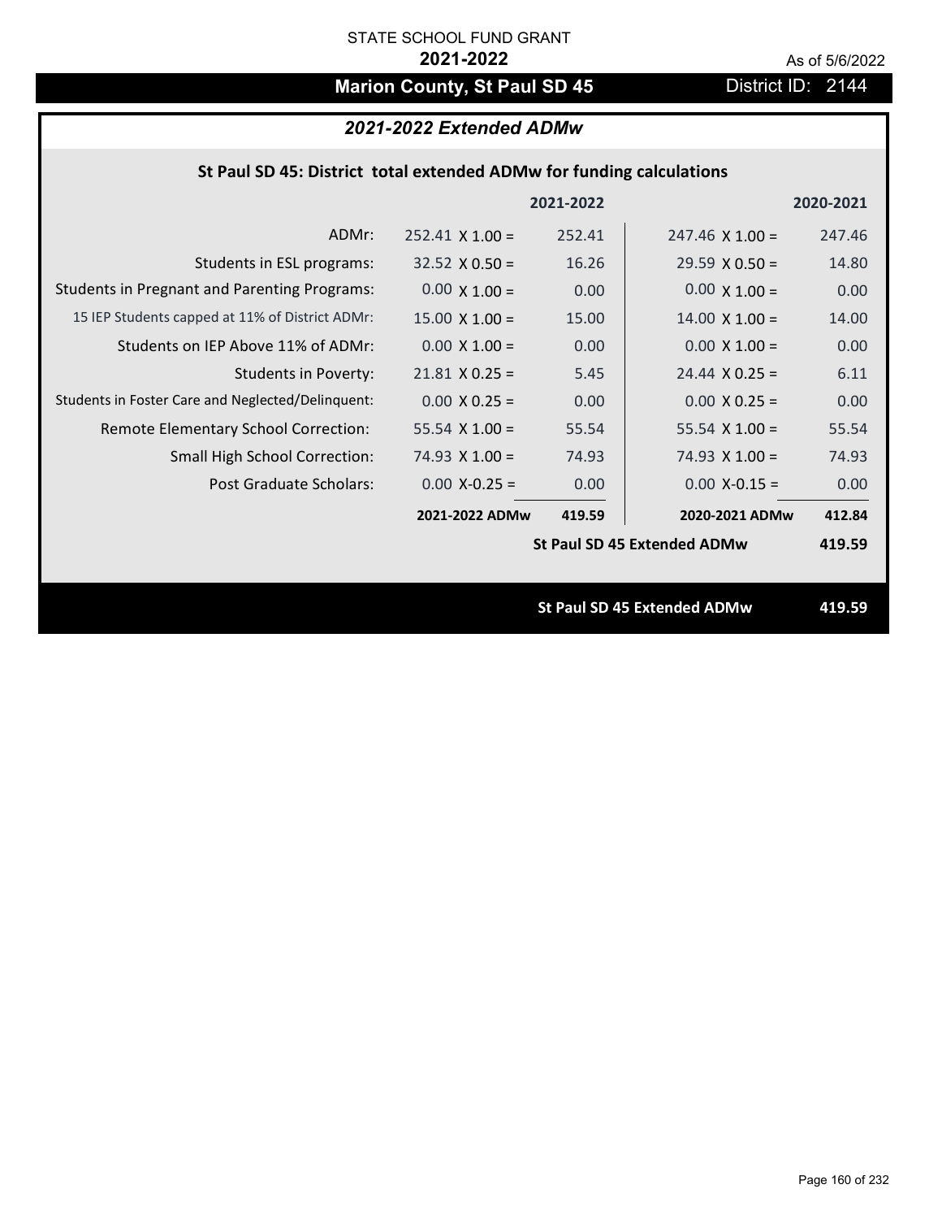STATE SCHOOL FUND GRANT

**2021-2022**

As of 5/6/2022

# Marion County, St Paul SD 45

District ID: 2144

## *2021-2022 Extended ADMw*

### St Paul SD 45: District total extended ADMw for funding calculations

| | | 2021-2022 | | 2020-2021 |
|---|---|---|---|---|
| ADMr: | 252.41 X 1.00 = | 252.41 | 247.46 X 1.00 = | 247.46 |
| Students in ESL programs: | 32.52 X 0.50 = | 16.26 | 29.59 X 0.50 = | 14.80 |
| Students in Pregnant and Parenting Programs: | 0.00 X 1.00 = | 0.00 | 0.00 X 1.00 = | 0.00 |
| 15 IEP Students capped at 11% of District ADMr: | 15.00 X 1.00 = | 15.00 | 14.00 X 1.00 = | 14.00 |
| Students on IEP Above 11% of ADMr: | 0.00 X 1.00 = | 0.00 | 0.00 X 1.00 = | 0.00 |
| Students in Poverty: | 21.81 X 0.25 = | 5.45 | 24.44 X 0.25 = | 6.11 |
| Students in Foster Care and Neglected/Delinquent: | 0.00 X 0.25 = | 0.00 | 0.00 X 0.25 = | 0.00 |
| Remote Elementary School Correction: | 55.54 X 1.00 = | 55.54 | 55.54 X 1.00 = | 55.54 |
| Small High School Correction: | 74.93 X 1.00 = | 74.93 | 74.93 X 1.00 = | 74.93 |
| Post Graduate Scholars: | 0.00 X-0.25 = | 0.00 | 0.00 X-0.15 = | 0.00 |
| | **2021-2022 ADMw** | **419.59** | **2020-2021 ADMw** | **412.84** |
| | | | **St Paul SD 45 Extended ADMw** | **419.59** |

**St Paul SD 45 Extended ADMw** **419.59**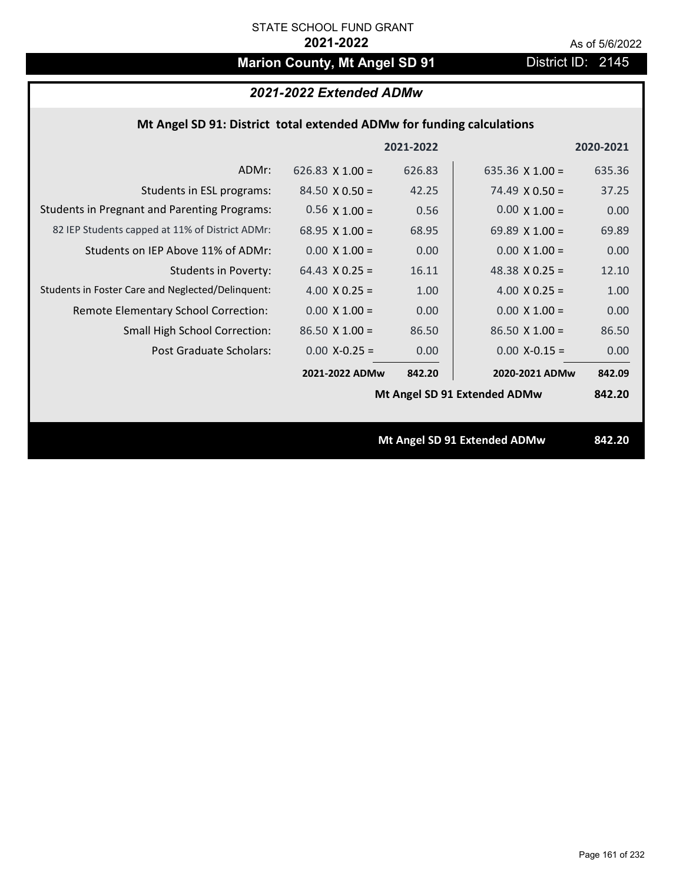STATE SCHOOL FUND GRANT

**2021-2022**

As of 5/6/2022

# Marion County, Mt Angel SD 91

District ID: 2145

## *2021-2022 Extended ADMw*

### Mt Angel SD 91: District total extended ADMw for funding calculations

| | | 2021-2022 | | 2020-2021 |
|---|---|---|---|---|
| ADMr: | 626.83 X 1.00 = | 626.83 | 635.36 X 1.00 = | 635.36 |
| Students in ESL programs: | 84.50 X 0.50 = | 42.25 | 74.49 X 0.50 = | 37.25 |
| Students in Pregnant and Parenting Programs: | 0.56 X 1.00 = | 0.56 | 0.00 X 1.00 = | 0.00 |
| 82 IEP Students capped at 11% of District ADMr: | 68.95 X 1.00 = | 68.95 | 69.89 X 1.00 = | 69.89 |
| Students on IEP Above 11% of ADMr: | 0.00 X 1.00 = | 0.00 | 0.00 X 1.00 = | 0.00 |
| Students in Poverty: | 64.43 X 0.25 = | 16.11 | 48.38 X 0.25 = | 12.10 |
| Students in Foster Care and Neglected/Delinquent: | 4.00 X 0.25 = | 1.00 | 4.00 X 0.25 = | 1.00 |
| Remote Elementary School Correction: | 0.00 X 1.00 = | 0.00 | 0.00 X 1.00 = | 0.00 |
| Small High School Correction: | 86.50 X 1.00 = | 86.50 | 86.50 X 1.00 = | 86.50 |
| Post Graduate Scholars: | 0.00 X-0.25 = | 0.00 | 0.00 X-0.15 = | 0.00 |
| | **2021-2022 ADMw** | **842.20** | **2020-2021 ADMw** | **842.09** |
| | | | **Mt Angel SD 91 Extended ADMw** | **842.20** |

**Mt Angel SD 91 Extended ADMw** **842.20**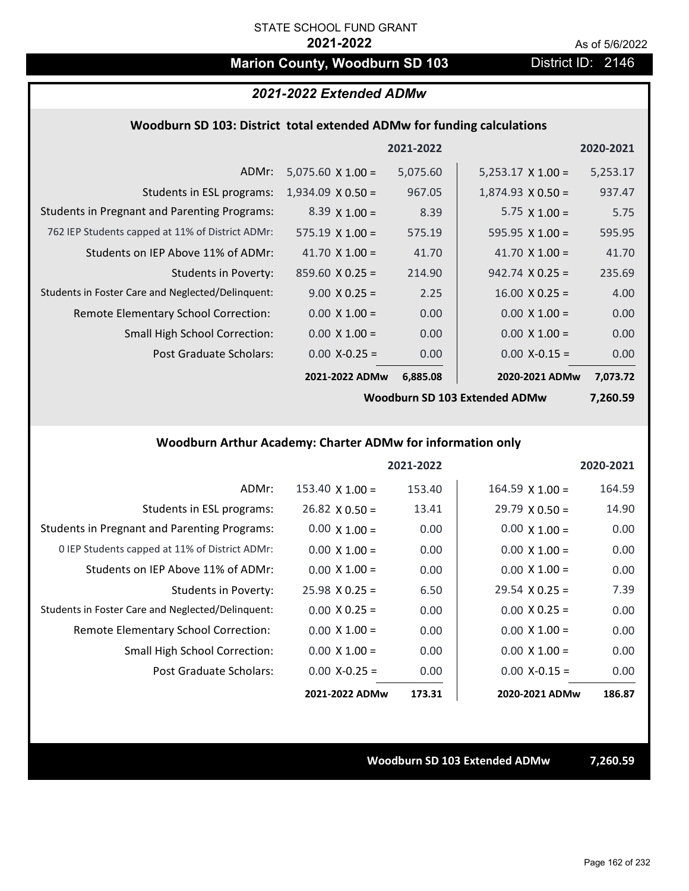STATE SCHOOL FUND GRANT

**2021-2022**

As of 5/6/2022

## Marion County, Woodburn SD 103

District ID: 2146

### *2021-2022 Extended ADMw*

#### Woodburn SD 103: District total extended ADMw for funding calculations

| | | 2021-2022 | | 2020-2021 |
|---|---|---|---|---|
| ADMr: | 5,075.60 X 1.00 = | 5,075.60 | 5,253.17 X 1.00 = | 5,253.17 |
| Students in ESL programs: | 1,934.09 X 0.50 = | 967.05 | 1,874.93 X 0.50 = | 937.47 |
| Students in Pregnant and Parenting Programs: | 8.39 X 1.00 = | 8.39 | 5.75 X 1.00 = | 5.75 |
| 762 IEP Students capped at 11% of District ADMr: | 575.19 X 1.00 = | 575.19 | 595.95 X 1.00 = | 595.95 |
| Students on IEP Above 11% of ADMr: | 41.70 X 1.00 = | 41.70 | 41.70 X 1.00 = | 41.70 |
| Students in Poverty: | 859.60 X 0.25 = | 214.90 | 942.74 X 0.25 = | 235.69 |
| Students in Foster Care and Neglected/Delinquent: | 9.00 X 0.25 = | 2.25 | 16.00 X 0.25 = | 4.00 |
| Remote Elementary School Correction: | 0.00 X 1.00 = | 0.00 | 0.00 X 1.00 = | 0.00 |
| Small High School Correction: | 0.00 X 1.00 = | 0.00 | 0.00 X 1.00 = | 0.00 |
| Post Graduate Scholars: | 0.00 X-0.25 = | 0.00 | 0.00 X-0.15 = | 0.00 |
| | **2021-2022 ADMw** | **6,885.08** | **2020-2021 ADMw** | **7,073.72** |
| | | | **Woodburn SD 103 Extended ADMw** | **7,260.59** |

#### Woodburn Arthur Academy: Charter ADMw for information only

| | | 2021-2022 | | 2020-2021 |
|---|---|---|---|---|
| ADMr: | 153.40 X 1.00 = | 153.40 | 164.59 X 1.00 = | 164.59 |
| Students in ESL programs: | 26.82 X 0.50 = | 13.41 | 29.79 X 0.50 = | 14.90 |
| Students in Pregnant and Parenting Programs: | 0.00 X 1.00 = | 0.00 | 0.00 X 1.00 = | 0.00 |
| 0 IEP Students capped at 11% of District ADMr: | 0.00 X 1.00 = | 0.00 | 0.00 X 1.00 = | 0.00 |
| Students on IEP Above 11% of ADMr: | 0.00 X 1.00 = | 0.00 | 0.00 X 1.00 = | 0.00 |
| Students in Poverty: | 25.98 X 0.25 = | 6.50 | 29.54 X 0.25 = | 7.39 |
| Students in Foster Care and Neglected/Delinquent: | 0.00 X 0.25 = | 0.00 | 0.00 X 0.25 = | 0.00 |
| Remote Elementary School Correction: | 0.00 X 1.00 = | 0.00 | 0.00 X 1.00 = | 0.00 |
| Small High School Correction: | 0.00 X 1.00 = | 0.00 | 0.00 X 1.00 = | 0.00 |
| Post Graduate Scholars: | 0.00 X-0.25 = | 0.00 | 0.00 X-0.15 = | 0.00 |
| | **2021-2022 ADMw** | **173.31** | **2020-2021 ADMw** | **186.87** |

**Woodburn SD 103 Extended ADMw** **7,260.59**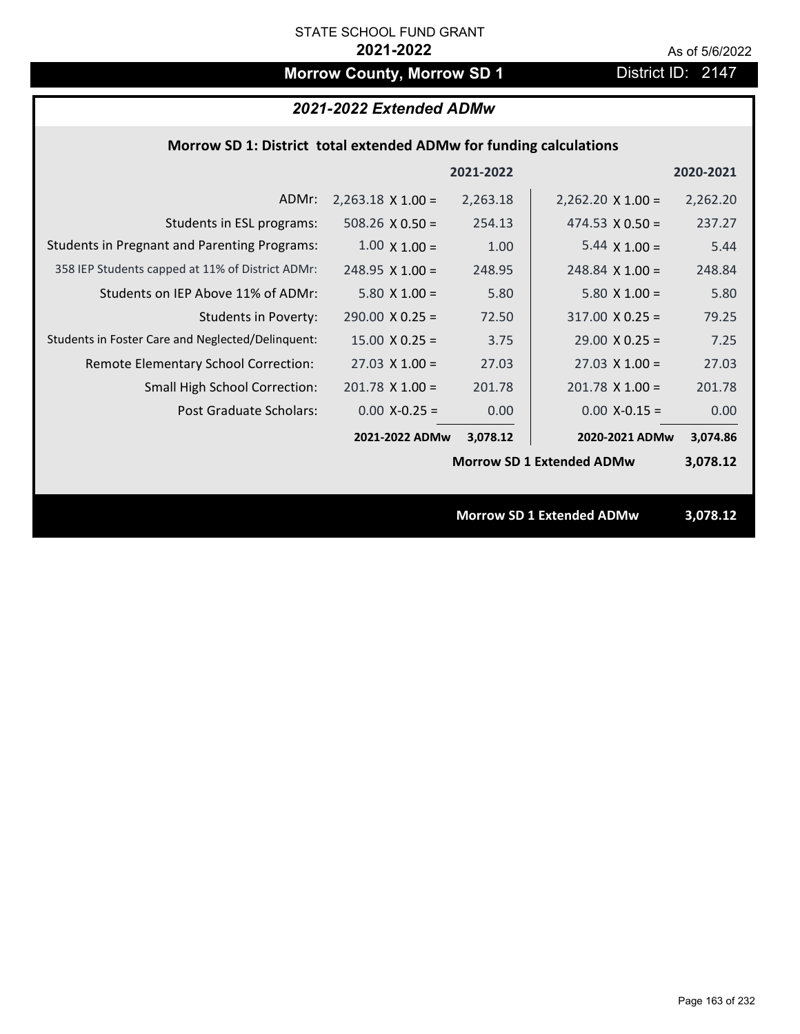STATE SCHOOL FUND GRANT

**2021-2022**

As of 5/6/2022

# Morrow County, Morrow SD 1

District ID: 2147

## *2021-2022 Extended ADMw*

### Morrow SD 1: District total extended ADMw for funding calculations

| | | 2021-2022 | | 2020-2021 |
|---|---|---|---|---|
| ADMr: | 2,263.18 X 1.00 = | 2,263.18 | 2,262.20 X 1.00 = | 2,262.20 |
| Students in ESL programs: | 508.26 X 0.50 = | 254.13 | 474.53 X 0.50 = | 237.27 |
| Students in Pregnant and Parenting Programs: | 1.00 X 1.00 = | 1.00 | 5.44 X 1.00 = | 5.44 |
| 358 IEP Students capped at 11% of District ADMr: | 248.95 X 1.00 = | 248.95 | 248.84 X 1.00 = | 248.84 |
| Students on IEP Above 11% of ADMr: | 5.80 X 1.00 = | 5.80 | 5.80 X 1.00 = | 5.80 |
| Students in Poverty: | 290.00 X 0.25 = | 72.50 | 317.00 X 0.25 = | 79.25 |
| Students in Foster Care and Neglected/Delinquent: | 15.00 X 0.25 = | 3.75 | 29.00 X 0.25 = | 7.25 |
| Remote Elementary School Correction: | 27.03 X 1.00 = | 27.03 | 27.03 X 1.00 = | 27.03 |
| Small High School Correction: | 201.78 X 1.00 = | 201.78 | 201.78 X 1.00 = | 201.78 |
| Post Graduate Scholars: | 0.00 X-0.25 = | 0.00 | 0.00 X-0.15 = | 0.00 |
| | **2021-2022 ADMw** | **3,078.12** | **2020-2021 ADMw** | **3,074.86** |
| | | | **Morrow SD 1 Extended ADMw** | **3,078.12** |

**Morrow SD 1 Extended ADMw** **3,078.12**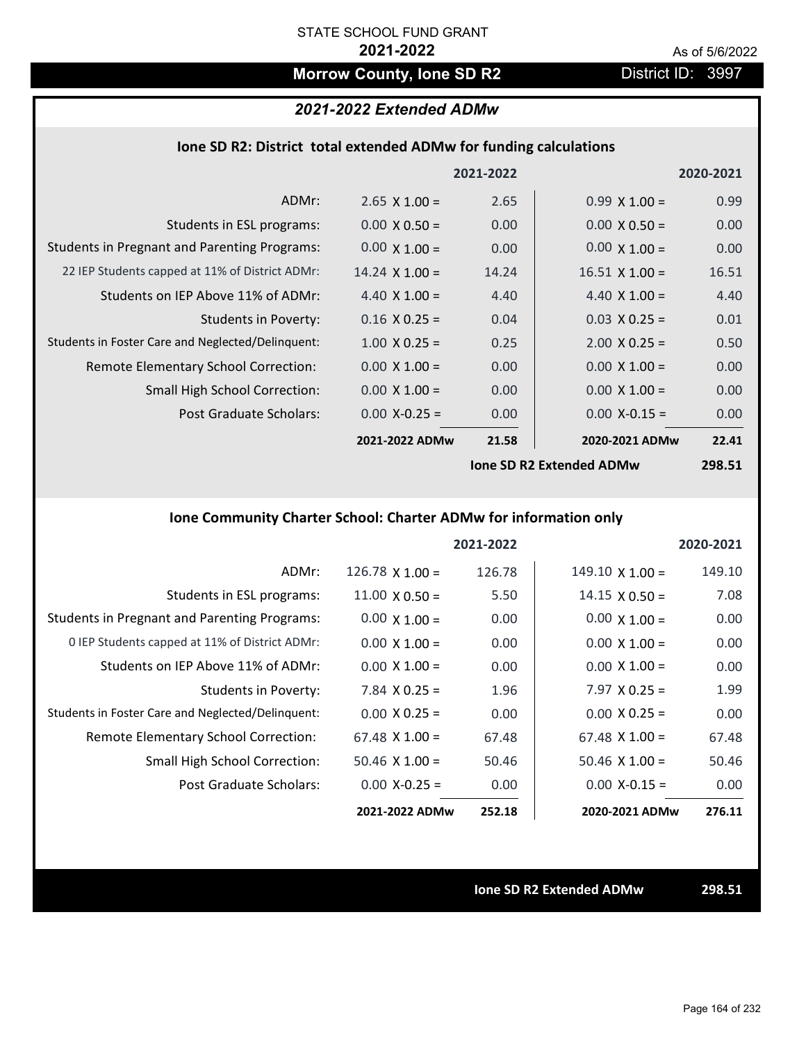STATE SCHOOL FUND GRANT

**2021-2022**

As of 5/6/2022

## Morrow County, Ione SD R2

District ID: 3997

### *2021-2022 Extended ADMw*

#### Ione SD R2: District total extended ADMw for funding calculations

| | 2021-2022 | | 2020-2021 | |
|---|---|---|---|---|
| ADMr: | 2.65 X 1.00 = | 2.65 | 0.99 X 1.00 = | 0.99 |
| Students in ESL programs: | 0.00 X 0.50 = | 0.00 | 0.00 X 0.50 = | 0.00 |
| Students in Pregnant and Parenting Programs: | 0.00 X 1.00 = | 0.00 | 0.00 X 1.00 = | 0.00 |
| 22 IEP Students capped at 11% of District ADMr: | 14.24 X 1.00 = | 14.24 | 16.51 X 1.00 = | 16.51 |
| Students on IEP Above 11% of ADMr: | 4.40 X 1.00 = | 4.40 | 4.40 X 1.00 = | 4.40 |
| Students in Poverty: | 0.16 X 0.25 = | 0.04 | 0.03 X 0.25 = | 0.01 |
| Students in Foster Care and Neglected/Delinquent: | 1.00 X 0.25 = | 0.25 | 2.00 X 0.25 = | 0.50 |
| Remote Elementary School Correction: | 0.00 X 1.00 = | 0.00 | 0.00 X 1.00 = | 0.00 |
| Small High School Correction: | 0.00 X 1.00 = | 0.00 | 0.00 X 1.00 = | 0.00 |
| Post Graduate Scholars: | 0.00 X-0.25 = | 0.00 | 0.00 X-0.15 = | 0.00 |
| | **2021-2022 ADMw** | **21.58** | **2020-2021 ADMw** | **22.41** |
| | | | **Ione SD R2 Extended ADMw** | **298.51** |

#### Ione Community Charter School: Charter ADMw for information only

| | 2021-2022 | | 2020-2021 | |
|---|---|---|---|---|
| ADMr: | 126.78 X 1.00 = | 126.78 | 149.10 X 1.00 = | 149.10 |
| Students in ESL programs: | 11.00 X 0.50 = | 5.50 | 14.15 X 0.50 = | 7.08 |
| Students in Pregnant and Parenting Programs: | 0.00 X 1.00 = | 0.00 | 0.00 X 1.00 = | 0.00 |
| 0 IEP Students capped at 11% of District ADMr: | 0.00 X 1.00 = | 0.00 | 0.00 X 1.00 = | 0.00 |
| Students on IEP Above 11% of ADMr: | 0.00 X 1.00 = | 0.00 | 0.00 X 1.00 = | 0.00 |
| Students in Poverty: | 7.84 X 0.25 = | 1.96 | 7.97 X 0.25 = | 1.99 |
| Students in Foster Care and Neglected/Delinquent: | 0.00 X 0.25 = | 0.00 | 0.00 X 0.25 = | 0.00 |
| Remote Elementary School Correction: | 67.48 X 1.00 = | 67.48 | 67.48 X 1.00 = | 67.48 |
| Small High School Correction: | 50.46 X 1.00 = | 50.46 | 50.46 X 1.00 = | 50.46 |
| Post Graduate Scholars: | 0.00 X-0.25 = | 0.00 | 0.00 X-0.15 = | 0.00 |
| | **2021-2022 ADMw** | **252.18** | **2020-2021 ADMw** | **276.11** |

**Ione SD R2 Extended ADMw** **298.51**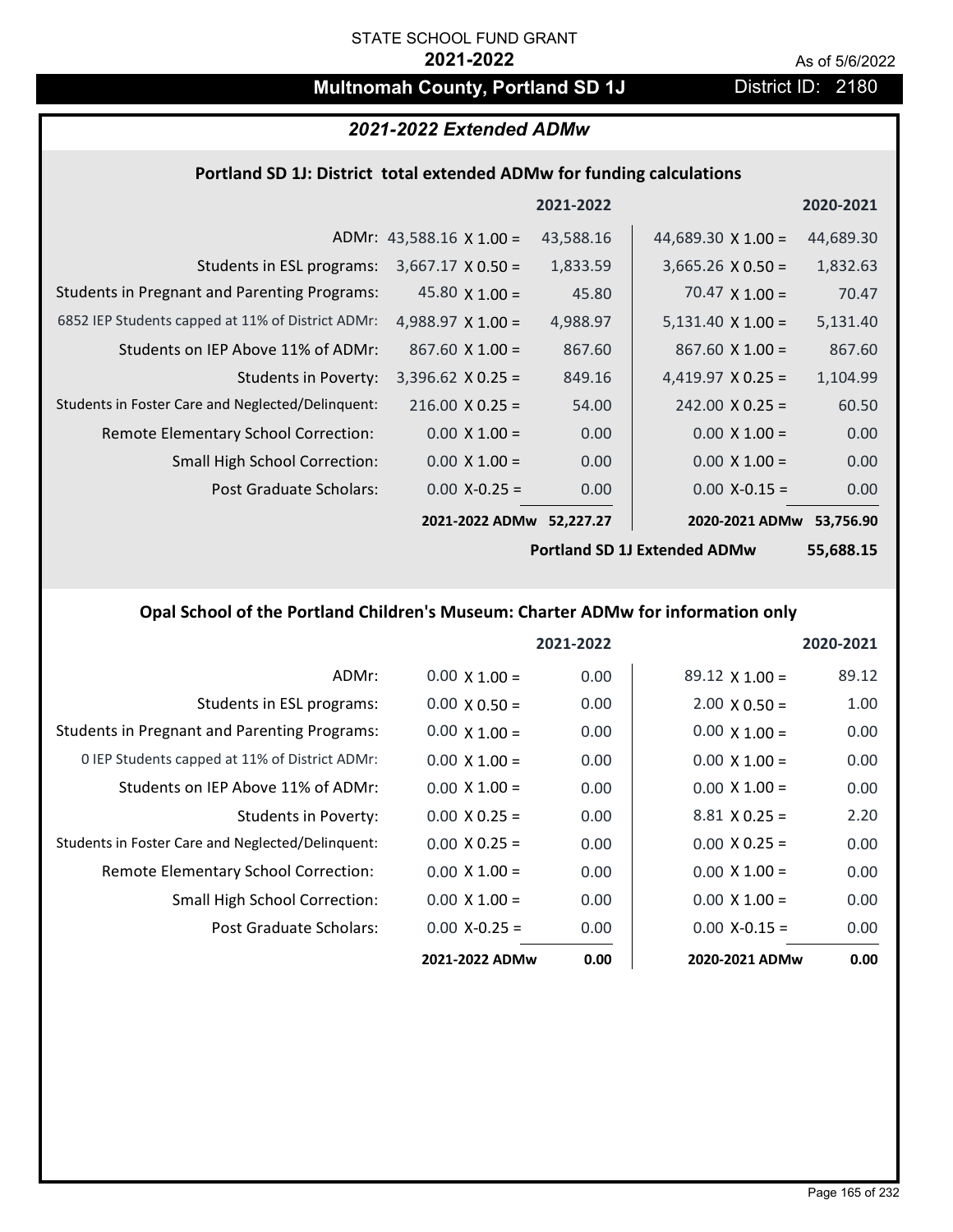STATE SCHOOL FUND GRANT

**2021-2022**

As of 5/6/2022

# Multnomah County, Portland SD 1J

District ID: 2180

## *2021-2022 Extended ADMw*

### Portland SD 1J: District total extended ADMw for funding calculations

| | 2021-2022 | | 2020-2021 | |
|---|---|---|---|---|
| ADMr: | 43,588.16 X 1.00 = | 43,588.16 | 44,689.30 X 1.00 = | 44,689.30 |
| Students in ESL programs: | 3,667.17 X 0.50 = | 1,833.59 | 3,665.26 X 0.50 = | 1,832.63 |
| Students in Pregnant and Parenting Programs: | 45.80 X 1.00 = | 45.80 | 70.47 X 1.00 = | 70.47 |
| 6852 IEP Students capped at 11% of District ADMr: | 4,988.97 X 1.00 = | 4,988.97 | 5,131.40 X 1.00 = | 5,131.40 |
| Students on IEP Above 11% of ADMr: | 867.60 X 1.00 = | 867.60 | 867.60 X 1.00 = | 867.60 |
| Students in Poverty: | 3,396.62 X 0.25 = | 849.16 | 4,419.97 X 0.25 = | 1,104.99 |
| Students in Foster Care and Neglected/Delinquent: | 216.00 X 0.25 = | 54.00 | 242.00 X 0.25 = | 60.50 |
| Remote Elementary School Correction: | 0.00 X 1.00 = | 0.00 | 0.00 X 1.00 = | 0.00 |
| Small High School Correction: | 0.00 X 1.00 = | 0.00 | 0.00 X 1.00 = | 0.00 |
| Post Graduate Scholars: | 0.00 X-0.25 = | 0.00 | 0.00 X-0.15 = | 0.00 |
| | **2021-2022 ADMw** | **52,227.27** | **2020-2021 ADMw** | **53,756.90** |
| | | | **Portland SD 1J Extended ADMw** | **55,688.15** |

### Opal School of the Portland Children's Museum: Charter ADMw for information only

| | 2021-2022 | | 2020-2021 | |
|---|---|---|---|---|
| ADMr: | 0.00 X 1.00 = | 0.00 | 89.12 X 1.00 = | 89.12 |
| Students in ESL programs: | 0.00 X 0.50 = | 0.00 | 2.00 X 0.50 = | 1.00 |
| Students in Pregnant and Parenting Programs: | 0.00 X 1.00 = | 0.00 | 0.00 X 1.00 = | 0.00 |
| 0 IEP Students capped at 11% of District ADMr: | 0.00 X 1.00 = | 0.00 | 0.00 X 1.00 = | 0.00 |
| Students on IEP Above 11% of ADMr: | 0.00 X 1.00 = | 0.00 | 0.00 X 1.00 = | 0.00 |
| Students in Poverty: | 0.00 X 0.25 = | 0.00 | 8.81 X 0.25 = | 2.20 |
| Students in Foster Care and Neglected/Delinquent: | 0.00 X 0.25 = | 0.00 | 0.00 X 0.25 = | 0.00 |
| Remote Elementary School Correction: | 0.00 X 1.00 = | 0.00 | 0.00 X 1.00 = | 0.00 |
| Small High School Correction: | 0.00 X 1.00 = | 0.00 | 0.00 X 1.00 = | 0.00 |
| Post Graduate Scholars: | 0.00 X-0.25 = | 0.00 | 0.00 X-0.15 = | 0.00 |
| | **2021-2022 ADMw** | **0.00** | **2020-2021 ADMw** | **0.00** |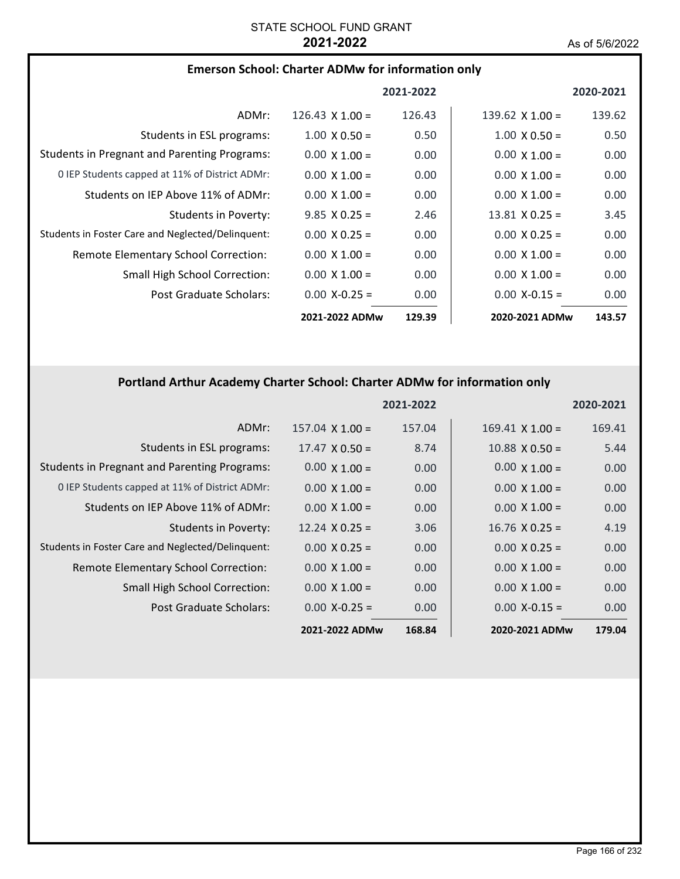STATE SCHOOL FUND GRANT
**2021-2022**
As of 5/6/2022

### Emerson School: Charter ADMw for information only

| | 2021-2022 | | 2020-2021 | |
|---|---|---|---|---|
| ADMr: | 126.43 X 1.00 = | 126.43 | 139.62 X 1.00 = | 139.62 |
| Students in ESL programs: | 1.00 X 0.50 = | 0.50 | 1.00 X 0.50 = | 0.50 |
| Students in Pregnant and Parenting Programs: | 0.00 X 1.00 = | 0.00 | 0.00 X 1.00 = | 0.00 |
| 0 IEP Students capped at 11% of District ADMr: | 0.00 X 1.00 = | 0.00 | 0.00 X 1.00 = | 0.00 |
| Students on IEP Above 11% of ADMr: | 0.00 X 1.00 = | 0.00 | 0.00 X 1.00 = | 0.00 |
| Students in Poverty: | 9.85 X 0.25 = | 2.46 | 13.81 X 0.25 = | 3.45 |
| Students in Foster Care and Neglected/Delinquent: | 0.00 X 0.25 = | 0.00 | 0.00 X 0.25 = | 0.00 |
| Remote Elementary School Correction: | 0.00 X 1.00 = | 0.00 | 0.00 X 1.00 = | 0.00 |
| Small High School Correction: | 0.00 X 1.00 = | 0.00 | 0.00 X 1.00 = | 0.00 |
| Post Graduate Scholars: | 0.00 X-0.25 = | 0.00 | 0.00 X-0.15 = | 0.00 |
| | **2021-2022 ADMw** | **129.39** | **2020-2021 ADMw** | **143.57** |

### Portland Arthur Academy Charter School: Charter ADMw for information only

| | 2021-2022 | | 2020-2021 | |
|---|---|---|---|---|
| ADMr: | 157.04 X 1.00 = | 157.04 | 169.41 X 1.00 = | 169.41 |
| Students in ESL programs: | 17.47 X 0.50 = | 8.74 | 10.88 X 0.50 = | 5.44 |
| Students in Pregnant and Parenting Programs: | 0.00 X 1.00 = | 0.00 | 0.00 X 1.00 = | 0.00 |
| 0 IEP Students capped at 11% of District ADMr: | 0.00 X 1.00 = | 0.00 | 0.00 X 1.00 = | 0.00 |
| Students on IEP Above 11% of ADMr: | 0.00 X 1.00 = | 0.00 | 0.00 X 1.00 = | 0.00 |
| Students in Poverty: | 12.24 X 0.25 = | 3.06 | 16.76 X 0.25 = | 4.19 |
| Students in Foster Care and Neglected/Delinquent: | 0.00 X 0.25 = | 0.00 | 0.00 X 0.25 = | 0.00 |
| Remote Elementary School Correction: | 0.00 X 1.00 = | 0.00 | 0.00 X 1.00 = | 0.00 |
| Small High School Correction: | 0.00 X 1.00 = | 0.00 | 0.00 X 1.00 = | 0.00 |
| Post Graduate Scholars: | 0.00 X-0.25 = | 0.00 | 0.00 X-0.15 = | 0.00 |
| | **2021-2022 ADMw** | **168.84** | **2020-2021 ADMw** | **179.04** |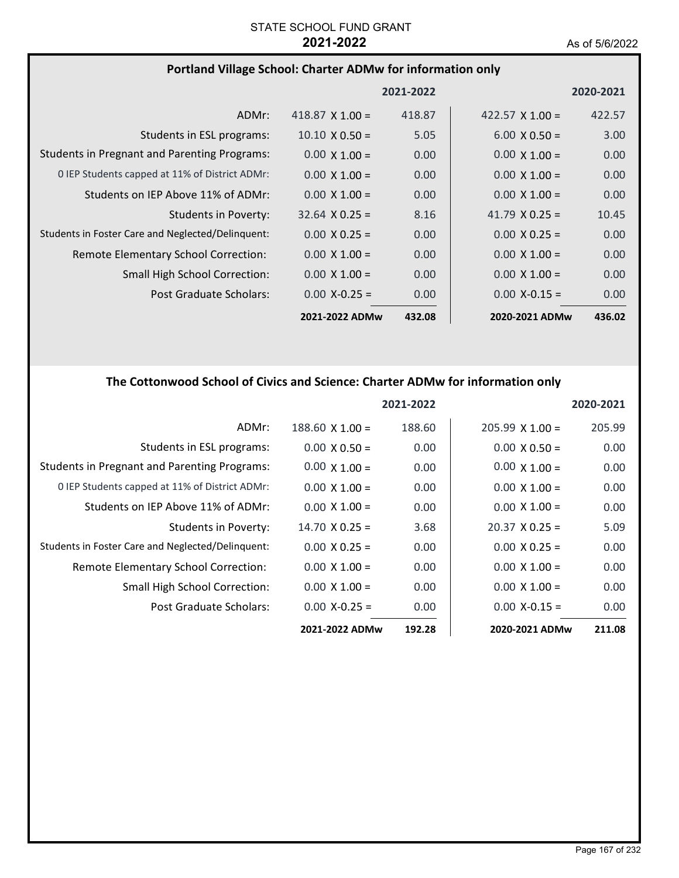STATE SCHOOL FUND GRANT
**2021-2022**
As of 5/6/2022

## Portland Village School: Charter ADMw for information only

| | | 2021-2022 | | 2020-2021 |
|---|---|---|---|---|
| ADMr: | 418.87 X 1.00 = | 418.87 | 422.57 X 1.00 = | 422.57 |
| Students in ESL programs: | 10.10 X 0.50 = | 5.05 | 6.00 X 0.50 = | 3.00 |
| Students in Pregnant and Parenting Programs: | 0.00 X 1.00 = | 0.00 | 0.00 X 1.00 = | 0.00 |
| 0 IEP Students capped at 11% of District ADMr: | 0.00 X 1.00 = | 0.00 | 0.00 X 1.00 = | 0.00 |
| Students on IEP Above 11% of ADMr: | 0.00 X 1.00 = | 0.00 | 0.00 X 1.00 = | 0.00 |
| Students in Poverty: | 32.64 X 0.25 = | 8.16 | 41.79 X 0.25 = | 10.45 |
| Students in Foster Care and Neglected/Delinquent: | 0.00 X 0.25 = | 0.00 | 0.00 X 0.25 = | 0.00 |
| Remote Elementary School Correction: | 0.00 X 1.00 = | 0.00 | 0.00 X 1.00 = | 0.00 |
| Small High School Correction: | 0.00 X 1.00 = | 0.00 | 0.00 X 1.00 = | 0.00 |
| Post Graduate Scholars: | 0.00 X-0.25 = | 0.00 | 0.00 X-0.15 = | 0.00 |
| | **2021-2022 ADMw** | **432.08** | **2020-2021 ADMw** | **436.02** |

## The Cottonwood School of Civics and Science: Charter ADMw for information only

| | | 2021-2022 | | 2020-2021 |
|---|---|---|---|---|
| ADMr: | 188.60 X 1.00 = | 188.60 | 205.99 X 1.00 = | 205.99 |
| Students in ESL programs: | 0.00 X 0.50 = | 0.00 | 0.00 X 0.50 = | 0.00 |
| Students in Pregnant and Parenting Programs: | 0.00 X 1.00 = | 0.00 | 0.00 X 1.00 = | 0.00 |
| 0 IEP Students capped at 11% of District ADMr: | 0.00 X 1.00 = | 0.00 | 0.00 X 1.00 = | 0.00 |
| Students on IEP Above 11% of ADMr: | 0.00 X 1.00 = | 0.00 | 0.00 X 1.00 = | 0.00 |
| Students in Poverty: | 14.70 X 0.25 = | 3.68 | 20.37 X 0.25 = | 5.09 |
| Students in Foster Care and Neglected/Delinquent: | 0.00 X 0.25 = | 0.00 | 0.00 X 0.25 = | 0.00 |
| Remote Elementary School Correction: | 0.00 X 1.00 = | 0.00 | 0.00 X 1.00 = | 0.00 |
| Small High School Correction: | 0.00 X 1.00 = | 0.00 | 0.00 X 1.00 = | 0.00 |
| Post Graduate Scholars: | 0.00 X-0.25 = | 0.00 | 0.00 X-0.15 = | 0.00 |
| | **2021-2022 ADMw** | **192.28** | **2020-2021 ADMw** | **211.08** |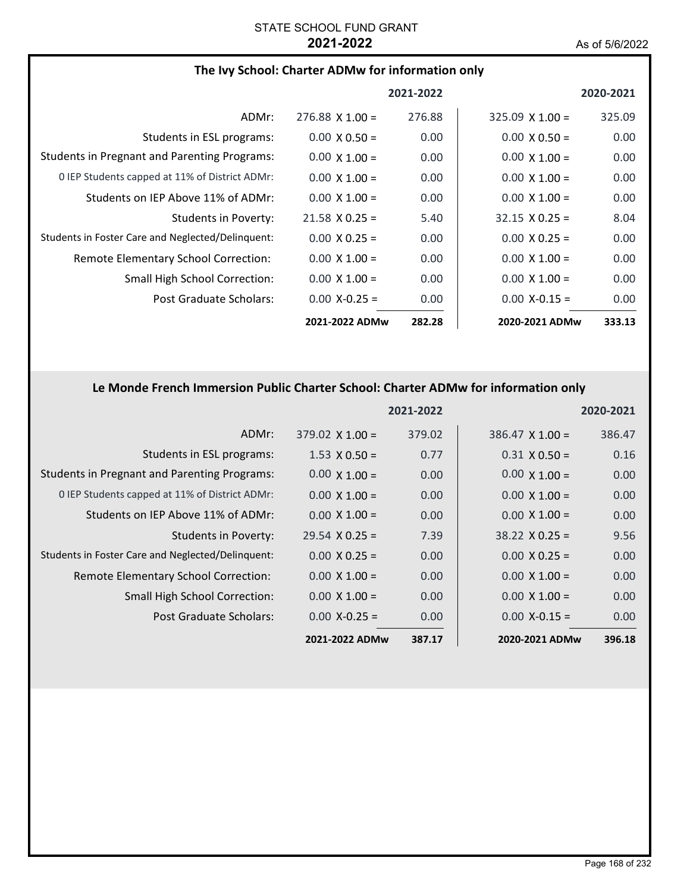STATE SCHOOL FUND GRANT

**2021-2022**

As of 5/6/2022

### The Ivy School: Charter ADMw for information only

| | 2021-2022 | | 2020-2021 | |
|---|---|---|---|---|
| ADMr: | 276.88 X 1.00 = | 276.88 | 325.09 X 1.00 = | 325.09 |
| Students in ESL programs: | 0.00 X 0.50 = | 0.00 | 0.00 X 0.50 = | 0.00 |
| Students in Pregnant and Parenting Programs: | 0.00 X 1.00 = | 0.00 | 0.00 X 1.00 = | 0.00 |
| 0 IEP Students capped at 11% of District ADMr: | 0.00 X 1.00 = | 0.00 | 0.00 X 1.00 = | 0.00 |
| Students on IEP Above 11% of ADMr: | 0.00 X 1.00 = | 0.00 | 0.00 X 1.00 = | 0.00 |
| Students in Poverty: | 21.58 X 0.25 = | 5.40 | 32.15 X 0.25 = | 8.04 |
| Students in Foster Care and Neglected/Delinquent: | 0.00 X 0.25 = | 0.00 | 0.00 X 0.25 = | 0.00 |
| Remote Elementary School Correction: | 0.00 X 1.00 = | 0.00 | 0.00 X 1.00 = | 0.00 |
| Small High School Correction: | 0.00 X 1.00 = | 0.00 | 0.00 X 1.00 = | 0.00 |
| Post Graduate Scholars: | 0.00 X-0.25 = | 0.00 | 0.00 X-0.15 = | 0.00 |
| | **2021-2022 ADMw** | **282.28** | **2020-2021 ADMw** | **333.13** |

### Le Monde French Immersion Public Charter School: Charter ADMw for information only

| | 2021-2022 | | 2020-2021 | |
|---|---|---|---|---|
| ADMr: | 379.02 X 1.00 = | 379.02 | 386.47 X 1.00 = | 386.47 |
| Students in ESL programs: | 1.53 X 0.50 = | 0.77 | 0.31 X 0.50 = | 0.16 |
| Students in Pregnant and Parenting Programs: | 0.00 X 1.00 = | 0.00 | 0.00 X 1.00 = | 0.00 |
| 0 IEP Students capped at 11% of District ADMr: | 0.00 X 1.00 = | 0.00 | 0.00 X 1.00 = | 0.00 |
| Students on IEP Above 11% of ADMr: | 0.00 X 1.00 = | 0.00 | 0.00 X 1.00 = | 0.00 |
| Students in Poverty: | 29.54 X 0.25 = | 7.39 | 38.22 X 0.25 = | 9.56 |
| Students in Foster Care and Neglected/Delinquent: | 0.00 X 0.25 = | 0.00 | 0.00 X 0.25 = | 0.00 |
| Remote Elementary School Correction: | 0.00 X 1.00 = | 0.00 | 0.00 X 1.00 = | 0.00 |
| Small High School Correction: | 0.00 X 1.00 = | 0.00 | 0.00 X 1.00 = | 0.00 |
| Post Graduate Scholars: | 0.00 X-0.25 = | 0.00 | 0.00 X-0.15 = | 0.00 |
| | **2021-2022 ADMw** | **387.17** | **2020-2021 ADMw** | **396.18** |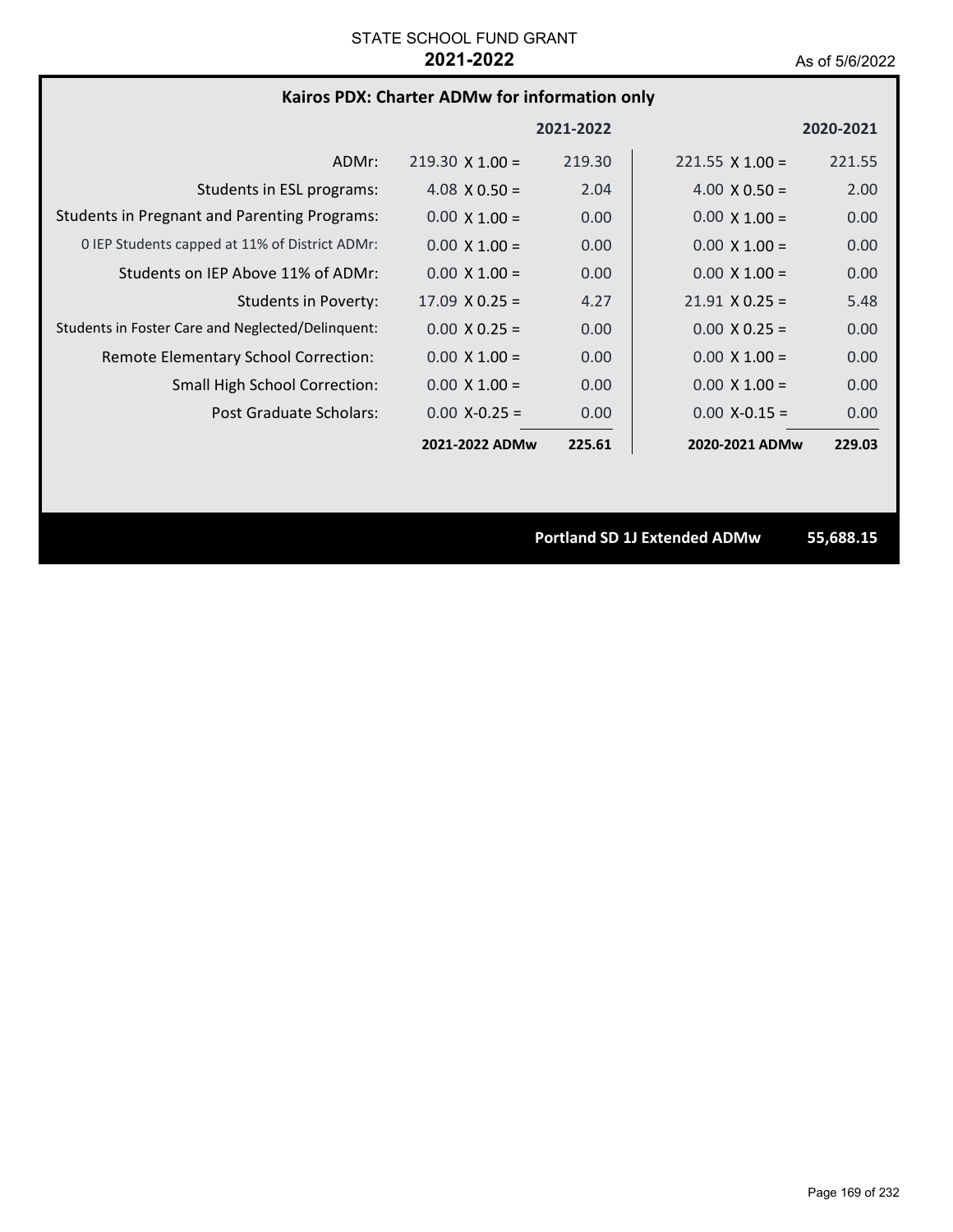STATE SCHOOL FUND GRANT

**2021-2022**

As of 5/6/2022

## Kairos PDX: Charter ADMw for information only

| | 2021-2022 | | 2020-2021 | |
|---|---|---|---|---|
| ADMr: | 219.30 X 1.00 = | 219.30 | 221.55 X 1.00 = | 221.55 |
| Students in ESL programs: | 4.08 X 0.50 = | 2.04 | 4.00 X 0.50 = | 2.00 |
| Students in Pregnant and Parenting Programs: | 0.00 X 1.00 = | 0.00 | 0.00 X 1.00 = | 0.00 |
| 0 IEP Students capped at 11% of District ADMr: | 0.00 X 1.00 = | 0.00 | 0.00 X 1.00 = | 0.00 |
| Students on IEP Above 11% of ADMr: | 0.00 X 1.00 = | 0.00 | 0.00 X 1.00 = | 0.00 |
| Students in Poverty: | 17.09 X 0.25 = | 4.27 | 21.91 X 0.25 = | 5.48 |
| Students in Foster Care and Neglected/Delinquent: | 0.00 X 0.25 = | 0.00 | 0.00 X 0.25 = | 0.00 |
| Remote Elementary School Correction: | 0.00 X 1.00 = | 0.00 | 0.00 X 1.00 = | 0.00 |
| Small High School Correction: | 0.00 X 1.00 = | 0.00 | 0.00 X 1.00 = | 0.00 |
| Post Graduate Scholars: | 0.00 X-0.25 = | 0.00 | 0.00 X-0.15 = | 0.00 |
| | **2021-2022 ADMw** | **225.61** | **2020-2021 ADMw** | **229.03** |

**Portland SD 1J Extended ADMw 55,688.15**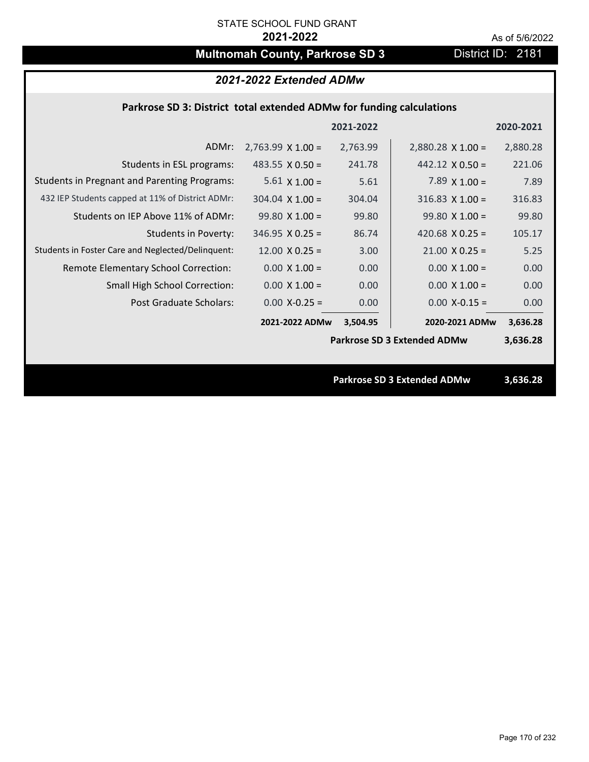STATE SCHOOL FUND GRANT

**2021-2022**

As of 5/6/2022

# Multnomah County, Parkrose SD 3

District ID: 2181

## *2021-2022 Extended ADMw*

### Parkrose SD 3: District total extended ADMw for funding calculations

| | 2021-2022 | | 2020-2021 | |
|---|---|---|---|---|
| ADMr: | 2,763.99 X 1.00 = | 2,763.99 | 2,880.28 X 1.00 = | 2,880.28 |
| Students in ESL programs: | 483.55 X 0.50 = | 241.78 | 442.12 X 0.50 = | 221.06 |
| Students in Pregnant and Parenting Programs: | 5.61 X 1.00 = | 5.61 | 7.89 X 1.00 = | 7.89 |
| 432 IEP Students capped at 11% of District ADMr: | 304.04 X 1.00 = | 304.04 | 316.83 X 1.00 = | 316.83 |
| Students on IEP Above 11% of ADMr: | 99.80 X 1.00 = | 99.80 | 99.80 X 1.00 = | 99.80 |
| Students in Poverty: | 346.95 X 0.25 = | 86.74 | 420.68 X 0.25 = | 105.17 |
| Students in Foster Care and Neglected/Delinquent: | 12.00 X 0.25 = | 3.00 | 21.00 X 0.25 = | 5.25 |
| Remote Elementary School Correction: | 0.00 X 1.00 = | 0.00 | 0.00 X 1.00 = | 0.00 |
| Small High School Correction: | 0.00 X 1.00 = | 0.00 | 0.00 X 1.00 = | 0.00 |
| Post Graduate Scholars: | 0.00 X-0.25 = | 0.00 | 0.00 X-0.15 = | 0.00 |
| | **2021-2022 ADMw** | **3,504.95** | **2020-2021 ADMw** | **3,636.28** |
| | | | **Parkrose SD 3 Extended ADMw** | **3,636.28** |

**Parkrose SD 3 Extended ADMw 3,636.28**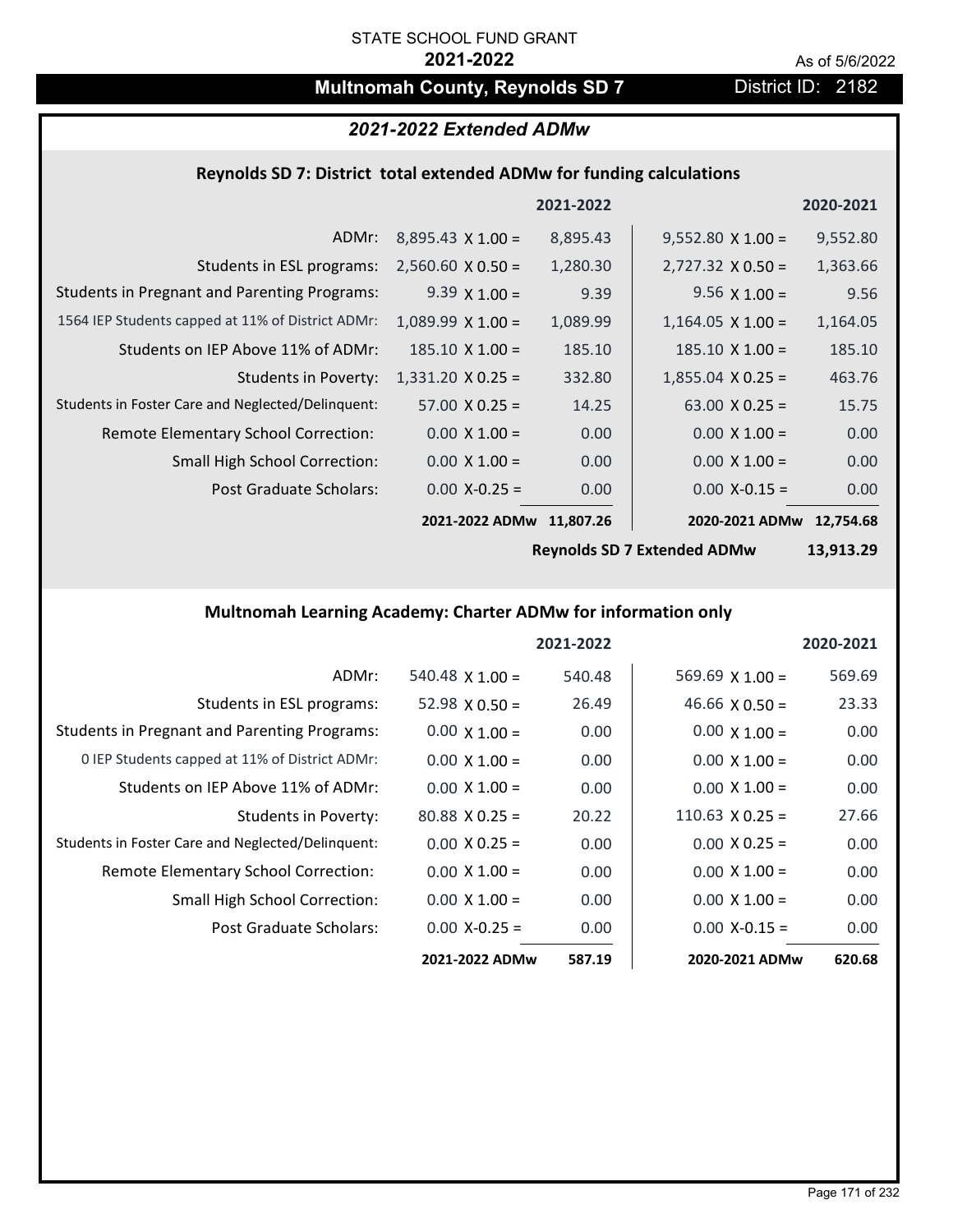STATE SCHOOL FUND GRANT

**2021-2022**

As of 5/6/2022

# Multnomah County, Reynolds SD 7

District ID: 2182

## *2021-2022 Extended ADMw*

### Reynolds SD 7: District total extended ADMw for funding calculations

| | 2021-2022 | | 2020-2021 | |
|---|---|---|---|---|
| ADMr: | 8,895.43 X 1.00 = | 8,895.43 | 9,552.80 X 1.00 = | 9,552.80 |
| Students in ESL programs: | 2,560.60 X 0.50 = | 1,280.30 | 2,727.32 X 0.50 = | 1,363.66 |
| Students in Pregnant and Parenting Programs: | 9.39 X 1.00 = | 9.39 | 9.56 X 1.00 = | 9.56 |
| 1564 IEP Students capped at 11% of District ADMr: | 1,089.99 X 1.00 = | 1,089.99 | 1,164.05 X 1.00 = | 1,164.05 |
| Students on IEP Above 11% of ADMr: | 185.10 X 1.00 = | 185.10 | 185.10 X 1.00 = | 185.10 |
| Students in Poverty: | 1,331.20 X 0.25 = | 332.80 | 1,855.04 X 0.25 = | 463.76 |
| Students in Foster Care and Neglected/Delinquent: | 57.00 X 0.25 = | 14.25 | 63.00 X 0.25 = | 15.75 |
| Remote Elementary School Correction: | 0.00 X 1.00 = | 0.00 | 0.00 X 1.00 = | 0.00 |
| Small High School Correction: | 0.00 X 1.00 = | 0.00 | 0.00 X 1.00 = | 0.00 |
| Post Graduate Scholars: | 0.00 X-0.25 = | 0.00 | 0.00 X-0.15 = | 0.00 |
| | **2021-2022 ADMw** | **11,807.26** | **2020-2021 ADMw** | **12,754.68** |
| | | | **Reynolds SD 7 Extended ADMw** | **13,913.29** |

### Multnomah Learning Academy: Charter ADMw for information only

| | 2021-2022 | | 2020-2021 | |
|---|---|---|---|---|
| ADMr: | 540.48 X 1.00 = | 540.48 | 569.69 X 1.00 = | 569.69 |
| Students in ESL programs: | 52.98 X 0.50 = | 26.49 | 46.66 X 0.50 = | 23.33 |
| Students in Pregnant and Parenting Programs: | 0.00 X 1.00 = | 0.00 | 0.00 X 1.00 = | 0.00 |
| 0 IEP Students capped at 11% of District ADMr: | 0.00 X 1.00 = | 0.00 | 0.00 X 1.00 = | 0.00 |
| Students on IEP Above 11% of ADMr: | 0.00 X 1.00 = | 0.00 | 0.00 X 1.00 = | 0.00 |
| Students in Poverty: | 80.88 X 0.25 = | 20.22 | 110.63 X 0.25 = | 27.66 |
| Students in Foster Care and Neglected/Delinquent: | 0.00 X 0.25 = | 0.00 | 0.00 X 0.25 = | 0.00 |
| Remote Elementary School Correction: | 0.00 X 1.00 = | 0.00 | 0.00 X 1.00 = | 0.00 |
| Small High School Correction: | 0.00 X 1.00 = | 0.00 | 0.00 X 1.00 = | 0.00 |
| Post Graduate Scholars: | 0.00 X-0.25 = | 0.00 | 0.00 X-0.15 = | 0.00 |
| | **2021-2022 ADMw** | **587.19** | **2020-2021 ADMw** | **620.68** |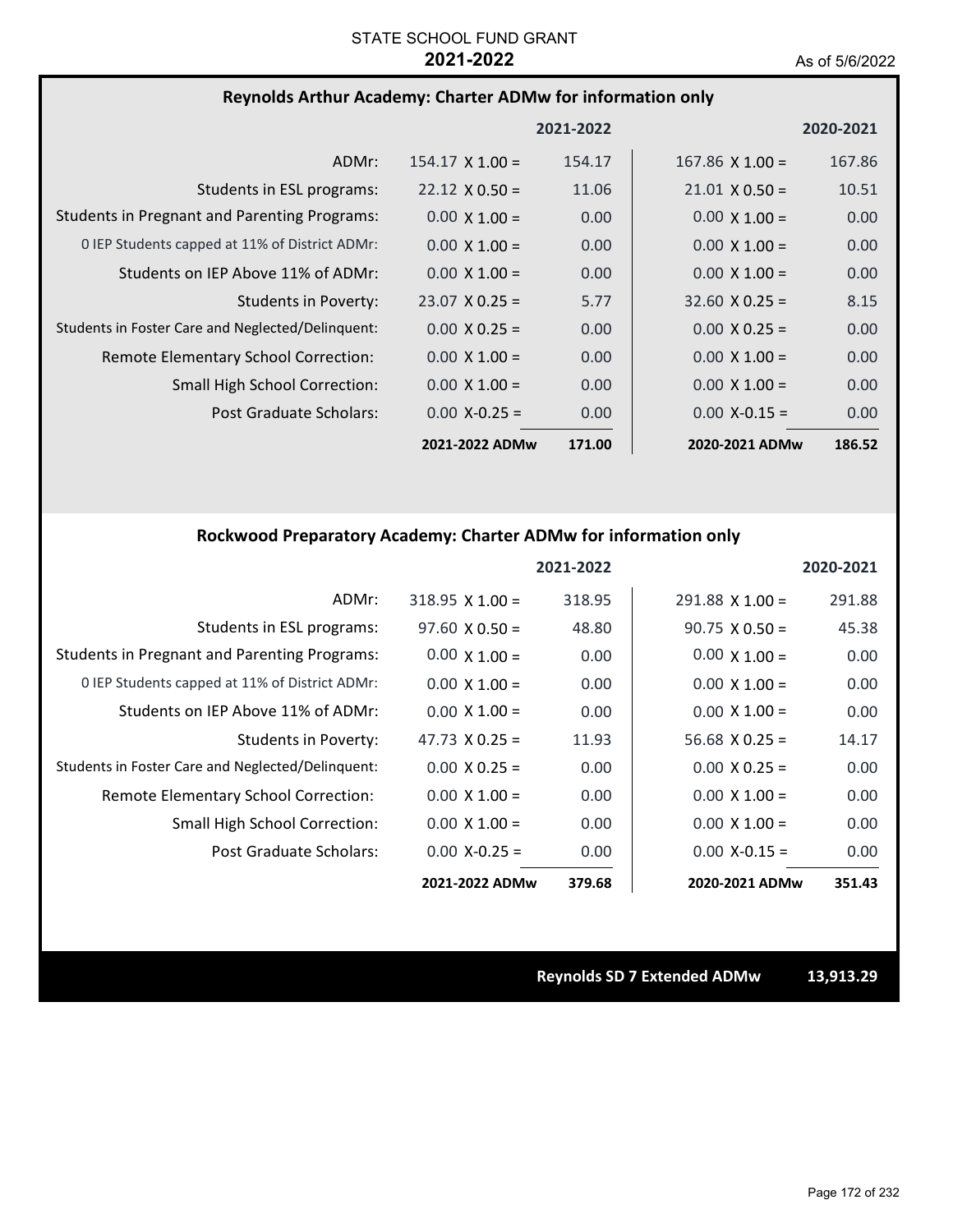STATE SCHOOL FUND GRANT

**2021-2022**

As of 5/6/2022

### Reynolds Arthur Academy: Charter ADMw for information only

| | | 2021-2022 | | 2020-2021 |
|---|---|---|---|---|
| ADMr: | 154.17 X 1.00 = | 154.17 | 167.86 X 1.00 = | 167.86 |
| Students in ESL programs: | 22.12 X 0.50 = | 11.06 | 21.01 X 0.50 = | 10.51 |
| Students in Pregnant and Parenting Programs: | 0.00 X 1.00 = | 0.00 | 0.00 X 1.00 = | 0.00 |
| 0 IEP Students capped at 11% of District ADMr: | 0.00 X 1.00 = | 0.00 | 0.00 X 1.00 = | 0.00 |
| Students on IEP Above 11% of ADMr: | 0.00 X 1.00 = | 0.00 | 0.00 X 1.00 = | 0.00 |
| Students in Poverty: | 23.07 X 0.25 = | 5.77 | 32.60 X 0.25 = | 8.15 |
| Students in Foster Care and Neglected/Delinquent: | 0.00 X 0.25 = | 0.00 | 0.00 X 0.25 = | 0.00 |
| Remote Elementary School Correction: | 0.00 X 1.00 = | 0.00 | 0.00 X 1.00 = | 0.00 |
| Small High School Correction: | 0.00 X 1.00 = | 0.00 | 0.00 X 1.00 = | 0.00 |
| Post Graduate Scholars: | 0.00 X-0.25 = | 0.00 | 0.00 X-0.15 = | 0.00 |
| | **2021-2022 ADMw** | **171.00** | **2020-2021 ADMw** | **186.52** |

### Rockwood Preparatory Academy: Charter ADMw for information only

| | | 2021-2022 | | 2020-2021 |
|---|---|---|---|---|
| ADMr: | 318.95 X 1.00 = | 318.95 | 291.88 X 1.00 = | 291.88 |
| Students in ESL programs: | 97.60 X 0.50 = | 48.80 | 90.75 X 0.50 = | 45.38 |
| Students in Pregnant and Parenting Programs: | 0.00 X 1.00 = | 0.00 | 0.00 X 1.00 = | 0.00 |
| 0 IEP Students capped at 11% of District ADMr: | 0.00 X 1.00 = | 0.00 | 0.00 X 1.00 = | 0.00 |
| Students on IEP Above 11% of ADMr: | 0.00 X 1.00 = | 0.00 | 0.00 X 1.00 = | 0.00 |
| Students in Poverty: | 47.73 X 0.25 = | 11.93 | 56.68 X 0.25 = | 14.17 |
| Students in Foster Care and Neglected/Delinquent: | 0.00 X 0.25 = | 0.00 | 0.00 X 0.25 = | 0.00 |
| Remote Elementary School Correction: | 0.00 X 1.00 = | 0.00 | 0.00 X 1.00 = | 0.00 |
| Small High School Correction: | 0.00 X 1.00 = | 0.00 | 0.00 X 1.00 = | 0.00 |
| Post Graduate Scholars: | 0.00 X-0.25 = | 0.00 | 0.00 X-0.15 = | 0.00 |
| | **2021-2022 ADMw** | **379.68** | **2020-2021 ADMw** | **351.43** |

**Reynolds SD 7 Extended ADMw** **13,913.29**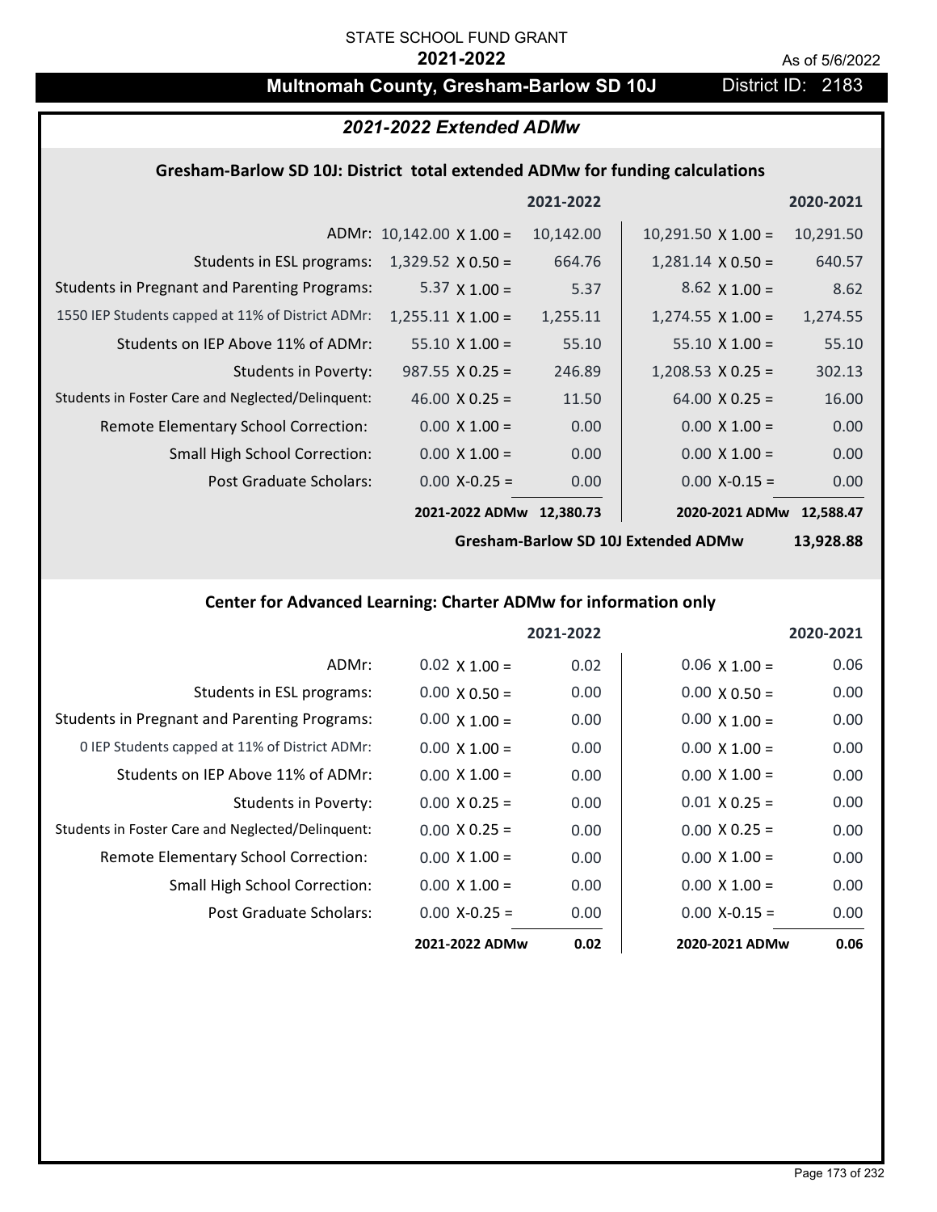STATE SCHOOL FUND GRANT

**2021-2022**

As of 5/6/2022

## Multnomah County, Gresham-Barlow SD 10J

District ID: 2183

### *2021-2022 Extended ADMw*

#### Gresham-Barlow SD 10J: District total extended ADMw for funding calculations

| | 2021-2022 | | 2020-2021 | |
|---|---|---|---|---|
| ADMr: | 10,142.00 X 1.00 = | 10,142.00 | 10,291.50 X 1.00 = | 10,291.50 |
| Students in ESL programs: | 1,329.52 X 0.50 = | 664.76 | 1,281.14 X 0.50 = | 640.57 |
| Students in Pregnant and Parenting Programs: | 5.37 X 1.00 = | 5.37 | 8.62 X 1.00 = | 8.62 |
| 1550 IEP Students capped at 11% of District ADMr: | 1,255.11 X 1.00 = | 1,255.11 | 1,274.55 X 1.00 = | 1,274.55 |
| Students on IEP Above 11% of ADMr: | 55.10 X 1.00 = | 55.10 | 55.10 X 1.00 = | 55.10 |
| Students in Poverty: | 987.55 X 0.25 = | 246.89 | 1,208.53 X 0.25 = | 302.13 |
| Students in Foster Care and Neglected/Delinquent: | 46.00 X 0.25 = | 11.50 | 64.00 X 0.25 = | 16.00 |
| Remote Elementary School Correction: | 0.00 X 1.00 = | 0.00 | 0.00 X 1.00 = | 0.00 |
| Small High School Correction: | 0.00 X 1.00 = | 0.00 | 0.00 X 1.00 = | 0.00 |
| Post Graduate Scholars: | 0.00 X-0.25 = | 0.00 | 0.00 X-0.15 = | 0.00 |
| | 2021-2022 ADMw | 12,380.73 | 2020-2021 ADMw | 12,588.47 |

**Gresham-Barlow SD 10J Extended ADMw 13,928.88**

#### Center for Advanced Learning: Charter ADMw for information only

| | 2021-2022 | | 2020-2021 | |
|---|---|---|---|---|
| ADMr: | 0.02 X 1.00 = | 0.02 | 0.06 X 1.00 = | 0.06 |
| Students in ESL programs: | 0.00 X 0.50 = | 0.00 | 0.00 X 0.50 = | 0.00 |
| Students in Pregnant and Parenting Programs: | 0.00 X 1.00 = | 0.00 | 0.00 X 1.00 = | 0.00 |
| 0 IEP Students capped at 11% of District ADMr: | 0.00 X 1.00 = | 0.00 | 0.00 X 1.00 = | 0.00 |
| Students on IEP Above 11% of ADMr: | 0.00 X 1.00 = | 0.00 | 0.00 X 1.00 = | 0.00 |
| Students in Poverty: | 0.00 X 0.25 = | 0.00 | 0.01 X 0.25 = | 0.00 |
| Students in Foster Care and Neglected/Delinquent: | 0.00 X 0.25 = | 0.00 | 0.00 X 0.25 = | 0.00 |
| Remote Elementary School Correction: | 0.00 X 1.00 = | 0.00 | 0.00 X 1.00 = | 0.00 |
| Small High School Correction: | 0.00 X 1.00 = | 0.00 | 0.00 X 1.00 = | 0.00 |
| Post Graduate Scholars: | 0.00 X-0.25 = | 0.00 | 0.00 X-0.15 = | 0.00 |
| | 2021-2022 ADMw | 0.02 | 2020-2021 ADMw | 0.06 |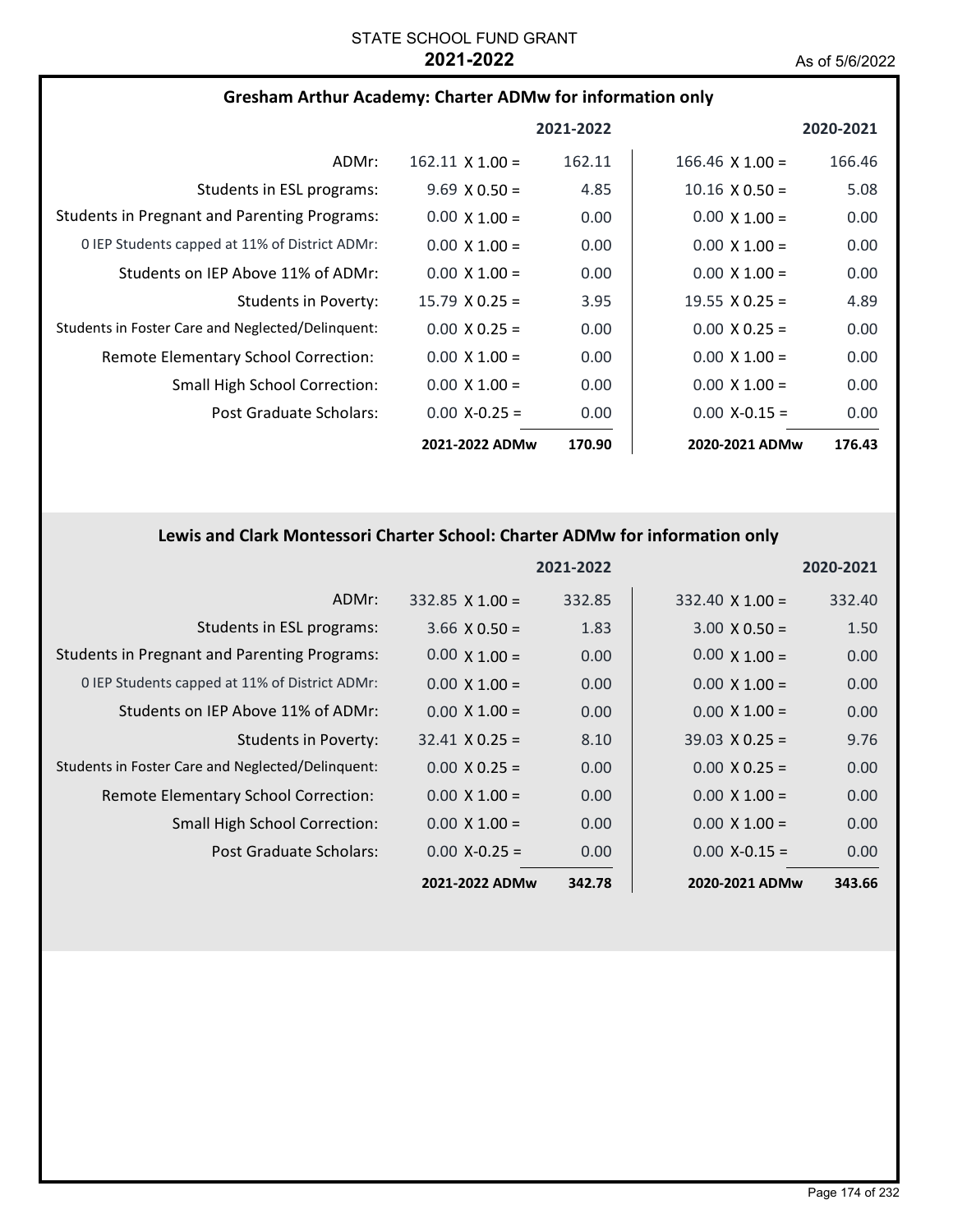STATE SCHOOL FUND GRANT

**2021-2022**

As of 5/6/2022

## Gresham Arthur Academy: Charter ADMw for information only

| | 2021-2022 | | 2020-2021 | |
|---|---|---|---|---|
| ADMr: | 162.11 X 1.00 = | 162.11 | 166.46 X 1.00 = | 166.46 |
| Students in ESL programs: | 9.69 X 0.50 = | 4.85 | 10.16 X 0.50 = | 5.08 |
| Students in Pregnant and Parenting Programs: | 0.00 X 1.00 = | 0.00 | 0.00 X 1.00 = | 0.00 |
| 0 IEP Students capped at 11% of District ADMr: | 0.00 X 1.00 = | 0.00 | 0.00 X 1.00 = | 0.00 |
| Students on IEP Above 11% of ADMr: | 0.00 X 1.00 = | 0.00 | 0.00 X 1.00 = | 0.00 |
| Students in Poverty: | 15.79 X 0.25 = | 3.95 | 19.55 X 0.25 = | 4.89 |
| Students in Foster Care and Neglected/Delinquent: | 0.00 X 0.25 = | 0.00 | 0.00 X 0.25 = | 0.00 |
| Remote Elementary School Correction: | 0.00 X 1.00 = | 0.00 | 0.00 X 1.00 = | 0.00 |
| Small High School Correction: | 0.00 X 1.00 = | 0.00 | 0.00 X 1.00 = | 0.00 |
| Post Graduate Scholars: | 0.00 X-0.25 = | 0.00 | 0.00 X-0.15 = | 0.00 |
| | **2021-2022 ADMw** | **170.90** | **2020-2021 ADMw** | **176.43** |

## Lewis and Clark Montessori Charter School: Charter ADMw for information only

| | 2021-2022 | | 2020-2021 | |
|---|---|---|---|---|
| ADMr: | 332.85 X 1.00 = | 332.85 | 332.40 X 1.00 = | 332.40 |
| Students in ESL programs: | 3.66 X 0.50 = | 1.83 | 3.00 X 0.50 = | 1.50 |
| Students in Pregnant and Parenting Programs: | 0.00 X 1.00 = | 0.00 | 0.00 X 1.00 = | 0.00 |
| 0 IEP Students capped at 11% of District ADMr: | 0.00 X 1.00 = | 0.00 | 0.00 X 1.00 = | 0.00 |
| Students on IEP Above 11% of ADMr: | 0.00 X 1.00 = | 0.00 | 0.00 X 1.00 = | 0.00 |
| Students in Poverty: | 32.41 X 0.25 = | 8.10 | 39.03 X 0.25 = | 9.76 |
| Students in Foster Care and Neglected/Delinquent: | 0.00 X 0.25 = | 0.00 | 0.00 X 0.25 = | 0.00 |
| Remote Elementary School Correction: | 0.00 X 1.00 = | 0.00 | 0.00 X 1.00 = | 0.00 |
| Small High School Correction: | 0.00 X 1.00 = | 0.00 | 0.00 X 1.00 = | 0.00 |
| Post Graduate Scholars: | 0.00 X-0.25 = | 0.00 | 0.00 X-0.15 = | 0.00 |
| | **2021-2022 ADMw** | **342.78** | **2020-2021 ADMw** | **343.66** |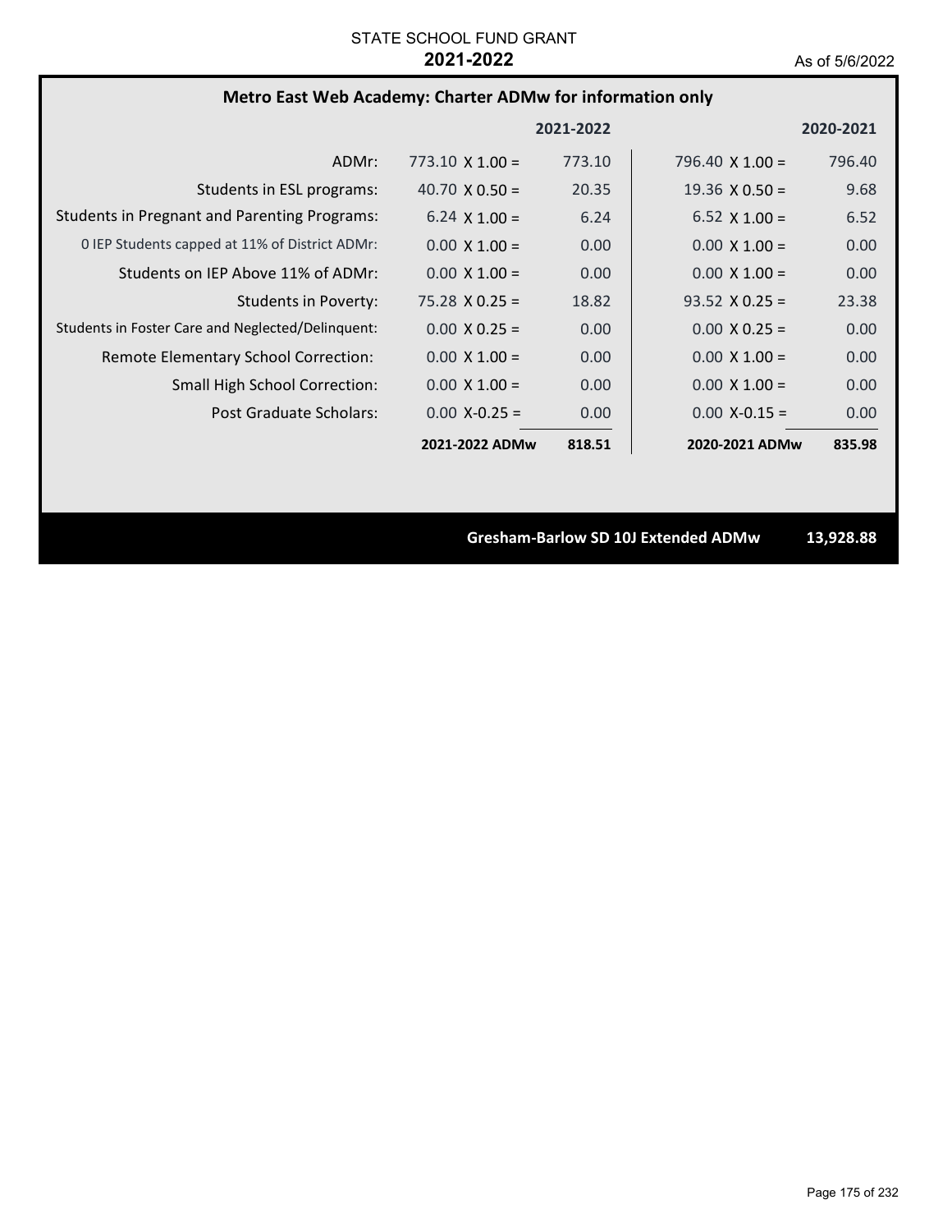STATE SCHOOL FUND GRANT
**2021-2022**
As of 5/6/2022

## Metro East Web Academy: Charter ADMw for information only

| | 2021-2022 | | 2020-2021 | |
|---|---|---|---|---|
| ADMr: | 773.10 X 1.00 = | 773.10 | 796.40 X 1.00 = | 796.40 |
| Students in ESL programs: | 40.70 X 0.50 = | 20.35 | 19.36 X 0.50 = | 9.68 |
| Students in Pregnant and Parenting Programs: | 6.24 X 1.00 = | 6.24 | 6.52 X 1.00 = | 6.52 |
| 0 IEP Students capped at 11% of District ADMr: | 0.00 X 1.00 = | 0.00 | 0.00 X 1.00 = | 0.00 |
| Students on IEP Above 11% of ADMr: | 0.00 X 1.00 = | 0.00 | 0.00 X 1.00 = | 0.00 |
| Students in Poverty: | 75.28 X 0.25 = | 18.82 | 93.52 X 0.25 = | 23.38 |
| Students in Foster Care and Neglected/Delinquent: | 0.00 X 0.25 = | 0.00 | 0.00 X 0.25 = | 0.00 |
| Remote Elementary School Correction: | 0.00 X 1.00 = | 0.00 | 0.00 X 1.00 = | 0.00 |
| Small High School Correction: | 0.00 X 1.00 = | 0.00 | 0.00 X 1.00 = | 0.00 |
| Post Graduate Scholars: | 0.00 X-0.25 = | 0.00 | 0.00 X-0.15 = | 0.00 |
| | **2021-2022 ADMw** | **818.51** | **2020-2021 ADMw** | **835.98** |

**Gresham-Barlow SD 10J Extended ADMw 13,928.88**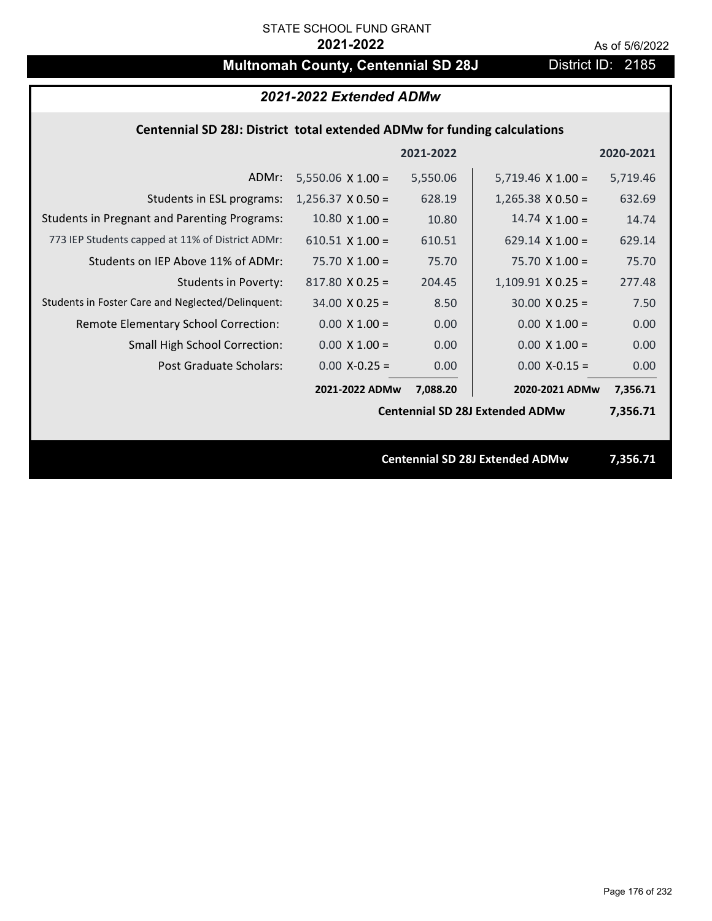STATE SCHOOL FUND GRANT

**2021-2022**

As of 5/6/2022

# Multnomah County, Centennial SD 28J

District ID: 2185

## *2021-2022 Extended ADMw*

### Centennial SD 28J: District total extended ADMw for funding calculations

| | | 2021-2022 | | 2020-2021 |
|---|---|---|---|---|
| ADMr: | 5,550.06 X 1.00 = | 5,550.06 | 5,719.46 X 1.00 = | 5,719.46 |
| Students in ESL programs: | 1,256.37 X 0.50 = | 628.19 | 1,265.38 X 0.50 = | 632.69 |
| Students in Pregnant and Parenting Programs: | 10.80 X 1.00 = | 10.80 | 14.74 X 1.00 = | 14.74 |
| 773 IEP Students capped at 11% of District ADMr: | 610.51 X 1.00 = | 610.51 | 629.14 X 1.00 = | 629.14 |
| Students on IEP Above 11% of ADMr: | 75.70 X 1.00 = | 75.70 | 75.70 X 1.00 = | 75.70 |
| Students in Poverty: | 817.80 X 0.25 = | 204.45 | 1,109.91 X 0.25 = | 277.48 |
| Students in Foster Care and Neglected/Delinquent: | 34.00 X 0.25 = | 8.50 | 30.00 X 0.25 = | 7.50 |
| Remote Elementary School Correction: | 0.00 X 1.00 = | 0.00 | 0.00 X 1.00 = | 0.00 |
| Small High School Correction: | 0.00 X 1.00 = | 0.00 | 0.00 X 1.00 = | 0.00 |
| Post Graduate Scholars: | 0.00 X-0.25 = | 0.00 | 0.00 X-0.15 = | 0.00 |
| | **2021-2022 ADMw** | **7,088.20** | **2020-2021 ADMw** | **7,356.71** |

**Centennial SD 28J Extended ADMw** **7,356.71**

**Centennial SD 28J Extended ADMw** **7,356.71**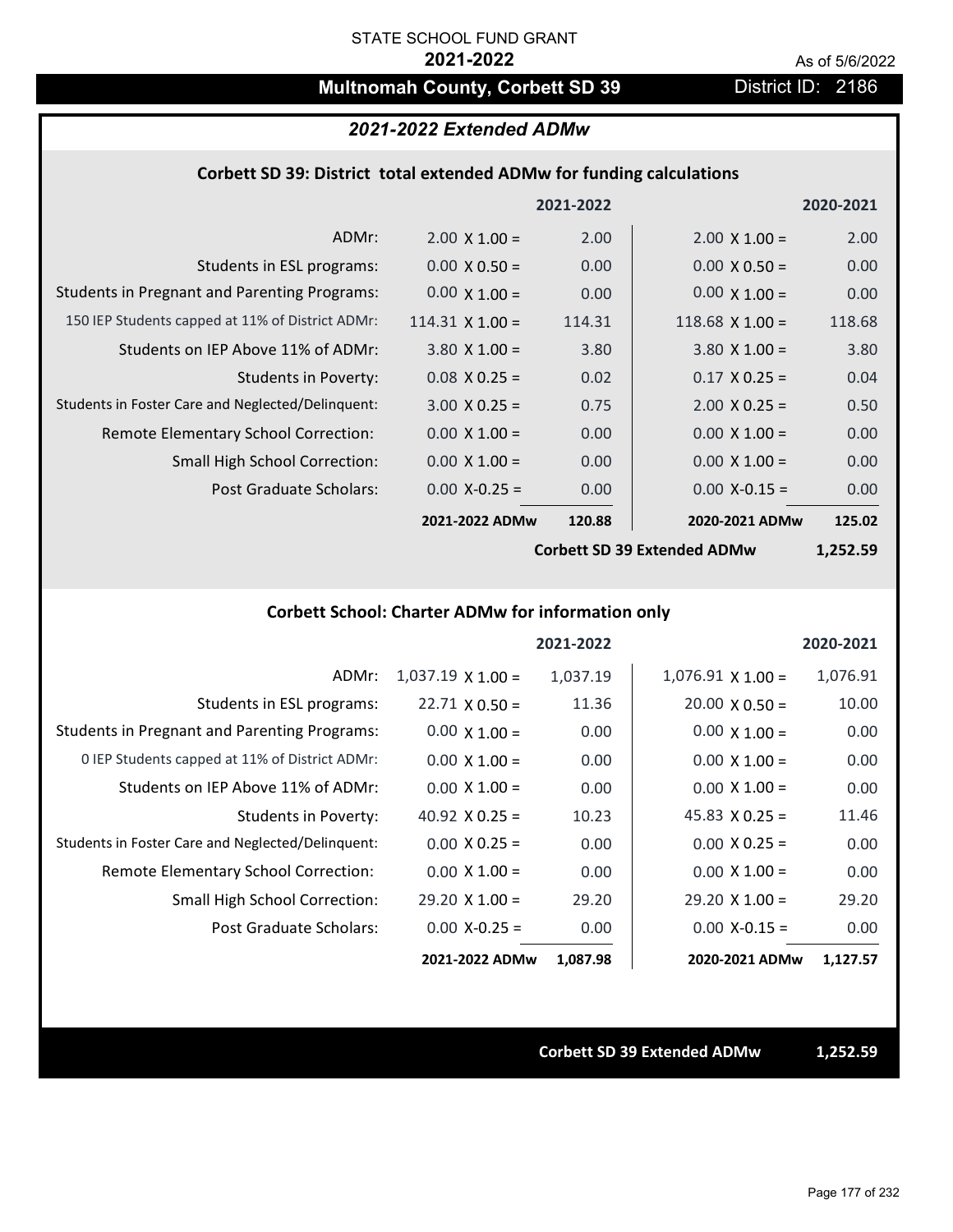STATE SCHOOL FUND GRANT

**2021-2022**

As of 5/6/2022

## Multnomah County, Corbett SD 39

District ID: 2186

### *2021-2022 Extended ADMw*

#### Corbett SD 39: District total extended ADMw for funding calculations

| | | 2021-2022 | | 2020-2021 |
|---|---|---|---|---|
| ADMr: | 2.00 X 1.00 = | 2.00 | 2.00 X 1.00 = | 2.00 |
| Students in ESL programs: | 0.00 X 0.50 = | 0.00 | 0.00 X 0.50 = | 0.00 |
| Students in Pregnant and Parenting Programs: | 0.00 X 1.00 = | 0.00 | 0.00 X 1.00 = | 0.00 |
| 150 IEP Students capped at 11% of District ADMr: | 114.31 X 1.00 = | 114.31 | 118.68 X 1.00 = | 118.68 |
| Students on IEP Above 11% of ADMr: | 3.80 X 1.00 = | 3.80 | 3.80 X 1.00 = | 3.80 |
| Students in Poverty: | 0.08 X 0.25 = | 0.02 | 0.17 X 0.25 = | 0.04 |
| Students in Foster Care and Neglected/Delinquent: | 3.00 X 0.25 = | 0.75 | 2.00 X 0.25 = | 0.50 |
| Remote Elementary School Correction: | 0.00 X 1.00 = | 0.00 | 0.00 X 1.00 = | 0.00 |
| Small High School Correction: | 0.00 X 1.00 = | 0.00 | 0.00 X 1.00 = | 0.00 |
| Post Graduate Scholars: | 0.00 X-0.25 = | 0.00 | 0.00 X-0.15 = | 0.00 |
| | **2021-2022 ADMw** | **120.88** | **2020-2021 ADMw** | **125.02** |
| | | | **Corbett SD 39 Extended ADMw** | **1,252.59** |

#### Corbett School: Charter ADMw for information only

| | | 2021-2022 | | 2020-2021 |
|---|---|---|---|---|
| ADMr: | 1,037.19 X 1.00 = | 1,037.19 | 1,076.91 X 1.00 = | 1,076.91 |
| Students in ESL programs: | 22.71 X 0.50 = | 11.36 | 20.00 X 0.50 = | 10.00 |
| Students in Pregnant and Parenting Programs: | 0.00 X 1.00 = | 0.00 | 0.00 X 1.00 = | 0.00 |
| 0 IEP Students capped at 11% of District ADMr: | 0.00 X 1.00 = | 0.00 | 0.00 X 1.00 = | 0.00 |
| Students on IEP Above 11% of ADMr: | 0.00 X 1.00 = | 0.00 | 0.00 X 1.00 = | 0.00 |
| Students in Poverty: | 40.92 X 0.25 = | 10.23 | 45.83 X 0.25 = | 11.46 |
| Students in Foster Care and Neglected/Delinquent: | 0.00 X 0.25 = | 0.00 | 0.00 X 0.25 = | 0.00 |
| Remote Elementary School Correction: | 0.00 X 1.00 = | 0.00 | 0.00 X 1.00 = | 0.00 |
| Small High School Correction: | 29.20 X 1.00 = | 29.20 | 29.20 X 1.00 = | 29.20 |
| Post Graduate Scholars: | 0.00 X-0.25 = | 0.00 | 0.00 X-0.15 = | 0.00 |
| | **2021-2022 ADMw** | **1,087.98** | **2020-2021 ADMw** | **1,127.57** |

**Corbett SD 39 Extended ADMw** **1,252.59**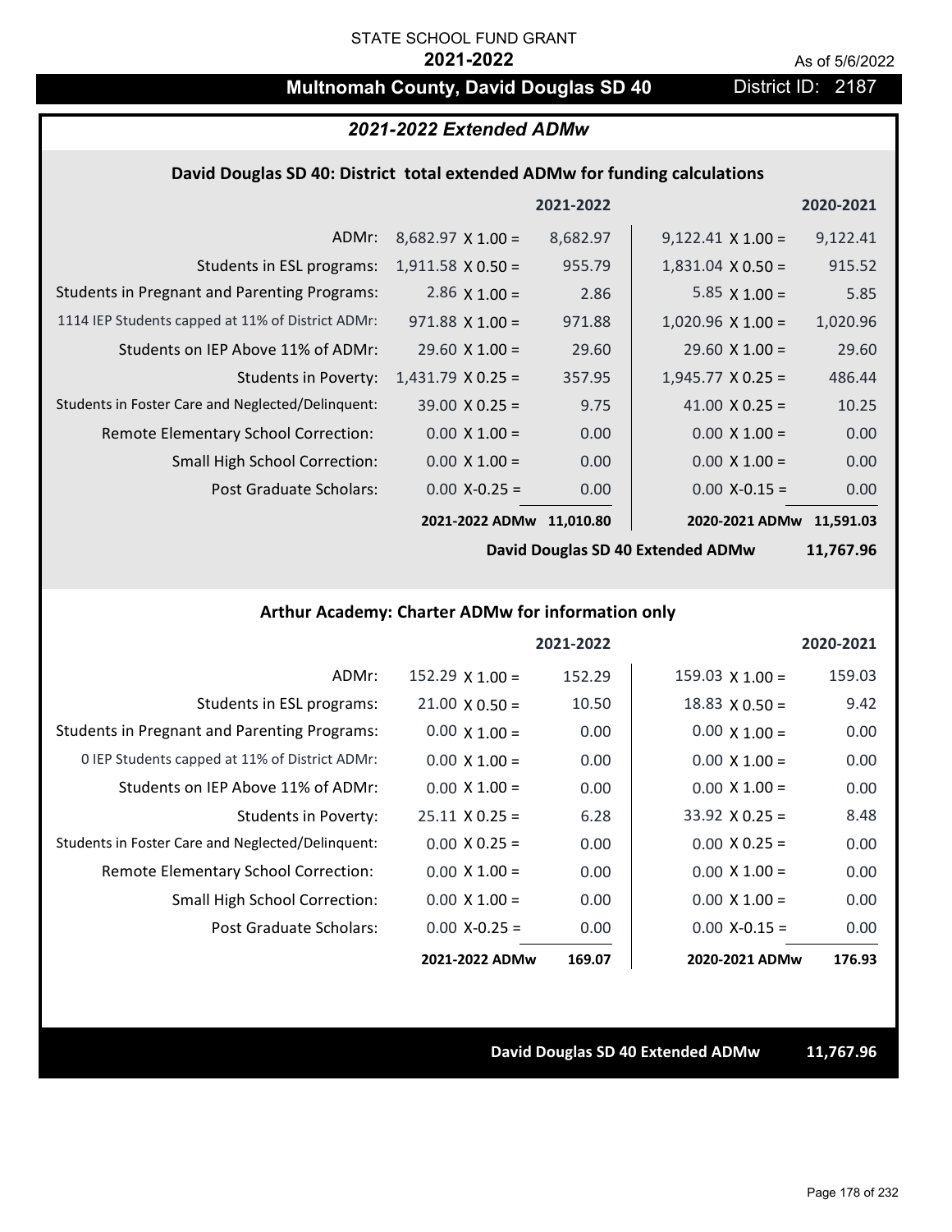STATE SCHOOL FUND GRANT

**2021-2022**

As of 5/6/2022

# Multnomah County, David Douglas SD 40

District ID: 2187

## *2021-2022 Extended ADMw*

### David Douglas SD 40: District total extended ADMw for funding calculations

| | | 2021-2022 | | 2020-2021 |
|---|---|---|---|---|
| ADMr: | 8,682.97 X 1.00 = | 8,682.97 | 9,122.41 X 1.00 = | 9,122.41 |
| Students in ESL programs: | 1,911.58 X 0.50 = | 955.79 | 1,831.04 X 0.50 = | 915.52 |
| Students in Pregnant and Parenting Programs: | 2.86 X 1.00 = | 2.86 | 5.85 X 1.00 = | 5.85 |
| 1114 IEP Students capped at 11% of District ADMr: | 971.88 X 1.00 = | 971.88 | 1,020.96 X 1.00 = | 1,020.96 |
| Students on IEP Above 11% of ADMr: | 29.60 X 1.00 = | 29.60 | 29.60 X 1.00 = | 29.60 |
| Students in Poverty: | 1,431.79 X 0.25 = | 357.95 | 1,945.77 X 0.25 = | 486.44 |
| Students in Foster Care and Neglected/Delinquent: | 39.00 X 0.25 = | 9.75 | 41.00 X 0.25 = | 10.25 |
| Remote Elementary School Correction: | 0.00 X 1.00 = | 0.00 | 0.00 X 1.00 = | 0.00 |
| Small High School Correction: | 0.00 X 1.00 = | 0.00 | 0.00 X 1.00 = | 0.00 |
| Post Graduate Scholars: | 0.00 X-0.25 = | 0.00 | 0.00 X-0.15 = | 0.00 |
| | **2021-2022 ADMw** | **11,010.80** | **2020-2021 ADMw** | **11,591.03** |

**David Douglas SD 40 Extended ADMw** **11,767.96**

### Arthur Academy: Charter ADMw for information only

| | | 2021-2022 | | 2020-2021 |
|---|---|---|---|---|
| ADMr: | 152.29 X 1.00 = | 152.29 | 159.03 X 1.00 = | 159.03 |
| Students in ESL programs: | 21.00 X 0.50 = | 10.50 | 18.83 X 0.50 = | 9.42 |
| Students in Pregnant and Parenting Programs: | 0.00 X 1.00 = | 0.00 | 0.00 X 1.00 = | 0.00 |
| 0 IEP Students capped at 11% of District ADMr: | 0.00 X 1.00 = | 0.00 | 0.00 X 1.00 = | 0.00 |
| Students on IEP Above 11% of ADMr: | 0.00 X 1.00 = | 0.00 | 0.00 X 1.00 = | 0.00 |
| Students in Poverty: | 25.11 X 0.25 = | 6.28 | 33.92 X 0.25 = | 8.48 |
| Students in Foster Care and Neglected/Delinquent: | 0.00 X 0.25 = | 0.00 | 0.00 X 0.25 = | 0.00 |
| Remote Elementary School Correction: | 0.00 X 1.00 = | 0.00 | 0.00 X 1.00 = | 0.00 |
| Small High School Correction: | 0.00 X 1.00 = | 0.00 | 0.00 X 1.00 = | 0.00 |
| Post Graduate Scholars: | 0.00 X-0.25 = | 0.00 | 0.00 X-0.15 = | 0.00 |
| | **2021-2022 ADMw** | **169.07** | **2020-2021 ADMw** | **176.93** |

**David Douglas SD 40 Extended ADMw** **11,767.96**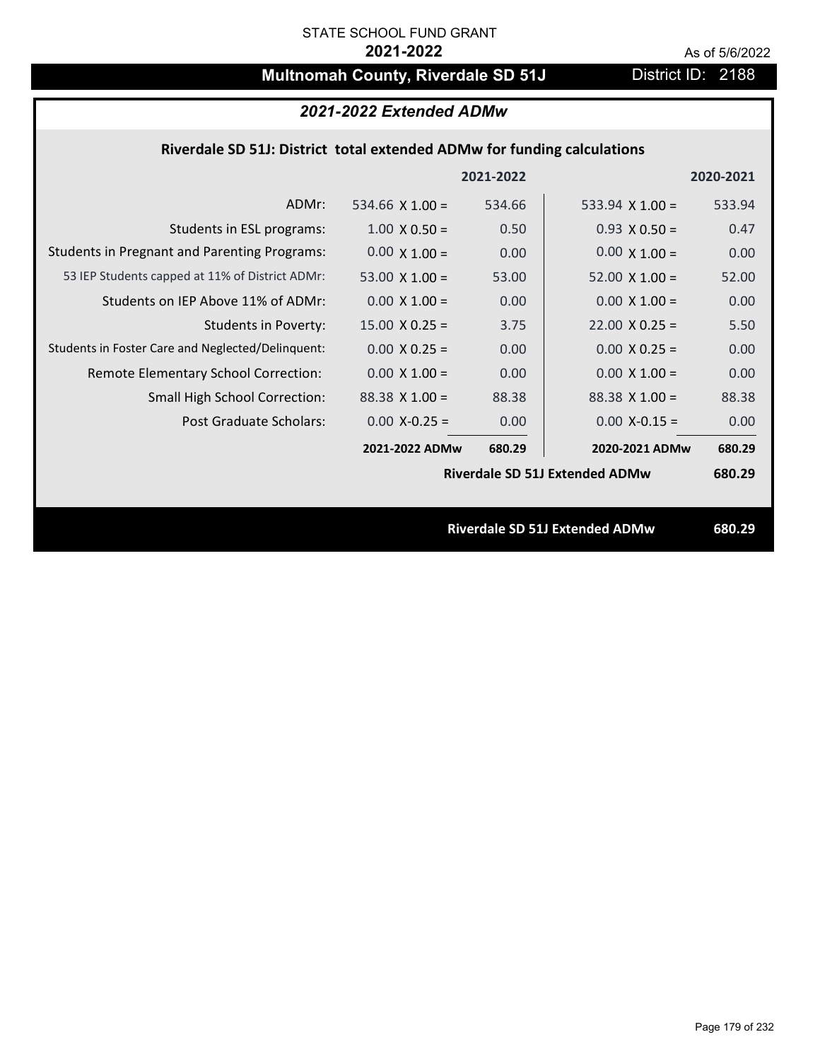STATE SCHOOL FUND GRANT

**2021-2022**

As of 5/6/2022

# Multnomah County, Riverdale SD 51J

District ID: 2188

## *2021-2022 Extended ADMw*

### Riverdale SD 51J: District total extended ADMw for funding calculations

| | | 2021-2022 | | 2020-2021 |
|---|---|---|---|---|
| ADMr: | 534.66 X 1.00 = | 534.66 | 533.94 X 1.00 = | 533.94 |
| Students in ESL programs: | 1.00 X 0.50 = | 0.50 | 0.93 X 0.50 = | 0.47 |
| Students in Pregnant and Parenting Programs: | 0.00 X 1.00 = | 0.00 | 0.00 X 1.00 = | 0.00 |
| 53 IEP Students capped at 11% of District ADMr: | 53.00 X 1.00 = | 53.00 | 52.00 X 1.00 = | 52.00 |
| Students on IEP Above 11% of ADMr: | 0.00 X 1.00 = | 0.00 | 0.00 X 1.00 = | 0.00 |
| Students in Poverty: | 15.00 X 0.25 = | 3.75 | 22.00 X 0.25 = | 5.50 |
| Students in Foster Care and Neglected/Delinquent: | 0.00 X 0.25 = | 0.00 | 0.00 X 0.25 = | 0.00 |
| Remote Elementary School Correction: | 0.00 X 1.00 = | 0.00 | 0.00 X 1.00 = | 0.00 |
| Small High School Correction: | 88.38 X 1.00 = | 88.38 | 88.38 X 1.00 = | 88.38 |
| Post Graduate Scholars: | 0.00 X-0.25 = | 0.00 | 0.00 X-0.15 = | 0.00 |
| | **2021-2022 ADMw** | **680.29** | **2020-2021 ADMw** | **680.29** |
| | | | **Riverdale SD 51J Extended ADMw** | **680.29** |

**Riverdale SD 51J Extended ADMw** **680.29**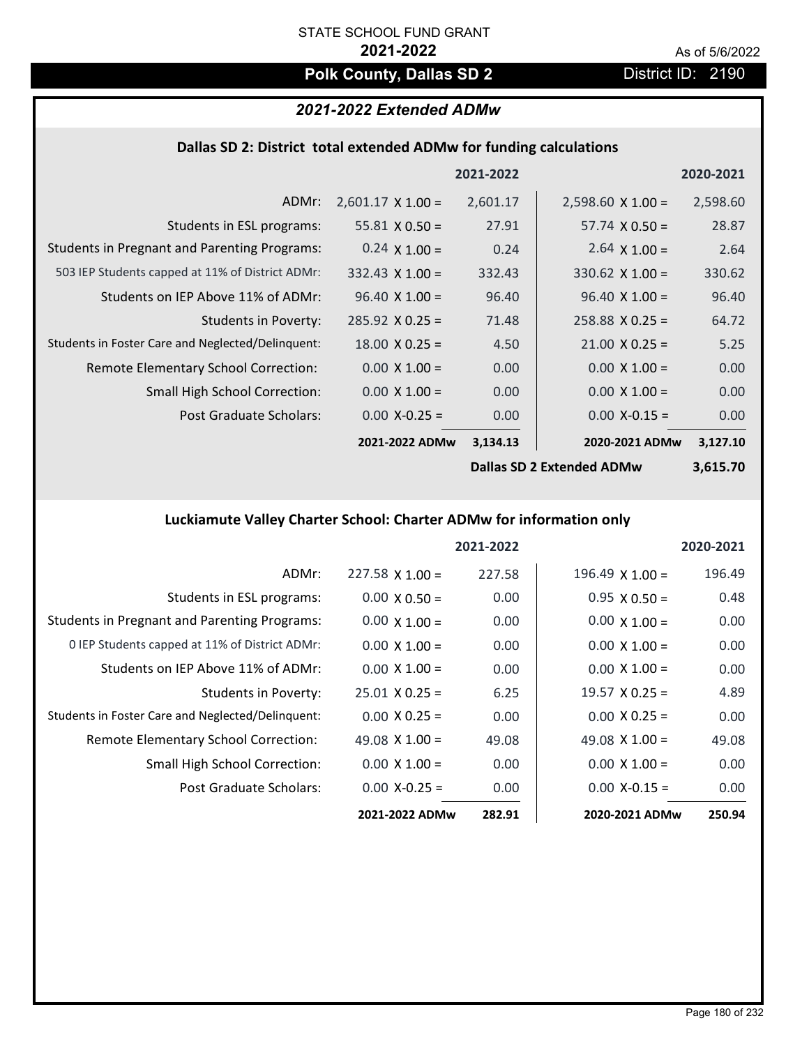STATE SCHOOL FUND GRANT

**2021-2022**

As of 5/6/2022

## Polk County, Dallas SD 2

District ID: 2190

### *2021-2022 Extended ADMw*

#### Dallas SD 2: District total extended ADMw for funding calculations

| | | 2021-2022 | | 2020-2021 |
|---|---|---|---|---|
| ADMr: | 2,601.17 X 1.00 = | 2,601.17 | 2,598.60 X 1.00 = | 2,598.60 |
| Students in ESL programs: | 55.81 X 0.50 = | 27.91 | 57.74 X 0.50 = | 28.87 |
| Students in Pregnant and Parenting Programs: | 0.24 X 1.00 = | 0.24 | 2.64 X 1.00 = | 2.64 |
| 503 IEP Students capped at 11% of District ADMr: | 332.43 X 1.00 = | 332.43 | 330.62 X 1.00 = | 330.62 |
| Students on IEP Above 11% of ADMr: | 96.40 X 1.00 = | 96.40 | 96.40 X 1.00 = | 96.40 |
| Students in Poverty: | 285.92 X 0.25 = | 71.48 | 258.88 X 0.25 = | 64.72 |
| Students in Foster Care and Neglected/Delinquent: | 18.00 X 0.25 = | 4.50 | 21.00 X 0.25 = | 5.25 |
| Remote Elementary School Correction: | 0.00 X 1.00 = | 0.00 | 0.00 X 1.00 = | 0.00 |
| Small High School Correction: | 0.00 X 1.00 = | 0.00 | 0.00 X 1.00 = | 0.00 |
| Post Graduate Scholars: | 0.00 X-0.25 = | 0.00 | 0.00 X-0.15 = | 0.00 |
| | **2021-2022 ADMw** | **3,134.13** | **2020-2021 ADMw** | **3,127.10** |
| | | | **Dallas SD 2 Extended ADMw** | **3,615.70** |

#### Luckiamute Valley Charter School: Charter ADMw for information only

| | | 2021-2022 | | 2020-2021 |
|---|---|---|---|---|
| ADMr: | 227.58 X 1.00 = | 227.58 | 196.49 X 1.00 = | 196.49 |
| Students in ESL programs: | 0.00 X 0.50 = | 0.00 | 0.95 X 0.50 = | 0.48 |
| Students in Pregnant and Parenting Programs: | 0.00 X 1.00 = | 0.00 | 0.00 X 1.00 = | 0.00 |
| 0 IEP Students capped at 11% of District ADMr: | 0.00 X 1.00 = | 0.00 | 0.00 X 1.00 = | 0.00 |
| Students on IEP Above 11% of ADMr: | 0.00 X 1.00 = | 0.00 | 0.00 X 1.00 = | 0.00 |
| Students in Poverty: | 25.01 X 0.25 = | 6.25 | 19.57 X 0.25 = | 4.89 |
| Students in Foster Care and Neglected/Delinquent: | 0.00 X 0.25 = | 0.00 | 0.00 X 0.25 = | 0.00 |
| Remote Elementary School Correction: | 49.08 X 1.00 = | 49.08 | 49.08 X 1.00 = | 49.08 |
| Small High School Correction: | 0.00 X 1.00 = | 0.00 | 0.00 X 1.00 = | 0.00 |
| Post Graduate Scholars: | 0.00 X-0.25 = | 0.00 | 0.00 X-0.15 = | 0.00 |
| | **2021-2022 ADMw** | **282.91** | **2020-2021 ADMw** | **250.94** |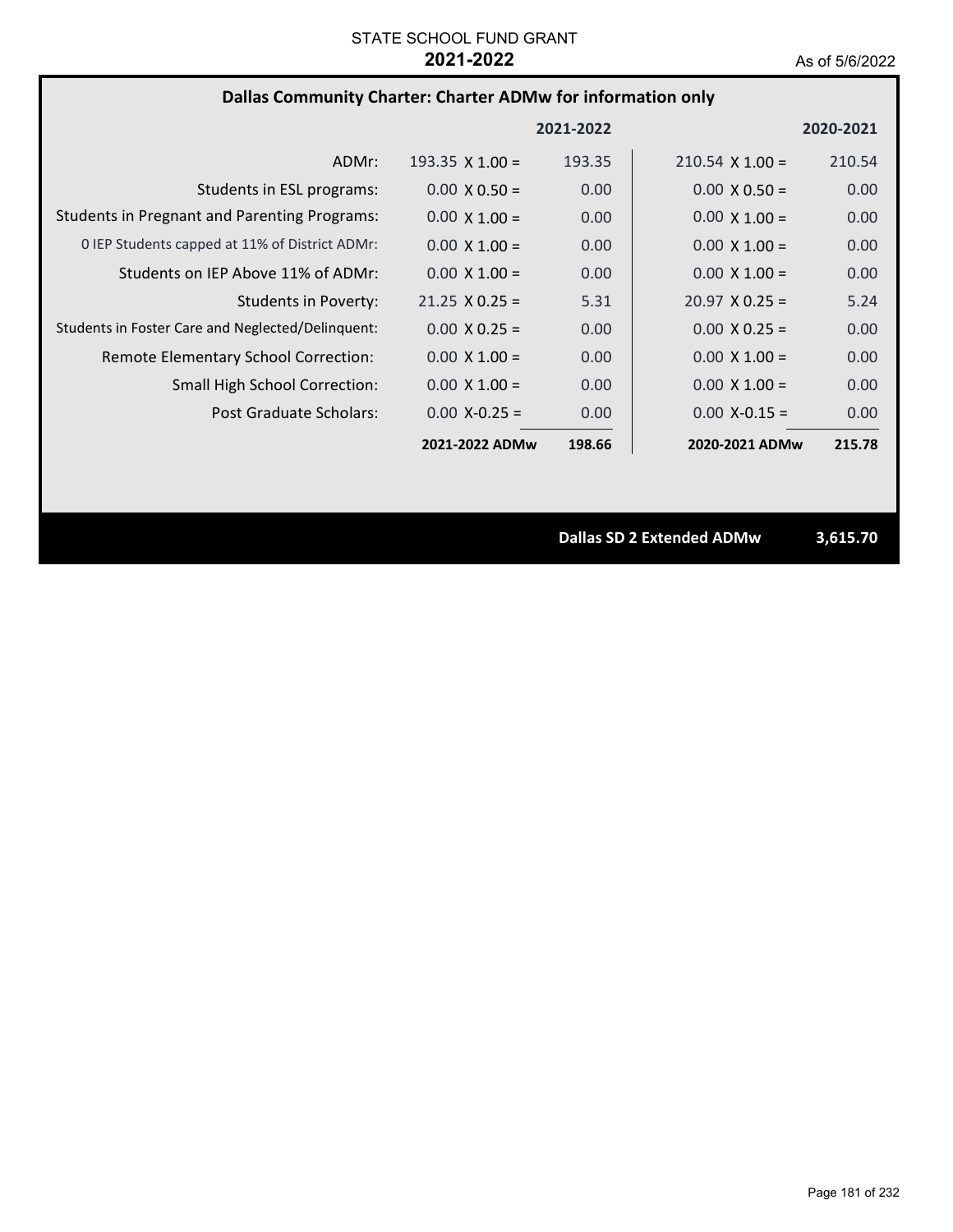STATE SCHOOL FUND GRANT

**2021-2022**

As of 5/6/2022

## Dallas Community Charter: Charter ADMw for information only

| | | 2021-2022 | | 2020-2021 |
|---|---|---|---|---|
| ADMr: | 193.35 X 1.00 = | 193.35 | 210.54 X 1.00 = | 210.54 |
| Students in ESL programs: | 0.00 X 0.50 = | 0.00 | 0.00 X 0.50 = | 0.00 |
| Students in Pregnant and Parenting Programs: | 0.00 X 1.00 = | 0.00 | 0.00 X 1.00 = | 0.00 |
| 0 IEP Students capped at 11% of District ADMr: | 0.00 X 1.00 = | 0.00 | 0.00 X 1.00 = | 0.00 |
| Students on IEP Above 11% of ADMr: | 0.00 X 1.00 = | 0.00 | 0.00 X 1.00 = | 0.00 |
| Students in Poverty: | 21.25 X 0.25 = | 5.31 | 20.97 X 0.25 = | 5.24 |
| Students in Foster Care and Neglected/Delinquent: | 0.00 X 0.25 = | 0.00 | 0.00 X 0.25 = | 0.00 |
| Remote Elementary School Correction: | 0.00 X 1.00 = | 0.00 | 0.00 X 1.00 = | 0.00 |
| Small High School Correction: | 0.00 X 1.00 = | 0.00 | 0.00 X 1.00 = | 0.00 |
| Post Graduate Scholars: | 0.00 X-0.25 = | 0.00 | 0.00 X-0.15 = | 0.00 |
| | **2021-2022 ADMw** | **198.66** | **2020-2021 ADMw** | **215.78** |

**Dallas SD 2 Extended ADMw** **3,615.70**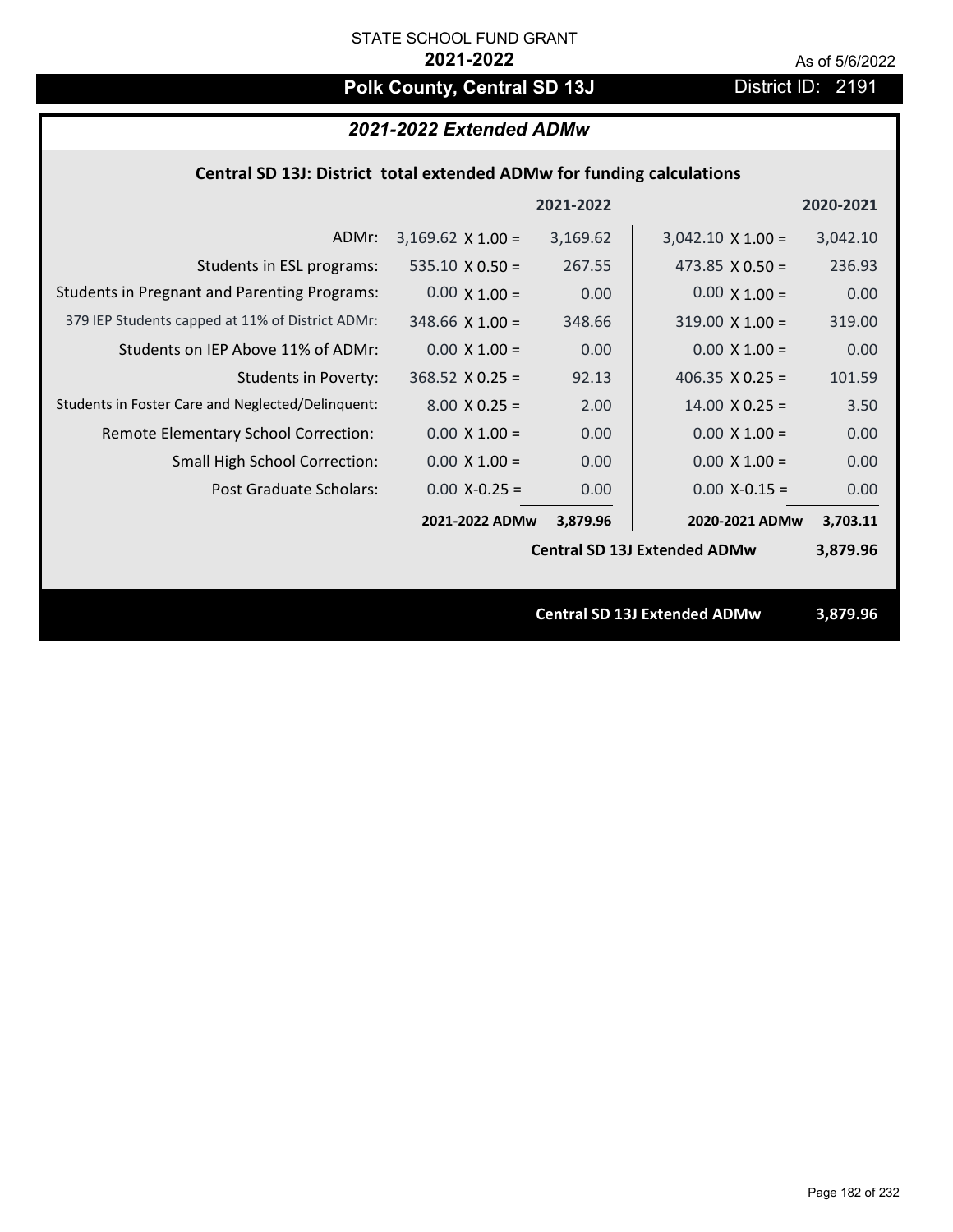STATE SCHOOL FUND GRANT

**2021-2022**

As of 5/6/2022

# Polk County, Central SD 13J

District ID: 2191

## *2021-2022 Extended ADMw*

### Central SD 13J: District total extended ADMw for funding calculations

| | | 2021-2022 | | 2020-2021 |
|---|---|---|---|---|
| ADMr: | 3,169.62 X 1.00 = | 3,169.62 | 3,042.10 X 1.00 = | 3,042.10 |
| Students in ESL programs: | 535.10 X 0.50 = | 267.55 | 473.85 X 0.50 = | 236.93 |
| Students in Pregnant and Parenting Programs: | 0.00 X 1.00 = | 0.00 | 0.00 X 1.00 = | 0.00 |
| 379 IEP Students capped at 11% of District ADMr: | 348.66 X 1.00 = | 348.66 | 319.00 X 1.00 = | 319.00 |
| Students on IEP Above 11% of ADMr: | 0.00 X 1.00 = | 0.00 | 0.00 X 1.00 = | 0.00 |
| Students in Poverty: | 368.52 X 0.25 = | 92.13 | 406.35 X 0.25 = | 101.59 |
| Students in Foster Care and Neglected/Delinquent: | 8.00 X 0.25 = | 2.00 | 14.00 X 0.25 = | 3.50 |
| Remote Elementary School Correction: | 0.00 X 1.00 = | 0.00 | 0.00 X 1.00 = | 0.00 |
| Small High School Correction: | 0.00 X 1.00 = | 0.00 | 0.00 X 1.00 = | 0.00 |
| Post Graduate Scholars: | 0.00 X-0.25 = | 0.00 | 0.00 X-0.15 = | 0.00 |
| | **2021-2022 ADMw** | **3,879.96** | **2020-2021 ADMw** | **3,703.11** |
| | | | **Central SD 13J Extended ADMw** | **3,879.96** |

**Central SD 13J Extended ADMw 3,879.96**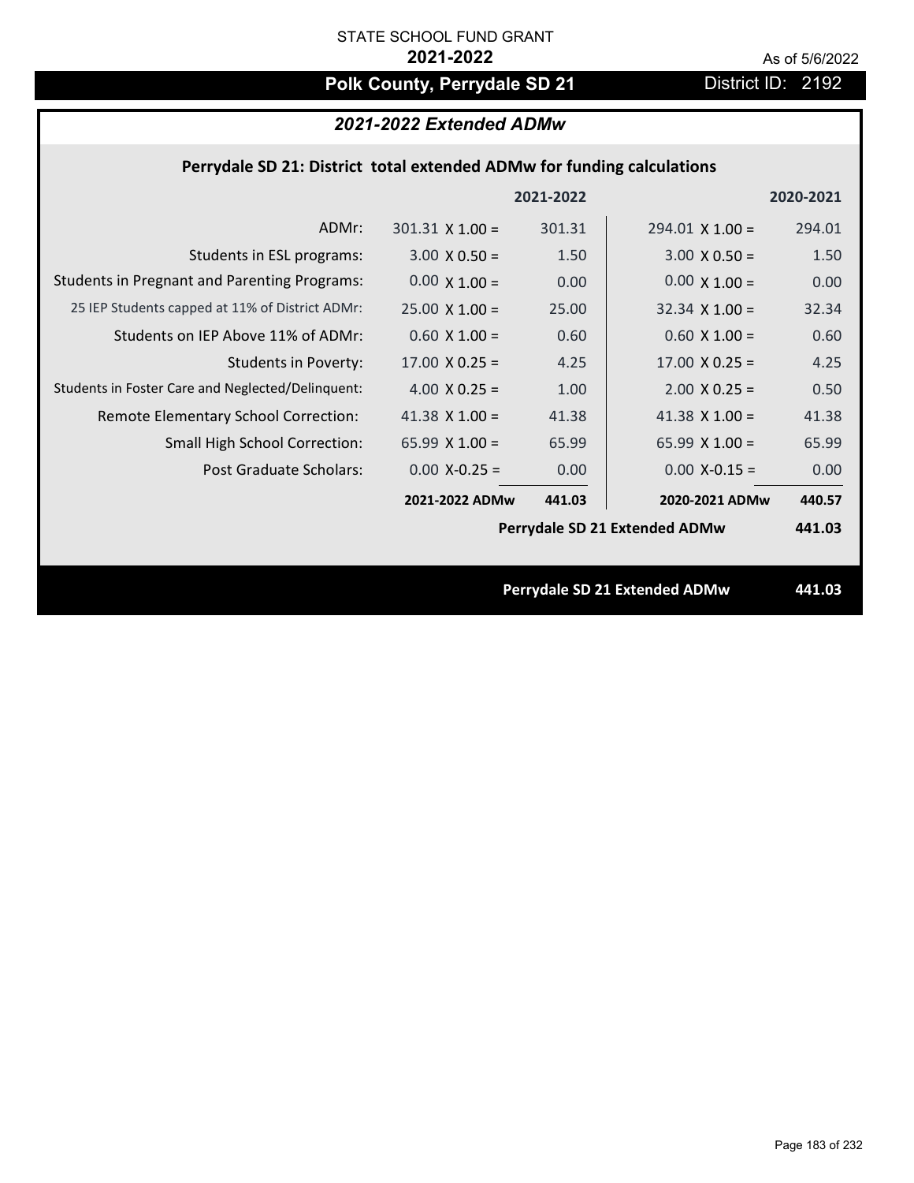STATE SCHOOL FUND GRANT

**2021-2022**

As of 5/6/2022

# Polk County, Perrydale SD 21

District ID: 2192

## *2021-2022 Extended ADMw*

### Perrydale SD 21: District total extended ADMw for funding calculations

| | 2021-2022 | | 2020-2021 | |
|---|---|---|---|---|
| ADMr: | 301.31 X 1.00 = | 301.31 | 294.01 X 1.00 = | 294.01 |
| Students in ESL programs: | 3.00 X 0.50 = | 1.50 | 3.00 X 0.50 = | 1.50 |
| Students in Pregnant and Parenting Programs: | 0.00 X 1.00 = | 0.00 | 0.00 X 1.00 = | 0.00 |
| 25 IEP Students capped at 11% of District ADMr: | 25.00 X 1.00 = | 25.00 | 32.34 X 1.00 = | 32.34 |
| Students on IEP Above 11% of ADMr: | 0.60 X 1.00 = | 0.60 | 0.60 X 1.00 = | 0.60 |
| Students in Poverty: | 17.00 X 0.25 = | 4.25 | 17.00 X 0.25 = | 4.25 |
| Students in Foster Care and Neglected/Delinquent: | 4.00 X 0.25 = | 1.00 | 2.00 X 0.25 = | 0.50 |
| Remote Elementary School Correction: | 41.38 X 1.00 = | 41.38 | 41.38 X 1.00 = | 41.38 |
| Small High School Correction: | 65.99 X 1.00 = | 65.99 | 65.99 X 1.00 = | 65.99 |
| Post Graduate Scholars: | 0.00 X-0.25 = | 0.00 | 0.00 X-0.15 = | 0.00 |
| | **2021-2022 ADMw** | **441.03** | **2020-2021 ADMw** | **440.57** |
| | | | **Perrydale SD 21 Extended ADMw** | **441.03** |

**Perrydale SD 21 Extended ADMw** **441.03**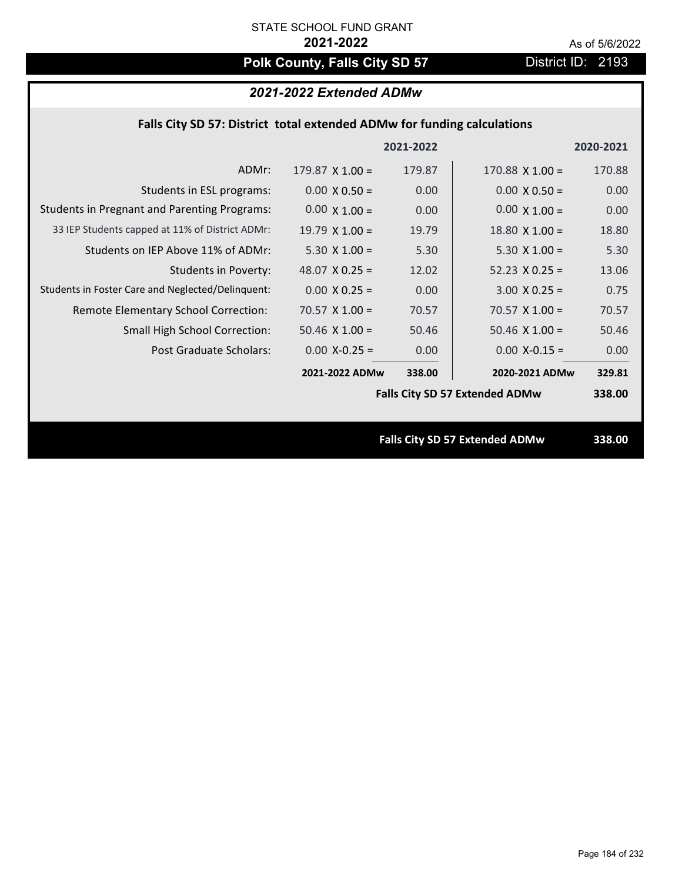STATE SCHOOL FUND GRANT

**2021-2022**

As of 5/6/2022

# Polk County, Falls City SD 57

District ID: 2193

## *2021-2022 Extended ADMw*

### Falls City SD 57: District total extended ADMw for funding calculations

| | 2021-2022 | | 2020-2021 | |
|---|---|---|---|---|
| ADMr: | 179.87 X 1.00 = | 179.87 | 170.88 X 1.00 = | 170.88 |
| Students in ESL programs: | 0.00 X 0.50 = | 0.00 | 0.00 X 0.50 = | 0.00 |
| Students in Pregnant and Parenting Programs: | 0.00 X 1.00 = | 0.00 | 0.00 X 1.00 = | 0.00 |
| 33 IEP Students capped at 11% of District ADMr: | 19.79 X 1.00 = | 19.79 | 18.80 X 1.00 = | 18.80 |
| Students on IEP Above 11% of ADMr: | 5.30 X 1.00 = | 5.30 | 5.30 X 1.00 = | 5.30 |
| Students in Poverty: | 48.07 X 0.25 = | 12.02 | 52.23 X 0.25 = | 13.06 |
| Students in Foster Care and Neglected/Delinquent: | 0.00 X 0.25 = | 0.00 | 3.00 X 0.25 = | 0.75 |
| Remote Elementary School Correction: | 70.57 X 1.00 = | 70.57 | 70.57 X 1.00 = | 70.57 |
| Small High School Correction: | 50.46 X 1.00 = | 50.46 | 50.46 X 1.00 = | 50.46 |
| Post Graduate Scholars: | 0.00 X-0.25 = | 0.00 | 0.00 X-0.15 = | 0.00 |
| | **2021-2022 ADMw** | **338.00** | **2020-2021 ADMw** | **329.81** |
| | | | **Falls City SD 57 Extended ADMw** | **338.00** |

**Falls City SD 57 Extended ADMw 338.00**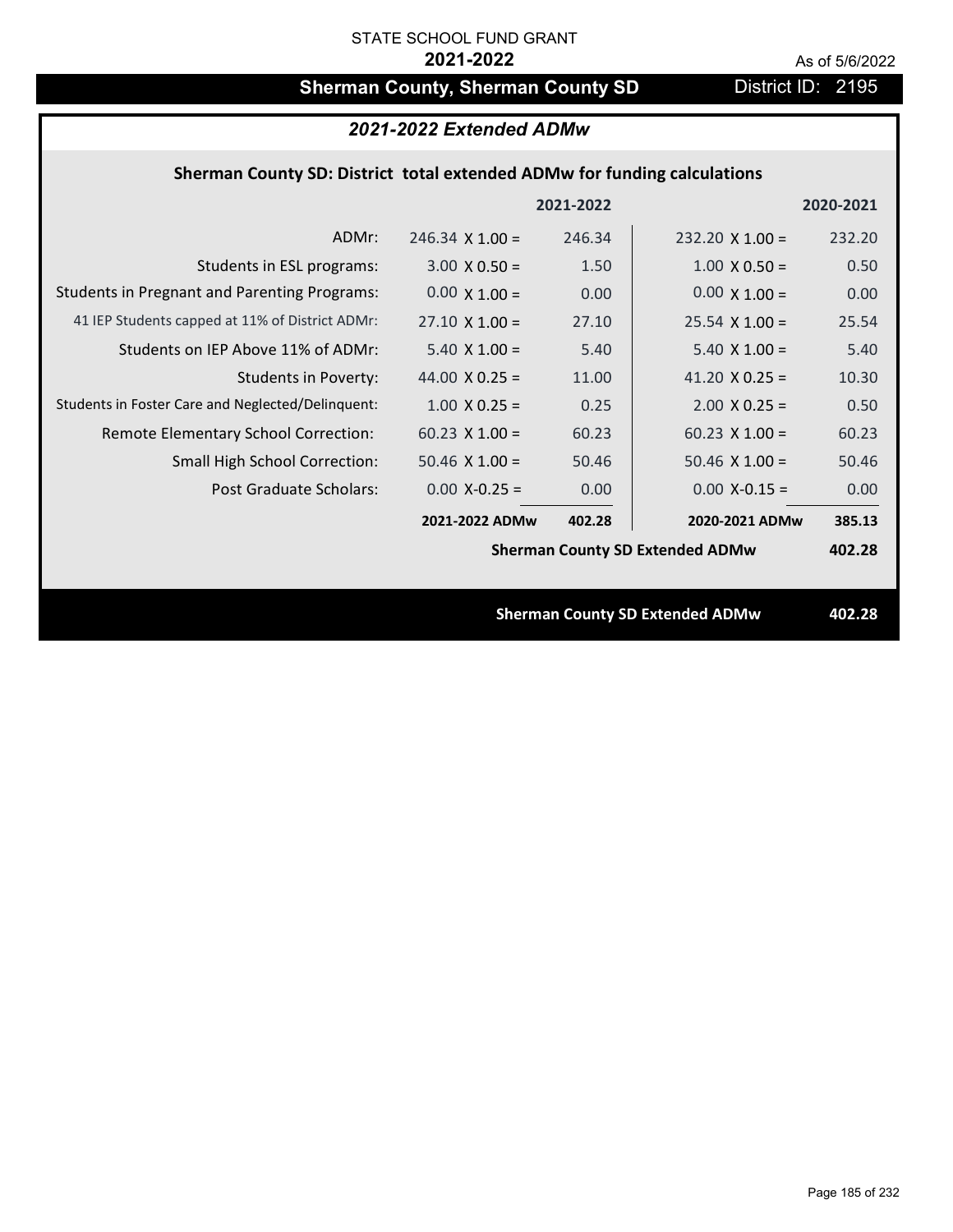STATE SCHOOL FUND GRANT

**2021-2022**

As of 5/6/2022

## Sherman County, Sherman County SD

District ID: 2195

### *2021-2022 Extended ADMw*

**Sherman County SD: District total extended ADMw for funding calculations**

| | | 2021-2022 | | 2020-2021 |
|---|---|---|---|---|
| ADMr: | 246.34 X 1.00 = | 246.34 | 232.20 X 1.00 = | 232.20 |
| Students in ESL programs: | 3.00 X 0.50 = | 1.50 | 1.00 X 0.50 = | 0.50 |
| Students in Pregnant and Parenting Programs: | 0.00 X 1.00 = | 0.00 | 0.00 X 1.00 = | 0.00 |
| 41 IEP Students capped at 11% of District ADMr: | 27.10 X 1.00 = | 27.10 | 25.54 X 1.00 = | 25.54 |
| Students on IEP Above 11% of ADMr: | 5.40 X 1.00 = | 5.40 | 5.40 X 1.00 = | 5.40 |
| Students in Poverty: | 44.00 X 0.25 = | 11.00 | 41.20 X 0.25 = | 10.30 |
| Students in Foster Care and Neglected/Delinquent: | 1.00 X 0.25 = | 0.25 | 2.00 X 0.25 = | 0.50 |
| Remote Elementary School Correction: | 60.23 X 1.00 = | 60.23 | 60.23 X 1.00 = | 60.23 |
| Small High School Correction: | 50.46 X 1.00 = | 50.46 | 50.46 X 1.00 = | 50.46 |
| Post Graduate Scholars: | 0.00 X-0.25 = | 0.00 | 0.00 X-0.15 = | 0.00 |
| | **2021-2022 ADMw** | **402.28** | **2020-2021 ADMw** | **385.13** |

**Sherman County SD Extended ADMw** **402.28**

**Sherman County SD Extended ADMw** **402.28**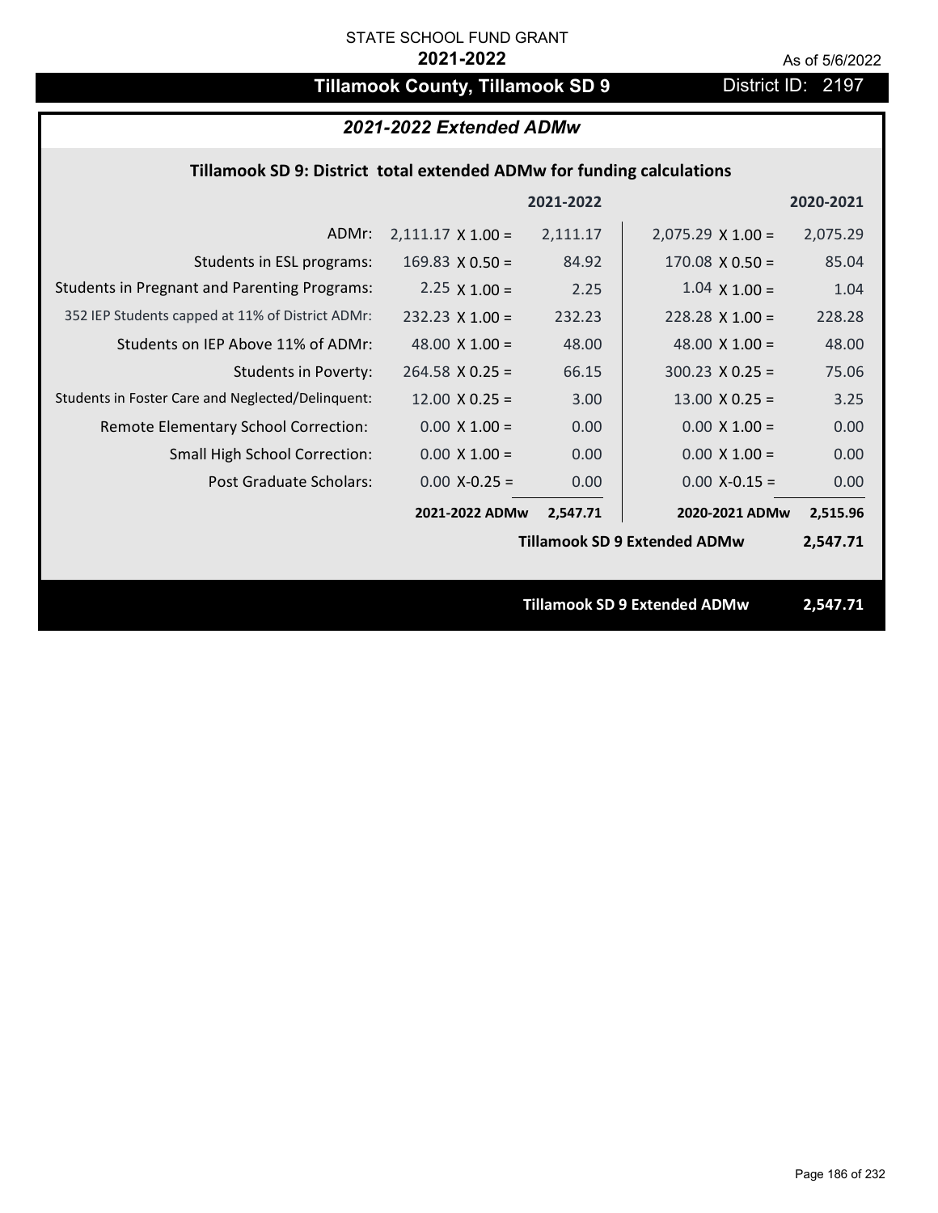STATE SCHOOL FUND GRANT

**2021-2022**

As of 5/6/2022

# Tillamook County, Tillamook SD 9

District ID: 2197

## *2021-2022 Extended ADMw*

### Tillamook SD 9: District total extended ADMw for funding calculations

| | | 2021-2022 | | 2020-2021 |
|---|---|---|---|---|
| ADMr: | 2,111.17 X 1.00 = | 2,111.17 | 2,075.29 X 1.00 = | 2,075.29 |
| Students in ESL programs: | 169.83 X 0.50 = | 84.92 | 170.08 X 0.50 = | 85.04 |
| Students in Pregnant and Parenting Programs: | 2.25 X 1.00 = | 2.25 | 1.04 X 1.00 = | 1.04 |
| 352 IEP Students capped at 11% of District ADMr: | 232.23 X 1.00 = | 232.23 | 228.28 X 1.00 = | 228.28 |
| Students on IEP Above 11% of ADMr: | 48.00 X 1.00 = | 48.00 | 48.00 X 1.00 = | 48.00 |
| Students in Poverty: | 264.58 X 0.25 = | 66.15 | 300.23 X 0.25 = | 75.06 |
| Students in Foster Care and Neglected/Delinquent: | 12.00 X 0.25 = | 3.00 | 13.00 X 0.25 = | 3.25 |
| Remote Elementary School Correction: | 0.00 X 1.00 = | 0.00 | 0.00 X 1.00 = | 0.00 |
| Small High School Correction: | 0.00 X 1.00 = | 0.00 | 0.00 X 1.00 = | 0.00 |
| Post Graduate Scholars: | 0.00 X-0.25 = | 0.00 | 0.00 X-0.15 = | 0.00 |
| | **2021-2022 ADMw** | **2,547.71** | **2020-2021 ADMw** | **2,515.96** |
| | | | **Tillamook SD 9 Extended ADMw** | **2,547.71** |

**Tillamook SD 9 Extended ADMw 2,547.71**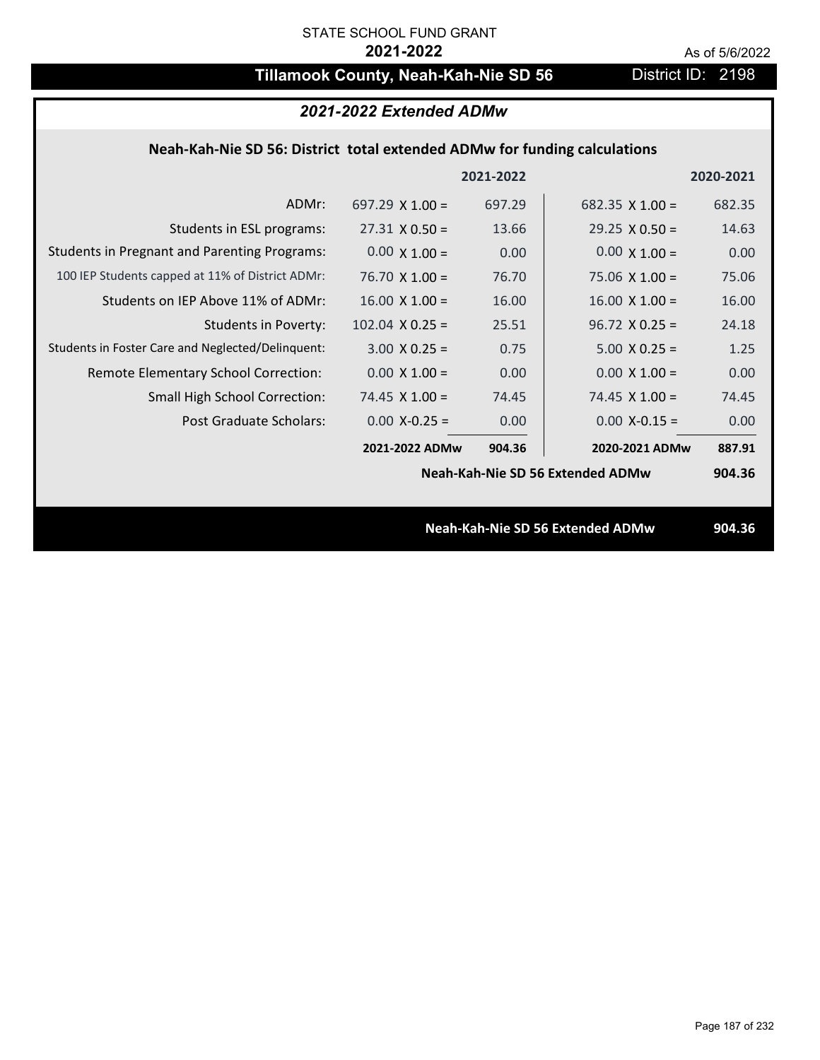STATE SCHOOL FUND GRANT

**2021-2022**

As of 5/6/2022

# Tillamook County, Neah-Kah-Nie SD 56

District ID: 2198

## *2021-2022 Extended ADMw*

### Neah-Kah-Nie SD 56: District total extended ADMw for funding calculations

| | | 2021-2022 | | 2020-2021 |
|---|---|---|---|---|
| ADMr: | 697.29 X 1.00 = | 697.29 | 682.35 X 1.00 = | 682.35 |
| Students in ESL programs: | 27.31 X 0.50 = | 13.66 | 29.25 X 0.50 = | 14.63 |
| Students in Pregnant and Parenting Programs: | 0.00 X 1.00 = | 0.00 | 0.00 X 1.00 = | 0.00 |
| 100 IEP Students capped at 11% of District ADMr: | 76.70 X 1.00 = | 76.70 | 75.06 X 1.00 = | 75.06 |
| Students on IEP Above 11% of ADMr: | 16.00 X 1.00 = | 16.00 | 16.00 X 1.00 = | 16.00 |
| Students in Poverty: | 102.04 X 0.25 = | 25.51 | 96.72 X 0.25 = | 24.18 |
| Students in Foster Care and Neglected/Delinquent: | 3.00 X 0.25 = | 0.75 | 5.00 X 0.25 = | 1.25 |
| Remote Elementary School Correction: | 0.00 X 1.00 = | 0.00 | 0.00 X 1.00 = | 0.00 |
| Small High School Correction: | 74.45 X 1.00 = | 74.45 | 74.45 X 1.00 = | 74.45 |
| Post Graduate Scholars: | 0.00 X-0.25 = | 0.00 | 0.00 X-0.15 = | 0.00 |
| | **2021-2022 ADMw** | **904.36** | **2020-2021 ADMw** | **887.91** |
| | | | **Neah-Kah-Nie SD 56 Extended ADMw** | **904.36** |

**Neah-Kah-Nie SD 56 Extended ADMw** **904.36**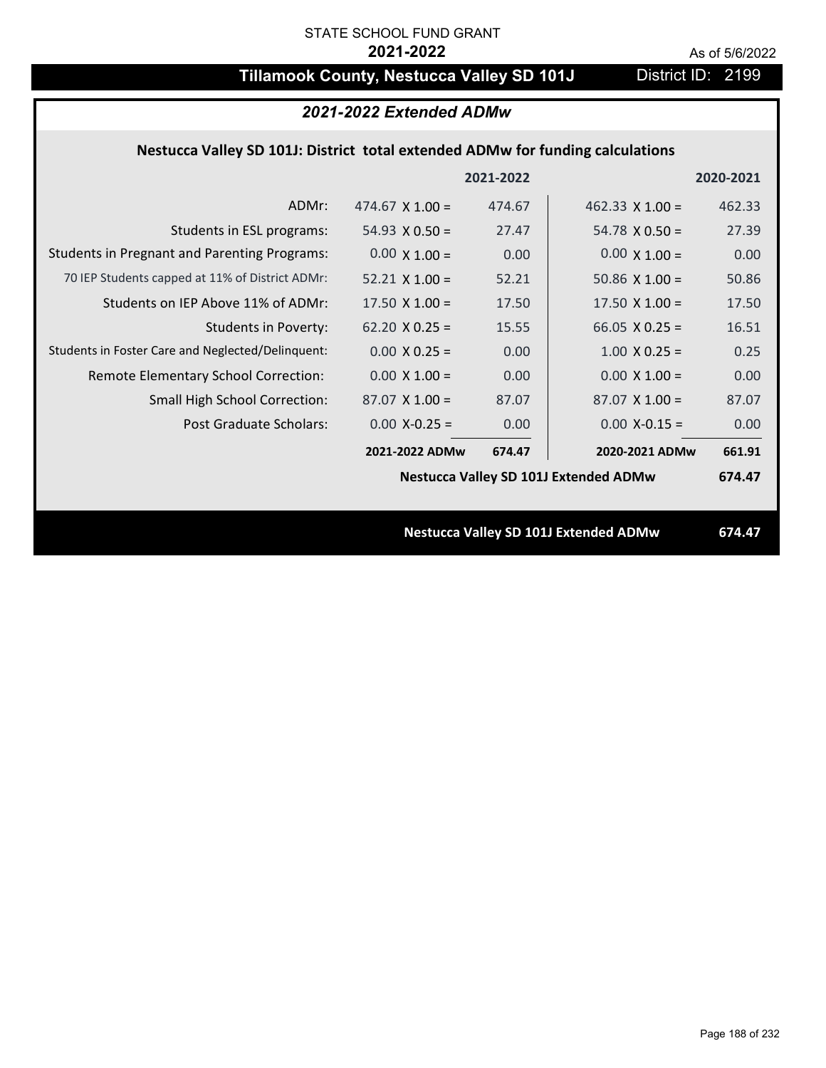STATE SCHOOL FUND GRANT

**2021-2022**

As of 5/6/2022

# Tillamook County, Nestucca Valley SD 101J

District ID: 2199

## *2021-2022 Extended ADMw*

### Nestucca Valley SD 101J: District total extended ADMw for funding calculations

| | | 2021-2022 | | 2020-2021 |
|---|---|---|---|---|
| ADMr: | 474.67 X 1.00 = | 474.67 | 462.33 X 1.00 = | 462.33 |
| Students in ESL programs: | 54.93 X 0.50 = | 27.47 | 54.78 X 0.50 = | 27.39 |
| Students in Pregnant and Parenting Programs: | 0.00 X 1.00 = | 0.00 | 0.00 X 1.00 = | 0.00 |
| 70 IEP Students capped at 11% of District ADMr: | 52.21 X 1.00 = | 52.21 | 50.86 X 1.00 = | 50.86 |
| Students on IEP Above 11% of ADMr: | 17.50 X 1.00 = | 17.50 | 17.50 X 1.00 = | 17.50 |
| Students in Poverty: | 62.20 X 0.25 = | 15.55 | 66.05 X 0.25 = | 16.51 |
| Students in Foster Care and Neglected/Delinquent: | 0.00 X 0.25 = | 0.00 | 1.00 X 0.25 = | 0.25 |
| Remote Elementary School Correction: | 0.00 X 1.00 = | 0.00 | 0.00 X 1.00 = | 0.00 |
| Small High School Correction: | 87.07 X 1.00 = | 87.07 | 87.07 X 1.00 = | 87.07 |
| Post Graduate Scholars: | 0.00 X-0.25 = | 0.00 | 0.00 X-0.15 = | 0.00 |
| | **2021-2022 ADMw** | **674.47** | **2020-2021 ADMw** | **661.91** |
| | | | **Nestucca Valley SD 101J Extended ADMw** | **674.47** |

**Nestucca Valley SD 101J Extended ADMw** **674.47**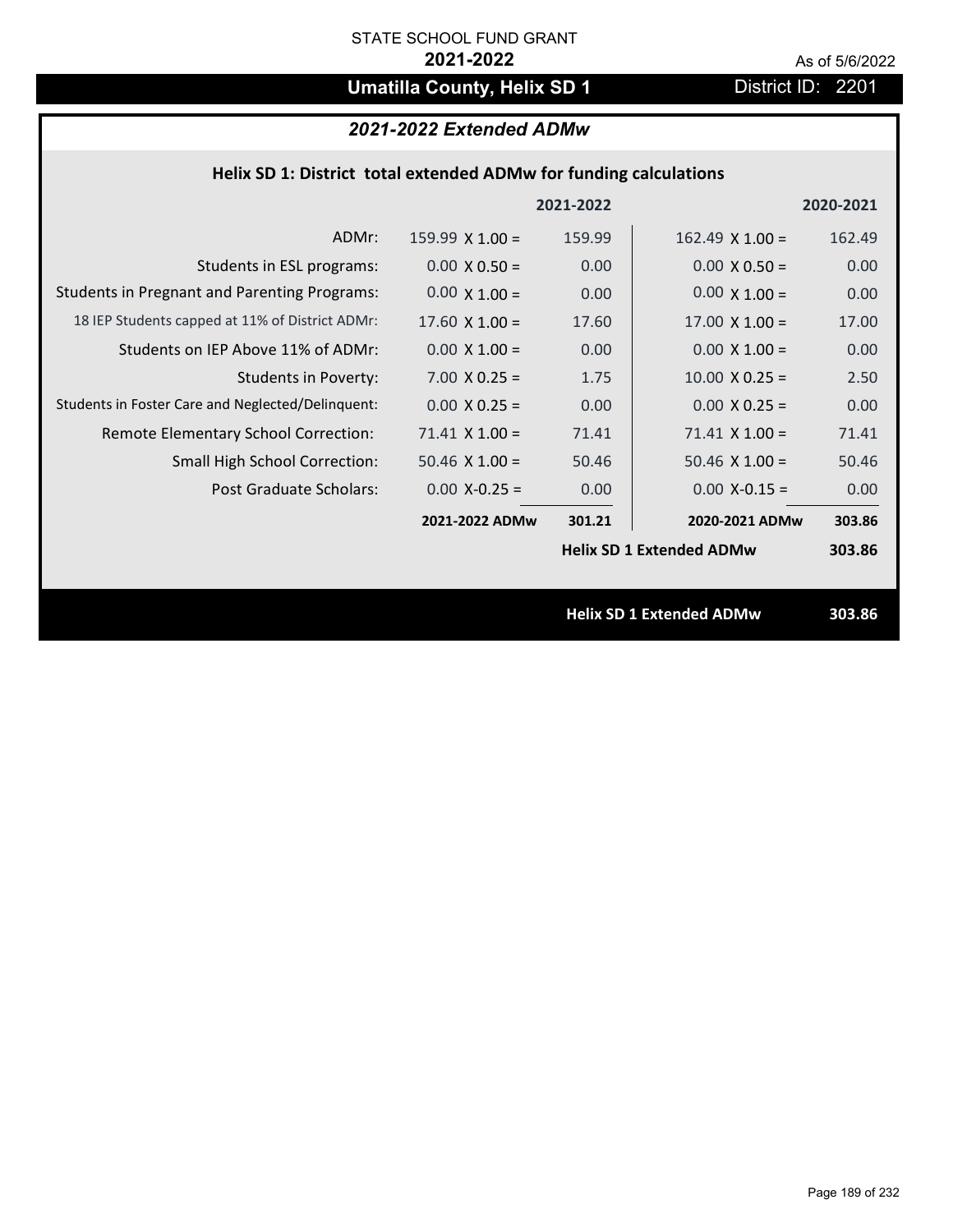STATE SCHOOL FUND GRANT

**2021-2022**

As of 5/6/2022

# Umatilla County, Helix SD 1

District ID: 2201

## *2021-2022 Extended ADMw*

### Helix SD 1: District total extended ADMw for funding calculations

| | | 2021-2022 | | 2020-2021 |
|---|---|---|---|---|
| ADMr: | 159.99 X 1.00 = | 159.99 | 162.49 X 1.00 = | 162.49 |
| Students in ESL programs: | 0.00 X 0.50 = | 0.00 | 0.00 X 0.50 = | 0.00 |
| Students in Pregnant and Parenting Programs: | 0.00 X 1.00 = | 0.00 | 0.00 X 1.00 = | 0.00 |
| 18 IEP Students capped at 11% of District ADMr: | 17.60 X 1.00 = | 17.60 | 17.00 X 1.00 = | 17.00 |
| Students on IEP Above 11% of ADMr: | 0.00 X 1.00 = | 0.00 | 0.00 X 1.00 = | 0.00 |
| Students in Poverty: | 7.00 X 0.25 = | 1.75 | 10.00 X 0.25 = | 2.50 |
| Students in Foster Care and Neglected/Delinquent: | 0.00 X 0.25 = | 0.00 | 0.00 X 0.25 = | 0.00 |
| Remote Elementary School Correction: | 71.41 X 1.00 = | 71.41 | 71.41 X 1.00 = | 71.41 |
| Small High School Correction: | 50.46 X 1.00 = | 50.46 | 50.46 X 1.00 = | 50.46 |
| Post Graduate Scholars: | 0.00 X-0.25 = | 0.00 | 0.00 X-0.15 = | 0.00 |
| | **2021-2022 ADMw** | **301.21** | **2020-2021 ADMw** | **303.86** |
| | | | **Helix SD 1 Extended ADMw** | **303.86** |

**Helix SD 1 Extended ADMw** **303.86**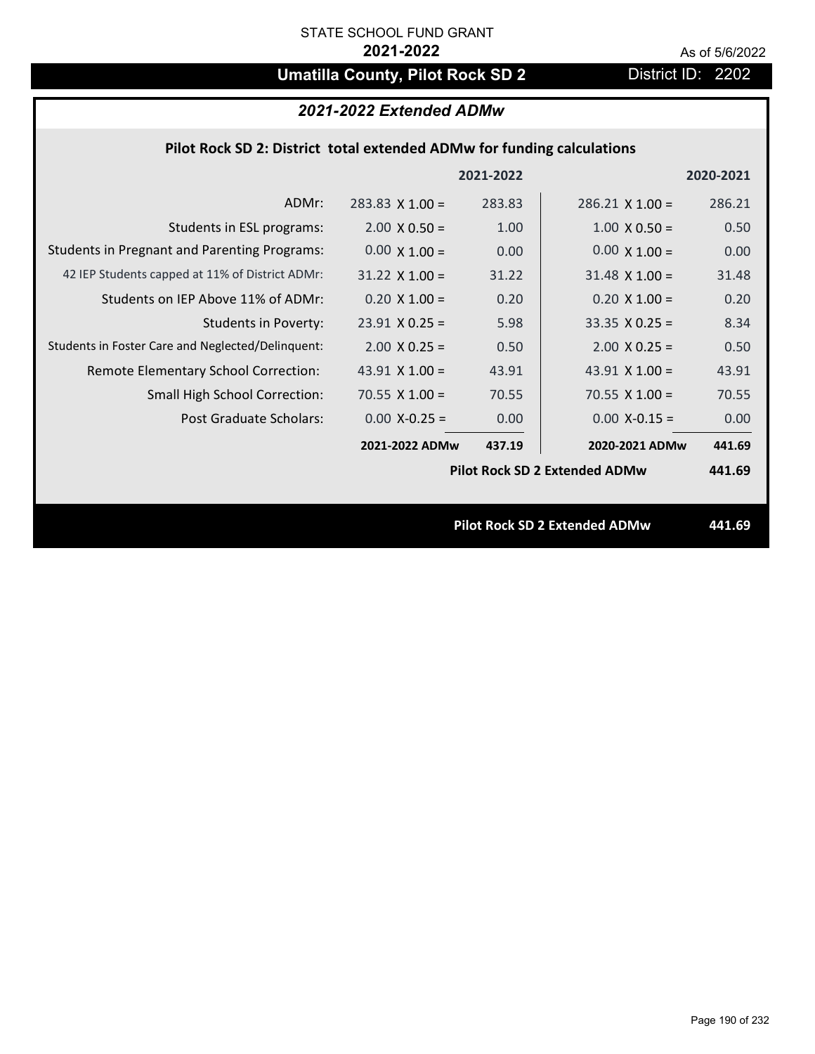STATE SCHOOL FUND GRANT

**2021-2022**

As of 5/6/2022

## Umatilla County, Pilot Rock SD 2

District ID: 2202

### *2021-2022 Extended ADMw*

**Pilot Rock SD 2: District total extended ADMw for funding calculations**

| | 2021-2022 | | 2020-2021 | |
|---|---|---|---|---|
| ADMr: | 283.83 X 1.00 = | 283.83 | 286.21 X 1.00 = | 286.21 |
| Students in ESL programs: | 2.00 X 0.50 = | 1.00 | 1.00 X 0.50 = | 0.50 |
| Students in Pregnant and Parenting Programs: | 0.00 X 1.00 = | 0.00 | 0.00 X 1.00 = | 0.00 |
| 42 IEP Students capped at 11% of District ADMr: | 31.22 X 1.00 = | 31.22 | 31.48 X 1.00 = | 31.48 |
| Students on IEP Above 11% of ADMr: | 0.20 X 1.00 = | 0.20 | 0.20 X 1.00 = | 0.20 |
| Students in Poverty: | 23.91 X 0.25 = | 5.98 | 33.35 X 0.25 = | 8.34 |
| Students in Foster Care and Neglected/Delinquent: | 2.00 X 0.25 = | 0.50 | 2.00 X 0.25 = | 0.50 |
| Remote Elementary School Correction: | 43.91 X 1.00 = | 43.91 | 43.91 X 1.00 = | 43.91 |
| Small High School Correction: | 70.55 X 1.00 = | 70.55 | 70.55 X 1.00 = | 70.55 |
| Post Graduate Scholars: | 0.00 X-0.25 = | 0.00 | 0.00 X-0.15 = | 0.00 |
| | **2021-2022 ADMw** | **437.19** | **2020-2021 ADMw** | **441.69** |
| | | | **Pilot Rock SD 2 Extended ADMw** | **441.69** |

**Pilot Rock SD 2 Extended ADMw** **441.69**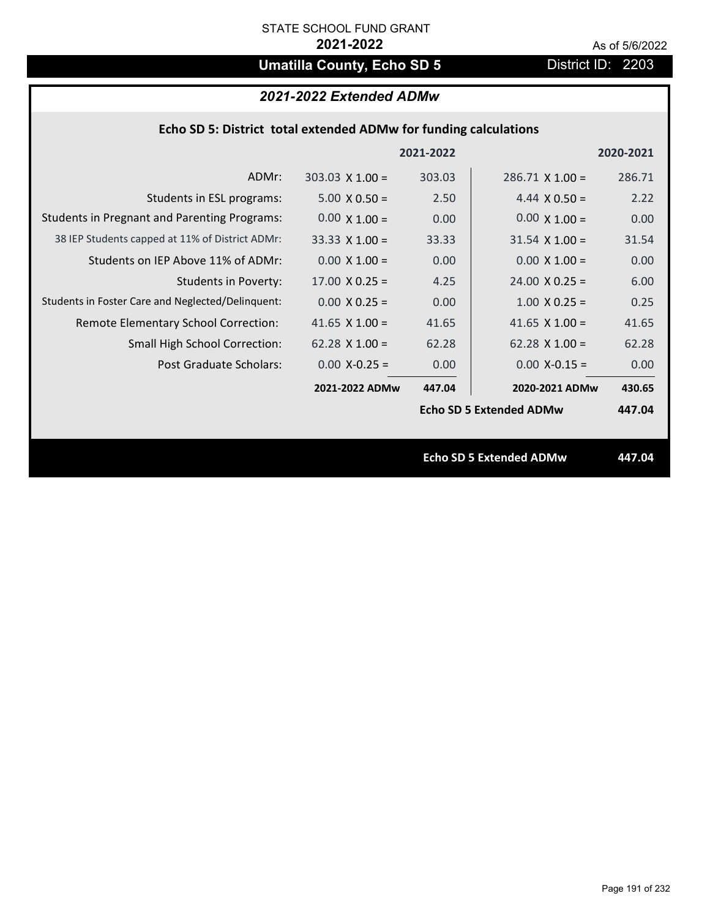STATE SCHOOL FUND GRANT

**2021-2022**

As of 5/6/2022

# Umatilla County, Echo SD 5

District ID: 2203

## *2021-2022 Extended ADMw*

### Echo SD 5: District total extended ADMw for funding calculations

| | | 2021-2022 | | 2020-2021 |
|---|---|---|---|---|
| ADMr: | 303.03 X 1.00 = | 303.03 | 286.71 X 1.00 = | 286.71 |
| Students in ESL programs: | 5.00 X 0.50 = | 2.50 | 4.44 X 0.50 = | 2.22 |
| Students in Pregnant and Parenting Programs: | 0.00 X 1.00 = | 0.00 | 0.00 X 1.00 = | 0.00 |
| 38 IEP Students capped at 11% of District ADMr: | 33.33 X 1.00 = | 33.33 | 31.54 X 1.00 = | 31.54 |
| Students on IEP Above 11% of ADMr: | 0.00 X 1.00 = | 0.00 | 0.00 X 1.00 = | 0.00 |
| Students in Poverty: | 17.00 X 0.25 = | 4.25 | 24.00 X 0.25 = | 6.00 |
| Students in Foster Care and Neglected/Delinquent: | 0.00 X 0.25 = | 0.00 | 1.00 X 0.25 = | 0.25 |
| Remote Elementary School Correction: | 41.65 X 1.00 = | 41.65 | 41.65 X 1.00 = | 41.65 |
| Small High School Correction: | 62.28 X 1.00 = | 62.28 | 62.28 X 1.00 = | 62.28 |
| Post Graduate Scholars: | 0.00 X-0.25 = | 0.00 | 0.00 X-0.15 = | 0.00 |
| | **2021-2022 ADMw** | **447.04** | **2020-2021 ADMw** | **430.65** |
| | | | **Echo SD 5 Extended ADMw** | **447.04** |

**Echo SD 5 Extended ADMw** **447.04**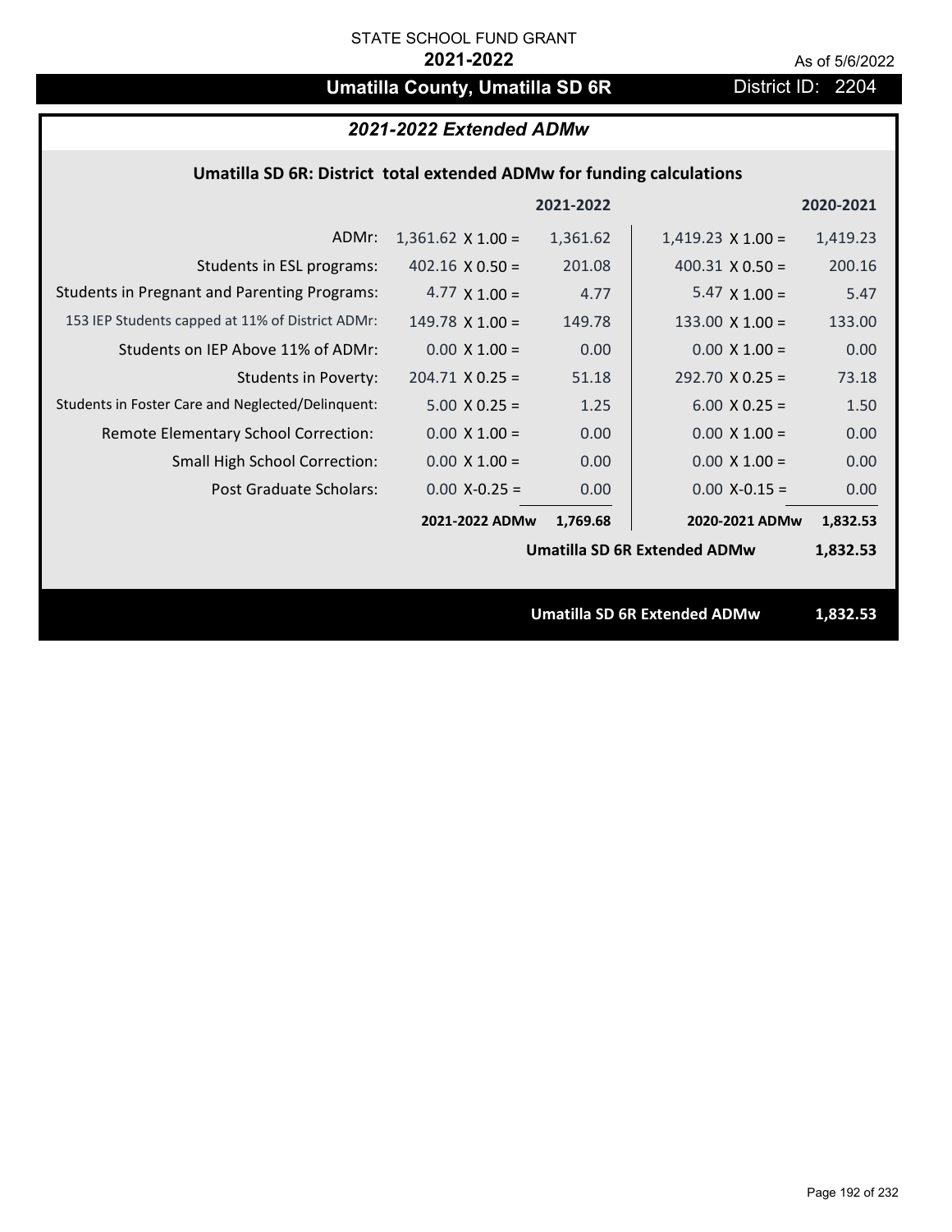STATE SCHOOL FUND GRANT

**2021-2022**

As of 5/6/2022

## Umatilla County, Umatilla SD 6R

District ID: 2204

### *2021-2022 Extended ADMw*

**Umatilla SD 6R: District total extended ADMw for funding calculations**

| | | 2021-2022 | | 2020-2021 |
|---|---|---|---|---|
| ADMr: | 1,361.62 X 1.00 = | 1,361.62 | 1,419.23 X 1.00 = | 1,419.23 |
| Students in ESL programs: | 402.16 X 0.50 = | 201.08 | 400.31 X 0.50 = | 200.16 |
| Students in Pregnant and Parenting Programs: | 4.77 X 1.00 = | 4.77 | 5.47 X 1.00 = | 5.47 |
| 153 IEP Students capped at 11% of District ADMr: | 149.78 X 1.00 = | 149.78 | 133.00 X 1.00 = | 133.00 |
| Students on IEP Above 11% of ADMr: | 0.00 X 1.00 = | 0.00 | 0.00 X 1.00 = | 0.00 |
| Students in Poverty: | 204.71 X 0.25 = | 51.18 | 292.70 X 0.25 = | 73.18 |
| Students in Foster Care and Neglected/Delinquent: | 5.00 X 0.25 = | 1.25 | 6.00 X 0.25 = | 1.50 |
| Remote Elementary School Correction: | 0.00 X 1.00 = | 0.00 | 0.00 X 1.00 = | 0.00 |
| Small High School Correction: | 0.00 X 1.00 = | 0.00 | 0.00 X 1.00 = | 0.00 |
| Post Graduate Scholars: | 0.00 X-0.25 = | 0.00 | 0.00 X-0.15 = | 0.00 |
| | **2021-2022 ADMw** | **1,769.68** | **2020-2021 ADMw** | **1,832.53** |

**Umatilla SD 6R Extended ADMw 1,832.53**

**Umatilla SD 6R Extended ADMw 1,832.53**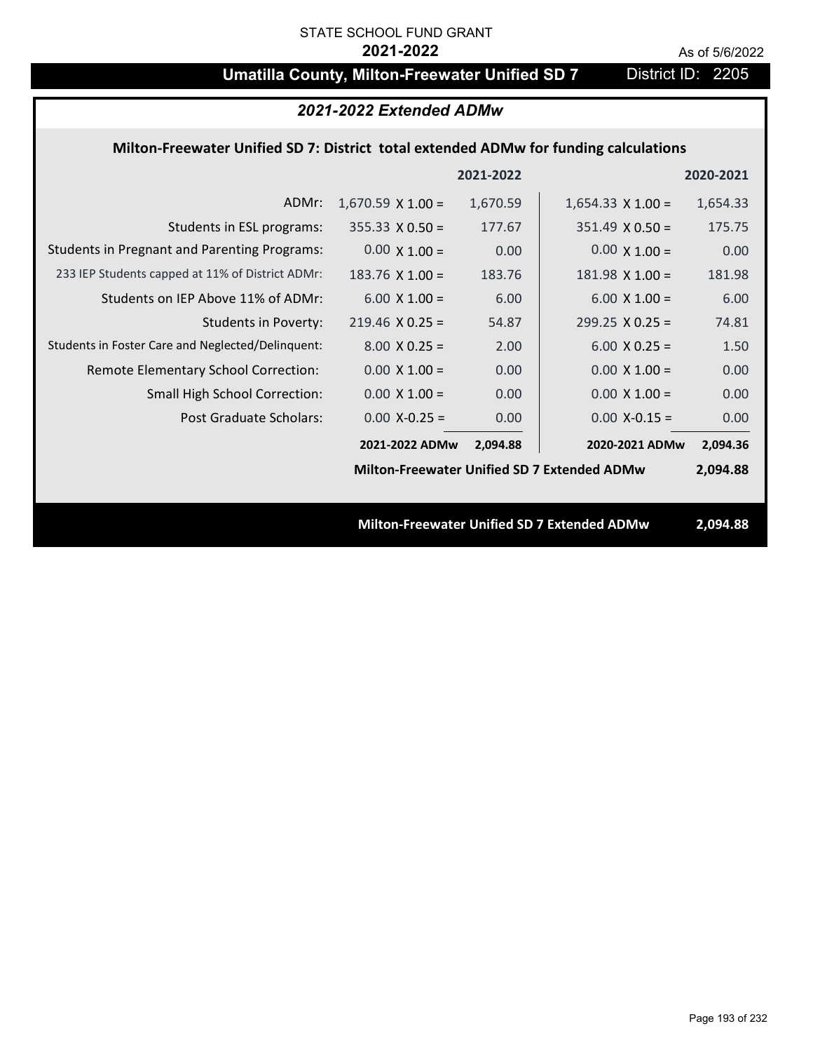STATE SCHOOL FUND GRANT

**2021-2022**

As of 5/6/2022

# Umatilla County, Milton-Freewater Unified SD 7

District ID: 2205

## *2021-2022 Extended ADMw*

### Milton-Freewater Unified SD 7: District total extended ADMw for funding calculations

| | | 2021-2022 | | 2020-2021 |
|---|---|---|---|---|
| ADMr: | 1,670.59 X 1.00 = | 1,670.59 | 1,654.33 X 1.00 = | 1,654.33 |
| Students in ESL programs: | 355.33 X 0.50 = | 177.67 | 351.49 X 0.50 = | 175.75 |
| Students in Pregnant and Parenting Programs: | 0.00 X 1.00 = | 0.00 | 0.00 X 1.00 = | 0.00 |
| 233 IEP Students capped at 11% of District ADMr: | 183.76 X 1.00 = | 183.76 | 181.98 X 1.00 = | 181.98 |
| Students on IEP Above 11% of ADMr: | 6.00 X 1.00 = | 6.00 | 6.00 X 1.00 = | 6.00 |
| Students in Poverty: | 219.46 X 0.25 = | 54.87 | 299.25 X 0.25 = | 74.81 |
| Students in Foster Care and Neglected/Delinquent: | 8.00 X 0.25 = | 2.00 | 6.00 X 0.25 = | 1.50 |
| Remote Elementary School Correction: | 0.00 X 1.00 = | 0.00 | 0.00 X 1.00 = | 0.00 |
| Small High School Correction: | 0.00 X 1.00 = | 0.00 | 0.00 X 1.00 = | 0.00 |
| Post Graduate Scholars: | 0.00 X-0.25 = | 0.00 | 0.00 X-0.15 = | 0.00 |
| | **2021-2022 ADMw** | **2,094.88** | **2020-2021 ADMw** | **2,094.36** |
| | | | **Milton-Freewater Unified SD 7 Extended ADMw** | **2,094.88** |

**Milton-Freewater Unified SD 7 Extended ADMw** **2,094.88**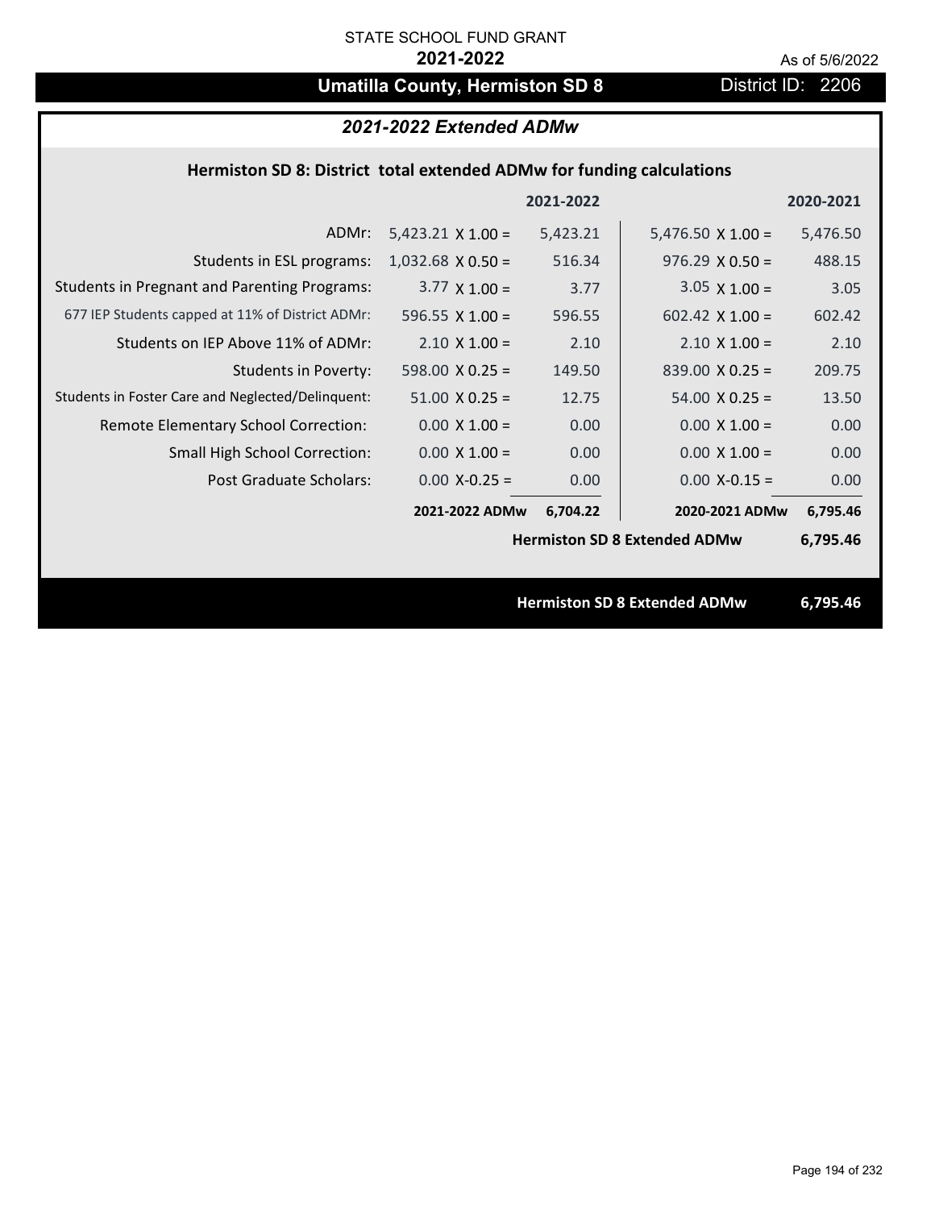STATE SCHOOL FUND GRANT

**2021-2022**

As of 5/6/2022

# Umatilla County, Hermiston SD 8

District ID: 2206

## *2021-2022 Extended ADMw*

### Hermiston SD 8: District total extended ADMw for funding calculations

| | 2021-2022 | | 2020-2021 | |
|---|---|---|---|---|
| ADMr: | 5,423.21 X 1.00 = | 5,423.21 | 5,476.50 X 1.00 = | 5,476.50 |
| Students in ESL programs: | 1,032.68 X 0.50 = | 516.34 | 976.29 X 0.50 = | 488.15 |
| Students in Pregnant and Parenting Programs: | 3.77 X 1.00 = | 3.77 | 3.05 X 1.00 = | 3.05 |
| 677 IEP Students capped at 11% of District ADMr: | 596.55 X 1.00 = | 596.55 | 602.42 X 1.00 = | 602.42 |
| Students on IEP Above 11% of ADMr: | 2.10 X 1.00 = | 2.10 | 2.10 X 1.00 = | 2.10 |
| Students in Poverty: | 598.00 X 0.25 = | 149.50 | 839.00 X 0.25 = | 209.75 |
| Students in Foster Care and Neglected/Delinquent: | 51.00 X 0.25 = | 12.75 | 54.00 X 0.25 = | 13.50 |
| Remote Elementary School Correction: | 0.00 X 1.00 = | 0.00 | 0.00 X 1.00 = | 0.00 |
| Small High School Correction: | 0.00 X 1.00 = | 0.00 | 0.00 X 1.00 = | 0.00 |
| Post Graduate Scholars: | 0.00 X-0.25 = | 0.00 | 0.00 X-0.15 = | 0.00 |
| | **2021-2022 ADMw** | **6,704.22** | **2020-2021 ADMw** | **6,795.46** |
| | | | **Hermiston SD 8 Extended ADMw** | **6,795.46** |

**Hermiston SD 8 Extended ADMw 6,795.46**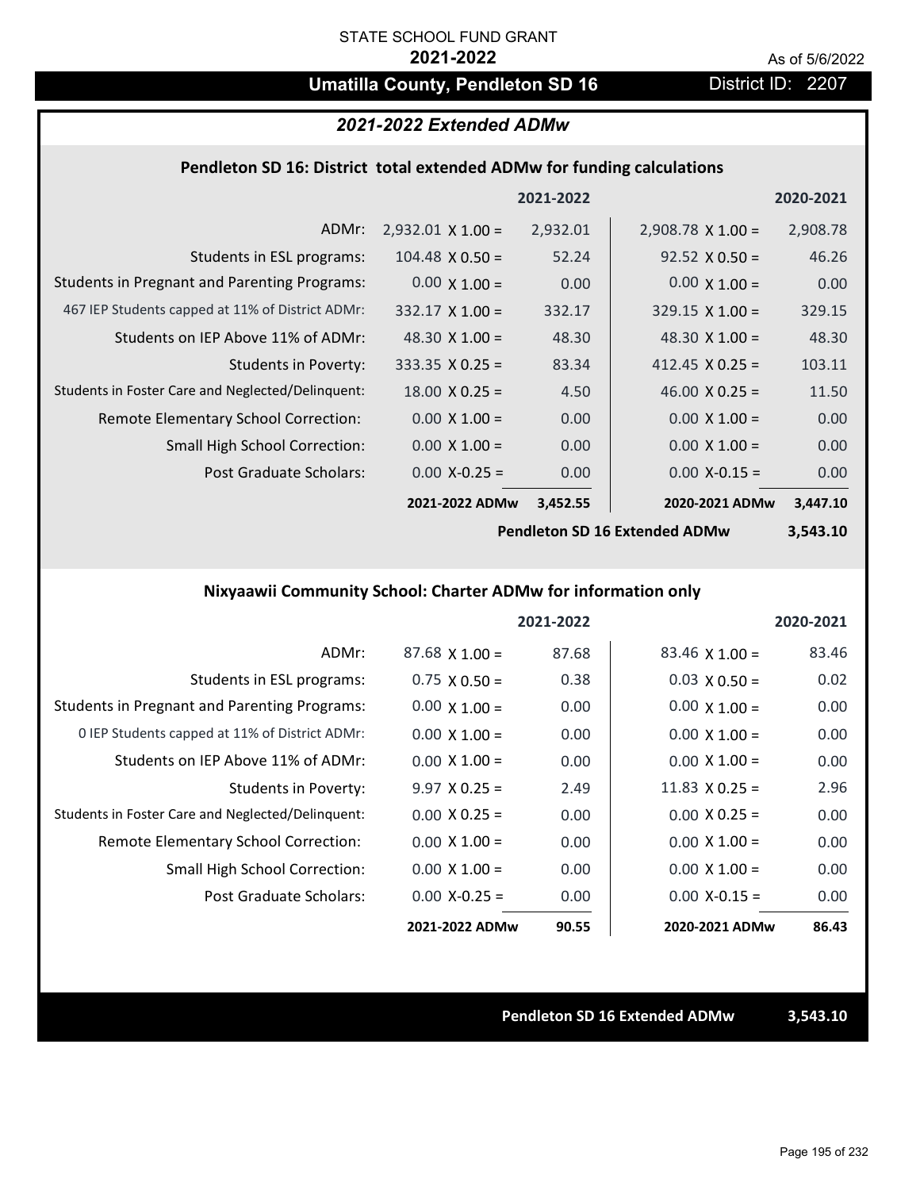STATE SCHOOL FUND GRANT

**2021-2022**

As of 5/6/2022

# Umatilla County, Pendleton SD 16

District ID: 2207

## *2021-2022 Extended ADMw*

### Pendleton SD 16: District total extended ADMw for funding calculations

| | 2021-2022 | | 2020-2021 | |
|---|---|---|---|---|
| ADMr: | 2,932.01 X 1.00 = | 2,932.01 | 2,908.78 X 1.00 = | 2,908.78 |
| Students in ESL programs: | 104.48 X 0.50 = | 52.24 | 92.52 X 0.50 = | 46.26 |
| Students in Pregnant and Parenting Programs: | 0.00 X 1.00 = | 0.00 | 0.00 X 1.00 = | 0.00 |
| 467 IEP Students capped at 11% of District ADMr: | 332.17 X 1.00 = | 332.17 | 329.15 X 1.00 = | 329.15 |
| Students on IEP Above 11% of ADMr: | 48.30 X 1.00 = | 48.30 | 48.30 X 1.00 = | 48.30 |
| Students in Poverty: | 333.35 X 0.25 = | 83.34 | 412.45 X 0.25 = | 103.11 |
| Students in Foster Care and Neglected/Delinquent: | 18.00 X 0.25 = | 4.50 | 46.00 X 0.25 = | 11.50 |
| Remote Elementary School Correction: | 0.00 X 1.00 = | 0.00 | 0.00 X 1.00 = | 0.00 |
| Small High School Correction: | 0.00 X 1.00 = | 0.00 | 0.00 X 1.00 = | 0.00 |
| Post Graduate Scholars: | 0.00 X-0.25 = | 0.00 | 0.00 X-0.15 = | 0.00 |
| | **2021-2022 ADMw** | **3,452.55** | **2020-2021 ADMw** | **3,447.10** |
| | | | **Pendleton SD 16 Extended ADMw** | **3,543.10** |

### Nixyaawii Community School: Charter ADMw for information only

| | 2021-2022 | | 2020-2021 | |
|---|---|---|---|---|
| ADMr: | 87.68 X 1.00 = | 87.68 | 83.46 X 1.00 = | 83.46 |
| Students in ESL programs: | 0.75 X 0.50 = | 0.38 | 0.03 X 0.50 = | 0.02 |
| Students in Pregnant and Parenting Programs: | 0.00 X 1.00 = | 0.00 | 0.00 X 1.00 = | 0.00 |
| 0 IEP Students capped at 11% of District ADMr: | 0.00 X 1.00 = | 0.00 | 0.00 X 1.00 = | 0.00 |
| Students on IEP Above 11% of ADMr: | 0.00 X 1.00 = | 0.00 | 0.00 X 1.00 = | 0.00 |
| Students in Poverty: | 9.97 X 0.25 = | 2.49 | 11.83 X 0.25 = | 2.96 |
| Students in Foster Care and Neglected/Delinquent: | 0.00 X 0.25 = | 0.00 | 0.00 X 0.25 = | 0.00 |
| Remote Elementary School Correction: | 0.00 X 1.00 = | 0.00 | 0.00 X 1.00 = | 0.00 |
| Small High School Correction: | 0.00 X 1.00 = | 0.00 | 0.00 X 1.00 = | 0.00 |
| Post Graduate Scholars: | 0.00 X-0.25 = | 0.00 | 0.00 X-0.15 = | 0.00 |
| | **2021-2022 ADMw** | **90.55** | **2020-2021 ADMw** | **86.43** |

**Pendleton SD 16 Extended ADMw 3,543.10**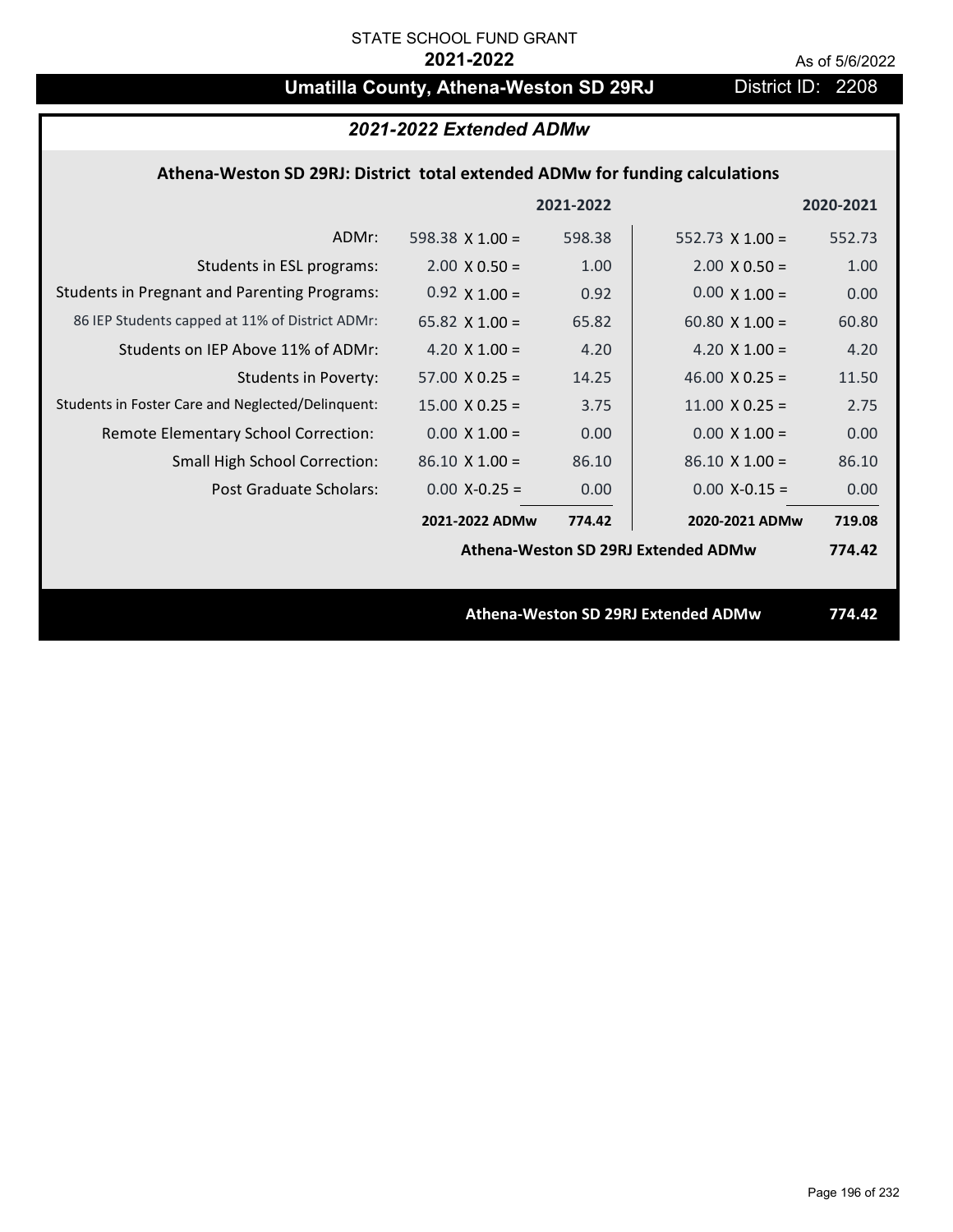STATE SCHOOL FUND GRANT

**2021-2022**

As of 5/6/2022

## Umatilla County, Athena-Weston SD 29RJ

District ID: 2208

### *2021-2022 Extended ADMw*

**Athena-Weston SD 29RJ: District total extended ADMw for funding calculations**

| | 2021-2022 | | 2020-2021 | |
|---|---|---|---|---|
| ADMr: | 598.38 X 1.00 = | 598.38 | 552.73 X 1.00 = | 552.73 |
| Students in ESL programs: | 2.00 X 0.50 = | 1.00 | 2.00 X 0.50 = | 1.00 |
| Students in Pregnant and Parenting Programs: | 0.92 X 1.00 = | 0.92 | 0.00 X 1.00 = | 0.00 |
| 86 IEP Students capped at 11% of District ADMr: | 65.82 X 1.00 = | 65.82 | 60.80 X 1.00 = | 60.80 |
| Students on IEP Above 11% of ADMr: | 4.20 X 1.00 = | 4.20 | 4.20 X 1.00 = | 4.20 |
| Students in Poverty: | 57.00 X 0.25 = | 14.25 | 46.00 X 0.25 = | 11.50 |
| Students in Foster Care and Neglected/Delinquent: | 15.00 X 0.25 = | 3.75 | 11.00 X 0.25 = | 2.75 |
| Remote Elementary School Correction: | 0.00 X 1.00 = | 0.00 | 0.00 X 1.00 = | 0.00 |
| Small High School Correction: | 86.10 X 1.00 = | 86.10 | 86.10 X 1.00 = | 86.10 |
| Post Graduate Scholars: | 0.00 X-0.25 = | 0.00 | 0.00 X-0.15 = | 0.00 |
| | **2021-2022 ADMw** | **774.42** | **2020-2021 ADMw** | **719.08** |

**Athena-Weston SD 29RJ Extended ADMw** **774.42**

**Athena-Weston SD 29RJ Extended ADMw** **774.42**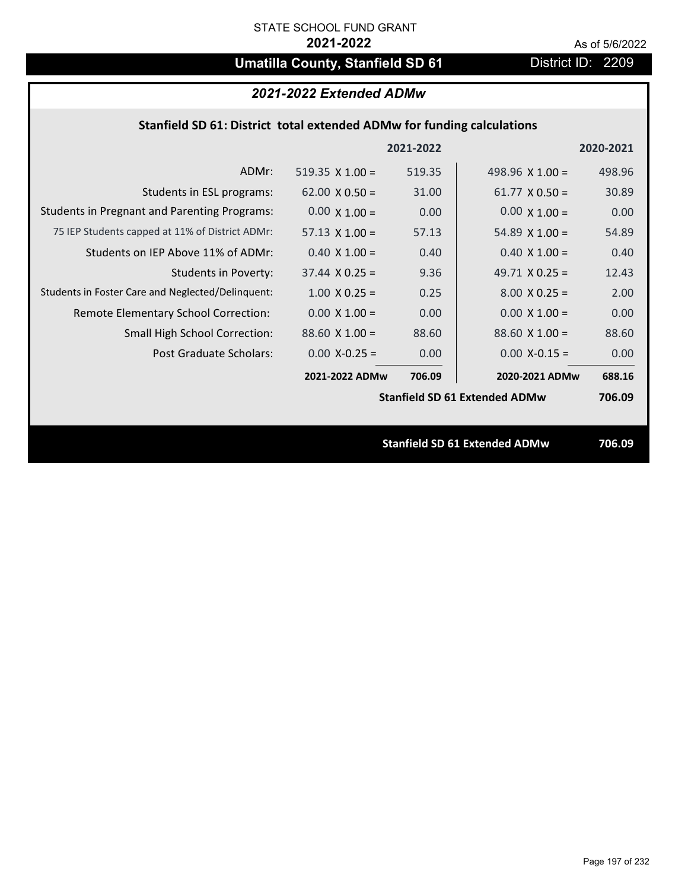STATE SCHOOL FUND GRANT

**2021-2022**

As of 5/6/2022

# Umatilla County, Stanfield SD 61

District ID: 2209

## *2021-2022 Extended ADMw*

### Stanfield SD 61: District total extended ADMw for funding calculations

| | | 2021-2022 | | 2020-2021 |
|---|---|---|---|---|
| ADMr: | 519.35 X 1.00 = | 519.35 | 498.96 X 1.00 = | 498.96 |
| Students in ESL programs: | 62.00 X 0.50 = | 31.00 | 61.77 X 0.50 = | 30.89 |
| Students in Pregnant and Parenting Programs: | 0.00 X 1.00 = | 0.00 | 0.00 X 1.00 = | 0.00 |
| 75 IEP Students capped at 11% of District ADMr: | 57.13 X 1.00 = | 57.13 | 54.89 X 1.00 = | 54.89 |
| Students on IEP Above 11% of ADMr: | 0.40 X 1.00 = | 0.40 | 0.40 X 1.00 = | 0.40 |
| Students in Poverty: | 37.44 X 0.25 = | 9.36 | 49.71 X 0.25 = | 12.43 |
| Students in Foster Care and Neglected/Delinquent: | 1.00 X 0.25 = | 0.25 | 8.00 X 0.25 = | 2.00 |
| Remote Elementary School Correction: | 0.00 X 1.00 = | 0.00 | 0.00 X 1.00 = | 0.00 |
| Small High School Correction: | 88.60 X 1.00 = | 88.60 | 88.60 X 1.00 = | 88.60 |
| Post Graduate Scholars: | 0.00 X-0.25 = | 0.00 | 0.00 X-0.15 = | 0.00 |
| | **2021-2022 ADMw** | **706.09** | **2020-2021 ADMw** | **688.16** |
| | | | **Stanfield SD 61 Extended ADMw** | **706.09** |

**Stanfield SD 61 Extended ADMw 706.09**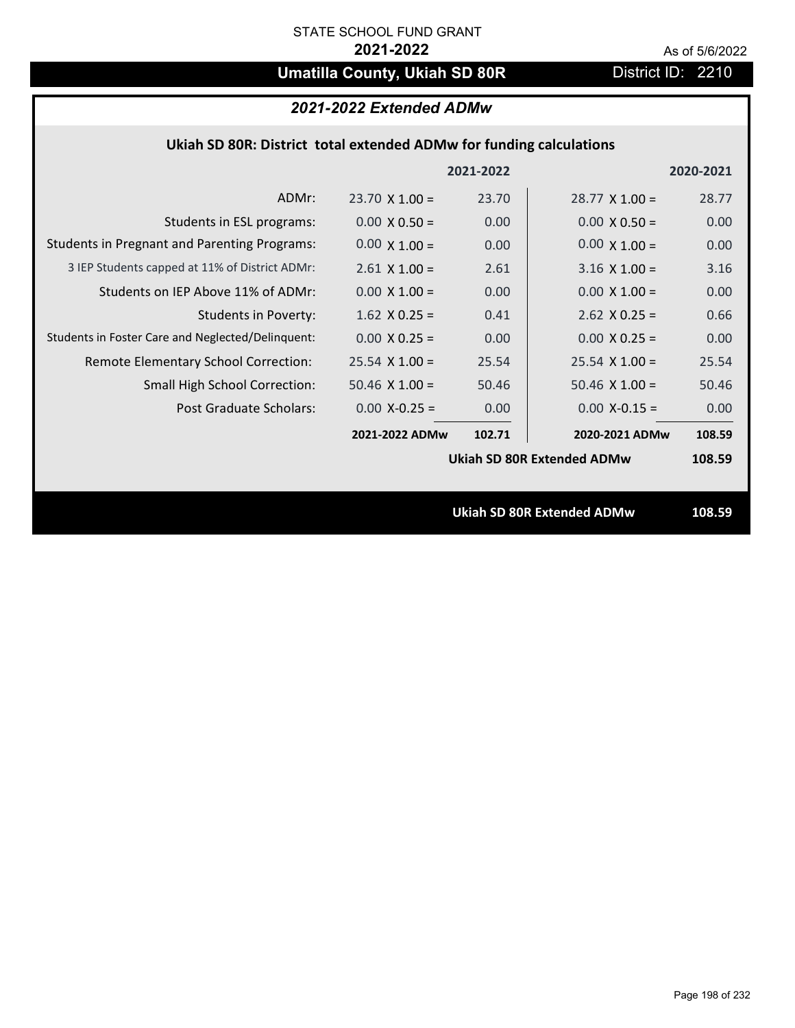STATE SCHOOL FUND GRANT

**2021-2022**

As of 5/6/2022

# Umatilla County, Ukiah SD 80R

District ID: 2210

## *2021-2022 Extended ADMw*

### Ukiah SD 80R: District total extended ADMw for funding calculations

| | | 2021-2022 | | 2020-2021 |
|---|---|---|---|---|
| ADMr: | 23.70 X 1.00 = | 23.70 | 28.77 X 1.00 = | 28.77 |
| Students in ESL programs: | 0.00 X 0.50 = | 0.00 | 0.00 X 0.50 = | 0.00 |
| Students in Pregnant and Parenting Programs: | 0.00 X 1.00 = | 0.00 | 0.00 X 1.00 = | 0.00 |
| 3 IEP Students capped at 11% of District ADMr: | 2.61 X 1.00 = | 2.61 | 3.16 X 1.00 = | 3.16 |
| Students on IEP Above 11% of ADMr: | 0.00 X 1.00 = | 0.00 | 0.00 X 1.00 = | 0.00 |
| Students in Poverty: | 1.62 X 0.25 = | 0.41 | 2.62 X 0.25 = | 0.66 |
| Students in Foster Care and Neglected/Delinquent: | 0.00 X 0.25 = | 0.00 | 0.00 X 0.25 = | 0.00 |
| Remote Elementary School Correction: | 25.54 X 1.00 = | 25.54 | 25.54 X 1.00 = | 25.54 |
| Small High School Correction: | 50.46 X 1.00 = | 50.46 | 50.46 X 1.00 = | 50.46 |
| Post Graduate Scholars: | 0.00 X-0.25 = | 0.00 | 0.00 X-0.15 = | 0.00 |
| | **2021-2022 ADMw** | **102.71** | **2020-2021 ADMw** | **108.59** |
| | | | **Ukiah SD 80R Extended ADMw** | **108.59** |

**Ukiah SD 80R Extended ADMw** **108.59**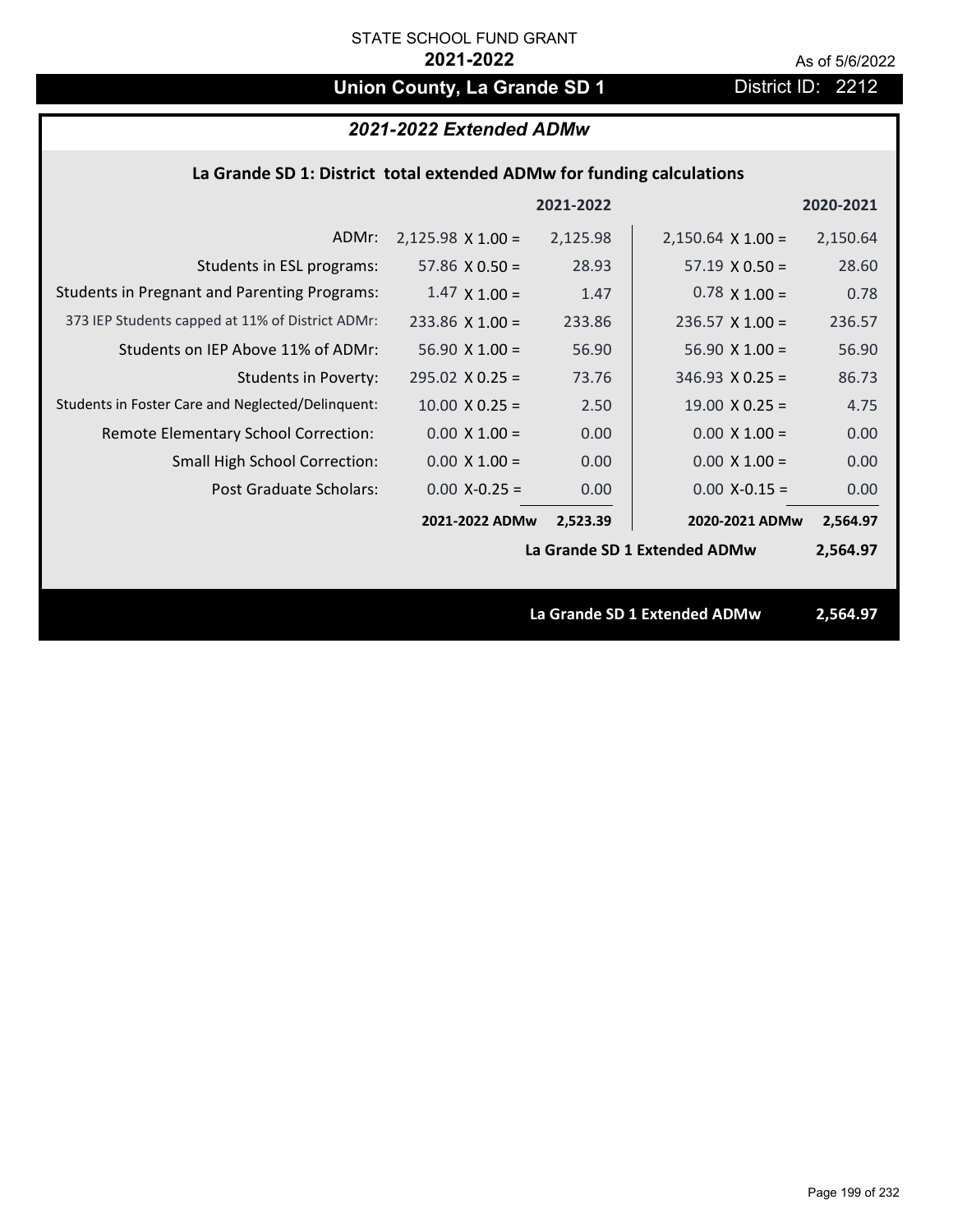STATE SCHOOL FUND GRANT

**2021-2022**

As of 5/6/2022

# Union County, La Grande SD 1

District ID: 2212

## *2021-2022 Extended ADMw*

### La Grande SD 1: District total extended ADMw for funding calculations

| | 2021-2022 | | 2020-2021 | |
|---|---|---|---|---|
| ADMr: | 2,125.98 X 1.00 = | 2,125.98 | 2,150.64 X 1.00 = | 2,150.64 |
| Students in ESL programs: | 57.86 X 0.50 = | 28.93 | 57.19 X 0.50 = | 28.60 |
| Students in Pregnant and Parenting Programs: | 1.47 X 1.00 = | 1.47 | 0.78 X 1.00 = | 0.78 |
| 373 IEP Students capped at 11% of District ADMr: | 233.86 X 1.00 = | 233.86 | 236.57 X 1.00 = | 236.57 |
| Students on IEP Above 11% of ADMr: | 56.90 X 1.00 = | 56.90 | 56.90 X 1.00 = | 56.90 |
| Students in Poverty: | 295.02 X 0.25 = | 73.76 | 346.93 X 0.25 = | 86.73 |
| Students in Foster Care and Neglected/Delinquent: | 10.00 X 0.25 = | 2.50 | 19.00 X 0.25 = | 4.75 |
| Remote Elementary School Correction: | 0.00 X 1.00 = | 0.00 | 0.00 X 1.00 = | 0.00 |
| Small High School Correction: | 0.00 X 1.00 = | 0.00 | 0.00 X 1.00 = | 0.00 |
| Post Graduate Scholars: | 0.00 X-0.25 = | 0.00 | 0.00 X-0.15 = | 0.00 |
| | **2021-2022 ADMw** | **2,523.39** | **2020-2021 ADMw** | **2,564.97** |
| | | | **La Grande SD 1 Extended ADMw** | **2,564.97** |

**La Grande SD 1 Extended ADMw 2,564.97**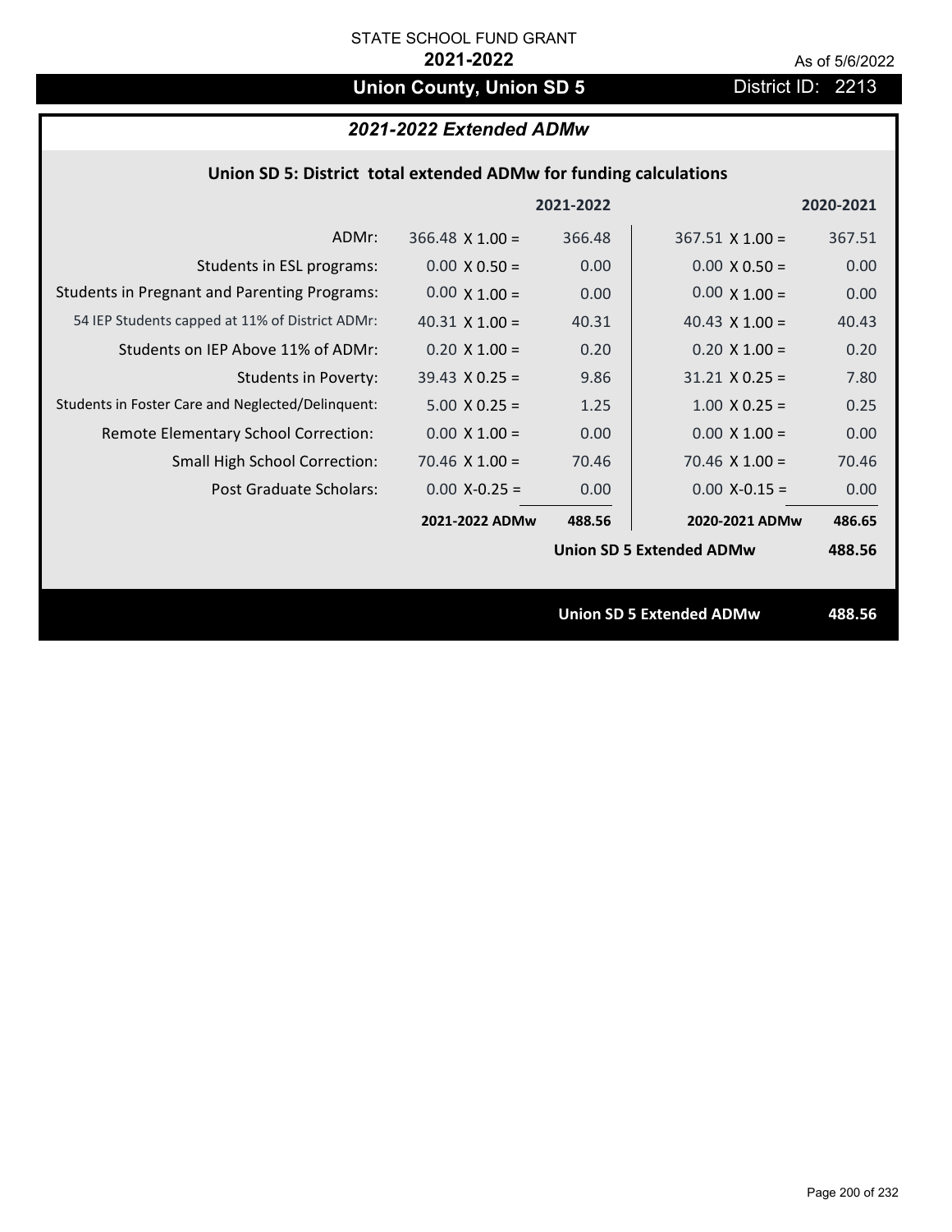STATE SCHOOL FUND GRANT

**2021-2022**

As of 5/6/2022

# Union County, Union SD 5

District ID: 2213

## *2021-2022 Extended ADMw*

### Union SD 5: District total extended ADMw for funding calculations

| | | 2021-2022 | | 2020-2021 |
|---|---|---|---|---|
| ADMr: | 366.48 X 1.00 = | 366.48 | 367.51 X 1.00 = | 367.51 |
| Students in ESL programs: | 0.00 X 0.50 = | 0.00 | 0.00 X 0.50 = | 0.00 |
| Students in Pregnant and Parenting Programs: | 0.00 X 1.00 = | 0.00 | 0.00 X 1.00 = | 0.00 |
| 54 IEP Students capped at 11% of District ADMr: | 40.31 X 1.00 = | 40.31 | 40.43 X 1.00 = | 40.43 |
| Students on IEP Above 11% of ADMr: | 0.20 X 1.00 = | 0.20 | 0.20 X 1.00 = | 0.20 |
| Students in Poverty: | 39.43 X 0.25 = | 9.86 | 31.21 X 0.25 = | 7.80 |
| Students in Foster Care and Neglected/Delinquent: | 5.00 X 0.25 = | 1.25 | 1.00 X 0.25 = | 0.25 |
| Remote Elementary School Correction: | 0.00 X 1.00 = | 0.00 | 0.00 X 1.00 = | 0.00 |
| Small High School Correction: | 70.46 X 1.00 = | 70.46 | 70.46 X 1.00 = | 70.46 |
| Post Graduate Scholars: | 0.00 X-0.25 = | 0.00 | 0.00 X-0.15 = | 0.00 |
| | **2021-2022 ADMw** | **488.56** | **2020-2021 ADMw** | **486.65** |
| | | | **Union SD 5 Extended ADMw** | **488.56** |

**Union SD 5 Extended ADMw** **488.56**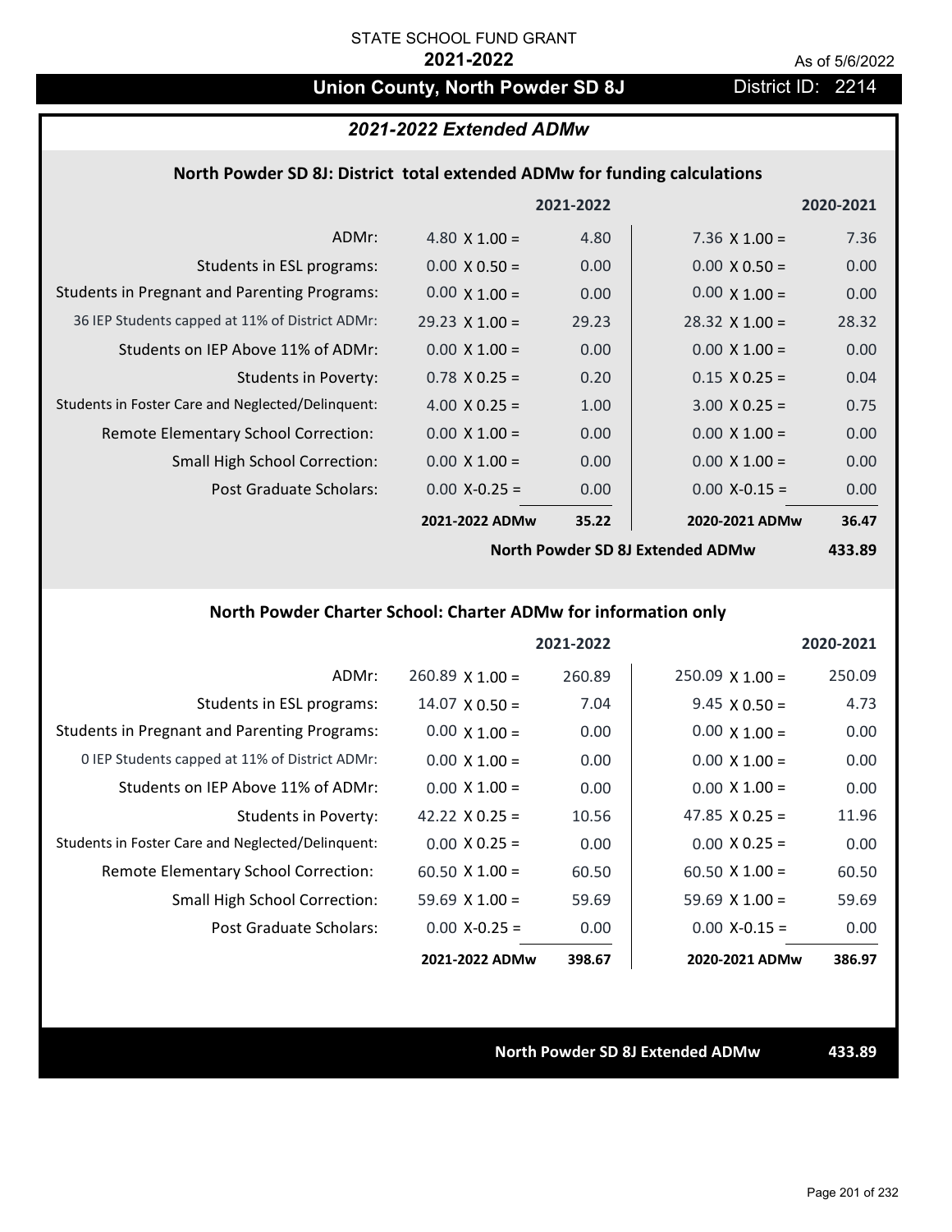STATE SCHOOL FUND GRANT

**2021-2022**

As of 5/6/2022

# Union County, North Powder SD 8J

District ID: 2214

## *2021-2022 Extended ADMw*

### North Powder SD 8J: District total extended ADMw for funding calculations

| | 2021-2022 | | 2020-2021 | |
|---|---|---|---|---|
| ADMr: | 4.80 X 1.00 = | 4.80 | 7.36 X 1.00 = | 7.36 |
| Students in ESL programs: | 0.00 X 0.50 = | 0.00 | 0.00 X 0.50 = | 0.00 |
| Students in Pregnant and Parenting Programs: | 0.00 X 1.00 = | 0.00 | 0.00 X 1.00 = | 0.00 |
| 36 IEP Students capped at 11% of District ADMr: | 29.23 X 1.00 = | 29.23 | 28.32 X 1.00 = | 28.32 |
| Students on IEP Above 11% of ADMr: | 0.00 X 1.00 = | 0.00 | 0.00 X 1.00 = | 0.00 |
| Students in Poverty: | 0.78 X 0.25 = | 0.20 | 0.15 X 0.25 = | 0.04 |
| Students in Foster Care and Neglected/Delinquent: | 4.00 X 0.25 = | 1.00 | 3.00 X 0.25 = | 0.75 |
| Remote Elementary School Correction: | 0.00 X 1.00 = | 0.00 | 0.00 X 1.00 = | 0.00 |
| Small High School Correction: | 0.00 X 1.00 = | 0.00 | 0.00 X 1.00 = | 0.00 |
| Post Graduate Scholars: | 0.00 X-0.25 = | 0.00 | 0.00 X-0.15 = | 0.00 |
| | **2021-2022 ADMw** | **35.22** | **2020-2021 ADMw** | **36.47** |
| | | | **North Powder SD 8J Extended ADMw** | **433.89** |

### North Powder Charter School: Charter ADMw for information only

| | 2021-2022 | | 2020-2021 | |
|---|---|---|---|---|
| ADMr: | 260.89 X 1.00 = | 260.89 | 250.09 X 1.00 = | 250.09 |
| Students in ESL programs: | 14.07 X 0.50 = | 7.04 | 9.45 X 0.50 = | 4.73 |
| Students in Pregnant and Parenting Programs: | 0.00 X 1.00 = | 0.00 | 0.00 X 1.00 = | 0.00 |
| 0 IEP Students capped at 11% of District ADMr: | 0.00 X 1.00 = | 0.00 | 0.00 X 1.00 = | 0.00 |
| Students on IEP Above 11% of ADMr: | 0.00 X 1.00 = | 0.00 | 0.00 X 1.00 = | 0.00 |
| Students in Poverty: | 42.22 X 0.25 = | 10.56 | 47.85 X 0.25 = | 11.96 |
| Students in Foster Care and Neglected/Delinquent: | 0.00 X 0.25 = | 0.00 | 0.00 X 0.25 = | 0.00 |
| Remote Elementary School Correction: | 60.50 X 1.00 = | 60.50 | 60.50 X 1.00 = | 60.50 |
| Small High School Correction: | 59.69 X 1.00 = | 59.69 | 59.69 X 1.00 = | 59.69 |
| Post Graduate Scholars: | 0.00 X-0.25 = | 0.00 | 0.00 X-0.15 = | 0.00 |
| | **2021-2022 ADMw** | **398.67** | **2020-2021 ADMw** | **386.97** |

**North Powder SD 8J Extended ADMw** **433.89**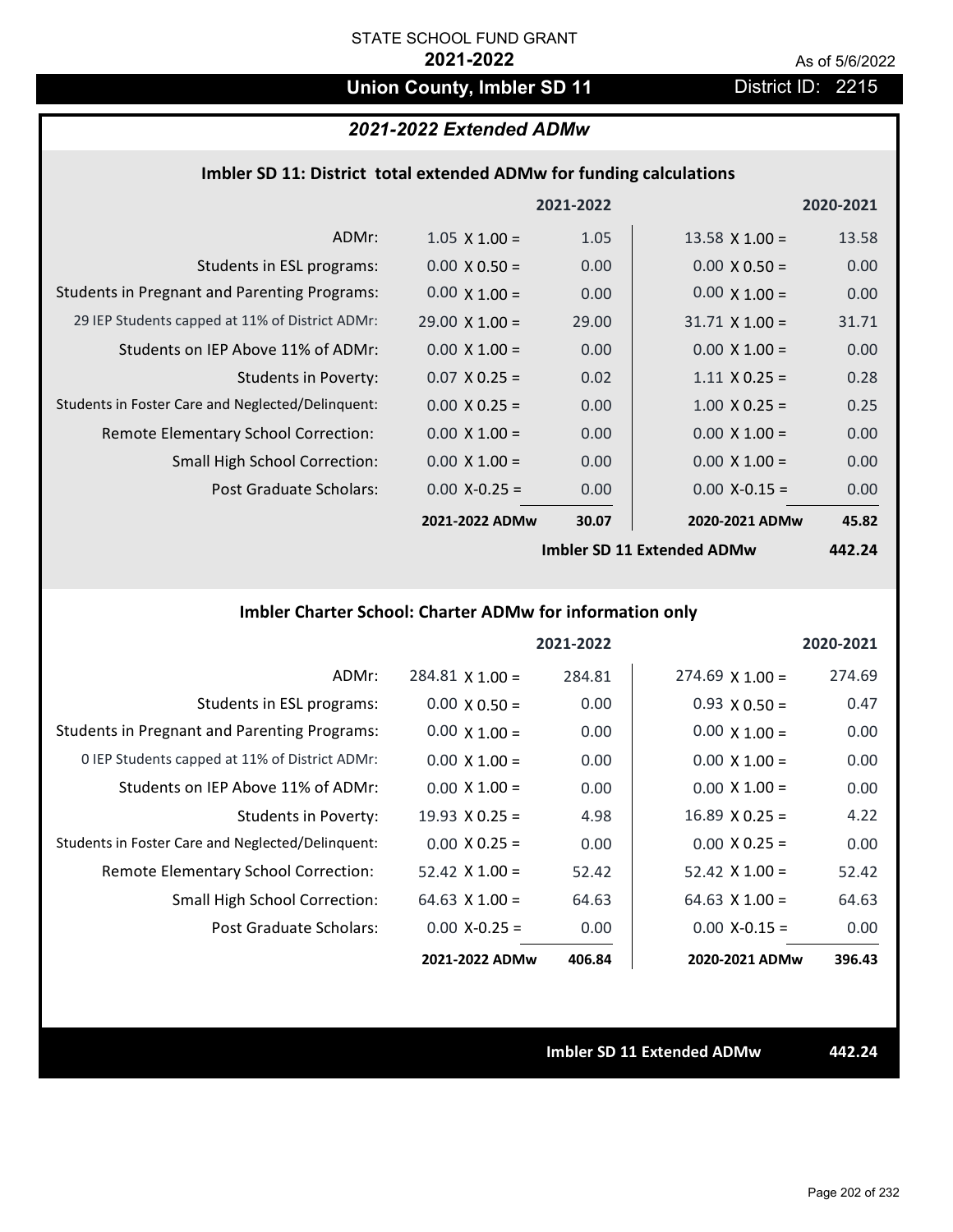STATE SCHOOL FUND GRANT

**2021-2022**

As of 5/6/2022

# Union County, Imbler SD 11

District ID: 2215

## *2021-2022 Extended ADMw*

### Imbler SD 11: District total extended ADMw for funding calculations

| | 2021-2022 | | 2020-2021 | |
|---|---|---|---|---|
| ADMr: | 1.05 X 1.00 = | 1.05 | 13.58 X 1.00 = | 13.58 |
| Students in ESL programs: | 0.00 X 0.50 = | 0.00 | 0.00 X 0.50 = | 0.00 |
| Students in Pregnant and Parenting Programs: | 0.00 X 1.00 = | 0.00 | 0.00 X 1.00 = | 0.00 |
| 29 IEP Students capped at 11% of District ADMr: | 29.00 X 1.00 = | 29.00 | 31.71 X 1.00 = | 31.71 |
| Students on IEP Above 11% of ADMr: | 0.00 X 1.00 = | 0.00 | 0.00 X 1.00 = | 0.00 |
| Students in Poverty: | 0.07 X 0.25 = | 0.02 | 1.11 X 0.25 = | 0.28 |
| Students in Foster Care and Neglected/Delinquent: | 0.00 X 0.25 = | 0.00 | 1.00 X 0.25 = | 0.25 |
| Remote Elementary School Correction: | 0.00 X 1.00 = | 0.00 | 0.00 X 1.00 = | 0.00 |
| Small High School Correction: | 0.00 X 1.00 = | 0.00 | 0.00 X 1.00 = | 0.00 |
| Post Graduate Scholars: | 0.00 X-0.25 = | 0.00 | 0.00 X-0.15 = | 0.00 |
| | **2021-2022 ADMw** | **30.07** | **2020-2021 ADMw** | **45.82** |
| | | | **Imbler SD 11 Extended ADMw** | **442.24** |

### Imbler Charter School: Charter ADMw for information only

| | 2021-2022 | | 2020-2021 | |
|---|---|---|---|---|
| ADMr: | 284.81 X 1.00 = | 284.81 | 274.69 X 1.00 = | 274.69 |
| Students in ESL programs: | 0.00 X 0.50 = | 0.00 | 0.93 X 0.50 = | 0.47 |
| Students in Pregnant and Parenting Programs: | 0.00 X 1.00 = | 0.00 | 0.00 X 1.00 = | 0.00 |
| 0 IEP Students capped at 11% of District ADMr: | 0.00 X 1.00 = | 0.00 | 0.00 X 1.00 = | 0.00 |
| Students on IEP Above 11% of ADMr: | 0.00 X 1.00 = | 0.00 | 0.00 X 1.00 = | 0.00 |
| Students in Poverty: | 19.93 X 0.25 = | 4.98 | 16.89 X 0.25 = | 4.22 |
| Students in Foster Care and Neglected/Delinquent: | 0.00 X 0.25 = | 0.00 | 0.00 X 0.25 = | 0.00 |
| Remote Elementary School Correction: | 52.42 X 1.00 = | 52.42 | 52.42 X 1.00 = | 52.42 |
| Small High School Correction: | 64.63 X 1.00 = | 64.63 | 64.63 X 1.00 = | 64.63 |
| Post Graduate Scholars: | 0.00 X-0.25 = | 0.00 | 0.00 X-0.15 = | 0.00 |
| | **2021-2022 ADMw** | **406.84** | **2020-2021 ADMw** | **396.43** |

**Imbler SD 11 Extended ADMw** **442.24**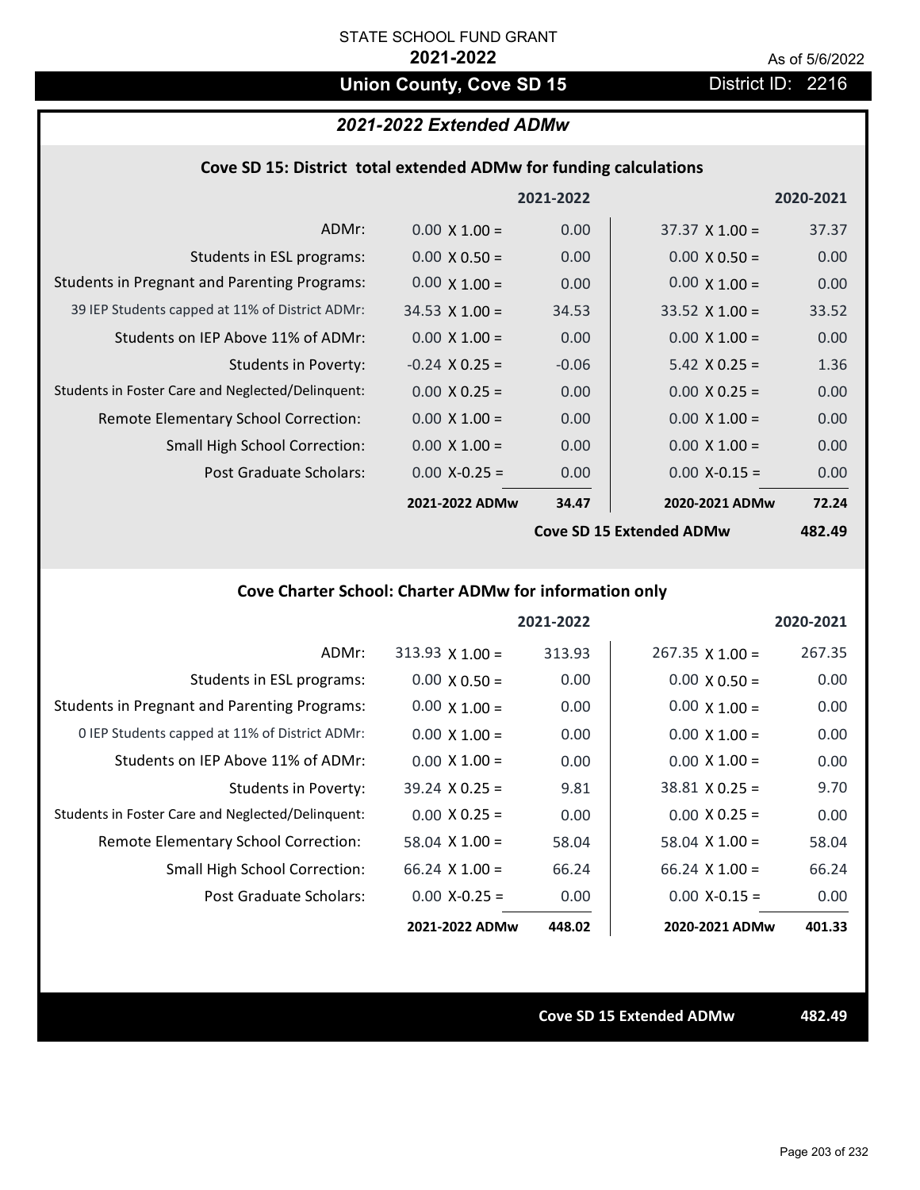STATE SCHOOL FUND GRANT

**2021-2022**

As of 5/6/2022

## Union County, Cove SD 15

District ID: 2216

### *2021-2022 Extended ADMw*

#### Cove SD 15: District total extended ADMw for funding calculations

| | | 2021-2022 | | 2020-2021 |
|---|---|---|---|---|
| ADMr: | 0.00 X 1.00 = | 0.00 | 37.37 X 1.00 = | 37.37 |
| Students in ESL programs: | 0.00 X 0.50 = | 0.00 | 0.00 X 0.50 = | 0.00 |
| Students in Pregnant and Parenting Programs: | 0.00 X 1.00 = | 0.00 | 0.00 X 1.00 = | 0.00 |
| 39 IEP Students capped at 11% of District ADMr: | 34.53 X 1.00 = | 34.53 | 33.52 X 1.00 = | 33.52 |
| Students on IEP Above 11% of ADMr: | 0.00 X 1.00 = | 0.00 | 0.00 X 1.00 = | 0.00 |
| Students in Poverty: | -0.24 X 0.25 = | -0.06 | 5.42 X 0.25 = | 1.36 |
| Students in Foster Care and Neglected/Delinquent: | 0.00 X 0.25 = | 0.00 | 0.00 X 0.25 = | 0.00 |
| Remote Elementary School Correction: | 0.00 X 1.00 = | 0.00 | 0.00 X 1.00 = | 0.00 |
| Small High School Correction: | 0.00 X 1.00 = | 0.00 | 0.00 X 1.00 = | 0.00 |
| Post Graduate Scholars: | 0.00 X-0.25 = | 0.00 | 0.00 X-0.15 = | 0.00 |
| | **2021-2022 ADMw** | **34.47** | **2020-2021 ADMw** | **72.24** |
| | | | **Cove SD 15 Extended ADMw** | **482.49** |

#### Cove Charter School: Charter ADMw for information only

| | | 2021-2022 | | 2020-2021 |
|---|---|---|---|---|
| ADMr: | 313.93 X 1.00 = | 313.93 | 267.35 X 1.00 = | 267.35 |
| Students in ESL programs: | 0.00 X 0.50 = | 0.00 | 0.00 X 0.50 = | 0.00 |
| Students in Pregnant and Parenting Programs: | 0.00 X 1.00 = | 0.00 | 0.00 X 1.00 = | 0.00 |
| 0 IEP Students capped at 11% of District ADMr: | 0.00 X 1.00 = | 0.00 | 0.00 X 1.00 = | 0.00 |
| Students on IEP Above 11% of ADMr: | 0.00 X 1.00 = | 0.00 | 0.00 X 1.00 = | 0.00 |
| Students in Poverty: | 39.24 X 0.25 = | 9.81 | 38.81 X 0.25 = | 9.70 |
| Students in Foster Care and Neglected/Delinquent: | 0.00 X 0.25 = | 0.00 | 0.00 X 0.25 = | 0.00 |
| Remote Elementary School Correction: | 58.04 X 1.00 = | 58.04 | 58.04 X 1.00 = | 58.04 |
| Small High School Correction: | 66.24 X 1.00 = | 66.24 | 66.24 X 1.00 = | 66.24 |
| Post Graduate Scholars: | 0.00 X-0.25 = | 0.00 | 0.00 X-0.15 = | 0.00 |
| | **2021-2022 ADMw** | **448.02** | **2020-2021 ADMw** | **401.33** |

**Cove SD 15 Extended ADMw** **482.49**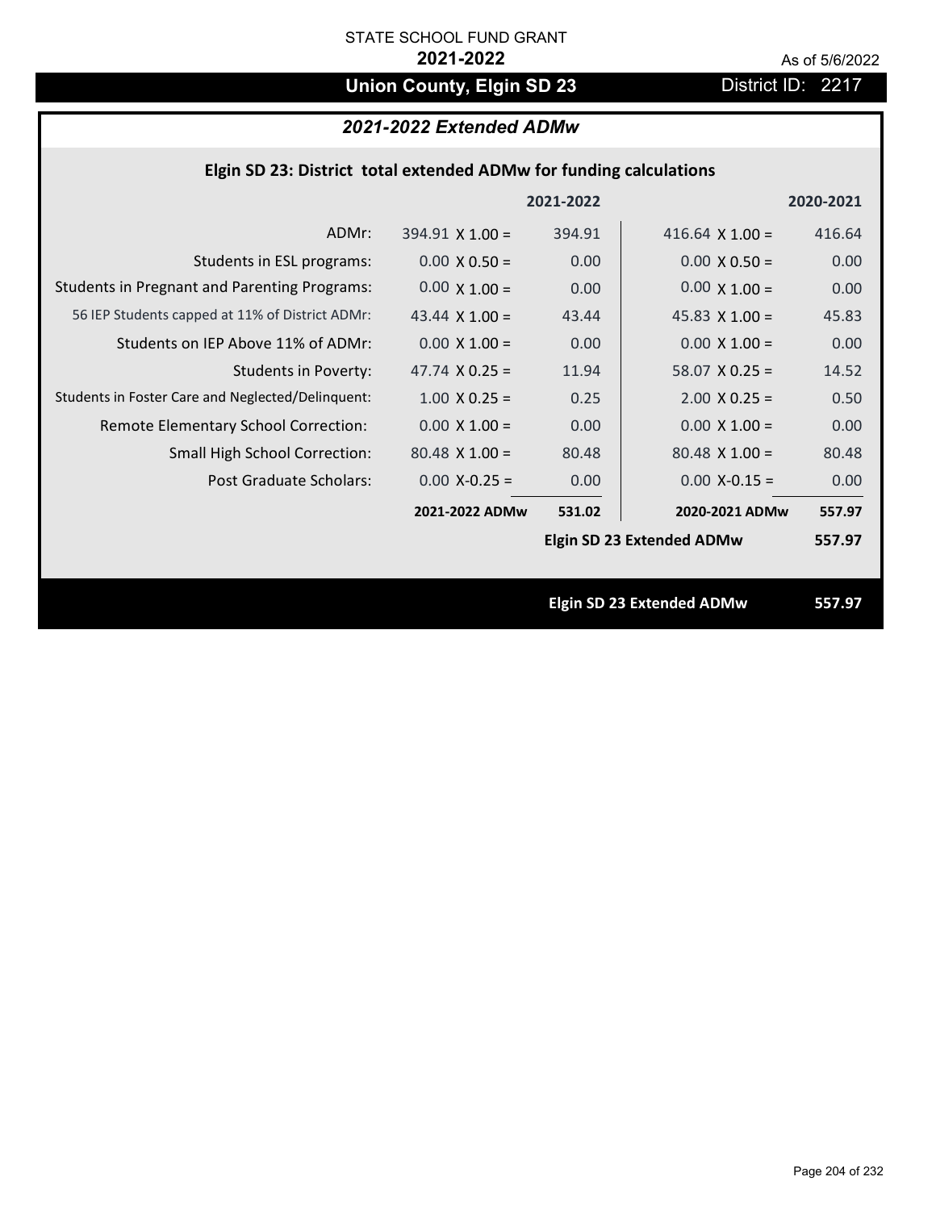STATE SCHOOL FUND GRANT

**2021-2022**

As of 5/6/2022

# Union County, Elgin SD 23

District ID: 2217

## *2021-2022 Extended ADMw*

### Elgin SD 23: District total extended ADMw for funding calculations

| | 2021-2022 | | 2020-2021 | |
|---|---|---|---|---|
| ADMr: | 394.91 X 1.00 = | 394.91 | 416.64 X 1.00 = | 416.64 |
| Students in ESL programs: | 0.00 X 0.50 = | 0.00 | 0.00 X 0.50 = | 0.00 |
| Students in Pregnant and Parenting Programs: | 0.00 X 1.00 = | 0.00 | 0.00 X 1.00 = | 0.00 |
| 56 IEP Students capped at 11% of District ADMr: | 43.44 X 1.00 = | 43.44 | 45.83 X 1.00 = | 45.83 |
| Students on IEP Above 11% of ADMr: | 0.00 X 1.00 = | 0.00 | 0.00 X 1.00 = | 0.00 |
| Students in Poverty: | 47.74 X 0.25 = | 11.94 | 58.07 X 0.25 = | 14.52 |
| Students in Foster Care and Neglected/Delinquent: | 1.00 X 0.25 = | 0.25 | 2.00 X 0.25 = | 0.50 |
| Remote Elementary School Correction: | 0.00 X 1.00 = | 0.00 | 0.00 X 1.00 = | 0.00 |
| Small High School Correction: | 80.48 X 1.00 = | 80.48 | 80.48 X 1.00 = | 80.48 |
| Post Graduate Scholars: | 0.00 X-0.25 = | 0.00 | 0.00 X-0.15 = | 0.00 |
| | **2021-2022 ADMw** | **531.02** | **2020-2021 ADMw** | **557.97** |
| | | | **Elgin SD 23 Extended ADMw** | **557.97** |

**Elgin SD 23 Extended ADMw 557.97**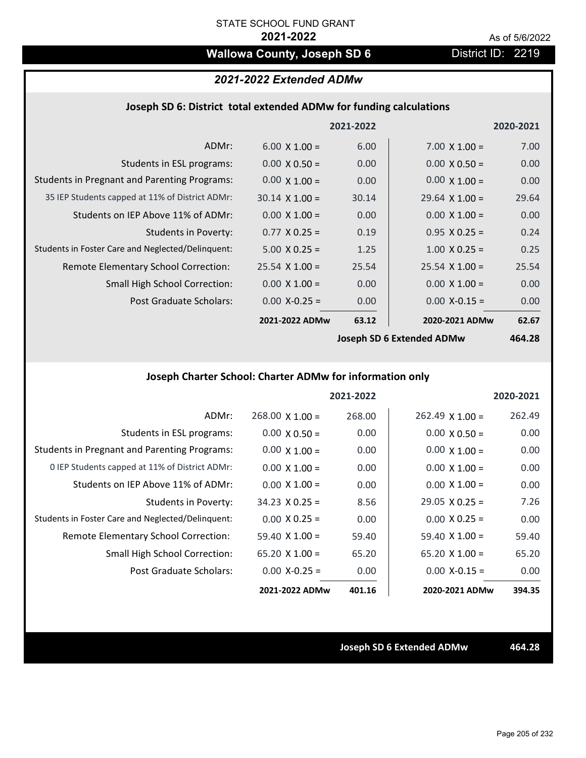STATE SCHOOL FUND GRANT

**2021-2022**

As of 5/6/2022

## Wallowa County, Joseph SD 6

District ID: 2219

### *2021-2022 Extended ADMw*

#### Joseph SD 6: District total extended ADMw for funding calculations

| | 2021-2022 | | 2020-2021 | |
|---|---|---|---|---|
| ADMr: | 6.00 X 1.00 = | 6.00 | 7.00 X 1.00 = | 7.00 |
| Students in ESL programs: | 0.00 X 0.50 = | 0.00 | 0.00 X 0.50 = | 0.00 |
| Students in Pregnant and Parenting Programs: | 0.00 X 1.00 = | 0.00 | 0.00 X 1.00 = | 0.00 |
| 35 IEP Students capped at 11% of District ADMr: | 30.14 X 1.00 = | 30.14 | 29.64 X 1.00 = | 29.64 |
| Students on IEP Above 11% of ADMr: | 0.00 X 1.00 = | 0.00 | 0.00 X 1.00 = | 0.00 |
| Students in Poverty: | 0.77 X 0.25 = | 0.19 | 0.95 X 0.25 = | 0.24 |
| Students in Foster Care and Neglected/Delinquent: | 5.00 X 0.25 = | 1.25 | 1.00 X 0.25 = | 0.25 |
| Remote Elementary School Correction: | 25.54 X 1.00 = | 25.54 | 25.54 X 1.00 = | 25.54 |
| Small High School Correction: | 0.00 X 1.00 = | 0.00 | 0.00 X 1.00 = | 0.00 |
| Post Graduate Scholars: | 0.00 X-0.25 = | 0.00 | 0.00 X-0.15 = | 0.00 |
| | **2021-2022 ADMw** | **63.12** | **2020-2021 ADMw** | **62.67** |
| | | | **Joseph SD 6 Extended ADMw** | **464.28** |

#### Joseph Charter School: Charter ADMw for information only

| | 2021-2022 | | 2020-2021 | |
|---|---|---|---|---|
| ADMr: | 268.00 X 1.00 = | 268.00 | 262.49 X 1.00 = | 262.49 |
| Students in ESL programs: | 0.00 X 0.50 = | 0.00 | 0.00 X 0.50 = | 0.00 |
| Students in Pregnant and Parenting Programs: | 0.00 X 1.00 = | 0.00 | 0.00 X 1.00 = | 0.00 |
| 0 IEP Students capped at 11% of District ADMr: | 0.00 X 1.00 = | 0.00 | 0.00 X 1.00 = | 0.00 |
| Students on IEP Above 11% of ADMr: | 0.00 X 1.00 = | 0.00 | 0.00 X 1.00 = | 0.00 |
| Students in Poverty: | 34.23 X 0.25 = | 8.56 | 29.05 X 0.25 = | 7.26 |
| Students in Foster Care and Neglected/Delinquent: | 0.00 X 0.25 = | 0.00 | 0.00 X 0.25 = | 0.00 |
| Remote Elementary School Correction: | 59.40 X 1.00 = | 59.40 | 59.40 X 1.00 = | 59.40 |
| Small High School Correction: | 65.20 X 1.00 = | 65.20 | 65.20 X 1.00 = | 65.20 |
| Post Graduate Scholars: | 0.00 X-0.25 = | 0.00 | 0.00 X-0.15 = | 0.00 |
| | **2021-2022 ADMw** | **401.16** | **2020-2021 ADMw** | **394.35** |

**Joseph SD 6 Extended ADMw** **464.28**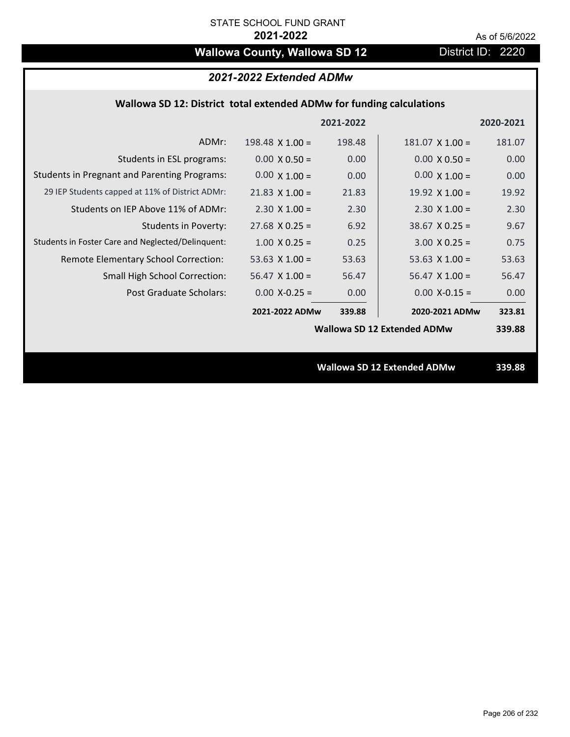STATE SCHOOL FUND GRANT

**2021-2022**

As of 5/6/2022

# Wallowa County, Wallowa SD 12

District ID: 2220

## *2021-2022 Extended ADMw*

### Wallowa SD 12: District total extended ADMw for funding calculations

| | | 2021-2022 | | 2020-2021 |
|---|---|---|---|---|
| ADMr: | 198.48 X 1.00 = | 198.48 | 181.07 X 1.00 = | 181.07 |
| Students in ESL programs: | 0.00 X 0.50 = | 0.00 | 0.00 X 0.50 = | 0.00 |
| Students in Pregnant and Parenting Programs: | 0.00 X 1.00 = | 0.00 | 0.00 X 1.00 = | 0.00 |
| 29 IEP Students capped at 11% of District ADMr: | 21.83 X 1.00 = | 21.83 | 19.92 X 1.00 = | 19.92 |
| Students on IEP Above 11% of ADMr: | 2.30 X 1.00 = | 2.30 | 2.30 X 1.00 = | 2.30 |
| Students in Poverty: | 27.68 X 0.25 = | 6.92 | 38.67 X 0.25 = | 9.67 |
| Students in Foster Care and Neglected/Delinquent: | 1.00 X 0.25 = | 0.25 | 3.00 X 0.25 = | 0.75 |
| Remote Elementary School Correction: | 53.63 X 1.00 = | 53.63 | 53.63 X 1.00 = | 53.63 |
| Small High School Correction: | 56.47 X 1.00 = | 56.47 | 56.47 X 1.00 = | 56.47 |
| Post Graduate Scholars: | 0.00 X-0.25 = | 0.00 | 0.00 X-0.15 = | 0.00 |
| | **2021-2022 ADMw** | **339.88** | **2020-2021 ADMw** | **323.81** |

**Wallowa SD 12 Extended ADMw** **339.88**

**Wallowa SD 12 Extended ADMw** **339.88**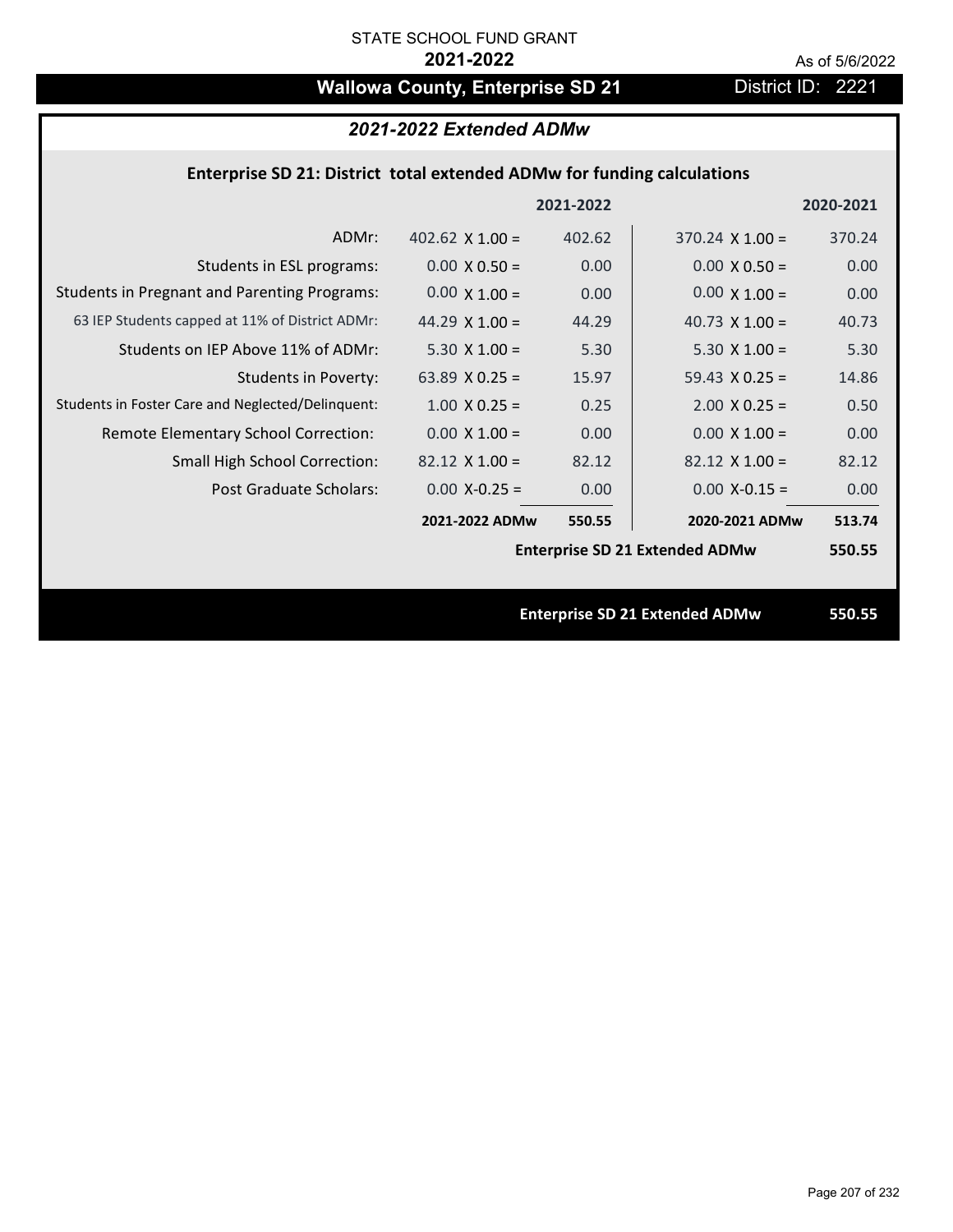STATE SCHOOL FUND GRANT

**2021-2022**

As of 5/6/2022

# Wallowa County, Enterprise SD 21

District ID: 2221

## *2021-2022 Extended ADMw*

### Enterprise SD 21: District total extended ADMw for funding calculations

| | 2021-2022 | | 2020-2021 | |
|---|---|---|---|---|
| ADMr: | 402.62 X 1.00 = | 402.62 | 370.24 X 1.00 = | 370.24 |
| Students in ESL programs: | 0.00 X 0.50 = | 0.00 | 0.00 X 0.50 = | 0.00 |
| Students in Pregnant and Parenting Programs: | 0.00 X 1.00 = | 0.00 | 0.00 X 1.00 = | 0.00 |
| 63 IEP Students capped at 11% of District ADMr: | 44.29 X 1.00 = | 44.29 | 40.73 X 1.00 = | 40.73 |
| Students on IEP Above 11% of ADMr: | 5.30 X 1.00 = | 5.30 | 5.30 X 1.00 = | 5.30 |
| Students in Poverty: | 63.89 X 0.25 = | 15.97 | 59.43 X 0.25 = | 14.86 |
| Students in Foster Care and Neglected/Delinquent: | 1.00 X 0.25 = | 0.25 | 2.00 X 0.25 = | 0.50 |
| Remote Elementary School Correction: | 0.00 X 1.00 = | 0.00 | 0.00 X 1.00 = | 0.00 |
| Small High School Correction: | 82.12 X 1.00 = | 82.12 | 82.12 X 1.00 = | 82.12 |
| Post Graduate Scholars: | 0.00 X-0.25 = | 0.00 | 0.00 X-0.15 = | 0.00 |
| | **2021-2022 ADMw** | **550.55** | **2020-2021 ADMw** | **513.74** |
| | | | **Enterprise SD 21 Extended ADMw** | **550.55** |

**Enterprise SD 21 Extended ADMw 550.55**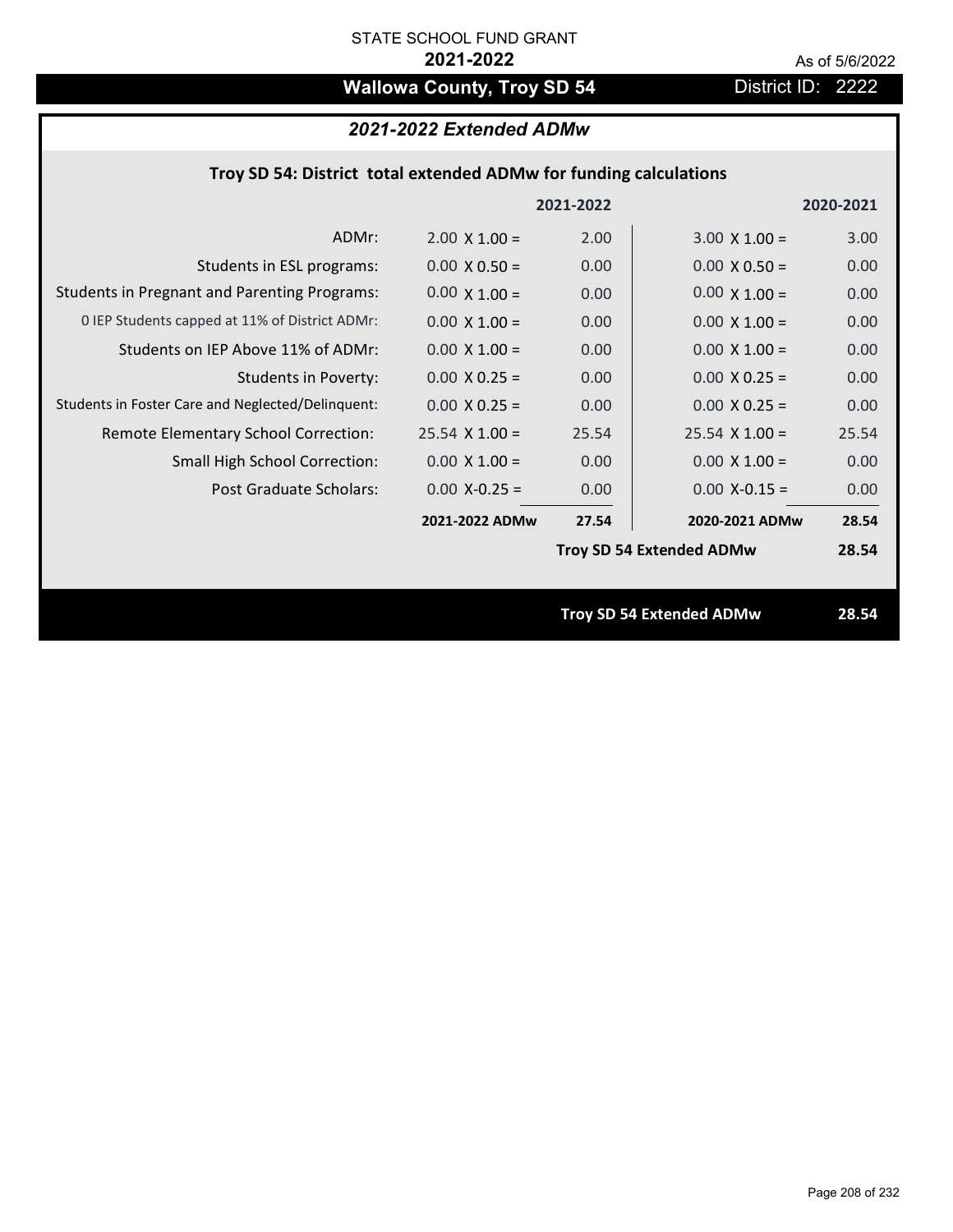STATE SCHOOL FUND GRANT

**2021-2022**

As of 5/6/2022

# Wallowa County, Troy SD 54

District ID: 2222

## *2021-2022 Extended ADMw*

### Troy SD 54: District total extended ADMw for funding calculations

| | 2021-2022 | | 2020-2021 | |
|---|---|---|---|---|
| ADMr: | 2.00 X 1.00 = | 2.00 | 3.00 X 1.00 = | 3.00 |
| Students in ESL programs: | 0.00 X 0.50 = | 0.00 | 0.00 X 0.50 = | 0.00 |
| Students in Pregnant and Parenting Programs: | 0.00 X 1.00 = | 0.00 | 0.00 X 1.00 = | 0.00 |
| 0 IEP Students capped at 11% of District ADMr: | 0.00 X 1.00 = | 0.00 | 0.00 X 1.00 = | 0.00 |
| Students on IEP Above 11% of ADMr: | 0.00 X 1.00 = | 0.00 | 0.00 X 1.00 = | 0.00 |
| Students in Poverty: | 0.00 X 0.25 = | 0.00 | 0.00 X 0.25 = | 0.00 |
| Students in Foster Care and Neglected/Delinquent: | 0.00 X 0.25 = | 0.00 | 0.00 X 0.25 = | 0.00 |
| Remote Elementary School Correction: | 25.54 X 1.00 = | 25.54 | 25.54 X 1.00 = | 25.54 |
| Small High School Correction: | 0.00 X 1.00 = | 0.00 | 0.00 X 1.00 = | 0.00 |
| Post Graduate Scholars: | 0.00 X-0.25 = | 0.00 | 0.00 X-0.15 = | 0.00 |
| | **2021-2022 ADMw** | **27.54** | **2020-2021 ADMw** | **28.54** |
| | | | **Troy SD 54 Extended ADMw** | **28.54** |

**Troy SD 54 Extended ADMw 28.54**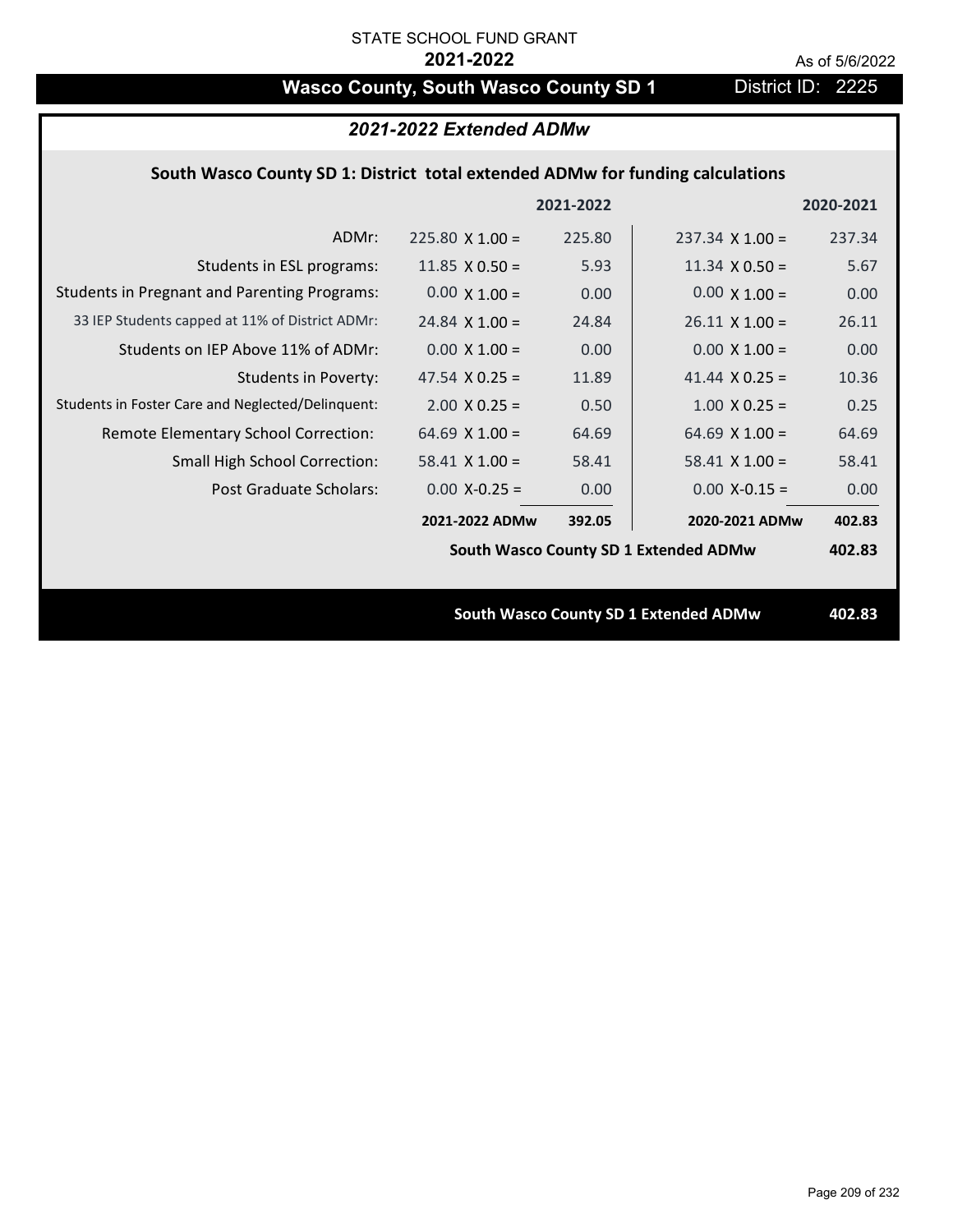STATE SCHOOL FUND GRANT

**2021-2022**

As of 5/6/2022

# Wasco County, South Wasco County SD 1

District ID: 2225

## *2021-2022 Extended ADMw*

### South Wasco County SD 1: District total extended ADMw for funding calculations

| | | 2021-2022 | | 2020-2021 |
|---|---|---|---|---|
| ADMr: | 225.80 X 1.00 = | 225.80 | 237.34 X 1.00 = | 237.34 |
| Students in ESL programs: | 11.85 X 0.50 = | 5.93 | 11.34 X 0.50 = | 5.67 |
| Students in Pregnant and Parenting Programs: | 0.00 X 1.00 = | 0.00 | 0.00 X 1.00 = | 0.00 |
| 33 IEP Students capped at 11% of District ADMr: | 24.84 X 1.00 = | 24.84 | 26.11 X 1.00 = | 26.11 |
| Students on IEP Above 11% of ADMr: | 0.00 X 1.00 = | 0.00 | 0.00 X 1.00 = | 0.00 |
| Students in Poverty: | 47.54 X 0.25 = | 11.89 | 41.44 X 0.25 = | 10.36 |
| Students in Foster Care and Neglected/Delinquent: | 2.00 X 0.25 = | 0.50 | 1.00 X 0.25 = | 0.25 |
| Remote Elementary School Correction: | 64.69 X 1.00 = | 64.69 | 64.69 X 1.00 = | 64.69 |
| Small High School Correction: | 58.41 X 1.00 = | 58.41 | 58.41 X 1.00 = | 58.41 |
| Post Graduate Scholars: | 0.00 X-0.25 = | 0.00 | 0.00 X-0.15 = | 0.00 |
| | **2021-2022 ADMw** | **392.05** | **2020-2021 ADMw** | **402.83** |
| | | | **South Wasco County SD 1 Extended ADMw** | **402.83** |

**South Wasco County SD 1 Extended ADMw** **402.83**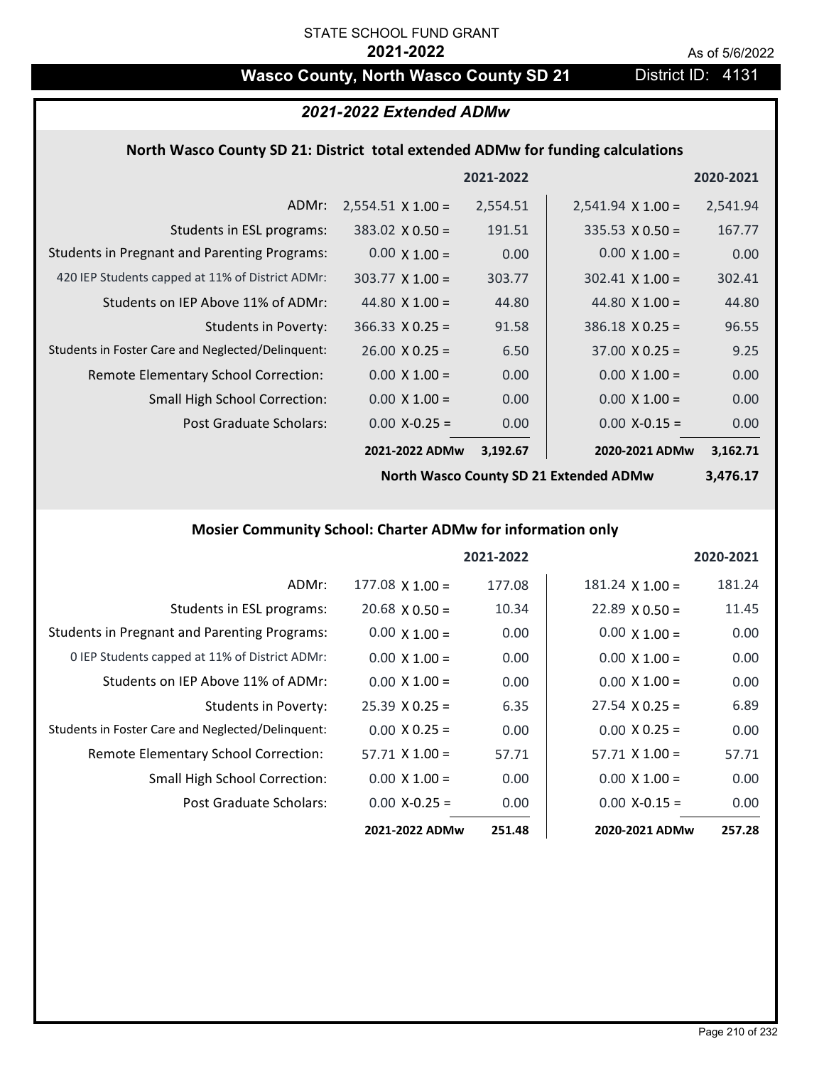STATE SCHOOL FUND GRANT

**2021-2022**

As of 5/6/2022

# Wasco County, North Wasco County SD 21

District ID: 4131

## *2021-2022 Extended ADMw*

### North Wasco County SD 21: District total extended ADMw for funding calculations

| | | 2021-2022 | | 2020-2021 |
|---|---|---|---|---|
| ADMr: | 2,554.51 X 1.00 = | 2,554.51 | 2,541.94 X 1.00 = | 2,541.94 |
| Students in ESL programs: | 383.02 X 0.50 = | 191.51 | 335.53 X 0.50 = | 167.77 |
| Students in Pregnant and Parenting Programs: | 0.00 X 1.00 = | 0.00 | 0.00 X 1.00 = | 0.00 |
| 420 IEP Students capped at 11% of District ADMr: | 303.77 X 1.00 = | 303.77 | 302.41 X 1.00 = | 302.41 |
| Students on IEP Above 11% of ADMr: | 44.80 X 1.00 = | 44.80 | 44.80 X 1.00 = | 44.80 |
| Students in Poverty: | 366.33 X 0.25 = | 91.58 | 386.18 X 0.25 = | 96.55 |
| Students in Foster Care and Neglected/Delinquent: | 26.00 X 0.25 = | 6.50 | 37.00 X 0.25 = | 9.25 |
| Remote Elementary School Correction: | 0.00 X 1.00 = | 0.00 | 0.00 X 1.00 = | 0.00 |
| Small High School Correction: | 0.00 X 1.00 = | 0.00 | 0.00 X 1.00 = | 0.00 |
| Post Graduate Scholars: | 0.00 X-0.25 = | 0.00 | 0.00 X-0.15 = | 0.00 |
| | **2021-2022 ADMw** | **3,192.67** | **2020-2021 ADMw** | **3,162.71** |
| | | | **North Wasco County SD 21 Extended ADMw** | **3,476.17** |

### Mosier Community School: Charter ADMw for information only

| | | 2021-2022 | | 2020-2021 |
|---|---|---|---|---|
| ADMr: | 177.08 X 1.00 = | 177.08 | 181.24 X 1.00 = | 181.24 |
| Students in ESL programs: | 20.68 X 0.50 = | 10.34 | 22.89 X 0.50 = | 11.45 |
| Students in Pregnant and Parenting Programs: | 0.00 X 1.00 = | 0.00 | 0.00 X 1.00 = | 0.00 |
| 0 IEP Students capped at 11% of District ADMr: | 0.00 X 1.00 = | 0.00 | 0.00 X 1.00 = | 0.00 |
| Students on IEP Above 11% of ADMr: | 0.00 X 1.00 = | 0.00 | 0.00 X 1.00 = | 0.00 |
| Students in Poverty: | 25.39 X 0.25 = | 6.35 | 27.54 X 0.25 = | 6.89 |
| Students in Foster Care and Neglected/Delinquent: | 0.00 X 0.25 = | 0.00 | 0.00 X 0.25 = | 0.00 |
| Remote Elementary School Correction: | 57.71 X 1.00 = | 57.71 | 57.71 X 1.00 = | 57.71 |
| Small High School Correction: | 0.00 X 1.00 = | 0.00 | 0.00 X 1.00 = | 0.00 |
| Post Graduate Scholars: | 0.00 X-0.25 = | 0.00 | 0.00 X-0.15 = | 0.00 |
| | **2021-2022 ADMw** | **251.48** | **2020-2021 ADMw** | **257.28** |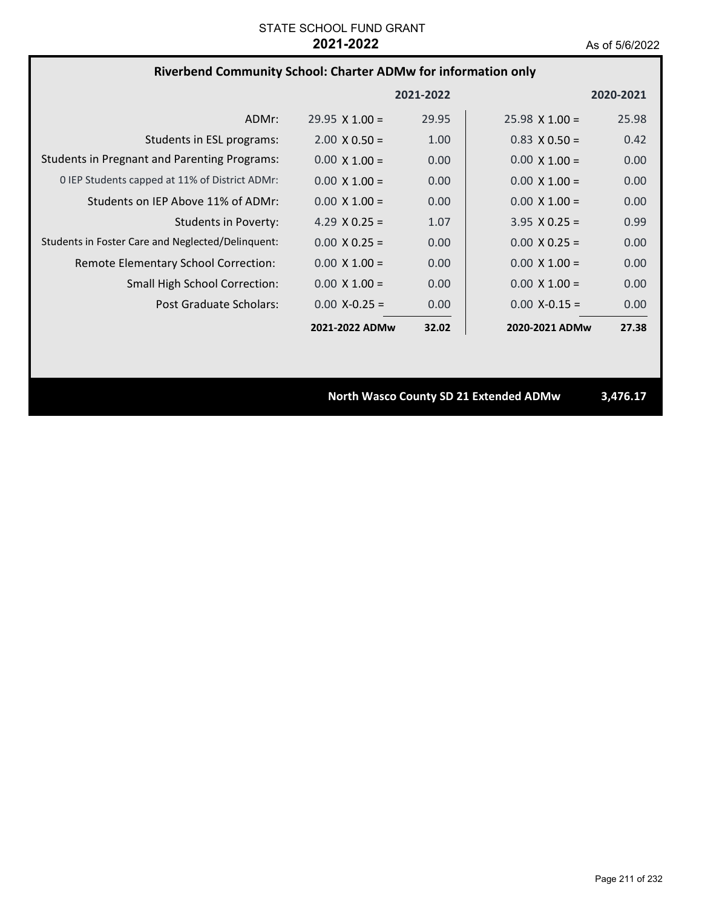STATE SCHOOL FUND GRANT
**2021-2022**
As of 5/6/2022

## Riverbend Community School: Charter ADMw for information only

| | 2021-2022 | | 2020-2021 | |
|---|---|---|---|---|
| ADMr: | 29.95 X 1.00 = | 29.95 | 25.98 X 1.00 = | 25.98 |
| Students in ESL programs: | 2.00 X 0.50 = | 1.00 | 0.83 X 0.50 = | 0.42 |
| Students in Pregnant and Parenting Programs: | 0.00 X 1.00 = | 0.00 | 0.00 X 1.00 = | 0.00 |
| 0 IEP Students capped at 11% of District ADMr: | 0.00 X 1.00 = | 0.00 | 0.00 X 1.00 = | 0.00 |
| Students on IEP Above 11% of ADMr: | 0.00 X 1.00 = | 0.00 | 0.00 X 1.00 = | 0.00 |
| Students in Poverty: | 4.29 X 0.25 = | 1.07 | 3.95 X 0.25 = | 0.99 |
| Students in Foster Care and Neglected/Delinquent: | 0.00 X 0.25 = | 0.00 | 0.00 X 0.25 = | 0.00 |
| Remote Elementary School Correction: | 0.00 X 1.00 = | 0.00 | 0.00 X 1.00 = | 0.00 |
| Small High School Correction: | 0.00 X 1.00 = | 0.00 | 0.00 X 1.00 = | 0.00 |
| Post Graduate Scholars: | 0.00 X-0.25 = | 0.00 | 0.00 X-0.15 = | 0.00 |
| | **2021-2022 ADMw** | **32.02** | **2020-2021 ADMw** | **27.38** |

**North Wasco County SD 21 Extended ADMw** **3,476.17**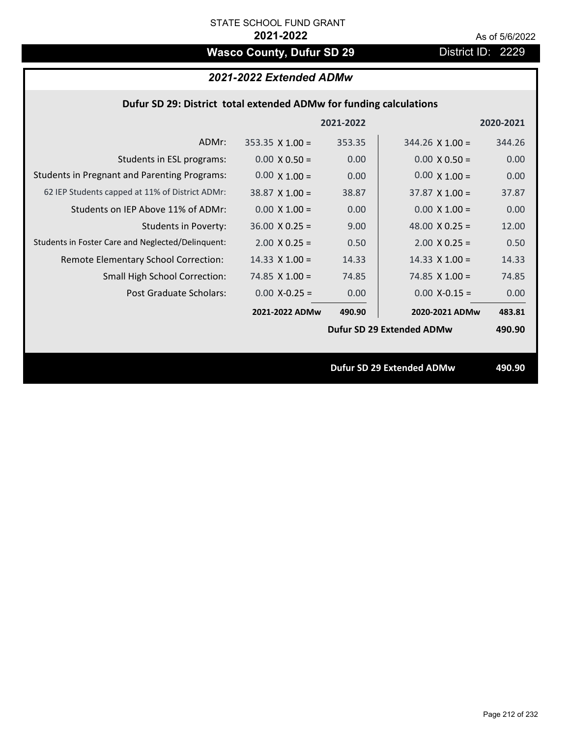STATE SCHOOL FUND GRANT

**2021-2022**

As of 5/6/2022

## Wasco County, Dufur SD 29

District ID: 2229

### *2021-2022 Extended ADMw*

**Dufur SD 29: District total extended ADMw for funding calculations**

| | | 2021-2022 | | 2020-2021 |
|---|---|---|---|---|
| ADMr: | 353.35 X 1.00 = | 353.35 | 344.26 X 1.00 = | 344.26 |
| Students in ESL programs: | 0.00 X 0.50 = | 0.00 | 0.00 X 0.50 = | 0.00 |
| Students in Pregnant and Parenting Programs: | 0.00 X 1.00 = | 0.00 | 0.00 X 1.00 = | 0.00 |
| 62 IEP Students capped at 11% of District ADMr: | 38.87 X 1.00 = | 38.87 | 37.87 X 1.00 = | 37.87 |
| Students on IEP Above 11% of ADMr: | 0.00 X 1.00 = | 0.00 | 0.00 X 1.00 = | 0.00 |
| Students in Poverty: | 36.00 X 0.25 = | 9.00 | 48.00 X 0.25 = | 12.00 |
| Students in Foster Care and Neglected/Delinquent: | 2.00 X 0.25 = | 0.50 | 2.00 X 0.25 = | 0.50 |
| Remote Elementary School Correction: | 14.33 X 1.00 = | 14.33 | 14.33 X 1.00 = | 14.33 |
| Small High School Correction: | 74.85 X 1.00 = | 74.85 | 74.85 X 1.00 = | 74.85 |
| Post Graduate Scholars: | 0.00 X-0.25 = | 0.00 | 0.00 X-0.15 = | 0.00 |
| | **2021-2022 ADMw** | **490.90** | **2020-2021 ADMw** | **483.81** |
| | | | **Dufur SD 29 Extended ADMw** | **490.90** |

**Dufur SD 29 Extended ADMw** **490.90**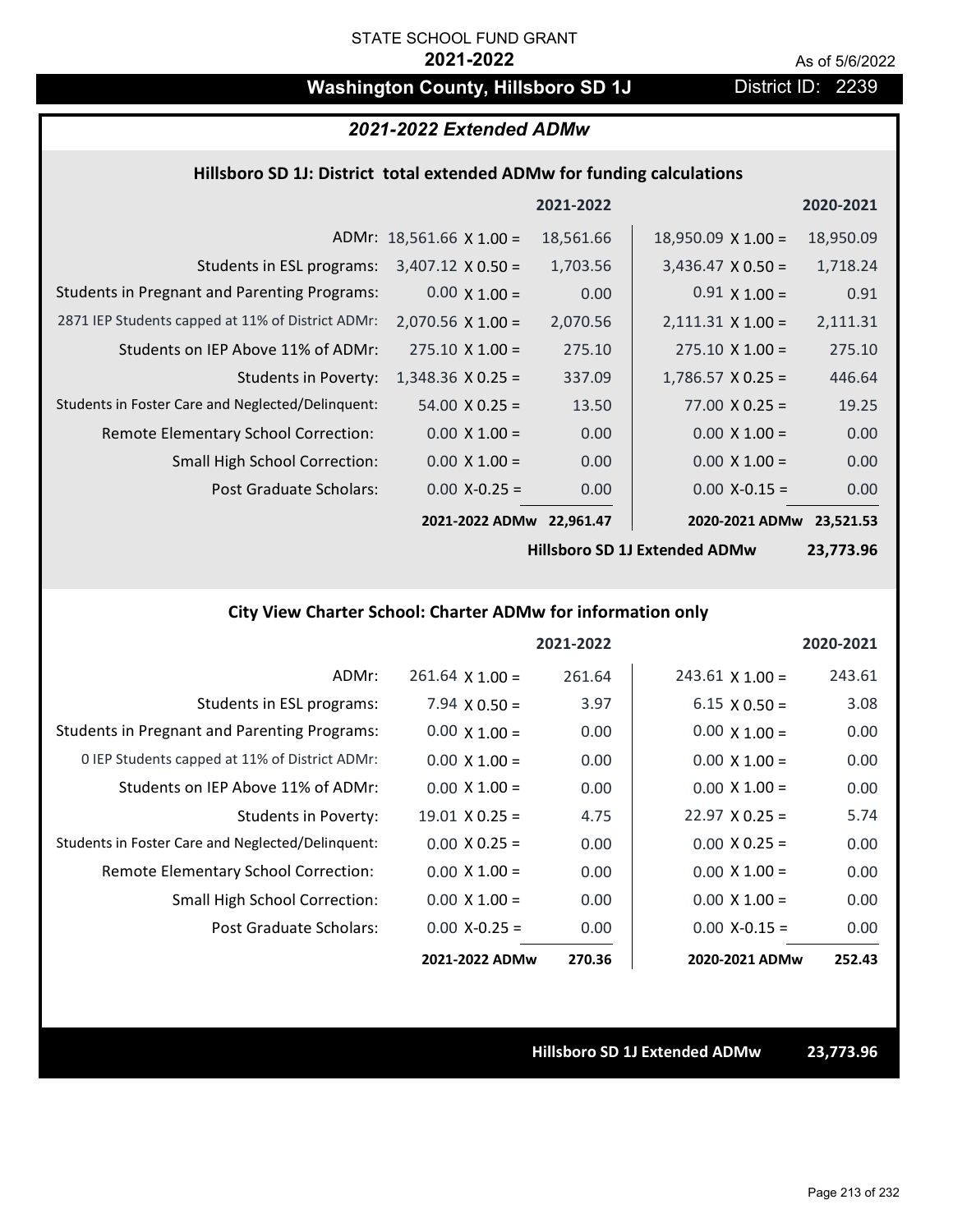STATE SCHOOL FUND GRANT

**2021-2022**

As of 5/6/2022

# Washington County, Hillsboro SD 1J

District ID: 2239

## *2021-2022 Extended ADMw*

### Hillsboro SD 1J: District total extended ADMw for funding calculations

| | 2021-2022 | | 2020-2021 | |
|---|---|---|---|---|
| ADMr: | 18,561.66 X 1.00 = | 18,561.66 | 18,950.09 X 1.00 = | 18,950.09 |
| Students in ESL programs: | 3,407.12 X 0.50 = | 1,703.56 | 3,436.47 X 0.50 = | 1,718.24 |
| Students in Pregnant and Parenting Programs: | 0.00 X 1.00 = | 0.00 | 0.91 X 1.00 = | 0.91 |
| 2871 IEP Students capped at 11% of District ADMr: | 2,070.56 X 1.00 = | 2,070.56 | 2,111.31 X 1.00 = | 2,111.31 |
| Students on IEP Above 11% of ADMr: | 275.10 X 1.00 = | 275.10 | 275.10 X 1.00 = | 275.10 |
| Students in Poverty: | 1,348.36 X 0.25 = | 337.09 | 1,786.57 X 0.25 = | 446.64 |
| Students in Foster Care and Neglected/Delinquent: | 54.00 X 0.25 = | 13.50 | 77.00 X 0.25 = | 19.25 |
| Remote Elementary School Correction: | 0.00 X 1.00 = | 0.00 | 0.00 X 1.00 = | 0.00 |
| Small High School Correction: | 0.00 X 1.00 = | 0.00 | 0.00 X 1.00 = | 0.00 |
| Post Graduate Scholars: | 0.00 X-0.25 = | 0.00 | 0.00 X-0.15 = | 0.00 |
| | **2021-2022 ADMw** | **22,961.47** | **2020-2021 ADMw** | **23,521.53** |

**Hillsboro SD 1J Extended ADMw** **23,773.96**

### City View Charter School: Charter ADMw for information only

| | 2021-2022 | | 2020-2021 | |
|---|---|---|---|---|
| ADMr: | 261.64 X 1.00 = | 261.64 | 243.61 X 1.00 = | 243.61 |
| Students in ESL programs: | 7.94 X 0.50 = | 3.97 | 6.15 X 0.50 = | 3.08 |
| Students in Pregnant and Parenting Programs: | 0.00 X 1.00 = | 0.00 | 0.00 X 1.00 = | 0.00 |
| 0 IEP Students capped at 11% of District ADMr: | 0.00 X 1.00 = | 0.00 | 0.00 X 1.00 = | 0.00 |
| Students on IEP Above 11% of ADMr: | 0.00 X 1.00 = | 0.00 | 0.00 X 1.00 = | 0.00 |
| Students in Poverty: | 19.01 X 0.25 = | 4.75 | 22.97 X 0.25 = | 5.74 |
| Students in Foster Care and Neglected/Delinquent: | 0.00 X 0.25 = | 0.00 | 0.00 X 0.25 = | 0.00 |
| Remote Elementary School Correction: | 0.00 X 1.00 = | 0.00 | 0.00 X 1.00 = | 0.00 |
| Small High School Correction: | 0.00 X 1.00 = | 0.00 | 0.00 X 1.00 = | 0.00 |
| Post Graduate Scholars: | 0.00 X-0.25 = | 0.00 | 0.00 X-0.15 = | 0.00 |
| | **2021-2022 ADMw** | **270.36** | **2020-2021 ADMw** | **252.43** |

**Hillsboro SD 1J Extended ADMw** **23,773.96**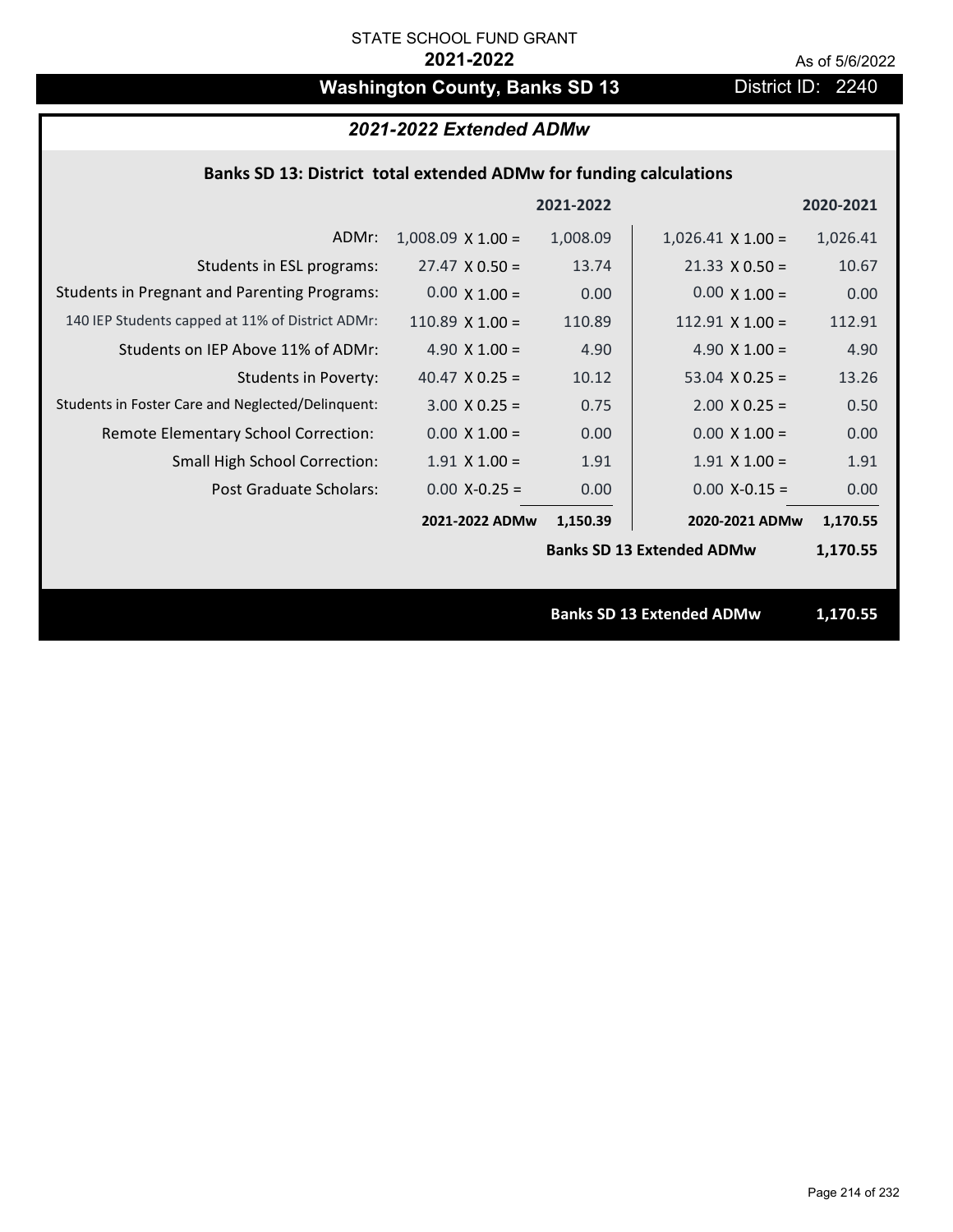STATE SCHOOL FUND GRANT

**2021-2022**

As of 5/6/2022

# Washington County, Banks SD 13

District ID: 2240

## *2021-2022 Extended ADMw*

### Banks SD 13: District total extended ADMw for funding calculations

| | | 2021-2022 | | 2020-2021 |
|---|---|---|---|---|
| ADMr: | 1,008.09 X 1.00 = | 1,008.09 | 1,026.41 X 1.00 = | 1,026.41 |
| Students in ESL programs: | 27.47 X 0.50 = | 13.74 | 21.33 X 0.50 = | 10.67 |
| Students in Pregnant and Parenting Programs: | 0.00 X 1.00 = | 0.00 | 0.00 X 1.00 = | 0.00 |
| 140 IEP Students capped at 11% of District ADMr: | 110.89 X 1.00 = | 110.89 | 112.91 X 1.00 = | 112.91 |
| Students on IEP Above 11% of ADMr: | 4.90 X 1.00 = | 4.90 | 4.90 X 1.00 = | 4.90 |
| Students in Poverty: | 40.47 X 0.25 = | 10.12 | 53.04 X 0.25 = | 13.26 |
| Students in Foster Care and Neglected/Delinquent: | 3.00 X 0.25 = | 0.75 | 2.00 X 0.25 = | 0.50 |
| Remote Elementary School Correction: | 0.00 X 1.00 = | 0.00 | 0.00 X 1.00 = | 0.00 |
| Small High School Correction: | 1.91 X 1.00 = | 1.91 | 1.91 X 1.00 = | 1.91 |
| Post Graduate Scholars: | 0.00 X-0.25 = | 0.00 | 0.00 X-0.15 = | 0.00 |
| | **2021-2022 ADMw** | **1,150.39** | **2020-2021 ADMw** | **1,170.55** |
| | | | **Banks SD 13 Extended ADMw** | **1,170.55** |

**Banks SD 13 Extended ADMw** **1,170.55**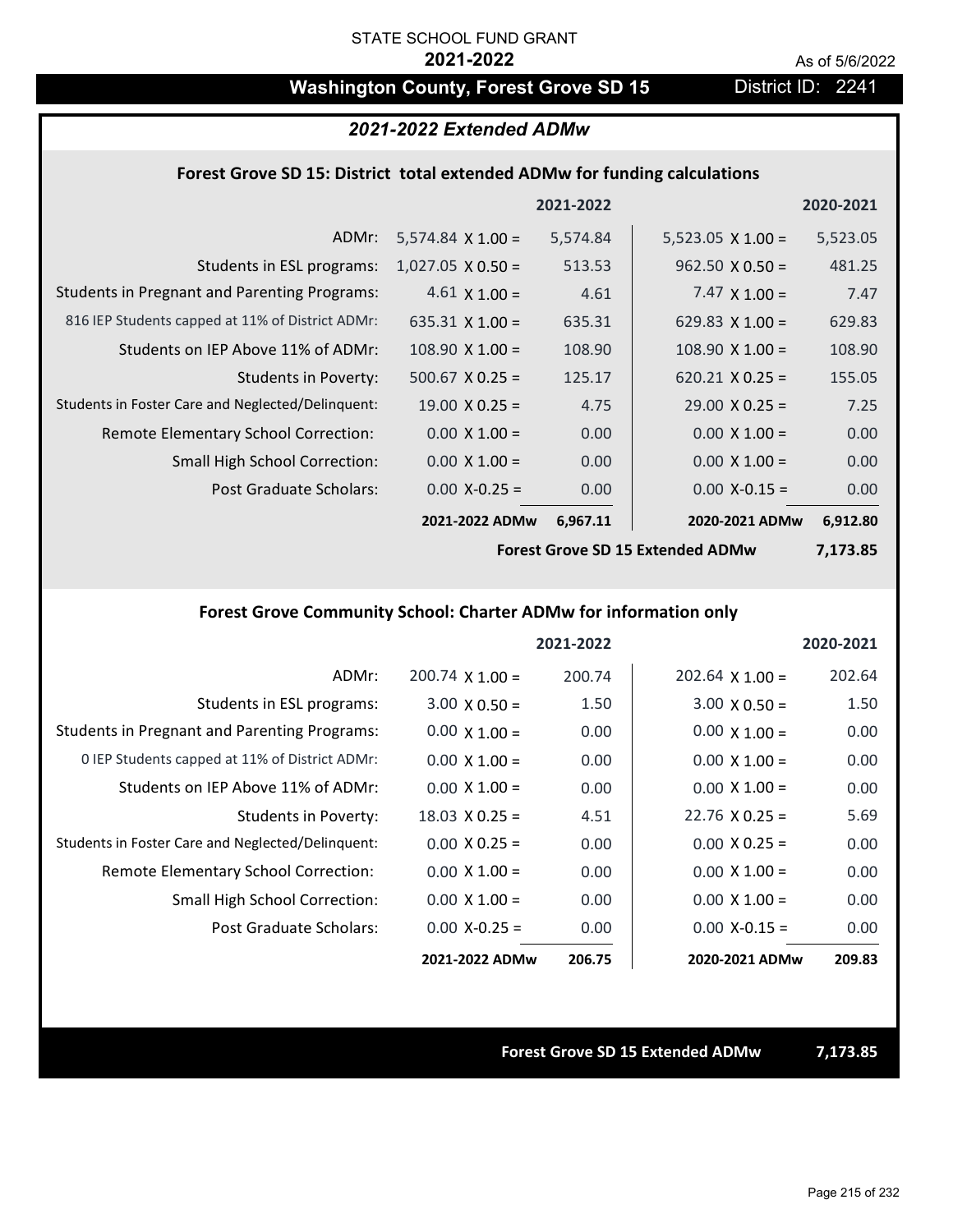STATE SCHOOL FUND GRANT

**2021-2022**

As of 5/6/2022

# Washington County, Forest Grove SD 15

District ID: 2241

## *2021-2022 Extended ADMw*

### Forest Grove SD 15: District total extended ADMw for funding calculations

| | | 2021-2022 | | 2020-2021 |
|---|---|---|---|---|
| ADMr: | 5,574.84 X 1.00 = | 5,574.84 | 5,523.05 X 1.00 = | 5,523.05 |
| Students in ESL programs: | 1,027.05 X 0.50 = | 513.53 | 962.50 X 0.50 = | 481.25 |
| Students in Pregnant and Parenting Programs: | 4.61 X 1.00 = | 4.61 | 7.47 X 1.00 = | 7.47 |
| 816 IEP Students capped at 11% of District ADMr: | 635.31 X 1.00 = | 635.31 | 629.83 X 1.00 = | 629.83 |
| Students on IEP Above 11% of ADMr: | 108.90 X 1.00 = | 108.90 | 108.90 X 1.00 = | 108.90 |
| Students in Poverty: | 500.67 X 0.25 = | 125.17 | 620.21 X 0.25 = | 155.05 |
| Students in Foster Care and Neglected/Delinquent: | 19.00 X 0.25 = | 4.75 | 29.00 X 0.25 = | 7.25 |
| Remote Elementary School Correction: | 0.00 X 1.00 = | 0.00 | 0.00 X 1.00 = | 0.00 |
| Small High School Correction: | 0.00 X 1.00 = | 0.00 | 0.00 X 1.00 = | 0.00 |
| Post Graduate Scholars: | 0.00 X-0.25 = | 0.00 | 0.00 X-0.15 = | 0.00 |
| | **2021-2022 ADMw** | **6,967.11** | **2020-2021 ADMw** | **6,912.80** |
| | | | **Forest Grove SD 15 Extended ADMw** | **7,173.85** |

### Forest Grove Community School: Charter ADMw for information only

| | | 2021-2022 | | 2020-2021 |
|---|---|---|---|---|
| ADMr: | 200.74 X 1.00 = | 200.74 | 202.64 X 1.00 = | 202.64 |
| Students in ESL programs: | 3.00 X 0.50 = | 1.50 | 3.00 X 0.50 = | 1.50 |
| Students in Pregnant and Parenting Programs: | 0.00 X 1.00 = | 0.00 | 0.00 X 1.00 = | 0.00 |
| 0 IEP Students capped at 11% of District ADMr: | 0.00 X 1.00 = | 0.00 | 0.00 X 1.00 = | 0.00 |
| Students on IEP Above 11% of ADMr: | 0.00 X 1.00 = | 0.00 | 0.00 X 1.00 = | 0.00 |
| Students in Poverty: | 18.03 X 0.25 = | 4.51 | 22.76 X 0.25 = | 5.69 |
| Students in Foster Care and Neglected/Delinquent: | 0.00 X 0.25 = | 0.00 | 0.00 X 0.25 = | 0.00 |
| Remote Elementary School Correction: | 0.00 X 1.00 = | 0.00 | 0.00 X 1.00 = | 0.00 |
| Small High School Correction: | 0.00 X 1.00 = | 0.00 | 0.00 X 1.00 = | 0.00 |
| Post Graduate Scholars: | 0.00 X-0.25 = | 0.00 | 0.00 X-0.15 = | 0.00 |
| | **2021-2022 ADMw** | **206.75** | **2020-2021 ADMw** | **209.83** |

**Forest Grove SD 15 Extended ADMw** **7,173.85**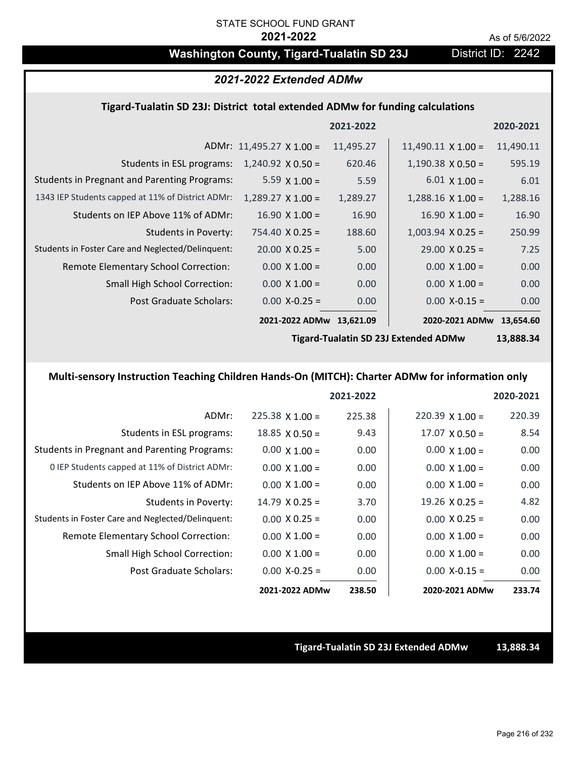STATE SCHOOL FUND GRANT

**2021-2022**

As of 5/6/2022

# Washington County, Tigard-Tualatin SD 23J

District ID: 2242

## 2021-2022 Extended ADMw

### Tigard-Tualatin SD 23J: District total extended ADMw for funding calculations

| | | 2021-2022 | | 2020-2021 |
|---|---|---|---|---|
| ADMr: | 11,495.27 X 1.00 = | 11,495.27 | 11,490.11 X 1.00 = | 11,490.11 |
| Students in ESL programs: | 1,240.92 X 0.50 = | 620.46 | 1,190.38 X 0.50 = | 595.19 |
| Students in Pregnant and Parenting Programs: | 5.59 X 1.00 = | 5.59 | 6.01 X 1.00 = | 6.01 |
| 1343 IEP Students capped at 11% of District ADMr: | 1,289.27 X 1.00 = | 1,289.27 | 1,288.16 X 1.00 = | 1,288.16 |
| Students on IEP Above 11% of ADMr: | 16.90 X 1.00 = | 16.90 | 16.90 X 1.00 = | 16.90 |
| Students in Poverty: | 754.40 X 0.25 = | 188.60 | 1,003.94 X 0.25 = | 250.99 |
| Students in Foster Care and Neglected/Delinquent: | 20.00 X 0.25 = | 5.00 | 29.00 X 0.25 = | 7.25 |
| Remote Elementary School Correction: | 0.00 X 1.00 = | 0.00 | 0.00 X 1.00 = | 0.00 |
| Small High School Correction: | 0.00 X 1.00 = | 0.00 | 0.00 X 1.00 = | 0.00 |
| Post Graduate Scholars: | 0.00 X-0.25 = | 0.00 | 0.00 X-0.15 = | 0.00 |
| | **2021-2022 ADMw** | **13,621.09** | **2020-2021 ADMw** | **13,654.60** |

**Tigard-Tualatin SD 23J Extended ADMw 13,888.34**

### Multi-sensory Instruction Teaching Children Hands-On (MITCH): Charter ADMw for information only

| | | 2021-2022 | | 2020-2021 |
|---|---|---|---|---|
| ADMr: | 225.38 X 1.00 = | 225.38 | 220.39 X 1.00 = | 220.39 |
| Students in ESL programs: | 18.85 X 0.50 = | 9.43 | 17.07 X 0.50 = | 8.54 |
| Students in Pregnant and Parenting Programs: | 0.00 X 1.00 = | 0.00 | 0.00 X 1.00 = | 0.00 |
| 0 IEP Students capped at 11% of District ADMr: | 0.00 X 1.00 = | 0.00 | 0.00 X 1.00 = | 0.00 |
| Students on IEP Above 11% of ADMr: | 0.00 X 1.00 = | 0.00 | 0.00 X 1.00 = | 0.00 |
| Students in Poverty: | 14.79 X 0.25 = | 3.70 | 19.26 X 0.25 = | 4.82 |
| Students in Foster Care and Neglected/Delinquent: | 0.00 X 0.25 = | 0.00 | 0.00 X 0.25 = | 0.00 |
| Remote Elementary School Correction: | 0.00 X 1.00 = | 0.00 | 0.00 X 1.00 = | 0.00 |
| Small High School Correction: | 0.00 X 1.00 = | 0.00 | 0.00 X 1.00 = | 0.00 |
| Post Graduate Scholars: | 0.00 X-0.25 = | 0.00 | 0.00 X-0.15 = | 0.00 |
| | **2021-2022 ADMw** | **238.50** | **2020-2021 ADMw** | **233.74** |

**Tigard-Tualatin SD 23J Extended ADMw 13,888.34**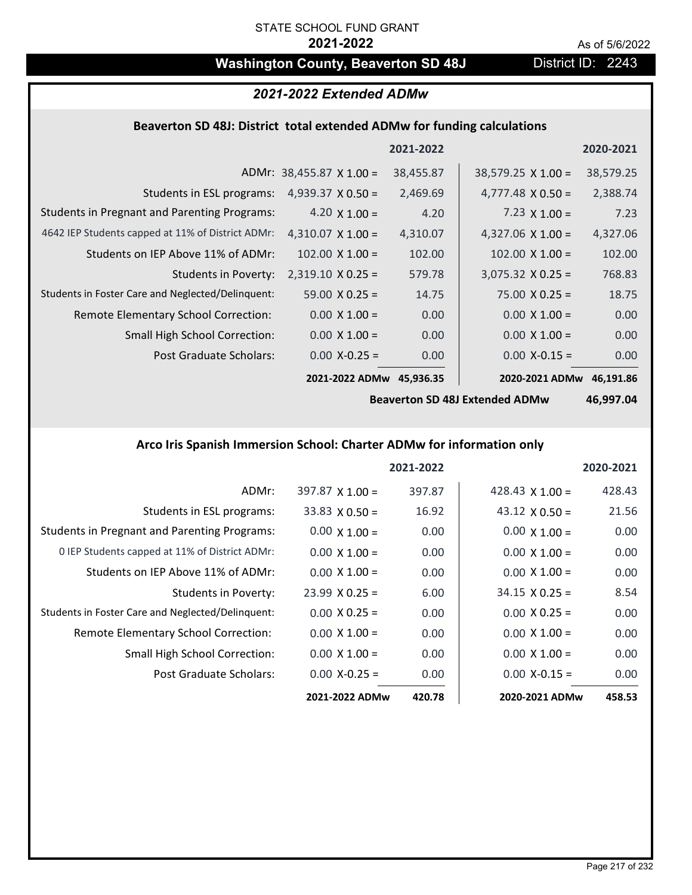STATE SCHOOL FUND GRANT

**2021-2022**

As of 5/6/2022

## Washington County, Beaverton SD 48J

District ID: 2243

### *2021-2022 Extended ADMw*

#### Beaverton SD 48J: District total extended ADMw for funding calculations

| | | 2021-2022 | | 2020-2021 |
|---|---|---|---|---|
| ADMr: | 38,455.87 X 1.00 = | 38,455.87 | 38,579.25 X 1.00 = | 38,579.25 |
| Students in ESL programs: | 4,939.37 X 0.50 = | 2,469.69 | 4,777.48 X 0.50 = | 2,388.74 |
| Students in Pregnant and Parenting Programs: | 4.20 X 1.00 = | 4.20 | 7.23 X 1.00 = | 7.23 |
| 4642 IEP Students capped at 11% of District ADMr: | 4,310.07 X 1.00 = | 4,310.07 | 4,327.06 X 1.00 = | 4,327.06 |
| Students on IEP Above 11% of ADMr: | 102.00 X 1.00 = | 102.00 | 102.00 X 1.00 = | 102.00 |
| Students in Poverty: | 2,319.10 X 0.25 = | 579.78 | 3,075.32 X 0.25 = | 768.83 |
| Students in Foster Care and Neglected/Delinquent: | 59.00 X 0.25 = | 14.75 | 75.00 X 0.25 = | 18.75 |
| Remote Elementary School Correction: | 0.00 X 1.00 = | 0.00 | 0.00 X 1.00 = | 0.00 |
| Small High School Correction: | 0.00 X 1.00 = | 0.00 | 0.00 X 1.00 = | 0.00 |
| Post Graduate Scholars: | 0.00 X-0.25 = | 0.00 | 0.00 X-0.15 = | 0.00 |
| | **2021-2022 ADMw** | **45,936.35** | **2020-2021 ADMw** | **46,191.86** |
| | | | **Beaverton SD 48J Extended ADMw** | **46,997.04** |

#### Arco Iris Spanish Immersion School: Charter ADMw for information only

| | | 2021-2022 | | 2020-2021 |
|---|---|---|---|---|
| ADMr: | 397.87 X 1.00 = | 397.87 | 428.43 X 1.00 = | 428.43 |
| Students in ESL programs: | 33.83 X 0.50 = | 16.92 | 43.12 X 0.50 = | 21.56 |
| Students in Pregnant and Parenting Programs: | 0.00 X 1.00 = | 0.00 | 0.00 X 1.00 = | 0.00 |
| 0 IEP Students capped at 11% of District ADMr: | 0.00 X 1.00 = | 0.00 | 0.00 X 1.00 = | 0.00 |
| Students on IEP Above 11% of ADMr: | 0.00 X 1.00 = | 0.00 | 0.00 X 1.00 = | 0.00 |
| Students in Poverty: | 23.99 X 0.25 = | 6.00 | 34.15 X 0.25 = | 8.54 |
| Students in Foster Care and Neglected/Delinquent: | 0.00 X 0.25 = | 0.00 | 0.00 X 0.25 = | 0.00 |
| Remote Elementary School Correction: | 0.00 X 1.00 = | 0.00 | 0.00 X 1.00 = | 0.00 |
| Small High School Correction: | 0.00 X 1.00 = | 0.00 | 0.00 X 1.00 = | 0.00 |
| Post Graduate Scholars: | 0.00 X-0.25 = | 0.00 | 0.00 X-0.15 = | 0.00 |
| | **2021-2022 ADMw** | **420.78** | **2020-2021 ADMw** | **458.53** |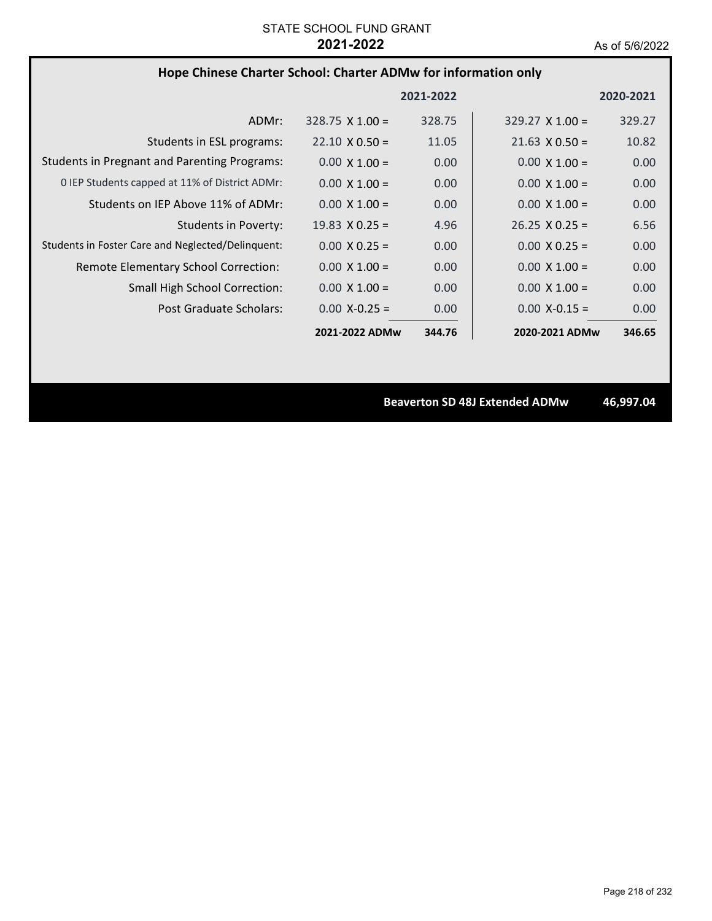STATE SCHOOL FUND GRANT

**2021-2022**

As of 5/6/2022

## Hope Chinese Charter School: Charter ADMw for information only

| | 2021-2022 | | 2020-2021 | |
|---|---|---|---|---|
| ADMr: | 328.75 X 1.00 = | 328.75 | 329.27 X 1.00 = | 329.27 |
| Students in ESL programs: | 22.10 X 0.50 = | 11.05 | 21.63 X 0.50 = | 10.82 |
| Students in Pregnant and Parenting Programs: | 0.00 X 1.00 = | 0.00 | 0.00 X 1.00 = | 0.00 |
| 0 IEP Students capped at 11% of District ADMr: | 0.00 X 1.00 = | 0.00 | 0.00 X 1.00 = | 0.00 |
| Students on IEP Above 11% of ADMr: | 0.00 X 1.00 = | 0.00 | 0.00 X 1.00 = | 0.00 |
| Students in Poverty: | 19.83 X 0.25 = | 4.96 | 26.25 X 0.25 = | 6.56 |
| Students in Foster Care and Neglected/Delinquent: | 0.00 X 0.25 = | 0.00 | 0.00 X 0.25 = | 0.00 |
| Remote Elementary School Correction: | 0.00 X 1.00 = | 0.00 | 0.00 X 1.00 = | 0.00 |
| Small High School Correction: | 0.00 X 1.00 = | 0.00 | 0.00 X 1.00 = | 0.00 |
| Post Graduate Scholars: | 0.00 X-0.25 = | 0.00 | 0.00 X-0.15 = | 0.00 |
| | **2021-2022 ADMw** | **344.76** | **2020-2021 ADMw** | **346.65** |

**Beaverton SD 48J Extended ADMw 46,997.04**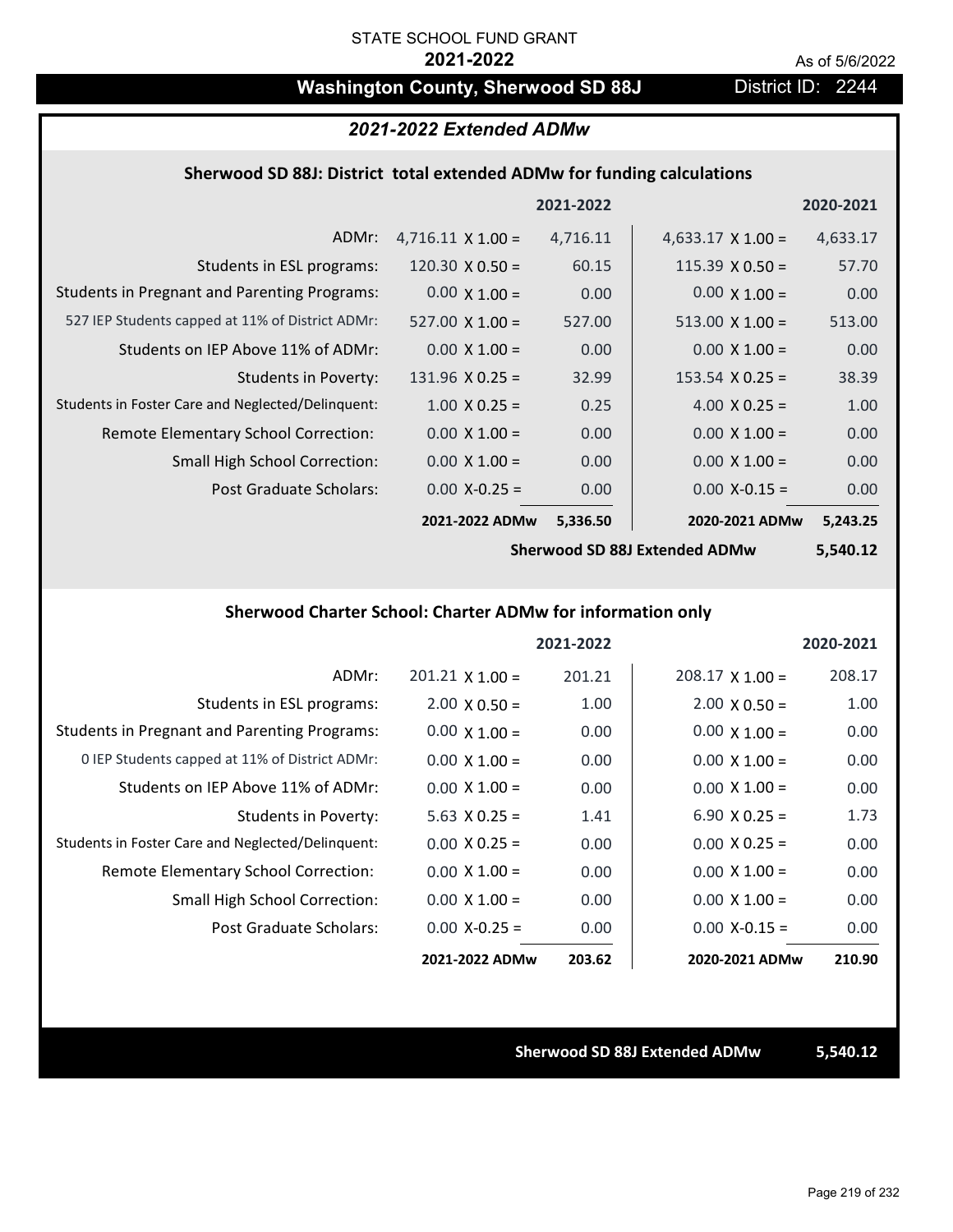STATE SCHOOL FUND GRANT

**2021-2022**

As of 5/6/2022

## Washington County, Sherwood SD 88J

District ID: 2244

### *2021-2022 Extended ADMw*

#### Sherwood SD 88J: District total extended ADMw for funding calculations

| | | 2021-2022 | | 2020-2021 |
|---|---|---|---|---|
| ADMr: | 4,716.11 X 1.00 = | 4,716.11 | 4,633.17 X 1.00 = | 4,633.17 |
| Students in ESL programs: | 120.30 X 0.50 = | 60.15 | 115.39 X 0.50 = | 57.70 |
| Students in Pregnant and Parenting Programs: | 0.00 X 1.00 = | 0.00 | 0.00 X 1.00 = | 0.00 |
| 527 IEP Students capped at 11% of District ADMr: | 527.00 X 1.00 = | 527.00 | 513.00 X 1.00 = | 513.00 |
| Students on IEP Above 11% of ADMr: | 0.00 X 1.00 = | 0.00 | 0.00 X 1.00 = | 0.00 |
| Students in Poverty: | 131.96 X 0.25 = | 32.99 | 153.54 X 0.25 = | 38.39 |
| Students in Foster Care and Neglected/Delinquent: | 1.00 X 0.25 = | 0.25 | 4.00 X 0.25 = | 1.00 |
| Remote Elementary School Correction: | 0.00 X 1.00 = | 0.00 | 0.00 X 1.00 = | 0.00 |
| Small High School Correction: | 0.00 X 1.00 = | 0.00 | 0.00 X 1.00 = | 0.00 |
| Post Graduate Scholars: | 0.00 X-0.25 = | 0.00 | 0.00 X-0.15 = | 0.00 |
| | **2021-2022 ADMw** | **5,336.50** | **2020-2021 ADMw** | **5,243.25** |
| | | | **Sherwood SD 88J Extended ADMw** | **5,540.12** |

#### Sherwood Charter School: Charter ADMw for information only

| | | 2021-2022 | | 2020-2021 |
|---|---|---|---|---|
| ADMr: | 201.21 X 1.00 = | 201.21 | 208.17 X 1.00 = | 208.17 |
| Students in ESL programs: | 2.00 X 0.50 = | 1.00 | 2.00 X 0.50 = | 1.00 |
| Students in Pregnant and Parenting Programs: | 0.00 X 1.00 = | 0.00 | 0.00 X 1.00 = | 0.00 |
| 0 IEP Students capped at 11% of District ADMr: | 0.00 X 1.00 = | 0.00 | 0.00 X 1.00 = | 0.00 |
| Students on IEP Above 11% of ADMr: | 0.00 X 1.00 = | 0.00 | 0.00 X 1.00 = | 0.00 |
| Students in Poverty: | 5.63 X 0.25 = | 1.41 | 6.90 X 0.25 = | 1.73 |
| Students in Foster Care and Neglected/Delinquent: | 0.00 X 0.25 = | 0.00 | 0.00 X 0.25 = | 0.00 |
| Remote Elementary School Correction: | 0.00 X 1.00 = | 0.00 | 0.00 X 1.00 = | 0.00 |
| Small High School Correction: | 0.00 X 1.00 = | 0.00 | 0.00 X 1.00 = | 0.00 |
| Post Graduate Scholars: | 0.00 X-0.25 = | 0.00 | 0.00 X-0.15 = | 0.00 |
| | **2021-2022 ADMw** | **203.62** | **2020-2021 ADMw** | **210.90** |

**Sherwood SD 88J Extended ADMw** **5,540.12**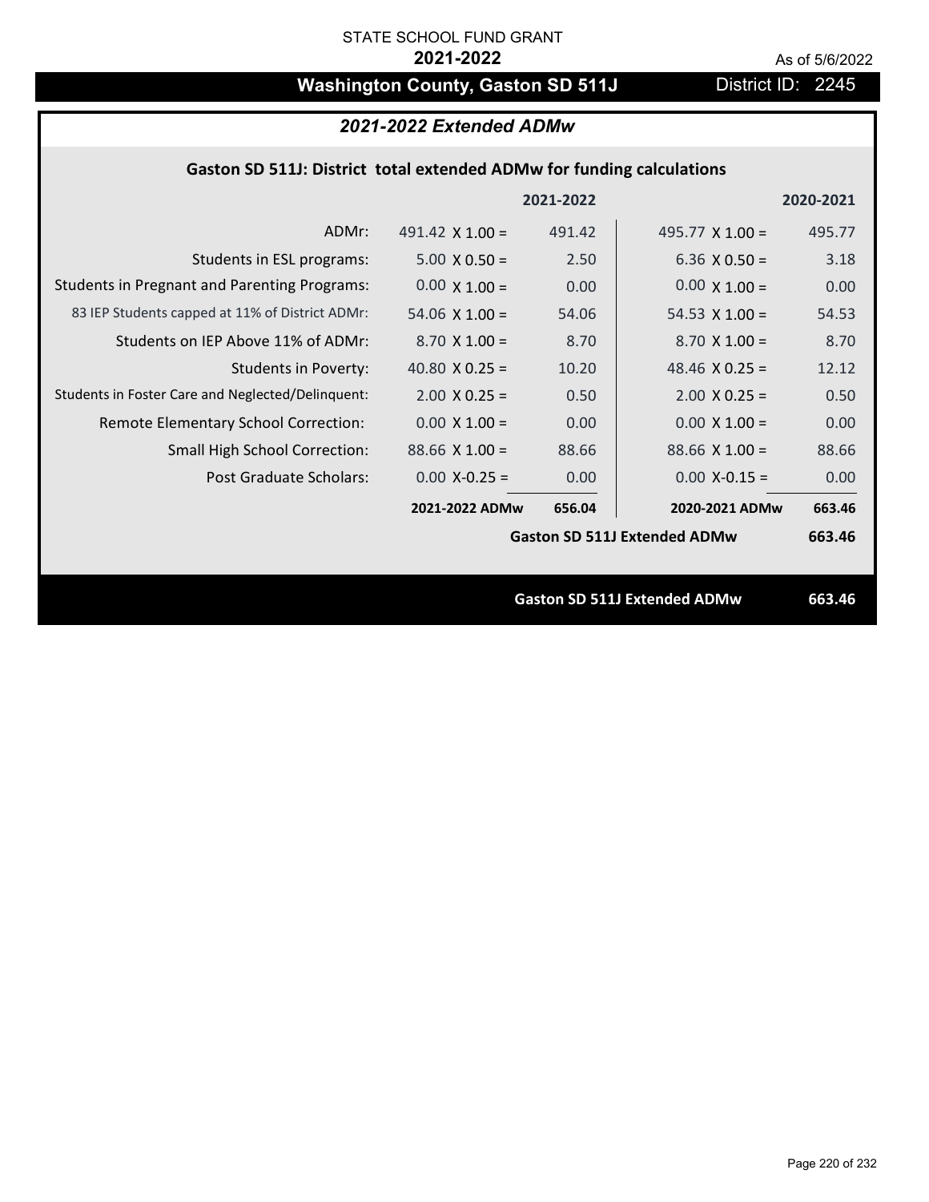STATE SCHOOL FUND GRANT

**2021-2022**

As of 5/6/2022

# Washington County, Gaston SD 511J

District ID: 2245

## *2021-2022 Extended ADMw*

### Gaston SD 511J: District total extended ADMw for funding calculations

| | | 2021-2022 | | 2020-2021 |
|---|---|---|---|---|
| ADMr: | 491.42 X 1.00 = | 491.42 | 495.77 X 1.00 = | 495.77 |
| Students in ESL programs: | 5.00 X 0.50 = | 2.50 | 6.36 X 0.50 = | 3.18 |
| Students in Pregnant and Parenting Programs: | 0.00 X 1.00 = | 0.00 | 0.00 X 1.00 = | 0.00 |
| 83 IEP Students capped at 11% of District ADMr: | 54.06 X 1.00 = | 54.06 | 54.53 X 1.00 = | 54.53 |
| Students on IEP Above 11% of ADMr: | 8.70 X 1.00 = | 8.70 | 8.70 X 1.00 = | 8.70 |
| Students in Poverty: | 40.80 X 0.25 = | 10.20 | 48.46 X 0.25 = | 12.12 |
| Students in Foster Care and Neglected/Delinquent: | 2.00 X 0.25 = | 0.50 | 2.00 X 0.25 = | 0.50 |
| Remote Elementary School Correction: | 0.00 X 1.00 = | 0.00 | 0.00 X 1.00 = | 0.00 |
| Small High School Correction: | 88.66 X 1.00 = | 88.66 | 88.66 X 1.00 = | 88.66 |
| Post Graduate Scholars: | 0.00 X-0.25 = | 0.00 | 0.00 X-0.15 = | 0.00 |
| | **2021-2022 ADMw** | **656.04** | **2020-2021 ADMw** | **663.46** |
| | | | **Gaston SD 511J Extended ADMw** | **663.46** |

**Gaston SD 511J Extended ADMw** **663.46**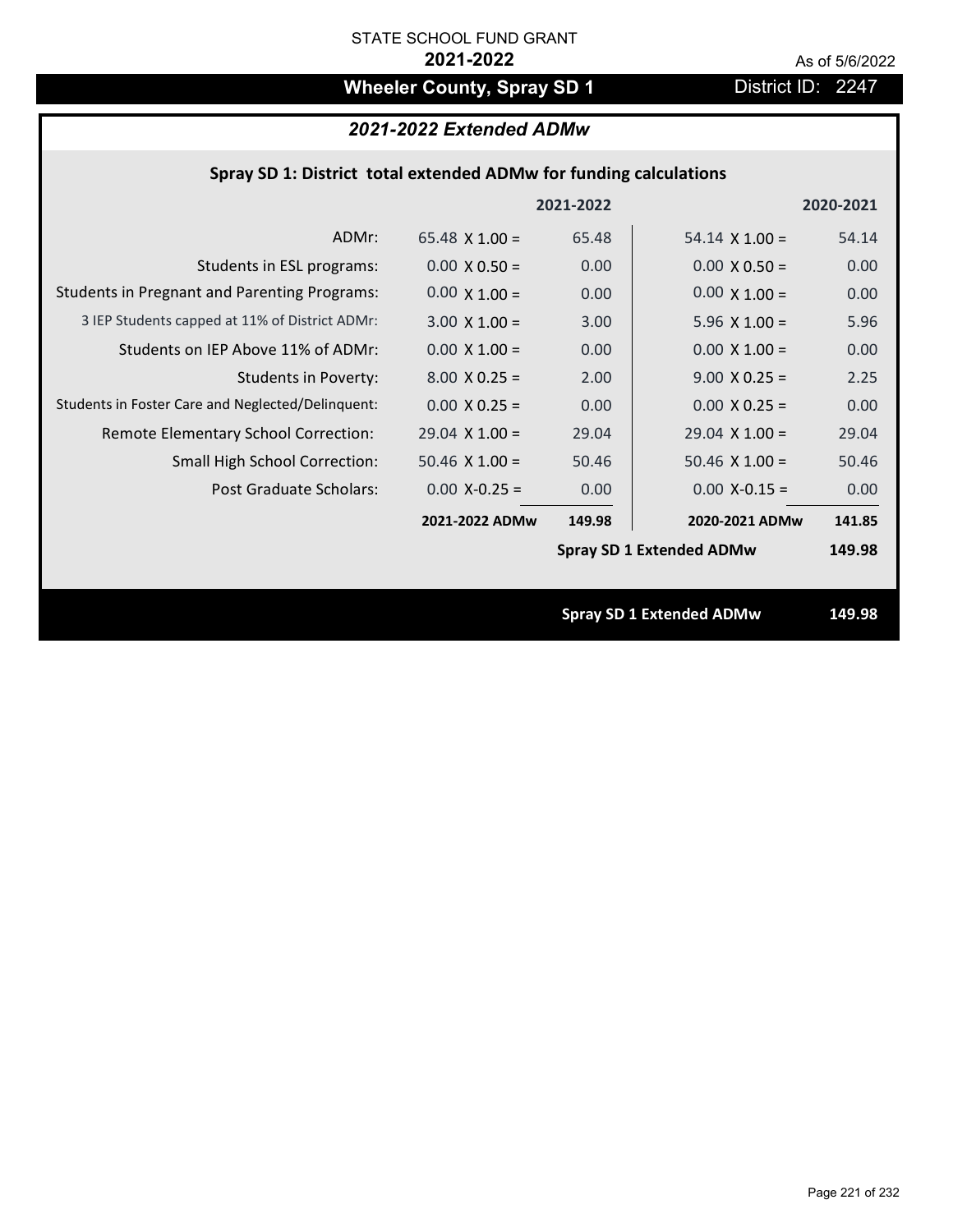STATE SCHOOL FUND GRANT

**2021-2022**

As of 5/6/2022

# Wheeler County, Spray SD 1

District ID: 2247

## *2021-2022 Extended ADMw*

### Spray SD 1: District total extended ADMw for funding calculations

| | 2021-2022 | | 2020-2021 | |
|---|---|---|---|---|
| ADMr: | 65.48 X 1.00 = | 65.48 | 54.14 X 1.00 = | 54.14 |
| Students in ESL programs: | 0.00 X 0.50 = | 0.00 | 0.00 X 0.50 = | 0.00 |
| Students in Pregnant and Parenting Programs: | 0.00 X 1.00 = | 0.00 | 0.00 X 1.00 = | 0.00 |
| 3 IEP Students capped at 11% of District ADMr: | 3.00 X 1.00 = | 3.00 | 5.96 X 1.00 = | 5.96 |
| Students on IEP Above 11% of ADMr: | 0.00 X 1.00 = | 0.00 | 0.00 X 1.00 = | 0.00 |
| Students in Poverty: | 8.00 X 0.25 = | 2.00 | 9.00 X 0.25 = | 2.25 |
| Students in Foster Care and Neglected/Delinquent: | 0.00 X 0.25 = | 0.00 | 0.00 X 0.25 = | 0.00 |
| Remote Elementary School Correction: | 29.04 X 1.00 = | 29.04 | 29.04 X 1.00 = | 29.04 |
| Small High School Correction: | 50.46 X 1.00 = | 50.46 | 50.46 X 1.00 = | 50.46 |
| Post Graduate Scholars: | 0.00 X-0.25 = | 0.00 | 0.00 X-0.15 = | 0.00 |
| | **2021-2022 ADMw** | **149.98** | **2020-2021 ADMw** | **141.85** |
| | | | **Spray SD 1 Extended ADMw** | **149.98** |

**Spray SD 1 Extended ADMw** **149.98**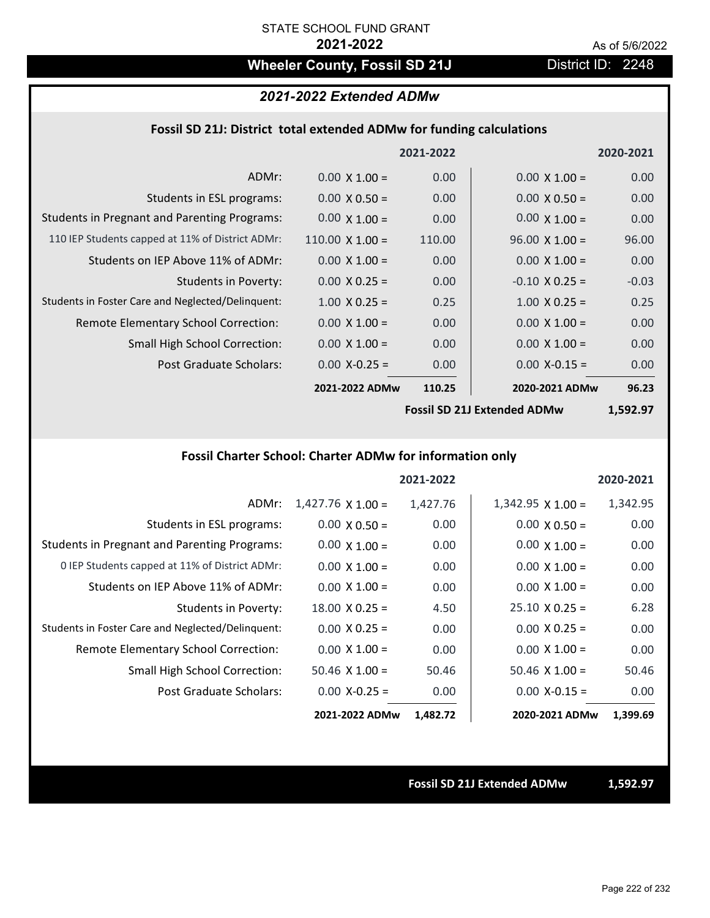STATE SCHOOL FUND GRANT

**2021-2022**

As of 5/6/2022

## Wheeler County, Fossil SD 21J

District ID: 2248

### *2021-2022 Extended ADMw*

#### Fossil SD 21J: District total extended ADMw for funding calculations

| | | 2021-2022 | | 2020-2021 |
|---|---|---|---|---|
| ADMr: | 0.00 X 1.00 = | 0.00 | 0.00 X 1.00 = | 0.00 |
| Students in ESL programs: | 0.00 X 0.50 = | 0.00 | 0.00 X 0.50 = | 0.00 |
| Students in Pregnant and Parenting Programs: | 0.00 X 1.00 = | 0.00 | 0.00 X 1.00 = | 0.00 |
| 110 IEP Students capped at 11% of District ADMr: | 110.00 X 1.00 = | 110.00 | 96.00 X 1.00 = | 96.00 |
| Students on IEP Above 11% of ADMr: | 0.00 X 1.00 = | 0.00 | 0.00 X 1.00 = | 0.00 |
| Students in Poverty: | 0.00 X 0.25 = | 0.00 | -0.10 X 0.25 = | -0.03 |
| Students in Foster Care and Neglected/Delinquent: | 1.00 X 0.25 = | 0.25 | 1.00 X 0.25 = | 0.25 |
| Remote Elementary School Correction: | 0.00 X 1.00 = | 0.00 | 0.00 X 1.00 = | 0.00 |
| Small High School Correction: | 0.00 X 1.00 = | 0.00 | 0.00 X 1.00 = | 0.00 |
| Post Graduate Scholars: | 0.00 X-0.25 = | 0.00 | 0.00 X-0.15 = | 0.00 |
| | **2021-2022 ADMw** | **110.25** | **2020-2021 ADMw** | **96.23** |
| | | | **Fossil SD 21J Extended ADMw** | **1,592.97** |

#### Fossil Charter School: Charter ADMw for information only

| | | 2021-2022 | | 2020-2021 |
|---|---|---|---|---|
| ADMr: | 1,427.76 X 1.00 = | 1,427.76 | 1,342.95 X 1.00 = | 1,342.95 |
| Students in ESL programs: | 0.00 X 0.50 = | 0.00 | 0.00 X 0.50 = | 0.00 |
| Students in Pregnant and Parenting Programs: | 0.00 X 1.00 = | 0.00 | 0.00 X 1.00 = | 0.00 |
| 0 IEP Students capped at 11% of District ADMr: | 0.00 X 1.00 = | 0.00 | 0.00 X 1.00 = | 0.00 |
| Students on IEP Above 11% of ADMr: | 0.00 X 1.00 = | 0.00 | 0.00 X 1.00 = | 0.00 |
| Students in Poverty: | 18.00 X 0.25 = | 4.50 | 25.10 X 0.25 = | 6.28 |
| Students in Foster Care and Neglected/Delinquent: | 0.00 X 0.25 = | 0.00 | 0.00 X 0.25 = | 0.00 |
| Remote Elementary School Correction: | 0.00 X 1.00 = | 0.00 | 0.00 X 1.00 = | 0.00 |
| Small High School Correction: | 50.46 X 1.00 = | 50.46 | 50.46 X 1.00 = | 50.46 |
| Post Graduate Scholars: | 0.00 X-0.25 = | 0.00 | 0.00 X-0.15 = | 0.00 |
| | **2021-2022 ADMw** | **1,482.72** | **2020-2021 ADMw** | **1,399.69** |

**Fossil SD 21J Extended ADMw** **1,592.97**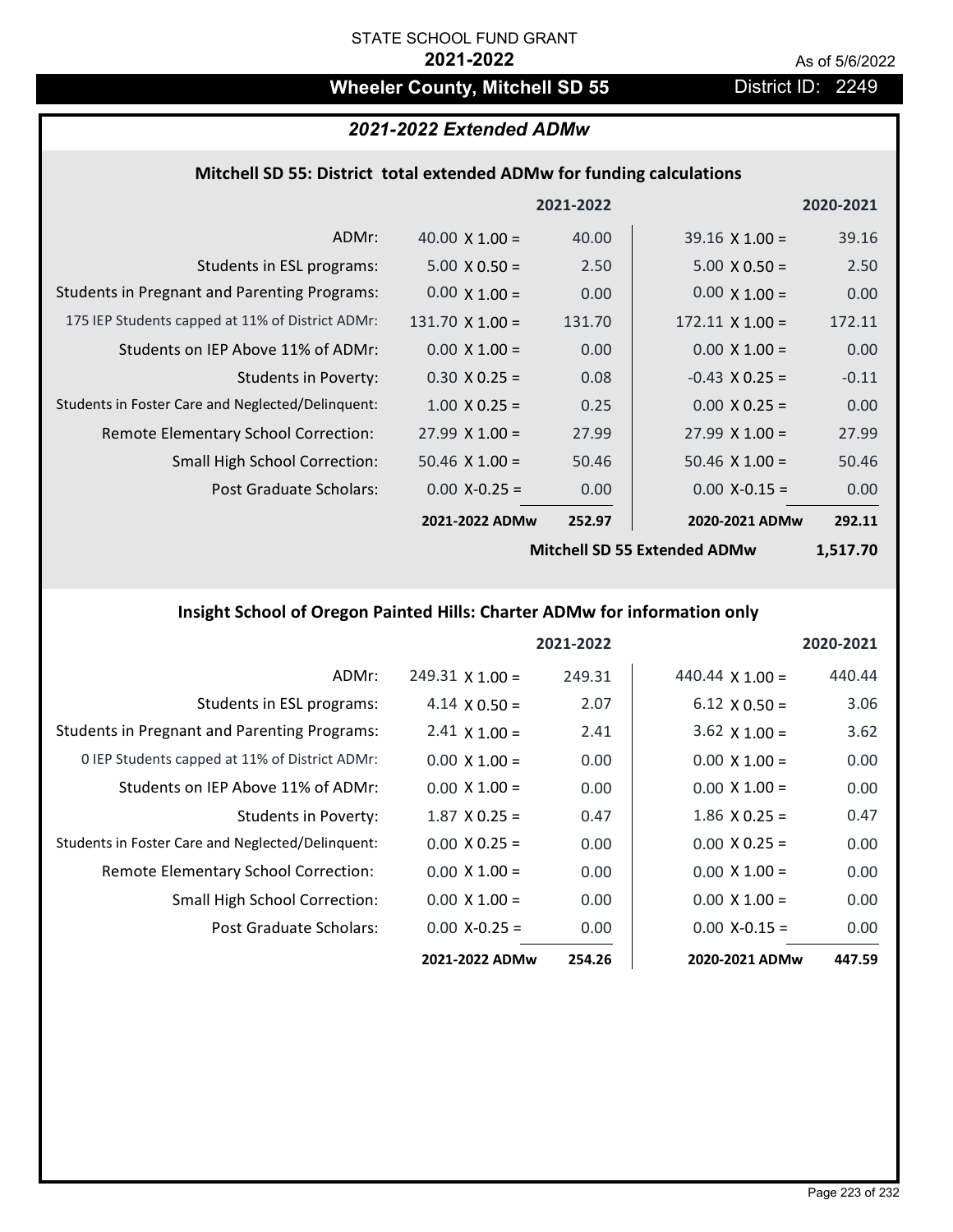STATE SCHOOL FUND GRANT

**2021-2022**

As of 5/6/2022

# Wheeler County, Mitchell SD 55

District ID: 2249

## *2021-2022 Extended ADMw*

### Mitchell SD 55: District total extended ADMw for funding calculations

| | | 2021-2022 | | 2020-2021 |
|---|---|---|---|---|
| ADMr: | 40.00 X 1.00 = | 40.00 | 39.16 X 1.00 = | 39.16 |
| Students in ESL programs: | 5.00 X 0.50 = | 2.50 | 5.00 X 0.50 = | 2.50 |
| Students in Pregnant and Parenting Programs: | 0.00 X 1.00 = | 0.00 | 0.00 X 1.00 = | 0.00 |
| 175 IEP Students capped at 11% of District ADMr: | 131.70 X 1.00 = | 131.70 | 172.11 X 1.00 = | 172.11 |
| Students on IEP Above 11% of ADMr: | 0.00 X 1.00 = | 0.00 | 0.00 X 1.00 = | 0.00 |
| Students in Poverty: | 0.30 X 0.25 = | 0.08 | -0.43 X 0.25 = | -0.11 |
| Students in Foster Care and Neglected/Delinquent: | 1.00 X 0.25 = | 0.25 | 0.00 X 0.25 = | 0.00 |
| Remote Elementary School Correction: | 27.99 X 1.00 = | 27.99 | 27.99 X 1.00 = | 27.99 |
| Small High School Correction: | 50.46 X 1.00 = | 50.46 | 50.46 X 1.00 = | 50.46 |
| Post Graduate Scholars: | 0.00 X-0.25 = | 0.00 | 0.00 X-0.15 = | 0.00 |
| | **2021-2022 ADMw** | **252.97** | **2020-2021 ADMw** | **292.11** |
| | | | **Mitchell SD 55 Extended ADMw** | **1,517.70** |

### Insight School of Oregon Painted Hills: Charter ADMw for information only

| | | 2021-2022 | | 2020-2021 |
|---|---|---|---|---|
| ADMr: | 249.31 X 1.00 = | 249.31 | 440.44 X 1.00 = | 440.44 |
| Students in ESL programs: | 4.14 X 0.50 = | 2.07 | 6.12 X 0.50 = | 3.06 |
| Students in Pregnant and Parenting Programs: | 2.41 X 1.00 = | 2.41 | 3.62 X 1.00 = | 3.62 |
| 0 IEP Students capped at 11% of District ADMr: | 0.00 X 1.00 = | 0.00 | 0.00 X 1.00 = | 0.00 |
| Students on IEP Above 11% of ADMr: | 0.00 X 1.00 = | 0.00 | 0.00 X 1.00 = | 0.00 |
| Students in Poverty: | 1.87 X 0.25 = | 0.47 | 1.86 X 0.25 = | 0.47 |
| Students in Foster Care and Neglected/Delinquent: | 0.00 X 0.25 = | 0.00 | 0.00 X 0.25 = | 0.00 |
| Remote Elementary School Correction: | 0.00 X 1.00 = | 0.00 | 0.00 X 1.00 = | 0.00 |
| Small High School Correction: | 0.00 X 1.00 = | 0.00 | 0.00 X 1.00 = | 0.00 |
| Post Graduate Scholars: | 0.00 X-0.25 = | 0.00 | 0.00 X-0.15 = | 0.00 |
| | **2021-2022 ADMw** | **254.26** | **2020-2021 ADMw** | **447.59** |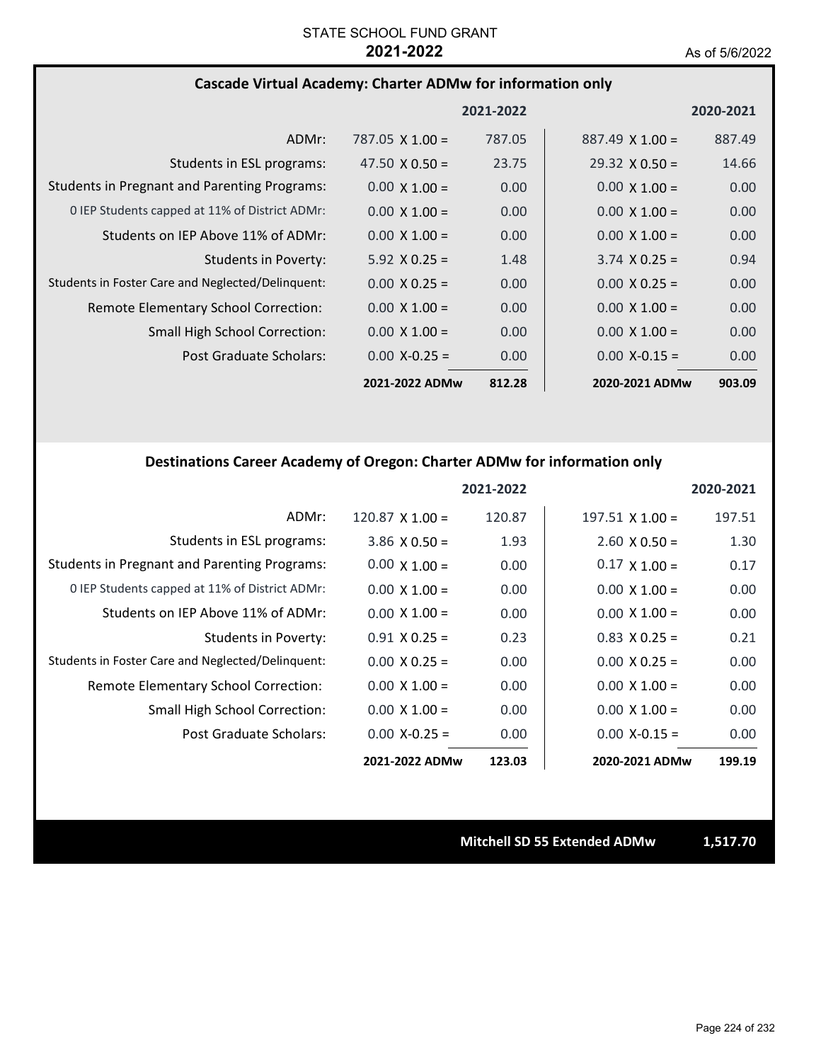STATE SCHOOL FUND GRANT
**2021-2022**
As of 5/6/2022

### Cascade Virtual Academy: Charter ADMw for information only

| | | 2021-2022 | | 2020-2021 |
|---|---|---|---|---|
| ADMr: | 787.05 X 1.00 = | 787.05 | 887.49 X 1.00 = | 887.49 |
| Students in ESL programs: | 47.50 X 0.50 = | 23.75 | 29.32 X 0.50 = | 14.66 |
| Students in Pregnant and Parenting Programs: | 0.00 X 1.00 = | 0.00 | 0.00 X 1.00 = | 0.00 |
| 0 IEP Students capped at 11% of District ADMr: | 0.00 X 1.00 = | 0.00 | 0.00 X 1.00 = | 0.00 |
| Students on IEP Above 11% of ADMr: | 0.00 X 1.00 = | 0.00 | 0.00 X 1.00 = | 0.00 |
| Students in Poverty: | 5.92 X 0.25 = | 1.48 | 3.74 X 0.25 = | 0.94 |
| Students in Foster Care and Neglected/Delinquent: | 0.00 X 0.25 = | 0.00 | 0.00 X 0.25 = | 0.00 |
| Remote Elementary School Correction: | 0.00 X 1.00 = | 0.00 | 0.00 X 1.00 = | 0.00 |
| Small High School Correction: | 0.00 X 1.00 = | 0.00 | 0.00 X 1.00 = | 0.00 |
| Post Graduate Scholars: | 0.00 X-0.25 = | 0.00 | 0.00 X-0.15 = | 0.00 |
| | **2021-2022 ADMw** | **812.28** | **2020-2021 ADMw** | **903.09** |

### Destinations Career Academy of Oregon: Charter ADMw for information only

| | | 2021-2022 | | 2020-2021 |
|---|---|---|---|---|
| ADMr: | 120.87 X 1.00 = | 120.87 | 197.51 X 1.00 = | 197.51 |
| Students in ESL programs: | 3.86 X 0.50 = | 1.93 | 2.60 X 0.50 = | 1.30 |
| Students in Pregnant and Parenting Programs: | 0.00 X 1.00 = | 0.00 | 0.17 X 1.00 = | 0.17 |
| 0 IEP Students capped at 11% of District ADMr: | 0.00 X 1.00 = | 0.00 | 0.00 X 1.00 = | 0.00 |
| Students on IEP Above 11% of ADMr: | 0.00 X 1.00 = | 0.00 | 0.00 X 1.00 = | 0.00 |
| Students in Poverty: | 0.91 X 0.25 = | 0.23 | 0.83 X 0.25 = | 0.21 |
| Students in Foster Care and Neglected/Delinquent: | 0.00 X 0.25 = | 0.00 | 0.00 X 0.25 = | 0.00 |
| Remote Elementary School Correction: | 0.00 X 1.00 = | 0.00 | 0.00 X 1.00 = | 0.00 |
| Small High School Correction: | 0.00 X 1.00 = | 0.00 | 0.00 X 1.00 = | 0.00 |
| Post Graduate Scholars: | 0.00 X-0.25 = | 0.00 | 0.00 X-0.15 = | 0.00 |
| | **2021-2022 ADMw** | **123.03** | **2020-2021 ADMw** | **199.19** |

**Mitchell SD 55 Extended ADMw** **1,517.70**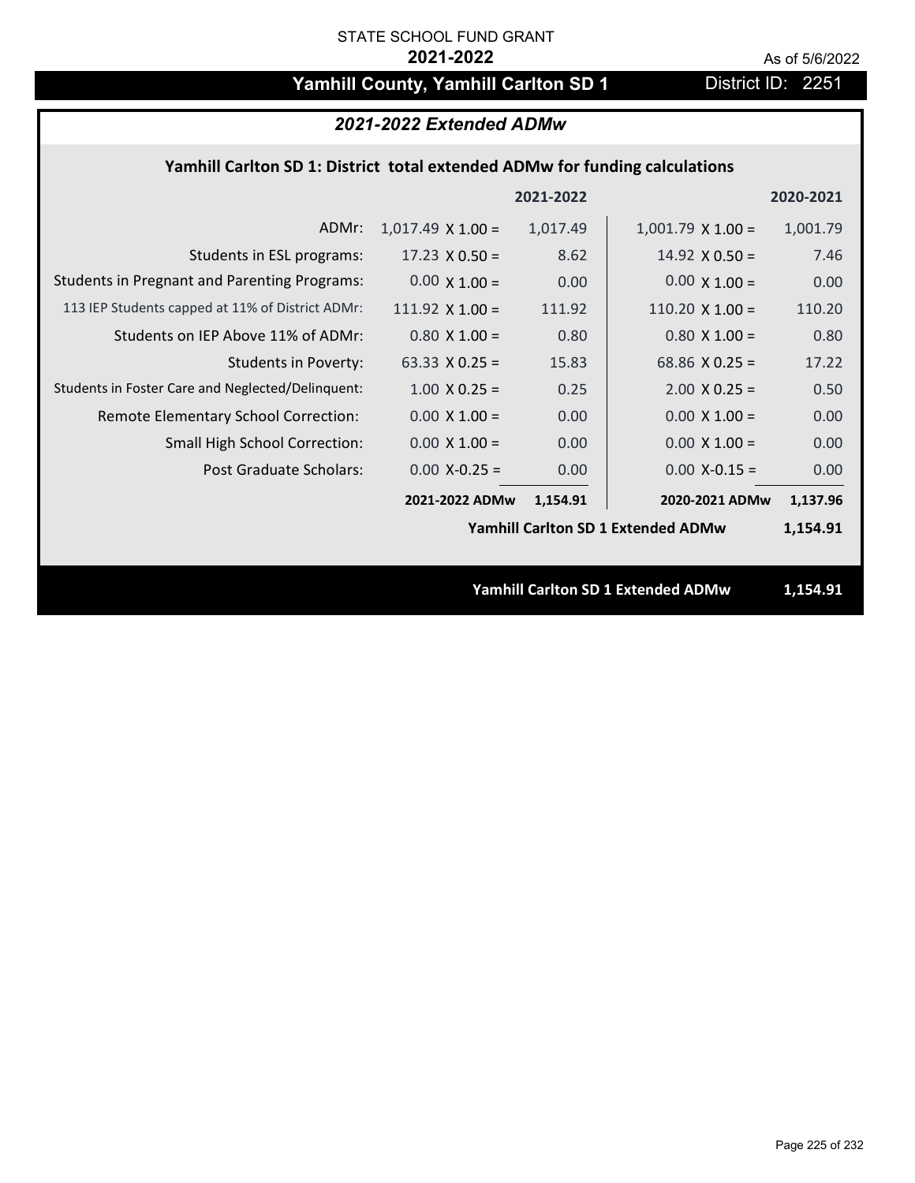STATE SCHOOL FUND GRANT

**2021-2022**

As of 5/6/2022

# Yamhill County, Yamhill Carlton SD 1

District ID: 2251

## *2021-2022 Extended ADMw*

### Yamhill Carlton SD 1: District total extended ADMw for funding calculations

| | | 2021-2022 | | 2020-2021 |
|---|---|---|---|---|
| ADMr: | 1,017.49 X 1.00 = | 1,017.49 | 1,001.79 X 1.00 = | 1,001.79 |
| Students in ESL programs: | 17.23 X 0.50 = | 8.62 | 14.92 X 0.50 = | 7.46 |
| Students in Pregnant and Parenting Programs: | 0.00 X 1.00 = | 0.00 | 0.00 X 1.00 = | 0.00 |
| 113 IEP Students capped at 11% of District ADMr: | 111.92 X 1.00 = | 111.92 | 110.20 X 1.00 = | 110.20 |
| Students on IEP Above 11% of ADMr: | 0.80 X 1.00 = | 0.80 | 0.80 X 1.00 = | 0.80 |
| Students in Poverty: | 63.33 X 0.25 = | 15.83 | 68.86 X 0.25 = | 17.22 |
| Students in Foster Care and Neglected/Delinquent: | 1.00 X 0.25 = | 0.25 | 2.00 X 0.25 = | 0.50 |
| Remote Elementary School Correction: | 0.00 X 1.00 = | 0.00 | 0.00 X 1.00 = | 0.00 |
| Small High School Correction: | 0.00 X 1.00 = | 0.00 | 0.00 X 1.00 = | 0.00 |
| Post Graduate Scholars: | 0.00 X-0.25 = | 0.00 | 0.00 X-0.15 = | 0.00 |
| | **2021-2022 ADMw** | **1,154.91** | **2020-2021 ADMw** | **1,137.96** |
| | | | **Yamhill Carlton SD 1 Extended ADMw** | **1,154.91** |

**Yamhill Carlton SD 1 Extended ADMw** **1,154.91**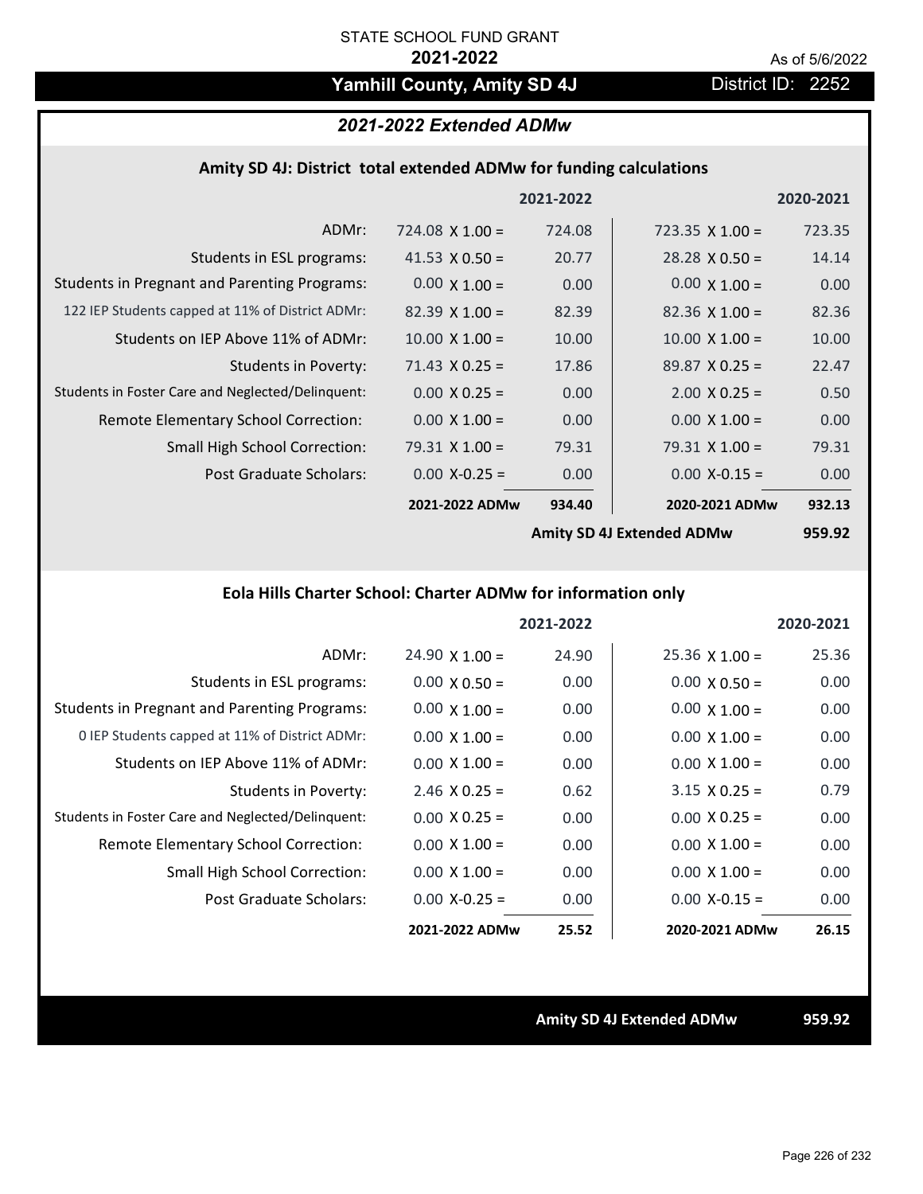STATE SCHOOL FUND GRANT

**2021-2022**

As of 5/6/2022

## Yamhill County, Amity SD 4J

District ID: 2252

### *2021-2022 Extended ADMw*

#### Amity SD 4J: District total extended ADMw for funding calculations

| | | 2021-2022 | | 2020-2021 |
|---|---|---|---|---|
| ADMr: | 724.08 X 1.00 = | 724.08 | 723.35 X 1.00 = | 723.35 |
| Students in ESL programs: | 41.53 X 0.50 = | 20.77 | 28.28 X 0.50 = | 14.14 |
| Students in Pregnant and Parenting Programs: | 0.00 X 1.00 = | 0.00 | 0.00 X 1.00 = | 0.00 |
| 122 IEP Students capped at 11% of District ADMr: | 82.39 X 1.00 = | 82.39 | 82.36 X 1.00 = | 82.36 |
| Students on IEP Above 11% of ADMr: | 10.00 X 1.00 = | 10.00 | 10.00 X 1.00 = | 10.00 |
| Students in Poverty: | 71.43 X 0.25 = | 17.86 | 89.87 X 0.25 = | 22.47 |
| Students in Foster Care and Neglected/Delinquent: | 0.00 X 0.25 = | 0.00 | 2.00 X 0.25 = | 0.50 |
| Remote Elementary School Correction: | 0.00 X 1.00 = | 0.00 | 0.00 X 1.00 = | 0.00 |
| Small High School Correction: | 79.31 X 1.00 = | 79.31 | 79.31 X 1.00 = | 79.31 |
| Post Graduate Scholars: | 0.00 X-0.25 = | 0.00 | 0.00 X-0.15 = | 0.00 |
| | **2021-2022 ADMw** | **934.40** | **2020-2021 ADMw** | **932.13** |
| | | | **Amity SD 4J Extended ADMw** | **959.92** |

#### Eola Hills Charter School: Charter ADMw for information only

| | | 2021-2022 | | 2020-2021 |
|---|---|---|---|---|
| ADMr: | 24.90 X 1.00 = | 24.90 | 25.36 X 1.00 = | 25.36 |
| Students in ESL programs: | 0.00 X 0.50 = | 0.00 | 0.00 X 0.50 = | 0.00 |
| Students in Pregnant and Parenting Programs: | 0.00 X 1.00 = | 0.00 | 0.00 X 1.00 = | 0.00 |
| 0 IEP Students capped at 11% of District ADMr: | 0.00 X 1.00 = | 0.00 | 0.00 X 1.00 = | 0.00 |
| Students on IEP Above 11% of ADMr: | 0.00 X 1.00 = | 0.00 | 0.00 X 1.00 = | 0.00 |
| Students in Poverty: | 2.46 X 0.25 = | 0.62 | 3.15 X 0.25 = | 0.79 |
| Students in Foster Care and Neglected/Delinquent: | 0.00 X 0.25 = | 0.00 | 0.00 X 0.25 = | 0.00 |
| Remote Elementary School Correction: | 0.00 X 1.00 = | 0.00 | 0.00 X 1.00 = | 0.00 |
| Small High School Correction: | 0.00 X 1.00 = | 0.00 | 0.00 X 1.00 = | 0.00 |
| Post Graduate Scholars: | 0.00 X-0.25 = | 0.00 | 0.00 X-0.15 = | 0.00 |
| | **2021-2022 ADMw** | **25.52** | **2020-2021 ADMw** | **26.15** |

**Amity SD 4J Extended ADMw** **959.92**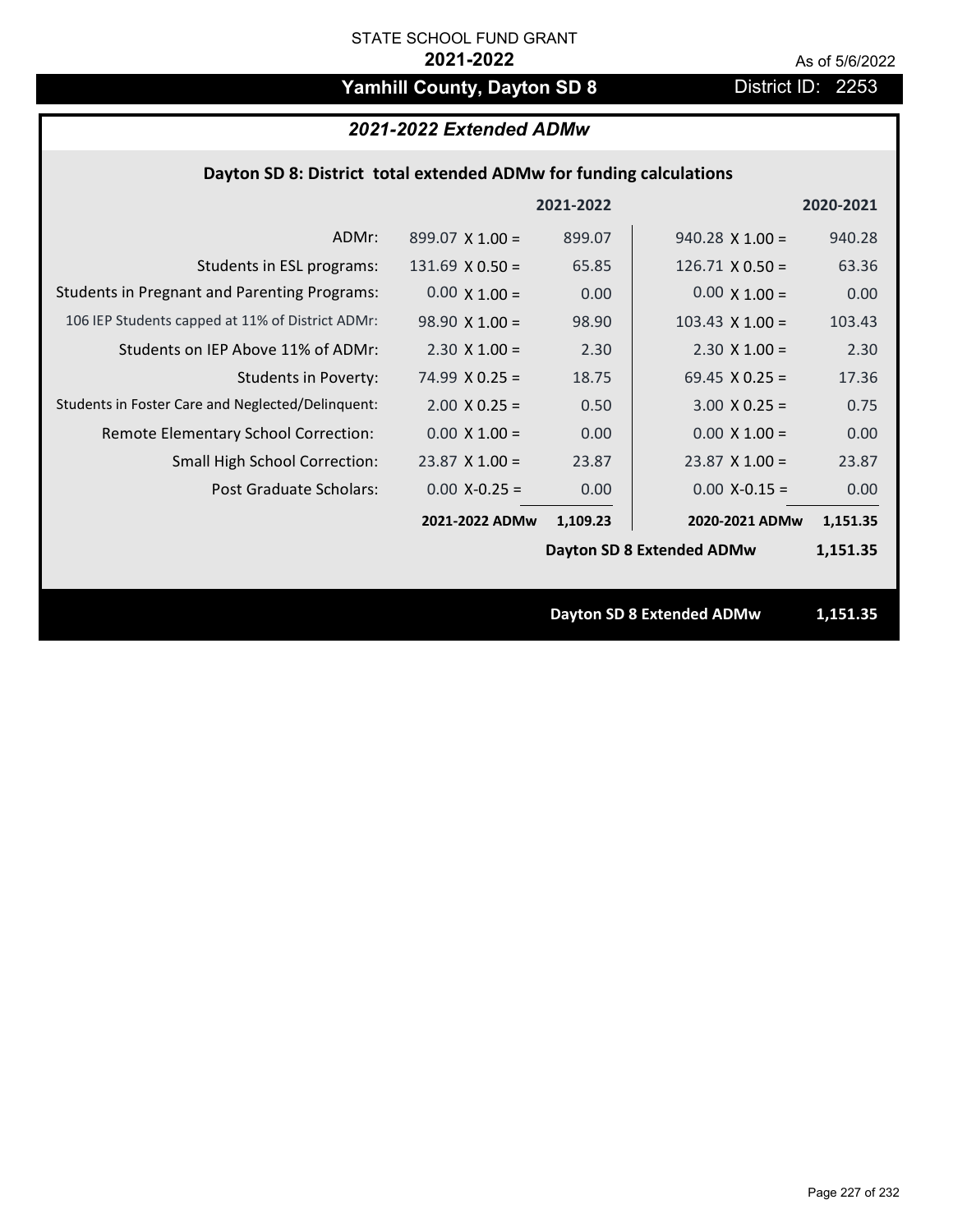STATE SCHOOL FUND GRANT

**2021-2022**

As of 5/6/2022

# Yamhill County, Dayton SD 8

District ID: 2253

## *2021-2022 Extended ADMw*

### Dayton SD 8: District total extended ADMw for funding calculations

| | 2021-2022 | | 2020-2021 | |
|---|---|---|---|---|
| ADMr: | 899.07 X 1.00 = | 899.07 | 940.28 X 1.00 = | 940.28 |
| Students in ESL programs: | 131.69 X 0.50 = | 65.85 | 126.71 X 0.50 = | 63.36 |
| Students in Pregnant and Parenting Programs: | 0.00 X 1.00 = | 0.00 | 0.00 X 1.00 = | 0.00 |
| 106 IEP Students capped at 11% of District ADMr: | 98.90 X 1.00 = | 98.90 | 103.43 X 1.00 = | 103.43 |
| Students on IEP Above 11% of ADMr: | 2.30 X 1.00 = | 2.30 | 2.30 X 1.00 = | 2.30 |
| Students in Poverty: | 74.99 X 0.25 = | 18.75 | 69.45 X 0.25 = | 17.36 |
| Students in Foster Care and Neglected/Delinquent: | 2.00 X 0.25 = | 0.50 | 3.00 X 0.25 = | 0.75 |
| Remote Elementary School Correction: | 0.00 X 1.00 = | 0.00 | 0.00 X 1.00 = | 0.00 |
| Small High School Correction: | 23.87 X 1.00 = | 23.87 | 23.87 X 1.00 = | 23.87 |
| Post Graduate Scholars: | 0.00 X-0.25 = | 0.00 | 0.00 X-0.15 = | 0.00 |
| | **2021-2022 ADMw** | **1,109.23** | **2020-2021 ADMw** | **1,151.35** |
| | | | **Dayton SD 8 Extended ADMw** | **1,151.35** |

**Dayton SD 8 Extended ADMw** **1,151.35**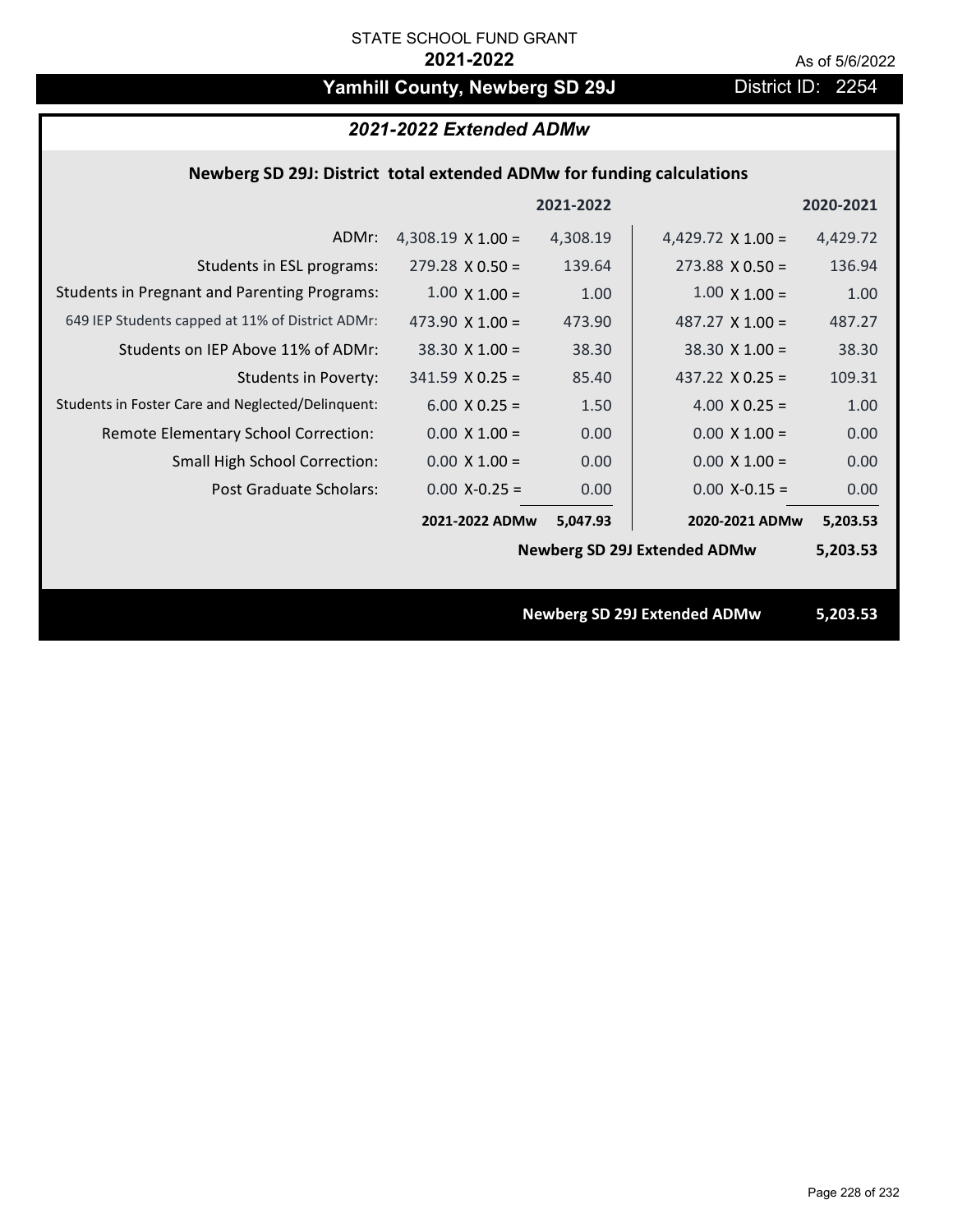STATE SCHOOL FUND GRANT

**2021-2022**

As of 5/6/2022

# Yamhill County, Newberg SD 29J

District ID: 2254

## *2021-2022 Extended ADMw*

### Newberg SD 29J: District total extended ADMw for funding calculations

| | | 2021-2022 | | 2020-2021 |
|---|---|---|---|---|
| ADMr: | 4,308.19 X 1.00 = | 4,308.19 | 4,429.72 X 1.00 = | 4,429.72 |
| Students in ESL programs: | 279.28 X 0.50 = | 139.64 | 273.88 X 0.50 = | 136.94 |
| Students in Pregnant and Parenting Programs: | 1.00 X 1.00 = | 1.00 | 1.00 X 1.00 = | 1.00 |
| 649 IEP Students capped at 11% of District ADMr: | 473.90 X 1.00 = | 473.90 | 487.27 X 1.00 = | 487.27 |
| Students on IEP Above 11% of ADMr: | 38.30 X 1.00 = | 38.30 | 38.30 X 1.00 = | 38.30 |
| Students in Poverty: | 341.59 X 0.25 = | 85.40 | 437.22 X 0.25 = | 109.31 |
| Students in Foster Care and Neglected/Delinquent: | 6.00 X 0.25 = | 1.50 | 4.00 X 0.25 = | 1.00 |
| Remote Elementary School Correction: | 0.00 X 1.00 = | 0.00 | 0.00 X 1.00 = | 0.00 |
| Small High School Correction: | 0.00 X 1.00 = | 0.00 | 0.00 X 1.00 = | 0.00 |
| Post Graduate Scholars: | 0.00 X-0.25 = | 0.00 | 0.00 X-0.15 = | 0.00 |
| | **2021-2022 ADMw** | **5,047.93** | **2020-2021 ADMw** | **5,203.53** |
| | | | **Newberg SD 29J Extended ADMw** | **5,203.53** |

**Newberg SD 29J Extended ADMw** **5,203.53**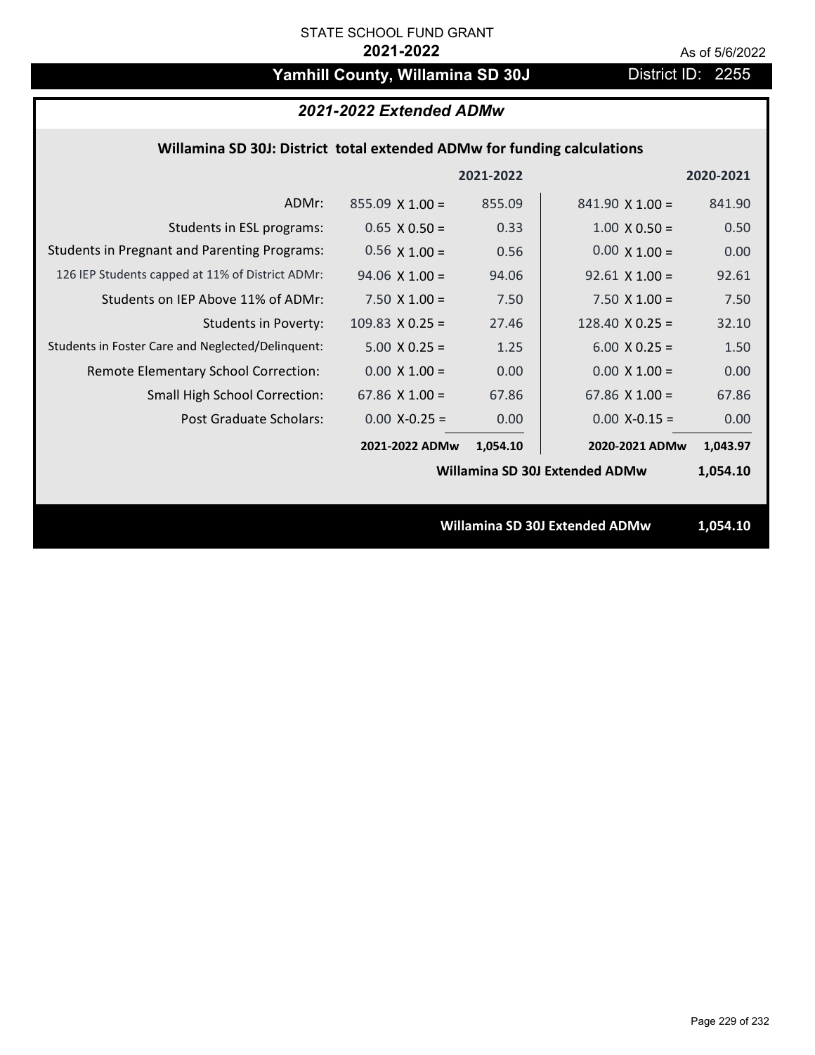STATE SCHOOL FUND GRANT

**2021-2022**

As of 5/6/2022

## Yamhill County, Willamina SD 30J

District ID: 2255

### *2021-2022 Extended ADMw*

**Willamina SD 30J: District total extended ADMw for funding calculations**

| | | 2021-2022 | | 2020-2021 |
|---|---|---|---|---|
| ADMr: | 855.09 X 1.00 = | 855.09 | 841.90 X 1.00 = | 841.90 |
| Students in ESL programs: | 0.65 X 0.50 = | 0.33 | 1.00 X 0.50 = | 0.50 |
| Students in Pregnant and Parenting Programs: | 0.56 X 1.00 = | 0.56 | 0.00 X 1.00 = | 0.00 |
| 126 IEP Students capped at 11% of District ADMr: | 94.06 X 1.00 = | 94.06 | 92.61 X 1.00 = | 92.61 |
| Students on IEP Above 11% of ADMr: | 7.50 X 1.00 = | 7.50 | 7.50 X 1.00 = | 7.50 |
| Students in Poverty: | 109.83 X 0.25 = | 27.46 | 128.40 X 0.25 = | 32.10 |
| Students in Foster Care and Neglected/Delinquent: | 5.00 X 0.25 = | 1.25 | 6.00 X 0.25 = | 1.50 |
| Remote Elementary School Correction: | 0.00 X 1.00 = | 0.00 | 0.00 X 1.00 = | 0.00 |
| Small High School Correction: | 67.86 X 1.00 = | 67.86 | 67.86 X 1.00 = | 67.86 |
| Post Graduate Scholars: | 0.00 X-0.25 = | 0.00 | 0.00 X-0.15 = | 0.00 |
| | **2021-2022 ADMw** | **1,054.10** | **2020-2021 ADMw** | **1,043.97** |
| | | | **Willamina SD 30J Extended ADMw** | **1,054.10** |

**Willamina SD 30J Extended ADMw 1,054.10**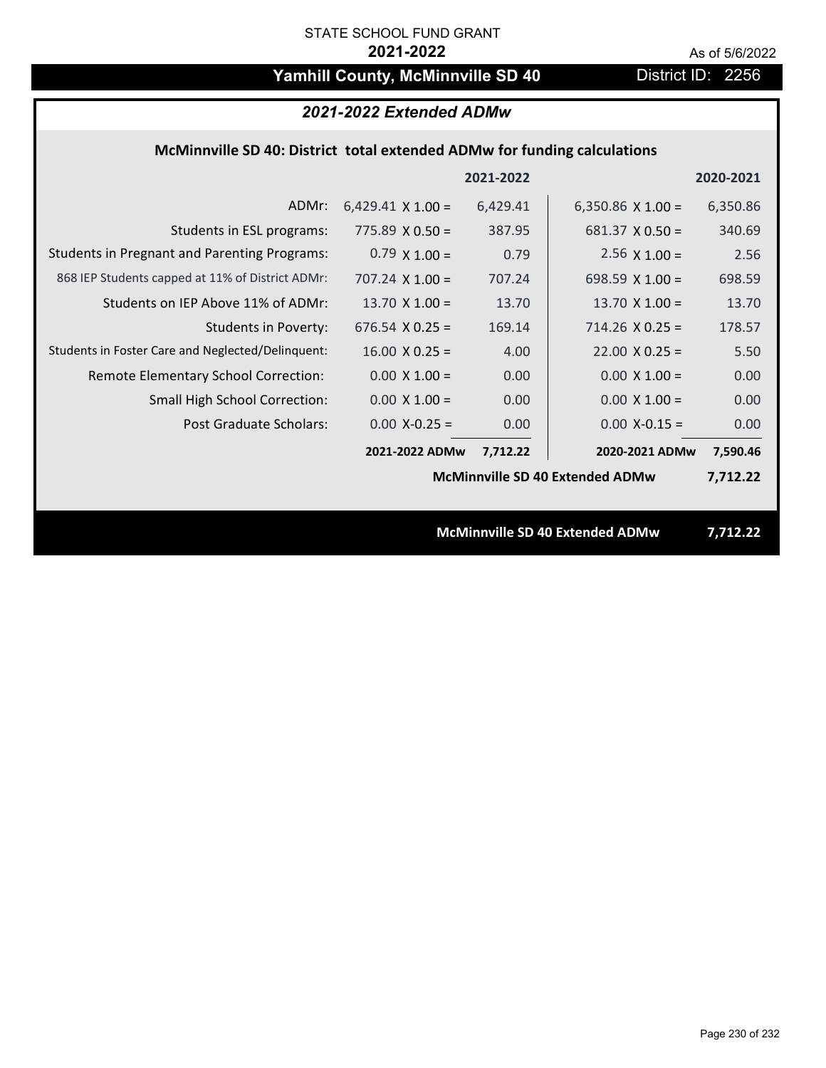STATE SCHOOL FUND GRANT

**2021-2022**

As of 5/6/2022

## Yamhill County, McMinnville SD 40 — District ID: 2256

### *2021-2022 Extended ADMw*

**McMinnville SD 40: District total extended ADMw for funding calculations**

| | | 2021-2022 | | 2020-2021 |
|---|---|---|---|---|
| ADMr: | 6,429.41 X 1.00 = | 6,429.41 | 6,350.86 X 1.00 = | 6,350.86 |
| Students in ESL programs: | 775.89 X 0.50 = | 387.95 | 681.37 X 0.50 = | 340.69 |
| Students in Pregnant and Parenting Programs: | 0.79 X 1.00 = | 0.79 | 2.56 X 1.00 = | 2.56 |
| 868 IEP Students capped at 11% of District ADMr: | 707.24 X 1.00 = | 707.24 | 698.59 X 1.00 = | 698.59 |
| Students on IEP Above 11% of ADMr: | 13.70 X 1.00 = | 13.70 | 13.70 X 1.00 = | 13.70 |
| Students in Poverty: | 676.54 X 0.25 = | 169.14 | 714.26 X 0.25 = | 178.57 |
| Students in Foster Care and Neglected/Delinquent: | 16.00 X 0.25 = | 4.00 | 22.00 X 0.25 = | 5.50 |
| Remote Elementary School Correction: | 0.00 X 1.00 = | 0.00 | 0.00 X 1.00 = | 0.00 |
| Small High School Correction: | 0.00 X 1.00 = | 0.00 | 0.00 X 1.00 = | 0.00 |
| Post Graduate Scholars: | 0.00 X-0.25 = | 0.00 | 0.00 X-0.15 = | 0.00 |
| | **2021-2022 ADMw** | **7,712.22** | **2020-2021 ADMw** | **7,590.46** |

**McMinnville SD 40 Extended ADMw 7,712.22**

**McMinnville SD 40 Extended ADMw 7,712.22**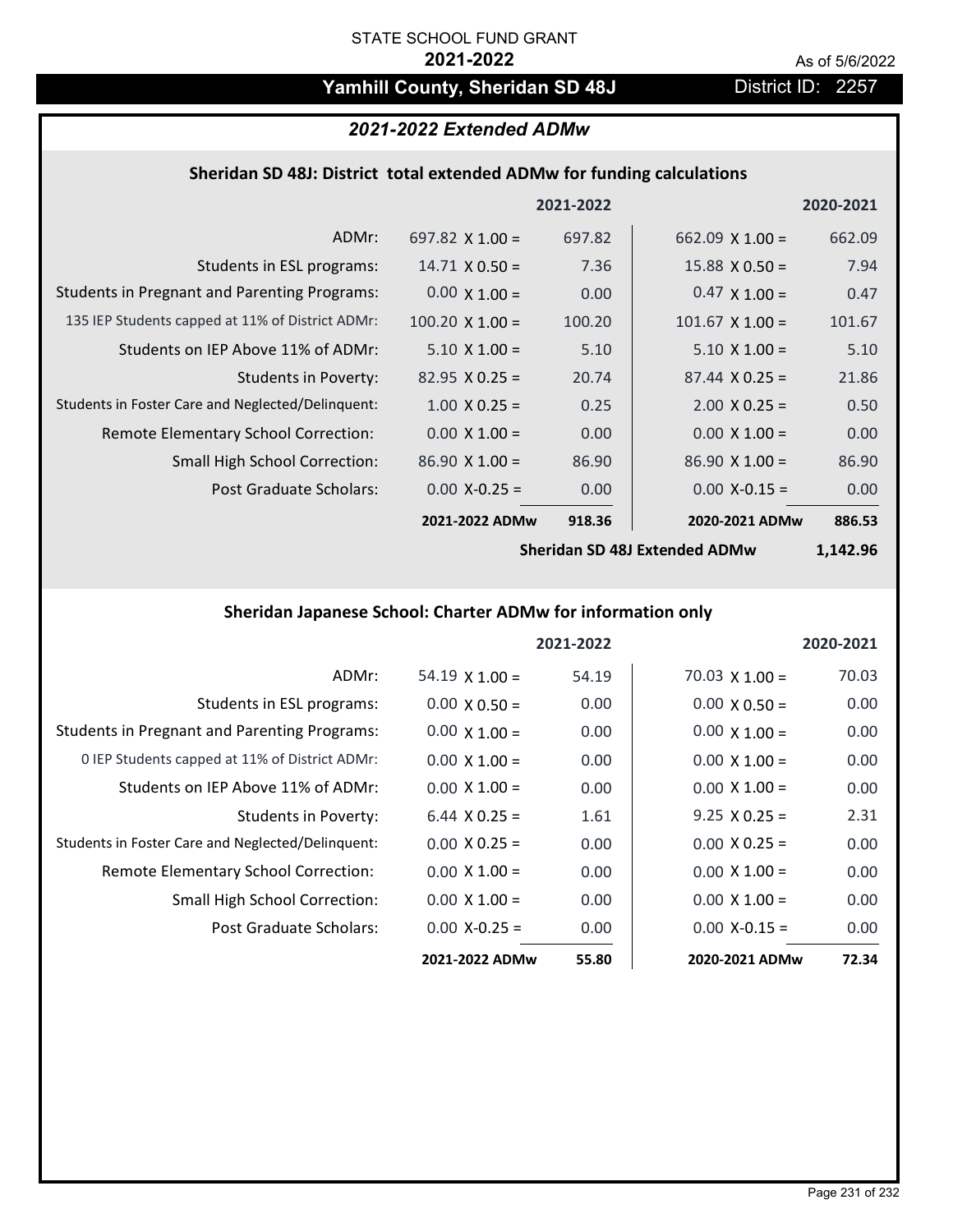STATE SCHOOL FUND GRANT

**2021-2022**

As of 5/6/2022

# Yamhill County, Sheridan SD 48J

District ID: 2257

## *2021-2022 Extended ADMw*

### Sheridan SD 48J: District total extended ADMw for funding calculations

| | 2021-2022 | | 2020-2021 | |
|---|---|---|---|---|
| ADMr: | 697.82 X 1.00 = | 697.82 | 662.09 X 1.00 = | 662.09 |
| Students in ESL programs: | 14.71 X 0.50 = | 7.36 | 15.88 X 0.50 = | 7.94 |
| Students in Pregnant and Parenting Programs: | 0.00 X 1.00 = | 0.00 | 0.47 X 1.00 = | 0.47 |
| 135 IEP Students capped at 11% of District ADMr: | 100.20 X 1.00 = | 100.20 | 101.67 X 1.00 = | 101.67 |
| Students on IEP Above 11% of ADMr: | 5.10 X 1.00 = | 5.10 | 5.10 X 1.00 = | 5.10 |
| Students in Poverty: | 82.95 X 0.25 = | 20.74 | 87.44 X 0.25 = | 21.86 |
| Students in Foster Care and Neglected/Delinquent: | 1.00 X 0.25 = | 0.25 | 2.00 X 0.25 = | 0.50 |
| Remote Elementary School Correction: | 0.00 X 1.00 = | 0.00 | 0.00 X 1.00 = | 0.00 |
| Small High School Correction: | 86.90 X 1.00 = | 86.90 | 86.90 X 1.00 = | 86.90 |
| Post Graduate Scholars: | 0.00 X-0.25 = | 0.00 | 0.00 X-0.15 = | 0.00 |
| | **2021-2022 ADMw** | **918.36** | **2020-2021 ADMw** | **886.53** |
| | | | **Sheridan SD 48J Extended ADMw** | **1,142.96** |

### Sheridan Japanese School: Charter ADMw for information only

| | 2021-2022 | | 2020-2021 | |
|---|---|---|---|---|
| ADMr: | 54.19 X 1.00 = | 54.19 | 70.03 X 1.00 = | 70.03 |
| Students in ESL programs: | 0.00 X 0.50 = | 0.00 | 0.00 X 0.50 = | 0.00 |
| Students in Pregnant and Parenting Programs: | 0.00 X 1.00 = | 0.00 | 0.00 X 1.00 = | 0.00 |
| 0 IEP Students capped at 11% of District ADMr: | 0.00 X 1.00 = | 0.00 | 0.00 X 1.00 = | 0.00 |
| Students on IEP Above 11% of ADMr: | 0.00 X 1.00 = | 0.00 | 0.00 X 1.00 = | 0.00 |
| Students in Poverty: | 6.44 X 0.25 = | 1.61 | 9.25 X 0.25 = | 2.31 |
| Students in Foster Care and Neglected/Delinquent: | 0.00 X 0.25 = | 0.00 | 0.00 X 0.25 = | 0.00 |
| Remote Elementary School Correction: | 0.00 X 1.00 = | 0.00 | 0.00 X 1.00 = | 0.00 |
| Small High School Correction: | 0.00 X 1.00 = | 0.00 | 0.00 X 1.00 = | 0.00 |
| Post Graduate Scholars: | 0.00 X-0.25 = | 0.00 | 0.00 X-0.15 = | 0.00 |
| | **2021-2022 ADMw** | **55.80** | **2020-2021 ADMw** | **72.34** |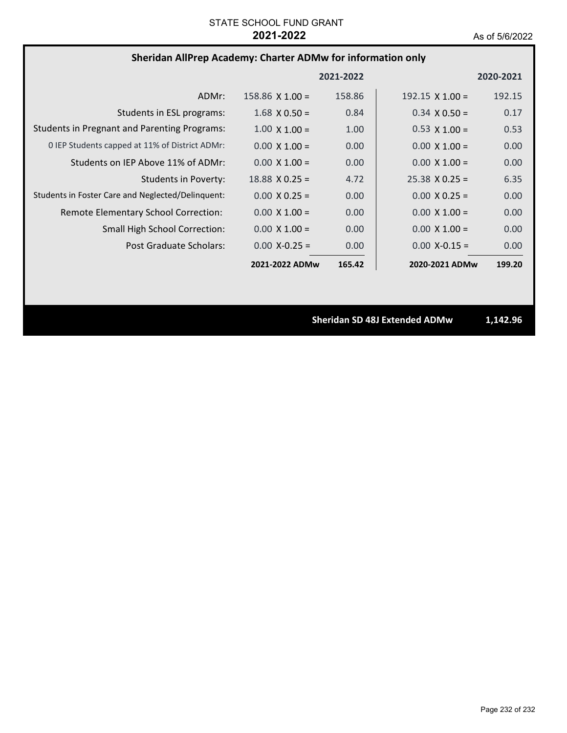STATE SCHOOL FUND GRANT

**2021-2022**

As of 5/6/2022

## Sheridan AllPrep Academy: Charter ADMw for information only

| | 2021-2022 | | 2020-2021 | |
|---|---|---|---|---|
| ADMr: | 158.86 X 1.00 = | 158.86 | 192.15 X 1.00 = | 192.15 |
| Students in ESL programs: | 1.68 X 0.50 = | 0.84 | 0.34 X 0.50 = | 0.17 |
| Students in Pregnant and Parenting Programs: | 1.00 X 1.00 = | 1.00 | 0.53 X 1.00 = | 0.53 |
| 0 IEP Students capped at 11% of District ADMr: | 0.00 X 1.00 = | 0.00 | 0.00 X 1.00 = | 0.00 |
| Students on IEP Above 11% of ADMr: | 0.00 X 1.00 = | 0.00 | 0.00 X 1.00 = | 0.00 |
| Students in Poverty: | 18.88 X 0.25 = | 4.72 | 25.38 X 0.25 = | 6.35 |
| Students in Foster Care and Neglected/Delinquent: | 0.00 X 0.25 = | 0.00 | 0.00 X 0.25 = | 0.00 |
| Remote Elementary School Correction: | 0.00 X 1.00 = | 0.00 | 0.00 X 1.00 = | 0.00 |
| Small High School Correction: | 0.00 X 1.00 = | 0.00 | 0.00 X 1.00 = | 0.00 |
| Post Graduate Scholars: | 0.00 X-0.25 = | 0.00 | 0.00 X-0.15 = | 0.00 |
| | **2021-2022 ADMw** | **165.42** | **2020-2021 ADMw** | **199.20** |

**Sheridan SD 48J Extended ADMw** **1,142.96**